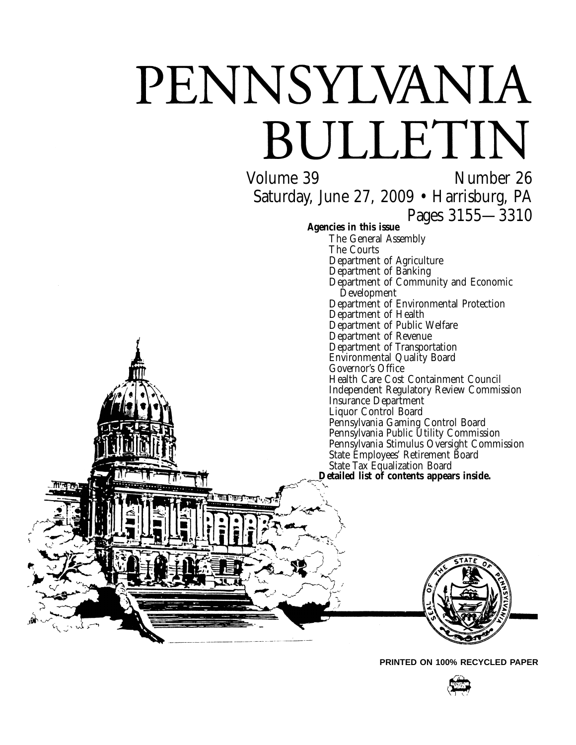# PENNSYLVANIA BULLETIN

Volume 39 Number 26

Saturday, June 27, 2009 • Harrisburg, PA

Pages 3155—3310

**Agencies in this issue**

The General Assembly
The Courts
Department of Agriculture
Department of Banking
Department of Community and Economic Development
Department of Environmental Protection
Department of Health
Department of Public Welfare
Department of Revenue
Department of Transportation
Environmental Quality Board
Governor's Office
Health Care Cost Containment Council
Independent Regulatory Review Commission
Insurance Department
Liquor Control Board
Pennsylvania Gaming Control Board
Pennsylvania Public Utility Commission
Pennsylvania Stimulus Oversight Commission
State Employees' Retirement Board
State Tax Equalization Board

**Detailed list of contents appears inside.**

**PRINTED ON 100% RECYCLED PAPER**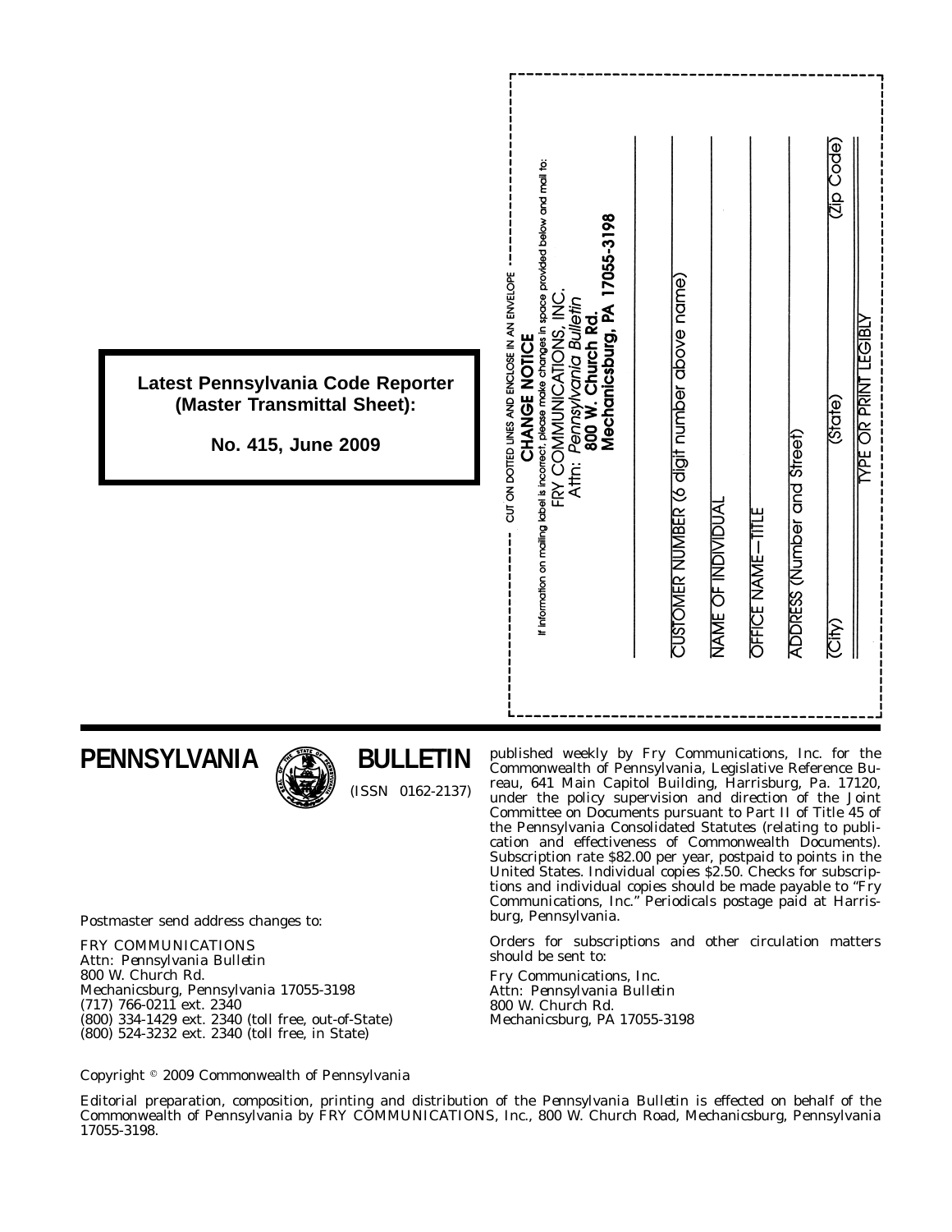**Latest Pennsylvania Code Reporter (Master Transmittal Sheet):**

**No. 415, June 2009**

CUT ON DOTTED LINES AND ENCLOSE IN AN ENVELOPE

**CHANGE NOTICE**

If information on mailing label is incorrect, please make changes in space provided below and mail to:

FRY COMMUNICATIONS, INC.
Attn: *Pennsylvania Bulletin*
**800 W. Church Rd.**
**Mechanicsburg, PA 17055-3198**

CUSTOMER NUMBER (6 digit number above name)

NAME OF INDIVIDUAL

OFFICE NAME—TITLE

ADDRESS (Number and Street)

(City) (State) (Zip Code)

TYPE OR PRINT LEGIBLY

# PENNSYLVANIA BULLETIN

(ISSN 0162-2137)

published weekly by Fry Communications, Inc. for the Commonwealth of Pennsylvania, Legislative Reference Bureau, 641 Main Capitol Building, Harrisburg, Pa. 17120, under the policy supervision and direction of the Joint Committee on Documents pursuant to Part II of Title 45 of the Pennsylvania Consolidated Statutes (relating to publication and effectiveness of Commonwealth Documents). Subscription rate $82.00 per year, postpaid to points in the United States. Individual copies $2.50. Checks for subscriptions and individual copies should be made payable to "Fry Communications, Inc." Periodicals postage paid at Harrisburg, Pennsylvania.

Orders for subscriptions and other circulation matters should be sent to:

Fry Communications, Inc.
Attn: *Pennsylvania Bulletin*
800 W. Church Rd.
Mechanicsburg, PA 17055-3198

Postmaster send address changes to:

FRY COMMUNICATIONS
Attn: *Pennsylvania Bulletin*
800 W. Church Rd.
Mechanicsburg, Pennsylvania 17055-3198
(717) 766-0211 ext. 2340
(800) 334-1429 ext. 2340 (toll free, out-of-State)
(800) 524-3232 ext. 2340 (toll free, in State)

Copyright © 2009 Commonwealth of Pennsylvania

Editorial preparation, composition, printing and distribution of the *Pennsylvania Bulletin* is effected on behalf of the Commonwealth of Pennsylvania by FRY COMMUNICATIONS, Inc., 800 W. Church Road, Mechanicsburg, Pennsylvania 17055-3198.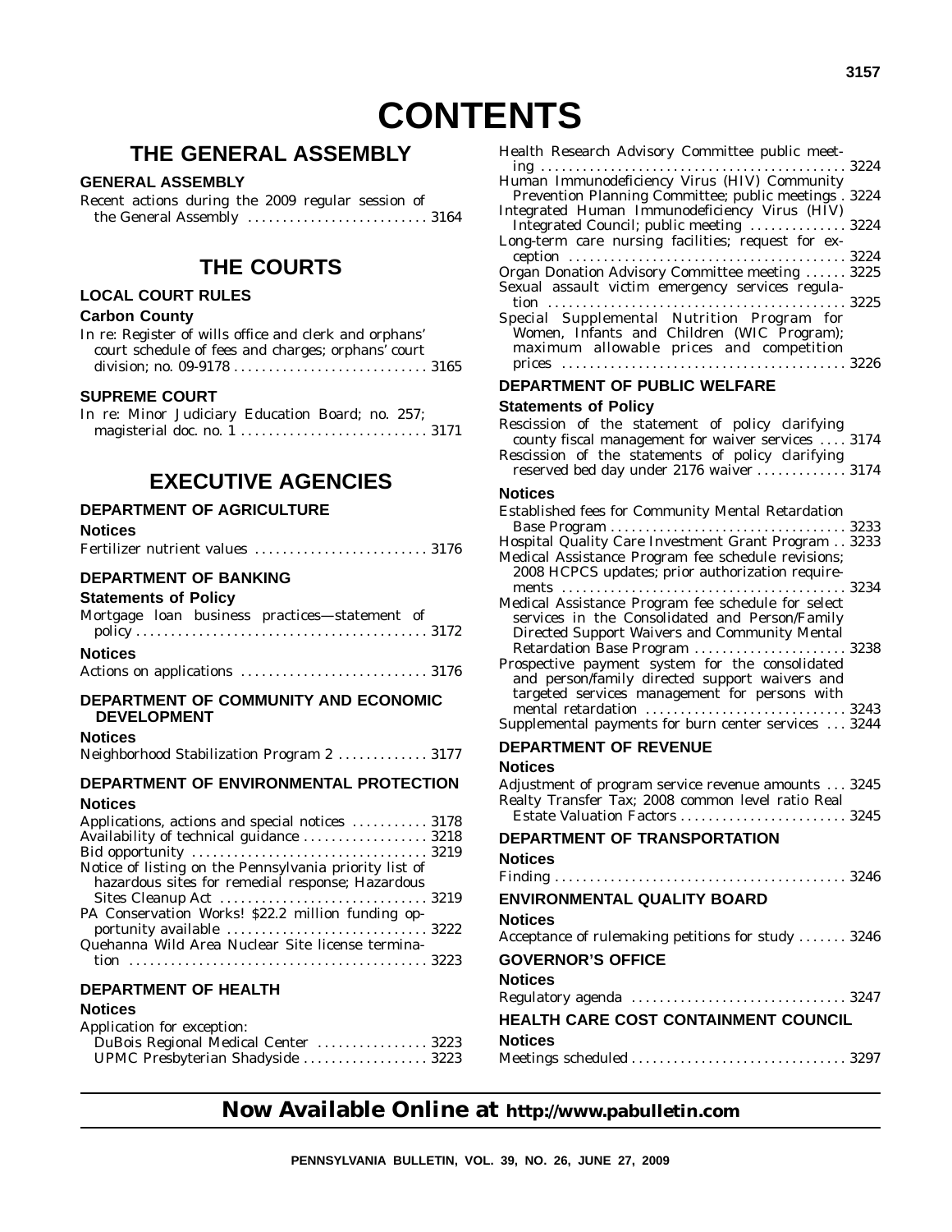# CONTENTS

## THE GENERAL ASSEMBLY

### GENERAL ASSEMBLY

Recent actions during the 2009 regular session of the General Assembly . . . 3164

## THE COURTS

### LOCAL COURT RULES

#### Carbon County

In re: Register of wills office and clerk and orphans' court schedule of fees and charges; orphans' court division; no. 09-9178 . . . 3165

### SUPREME COURT

In re: Minor Judiciary Education Board; no. 257; magisterial doc. no. 1 . . . 3171

## EXECUTIVE AGENCIES

### DEPARTMENT OF AGRICULTURE

#### Notices

Fertilizer nutrient values . . . 3176

### DEPARTMENT OF BANKING

#### Statements of Policy

Mortgage loan business practices—statement of policy . . . 3172

#### Notices

Actions on applications . . . 3176

### DEPARTMENT OF COMMUNITY AND ECONOMIC DEVELOPMENT

#### Notices

Neighborhood Stabilization Program 2 . . . 3177

### DEPARTMENT OF ENVIRONMENTAL PROTECTION

#### Notices

Applications, actions and special notices . . . 3178
Availability of technical guidance . . . 3218
Bid opportunity . . . 3219
Notice of listing on the Pennsylvania priority list of hazardous sites for remedial response; Hazardous Sites Cleanup Act . . . 3219
PA Conservation Works! $22.2 million funding opportunity available . . . 3222
Quehanna Wild Area Nuclear Site license termination . . . 3223

### DEPARTMENT OF HEALTH

#### Notices

Application for exception:
DuBois Regional Medical Center . . . 3223
UPMC Presbyterian Shadyside . . . 3223
Health Research Advisory Committee public meeting . . . 3224
Human Immunodeficiency Virus (HIV) Community Prevention Planning Committee; public meetings . 3224
Integrated Human Immunodeficiency Virus (HIV) Integrated Council; public meeting . . . 3224
Long-term care nursing facilities; request for exception . . . 3224
Organ Donation Advisory Committee meeting . . . 3225
Sexual assault victim emergency services regulation . . . 3225
Special Supplemental Nutrition Program for Women, Infants and Children (WIC Program); maximum allowable prices and competition prices . . . 3226

### DEPARTMENT OF PUBLIC WELFARE

#### Statements of Policy

Rescission of the statement of policy clarifying county fiscal management for waiver services . . . 3174
Rescission of the statements of policy clarifying reserved bed day under 2176 waiver . . . 3174

#### Notices

Established fees for Community Mental Retardation Base Program . . . 3233
Hospital Quality Care Investment Grant Program . . 3233
Medical Assistance Program fee schedule revisions; 2008 HCPCS updates; prior authorization requirements . . . 3234
Medical Assistance Program fee schedule for select services in the Consolidated and Person/Family Directed Support Waivers and Community Mental Retardation Base Program . . . 3238
Prospective payment system for the consolidated and person/family directed support waivers and targeted services management for persons with mental retardation . . . 3243
Supplemental payments for burn center services . . . 3244

### DEPARTMENT OF REVENUE

#### Notices

Adjustment of program service revenue amounts . . . 3245
Realty Transfer Tax; 2008 common level ratio Real Estate Valuation Factors . . . 3245

### DEPARTMENT OF TRANSPORTATION

#### Notices

Finding . . . 3246

### ENVIRONMENTAL QUALITY BOARD

#### Notices

Acceptance of rulemaking petitions for study . . . 3246

### GOVERNOR'S OFFICE

#### Notices

Regulatory agenda . . . 3247

### HEALTH CARE COST CONTAINMENT COUNCIL

#### Notices

Meetings scheduled . . . 3297

**Now Available Online at http://www.pabulletin.com**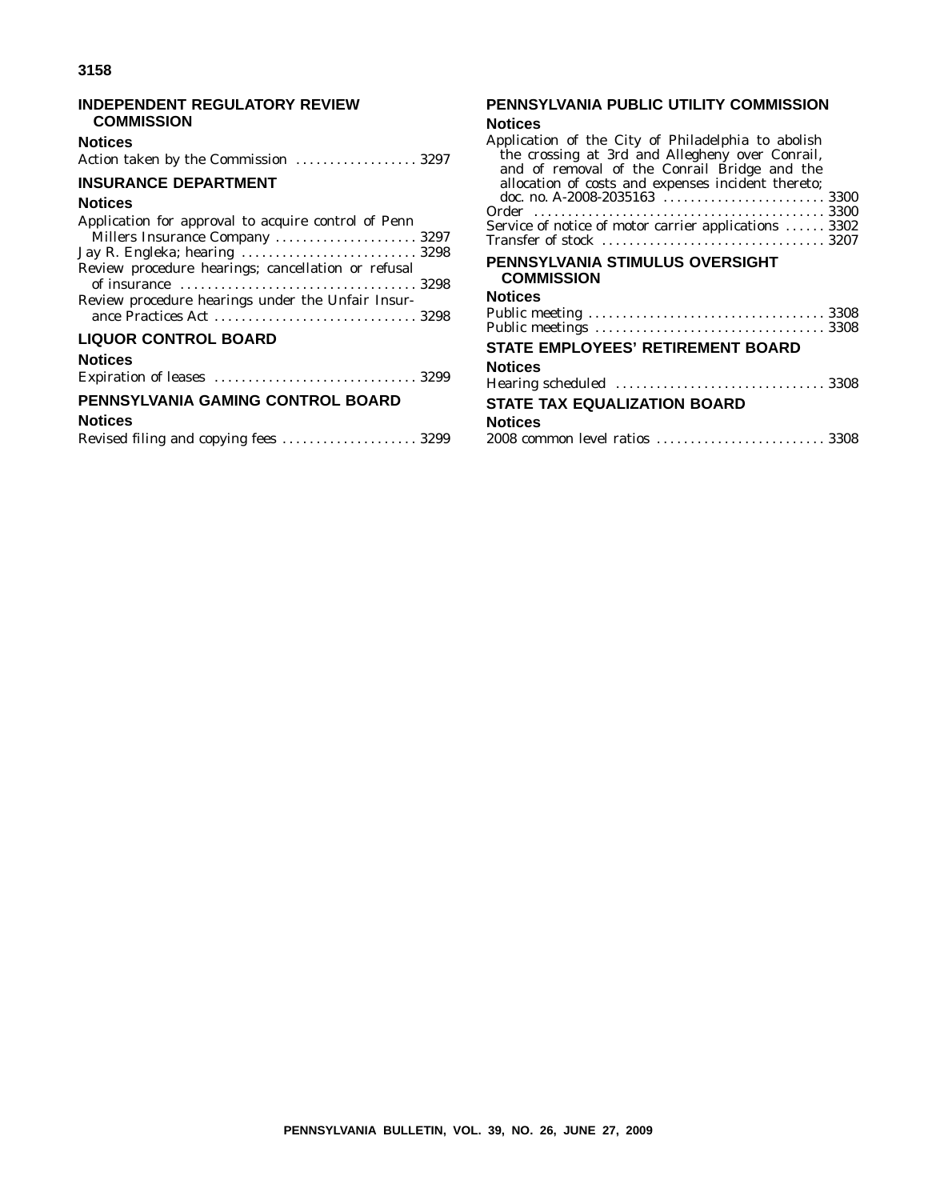## INDEPENDENT REGULATORY REVIEW COMMISSION

### Notices

Action taken by the Commission . . . . . . . . . . . . . . . . . . 3297

## INSURANCE DEPARTMENT

### Notices

Application for approval to acquire control of Penn Millers Insurance Company . . . . . . . . . . . . . . . . . . . . . 3297

Jay R. Engleka; hearing . . . . . . . . . . . . . . . . . . . . . . . . . . 3298

Review procedure hearings; cancellation or refusal of insurance . . . . . . . . . . . . . . . . . . . . . . . . . . . . . . . . . . . 3298

Review procedure hearings under the Unfair Insurance Practices Act . . . . . . . . . . . . . . . . . . . . . . . . . . . . . 3298

## LIQUOR CONTROL BOARD

### Notices

Expiration of leases . . . . . . . . . . . . . . . . . . . . . . . . . . . . . 3299

## PENNSYLVANIA GAMING CONTROL BOARD

### Notices

Revised filing and copying fees . . . . . . . . . . . . . . . . . . . . 3299

## PENNSYLVANIA PUBLIC UTILITY COMMISSION

### Notices

Application of the City of Philadelphia to abolish the crossing at 3rd and Allegheny over Conrail, and of removal of the Conrail Bridge and the allocation of costs and expenses incident thereto; doc. no. A-2008-2035163 . . . . . . . . . . . . . . . . . . . . . . . . 3300

Order . . . . . . . . . . . . . . . . . . . . . . . . . . . . . . . . . . . . . . . . . . 3300

Service of notice of motor carrier applications . . . . . . 3302

Transfer of stock . . . . . . . . . . . . . . . . . . . . . . . . . . . . . . . . 3207

## PENNSYLVANIA STIMULUS OVERSIGHT COMMISSION

### Notices

Public meeting . . . . . . . . . . . . . . . . . . . . . . . . . . . . . . . . . . 3308

Public meetings . . . . . . . . . . . . . . . . . . . . . . . . . . . . . . . . . 3308

## STATE EMPLOYEES' RETIREMENT BOARD

### Notices

Hearing scheduled . . . . . . . . . . . . . . . . . . . . . . . . . . . . . . 3308

## STATE TAX EQUALIZATION BOARD

### Notices

2008 common level ratios . . . . . . . . . . . . . . . . . . . . . . . . . 3308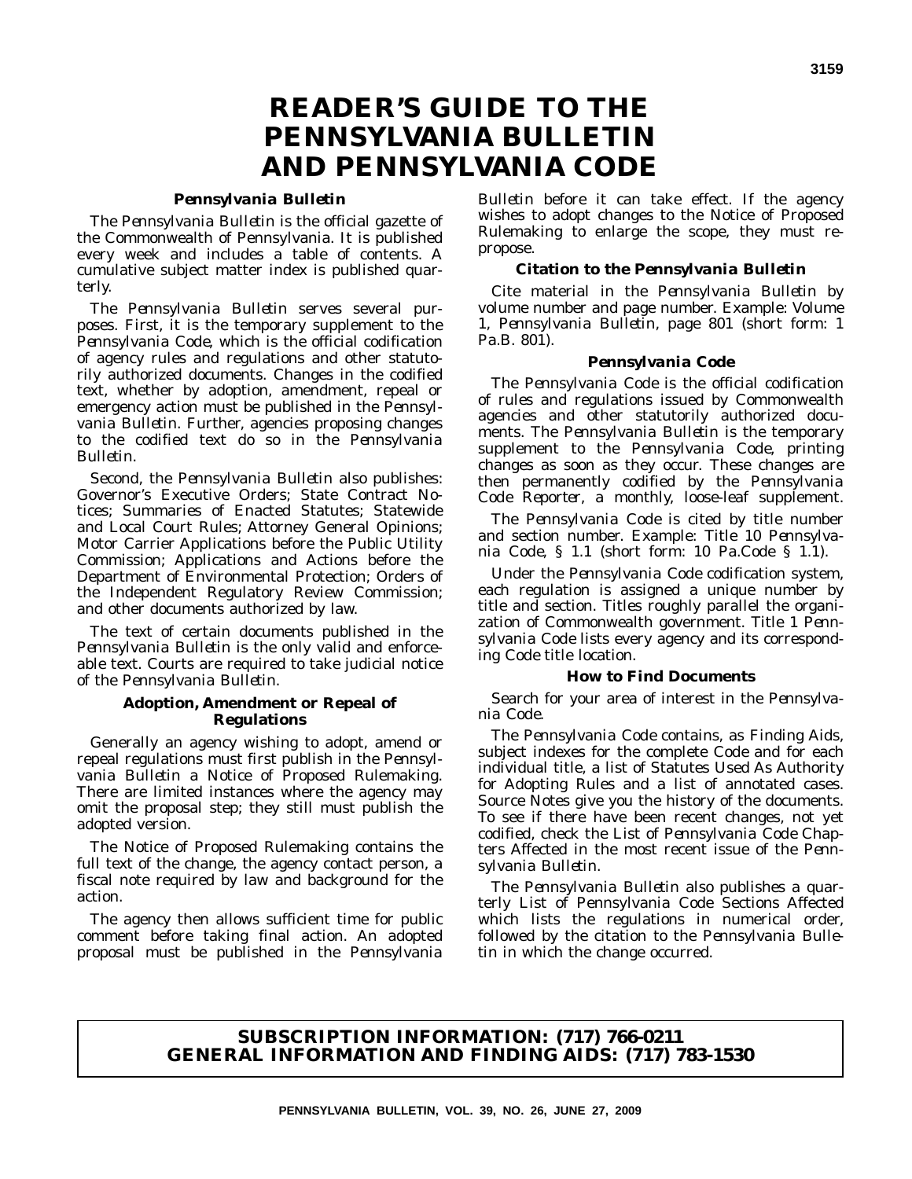# READER'S GUIDE TO THE PENNSYLVANIA BULLETIN AND PENNSYLVANIA CODE

### *Pennsylvania Bulletin*

The *Pennsylvania Bulletin* is the official gazette of the Commonwealth of Pennsylvania. It is published every week and includes a table of contents. A cumulative subject matter index is published quarterly.

The *Pennsylvania Bulletin* serves several purposes. First, it is the temporary supplement to the *Pennsylvania Code*, which is the official codification of agency rules and regulations and other statutorily authorized documents. Changes in the codified text, whether by adoption, amendment, repeal or emergency action must be published in the *Pennsylvania Bulletin*. Further, agencies proposing changes to the codified text do so in the *Pennsylvania Bulletin*.

Second, the *Pennsylvania Bulletin* also publishes: Governor's Executive Orders; State Contract Notices; Summaries of Enacted Statutes; Statewide and Local Court Rules; Attorney General Opinions; Motor Carrier Applications before the Public Utility Commission; Applications and Actions before the Department of Environmental Protection; Orders of the Independent Regulatory Review Commission; and other documents authorized by law.

The text of certain documents published in the *Pennsylvania Bulletin* is the only valid and enforceable text. Courts are required to take judicial notice of the *Pennsylvania Bulletin*.

### Adoption, Amendment or Repeal of Regulations

Generally an agency wishing to adopt, amend or repeal regulations must first publish in the *Pennsylvania Bulletin* a Notice of Proposed Rulemaking. There are limited instances where the agency may omit the proposal step; they still must publish the adopted version.

The Notice of Proposed Rulemaking contains the full text of the change, the agency contact person, a fiscal note required by law and background for the action.

The agency then allows sufficient time for public comment before taking final action. An adopted proposal must be published in the *Pennsylvania Bulletin* before it can take effect. If the agency wishes to adopt changes to the Notice of Proposed Rulemaking to enlarge the scope, they must repropose.

### Citation to the *Pennsylvania Bulletin*

Cite material in the *Pennsylvania Bulletin* by volume number and page number. Example: Volume 1, *Pennsylvania Bulletin*, page 801 (short form: 1 Pa.B. 801).

### *Pennsylvania Code*

The *Pennsylvania Code* is the official codification of rules and regulations issued by Commonwealth agencies and other statutorily authorized documents. The *Pennsylvania Bulletin* is the temporary supplement to the *Pennsylvania Code*, printing changes as soon as they occur. These changes are then permanently codified by the *Pennsylvania Code Reporter*, a monthly, loose-leaf supplement.

The *Pennsylvania Code* is cited by title number and section number. Example: Title 10 *Pennsylvania Code*, § 1.1 (short form: 10 Pa.Code § 1.1).

Under the *Pennsylvania Code* codification system, each regulation is assigned a unique number by title and section. Titles roughly parallel the organization of Commonwealth government. Title 1 *Pennsylvania Code* lists every agency and its corresponding Code title location.

### How to Find Documents

Search for your area of interest in the *Pennsylvania Code*.

The *Pennsylvania Code* contains, as Finding Aids, subject indexes for the complete Code and for each individual title, a list of Statutes Used As Authority for Adopting Rules and a list of annotated cases. Source Notes give you the history of the documents. To see if there have been recent changes, not yet codified, check the List of *Pennsylvania Code* Chapters Affected in the most recent issue of the *Pennsylvania Bulletin*.

The *Pennsylvania Bulletin* also publishes a quarterly List of Pennsylvania Code Sections Affected which lists the regulations in numerical order, followed by the citation to the *Pennsylvania Bulletin* in which the change occurred.

**SUBSCRIPTION INFORMATION: (717) 766-0211**
**GENERAL INFORMATION AND FINDING AIDS: (717) 783-1530**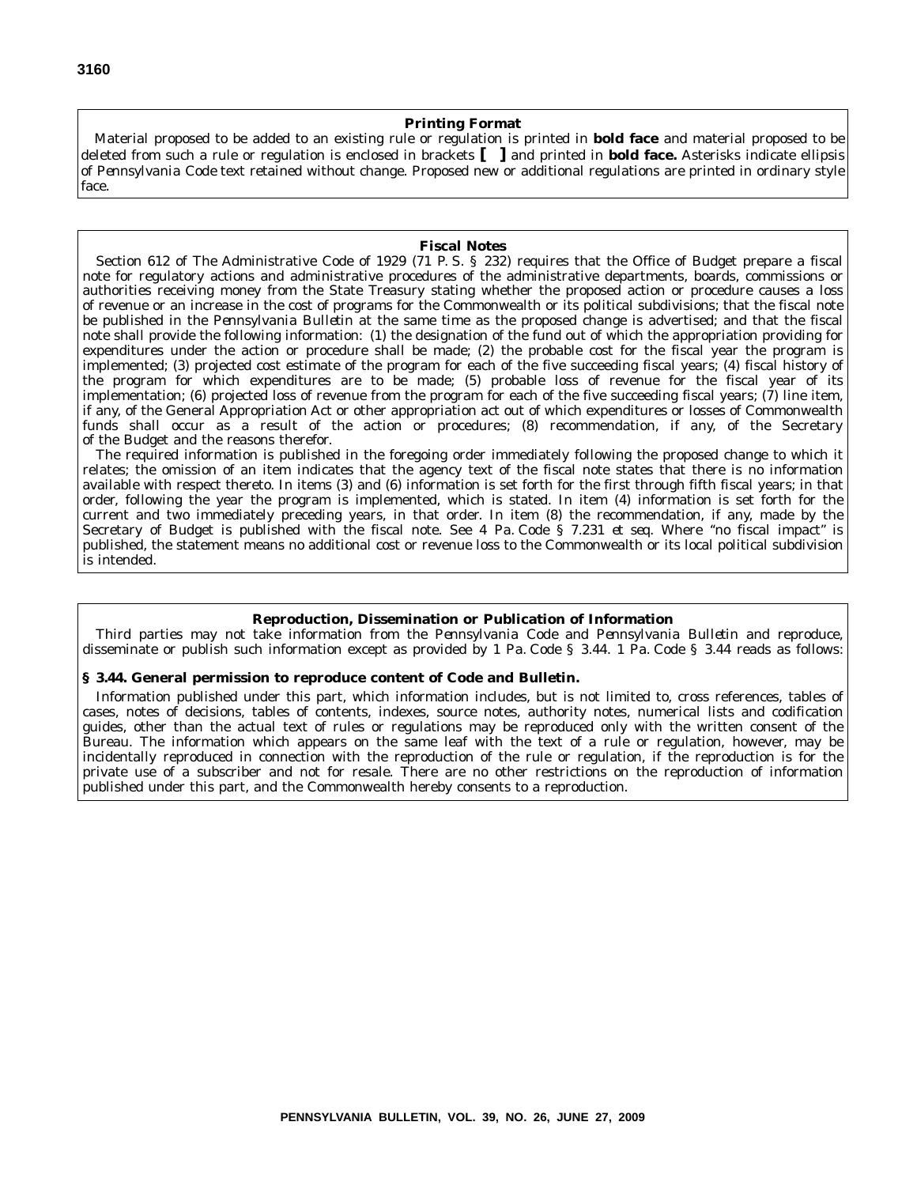## Printing Format

Material proposed to be added to an existing rule or regulation is printed in **bold face** and material proposed to be deleted from such a rule or regulation is enclosed in brackets **[ ]** and printed in **bold face.** Asterisks indicate ellipsis of *Pennsylvania Code* text retained without change. Proposed new or additional regulations are printed in ordinary style face.

## Fiscal Notes

Section 612 of The Administrative Code of 1929 (71 P. S. § 232) requires that the Office of Budget prepare a fiscal note for regulatory actions and administrative procedures of the administrative departments, boards, commissions or authorities receiving money from the State Treasury stating whether the proposed action or procedure causes a loss of revenue or an increase in the cost of programs for the Commonwealth or its political subdivisions; that the fiscal note be published in the *Pennsylvania Bulletin* at the same time as the proposed change is advertised; and that the fiscal note shall provide the following information: (1) the designation of the fund out of which the appropriation providing for expenditures under the action or procedure shall be made; (2) the probable cost for the fiscal year the program is implemented; (3) projected cost estimate of the program for each of the five succeeding fiscal years; (4) fiscal history of the program for which expenditures are to be made; (5) probable loss of revenue for the fiscal year of its implementation; (6) projected loss of revenue from the program for each of the five succeeding fiscal years; (7) line item, if any, of the General Appropriation Act or other appropriation act out of which expenditures or losses of Commonwealth funds shall occur as a result of the action or procedures; (8) recommendation, if any, of the Secretary of the Budget and the reasons therefor.

The required information is published in the foregoing order immediately following the proposed change to which it relates; the omission of an item indicates that the agency text of the fiscal note states that there is no information available with respect thereto. In items (3) and (6) information is set forth for the first through fifth fiscal years; in that order, following the year the program is implemented, which is stated. In item (4) information is set forth for the current and two immediately preceding years, in that order. In item (8) the recommendation, if any, made by the Secretary of Budget is published with the fiscal note. See 4 Pa. Code § 7.231 *et seq.* Where "no fiscal impact" is published, the statement means no additional cost or revenue loss to the Commonwealth or its local political subdivision is intended.

## Reproduction, Dissemination or Publication of Information

Third parties may not take information from the *Pennsylvania Code* and *Pennsylvania Bulletin* and reproduce, disseminate or publish such information except as provided by 1 Pa. Code § 3.44. 1 Pa. Code § 3.44 reads as follows:

**§ 3.44. General permission to reproduce content of Code and Bulletin.**

Information published under this part, which information includes, but is not limited to, cross references, tables of cases, notes of decisions, tables of contents, indexes, source notes, authority notes, numerical lists and codification guides, other than the actual text of rules or regulations may be reproduced only with the written consent of the Bureau. The information which appears on the same leaf with the text of a rule or regulation, however, may be incidentally reproduced in connection with the reproduction of the rule or regulation, if the reproduction is for the private use of a subscriber and not for resale. There are no other restrictions on the reproduction of information published under this part, and the Commonwealth hereby consents to a reproduction.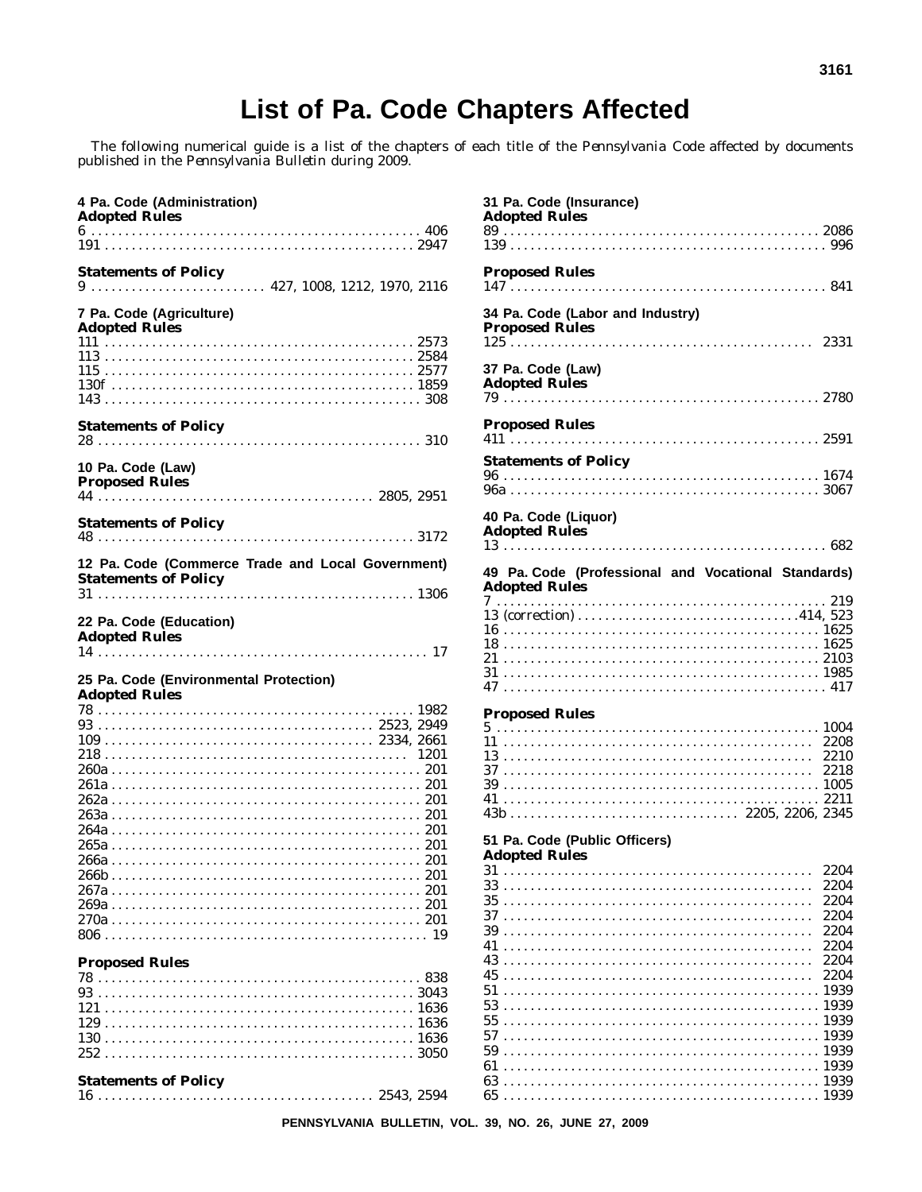# List of Pa. Code Chapters Affected

The following numerical guide is a list of the chapters of each title of the *Pennsylvania Code* affected by documents published in the *Pennsylvania Bulletin* during 2009.

**4 Pa. Code (Administration)**
**Adopted Rules**
6 . . . . . . . . . . 406
191 . . . . . . . . . . 2947

**Statements of Policy**
9 . . . . . . . . . . 427, 1008, 1212, 1970, 2116

**7 Pa. Code (Agriculture)**
**Adopted Rules**
111 . . . . . . . . . . 2573
113 . . . . . . . . . . 2584
115 . . . . . . . . . . 2577
130f . . . . . . . . . . 1859
143 . . . . . . . . . . 308

**Statements of Policy**
28 . . . . . . . . . . 310

**10 Pa. Code (Law)**
**Proposed Rules**
44 . . . . . . . . . . 2805, 2951

**Statements of Policy**
48 . . . . . . . . . . 3172

**12 Pa. Code (Commerce Trade and Local Government)**
**Statements of Policy**
31 . . . . . . . . . . 1306

**22 Pa. Code (Education)**
**Adopted Rules**
14 . . . . . . . . . . 17

**25 Pa. Code (Environmental Protection)**
**Adopted Rules**
78 . . . . . . . . . . 1982
93 . . . . . . . . . . 2523, 2949
109 . . . . . . . . . . 2334, 2661
218 . . . . . . . . . . 1201
260a . . . . . . . . . . 201
261a . . . . . . . . . . 201
262a . . . . . . . . . . 201
263a . . . . . . . . . . 201
264a . . . . . . . . . . 201
265a . . . . . . . . . . 201
266a . . . . . . . . . . 201
266b . . . . . . . . . . 201
267a . . . . . . . . . . 201
269a . . . . . . . . . . 201
270a . . . . . . . . . . 201
806 . . . . . . . . . . 19

**Proposed Rules**
78 . . . . . . . . . . 838
93 . . . . . . . . . . 3043
121 . . . . . . . . . . 1636
129 . . . . . . . . . . 1636
130 . . . . . . . . . . 1636
252 . . . . . . . . . . 3050

**Statements of Policy**
16 . . . . . . . . . . 2543, 2594

**31 Pa. Code (Insurance)**
**Adopted Rules**
89 . . . . . . . . . . 2086
139 . . . . . . . . . . 996

**Proposed Rules**
147 . . . . . . . . . . 841

**34 Pa. Code (Labor and Industry)**
**Proposed Rules**
125 . . . . . . . . . . 2331

**37 Pa. Code (Law)**
**Adopted Rules**
79 . . . . . . . . . . 2780

**Proposed Rules**
411 . . . . . . . . . . 2591

**Statements of Policy**
96 . . . . . . . . . . 1674
96a . . . . . . . . . . 3067

**40 Pa. Code (Liquor)**
**Adopted Rules**
13 . . . . . . . . . . 682

**49 Pa. Code (Professional and Vocational Standards)**
**Adopted Rules**
7 . . . . . . . . . . 219
13 (correction) . . . . . . . . . . 414, 523
16 . . . . . . . . . . 1625
18 . . . . . . . . . . 1625
21 . . . . . . . . . . 2103
31 . . . . . . . . . . 1985
47 . . . . . . . . . . 417

**Proposed Rules**
5 . . . . . . . . . . 1004
11 . . . . . . . . . . 2208
13 . . . . . . . . . . 2210
37 . . . . . . . . . . 2218
39 . . . . . . . . . . 1005
41 . . . . . . . . . . 2211
43b . . . . . . . . . . 2205, 2206, 2345

**51 Pa. Code (Public Officers)**
**Adopted Rules**
31 . . . . . . . . . . 2204
33 . . . . . . . . . . 2204
35 . . . . . . . . . . 2204
37 . . . . . . . . . . 2204
39 . . . . . . . . . . 2204
41 . . . . . . . . . . 2204
43 . . . . . . . . . . 2204
45 . . . . . . . . . . 2204
51 . . . . . . . . . . 1939
53 . . . . . . . . . . 1939
55 . . . . . . . . . . 1939
57 . . . . . . . . . . 1939
59 . . . . . . . . . . 1939
61 . . . . . . . . . . 1939
63 . . . . . . . . . . 1939
65 . . . . . . . . . . 1939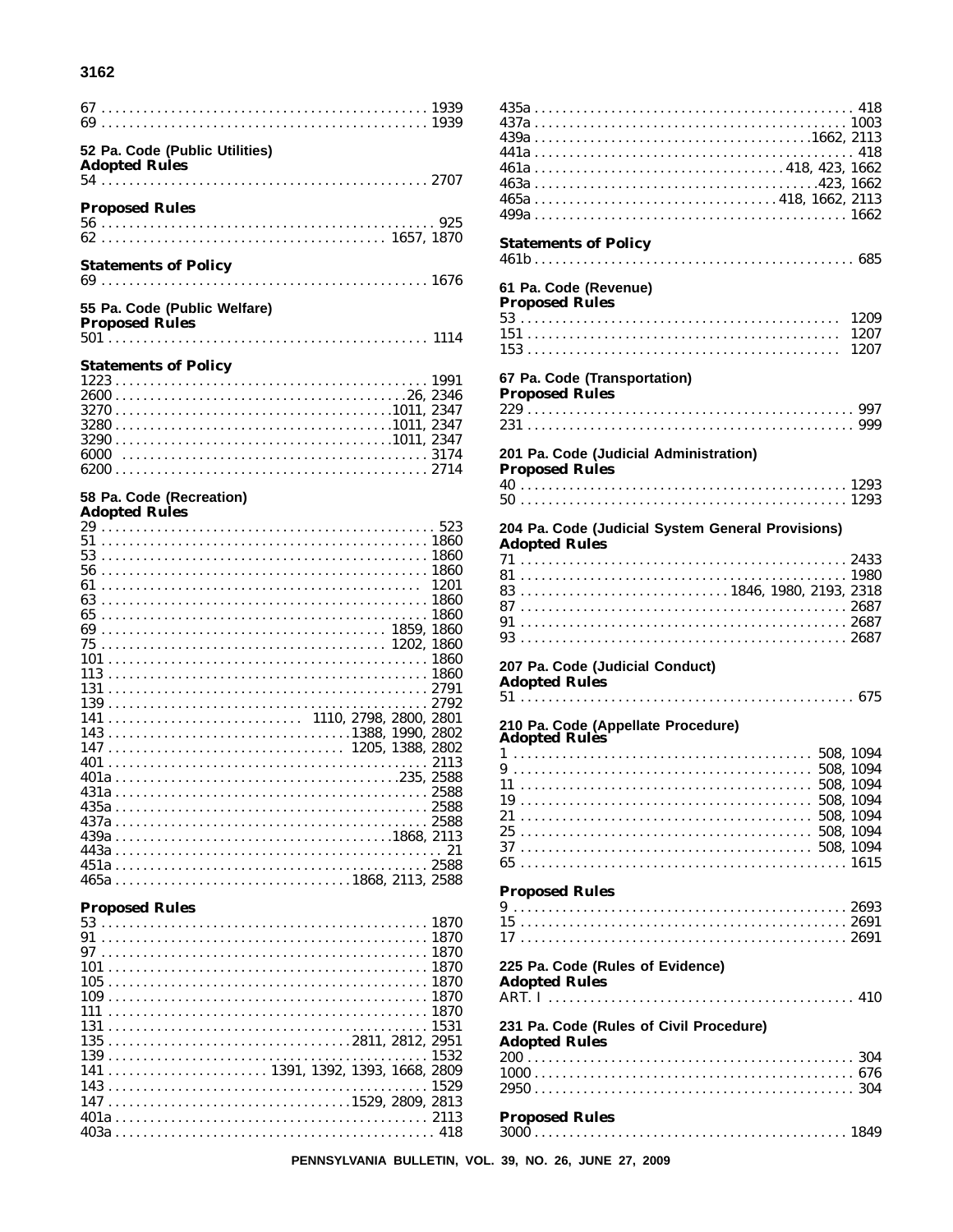67 . . . . . . . . . . . . . . . . . . . . . . . . . . . . . . . . . . . . . . . . . . . . . . 1939
69 . . . . . . . . . . . . . . . . . . . . . . . . . . . . . . . . . . . . . . . . . . . . . . 1939

**52 Pa. Code (Public Utilities)**
**Adopted Rules**
54 . . . . . . . . . . . . . . . . . . . . . . . . . . . . . . . . . . . . . . . . . . . . . . 2707

**Proposed Rules**
56 . . . . . . . . . . . . . . . . . . . . . . . . . . . . . . . . . . . . . . . . . . . . . . 925
62 . . . . . . . . . . . . . . . . . . . . . . . . . . . . . . . . . . . . . . . . 1657, 1870

**Statements of Policy**
69 . . . . . . . . . . . . . . . . . . . . . . . . . . . . . . . . . . . . . . . . . . . . . . 1676

**55 Pa. Code (Public Welfare)**
**Proposed Rules**
501 . . . . . . . . . . . . . . . . . . . . . . . . . . . . . . . . . . . . . . . . . . . . . 1114

**Statements of Policy**
1223 . . . . . . . . . . . . . . . . . . . . . . . . . . . . . . . . . . . . . . . . . . . . 1991
2600 . . . . . . . . . . . . . . . . . . . . . . . . . . . . . . . . . . . . . . . . . 26, 2346
3270 . . . . . . . . . . . . . . . . . . . . . . . . . . . . . . . . . . . . . . 1011, 2347
3280 . . . . . . . . . . . . . . . . . . . . . . . . . . . . . . . . . . . . . . 1011, 2347
3290 . . . . . . . . . . . . . . . . . . . . . . . . . . . . . . . . . . . . . . 1011, 2347
6000 . . . . . . . . . . . . . . . . . . . . . . . . . . . . . . . . . . . . . . . . . . . 3174
6200 . . . . . . . . . . . . . . . . . . . . . . . . . . . . . . . . . . . . . . . . . . . 2714

**58 Pa. Code (Recreation)**
**Adopted Rules**
29 . . . . . . . . . . . . . . . . . . . . . . . . . . . . . . . . . . . . . . . . . . . . . . 523
51 . . . . . . . . . . . . . . . . . . . . . . . . . . . . . . . . . . . . . . . . . . . . . . 1860
53 . . . . . . . . . . . . . . . . . . . . . . . . . . . . . . . . . . . . . . . . . . . . . . 1860
56 . . . . . . . . . . . . . . . . . . . . . . . . . . . . . . . . . . . . . . . . . . . . . . 1860
61 . . . . . . . . . . . . . . . . . . . . . . . . . . . . . . . . . . . . . . . . . . . . . . 1201
63 . . . . . . . . . . . . . . . . . . . . . . . . . . . . . . . . . . . . . . . . . . . . . . 1860
65 . . . . . . . . . . . . . . . . . . . . . . . . . . . . . . . . . . . . . . . . . . . . . . 1860
69 . . . . . . . . . . . . . . . . . . . . . . . . . . . . . . . . . . . . . . . . 1859, 1860
75 . . . . . . . . . . . . . . . . . . . . . . . . . . . . . . . . . . . . . . . . 1202, 1860
101 . . . . . . . . . . . . . . . . . . . . . . . . . . . . . . . . . . . . . . . . . . . . . 1860
113 . . . . . . . . . . . . . . . . . . . . . . . . . . . . . . . . . . . . . . . . . . . . . 1860
131 . . . . . . . . . . . . . . . . . . . . . . . . . . . . . . . . . . . . . . . . . . . . . 2791
139 . . . . . . . . . . . . . . . . . . . . . . . . . . . . . . . . . . . . . . . . . . . . . 2792
141 . . . . . . . . . . . . . . . . . . . . . . . . . . . . 1110, 2798, 2800, 2801
143 . . . . . . . . . . . . . . . . . . . . . . . . . . . . . . . . . . 1388, 1990, 2802
147 . . . . . . . . . . . . . . . . . . . . . . . . . . . . . . . . . . 1205, 1388, 2802
401 . . . . . . . . . . . . . . . . . . . . . . . . . . . . . . . . . . . . . . . . . . . . . 2113
401a . . . . . . . . . . . . . . . . . . . . . . . . . . . . . . . . . . . . . . . . . 235, 2588
431a . . . . . . . . . . . . . . . . . . . . . . . . . . . . . . . . . . . . . . . . . . . . 2588
435a . . . . . . . . . . . . . . . . . . . . . . . . . . . . . . . . . . . . . . . . . . . . 2588
437a . . . . . . . . . . . . . . . . . . . . . . . . . . . . . . . . . . . . . . . . . . . . 2588
439a . . . . . . . . . . . . . . . . . . . . . . . . . . . . . . . . . . . . . . . . 1868, 2113
443a . . . . . . . . . . . . . . . . . . . . . . . . . . . . . . . . . . . . . . . . . . . . . 21
451a . . . . . . . . . . . . . . . . . . . . . . . . . . . . . . . . . . . . . . . . . . . . 2588
465a . . . . . . . . . . . . . . . . . . . . . . . . . . . . . . . . . . 1868, 2113, 2588

**Proposed Rules**
53 . . . . . . . . . . . . . . . . . . . . . . . . . . . . . . . . . . . . . . . . . . . . . . 1870
91 . . . . . . . . . . . . . . . . . . . . . . . . . . . . . . . . . . . . . . . . . . . . . . 1870
97 . . . . . . . . . . . . . . . . . . . . . . . . . . . . . . . . . . . . . . . . . . . . . . 1870
101 . . . . . . . . . . . . . . . . . . . . . . . . . . . . . . . . . . . . . . . . . . . . . 1870
105 . . . . . . . . . . . . . . . . . . . . . . . . . . . . . . . . . . . . . . . . . . . . . 1870
109 . . . . . . . . . . . . . . . . . . . . . . . . . . . . . . . . . . . . . . . . . . . . . 1870
111 . . . . . . . . . . . . . . . . . . . . . . . . . . . . . . . . . . . . . . . . . . . . . 1870
131 . . . . . . . . . . . . . . . . . . . . . . . . . . . . . . . . . . . . . . . . . . . . . 1531
135 . . . . . . . . . . . . . . . . . . . . . . . . . . . . . . . . . . 2811, 2812, 2951
139 . . . . . . . . . . . . . . . . . . . . . . . . . . . . . . . . . . . . . . . . . . . . . 1532
141 . . . . . . . . . . . . . . . . . . . . . . . 1391, 1392, 1393, 1668, 2809
143 . . . . . . . . . . . . . . . . . . . . . . . . . . . . . . . . . . . . . . . . . . . . . 1529
147 . . . . . . . . . . . . . . . . . . . . . . . . . . . . . . . . . . 1529, 2809, 2813
401a . . . . . . . . . . . . . . . . . . . . . . . . . . . . . . . . . . . . . . . . . . . . 2113
403a . . . . . . . . . . . . . . . . . . . . . . . . . . . . . . . . . . . . . . . . . . . . 418
435a . . . . . . . . . . . . . . . . . . . . . . . . . . . . . . . . . . . . . . . . . . . . 418
437a . . . . . . . . . . . . . . . . . . . . . . . . . . . . . . . . . . . . . . . . . . . . 1003
439a . . . . . . . . . . . . . . . . . . . . . . . . . . . . . . . . . . . . . . . . 1662, 2113
441a . . . . . . . . . . . . . . . . . . . . . . . . . . . . . . . . . . . . . . . . . . . . 418
461a . . . . . . . . . . . . . . . . . . . . . . . . . . . . . . . . . . . . 418, 423, 1662
463a . . . . . . . . . . . . . . . . . . . . . . . . . . . . . . . . . . . . . . . . . 423, 1662
465a . . . . . . . . . . . . . . . . . . . . . . . . . . . . . . . . . . . 418, 1662, 2113
499a . . . . . . . . . . . . . . . . . . . . . . . . . . . . . . . . . . . . . . . . . . . . 1662

**Statements of Policy**
461b . . . . . . . . . . . . . . . . . . . . . . . . . . . . . . . . . . . . . . . . . . . . 685

**61 Pa. Code (Revenue)**
**Proposed Rules**
53 . . . . . . . . . . . . . . . . . . . . . . . . . . . . . . . . . . . . . . . . . . . . . . 1209
151 . . . . . . . . . . . . . . . . . . . . . . . . . . . . . . . . . . . . . . . . . . . . . 1207
153 . . . . . . . . . . . . . . . . . . . . . . . . . . . . . . . . . . . . . . . . . . . . . 1207

**67 Pa. Code (Transportation)**
**Proposed Rules**
229 . . . . . . . . . . . . . . . . . . . . . . . . . . . . . . . . . . . . . . . . . . . . . 997
231 . . . . . . . . . . . . . . . . . . . . . . . . . . . . . . . . . . . . . . . . . . . . . 999

**201 Pa. Code (Judicial Administration)**
**Proposed Rules**
40 . . . . . . . . . . . . . . . . . . . . . . . . . . . . . . . . . . . . . . . . . . . . . . 1293
50 . . . . . . . . . . . . . . . . . . . . . . . . . . . . . . . . . . . . . . . . . . . . . . 1293

**204 Pa. Code (Judicial System General Provisions)**
**Adopted Rules**
71 . . . . . . . . . . . . . . . . . . . . . . . . . . . . . . . . . . . . . . . . . . . . . . 2433
81 . . . . . . . . . . . . . . . . . . . . . . . . . . . . . . . . . . . . . . . . . . . . . . 1980
83 . . . . . . . . . . . . . . . . . . . . . . . . . . . . . . 1846, 1980, 2193, 2318
87 . . . . . . . . . . . . . . . . . . . . . . . . . . . . . . . . . . . . . . . . . . . . . . 2687
91 . . . . . . . . . . . . . . . . . . . . . . . . . . . . . . . . . . . . . . . . . . . . . . 2687
93 . . . . . . . . . . . . . . . . . . . . . . . . . . . . . . . . . . . . . . . . . . . . . . 2687

**207 Pa. Code (Judicial Conduct)**
**Adopted Rules**
51 . . . . . . . . . . . . . . . . . . . . . . . . . . . . . . . . . . . . . . . . . . . . . . 675

**210 Pa. Code (Appellate Procedure)**
**Adopted Rules**
1 . . . . . . . . . . . . . . . . . . . . . . . . . . . . . . . . . . . . . . . . . . . 508, 1094
9 . . . . . . . . . . . . . . . . . . . . . . . . . . . . . . . . . . . . . . . . . . . 508, 1094
11 . . . . . . . . . . . . . . . . . . . . . . . . . . . . . . . . . . . . . . . . . . 508, 1094
19 . . . . . . . . . . . . . . . . . . . . . . . . . . . . . . . . . . . . . . . . . . 508, 1094
21 . . . . . . . . . . . . . . . . . . . . . . . . . . . . . . . . . . . . . . . . . . 508, 1094
25 . . . . . . . . . . . . . . . . . . . . . . . . . . . . . . . . . . . . . . . . . . 508, 1094
37 . . . . . . . . . . . . . . . . . . . . . . . . . . . . . . . . . . . . . . . . . . 508, 1094
65 . . . . . . . . . . . . . . . . . . . . . . . . . . . . . . . . . . . . . . . . . . . . . . 1615

**Proposed Rules**
9 . . . . . . . . . . . . . . . . . . . . . . . . . . . . . . . . . . . . . . . . . . . . . . . 2693
15 . . . . . . . . . . . . . . . . . . . . . . . . . . . . . . . . . . . . . . . . . . . . . . 2691
17 . . . . . . . . . . . . . . . . . . . . . . . . . . . . . . . . . . . . . . . . . . . . . . 2691

**225 Pa. Code (Rules of Evidence)**
**Adopted Rules**
ART. I . . . . . . . . . . . . . . . . . . . . . . . . . . . . . . . . . . . . . . . . . . . 410

**231 Pa. Code (Rules of Civil Procedure)**
**Adopted Rules**
200 . . . . . . . . . . . . . . . . . . . . . . . . . . . . . . . . . . . . . . . . . . . . . 304
1000 . . . . . . . . . . . . . . . . . . . . . . . . . . . . . . . . . . . . . . . . . . . . 676
2950 . . . . . . . . . . . . . . . . . . . . . . . . . . . . . . . . . . . . . . . . . . . . 304

**Proposed Rules**
3000 . . . . . . . . . . . . . . . . . . . . . . . . . . . . . . . . . . . . . . . . . . . . 1849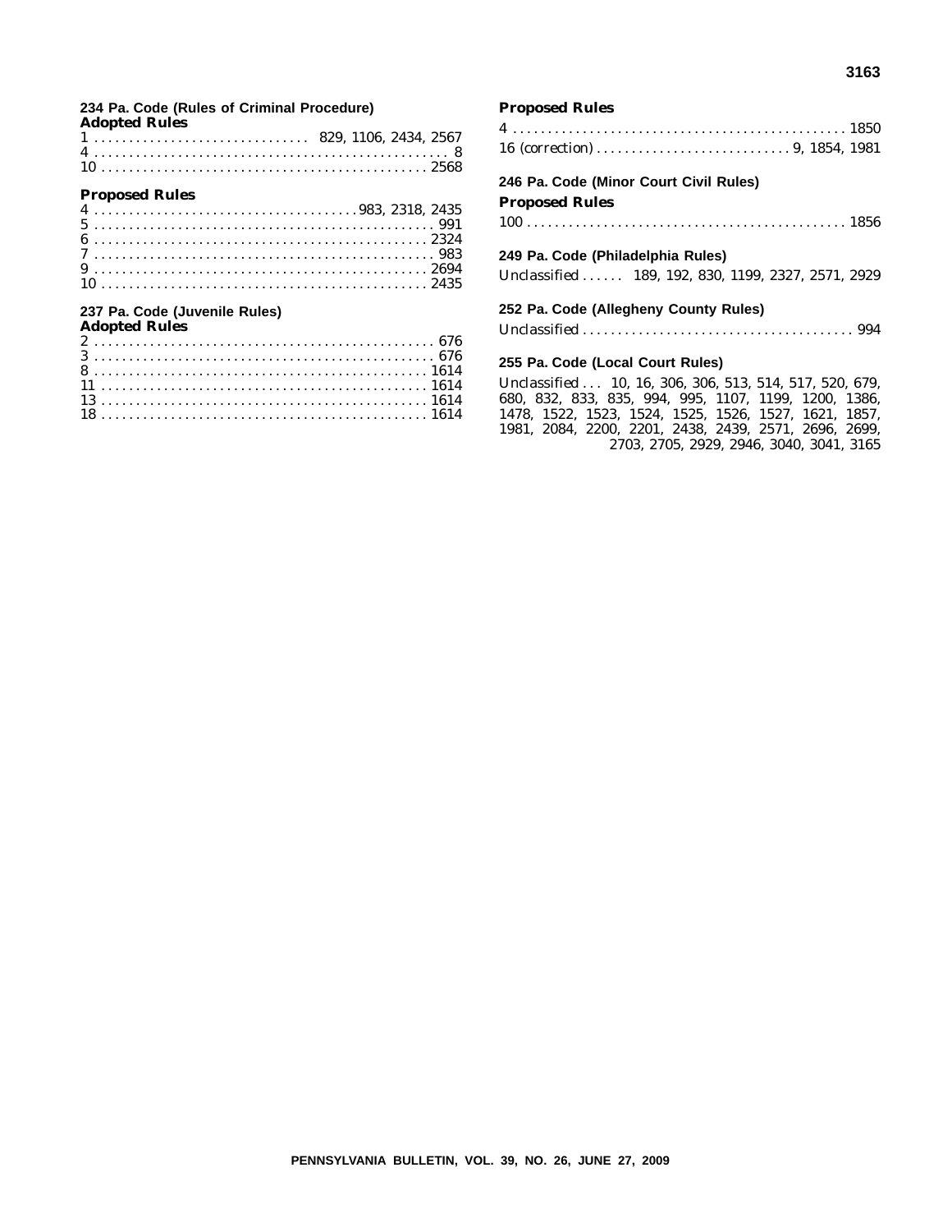### 234 Pa. Code (Rules of Criminal Procedure)

**Adopted Rules**

1 . . . . . . . . . . . . . . . . . . . . . . . . . . . . . . 829, 1106, 2434, 2567
4 . . . . . . . . . . . . . . . . . . . . . . . . . . . . . . . . . . . . . . . . . . . . . . . . . 8
10 . . . . . . . . . . . . . . . . . . . . . . . . . . . . . . . . . . . . . . . . . . . . . 2568

**Proposed Rules**

4 . . . . . . . . . . . . . . . . . . . . . . . . . . . . . . . . . . . 983, 2318, 2435
5 . . . . . . . . . . . . . . . . . . . . . . . . . . . . . . . . . . . . . . . . . . . . . . . 991
6 . . . . . . . . . . . . . . . . . . . . . . . . . . . . . . . . . . . . . . . . . . . . . . 2324
7 . . . . . . . . . . . . . . . . . . . . . . . . . . . . . . . . . . . . . . . . . . . . . . . 983
9 . . . . . . . . . . . . . . . . . . . . . . . . . . . . . . . . . . . . . . . . . . . . . . 2694
10 . . . . . . . . . . . . . . . . . . . . . . . . . . . . . . . . . . . . . . . . . . . . . 2435

### 237 Pa. Code (Juvenile Rules)

**Adopted Rules**

2 . . . . . . . . . . . . . . . . . . . . . . . . . . . . . . . . . . . . . . . . . . . . . . . 676
3 . . . . . . . . . . . . . . . . . . . . . . . . . . . . . . . . . . . . . . . . . . . . . . . 676
8 . . . . . . . . . . . . . . . . . . . . . . . . . . . . . . . . . . . . . . . . . . . . . . 1614
11 . . . . . . . . . . . . . . . . . . . . . . . . . . . . . . . . . . . . . . . . . . . . . 1614
13 . . . . . . . . . . . . . . . . . . . . . . . . . . . . . . . . . . . . . . . . . . . . . 1614
18 . . . . . . . . . . . . . . . . . . . . . . . . . . . . . . . . . . . . . . . . . . . . . 1614

**Proposed Rules**

4 . . . . . . . . . . . . . . . . . . . . . . . . . . . . . . . . . . . . . . . . . . . . . . 1850
16 (correction) . . . . . . . . . . . . . . . . . . . . . . . . . . . . 9, 1854, 1981

### 246 Pa. Code (Minor Court Civil Rules)

**Proposed Rules**

100 . . . . . . . . . . . . . . . . . . . . . . . . . . . . . . . . . . . . . . . . . . . . 1856

### 249 Pa. Code (Philadelphia Rules)

Unclassified . . . . . . 189, 192, 830, 1199, 2327, 2571, 2929

### 252 Pa. Code (Allegheny County Rules)

Unclassified . . . . . . . . . . . . . . . . . . . . . . . . . . . . . . . . . . . . . . 994

### 255 Pa. Code (Local Court Rules)

Unclassified . . . 10, 16, 306, 306, 513, 514, 517, 520, 679, 680, 832, 833, 835, 994, 995, 1107, 1199, 1200, 1386, 1478, 1522, 1523, 1524, 1525, 1526, 1527, 1621, 1857, 1981, 2084, 2200, 2201, 2438, 2439, 2571, 2696, 2699, 2703, 2705, 2929, 2946, 3040, 3041, 3165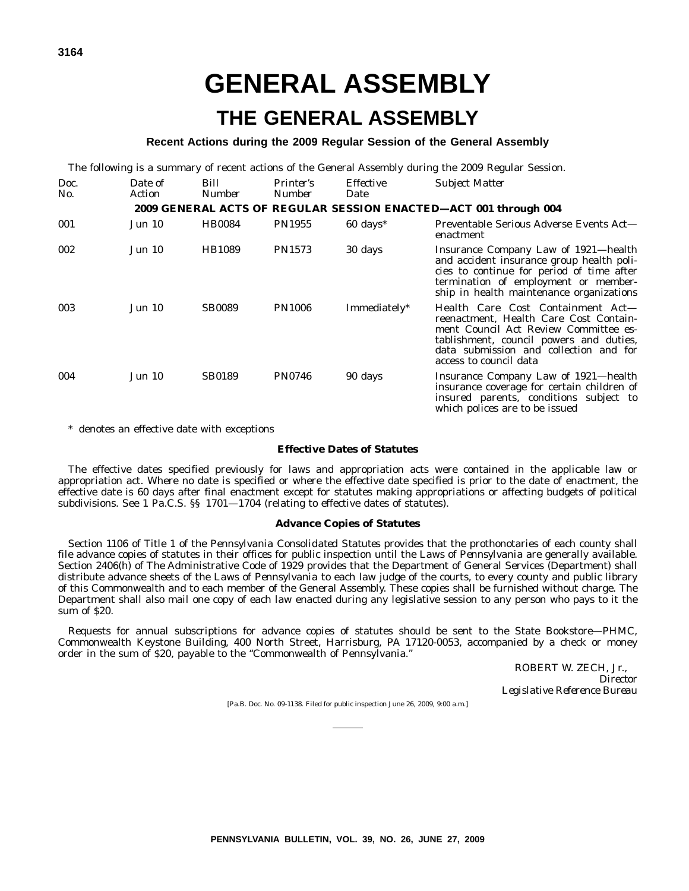# GENERAL ASSEMBLY

## THE GENERAL ASSEMBLY

### Recent Actions during the 2009 Regular Session of the General Assembly

The following is a summary of recent actions of the General Assembly during the 2009 Regular Session.

| *Doc. No.* | *Date of Action* | *Bill Number* | *Printer's Number* | *Effective Date* | *Subject Matter* |
|---|---|---|---|---|---|
| **2009 GENERAL ACTS OF REGULAR SESSION ENACTED—ACT 001 through 004** | | | | | |
| 001 | Jun 10 | HB0084 | PN1955 | 60 days* | Preventable Serious Adverse Events Act—enactment |
| 002 | Jun 10 | HB1089 | PN1573 | 30 days | Insurance Company Law of 1921—health and accident insurance group health policies to continue for period of time after termination of employment or membership in health maintenance organizations |
| 003 | Jun 10 | SB0089 | PN1006 | Immediately* | Health Care Cost Containment Act—reenactment, Health Care Cost Containment Council Act Review Committee establishment, council powers and duties, data submission and collection and for access to council data |
| 004 | Jun 10 | SB0189 | PN0746 | 90 days | Insurance Company Law of 1921—health insurance coverage for certain children of insured parents, conditions subject to which polices are to be issued |

\* denotes an effective date with exceptions

#### Effective Dates of Statutes

The effective dates specified previously for laws and appropriation acts were contained in the applicable law or appropriation act. Where no date is specified or where the effective date specified is prior to the date of enactment, the effective date is 60 days after final enactment except for statutes making appropriations or affecting budgets of political subdivisions. See 1 Pa.C.S. §§ 1701—1704 (relating to effective dates of statutes).

#### Advance Copies of Statutes

Section 1106 of Title 1 of the *Pennsylvania Consolidated Statutes* provides that the prothonotaries of each county shall file advance copies of statutes in their offices for public inspection until the *Laws of Pennsylvania* are generally available. Section 2406(h) of The Administrative Code of 1929 provides that the Department of General Services (Department) shall distribute advance sheets of the *Laws of Pennsylvania* to each law judge of the courts, to every county and public library of this Commonwealth and to each member of the General Assembly. These copies shall be furnished without charge. The Department shall also mail one copy of each law enacted during any legislative session to any person who pays to it the sum of $20.

Requests for annual subscriptions for advance copies of statutes should be sent to the State Bookstore—PHMC, Commonwealth Keystone Building, 400 North Street, Harrisburg, PA 17120-0053, accompanied by a check or money order in the sum of $20, payable to the "Commonwealth of Pennsylvania."

ROBERT W. ZECH, Jr.,
*Director*
*Legislative Reference Bureau*

[Pa.B. Doc. No. 09-1138. Filed for public inspection June 26, 2009, 9:00 a.m.]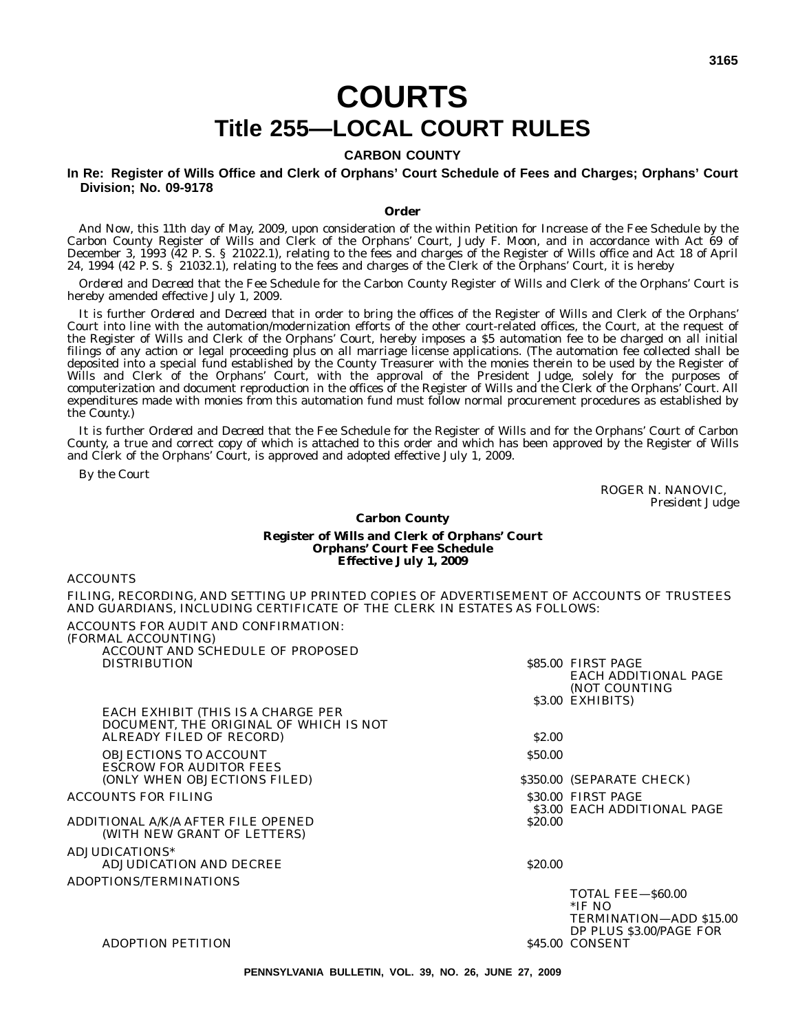# COURTS

# Title 255—LOCAL COURT RULES

## CARBON COUNTY

### In Re: Register of Wills Office and Clerk of Orphans' Court Schedule of Fees and Charges; Orphans' Court Division; No. 09-9178

#### Order

*And Now*, this 11th day of May, 2009, upon consideration of the within Petition for Increase of the Fee Schedule by the Carbon County Register of Wills and Clerk of the Orphans' Court, Judy F. Moon, and in accordance with Act 69 of December 3, 1993 (42 P. S. § 21022.1), relating to the fees and charges of the Register of Wills office and Act 18 of April 24, 1994 (42 P. S. § 21032.1), relating to the fees and charges of the Clerk of the Orphans' Court, it is hereby

*Ordered* and *Decreed* that the Fee Schedule for the Carbon County Register of Wills and Clerk of the Orphans' Court is hereby amended effective July 1, 2009.

It is further *Ordered* and *Decreed* that in order to bring the offices of the Register of Wills and Clerk of the Orphans' Court into line with the automation/modernization efforts of the other court-related offices, the Court, at the request of the Register of Wills and Clerk of the Orphans' Court, hereby imposes a $5 automation fee to be charged on all initial filings of any action or legal proceeding plus on all marriage license applications. (The automation fee collected shall be deposited into a special fund established by the County Treasurer with the monies therein to be used by the Register of Wills and Clerk of the Orphans' Court, with the approval of the President Judge, solely for the purposes of computerization and document reproduction in the offices of the Register of Wills and the Clerk of the Orphans' Court. All expenditures made with monies from this automation fund must follow normal procurement procedures as established by the County.)

It is further *Ordered* and *Decreed* that the Fee Schedule for the Register of Wills and for the Orphans' Court of Carbon County, a true and correct copy of which is attached to this order and which has been approved by the Register of Wills and Clerk of the Orphans' Court, is approved and adopted effective July 1, 2009.

By the Court

ROGER N. NANOVIC,
*President Judge*

**Carbon County**

**Register of Wills and Clerk of Orphans' Court**
**Orphans' Court Fee Schedule**
**Effective July 1, 2009**

ACCOUNTS

FILING, RECORDING, AND SETTING UP PRINTED COPIES OF ADVERTISEMENT OF ACCOUNTS OF TRUSTEES AND GUARDIANS, INCLUDING CERTIFICATE OF THE CLERK IN ESTATES AS FOLLOWS:

| Item | Fee | Notes |
|---|---|---|
| ACCOUNTS FOR AUDIT AND CONFIRMATION: (FORMAL ACCOUNTING) | | |
| ACCOUNT AND SCHEDULE OF PROPOSED DISTRIBUTION | $85.00 | FIRST PAGE |
| | $3.00 | EACH ADDITIONAL PAGE (NOT COUNTING EXHIBITS) |
| EACH EXHIBIT (THIS IS A CHARGE PER DOCUMENT, THE ORIGINAL OF WHICH IS NOT ALREADY FILED OF RECORD) | $2.00 | |
| OBJECTIONS TO ACCOUNT | $50.00 | |
| ESCROW FOR AUDITOR FEES (ONLY WHEN OBJECTIONS FILED) | $350.00 | (SEPARATE CHECK) |
| ACCOUNTS FOR FILING | $30.00 | FIRST PAGE |
| | $3.00 | EACH ADDITIONAL PAGE |
| ADDITIONAL A/K/A AFTER FILE OPENED (WITH NEW GRANT OF LETTERS) | $20.00 | |
| ADJUDICATIONS* | | |
| ADJUDICATION AND DECREE | $20.00 | |
| ADOPTIONS/TERMINATIONS | | |
| ADOPTION PETITION | $45.00 | TOTAL FEE—$60.00 *IF NO TERMINATION—ADD $15.00 DP PLUS $3.00/PAGE FOR CONSENT |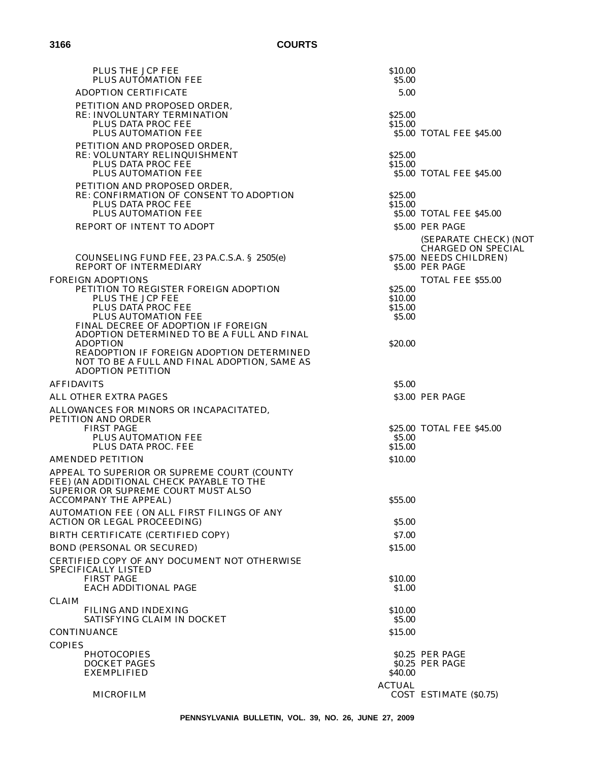| | | |
|---|---|---|
| PLUS THE JCP FEE | $10.00 | |
| PLUS AUTOMATION FEE | $5.00 | |
| ADOPTION CERTIFICATE | 5.00 | |
| PETITION AND PROPOSED ORDER, RE: INVOLUNTARY TERMINATION | $25.00 | |
| PLUS DATA PROC FEE | $15.00 | |
| PLUS AUTOMATION FEE | $5.00 | TOTAL FEE $45.00 |
| PETITION AND PROPOSED ORDER, RE: VOLUNTARY RELINQUISHMENT | $25.00 | |
| PLUS DATA PROC FEE | $15.00 | |
| PLUS AUTOMATION FEE | $5.00 | TOTAL FEE $45.00 |
| PETITION AND PROPOSED ORDER, RE: CONFIRMATION OF CONSENT TO ADOPTION | $25.00 | |
| PLUS DATA PROC FEE | $15.00 | |
| PLUS AUTOMATION FEE | $5.00 | TOTAL FEE $45.00 |
| REPORT OF INTENT TO ADOPT | $5.00 | PER PAGE |
| COUNSELING FUND FEE, 23 PA.C.S.A. § 2505(e) | $75.00 | (SEPARATE CHECK) (NOT CHARGED ON SPECIAL NEEDS CHILDREN) |
| REPORT OF INTERMEDIARY | $5.00 | PER PAGE |
| FOREIGN ADOPTIONS | | TOTAL FEE $55.00 |
| PETITION TO REGISTER FOREIGN ADOPTION | $25.00 | |
| PLUS THE JCP FEE | $10.00 | |
| PLUS DATA PROC FEE | $15.00 | |
| PLUS AUTOMATION FEE | $5.00 | |
| FINAL DECREE OF ADOPTION IF FOREIGN ADOPTION DETERMINED TO BE A FULL AND FINAL ADOPTION | $20.00 | |
| READOPTION IF FOREIGN ADOPTION DETERMINED NOT TO BE A FULL AND FINAL ADOPTION, SAME AS ADOPTION PETITION | | |
| AFFIDAVITS | $5.00 | |
| ALL OTHER EXTRA PAGES | $3.00 | PER PAGE |
| ALLOWANCES FOR MINORS OR INCAPACITATED, PETITION AND ORDER | | |
| FIRST PAGE | $25.00 | TOTAL FEE $45.00 |
| PLUS AUTOMATION FEE | $5.00 | |
| PLUS DATA PROC. FEE | $15.00 | |
| AMENDED PETITION | $10.00 | |
| APPEAL TO SUPERIOR OR SUPREME COURT (COUNTY FEE) (AN ADDITIONAL CHECK PAYABLE TO THE SUPERIOR OR SUPREME COURT MUST ALSO ACCOMPANY THE APPEAL) | $55.00 | |
| AUTOMATION FEE ( ON ALL FIRST FILINGS OF ANY ACTION OR LEGAL PROCEEDING) | $5.00 | |
| BIRTH CERTIFICATE (CERTIFIED COPY) | $7.00 | |
| BOND (PERSONAL OR SECURED) | $15.00 | |
| CERTIFIED COPY OF ANY DOCUMENT NOT OTHERWISE SPECIFICALLY LISTED | | |
| FIRST PAGE | $10.00 | |
| EACH ADDITIONAL PAGE | $1.00 | |
| CLAIM | | |
| FILING AND INDEXING | $10.00 | |
| SATISFYING CLAIM IN DOCKET | $5.00 | |
| CONTINUANCE | $15.00 | |
| COPIES | | |
| PHOTOCOPIES | $0.25 | PER PAGE |
| DOCKET PAGES | $0.25 | PER PAGE |
| EXEMPLIFIED | $40.00 | |
| MICROFILM | ACTUAL COST | ESTIMATE ($0.75) |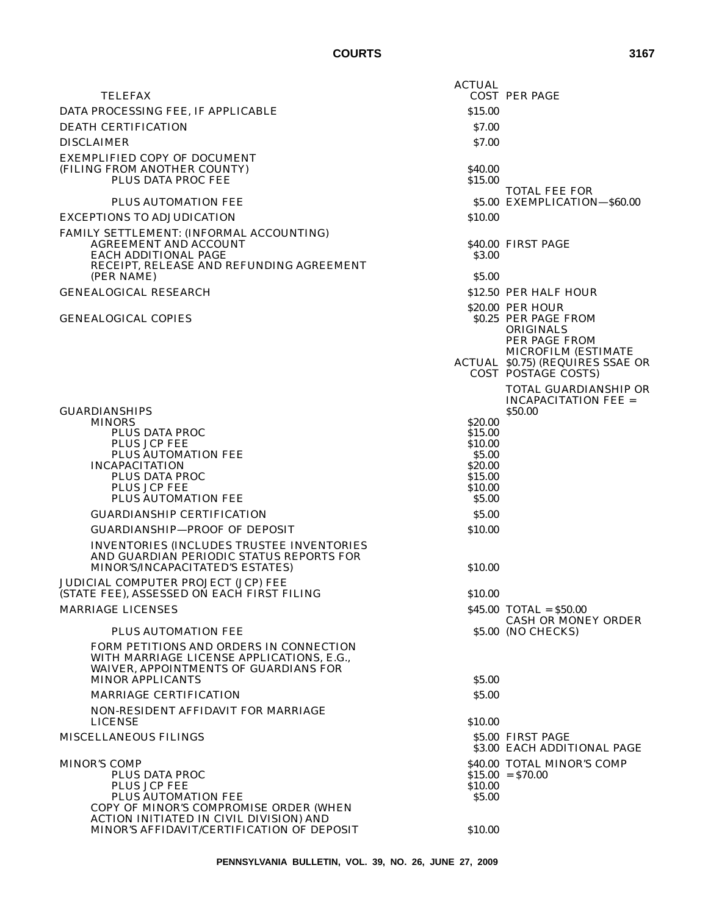| | | |
|---|---|---|
| TELEFAX | ACTUAL COST | PER PAGE |
| DATA PROCESSING FEE, IF APPLICABLE | $15.00 | |
| DEATH CERTIFICATION | $7.00 | |
| DISCLAIMER | $7.00 | |
| EXEMPLIFIED COPY OF DOCUMENT (FILING FROM ANOTHER COUNTY) | $40.00 | |
| PLUS DATA PROC FEE | $15.00 | |
| PLUS AUTOMATION FEE | $5.00 | TOTAL FEE FOR EXEMPLICATION—$60.00 |
| EXCEPTIONS TO ADJUDICATION | $10.00 | |
| FAMILY SETTLEMENT: (INFORMAL ACCOUNTING) AGREEMENT AND ACCOUNT | $40.00 | FIRST PAGE |
| EACH ADDITIONAL PAGE | $3.00 | |
| RECEIPT, RELEASE AND REFUNDING AGREEMENT (PER NAME) | $5.00 | |
| GENEALOGICAL RESEARCH | $12.50 | PER HALF HOUR |
| | $20.00 | PER HOUR |
| GENEALOGICAL COPIES | $0.25 | PER PAGE FROM ORIGINALS |
| | ACTUAL COST | PER PAGE FROM MICROFILM (ESTIMATE $0.75) (REQUIRES SSAE OR POSTAGE COSTS) |
| GUARDIANSHIPS | | TOTAL GUARDIANSHIP OR INCAPACITATION FEE = $50.00 |
| MINORS | $20.00 | |
| PLUS DATA PROC | $15.00 | |
| PLUS JCP FEE | $10.00 | |
| PLUS AUTOMATION FEE | $5.00 | |
| INCAPACITATION | $20.00 | |
| PLUS DATA PROC | $15.00 | |
| PLUS JCP FEE | $10.00 | |
| PLUS AUTOMATION FEE | $5.00 | |
| GUARDIANSHIP CERTIFICATION | $5.00 | |
| GUARDIANSHIP—PROOF OF DEPOSIT | $10.00 | |
| INVENTORIES (INCLUDES TRUSTEE INVENTORIES AND GUARDIAN PERIODIC STATUS REPORTS FOR MINOR'S/INCAPACITATED'S ESTATES) | $10.00 | |
| JUDICIAL COMPUTER PROJECT (JCP) FEE (STATE FEE), ASSESSED ON EACH FIRST FILING | $10.00 | |
| MARRIAGE LICENSES | $45.00 | TOTAL = $50.00 CASH OR MONEY ORDER (NO CHECKS) |
| PLUS AUTOMATION FEE | $5.00 | |
| FORM PETITIONS AND ORDERS IN CONNECTION WITH MARRIAGE LICENSE APPLICATIONS, E.G., WAIVER, APPOINTMENTS OF GUARDIANS FOR MINOR APPLICANTS | $5.00 | |
| MARRIAGE CERTIFICATION | $5.00 | |
| NON-RESIDENT AFFIDAVIT FOR MARRIAGE LICENSE | $10.00 | |
| MISCELLANEOUS FILINGS | $5.00 | FIRST PAGE |
| | $3.00 | EACH ADDITIONAL PAGE |
| MINOR'S COMP | $40.00 | TOTAL MINOR'S COMP = $70.00 |
| PLUS DATA PROC | $15.00 | |
| PLUS JCP FEE | $10.00 | |
| PLUS AUTOMATION FEE | $5.00 | |
| COPY OF MINOR'S COMPROMISE ORDER (WHEN ACTION INITIATED IN CIVIL DIVISION) AND MINOR'S AFFIDAVIT/CERTIFICATION OF DEPOSIT | $10.00 | |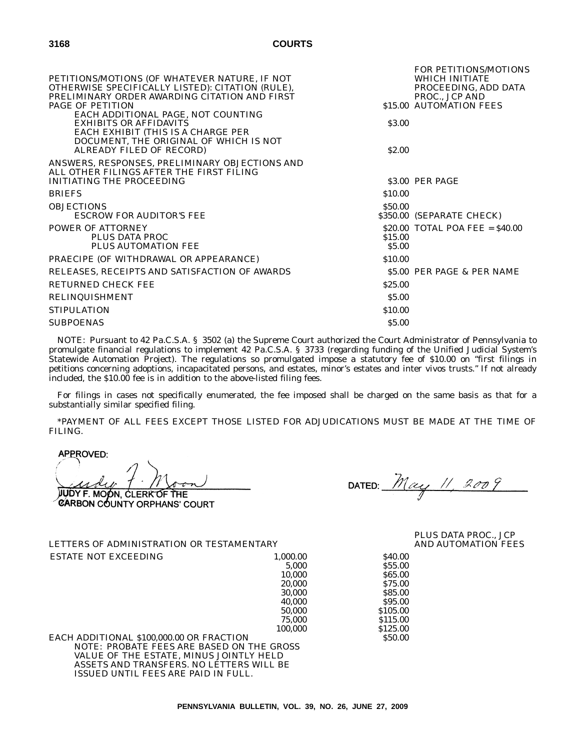| | | |
|---|---|---|
| PETITIONS/MOTIONS (OF WHATEVER NATURE, IF NOT OTHERWISE SPECIFICALLY LISTED): CITATION (RULE), PRELIMINARY ORDER AWARDING CITATION AND FIRST PAGE OF PETITION | $15.00 | FOR PETITIONS/MOTIONS WHICH INITIATE PROCEEDING, ADD DATA PROC., JCP AND AUTOMATION FEES |
| EACH ADDITIONAL PAGE, NOT COUNTING EXHIBITS OR AFFIDAVITS | $3.00 | |
| EACH EXHIBIT (THIS IS A CHARGE PER DOCUMENT, THE ORIGINAL OF WHICH IS NOT ALREADY FILED OF RECORD) | $2.00 | |
| ANSWERS, RESPONSES, PRELIMINARY OBJECTIONS AND ALL OTHER FILINGS AFTER THE FIRST FILING INITIATING THE PROCEEDING | $3.00 | PER PAGE |
| BRIEFS | $10.00 | |
| OBJECTIONS | $50.00 | |
| ESCROW FOR AUDITOR'S FEE | $350.00 | (SEPARATE CHECK) |
| POWER OF ATTORNEY | $20.00 | TOTAL POA FEE = $40.00 |
| PLUS DATA PROC | $15.00 | |
| PLUS AUTOMATION FEE | $5.00 | |
| PRAECIPE (OF WITHDRAWAL OR APPEARANCE) | $10.00 | |
| RELEASES, RECEIPTS AND SATISFACTION OF AWARDS | $5.00 | PER PAGE & PER NAME |
| RETURNED CHECK FEE | $25.00 | |
| RELINQUISHMENT | $5.00 | |
| STIPULATION | $10.00 | |
| SUBPOENAS | $5.00 | |

NOTE: Pursuant to 42 Pa.C.S.A. § 3502 (a) the Supreme Court authorized the Court Administrator of Pennsylvania to promulgate financial regulations to implement 42 Pa.C.S.A. § 3733 (regarding funding of the Unified Judicial System's Statewide Automation Project). The regulations so promulgated impose a statutory fee of $10.00 on "first filings in petitions concerning adoptions, incapacitated persons, and estates, minor's estates and inter vivos trusts." If not already included, the $10.00 fee is in addition to the above-listed filing fees.

For filings in cases not specifically enumerated, the fee imposed shall be charged on the same basis as that for a substantially similar specified filing.

*PAYMENT OF ALL FEES EXCEPT THOSE LISTED FOR ADJUDICATIONS MUST BE MADE AT THE TIME OF FILING.

APPROVED:

Judy F. Moon

JUDY F. MOON, CLERK OF THE CARBON COUNTY ORPHANS' COURT

DATED: May 11, 2009

| LETTERS OF ADMINISTRATION OR TESTAMENTARY | | | PLUS DATA PROC., JCP AND AUTOMATION FEES |
|---|---|---|---|
| ESTATE NOT EXCEEDING | 1,000.00 | $40.00 | |
| | 5,000 | $55.00 | |
| | 10,000 | $65.00 | |
| | 20,000 | $75.00 | |
| | 30,000 | $85.00 | |
| | 40,000 | $95.00 | |
| | 50,000 | $105.00 | |
| | 75,000 | $115.00 | |
| | 100,000 | $125.00 | |
| EACH ADDITIONAL $100,000.00 OR FRACTION | | $50.00 | |

NOTE: PROBATE FEES ARE BASED ON THE GROSS VALUE OF THE ESTATE, MINUS JOINTLY HELD ASSETS AND TRANSFERS. NO LETTERS WILL BE ISSUED UNTIL FEES ARE PAID IN FULL.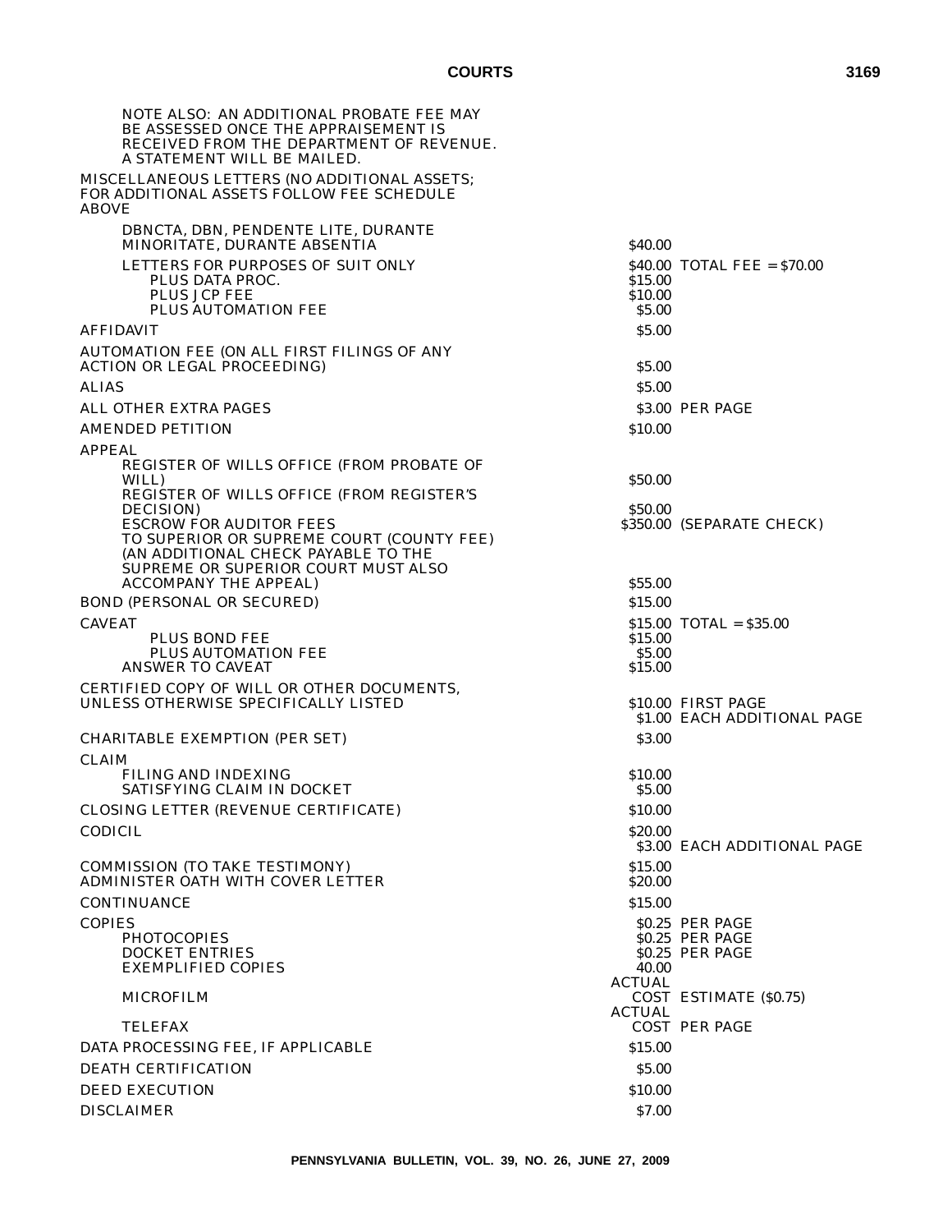NOTE ALSO: AN ADDITIONAL PROBATE FEE MAY BE ASSESSED ONCE THE APPRAISEMENT IS RECEIVED FROM THE DEPARTMENT OF REVENUE. A STATEMENT WILL BE MAILED.

| | | |
|---|---|---|
| MISCELLANEOUS LETTERS (NO ADDITIONAL ASSETS; FOR ADDITIONAL ASSETS FOLLOW FEE SCHEDULE ABOVE | | |
| DBNCTA, DBN, PENDENTE LITE, DURANTE MINORITATE, DURANTE ABSENTIA | $40.00 | |
| LETTERS FOR PURPOSES OF SUIT ONLY | $40.00 | TOTAL FEE = $70.00 |
| PLUS DATA PROC. | $15.00 | |
| PLUS JCP FEE | $10.00 | |
| PLUS AUTOMATION FEE | $5.00 | |
| AFFIDAVIT | $5.00 | |
| AUTOMATION FEE (ON ALL FIRST FILINGS OF ANY ACTION OR LEGAL PROCEEDING) | $5.00 | |
| ALIAS | $5.00 | |
| ALL OTHER EXTRA PAGES | | $3.00 PER PAGE |
| AMENDED PETITION | $10.00 | |
| APPEAL | | |
| REGISTER OF WILLS OFFICE (FROM PROBATE OF WILL) | $50.00 | |
| REGISTER OF WILLS OFFICE (FROM REGISTER'S DECISION) | $50.00 | |
| ESCROW FOR AUDITOR FEES | $350.00 | (SEPARATE CHECK) |
| TO SUPERIOR OR SUPREME COURT (COUNTY FEE) (AN ADDITIONAL CHECK PAYABLE TO THE SUPREME OR SUPERIOR COURT MUST ALSO ACCOMPANY THE APPEAL) | $55.00 | |
| BOND (PERSONAL OR SECURED) | $15.00 | |
| CAVEAT | $15.00 | TOTAL = $35.00 |
| PLUS BOND FEE | $15.00 | |
| PLUS AUTOMATION FEE | $5.00 | |
| ANSWER TO CAVEAT | $15.00 | |
| CERTIFIED COPY OF WILL OR OTHER DOCUMENTS, UNLESS OTHERWISE SPECIFICALLY LISTED | | $10.00 FIRST PAGE |
| | | $1.00 EACH ADDITIONAL PAGE |
| CHARITABLE EXEMPTION (PER SET) | $3.00 | |
| CLAIM | | |
| FILING AND INDEXING | $10.00 | |
| SATISFYING CLAIM IN DOCKET | $5.00 | |
| CLOSING LETTER (REVENUE CERTIFICATE) | $10.00 | |
| CODICIL | $20.00 | |
| | | $3.00 EACH ADDITIONAL PAGE |
| COMMISSION (TO TAKE TESTIMONY) | $15.00 | |
| ADMINISTER OATH WITH COVER LETTER | $20.00 | |
| CONTINUANCE | $15.00 | |
| COPIES | | $0.25 PER PAGE |
| PHOTOCOPIES | | $0.25 PER PAGE |
| DOCKET ENTRIES | | $0.25 PER PAGE |
| EXEMPLIFIED COPIES | 40.00 | |
| MICROFILM | ACTUAL COST | ESTIMATE ($0.75) |
| TELEFAX | ACTUAL COST | PER PAGE |
| DATA PROCESSING FEE, IF APPLICABLE | $15.00 | |
| DEATH CERTIFICATION | $5.00 | |
| DEED EXECUTION | $10.00 | |
| DISCLAIMER | $7.00 | |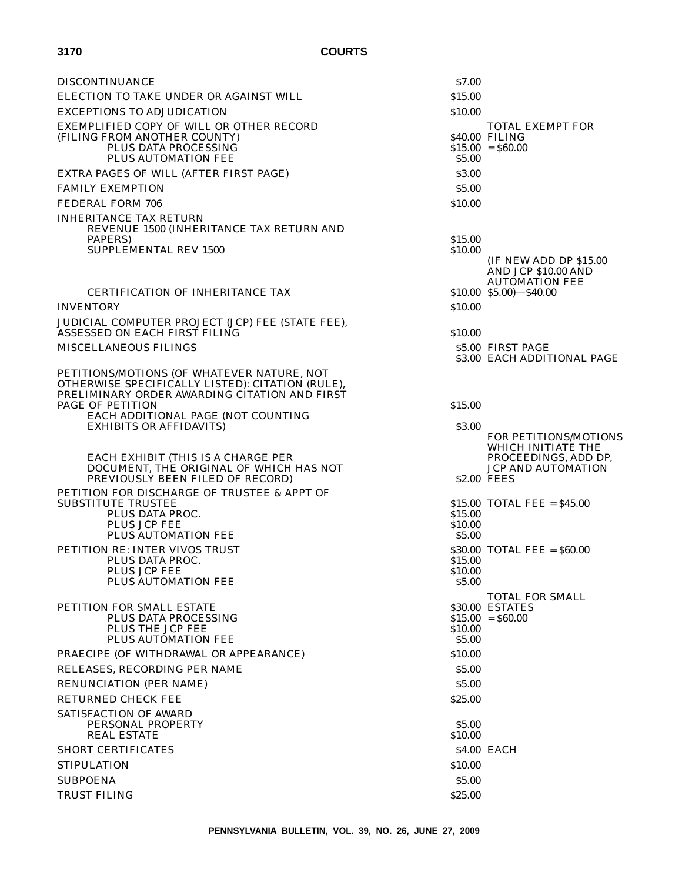| | | |
|---|---|---|
| DISCONTINUANCE | $7.00 | |
| ELECTION TO TAKE UNDER OR AGAINST WILL | $15.00 | |
| EXCEPTIONS TO ADJUDICATION | $10.00 | |
| EXEMPLIFIED COPY OF WILL OR OTHER RECORD (FILING FROM ANOTHER COUNTY) | $40.00 | TOTAL EXEMPT FOR FILING |
| PLUS DATA PROCESSING | $15.00 | = $60.00 |
| PLUS AUTOMATION FEE | $5.00 | |
| EXTRA PAGES OF WILL (AFTER FIRST PAGE) | $3.00 | |
| FAMILY EXEMPTION | $5.00 | |
| FEDERAL FORM 706 | $10.00 | |
| INHERITANCE TAX RETURN | | |
| REVENUE 1500 (INHERITANCE TAX RETURN AND PAPERS) | $15.00 | |
| SUPPLEMENTAL REV 1500 | $10.00 | |
| CERTIFICATION OF INHERITANCE TAX | $10.00 | (IF NEW ADD DP $15.00 AND JCP $10.00 AND AUTOMATION FEE $5.00)—$40.00 |
| INVENTORY | $10.00 | |
| JUDICIAL COMPUTER PROJECT (JCP) FEE (STATE FEE), ASSESSED ON EACH FIRST FILING | $10.00 | |
| MISCELLANEOUS FILINGS | $5.00 | FIRST PAGE |
| | $3.00 | EACH ADDITIONAL PAGE |
| PETITIONS/MOTIONS (OF WHATEVER NATURE, NOT OTHERWISE SPECIFICALLY LISTED): CITATION (RULE), PRELIMINARY ORDER AWARDING CITATION AND FIRST PAGE OF PETITION | $15.00 | |
| EACH ADDITIONAL PAGE (NOT COUNTING EXHIBITS OR AFFIDAVITS) | $3.00 | |
| EACH EXHIBIT (THIS IS A CHARGE PER DOCUMENT, THE ORIGINAL OF WHICH HAS NOT PREVIOUSLY BEEN FILED OF RECORD) | $2.00 | FOR PETITIONS/MOTIONS WHICH INITIATE THE PROCEEDINGS, ADD DP, JCP AND AUTOMATION FEES |
| PETITION FOR DISCHARGE OF TRUSTEE & APPT OF SUBSTITUTE TRUSTEE | $15.00 | TOTAL FEE = $45.00 |
| PLUS DATA PROC. | $15.00 | |
| PLUS JCP FEE | $10.00 | |
| PLUS AUTOMATION FEE | $5.00 | |
| PETITION RE: INTER VIVOS TRUST | $30.00 | TOTAL FEE = $60.00 |
| PLUS DATA PROC. | $15.00 | |
| PLUS JCP FEE | $10.00 | |
| PLUS AUTOMATION FEE | $5.00 | |
| PETITION FOR SMALL ESTATE | $30.00 | TOTAL FOR SMALL ESTATES |
| PLUS DATA PROCESSING | $15.00 | = $60.00 |
| PLUS THE JCP FEE | $10.00 | |
| PLUS AUTOMATION FEE | $5.00 | |
| PRAECIPE (OF WITHDRAWAL OR APPEARANCE) | $10.00 | |
| RELEASES, RECORDING PER NAME | $5.00 | |
| RENUNCIATION (PER NAME) | $5.00 | |
| RETURNED CHECK FEE | $25.00 | |
| SATISFACTION OF AWARD | | |
| PERSONAL PROPERTY | $5.00 | |
| REAL ESTATE | $10.00 | |
| SHORT CERTIFICATES | $4.00 | EACH |
| STIPULATION | $10.00 | |
| SUBPOENA | $5.00 | |
| TRUST FILING | $25.00 | |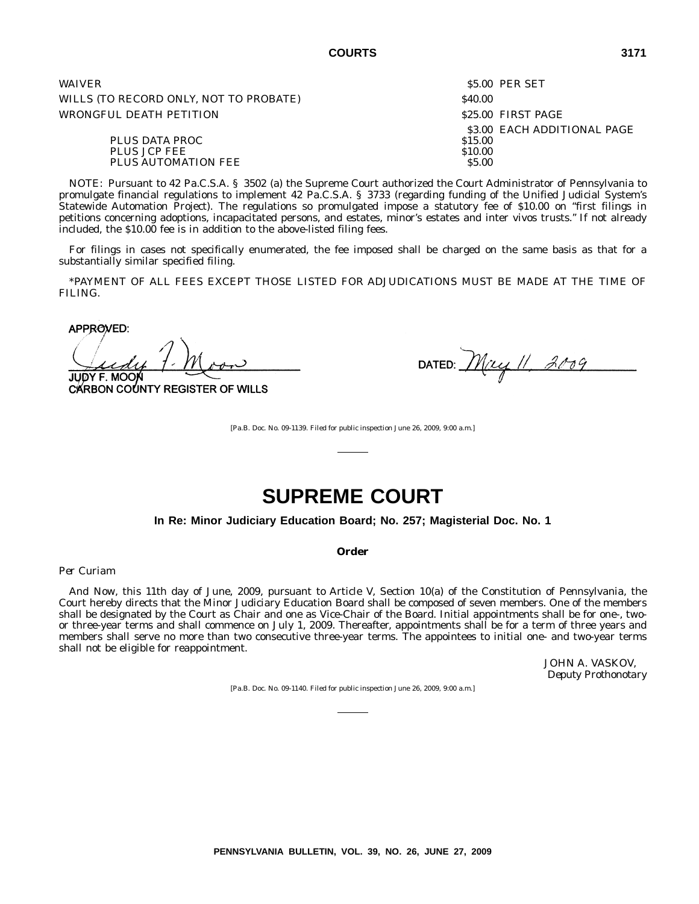| | |
|---|---|
| WAIVER | $5.00 PER SET |
| WILLS (TO RECORD ONLY, NOT TO PROBATE) | $40.00 |
| WRONGFUL DEATH PETITION | $25.00 FIRST PAGE |
| | $3.00 EACH ADDITIONAL PAGE |
| PLUS DATA PROC | $15.00 |
| PLUS JCP FEE | $10.00 |
| PLUS AUTOMATION FEE | $5.00 |

NOTE: Pursuant to 42 Pa.C.S.A. § 3502 (a) the Supreme Court authorized the Court Administrator of Pennsylvania to promulgate financial regulations to implement 42 Pa.C.S.A. § 3733 (regarding funding of the Unified Judicial System's Statewide Automation Project). The regulations so promulgated impose a statutory fee of $10.00 on "first filings in petitions concerning adoptions, incapacitated persons, and estates, minor's estates and inter vivos trusts." If not already included, the $10.00 fee is in addition to the above-listed filing fees.

For filings in cases not specifically enumerated, the fee imposed shall be charged on the same basis as that for a substantially similar specified filing.

*PAYMENT OF ALL FEES EXCEPT THOSE LISTED FOR ADJUDICATIONS MUST BE MADE AT THE TIME OF FILING.

APPROVED:

Judy F. Moon

JUDY F. MOON
CARBON COUNTY REGISTER OF WILLS

DATED: May 11, 2009

[Pa.B. Doc. No. 09-1139. Filed for public inspection June 26, 2009, 9:00 a.m.]

# SUPREME COURT

### In Re: Minor Judiciary Education Board; No. 257; Magisterial Doc. No. 1

#### Order

*Per Curiam*

And Now, this 11th day of June, 2009, pursuant to Article V, Section 10(a) of the Constitution of Pennsylvania, the Court hereby directs that the Minor Judiciary Education Board shall be composed of seven members. One of the members shall be designated by the Court as Chair and one as Vice-Chair of the Board. Initial appointments shall be for one-, two- or three-year terms and shall commence on July 1, 2009. Thereafter, appointments shall be for a term of three years and members shall serve no more than two consecutive three-year terms. The appointees to initial one- and two-year terms shall not be eligible for reappointment.

JOHN A. VASKOV,
*Deputy Prothonotary*

[Pa.B. Doc. No. 09-1140. Filed for public inspection June 26, 2009, 9:00 a.m.]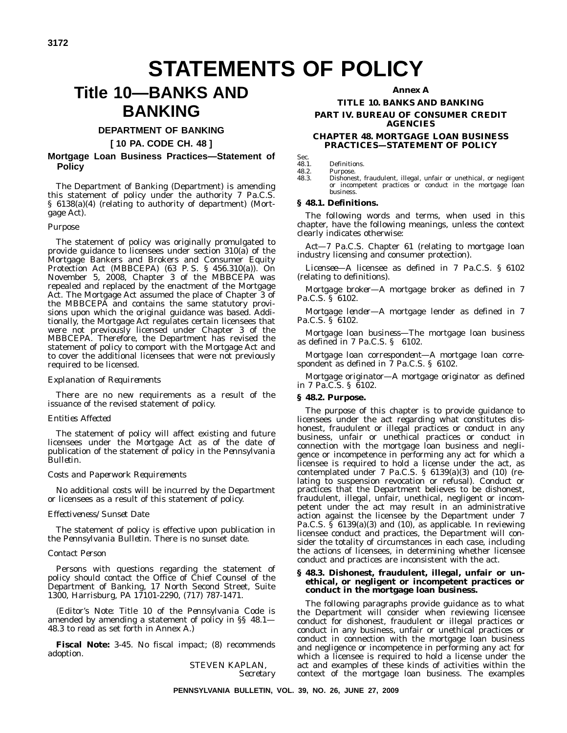# STATEMENTS OF POLICY

# Title 10—BANKS AND BANKING

## DEPARTMENT OF BANKING

### [ 10 PA. CODE CH. 48 ]

### Mortgage Loan Business Practices—Statement of Policy

The Department of Banking (Department) is amending this statement of policy under the authority 7 Pa.C.S. § 6138(a)(4) (relating to authority of department) (Mortgage Act).

*Purpose*

The statement of policy was originally promulgated to provide guidance to licensees under section 310(a) of the Mortgage Bankers and Brokers and Consumer Equity Protection Act (MBBCEPA) (63 P. S. § 456.310(a)). On November 5, 2008, Chapter 3 of the MBBCEPA was repealed and replaced by the enactment of the Mortgage Act. The Mortgage Act assumed the place of Chapter 3 of the MBBCEPA and contains the same statutory provisions upon which the original guidance was based. Additionally, the Mortgage Act regulates certain licensees that were not previously licensed under Chapter 3 of the MBBCEPA. Therefore, the Department has revised the statement of policy to comport with the Mortgage Act and to cover the additional licensees that were not previously required to be licensed.

*Explanation of Requirements*

There are no new requirements as a result of the issuance of the revised statement of policy.

*Entities Affected*

The statement of policy will affect existing and future licensees under the Mortgage Act as of the date of publication of the statement of policy in the *Pennsylvania Bulletin*.

*Costs and Paperwork Requirements*

No additional costs will be incurred by the Department or licensees as a result of this statement of policy.

*Effectiveness/Sunset Date*

The statement of policy is effective upon publication in the *Pennsylvania Bulletin*. There is no sunset date.

*Contact Person*

Persons with questions regarding the statement of policy should contact the Office of Chief Counsel of the Department of Banking, 17 North Second Street, Suite 1300, Harrisburg, PA 17101-2290, (717) 787-1471.

(*Editor's Note*: Title 10 of the *Pennsylvania Code* is amended by amending a statement of policy in §§ 48.1—48.3 to read as set forth in Annex A.)

**Fiscal Note:** 3-45. No fiscal impact; (8) recommends adoption.

STEVEN KAPLAN,
*Secretary*

**Annex A**

**TITLE 10. BANKS AND BANKING**

**PART IV. BUREAU OF CONSUMER CREDIT AGENCIES**

**CHAPTER 48. MORTGAGE LOAN BUSINESS PRACTICES—STATEMENT OF POLICY**

Sec.
48.1. Definitions.
48.2. Purpose.
48.3. Dishonest, fraudulent, illegal, unfair or unethical, or negligent or incompetent practices or conduct in the mortgage loan business.

**§ 48.1. Definitions.**

The following words and terms, when used in this chapter, have the following meanings, unless the context clearly indicates otherwise:

*Act*—7 Pa.C.S. Chapter 61 (relating to mortgage loan industry licensing and consumer protection).

*Licensee*—A licensee as defined in 7 Pa.C.S. § 6102 (relating to definitions).

*Mortgage broker*—A mortgage broker as defined in 7 Pa.C.S. § 6102.

*Mortgage lender*—A mortgage lender as defined in 7 Pa.C.S. § 6102.

*Mortgage loan business*—The mortgage loan business as defined in 7 Pa.C.S. § 6102.

*Mortgage loan correspondent*—A mortgage loan correspondent as defined in 7 Pa.C.S. § 6102.

*Mortgage originator*—A mortgage originator as defined in 7 Pa.C.S. § 6102.

**§ 48.2. Purpose.**

The purpose of this chapter is to provide guidance to licensees under the act regarding what constitutes dishonest, fraudulent or illegal practices or conduct in any business, unfair or unethical practices or conduct in connection with the mortgage loan business and negligence or incompetence in performing any act for which a licensee is required to hold a license under the act, as contemplated under 7 Pa.C.S. § 6139(a)(3) and (10) (relating to suspension revocation or refusal). Conduct or practices that the Department believes to be dishonest, fraudulent, illegal, unfair, unethical, negligent or incompetent under the act may result in an administrative action against the licensee by the Department under 7 Pa.C.S. § 6139(a)(3) and (10), as applicable. In reviewing licensee conduct and practices, the Department will consider the totality of circumstances in each case, including the actions of licensees, in determining whether licensee conduct and practices are inconsistent with the act.

**§ 48.3. Dishonest, fraudulent, illegal, unfair or unethical, or negligent or incompetent practices or conduct in the mortgage loan business.**

The following paragraphs provide guidance as to what the Department will consider when reviewing licensee conduct for dishonest, fraudulent or illegal practices or conduct in any business, unfair or unethical practices or conduct in connection with the mortgage loan business and negligence or incompetence in performing any act for which a licensee is required to hold a license under the act and examples of these kinds of activities within the context of the mortgage loan business. The examples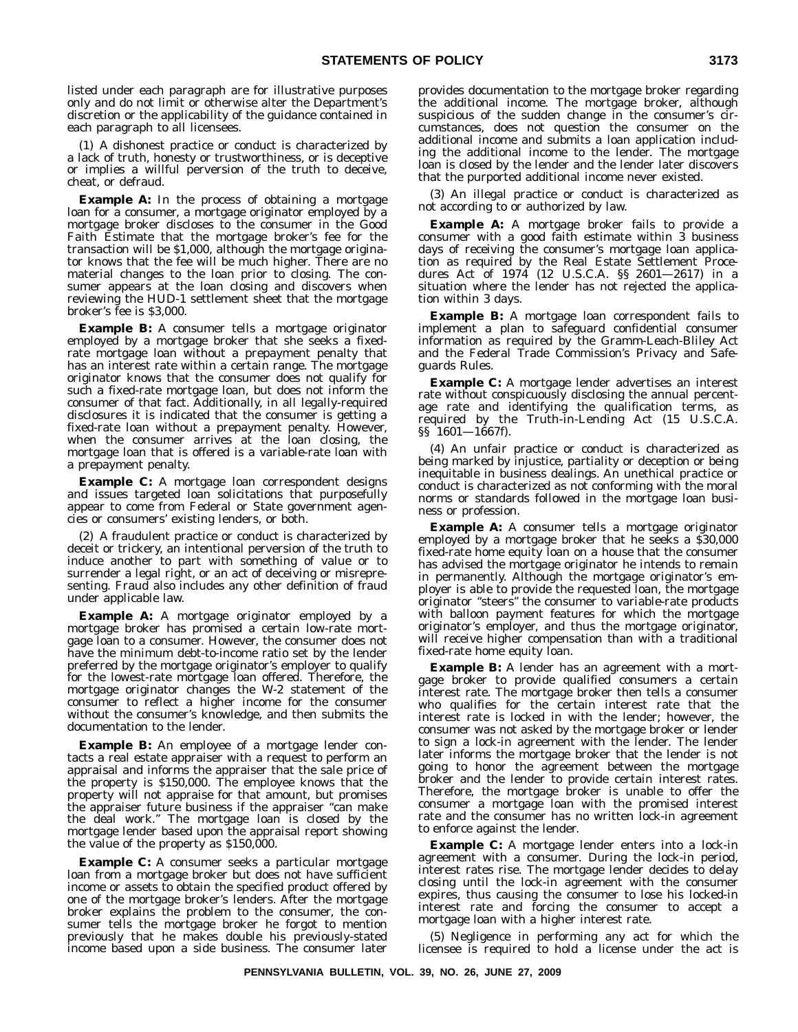listed under each paragraph are for illustrative purposes only and do not limit or otherwise alter the Department's discretion or the applicability of the guidance contained in each paragraph to all licensees.

(1) A dishonest practice or conduct is characterized by a lack of truth, honesty or trustworthiness, or is deceptive or implies a willful perversion of the truth to deceive, cheat, or defraud.

**Example A:** In the process of obtaining a mortgage loan for a consumer, a mortgage originator employed by a mortgage broker discloses to the consumer in the Good Faith Estimate that the mortgage broker's fee for the transaction will be $1,000, although the mortgage originator knows that the fee will be much higher. There are no material changes to the loan prior to closing. The consumer appears at the loan closing and discovers when reviewing the HUD-1 settlement sheet that the mortgage broker's fee is $3,000.

**Example B:** A consumer tells a mortgage originator employed by a mortgage broker that she seeks a fixed-rate mortgage loan without a prepayment penalty that has an interest rate within a certain range. The mortgage originator knows that the consumer does not qualify for such a fixed-rate mortgage loan, but does not inform the consumer of that fact. Additionally, in all legally-required disclosures it is indicated that the consumer is getting a fixed-rate loan without a prepayment penalty. However, when the consumer arrives at the loan closing, the mortgage loan that is offered is a variable-rate loan with a prepayment penalty.

**Example C:** A mortgage loan correspondent designs and issues targeted loan solicitations that purposefully appear to come from Federal or State government agencies or consumers' existing lenders, or both.

(2) A fraudulent practice or conduct is characterized by deceit or trickery, an intentional perversion of the truth to induce another to part with something of value or to surrender a legal right, or an act of deceiving or misrepresenting. Fraud also includes any other definition of fraud under applicable law.

**Example A:** A mortgage originator employed by a mortgage broker has promised a certain low-rate mortgage loan to a consumer. However, the consumer does not have the minimum debt-to-income ratio set by the lender preferred by the mortgage originator's employer to qualify for the lowest-rate mortgage loan offered. Therefore, the mortgage originator changes the W-2 statement of the consumer to reflect a higher income for the consumer without the consumer's knowledge, and then submits the documentation to the lender.

**Example B:** An employee of a mortgage lender contacts a real estate appraiser with a request to perform an appraisal and informs the appraiser that the sale price of the property is $150,000. The employee knows that the property will not appraise for that amount, but promises the appraiser future business if the appraiser "can make the deal work." The mortgage loan is closed by the mortgage lender based upon the appraisal report showing the value of the property as $150,000.

**Example C:** A consumer seeks a particular mortgage loan from a mortgage broker but does not have sufficient income or assets to obtain the specified product offered by one of the mortgage broker's lenders. After the mortgage broker explains the problem to the consumer, the consumer tells the mortgage broker he forgot to mention previously that he makes double his previously-stated income based upon a side business. The consumer later provides documentation to the mortgage broker regarding the additional income. The mortgage broker, although suspicious of the sudden change in the consumer's circumstances, does not question the consumer on the additional income and submits a loan application including the additional income to the lender. The mortgage loan is closed by the lender and the lender later discovers that the purported additional income never existed.

(3) An illegal practice or conduct is characterized as not according to or authorized by law.

**Example A:** A mortgage broker fails to provide a consumer with a good faith estimate within 3 business days of receiving the consumer's mortgage loan application as required by the Real Estate Settlement Procedures Act of 1974 (12 U.S.C.A. §§ 2601—2617) in a situation where the lender has not rejected the application within 3 days.

**Example B:** A mortgage loan correspondent fails to implement a plan to safeguard confidential consumer information as required by the Gramm-Leach-Bliley Act and the Federal Trade Commission's Privacy and Safeguards Rules.

**Example C:** A mortgage lender advertises an interest rate without conspicuously disclosing the annual percentage rate and identifying the qualification terms, as required by the Truth-in-Lending Act (15 U.S.C.A. §§ 1601—1667f).

(4) An unfair practice or conduct is characterized as being marked by injustice, partiality or deception or being inequitable in business dealings. An unethical practice or conduct is characterized as not conforming with the moral norms or standards followed in the mortgage loan business or profession.

**Example A:** A consumer tells a mortgage originator employed by a mortgage broker that he seeks a $30,000 fixed-rate home equity loan on a house that the consumer has advised the mortgage originator he intends to remain in permanently. Although the mortgage originator's employer is able to provide the requested loan, the mortgage originator "steers" the consumer to variable-rate products with balloon payment features for which the mortgage originator's employer, and thus the mortgage originator, will receive higher compensation than with a traditional fixed-rate home equity loan.

**Example B:** A lender has an agreement with a mortgage broker to provide qualified consumers a certain interest rate. The mortgage broker then tells a consumer who qualifies for the certain interest rate that the interest rate is locked in with the lender; however, the consumer was not asked by the mortgage broker or lender to sign a lock-in agreement with the lender. The lender later informs the mortgage broker that the lender is not going to honor the agreement between the mortgage broker and the lender to provide certain interest rates. Therefore, the mortgage broker is unable to offer the consumer a mortgage loan with the promised interest rate and the consumer has no written lock-in agreement to enforce against the lender.

**Example C:** A mortgage lender enters into a lock-in agreement with a consumer. During the lock-in period, interest rates rise. The mortgage lender decides to delay closing until the lock-in agreement with the consumer expires, thus causing the consumer to lose his locked-in interest rate and forcing the consumer to accept a mortgage loan with a higher interest rate.

(5) Negligence in performing any act for which the licensee is required to hold a license under the act is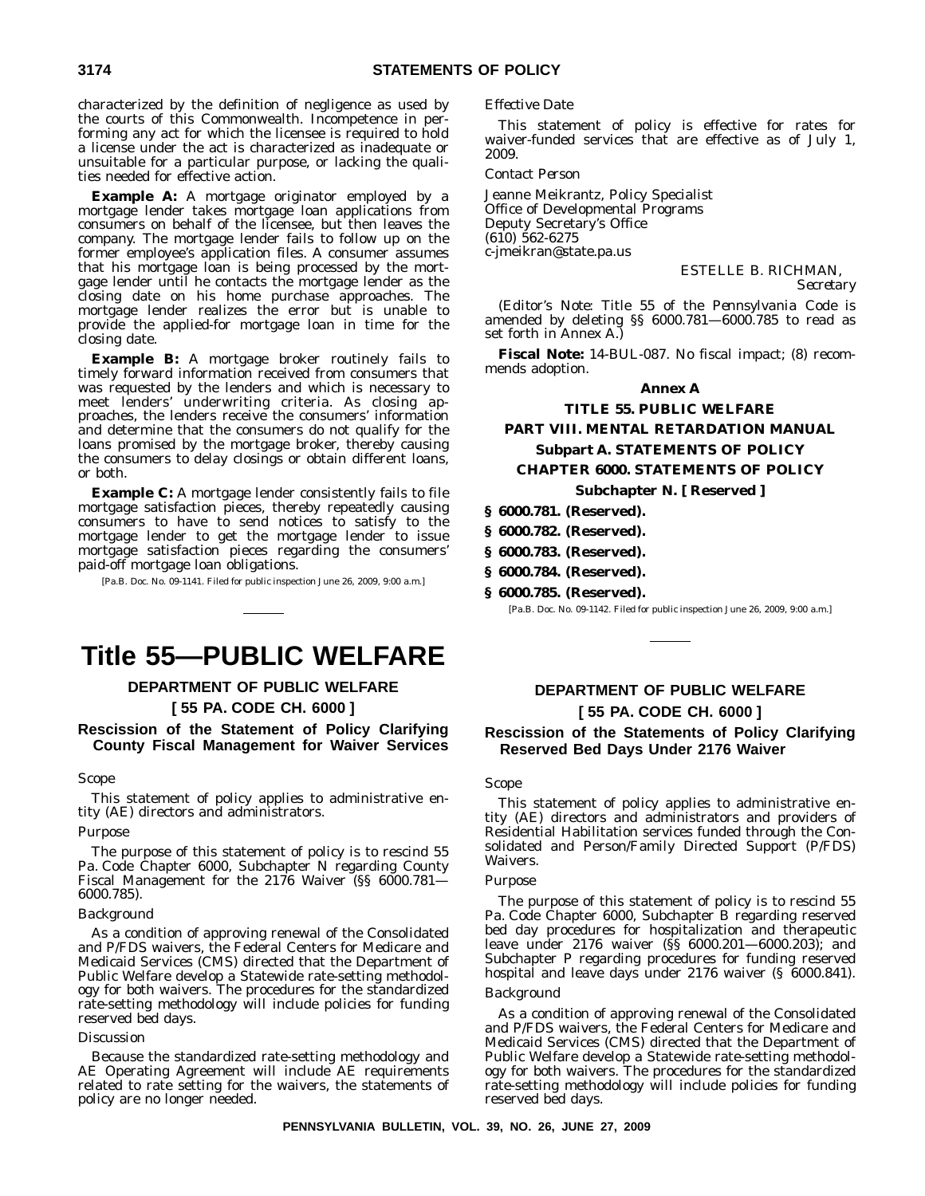characterized by the definition of negligence as used by the courts of this Commonwealth. Incompetence in performing any act for which the licensee is required to hold a license under the act is characterized as inadequate or unsuitable for a particular purpose, or lacking the qualities needed for effective action.

**Example A:** A mortgage originator employed by a mortgage lender takes mortgage loan applications from consumers on behalf of the licensee, but then leaves the company. The mortgage lender fails to follow up on the former employee's application files. A consumer assumes that his mortgage loan is being processed by the mortgage lender until he contacts the mortgage lender as the closing date on his home purchase approaches. The mortgage lender realizes the error but is unable to provide the applied-for mortgage loan in time for the closing date.

**Example B:** A mortgage broker routinely fails to timely forward information received from consumers that was requested by the lenders and which is necessary to meet lenders' underwriting criteria. As closing approaches, the lenders receive the consumers' information and determine that the consumers do not qualify for the loans promised by the mortgage broker, thereby causing the consumers to delay closings or obtain different loans, or both.

**Example C:** A mortgage lender consistently fails to file mortgage satisfaction pieces, thereby repeatedly causing consumers to have to send notices to satisfy to the mortgage lender to get the mortgage lender to issue mortgage satisfaction pieces regarding the consumers' paid-off mortgage loan obligations.

[Pa.B. Doc. No. 09-1141. Filed for public inspection June 26, 2009, 9:00 a.m.]

# Title 55—PUBLIC WELFARE

## DEPARTMENT OF PUBLIC WELFARE

## [ 55 PA. CODE CH. 6000 ]

### Rescission of the Statement of Policy Clarifying County Fiscal Management for Waiver Services

*Scope*

This statement of policy applies to administrative entity (AE) directors and administrators.

*Purpose*

The purpose of this statement of policy is to rescind 55 Pa. Code Chapter 6000, Subchapter N regarding County Fiscal Management for the 2176 Waiver (§§ 6000.781—6000.785).

*Background*

As a condition of approving renewal of the Consolidated and P/FDS waivers, the Federal Centers for Medicare and Medicaid Services (CMS) directed that the Department of Public Welfare develop a Statewide rate-setting methodology for both waivers. The procedures for the standardized rate-setting methodology will include policies for funding reserved bed days.

*Discussion*

Because the standardized rate-setting methodology and AE Operating Agreement will include AE requirements related to rate setting for the waivers, the statements of policy are no longer needed.

*Effective Date*

This statement of policy is effective for rates for waiver-funded services that are effective as of July 1, 2009.

*Contact Person*

Jeanne Meikrantz, Policy Specialist
Office of Developmental Programs
Deputy Secretary's Office
(610) 562-6275
c-jmeikran@state.pa.us

ESTELLE B. RICHMAN,
*Secretary*

(*Editor's Note*: Title 55 of the *Pennsylvania Code* is amended by deleting §§ 6000.781—6000.785 to read as set forth in Annex A.)

**Fiscal Note:** 14-BUL-087. No fiscal impact; (8) recommends adoption.

**Annex A**

**TITLE 55. PUBLIC WELFARE**

**PART VIII. MENTAL RETARDATION MANUAL**

**Subpart A. STATEMENTS OF POLICY**

**CHAPTER 6000. STATEMENTS OF POLICY**

**Subchapter N. [ Reserved ]**

**§ 6000.781. (Reserved).**

**§ 6000.782. (Reserved).**

**§ 6000.783. (Reserved).**

**§ 6000.784. (Reserved).**

**§ 6000.785. (Reserved).**

[Pa.B. Doc. No. 09-1142. Filed for public inspection June 26, 2009, 9:00 a.m.]

## DEPARTMENT OF PUBLIC WELFARE

## [ 55 PA. CODE CH. 6000 ]

### Rescission of the Statements of Policy Clarifying Reserved Bed Days Under 2176 Waiver

*Scope*

This statement of policy applies to administrative entity (AE) directors and administrators and providers of Residential Habilitation services funded through the Consolidated and Person/Family Directed Support (P/FDS) Waivers.

*Purpose*

The purpose of this statement of policy is to rescind 55 Pa. Code Chapter 6000, Subchapter B regarding reserved bed day procedures for hospitalization and therapeutic leave under 2176 waiver (§§ 6000.201—6000.203); and Subchapter P regarding procedures for funding reserved hospital and leave days under 2176 waiver (§ 6000.841).

*Background*

As a condition of approving renewal of the Consolidated and P/FDS waivers, the Federal Centers for Medicare and Medicaid Services (CMS) directed that the Department of Public Welfare develop a Statewide rate-setting methodology for both waivers. The procedures for the standardized rate-setting methodology will include policies for funding reserved bed days.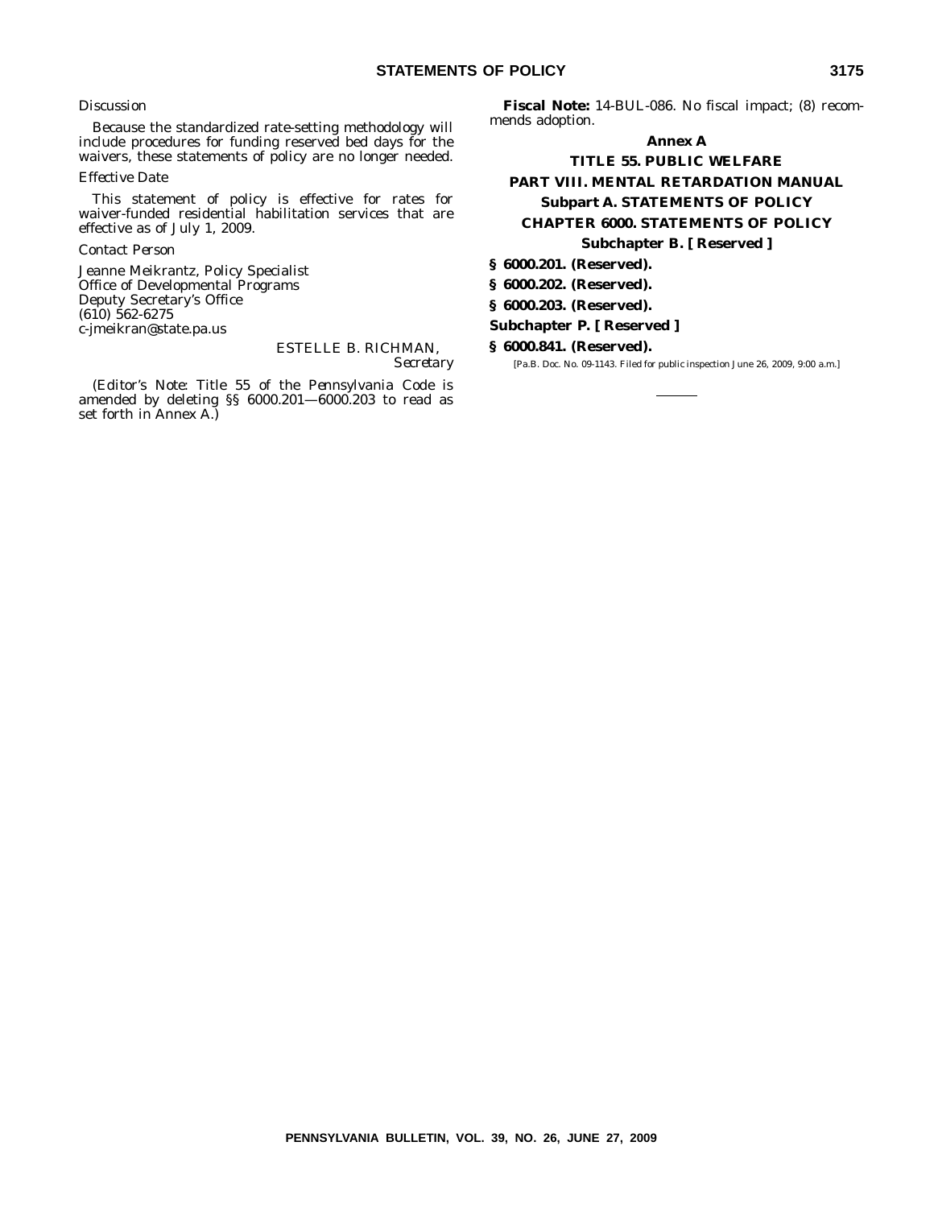*Discussion*

Because the standardized rate-setting methodology will include procedures for funding reserved bed days for the waivers, these statements of policy are no longer needed.

*Effective Date*

This statement of policy is effective for rates for waiver-funded residential habilitation services that are effective as of July 1, 2009.

*Contact Person*

Jeanne Meikrantz, Policy Specialist
Office of Developmental Programs
Deputy Secretary's Office
(610) 562-6275
c-jmeikran@state.pa.us

ESTELLE B. RICHMAN,
*Secretary*

(*Editor's Note*: Title 55 of the Pennsylvania Code is amended by deleting §§ 6000.201—6000.203 to read as set forth in Annex A.)

**Fiscal Note:** 14-BUL-086. No fiscal impact; (8) recommends adoption.

**Annex A**

**TITLE 55. PUBLIC WELFARE**

**PART VIII. MENTAL RETARDATION MANUAL**

**Subpart A. STATEMENTS OF POLICY**

**CHAPTER 6000. STATEMENTS OF POLICY**

**Subchapter B. [ Reserved ]**

**§ 6000.201. (Reserved).**

**§ 6000.202. (Reserved).**

**§ 6000.203. (Reserved).**

**Subchapter P. [ Reserved ]**

**§ 6000.841. (Reserved).**

[Pa.B. Doc. No. 09-1143. Filed for public inspection June 26, 2009, 9:00 a.m.]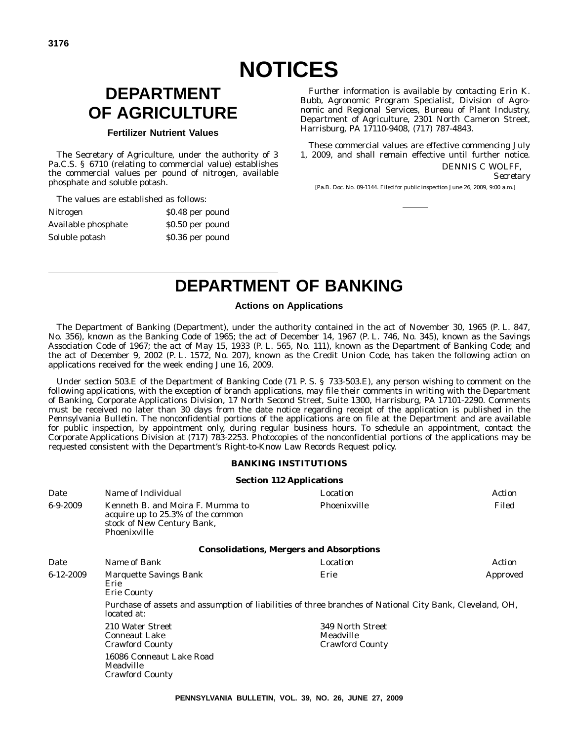# NOTICES

## DEPARTMENT OF AGRICULTURE

### Fertilizer Nutrient Values

The Secretary of Agriculture, under the authority of 3 Pa.C.S. § 6710 (relating to commercial value) establishes the commercial values per pound of nitrogen, available phosphate and soluble potash.

The values are established as follows:

| | |
|---|---|
| Nitrogen | $0.48 per pound |
| Available phosphate | $0.50 per pound |
| Soluble potash | $0.36 per pound |

Further information is available by contacting Erin K. Bubb, Agronomic Program Specialist, Division of Agronomic and Regional Services, Bureau of Plant Industry, Department of Agriculture, 2301 North Cameron Street, Harrisburg, PA 17110-9408, (717) 787-4843.

These commercial values are effective commencing July 1, 2009, and shall remain effective until further notice.

DENNIS C WOLFF,
*Secretary*

[Pa.B. Doc. No. 09-1144. Filed for public inspection June 26, 2009, 9:00 a.m.]

## DEPARTMENT OF BANKING

### Actions on Applications

The Department of Banking (Department), under the authority contained in the act of November 30, 1965 (P. L. 847, No. 356), known as the Banking Code of 1965; the act of December 14, 1967 (P. L. 746, No. 345), known as the Savings Association Code of 1967; the act of May 15, 1933 (P. L. 565, No. 111), known as the Department of Banking Code; and the act of December 9, 2002 (P. L. 1572, No. 207), known as the Credit Union Code, has taken the following action on applications received for the week ending June 16, 2009.

Under section 503.E of the Department of Banking Code (71 P. S. § 733-503.E), any person wishing to comment on the following applications, with the exception of branch applications, may file their comments in writing with the Department of Banking, Corporate Applications Division, 17 North Second Street, Suite 1300, Harrisburg, PA 17101-2290. Comments must be received no later than 30 days from the date notice regarding receipt of the application is published in the *Pennsylvania Bulletin*. The nonconfidential portions of the applications are on file at the Department and are available for public inspection, by appointment only, during regular business hours. To schedule an appointment, contact the Corporate Applications Division at (717) 783-2253. Photocopies of the nonconfidential portions of the applications may be requested consistent with the Department's Right-to-Know Law Records Request policy.

**BANKING INSTITUTIONS**

**Section 112 Applications**

| Date | Name of Individual | Location | Action |
|---|---|---|---|
| 6-9-2009 | Kenneth B. and Moira F. Mumma to acquire up to 25.3% of the common stock of New Century Bank, Phoenixville | Phoenixville | Filed |

**Consolidations, Mergers and Absorptions**

| Date | Name of Bank | Location | Action |
|---|---|---|---|
| 6-12-2009 | Marquette Savings Bank<br>Erie<br>Erie County | Erie | Approved |

Purchase of assets and assumption of liabilities of three branches of National City Bank, Cleveland, OH, located at:

210 Water Street
Conneaut Lake
Crawford County

349 North Street
Meadville
Crawford County

16086 Conneaut Lake Road
Meadville
Crawford County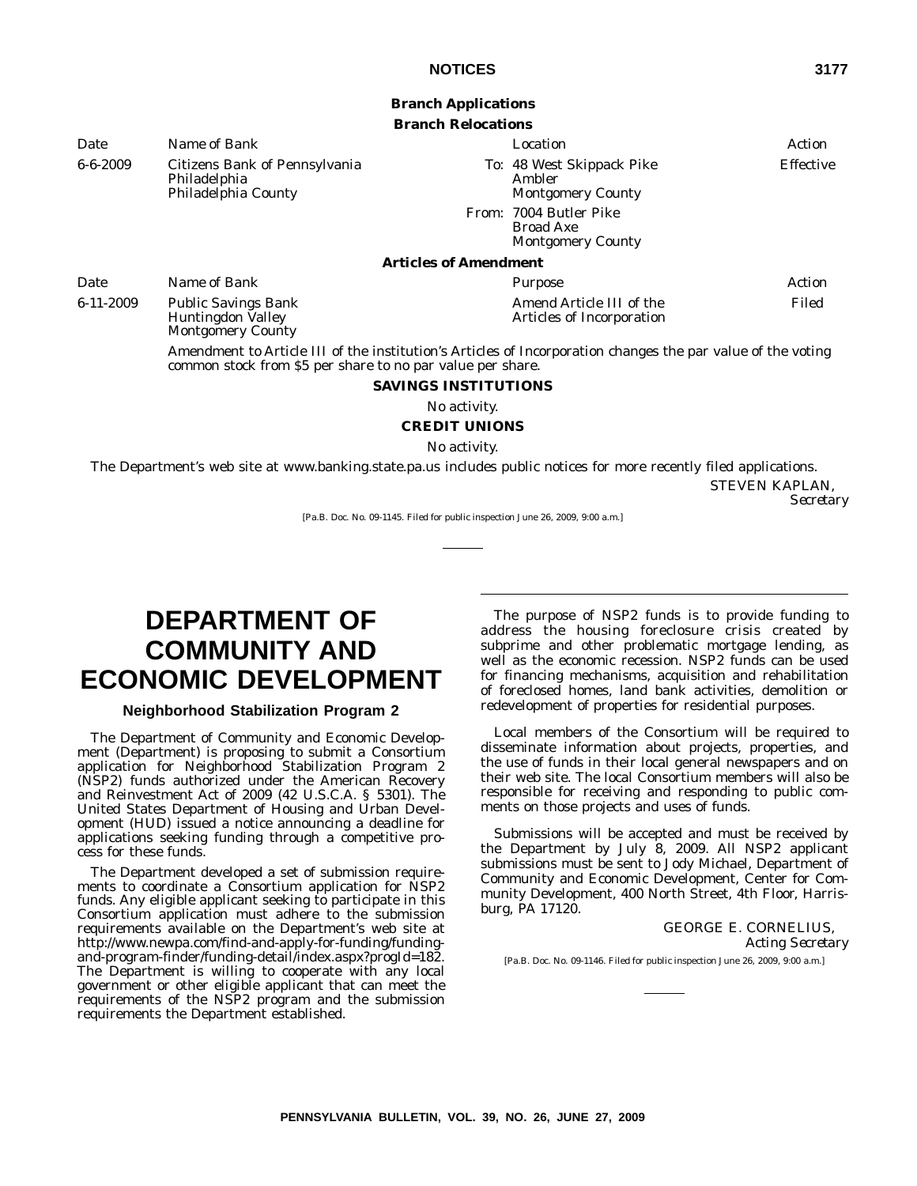### Branch Applications

#### Branch Relocations

| Date | Name of Bank | Location | Action |
|---|---|---|---|
| 6-6-2009 | Citizens Bank of Pennsylvania<br>Philadelphia<br>Philadelphia County | To: 48 West Skippack Pike<br>Ambler<br>Montgomery County | Effective |
| | | From: 7004 Butler Pike<br>Broad Axe<br>Montgomery County | |

#### Articles of Amendment

| Date | Name of Bank | Purpose | Action |
|---|---|---|---|
| 6-11-2009 | Public Savings Bank<br>Huntingdon Valley<br>Montgomery County | Amend Article III of the Articles of Incorporation | Filed |

*Amendment to Article III of the institution's Articles of Incorporation changes the par value of the voting common stock from $5 per share to no par value per share.*

#### SAVINGS INSTITUTIONS

*No activity.*

#### CREDIT UNIONS

*No activity.*

The Department's web site at www.banking.state.pa.us includes public notices for more recently filed applications.

STEVEN KAPLAN,
*Secretary*

[Pa.B. Doc. No. 09-1145. Filed for public inspection June 26, 2009, 9:00 a.m.]

# DEPARTMENT OF COMMUNITY AND ECONOMIC DEVELOPMENT

## Neighborhood Stabilization Program 2

The Department of Community and Economic Development (Department) is proposing to submit a Consortium application for Neighborhood Stabilization Program 2 (NSP2) funds authorized under the American Recovery and Reinvestment Act of 2009 (42 U.S.C.A. § 5301). The United States Department of Housing and Urban Development (HUD) issued a notice announcing a deadline for applications seeking funding through a competitive process for these funds.

The Department developed a set of submission requirements to coordinate a Consortium application for NSP2 funds. Any eligible applicant seeking to participate in this Consortium application must adhere to the submission requirements available on the Department's web site at http://www.newpa.com/find-and-apply-for-funding/funding-and-program-finder/funding-detail/index.aspx?progId=182. The Department is willing to cooperate with any local government or other eligible applicant that can meet the requirements of the NSP2 program and the submission requirements the Department established.

The purpose of NSP2 funds is to provide funding to address the housing foreclosure crisis created by subprime and other problematic mortgage lending, as well as the economic recession. NSP2 funds can be used for financing mechanisms, acquisition and rehabilitation of foreclosed homes, land bank activities, demolition or redevelopment of properties for residential purposes.

Local members of the Consortium will be required to disseminate information about projects, properties, and the use of funds in their local general newspapers and on their web site. The local Consortium members will also be responsible for receiving and responding to public comments on those projects and uses of funds.

Submissions will be accepted and must be received by the Department by July 8, 2009. All NSP2 applicant submissions must be sent to Jody Michael, Department of Community and Economic Development, Center for Community Development, 400 North Street, 4th Floor, Harrisburg, PA 17120.

GEORGE E. CORNELIUS,
*Acting Secretary*

[Pa.B. Doc. No. 09-1146. Filed for public inspection June 26, 2009, 9:00 a.m.]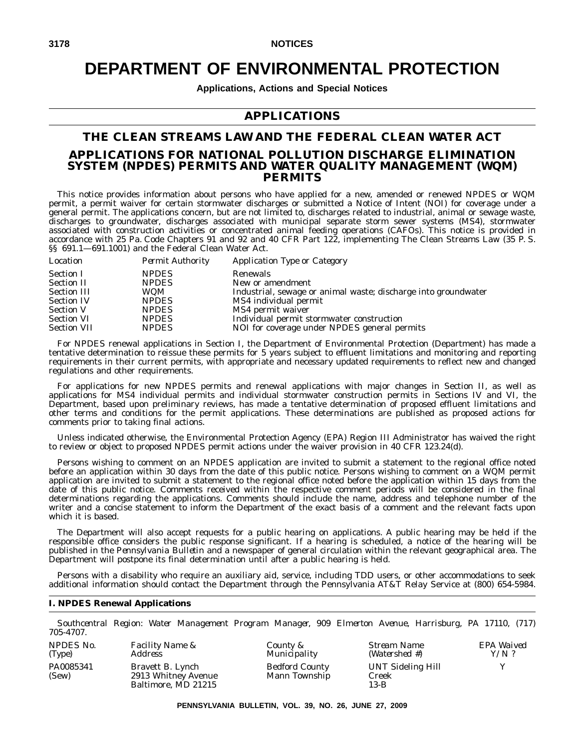# DEPARTMENT OF ENVIRONMENTAL PROTECTION

**Applications, Actions and Special Notices**

## APPLICATIONS

## THE CLEAN STREAMS LAW AND THE FEDERAL CLEAN WATER ACT

## APPLICATIONS FOR NATIONAL POLLUTION DISCHARGE ELIMINATION SYSTEM (NPDES) PERMITS AND WATER QUALITY MANAGEMENT (WQM) PERMITS

This notice provides information about persons who have applied for a new, amended or renewed NPDES or WQM permit, a permit waiver for certain stormwater discharges or submitted a Notice of Intent (NOI) for coverage under a general permit. The applications concern, but are not limited to, discharges related to industrial, animal or sewage waste, discharges to groundwater, discharges associated with municipal separate storm sewer systems (MS4), stormwater associated with construction activities or concentrated animal feeding operations (CAFOs). This notice is provided in accordance with 25 Pa. Code Chapters 91 and 92 and 40 CFR Part 122, implementing The Clean Streams Law (35 P. S. §§ 691.1—691.1001) and the Federal Clean Water Act.

| *Location* | *Permit Authority* | *Application Type or Category* |
|---|---|---|
| Section I | NPDES | Renewals |
| Section II | NPDES | New or amendment |
| Section III | WQM | Industrial, sewage or animal waste; discharge into groundwater |
| Section IV | NPDES | MS4 individual permit |
| Section V | NPDES | MS4 permit waiver |
| Section VI | NPDES | Individual permit stormwater construction |
| Section VII | NPDES | NOI for coverage under NPDES general permits |

For NPDES renewal applications in Section I, the Department of Environmental Protection (Department) has made a tentative determination to reissue these permits for 5 years subject to effluent limitations and monitoring and reporting requirements in their current permits, with appropriate and necessary updated requirements to reflect new and changed regulations and other requirements.

For applications for new NPDES permits and renewal applications with major changes in Section II, as well as applications for MS4 individual permits and individual stormwater construction permits in Sections IV and VI, the Department, based upon preliminary reviews, has made a tentative determination of proposed effluent limitations and other terms and conditions for the permit applications. These determinations are published as proposed actions for comments prior to taking final actions.

Unless indicated otherwise, the Environmental Protection Agency (EPA) Region III Administrator has waived the right to review or object to proposed NPDES permit actions under the waiver provision in 40 CFR 123.24(d).

Persons wishing to comment on an NPDES application are invited to submit a statement to the regional office noted before an application within 30 days from the date of this public notice. Persons wishing to comment on a WQM permit application are invited to submit a statement to the regional office noted before the application within 15 days from the date of this public notice. Comments received within the respective comment periods will be considered in the final determinations regarding the applications. Comments should include the name, address and telephone number of the writer and a concise statement to inform the Department of the exact basis of a comment and the relevant facts upon which it is based.

The Department will also accept requests for a public hearing on applications. A public hearing may be held if the responsible office considers the public response significant. If a hearing is scheduled, a notice of the hearing will be published in the *Pennsylvania Bulletin* and a newspaper of general circulation within the relevant geographical area. The Department will postpone its final determination until after a public hearing is held.

Persons with a disability who require an auxiliary aid, service, including TDD users, or other accommodations to seek additional information should contact the Department through the Pennsylvania AT&T Relay Service at (800) 654-5984.

### I. NPDES Renewal Applications

*Southcentral Region: Water Management Program Manager, 909 Elmerton Avenue, Harrisburg, PA 17110, (717) 705-4707.*

| *NPDES No. (Type)* | *Facility Name & Address* | *County & Municipality* | *Stream Name (Watershed #)* | *EPA Waived Y/N ?* |
|---|---|---|---|---|
| PA0085341 (Sew) | Bravett B. Lynch 2913 Whitney Avenue Baltimore, MD 21215 | Bedford County Mann Township | UNT Sideling Hill Creek 13-B | Y |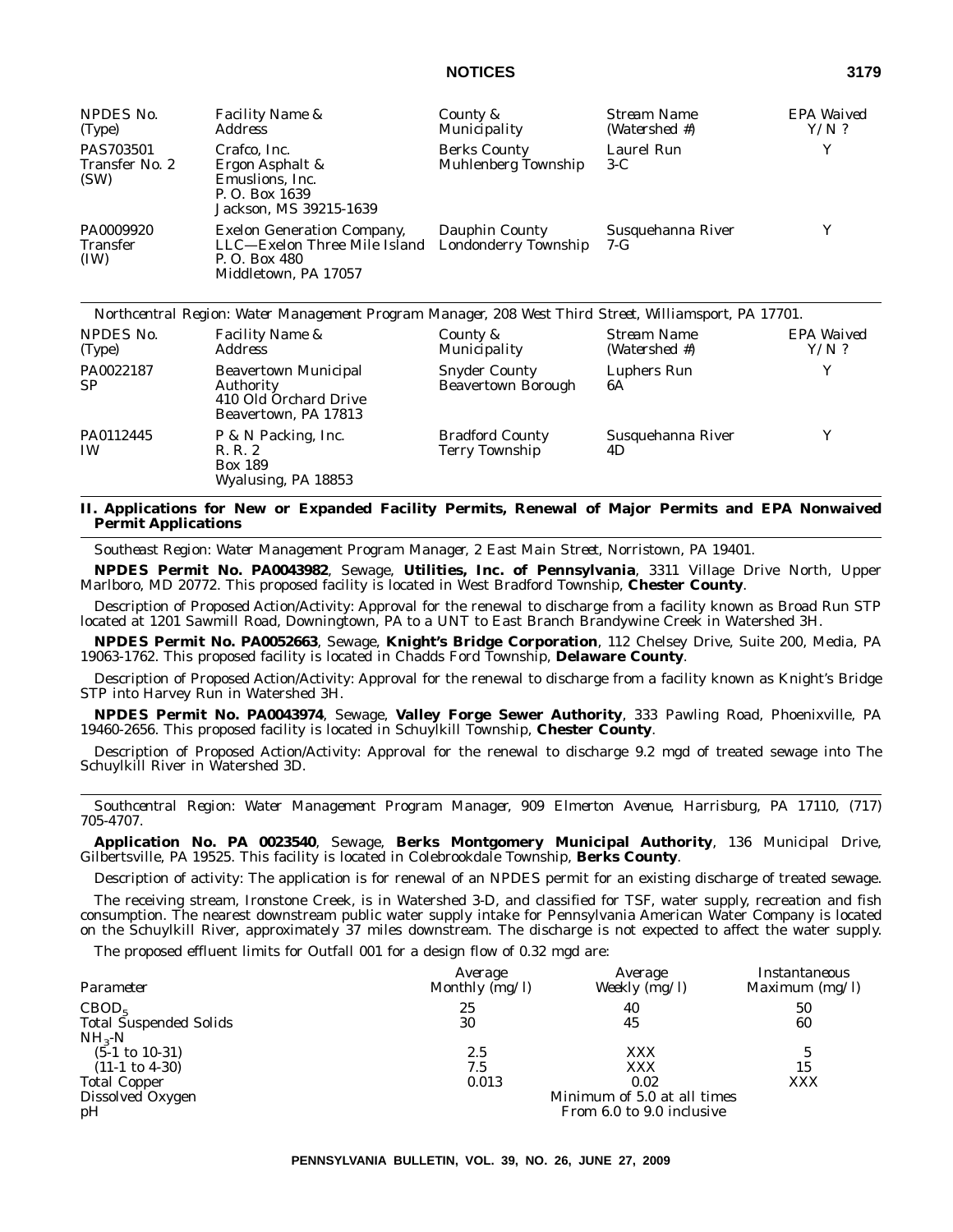| NPDES No. (Type) | Facility Name & Address | County & Municipality | Stream Name (Watershed #) | EPA Waived Y/N ? |
|---|---|---|---|---|
| PAS703501 Transfer No. 2 (SW) | Crafco, Inc. Ergon Asphalt & Emuslions, Inc. P. O. Box 1639 Jackson, MS 39215-1639 | Berks County Muhlenberg Township | Laurel Run 3-C | Y |
| PA0009920 Transfer (IW) | Exelon Generation Company, LLC—Exelon Three Mile Island P. O. Box 480 Middletown, PA 17057 | Dauphin County Londonderry Township | Susquehanna River 7-G | Y |

*Northcentral Region: Water Management Program Manager, 208 West Third Street, Williamsport, PA 17701.*

| NPDES No. (Type) | Facility Name & Address | County & Municipality | Stream Name (Watershed #) | EPA Waived Y/N ? |
|---|---|---|---|---|
| PA0022187 SP | Beavertown Municipal Authority 410 Old Orchard Drive Beavertown, PA 17813 | Snyder County Beavertown Borough | Luphers Run 6A | Y |
| PA0112445 IW | P & N Packing, Inc. R. R. 2 Box 189 Wyalusing, PA 18853 | Bradford County Terry Township | Susquehanna River 4D | Y |

## II. Applications for New or Expanded Facility Permits, Renewal of Major Permits and EPA Nonwaived Permit Applications

*Southeast Region: Water Management Program Manager, 2 East Main Street, Norristown, PA 19401.*

**NPDES Permit No. PA0043982**, Sewage, **Utilities, Inc. of Pennsylvania**, 3311 Village Drive North, Upper Marlboro, MD 20772. This proposed facility is located in West Bradford Township, **Chester County**.

Description of Proposed Action/Activity: Approval for the renewal to discharge from a facility known as Broad Run STP located at 1201 Sawmill Road, Downingtown, PA to a UNT to East Branch Brandywine Creek in Watershed 3H.

**NPDES Permit No. PA0052663**, Sewage, **Knight's Bridge Corporation**, 112 Chelsey Drive, Suite 200, Media, PA 19063-1762. This proposed facility is located in Chadds Ford Township, **Delaware County**.

Description of Proposed Action/Activity: Approval for the renewal to discharge from a facility known as Knight's Bridge STP into Harvey Run in Watershed 3H.

**NPDES Permit No. PA0043974**, Sewage, **Valley Forge Sewer Authority**, 333 Pawling Road, Phoenixville, PA 19460-2656. This proposed facility is located in Schuylkill Township, **Chester County**.

Description of Proposed Action/Activity: Approval for the renewal to discharge 9.2 mgd of treated sewage into The Schuylkill River in Watershed 3D.

*Southcentral Region: Water Management Program Manager, 909 Elmerton Avenue, Harrisburg, PA 17110, (717) 705-4707.*

**Application No. PA 0023540**, Sewage, **Berks Montgomery Municipal Authority**, 136 Municipal Drive, Gilbertsville, PA 19525. This facility is located in Colebrookdale Township, **Berks County**.

Description of activity: The application is for renewal of an NPDES permit for an existing discharge of treated sewage.

The receiving stream, Ironstone Creek, is in Watershed 3-D, and classified for TSF, water supply, recreation and fish consumption. The nearest downstream public water supply intake for Pennsylvania American Water Company is located on the Schuylkill River, approximately 37 miles downstream. The discharge is not expected to affect the water supply.

The proposed effluent limits for Outfall 001 for a design flow of 0.32 mgd are:

| Parameter | Average Monthly (mg/l) | Average Weekly (mg/l) | Instantaneous Maximum (mg/l) |
|---|---|---|---|
| $CBOD_5$ | 25 | 40 | 50 |
| Total Suspended Solids | 30 | 45 | 60 |
| $NH_3$-N | | | |
| (5-1 to 10-31) | 2.5 | XXX | 5 |
| (11-1 to 4-30) | 7.5 | XXX | 15 |
| Total Copper | 0.013 | 0.02 | XXX |
| Dissolved Oxygen | | Minimum of 5.0 at all times | |
| pH | | From 6.0 to 9.0 inclusive | |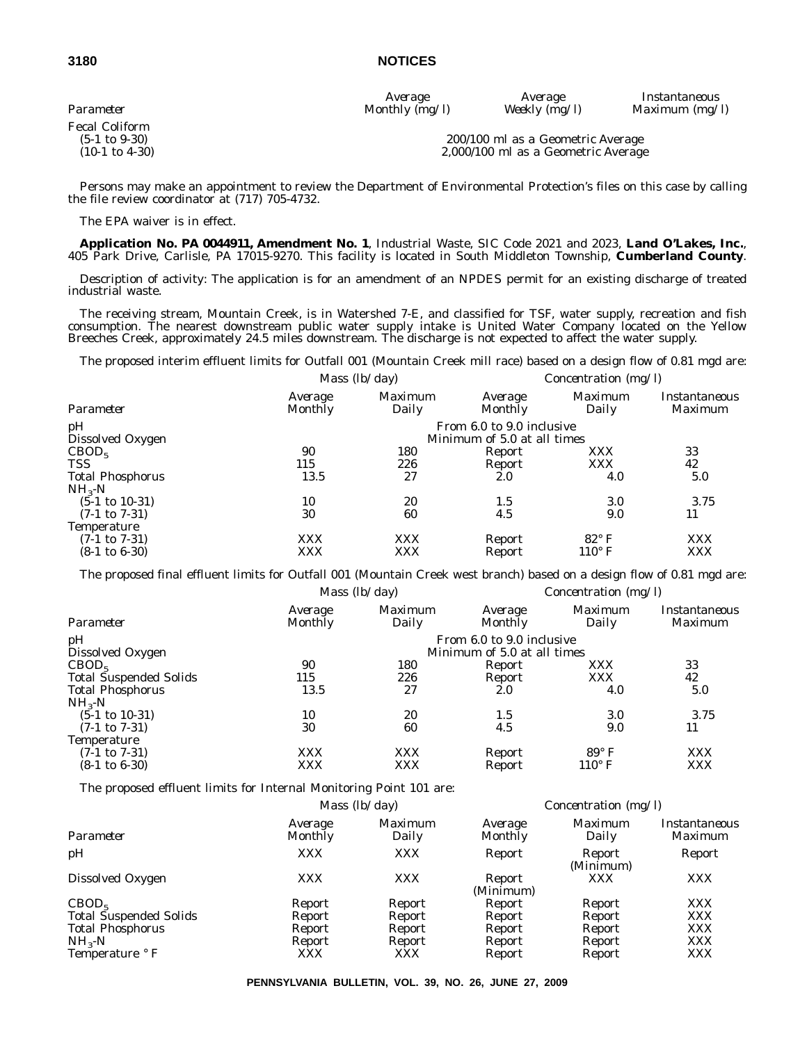| Parameter | Average Monthly (mg/l) | Average Weekly (mg/l) | Instantaneous Maximum (mg/l) |
|---|---|---|---|
| Fecal Coliform | | | |
| (5-1 to 9-30) | 200/100 ml as a Geometric Average | | |
| (10-1 to 4-30) | 2,000/100 ml as a Geometric Average | | |

Persons may make an appointment to review the Department of Environmental Protection's files on this case by calling the file review coordinator at (717) 705-4732.

The EPA waiver is in effect.

**Application No. PA 0044911, Amendment No. 1**, Industrial Waste, SIC Code 2021 and 2023, **Land O'Lakes, Inc.**, 405 Park Drive, Carlisle, PA 17015-9270. This facility is located in South Middleton Township, **Cumberland County**.

Description of activity: The application is for an amendment of an NPDES permit for an existing discharge of treated industrial waste.

The receiving stream, Mountain Creek, is in Watershed 7-E, and classified for TSF, water supply, recreation and fish consumption. The nearest downstream public water supply intake is United Water Company located on the Yellow Breeches Creek, approximately 24.5 miles downstream. The discharge is not expected to affect the water supply.

The proposed interim effluent limits for Outfall 001 (Mountain Creek mill race) based on a design flow of 0.81 mgd are:

| | Mass (lb/day) | | Concentration (mg/l) | | |
|---|---|---|---|---|---|
| Parameter | Average Monthly | Maximum Daily | Average Monthly | Maximum Daily | Instantaneous Maximum |
| pH | From 6.0 to 9.0 inclusive | | | | |
| Dissolved Oxygen | Minimum of 5.0 at all times | | | | |
| $CBOD_5$ | 90 | 180 | Report | XXX | 33 |
| TSS | 115 | 226 | Report | XXX | 42 |
| Total Phosphorus | 13.5 | 27 | 2.0 | 4.0 | 5.0 |
| $NH_3$-N | | | | | |
| (5-1 to 10-31) | 10 | 20 | 1.5 | 3.0 | 3.75 |
| (7-1 to 7-31) | 30 | 60 | 4.5 | 9.0 | 11 |
| Temperature | | | | | |
| (7-1 to 7-31) | XXX | XXX | Report | 82° F | XXX |
| (8-1 to 6-30) | XXX | XXX | Report | 110° F | XXX |

The proposed final effluent limits for Outfall 001 (Mountain Creek west branch) based on a design flow of 0.81 mgd are:

| | Mass (lb/day) | | Concentration (mg/l) | | |
|---|---|---|---|---|---|
| Parameter | Average Monthly | Maximum Daily | Average Monthly | Maximum Daily | Instantaneous Maximum |
| pH | From 6.0 to 9.0 inclusive | | | | |
| Dissolved Oxygen | Minimum of 5.0 at all times | | | | |
| $CBOD_5$ | 90 | 180 | Report | XXX | 33 |
| Total Suspended Solids | 115 | 226 | Report | XXX | 42 |
| Total Phosphorus | 13.5 | 27 | 2.0 | 4.0 | 5.0 |
| $NH_3$-N | | | | | |
| (5-1 to 10-31) | 10 | 20 | 1.5 | 3.0 | 3.75 |
| (7-1 to 7-31) | 30 | 60 | 4.5 | 9.0 | 11 |
| Temperature | | | | | |
| (7-1 to 7-31) | XXX | XXX | Report | 89° F | XXX |
| (8-1 to 6-30) | XXX | XXX | Report | 110° F | XXX |

The proposed effluent limits for Internal Monitoring Point 101 are:

| | Mass (lb/day) | | Concentration (mg/l) | | |
|---|---|---|---|---|---|
| Parameter | Average Monthly | Maximum Daily | Average Monthly | Maximum Daily | Instantaneous Maximum |
| pH | XXX | XXX | Report | Report (Minimum) | Report |
| Dissolved Oxygen | XXX | XXX | Report (Minimum) | XXX | XXX |
| $CBOD_5$ | Report | Report | Report | Report | XXX |
| Total Suspended Solids | Report | Report | Report | Report | XXX |
| Total Phosphorus | Report | Report | Report | Report | XXX |
| $NH_3$-N | Report | Report | Report | Report | XXX |
| Temperature ° F | XXX | XXX | Report | Report | XXX |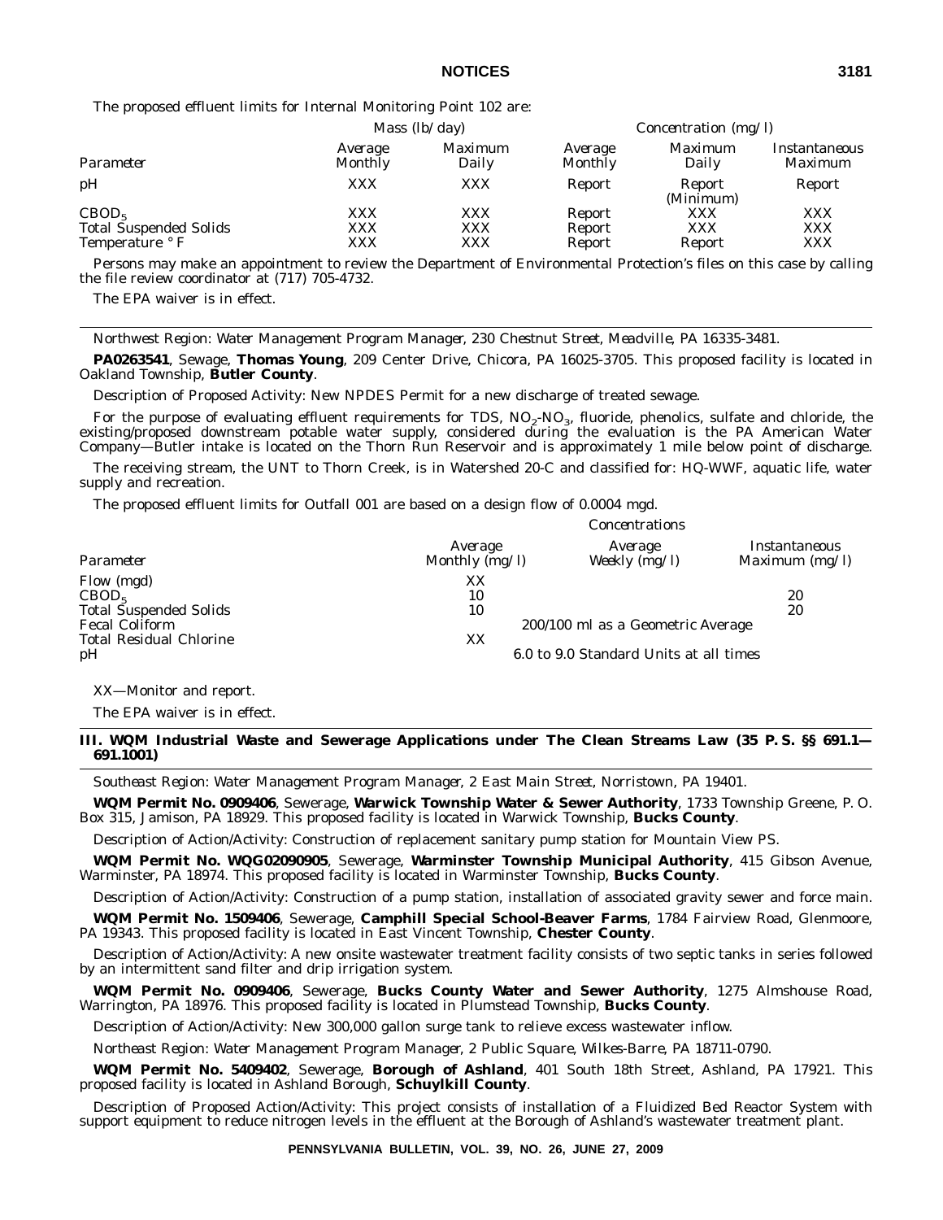The proposed effluent limits for Internal Monitoring Point 102 are:

| | Mass (lb/day) | | Concentration (mg/l) | | |
|---|---|---|---|---|---|
| *Parameter* | *Average Monthly* | *Maximum Daily* | *Average Monthly* | *Maximum Daily* | *Instantaneous Maximum* |
| pH | XXX | XXX | Report | Report (Minimum) | Report |
| $CBOD_5$ | XXX | XXX | Report | XXX | XXX |
| Total Suspended Solids | XXX | XXX | Report | XXX | XXX |
| Temperature ° F | XXX | XXX | Report | Report | XXX |

Persons may make an appointment to review the Department of Environmental Protection's files on this case by calling the file review coordinator at (717) 705-4732.

The EPA waiver is in effect.

---

*Northwest Region: Water Management Program Manager, 230 Chestnut Street, Meadville, PA 16335-3481.*

**PA0263541**, Sewage, **Thomas Young**, 209 Center Drive, Chicora, PA 16025-3705. This proposed facility is located in Oakland Township, **Butler County**.

Description of Proposed Activity: New NPDES Permit for a new discharge of treated sewage.

For the purpose of evaluating effluent requirements for TDS, $NO_2$-$NO_3$, fluoride, phenolics, sulfate and chloride, the existing/proposed downstream potable water supply, considered during the evaluation is the PA American Water Company—Butler intake is located on the Thorn Run Reservoir and is approximately 1 mile below point of discharge.

The receiving stream, the UNT to Thorn Creek, is in Watershed 20-C and classified for: HQ-WWF, aquatic life, water supply and recreation.

The proposed effluent limits for Outfall 001 are based on a design flow of 0.0004 mgd.

| | Concentrations | | |
|---|---|---|---|
| *Parameter* | *Average Monthly (mg/l)* | *Average Weekly (mg/l)* | *Instantaneous Maximum (mg/l)* |
| Flow (mgd) | XX | | |
| $CBOD_5$ | 10 | | 20 |
| Total Suspended Solids | 10 | | 20 |
| Fecal Coliform | 200/100 ml as a Geometric Average | | |
| Total Residual Chlorine | XX | | |
| pH | 6.0 to 9.0 Standard Units at all times | | |

XX—Monitor and report.

The EPA waiver is in effect.

---

## III. WQM Industrial Waste and Sewerage Applications under The Clean Streams Law (35 P. S. §§ 691.1—691.1001)

*Southeast Region: Water Management Program Manager, 2 East Main Street, Norristown, PA 19401.*

**WQM Permit No. 0909406**, Sewerage, **Warwick Township Water & Sewer Authority**, 1733 Township Greene, P. O. Box 315, Jamison, PA 18929. This proposed facility is located in Warwick Township, **Bucks County**.

Description of Action/Activity: Construction of replacement sanitary pump station for Mountain View PS.

**WQM Permit No. WQG02090905**, Sewerage, **Warminster Township Municipal Authority**, 415 Gibson Avenue, Warminster, PA 18974. This proposed facility is located in Warminster Township, **Bucks County**.

Description of Action/Activity: Construction of a pump station, installation of associated gravity sewer and force main.

**WQM Permit No. 1509406**, Sewerage, **Camphill Special School-Beaver Farms**, 1784 Fairview Road, Glenmoore, PA 19343. This proposed facility is located in East Vincent Township, **Chester County**.

Description of Action/Activity: A new onsite wastewater treatment facility consists of two septic tanks in series followed by an intermittent sand filter and drip irrigation system.

**WQM Permit No. 0909406**, Sewerage, **Bucks County Water and Sewer Authority**, 1275 Almshouse Road, Warrington, PA 18976. This proposed facility is located in Plumstead Township, **Bucks County**.

Description of Action/Activity: New 300,000 gallon surge tank to relieve excess wastewater inflow.

*Northeast Region: Water Management Program Manager, 2 Public Square, Wilkes-Barre, PA 18711-0790.*

**WQM Permit No. 5409402**, Sewerage, **Borough of Ashland**, 401 South 18th Street, Ashland, PA 17921. This proposed facility is located in Ashland Borough, **Schuylkill County**.

Description of Proposed Action/Activity: This project consists of installation of a Fluidized Bed Reactor System with support equipment to reduce nitrogen levels in the effluent at the Borough of Ashland's wastewater treatment plant.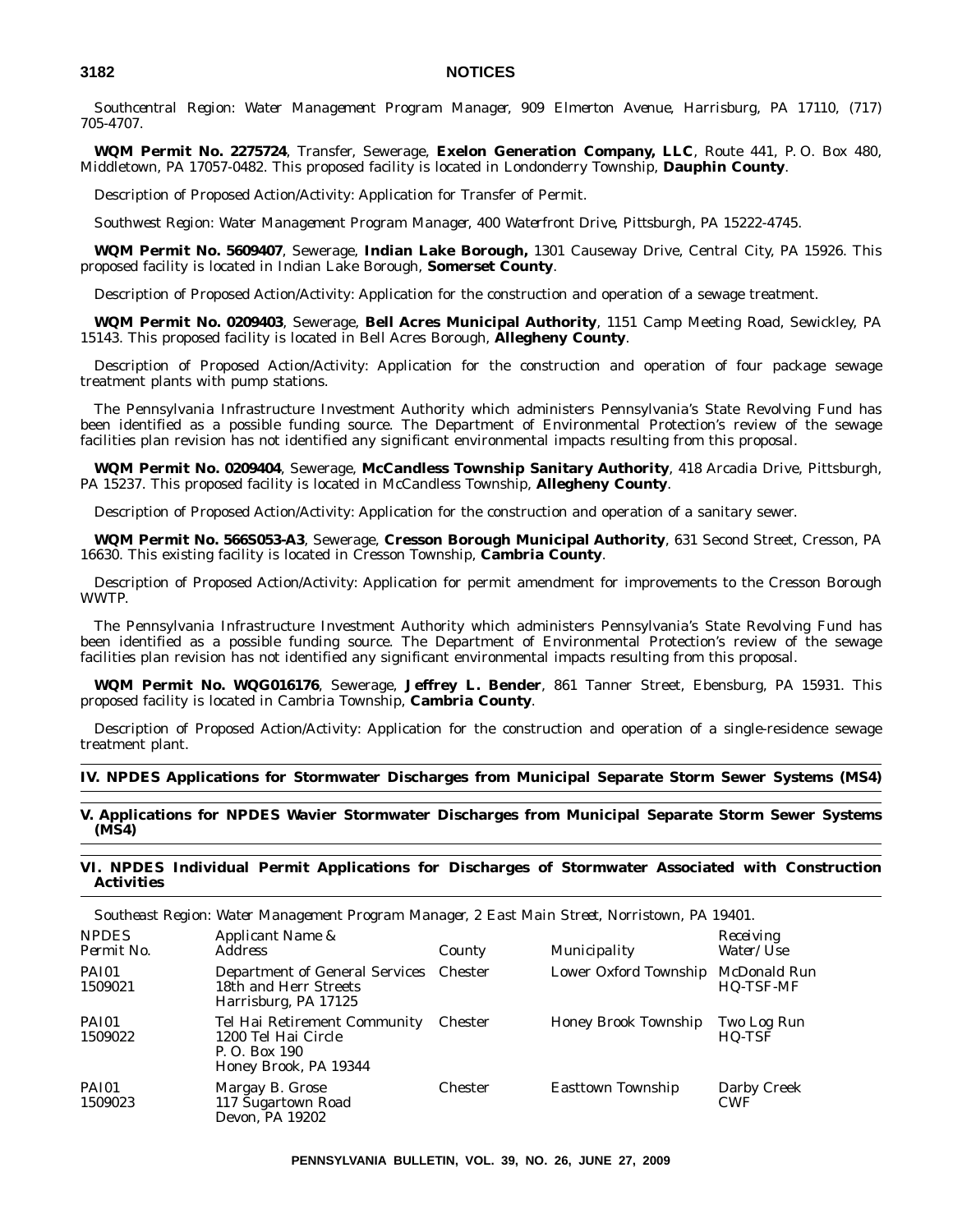*Southcentral Region: Water Management Program Manager, 909 Elmerton Avenue, Harrisburg, PA 17110, (717) 705-4707.*

**WQM Permit No. 2275724**, Transfer, Sewerage, **Exelon Generation Company, LLC**, Route 441, P. O. Box 480, Middletown, PA 17057-0482. This proposed facility is located in Londonderry Township, **Dauphin County**.

Description of Proposed Action/Activity: Application for Transfer of Permit.

*Southwest Region: Water Management Program Manager, 400 Waterfront Drive, Pittsburgh, PA 15222-4745.*

**WQM Permit No. 5609407**, Sewerage, **Indian Lake Borough,** 1301 Causeway Drive, Central City, PA 15926. This proposed facility is located in Indian Lake Borough, **Somerset County**.

Description of Proposed Action/Activity: Application for the construction and operation of a sewage treatment.

**WQM Permit No. 0209403**, Sewerage, **Bell Acres Municipal Authority**, 1151 Camp Meeting Road, Sewickley, PA 15143. This proposed facility is located in Bell Acres Borough, **Allegheny County**.

Description of Proposed Action/Activity: Application for the construction and operation of four package sewage treatment plants with pump stations.

The Pennsylvania Infrastructure Investment Authority which administers Pennsylvania's State Revolving Fund has been identified as a possible funding source. The Department of Environmental Protection's review of the sewage facilities plan revision has not identified any significant environmental impacts resulting from this proposal.

**WQM Permit No. 0209404**, Sewerage, **McCandless Township Sanitary Authority**, 418 Arcadia Drive, Pittsburgh, PA 15237. This proposed facility is located in McCandless Township, **Allegheny County**.

Description of Proposed Action/Activity: Application for the construction and operation of a sanitary sewer.

**WQM Permit No. 566S053-A3**, Sewerage, **Cresson Borough Municipal Authority**, 631 Second Street, Cresson, PA 16630. This existing facility is located in Cresson Township, **Cambria County**.

Description of Proposed Action/Activity: Application for permit amendment for improvements to the Cresson Borough WWTP.

The Pennsylvania Infrastructure Investment Authority which administers Pennsylvania's State Revolving Fund has been identified as a possible funding source. The Department of Environmental Protection's review of the sewage facilities plan revision has not identified any significant environmental impacts resulting from this proposal.

**WQM Permit No. WQG016176**, Sewerage, **Jeffrey L. Bender**, 861 Tanner Street, Ebensburg, PA 15931. This proposed facility is located in Cambria Township, **Cambria County**.

Description of Proposed Action/Activity: Application for the construction and operation of a single-residence sewage treatment plant.

## IV. NPDES Applications for Stormwater Discharges from Municipal Separate Storm Sewer Systems (MS4)

## V. Applications for NPDES Wavier Stormwater Discharges from Municipal Separate Storm Sewer Systems (MS4)

## VI. NPDES Individual Permit Applications for Discharges of Stormwater Associated with Construction Activities

*Southeast Region: Water Management Program Manager, 2 East Main Street, Norristown, PA 19401.*

| NPDES Permit No. | Applicant Name & Address | County | Municipality | Receiving Water/Use |
|---|---|---|---|---|
| PAI01 1509021 | Department of General Services 18th and Herr Streets Harrisburg, PA 17125 | Chester | Lower Oxford Township | McDonald Run HQ-TSF-MF |
| PAI01 1509022 | Tel Hai Retirement Community 1200 Tel Hai Circle P. O. Box 190 Honey Brook, PA 19344 | Chester | Honey Brook Township | Two Log Run HQ-TSF |
| PAI01 1509023 | Margay B. Grose 117 Sugartown Road Devon, PA 19202 | Chester | Easttown Township | Darby Creek CWF |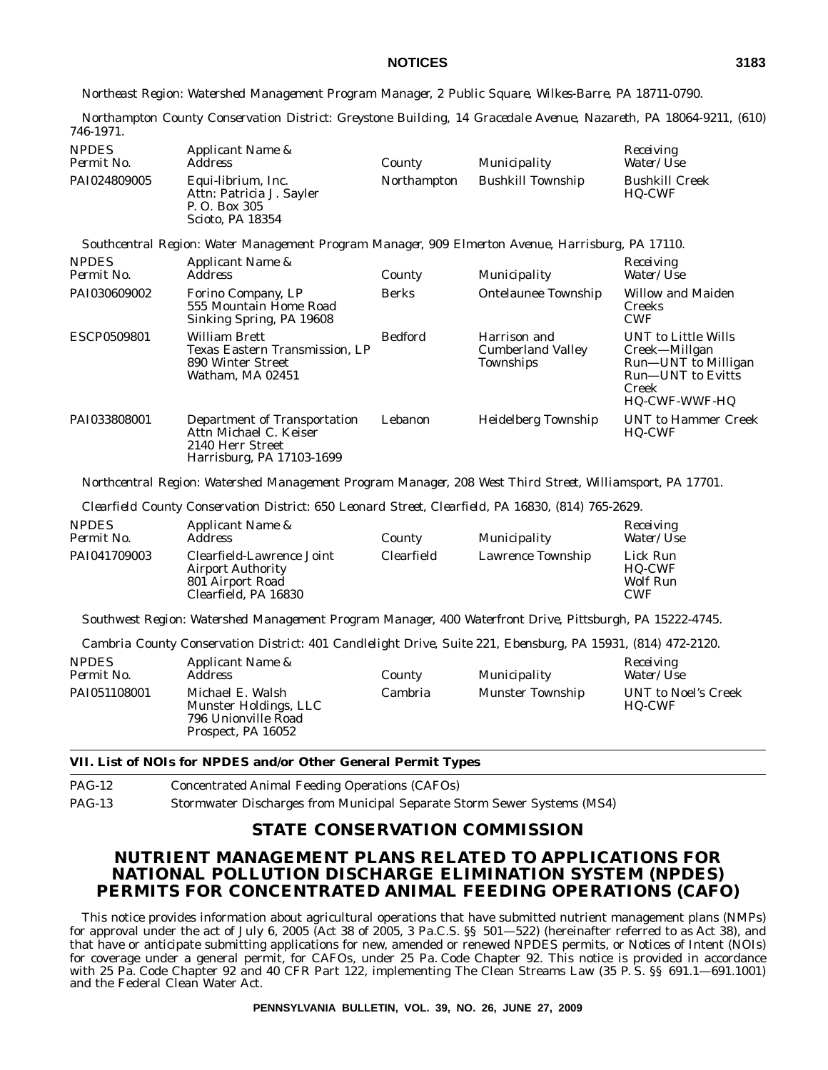*Northeast Region: Watershed Management Program Manager, 2 Public Square, Wilkes-Barre, PA 18711-0790.*

*Northampton County Conservation District: Greystone Building, 14 Gracedale Avenue, Nazareth, PA 18064-9211, (610) 746-1971.*

| NPDES Permit No. | Applicant Name & Address | County | Municipality | Receiving Water/Use |
|---|---|---|---|---|
| PAI024809005 | Equi-librium, Inc. Attn: Patricia J. Sayler P. O. Box 305 Sciota, PA 18354 | Northampton | Bushkill Township | Bushkill Creek HQ-CWF |

*Southcentral Region: Water Management Program Manager, 909 Elmerton Avenue, Harrisburg, PA 17110.*

| NPDES Permit No. | Applicant Name & Address | County | Municipality | Receiving Water/Use |
|---|---|---|---|---|
| PAI030609002 | Forino Company, LP 555 Mountain Home Road Sinking Spring, PA 19608 | Berks | Ontelaunee Township | Willow and Maiden Creeks CWF |
| ESCP0509801 | William Brett Texas Eastern Transmission, LP 890 Winter Street Watham, MA 02451 | Bedford | Harrison and Cumberland Valley Townships | UNT to Little Wills Creek—Millgan Run—UNT to Milligan Run—UNT to Evitts Creek HQ-CWF-WWF-HQ |
| PAI033808001 | Department of Transportation Attn Michael C. Keiser 2140 Herr Street Harrisburg, PA 17103-1699 | Lebanon | Heidelberg Township | UNT to Hammer Creek HQ-CWF |

*Northcentral Region: Watershed Management Program Manager, 208 West Third Street, Williamsport, PA 17701.*

*Clearfield County Conservation District: 650 Leonard Street, Clearfield, PA 16830, (814) 765-2629.*

| NPDES Permit No. | Applicant Name & Address | County | Municipality | Receiving Water/Use |
|---|---|---|---|---|
| PAI041709003 | Clearfield-Lawrence Joint Airport Authority 801 Airport Road Clearfield, PA 16830 | Clearfield | Lawrence Township | Lick Run HQ-CWF Wolf Run CWF |

*Southwest Region: Watershed Management Program Manager, 400 Waterfront Drive, Pittsburgh, PA 15222-4745.*

*Cambria County Conservation District: 401 Candlelight Drive, Suite 221, Ebensburg, PA 15931, (814) 472-2120.*

| NPDES Permit No. | Applicant Name & Address | County | Municipality | Receiving Water/Use |
|---|---|---|---|---|
| PAI051108001 | Michael E. Walsh Munster Holdings, LLC 796 Unionville Road Prospect, PA 16052 | Cambria | Munster Township | UNT to Noel's Creek HQ-CWF |

**VII. List of NOIs for NPDES and/or Other General Permit Types**

| | |
|---|---|
| PAG-12 | Concentrated Animal Feeding Operations (CAFOs) |
| PAG-13 | Stormwater Discharges from Municipal Separate Storm Sewer Systems (MS4) |

## STATE CONSERVATION COMMISSION

## NUTRIENT MANAGEMENT PLANS RELATED TO APPLICATIONS FOR NATIONAL POLLUTION DISCHARGE ELIMINATION SYSTEM (NPDES) PERMITS FOR CONCENTRATED ANIMAL FEEDING OPERATIONS (CAFO)

This notice provides information about agricultural operations that have submitted nutrient management plans (NMPs) for approval under the act of July 6, 2005 (Act 38 of 2005, 3 Pa.C.S. §§ 501—522) (hereinafter referred to as Act 38), and that have or anticipate submitting applications for new, amended or renewed NPDES permits, or Notices of Intent (NOIs) for coverage under a general permit, for CAFOs, under 25 Pa. Code Chapter 92. This notice is provided in accordance with 25 Pa. Code Chapter 92 and 40 CFR Part 122, implementing The Clean Streams Law (35 P. S. §§ 691.1—691.1001) and the Federal Clean Water Act.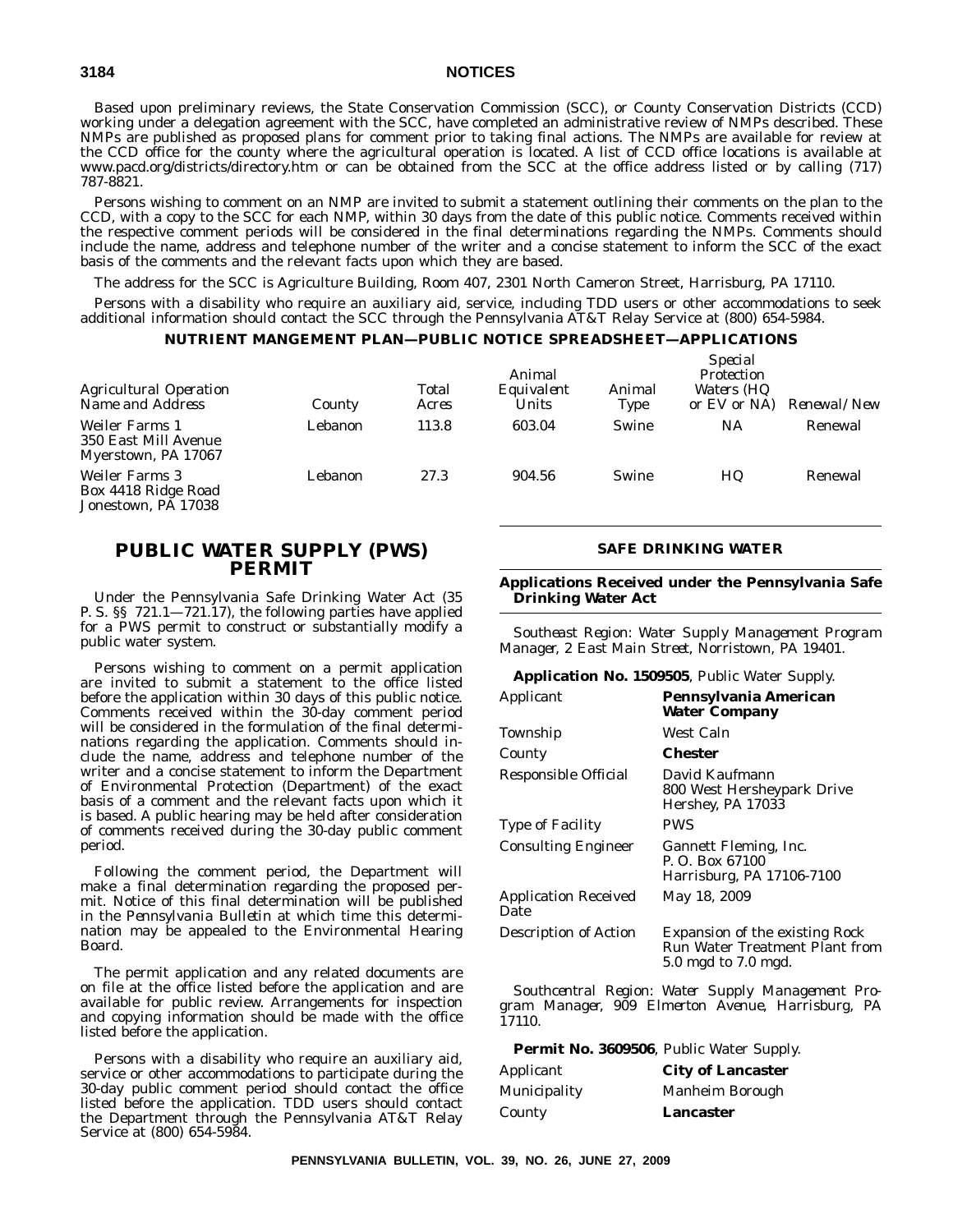Based upon preliminary reviews, the State Conservation Commission (SCC), or County Conservation Districts (CCD) working under a delegation agreement with the SCC, have completed an administrative review of NMPs described. These NMPs are published as proposed plans for comment prior to taking final actions. The NMPs are available for review at the CCD office for the county where the agricultural operation is located. A list of CCD office locations is available at www.pacd.org/districts/directory.htm or can be obtained from the SCC at the office address listed or by calling (717) 787-8821.

Persons wishing to comment on an NMP are invited to submit a statement outlining their comments on the plan to the CCD, with a copy to the SCC for each NMP, within 30 days from the date of this public notice. Comments received within the respective comment periods will be considered in the final determinations regarding the NMPs. Comments should include the name, address and telephone number of the writer and a concise statement to inform the SCC of the exact basis of the comments and the relevant facts upon which they are based.

The address for the SCC is Agriculture Building, Room 407, 2301 North Cameron Street, Harrisburg, PA 17110.

Persons with a disability who require an auxiliary aid, service, including TDD users or other accommodations to seek additional information should contact the SCC through the Pennsylvania AT&T Relay Service at (800) 654-5984.

**NUTRIENT MANGEMENT PLAN—PUBLIC NOTICE SPREADSHEET—APPLICATIONS**

| *Agricultural Operation Name and Address* | *County* | *Total Acres* | *Animal Equivalent Units* | *Animal Type* | *Special Protection Waters (HQ or EV or NA)* | *Renewal/New* |
|---|---|---|---|---|---|---|
| Weiler Farms 1<br>350 East Mill Avenue<br>Myerstown, PA 17067 | Lebanon | 113.8 | 603.04 | Swine | NA | Renewal |
| Weiler Farms 3<br>Box 4418 Ridge Road<br>Jonestown, PA 17038 | Lebanon | 27.3 | 904.56 | Swine | HQ | Renewal |

# PUBLIC WATER SUPPLY (PWS) PERMIT

Under the Pennsylvania Safe Drinking Water Act (35 P. S. §§ 721.1—721.17), the following parties have applied for a PWS permit to construct or substantially modify a public water system.

Persons wishing to comment on a permit application are invited to submit a statement to the office listed before the application within 30 days of this public notice. Comments received within the 30-day comment period will be considered in the formulation of the final determinations regarding the application. Comments should include the name, address and telephone number of the writer and a concise statement to inform the Department of Environmental Protection (Department) of the exact basis of a comment and the relevant facts upon which it is based. A public hearing may be held after consideration of comments received during the 30-day public comment period.

Following the comment period, the Department will make a final determination regarding the proposed permit. Notice of this final determination will be published in the *Pennsylvania Bulletin* at which time this determination may be appealed to the Environmental Hearing Board.

The permit application and any related documents are on file at the office listed before the application and are available for public review. Arrangements for inspection and copying information should be made with the office listed before the application.

Persons with a disability who require an auxiliary aid, service or other accommodations to participate during the 30-day public comment period should contact the office listed before the application. TDD users should contact the Department through the Pennsylvania AT&T Relay Service at (800) 654-5984.

## SAFE DRINKING WATER

### Applications Received under the Pennsylvania Safe Drinking Water Act

*Southeast Region: Water Supply Management Program Manager, 2 East Main Street, Norristown, PA 19401.*

**Application No. 1509505**, Public Water Supply.

| | |
|---|---|
| Applicant | **Pennsylvania American Water Company** |
| Township | West Caln |
| County | **Chester** |
| Responsible Official | David Kaufmann<br>800 West Hersheypark Drive<br>Hershey, PA 17033 |
| Type of Facility | PWS |
| Consulting Engineer | Gannett Fleming, Inc.<br>P. O. Box 67100<br>Harrisburg, PA 17106-7100 |
| Application Received Date | May 18, 2009 |
| Description of Action | Expansion of the existing Rock Run Water Treatment Plant from 5.0 mgd to 7.0 mgd. |

*Southcentral Region: Water Supply Management Program Manager, 909 Elmerton Avenue, Harrisburg, PA 17110.*

**Permit No. 3609506**, Public Water Supply.

| | |
|---|---|
| Applicant | **City of Lancaster** |
| Municipality | Manheim Borough |
| County | **Lancaster** |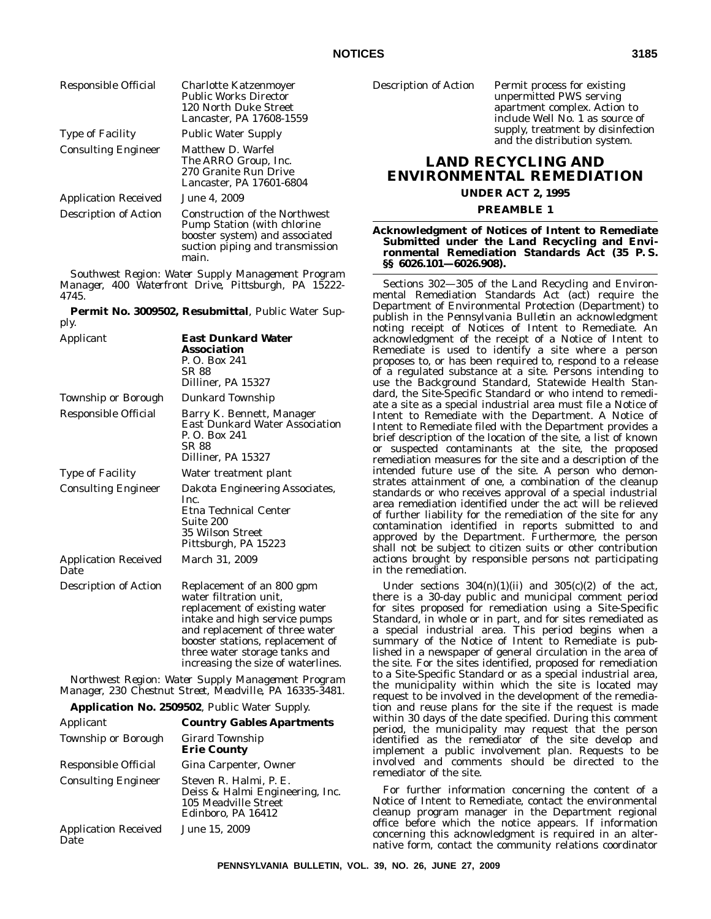| | |
|---|---|
| Responsible Official | Charlotte Katzenmoyer<br>Public Works Director<br>120 North Duke Street<br>Lancaster, PA 17608-1559 |
| Type of Facility | Public Water Supply |
| Consulting Engineer | Matthew D. Warfel<br>The ARRO Group, Inc.<br>270 Granite Run Drive<br>Lancaster, PA 17601-6804 |
| Application Received | June 4, 2009 |
| Description of Action | Construction of the Northwest Pump Station (with chlorine booster system) and associated suction piping and transmission main. |

*Southwest Region: Water Supply Management Program Manager, 400 Waterfront Drive, Pittsburgh, PA 15222-4745.*

**Permit No. 3009502, Resubmittal**, Public Water Supply.

| | |
|---|---|
| Applicant | **East Dunkard Water Association**<br>P. O. Box 241<br>SR 88<br>Dilliner, PA 15327 |
| Township or Borough | Dunkard Township |
| Responsible Official | Barry K. Bennett, Manager<br>East Dunkard Water Association<br>P. O. Box 241<br>SR 88<br>Dilliner, PA 15327 |
| Type of Facility | Water treatment plant |
| Consulting Engineer | Dakota Engineering Associates, Inc.<br>Etna Technical Center<br>Suite 200<br>35 Wilson Street<br>Pittsburgh, PA 15223 |
| Application Received Date | March 31, 2009 |
| Description of Action | Replacement of an 800 gpm water filtration unit, replacement of existing water intake and high service pumps and replacement of three water booster stations, replacement of three water storage tanks and increasing the size of waterlines. |

*Northwest Region: Water Supply Management Program Manager, 230 Chestnut Street, Meadville, PA 16335-3481.*

**Application No. 2509502**, Public Water Supply.

| | |
|---|---|
| Applicant | **Country Gables Apartments** |
| Township or Borough | Girard Township<br>**Erie County** |
| Responsible Official | Gina Carpenter, Owner |
| Consulting Engineer | Steven R. Halmi, P. E.<br>Deiss & Halmi Engineering, Inc.<br>105 Meadville Street<br>Edinboro, PA 16412 |
| Application Received Date | June 15, 2009 |
| Description of Action | Permit process for existing unpermitted PWS serving apartment complex. Action to include Well No. 1 as source of supply, treatment by disinfection and the distribution system. |

# LAND RECYCLING AND ENVIRONMENTAL REMEDIATION

## UNDER ACT 2, 1995

## PREAMBLE 1

### Acknowledgment of Notices of Intent to Remediate Submitted under the Land Recycling and Environmental Remediation Standards Act (35 P. S. §§ 6026.101—6026.908).

Sections 302—305 of the Land Recycling and Environmental Remediation Standards Act (act) require the Department of Environmental Protection (Department) to publish in the *Pennsylvania Bulletin* an acknowledgment noting receipt of Notices of Intent to Remediate. An acknowledgment of the receipt of a Notice of Intent to Remediate is used to identify a site where a person proposes to, or has been required to, respond to a release of a regulated substance at a site. Persons intending to use the Background Standard, Statewide Health Standard, the Site-Specific Standard or who intend to remediate a site as a special industrial area must file a Notice of Intent to Remediate with the Department. A Notice of Intent to Remediate filed with the Department provides a brief description of the location of the site, a list of known or suspected contaminants at the site, the proposed remediation measures for the site and a description of the intended future use of the site. A person who demonstrates attainment of one, a combination of the cleanup standards or who receives approval of a special industrial area remediation identified under the act will be relieved of further liability for the remediation of the site for any contamination identified in reports submitted to and approved by the Department. Furthermore, the person shall not be subject to citizen suits or other contribution actions brought by responsible persons not participating in the remediation.

Under sections 304(n)(1)(ii) and 305(c)(2) of the act, there is a 30-day public and municipal comment period for sites proposed for remediation using a Site-Specific Standard, in whole or in part, and for sites remediated as a special industrial area. This period begins when a summary of the Notice of Intent to Remediate is published in a newspaper of general circulation in the area of the site. For the sites identified, proposed for remediation to a Site-Specific Standard or as a special industrial area, the municipality within which the site is located may request to be involved in the development of the remediation and reuse plans for the site if the request is made within 30 days of the date specified. During this comment period, the municipality may request that the person identified as the remediator of the site develop and implement a public involvement plan. Requests to be involved and comments should be directed to the remediator of the site.

For further information concerning the content of a Notice of Intent to Remediate, contact the environmental cleanup program manager in the Department regional office before which the notice appears. If information concerning this acknowledgment is required in an alternative form, contact the community relations coordinator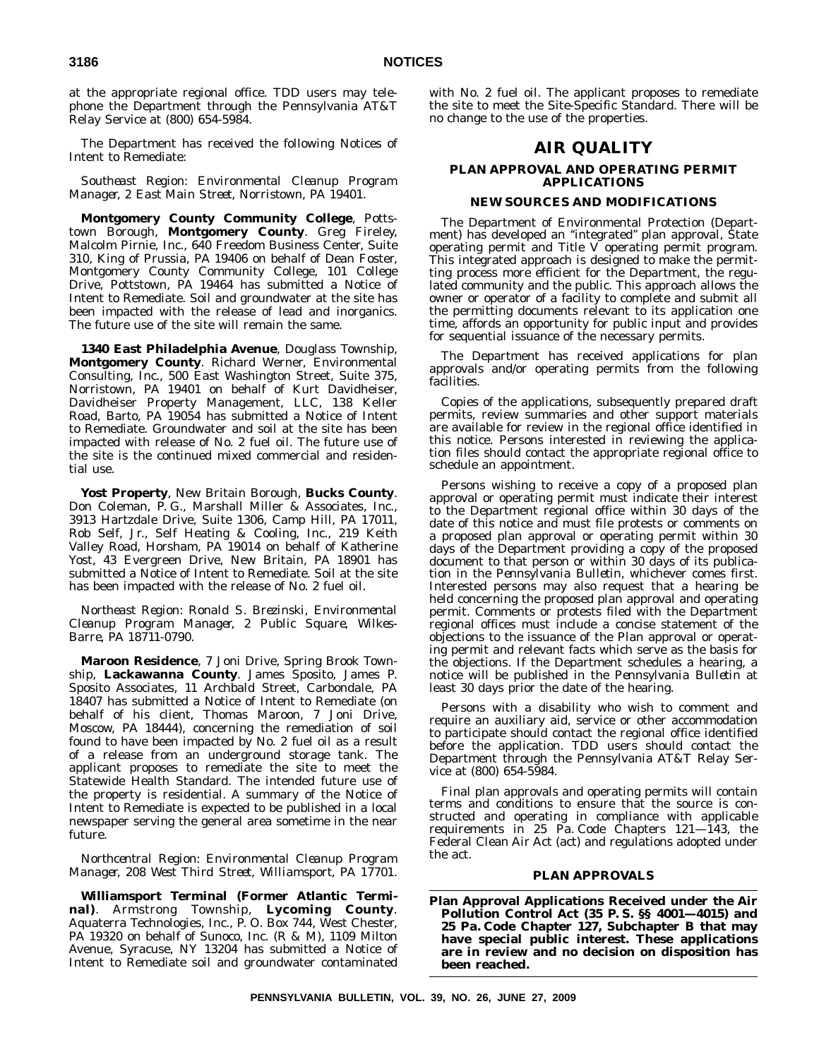at the appropriate regional office. TDD users may telephone the Department through the Pennsylvania AT&T Relay Service at (800) 654-5984.

The Department has received the following Notices of Intent to Remediate:

*Southeast Region: Environmental Cleanup Program Manager, 2 East Main Street, Norristown, PA 19401.*

**Montgomery County Community College**, Pottstown Borough, **Montgomery County**. Greg Fireley, Malcolm Pirnie, Inc., 640 Freedom Business Center, Suite 310, King of Prussia, PA 19406 on behalf of Dean Foster, Montgomery County Community College, 101 College Drive, Pottstown, PA 19464 has submitted a Notice of Intent to Remediate. Soil and groundwater at the site has been impacted with the release of lead and inorganics. The future use of the site will remain the same.

**1340 East Philadelphia Avenue**, Douglass Township, **Montgomery County**. Richard Werner, Environmental Consulting, Inc., 500 East Washington Street, Suite 375, Norristown, PA 19401 on behalf of Kurt Davidheiser, Davidheiser Property Management, LLC, 138 Keller Road, Barto, PA 19054 has submitted a Notice of Intent to Remediate. Groundwater and soil at the site has been impacted with release of No. 2 fuel oil. The future use of the site is the continued mixed commercial and residential use.

**Yost Property**, New Britain Borough, **Bucks County**. Don Coleman, P. G., Marshall Miller & Associates, Inc., 3913 Hartzdale Drive, Suite 1306, Camp Hill, PA 17011, Rob Self, Jr., Self Heating & Cooling, Inc., 219 Keith Valley Road, Horsham, PA 19014 on behalf of Katherine Yost, 43 Evergreen Drive, New Britain, PA 18901 has submitted a Notice of Intent to Remediate. Soil at the site has been impacted with the release of No. 2 fuel oil.

*Northeast Region: Ronald S. Brezinski, Environmental Cleanup Program Manager, 2 Public Square, Wilkes-Barre, PA 18711-0790.*

**Maroon Residence**, 7 Joni Drive, Spring Brook Township, **Lackawanna County**. James Sposito, James P. Sposito Associates, 11 Archbald Street, Carbondale, PA 18407 has submitted a Notice of Intent to Remediate (on behalf of his client, Thomas Maroon, 7 Joni Drive, Moscow, PA 18444), concerning the remediation of soil found to have been impacted by No. 2 fuel oil as a result of a release from an underground storage tank. The applicant proposes to remediate the site to meet the Statewide Health Standard. The intended future use of the property is residential. A summary of the Notice of Intent to Remediate is expected to be published in a local newspaper serving the general area sometime in the near future.

*Northcentral Region: Environmental Cleanup Program Manager, 208 West Third Street, Williamsport, PA 17701.*

**Williamsport Terminal (Former Atlantic Terminal)**. Armstrong Township, **Lycoming County**. Aquaterra Technologies, Inc., P. O. Box 744, West Chester, PA 19320 on behalf of Sunoco, Inc. (R & M), 1109 Milton Avenue, Syracuse, NY 13204 has submitted a Notice of Intent to Remediate soil and groundwater contaminated with No. 2 fuel oil. The applicant proposes to remediate the site to meet the Site-Specific Standard. There will be no change to the use of the properties.

# AIR QUALITY

## PLAN APPROVAL AND OPERATING PERMIT APPLICATIONS

### NEW SOURCES AND MODIFICATIONS

The Department of Environmental Protection (Department) has developed an "integrated" plan approval, State operating permit and Title V operating permit program. This integrated approach is designed to make the permitting process more efficient for the Department, the regulated community and the public. This approach allows the owner or operator of a facility to complete and submit all the permitting documents relevant to its application one time, affords an opportunity for public input and provides for sequential issuance of the necessary permits.

The Department has received applications for plan approvals and/or operating permits from the following facilities.

Copies of the applications, subsequently prepared draft permits, review summaries and other support materials are available for review in the regional office identified in this notice. Persons interested in reviewing the application files should contact the appropriate regional office to schedule an appointment.

Persons wishing to receive a copy of a proposed plan approval or operating permit must indicate their interest to the Department regional office within 30 days of the date of this notice and must file protests or comments on a proposed plan approval or operating permit within 30 days of the Department providing a copy of the proposed document to that person or within 30 days of its publication in the *Pennsylvania Bulletin*, whichever comes first. Interested persons may also request that a hearing be held concerning the proposed plan approval and operating permit. Comments or protests filed with the Department regional offices must include a concise statement of the objections to the issuance of the Plan approval or operating permit and relevant facts which serve as the basis for the objections. If the Department schedules a hearing, a notice will be published in the *Pennsylvania Bulletin* at least 30 days prior the date of the hearing.

Persons with a disability who wish to comment and require an auxiliary aid, service or other accommodation to participate should contact the regional office identified before the application. TDD users should contact the Department through the Pennsylvania AT&T Relay Service at (800) 654-5984.

Final plan approvals and operating permits will contain terms and conditions to ensure that the source is constructed and operating in compliance with applicable requirements in 25 Pa. Code Chapters 121—143, the Federal Clean Air Act (act) and regulations adopted under the act.

### PLAN APPROVALS

**Plan Approval Applications Received under the Air Pollution Control Act (35 P. S. §§ 4001—4015) and 25 Pa. Code Chapter 127, Subchapter B that may have special public interest. These applications are in review and no decision on disposition has been reached.**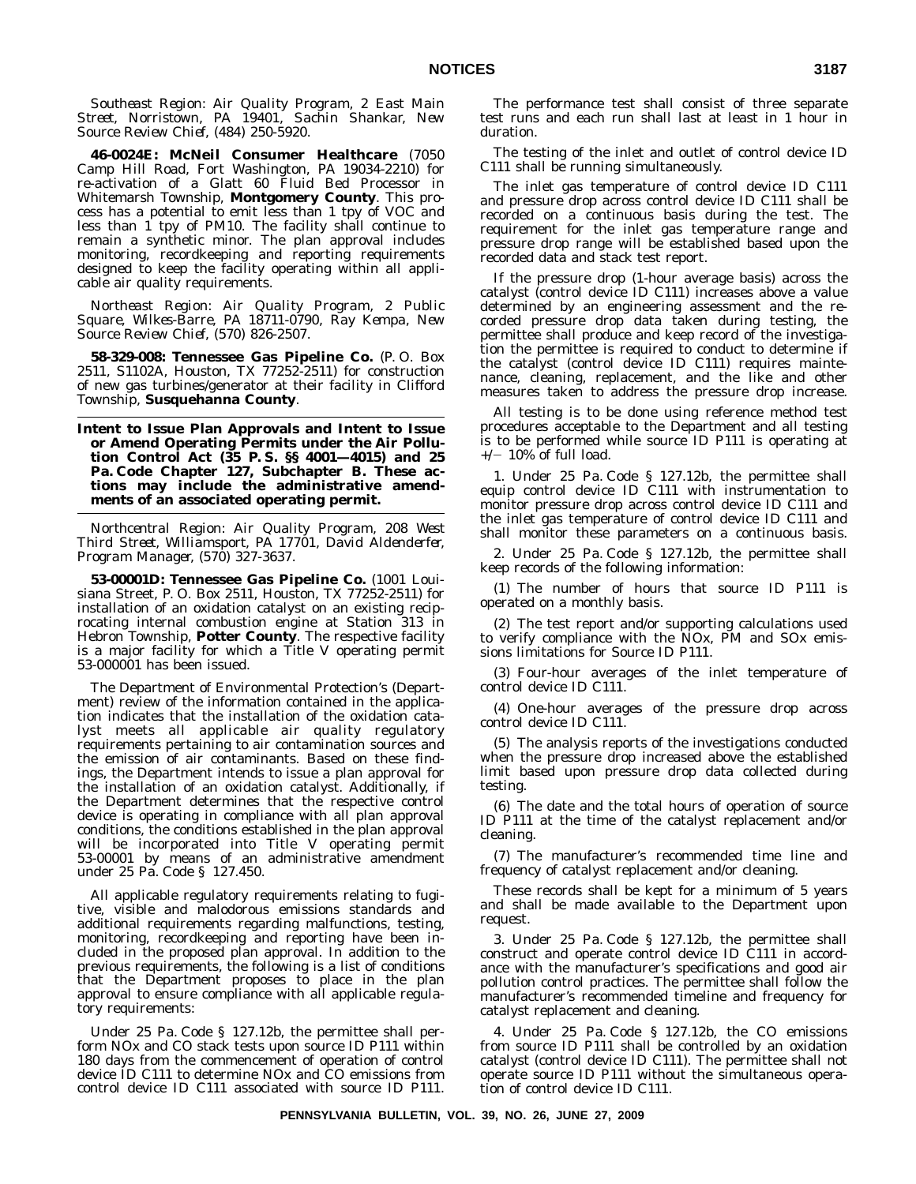*Southeast Region: Air Quality Program, 2 East Main Street, Norristown, PA 19401, Sachin Shankar, New Source Review Chief,* (484) 250-5920.

**46-0024E: McNeil Consumer Healthcare** (7050 Camp Hill Road, Fort Washington, PA 19034-2210) for re-activation of a Glatt 60 Fluid Bed Processor in Whitemarsh Township, **Montgomery County**. This process has a potential to emit less than 1 tpy of VOC and less than 1 tpy of PM10. The facility shall continue to remain a synthetic minor. The plan approval includes monitoring, recordkeeping and reporting requirements designed to keep the facility operating within all applicable air quality requirements.

*Northeast Region: Air Quality Program, 2 Public Square, Wilkes-Barre, PA 18711-0790, Ray Kempa, New Source Review Chief,* (570) 826-2507.

**58-329-008: Tennessee Gas Pipeline Co.** (P. O. Box 2511, S1102A, Houston, TX 77252-2511) for construction of new gas turbines/generator at their facility in Clifford Township, **Susquehanna County**.

## Intent to Issue Plan Approvals and Intent to Issue or Amend Operating Permits under the Air Pollution Control Act (35 P. S. §§ 4001—4015) and 25 Pa. Code Chapter 127, Subchapter B. These actions may include the administrative amendments of an associated operating permit.

*Northcentral Region: Air Quality Program, 208 West Third Street, Williamsport, PA 17701, David Aldenderfer, Program Manager,* (570) 327-3637.

**53-00001D: Tennessee Gas Pipeline Co.** (1001 Louisiana Street, P. O. Box 2511, Houston, TX 77252-2511) for installation of an oxidation catalyst on an existing reciprocating internal combustion engine at Station 313 in Hebron Township, **Potter County**. The respective facility is a major facility for which a Title V operating permit 53-000001 has been issued.

The Department of Environmental Protection's (Department) review of the information contained in the application indicates that the installation of the oxidation catalyst meets all applicable air quality regulatory requirements pertaining to air contamination sources and the emission of air contaminants. Based on these findings, the Department intends to issue a plan approval for the installation of an oxidation catalyst. Additionally, if the Department determines that the respective control device is operating in compliance with all plan approval conditions, the conditions established in the plan approval will be incorporated into Title V operating permit 53-00001 by means of an administrative amendment under 25 Pa. Code § 127.450.

All applicable regulatory requirements relating to fugitive, visible and malodorous emissions standards and additional requirements regarding malfunctions, testing, monitoring, recordkeeping and reporting have been included in the proposed plan approval. In addition to the previous requirements, the following is a list of conditions that the Department proposes to place in the plan approval to ensure compliance with all applicable regulatory requirements:

Under 25 Pa. Code § 127.12b, the permittee shall perform NOx and CO stack tests upon source ID P111 within 180 days from the commencement of operation of control device ID C111 to determine NOx and CO emissions from control device ID C111 associated with source ID P111.

The performance test shall consist of three separate test runs and each run shall last at least in 1 hour in duration.

The testing of the inlet and outlet of control device ID C111 shall be running simultaneously.

The inlet gas temperature of control device ID C111 and pressure drop across control device ID C111 shall be recorded on a continuous basis during the test. The requirement for the inlet gas temperature range and pressure drop range will be established based upon the recorded data and stack test report.

If the pressure drop (1-hour average basis) across the catalyst (control device ID C111) increases above a value determined by an engineering assessment and the recorded pressure drop data taken during testing, the permittee shall produce and keep record of the investigation the permittee is required to conduct to determine if the catalyst (control device ID C111) requires maintenance, cleaning, replacement, and the like and other measures taken to address the pressure drop increase.

All testing is to be done using reference method test procedures acceptable to the Department and all testing is to be performed while source ID P111 is operating at +/− 10% of full load.

1. Under 25 Pa. Code § 127.12b, the permittee shall equip control device ID C111 with instrumentation to monitor pressure drop across control device ID C111 and the inlet gas temperature of control device ID C111 and shall monitor these parameters on a continuous basis.

2. Under 25 Pa. Code § 127.12b, the permittee shall keep records of the following information:

(1) The number of hours that source ID P111 is operated on a monthly basis.

(2) The test report and/or supporting calculations used to verify compliance with the NOx, PM and SOx emissions limitations for Source ID P111.

(3) Four-hour averages of the inlet temperature of control device ID C111.

(4) One-hour averages of the pressure drop across control device ID C111.

(5) The analysis reports of the investigations conducted when the pressure drop increased above the established limit based upon pressure drop data collected during testing.

(6) The date and the total hours of operation of source ID P111 at the time of the catalyst replacement and/or cleaning.

(7) The manufacturer's recommended time line and frequency of catalyst replacement and/or cleaning.

These records shall be kept for a minimum of 5 years and shall be made available to the Department upon request.

3. Under 25 Pa. Code § 127.12b, the permittee shall construct and operate control device ID C111 in accordance with the manufacturer's specifications and good air pollution control practices. The permittee shall follow the manufacturer's recommended timeline and frequency for catalyst replacement and cleaning.

4. Under 25 Pa. Code § 127.12b, the CO emissions from source ID P111 shall be controlled by an oxidation catalyst (control device ID C111). The permittee shall not operate source ID P111 without the simultaneous operation of control device ID C111.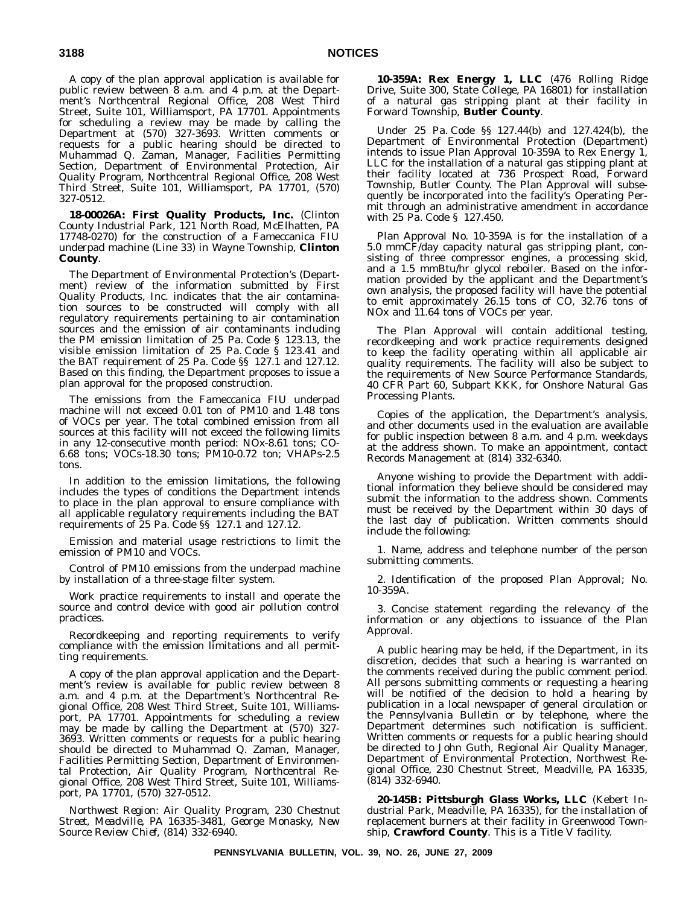A copy of the plan approval application is available for public review between 8 a.m. and 4 p.m. at the Department's Northcentral Regional Office, 208 West Third Street, Suite 101, Williamsport, PA 17701. Appointments for scheduling a review may be made by calling the Department at (570) 327-3693. Written comments or requests for a public hearing should be directed to Muhammad Q. Zaman, Manager, Facilities Permitting Section, Department of Environmental Protection, Air Quality Program, Northcentral Regional Office, 208 West Third Street, Suite 101, Williamsport, PA 17701, (570) 327-0512.

**18-00026A: First Quality Products, Inc.** (Clinton County Industrial Park, 121 North Road, McElhatten, PA 17748-0270) for the construction of a Fameccanica FIU underpad machine (Line 33) in Wayne Township, **Clinton County**.

The Department of Environmental Protection's (Department) review of the information submitted by First Quality Products, Inc. indicates that the air contamination sources to be constructed will comply with all regulatory requirements pertaining to air contamination sources and the emission of air contaminants including the PM emission limitation of 25 Pa. Code § 123.13, the visible emission limitation of 25 Pa. Code § 123.41 and the BAT requirement of 25 Pa. Code §§ 127.1 and 127.12. Based on this finding, the Department proposes to issue a plan approval for the proposed construction.

The emissions from the Fameccanica FIU underpad machine will not exceed 0.01 ton of PM10 and 1.48 tons of VOCs per year. The total combined emission from all sources at this facility will not exceed the following limits in any 12-consecutive month period: NOx-8.61 tons; CO-6.68 tons; VOCs-18.30 tons; PM10-0.72 ton; VHAPs-2.5 tons.

In addition to the emission limitations, the following includes the types of conditions the Department intends to place in the plan approval to ensure compliance with all applicable regulatory requirements including the BAT requirements of 25 Pa. Code §§ 127.1 and 127.12.

Emission and material usage restrictions to limit the emission of PM10 and VOCs.

Control of PM10 emissions from the underpad machine by installation of a three-stage filter system.

Work practice requirements to install and operate the source and control device with good air pollution control practices.

Recordkeeping and reporting requirements to verify compliance with the emission limitations and all permitting requirements.

A copy of the plan approval application and the Department's review is available for public review between 8 a.m. and 4 p.m. at the Department's Northcentral Regional Office, 208 West Third Street, Suite 101, Williamsport, PA 17701. Appointments for scheduling a review may be made by calling the Department at (570) 327-3693. Written comments or requests for a public hearing should be directed to Muhammad Q. Zaman, Manager, Facilities Permitting Section, Department of Environmental Protection, Air Quality Program, Northcentral Regional Office, 208 West Third Street, Suite 101, Williamsport, PA 17701, (570) 327-0512.

*Northwest Region: Air Quality Program, 230 Chestnut Street, Meadville, PA 16335-3481, George Monasky, New Source Review Chief, (814) 332-6940.*

**10-359A: Rex Energy 1, LLC** (476 Rolling Ridge Drive, Suite 300, State College, PA 16801) for installation of a natural gas stripping plant at their facility in Forward Township, **Butler County**.

Under 25 Pa. Code §§ 127.44(b) and 127.424(b), the Department of Environmental Protection (Department) intends to issue Plan Approval 10-359A to Rex Energy 1, LLC for the installation of a natural gas stipping plant at their facility located at 736 Prospect Road, Forward Township, Butler County. The Plan Approval will subsequently be incorporated into the facility's Operating Permit through an administrative amendment in accordance with 25 Pa. Code § 127.450.

Plan Approval No. 10-359A is for the installation of a 5.0 mmCF/day capacity natural gas stripping plant, consisting of three compressor engines, a processing skid, and a 1.5 mmBtu/hr glycol reboiler. Based on the information provided by the applicant and the Department's own analysis, the proposed facility will have the potential to emit approximately 26.15 tons of CO, 32.76 tons of NOx and 11.64 tons of VOCs per year.

The Plan Approval will contain additional testing, recordkeeping and work practice requirements designed to keep the facility operating within all applicable air quality requirements. The facility will also be subject to the requirements of New Source Performance Standards, 40 CFR Part 60, Subpart KKK, for Onshore Natural Gas Processing Plants.

Copies of the application, the Department's analysis, and other documents used in the evaluation are available for public inspection between 8 a.m. and 4 p.m. weekdays at the address shown. To make an appointment, contact Records Management at (814) 332-6340.

Anyone wishing to provide the Department with additional information they believe should be considered may submit the information to the address shown. Comments must be received by the Department within 30 days of the last day of publication. Written comments should include the following:

1. Name, address and telephone number of the person submitting comments.

2. Identification of the proposed Plan Approval; No. 10-359A.

3. Concise statement regarding the relevancy of the information or any objections to issuance of the Plan Approval.

A public hearing may be held, if the Department, in its discretion, decides that such a hearing is warranted on the comments received during the public comment period. All persons submitting comments or requesting a hearing will be notified of the decision to hold a hearing by publication in a local newspaper of general circulation or the *Pennsylvania Bulletin* or by telephone, where the Department determines such notification is sufficient. Written comments or requests for a public hearing should be directed to John Guth, Regional Air Quality Manager, Department of Environmental Protection, Northwest Regional Office, 230 Chestnut Street, Meadville, PA 16335, (814) 332-6940.

**20-145B: Pittsburgh Glass Works, LLC** (Kebert Industrial Park, Meadville, PA 16335), for the installation of replacement burners at their facility in Greenwood Township, **Crawford County**. This is a Title V facility.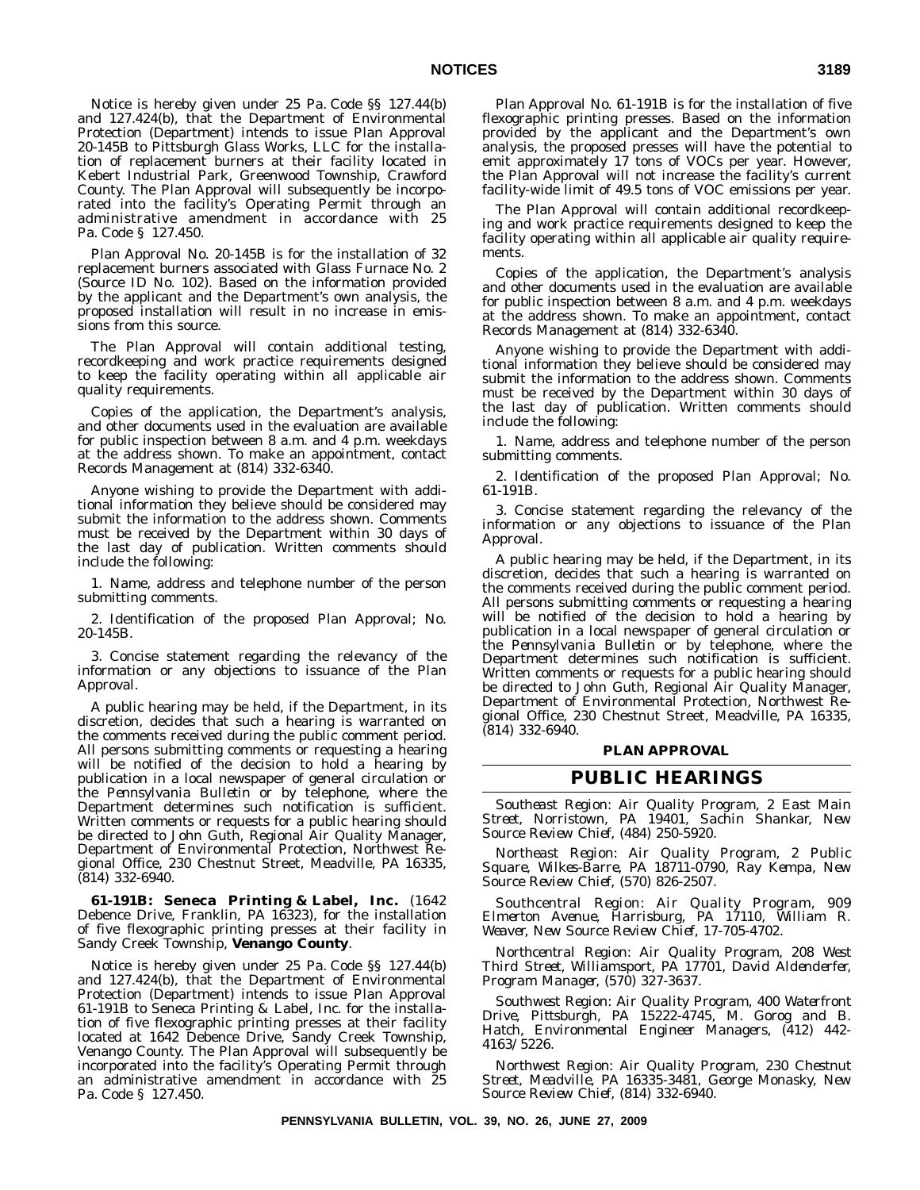Notice is hereby given under 25 Pa. Code §§ 127.44(b) and 127.424(b), that the Department of Environmental Protection (Department) intends to issue Plan Approval 20-145B to Pittsburgh Glass Works, LLC for the installation of replacement burners at their facility located in Kebert Industrial Park, Greenwood Township, Crawford County. The Plan Approval will subsequently be incorporated into the facility's Operating Permit through an administrative amendment in accordance with 25 Pa. Code § 127.450.

Plan Approval No. 20-145B is for the installation of 32 replacement burners associated with Glass Furnace No. 2 (Source ID No. 102). Based on the information provided by the applicant and the Department's own analysis, the proposed installation will result in no increase in emissions from this source.

The Plan Approval will contain additional testing, recordkeeping and work practice requirements designed to keep the facility operating within all applicable air quality requirements.

Copies of the application, the Department's analysis, and other documents used in the evaluation are available for public inspection between 8 a.m. and 4 p.m. weekdays at the address shown. To make an appointment, contact Records Management at (814) 332-6340.

Anyone wishing to provide the Department with additional information they believe should be considered may submit the information to the address shown. Comments must be received by the Department within 30 days of the last day of publication. Written comments should include the following:

1. Name, address and telephone number of the person submitting comments.

2. Identification of the proposed Plan Approval; No. 20-145B.

3. Concise statement regarding the relevancy of the information or any objections to issuance of the Plan Approval.

A public hearing may be held, if the Department, in its discretion, decides that such a hearing is warranted on the comments received during the public comment period. All persons submitting comments or requesting a hearing will be notified of the decision to hold a hearing by publication in a local newspaper of general circulation or the *Pennsylvania Bulletin* or by telephone, where the Department determines such notification is sufficient. Written comments or requests for a public hearing should be directed to John Guth, Regional Air Quality Manager, Department of Environmental Protection, Northwest Regional Office, 230 Chestnut Street, Meadville, PA 16335, (814) 332-6940.

**61-191B: Seneca Printing & Label, Inc.** (1642 Debence Drive, Franklin, PA 16323), for the installation of five flexographic printing presses at their facility in Sandy Creek Township, **Venango County**.

Notice is hereby given under 25 Pa. Code §§ 127.44(b) and 127.424(b), that the Department of Environmental Protection (Department) intends to issue Plan Approval 61-191B to Seneca Printing & Label, Inc. for the installation of five flexographic printing presses at their facility located at 1642 Debence Drive, Sandy Creek Township, Venango County. The Plan Approval will subsequently be incorporated into the facility's Operating Permit through an administrative amendment in accordance with 25 Pa. Code § 127.450.

Plan Approval No. 61-191B is for the installation of five flexographic printing presses. Based on the information provided by the applicant and the Department's own analysis, the proposed presses will have the potential to emit approximately 17 tons of VOCs per year. However, the Plan Approval will not increase the facility's current facility-wide limit of 49.5 tons of VOC emissions per year.

The Plan Approval will contain additional recordkeeping and work practice requirements designed to keep the facility operating within all applicable air quality requirements.

Copies of the application, the Department's analysis and other documents used in the evaluation are available for public inspection between 8 a.m. and 4 p.m. weekdays at the address shown. To make an appointment, contact Records Management at (814) 332-6340.

Anyone wishing to provide the Department with additional information they believe should be considered may submit the information to the address shown. Comments must be received by the Department within 30 days of the last day of publication. Written comments should include the following:

1. Name, address and telephone number of the person submitting comments.

2. Identification of the proposed Plan Approval; No. 61-191B.

3. Concise statement regarding the relevancy of the information or any objections to issuance of the Plan Approval.

A public hearing may be held, if the Department, in its discretion, decides that such a hearing is warranted on the comments received during the public comment period. All persons submitting comments or requesting a hearing will be notified of the decision to hold a hearing by publication in a local newspaper of general circulation or the *Pennsylvania Bulletin* or by telephone, where the Department determines such notification is sufficient. Written comments or requests for a public hearing should be directed to John Guth, Regional Air Quality Manager, Department of Environmental Protection, Northwest Regional Office, 230 Chestnut Street, Meadville, PA 16335, (814) 332-6940.

**PLAN APPROVAL**

## PUBLIC HEARINGS

*Southeast Region: Air Quality Program, 2 East Main Street, Norristown, PA 19401, Sachin Shankar, New Source Review Chief, (484) 250-5920.*

*Northeast Region: Air Quality Program, 2 Public Square, Wilkes-Barre, PA 18711-0790, Ray Kempa, New Source Review Chief, (570) 826-2507.*

*Southcentral Region: Air Quality Program, 909 Elmerton Avenue, Harrisburg, PA 17110, William R. Weaver, New Source Review Chief, 17-705-4702.*

*Northcentral Region: Air Quality Program, 208 West Third Street, Williamsport, PA 17701, David Aldenderfer, Program Manager, (570) 327-3637.*

*Southwest Region: Air Quality Program, 400 Waterfront Drive, Pittsburgh, PA 15222-4745, M. Gorog and B. Hatch, Environmental Engineer Managers, (412) 442-4163/5226.*

*Northwest Region: Air Quality Program, 230 Chestnut Street, Meadville, PA 16335-3481, George Monasky, New Source Review Chief, (814) 332-6940.*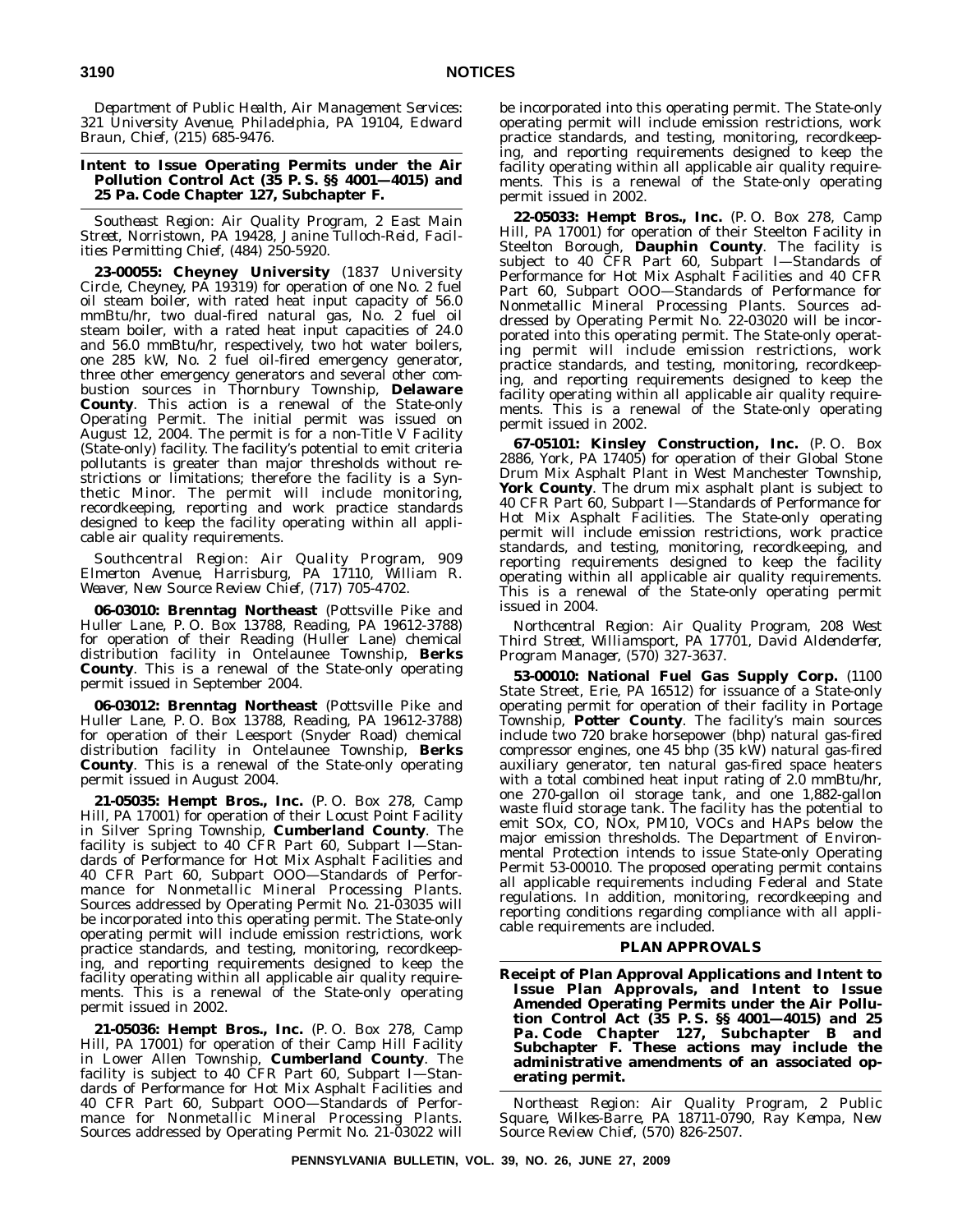*Department of Public Health, Air Management Services: 321 University Avenue, Philadelphia, PA 19104, Edward Braun, Chief, (215) 685-9476.*

## Intent to Issue Operating Permits under the Air Pollution Control Act (35 P. S. §§ 4001—4015) and 25 Pa. Code Chapter 127, Subchapter F.

*Southeast Region: Air Quality Program, 2 East Main Street, Norristown, PA 19428, Janine Tulloch-Reid, Facilities Permitting Chief, (484) 250-5920.*

**23-00055: Cheyney University** (1837 University Circle, Cheyney, PA 19319) for operation of one No. 2 fuel oil steam boiler, with rated heat input capacity of 56.0 mmBtu/hr, two dual-fired natural gas, No. 2 fuel oil steam boiler, with a rated heat input capacities of 24.0 and 56.0 mmBtu/hr, respectively, two hot water boilers, one 285 kW, No. 2 fuel oil-fired emergency generator, three other emergency generators and several other combustion sources in Thornbury Township, **Delaware County**. This action is a renewal of the State-only Operating Permit. The initial permit was issued on August 12, 2004. The permit is for a non-Title V Facility (State-only) facility. The facility's potential to emit criteria pollutants is greater than major thresholds without restrictions or limitations; therefore the facility is a Synthetic Minor. The permit will include monitoring, recordkeeping, reporting and work practice standards designed to keep the facility operating within all applicable air quality requirements.

*Southcentral Region: Air Quality Program, 909 Elmerton Avenue, Harrisburg, PA 17110, William R. Weaver, New Source Review Chief, (717) 705-4702.*

**06-03010: Brenntag Northeast** (Pottsville Pike and Huller Lane, P. O. Box 13788, Reading, PA 19612-3788) for operation of their Reading (Huller Lane) chemical distribution facility in Ontelaunee Township, **Berks County**. This is a renewal of the State-only operating permit issued in September 2004.

**06-03012: Brenntag Northeast** (Pottsville Pike and Huller Lane, P. O. Box 13788, Reading, PA 19612-3788) for operation of their Leesport (Snyder Road) chemical distribution facility in Ontelaunee Township, **Berks County**. This is a renewal of the State-only operating permit issued in August 2004.

**21-05035: Hempt Bros., Inc.** (P. O. Box 278, Camp Hill, PA 17001) for operation of their Locust Point Facility in Silver Spring Township, **Cumberland County**. The facility is subject to 40 CFR Part 60, Subpart I—Standards of Performance for Hot Mix Asphalt Facilities and 40 CFR Part 60, Subpart OOO—Standards of Performance for Nonmetallic Mineral Processing Plants. Sources addressed by Operating Permit No. 21-03035 will be incorporated into this operating permit. The State-only operating permit will include emission restrictions, work practice standards, and testing, monitoring, recordkeeping, and reporting requirements designed to keep the facility operating within all applicable air quality requirements. This is a renewal of the State-only operating permit issued in 2002.

**21-05036: Hempt Bros., Inc.** (P. O. Box 278, Camp Hill, PA 17001) for operation of their Camp Hill Facility in Lower Allen Township, **Cumberland County**. The facility is subject to 40 CFR Part 60, Subpart I—Standards of Performance for Hot Mix Asphalt Facilities and 40 CFR Part 60, Subpart OOO—Standards of Performance for Nonmetallic Mineral Processing Plants. Sources addressed by Operating Permit No. 21-03022 will be incorporated into this operating permit. The State-only operating permit will include emission restrictions, work practice standards, and testing, monitoring, recordkeeping, and reporting requirements designed to keep the facility operating within all applicable air quality requirements. This is a renewal of the State-only operating permit issued in 2002.

**22-05033: Hempt Bros., Inc.** (P. O. Box 278, Camp Hill, PA 17001) for operation of their Steelton Facility in Steelton Borough, **Dauphin County**. The facility is subject to 40 CFR Part 60, Subpart I—Standards of Performance for Hot Mix Asphalt Facilities and 40 CFR Part 60, Subpart OOO—Standards of Performance for Nonmetallic Mineral Processing Plants. Sources addressed by Operating Permit No. 22-03020 will be incorporated into this operating permit. The State-only operating permit will include emission restrictions, work practice standards, and testing, monitoring, recordkeeping, and reporting requirements designed to keep the facility operating within all applicable air quality requirements. This is a renewal of the State-only operating permit issued in 2002.

**67-05101: Kinsley Construction, Inc.** (P. O. Box 2886, York, PA 17405) for operation of their Global Stone Drum Mix Asphalt Plant in West Manchester Township, **York County**. The drum mix asphalt plant is subject to 40 CFR Part 60, Subpart I—Standards of Performance for Hot Mix Asphalt Facilities. The State-only operating permit will include emission restrictions, work practice standards, and testing, monitoring, recordkeeping, and reporting requirements designed to keep the facility operating within all applicable air quality requirements. This is a renewal of the State-only operating permit issued in 2004.

*Northcentral Region: Air Quality Program, 208 West Third Street, Williamsport, PA 17701, David Aldenderfer, Program Manager, (570) 327-3637.*

**53-00010: National Fuel Gas Supply Corp.** (1100 State Street, Erie, PA 16512) for issuance of a State-only operating permit for operation of their facility in Portage Township, **Potter County**. The facility's main sources include two 720 brake horsepower (bhp) natural gas-fired compressor engines, one 45 bhp (35 kW) natural gas-fired auxiliary generator, ten natural gas-fired space heaters with a total combined heat input rating of 2.0 mmBtu/hr, one 270-gallon oil storage tank, and one 1,882-gallon waste fluid storage tank. The facility has the potential to emit SOx, CO, NOx, PM10, VOCs and HAPs below the major emission thresholds. The Department of Environmental Protection intends to issue State-only Operating Permit 53-00010. The proposed operating permit contains all applicable requirements including Federal and State regulations. In addition, monitoring, recordkeeping and reporting conditions regarding compliance with all applicable requirements are included.

# PLAN APPROVALS

## Receipt of Plan Approval Applications and Intent to Issue Plan Approvals, and Intent to Issue Amended Operating Permits under the Air Pollution Control Act (35 P. S. §§ 4001—4015) and 25 Pa. Code Chapter 127, Subchapter B and Subchapter F. These actions may include the administrative amendments of an associated operating permit.

*Northeast Region: Air Quality Program, 2 Public Square, Wilkes-Barre, PA 18711-0790, Ray Kempa, New Source Review Chief, (570) 826-2507.*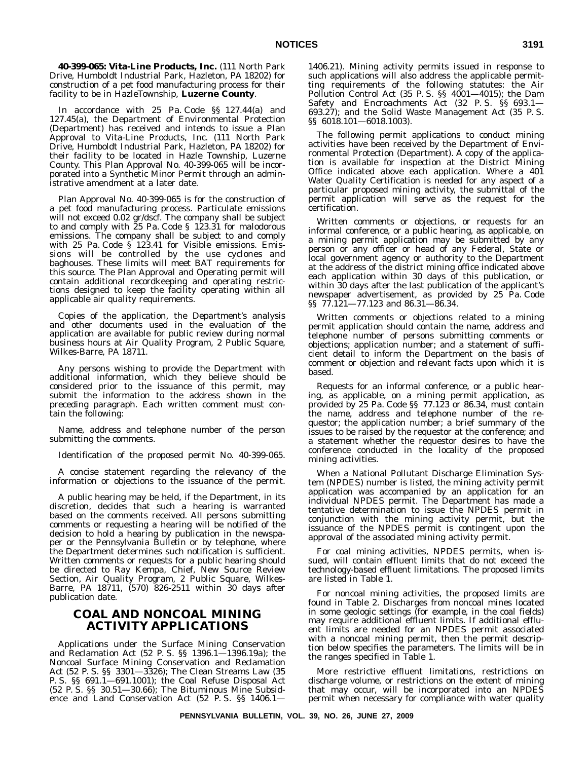**40-399-065: Vita-Line Products, Inc.** (111 North Park Drive, Humboldt Industrial Park, Hazleton, PA 18202) for construction of a pet food manufacturing process for their facility to be in HazleTownship, **Luzerne County**.

In accordance with 25 Pa. Code §§ 127.44(a) and 127.45(a), the Department of Environmental Protection (Department) has received and intends to issue a Plan Approval to Vita-Line Products, Inc. (111 North Park Drive, Humboldt Industrial Park, Hazleton, PA 18202) for their facility to be located in Hazle Township, Luzerne County. This Plan Approval No. 40-399-065 will be incorporated into a Synthetic Minor Permit through an administrative amendment at a later date.

Plan Approval No. 40-399-065 is for the construction of a pet food manufacturing process. Particulate emissions will not exceed 0.02 gr/dscf. The company shall be subject to and comply with 25 Pa. Code § 123.31 for malodorous emissions. The company shall be subject to and comply with 25 Pa. Code § 123.41 for Visible emissions. Emissions will be controlled by the use cyclones and baghouses. These limits will meet BAT requirements for this source. The Plan Approval and Operating permit will contain additional recordkeeping and operating restrictions designed to keep the facility operating within all applicable air quality requirements.

Copies of the application, the Department's analysis and other documents used in the evaluation of the application are available for public review during normal business hours at Air Quality Program, 2 Public Square, Wilkes-Barre, PA 18711.

Any persons wishing to provide the Department with additional information, which they believe should be considered prior to the issuance of this permit, may submit the information to the address shown in the preceding paragraph. Each written comment must contain the following:

Name, address and telephone number of the person submitting the comments.

Identification of the proposed permit No. 40-399-065.

A concise statement regarding the relevancy of the information or objections to the issuance of the permit.

A public hearing may be held, if the Department, in its discretion, decides that such a hearing is warranted based on the comments received. All persons submitting comments or requesting a hearing will be notified of the decision to hold a hearing by publication in the newspaper or the *Pennsylvania Bulletin* or by telephone, where the Department determines such notification is sufficient. Written comments or requests for a public hearing should be directed to Ray Kempa, Chief, New Source Review Section, Air Quality Program, 2 Public Square, Wilkes-Barre, PA 18711, (570) 826-2511 within 30 days after publication date.

# COAL AND NONCOAL MINING ACTIVITY APPLICATIONS

Applications under the Surface Mining Conservation and Reclamation Act (52 P. S. §§ 1396.1—1396.19a); the Noncoal Surface Mining Conservation and Reclamation Act (52 P. S. §§ 3301—3326); The Clean Streams Law (35 P. S. §§ 691.1—691.1001); the Coal Refuse Disposal Act (52 P. S. §§ 30.51—30.66); The Bituminous Mine Subsidence and Land Conservation Act (52 P. S. §§ 1406.1—1406.21). Mining activity permits issued in response to such applications will also address the applicable permitting requirements of the following statutes: the Air Pollution Control Act (35 P. S. §§ 4001—4015); the Dam Safety and Encroachments Act (32 P. S. §§ 693.1—693.27); and the Solid Waste Management Act (35 P. S. §§ 6018.101—6018.1003).

The following permit applications to conduct mining activities have been received by the Department of Environmental Protection (Department). A copy of the application is available for inspection at the District Mining Office indicated above each application. Where a 401 Water Quality Certification is needed for any aspect of a particular proposed mining activity, the submittal of the permit application will serve as the request for the certification.

Written comments or objections, or requests for an informal conference, or a public hearing, as applicable, on a mining permit application may be submitted by any person or any officer or head of any Federal, State or local government agency or authority to the Department at the address of the district mining office indicated above each application within 30 days of this publication, or within 30 days after the last publication of the applicant's newspaper advertisement, as provided by 25 Pa. Code §§ 77.121—77.123 and 86.31—86.34.

Written comments or objections related to a mining permit application should contain the name, address and telephone number of persons submitting comments or objections; application number; and a statement of sufficient detail to inform the Department on the basis of comment or objection and relevant facts upon which it is based.

Requests for an informal conference, or a public hearing, as applicable, on a mining permit application, as provided by 25 Pa. Code §§ 77.123 or 86.34, must contain the name, address and telephone number of the requestor; the application number; a brief summary of the issues to be raised by the requestor at the conference; and a statement whether the requestor desires to have the conference conducted in the locality of the proposed mining activities.

When a National Pollutant Discharge Elimination System (NPDES) number is listed, the mining activity permit application was accompanied by an application for an individual NPDES permit. The Department has made a tentative determination to issue the NPDES permit in conjunction with the mining activity permit, but the issuance of the NPDES permit is contingent upon the approval of the associated mining activity permit.

For coal mining activities, NPDES permits, when issued, will contain effluent limits that do not exceed the technology-based effluent limitations. The proposed limits are listed in Table 1.

For noncoal mining activities, the proposed limits are found in Table 2. Discharges from noncoal mines located in some geologic settings (for example, in the coal fields) may require additional effluent limits. If additional effluent limits are needed for an NPDES permit associated with a noncoal mining permit, then the permit description below specifies the parameters. The limits will be in the ranges specified in Table 1.

More restrictive effluent limitations, restrictions on discharge volume, or restrictions on the extent of mining that may occur, will be incorporated into an NPDES permit when necessary for compliance with water quality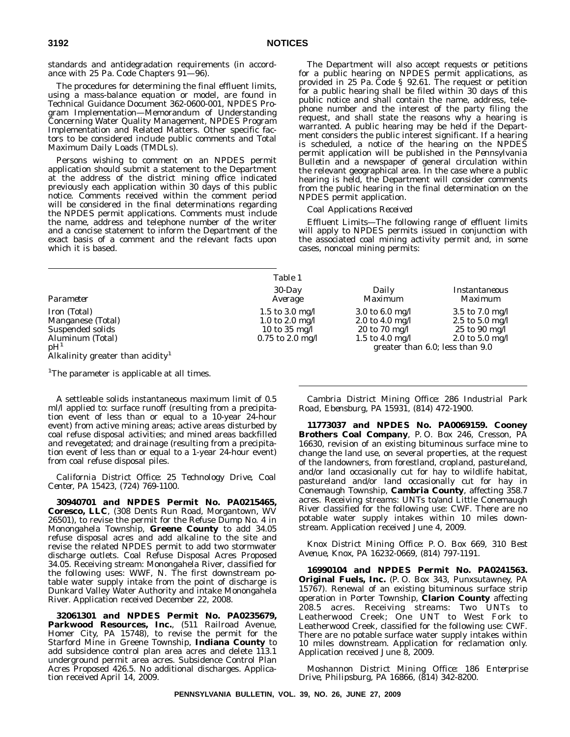standards and antidegradation requirements (in accordance with 25 Pa. Code Chapters 91—96).

The procedures for determining the final effluent limits, using a mass-balance equation or model, are found in Technical Guidance Document 362-0600-001, NPDES Program Implementation—Memorandum of Understanding Concerning Water Quality Management, NPDES Program Implementation and Related Matters. Other specific factors to be considered include public comments and Total Maximum Daily Loads (TMDLs).

Persons wishing to comment on an NPDES permit application should submit a statement to the Department at the address of the district mining office indicated previously each application within 30 days of this public notice. Comments received within the comment period will be considered in the final determinations regarding the NPDES permit applications. Comments must include the name, address and telephone number of the writer and a concise statement to inform the Department of the exact basis of a comment and the relevant facts upon which it is based.

The Department will also accept requests or petitions for a public hearing on NPDES permit applications, as provided in 25 Pa. Code § 92.61. The request or petition for a public hearing shall be filed within 30 days of this public notice and shall contain the name, address, telephone number and the interest of the party filing the request, and shall state the reasons why a hearing is warranted. A public hearing may be held if the Department considers the public interest significant. If a hearing is scheduled, a notice of the hearing on the NPDES permit application will be published in the *Pennsylvania Bulletin* and a newspaper of general circulation within the relevant geographical area. In the case where a public hearing is held, the Department will consider comments from the public hearing in the final determination on the NPDES permit application.

*Coal Applications Received*

*Effluent Limits*—The following range of effluent limits will apply to NPDES permits issued in conjunction with the associated coal mining activity permit and, in some cases, noncoal mining permits:

*Table 1*

| *Parameter* | *30-Day Average* | *Daily Maximum* | *Instantaneous Maximum* |
|---|---|---|---|
| Iron (Total) | 1.5 to 3.0 mg/l | 3.0 to 6.0 mg/l | 3.5 to 7.0 mg/l |
| Manganese (Total) | 1.0 to 2.0 mg/l | 2.0 to 4.0 mg/l | 2.5 to 5.0 mg/l |
| Suspended solids | 10 to 35 mg/l | 20 to 70 mg/l | 25 to 90 mg/l |
| Aluminum (Total) | 0.75 to 2.0 mg/l | 1.5 to 4.0 mg/l | 2.0 to 5.0 mg/l |
| pH[1] | | greater than 6.0; less than 9.0 | |
| Alkalinity greater than acidity[1] | | | |

[1]The parameter is applicable at all times.

A settleable solids instantaneous maximum limit of 0.5 ml/l applied to: surface runoff (resulting from a precipitation event of less than or equal to a 10-year 24-hour event) from active mining areas; active areas disturbed by coal refuse disposal activities; and mined areas backfilled and revegetated; and drainage (resulting from a precipitation event of less than or equal to a 1-year 24-hour event) from coal refuse disposal piles.

*California District Office: 25 Technology Drive, Coal Center, PA 15423, (724) 769-1100.*

**30940701 and NPDES Permit No. PA0215465, Coresco, LLC**, (308 Dents Run Road, Morgantown, WV 26501), to revise the permit for the Refuse Dump No. 4 in Monongahela Township, **Greene County** to add 34.05 refuse disposal acres and add alkaline to the site and revise the related NPDES permit to add two stormwater discharge outlets. Coal Refuse Disposal Acres Proposed 34.05. Receiving stream: Monongahela River, classified for the following uses: WWF, N. The first downstream potable water supply intake from the point of discharge is Dunkard Valley Water Authority and intake Monongahela River. Application received December 22, 2008.

**32061301 and NPDES Permit No. PA0235679, Parkwood Resources, Inc.**, (511 Railroad Avenue, Homer City, PA 15748), to revise the permit for the Starford Mine in Greene Township, **Indiana County** to add subsidence control plan area acres and delete 113.1 underground permit area acres. Subsidence Control Plan Acres Proposed 426.5. No additional discharges. Application received April 14, 2009.

*Cambria District Mining Office: 286 Industrial Park Road, Ebensburg, PA 15931, (814) 472-1900.*

**11773037 and NPDES No. PA0069159. Cooney Brothers Coal Company**, P. O. Box 246, Cresson, PA 16630, revision of an existing bituminous surface mine to change the land use, on several properties, at the request of the landowners, from forestland, cropland, pastureland, and/or land occasionally cut for hay to wildlife habitat, pastureland and/or land occasionally cut for hay in Conemaugh Township, **Cambria County**, affecting 358.7 acres. Receiving streams: UNTs to/and Little Conemaugh River classified for the following use: CWF. There are no potable water supply intakes within 10 miles downstream. Application received June 4, 2009.

*Knox District Mining Office: P. O. Box 669, 310 Best Avenue, Knox, PA 16232-0669, (814) 797-1191.*

**16990104 and NPDES Permit No. PA0241563. Original Fuels, Inc.** (P. O. Box 343, Punxsutawney, PA 15767). Renewal of an existing bituminous surface strip operation in Porter Township, **Clarion County** affecting 208.5 acres. Receiving streams: Two UNTs to Leatherwood Creek; One UNT to West Fork to Leatherwood Creek, classified for the following use: CWF. There are no potable surface water supply intakes within 10 miles downstream. Application for reclamation only. Application received June 8, 2009.

*Moshannon District Mining Office: 186 Enterprise Drive, Philipsburg, PA 16866, (814) 342-8200.*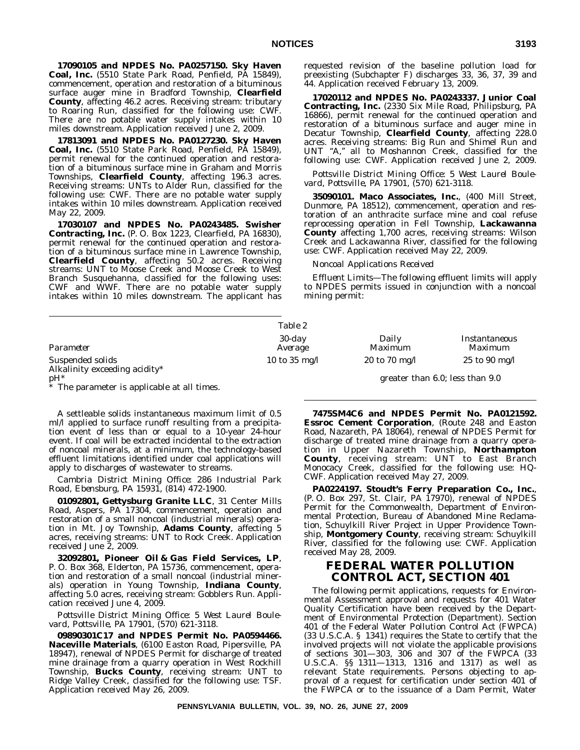**17090105 and NPDES No. PA0257150. Sky Haven Coal, Inc.** (5510 State Park Road, Penfield, PA 15849), commencement, operation and restoration of a bituminous surface auger mine in Bradford Township, **Clearfield County**, affecting 46.2 acres. Receiving stream: tributary to Roaring Run, classified for the following use: CWF. There are no potable water supply intakes within 10 miles downstream. Application received June 2, 2009.

**17813091 and NPDES No. PA0127230. Sky Haven Coal, Inc.** (5510 State Park Road, Penfield, PA 15849), permit renewal for the continued operation and restoration of a bituminous surface mine in Graham and Morris Townships, **Clearfield County**, affecting 196.3 acres. Receiving streams: UNTs to Alder Run, classified for the following use: CWF. There are no potable water supply intakes within 10 miles downstream. Application received May 22, 2009.

**17030107 and NPDES No. PA0243485. Swisher Contracting, Inc.** (P. O. Box 1223, Clearfield, PA 16830), permit renewal for the continued operation and restoration of a bituminous surface mine in Lawrence Township, **Clearfield County**, affecting 50.2 acres. Receiving streams: UNT to Moose Creek and Moose Creek to West Branch Susquehanna, classified for the following uses: CWF and WWF. There are no potable water supply intakes within 10 miles downstream. The applicant has requested revision of the baseline pollution load for preexisting (Subchapter F) discharges 33, 36, 37, 39 and 44. Application received February 13, 2009.

**17020112 and NPDES No. PA0243337. Junior Coal Contracting, Inc.** (2330 Six Mile Road, Philipsburg, PA 16866), permit renewal for the continued operation and restoration of a bituminous surface and auger mine in Decatur Township, **Clearfield County**, affecting 228.0 acres. Receiving streams: Big Run and Shimel Run and UNT "A," all to Moshannon Creek, classified for the following use: CWF. Application received June 2, 2009.

*Pottsville District Mining Office: 5 West Laurel Boulevard, Pottsville, PA 17901, (570) 621-3118.*

**35090101. Maco Associates, Inc.**, (400 Mill Street, Dunmore, PA 18512), commencement, operation and restoration of an anthracite surface mine and coal refuse reprocessing operation in Fell Township, **Lackawanna County** affecting 1,700 acres, receiving streams: Wilson Creek and Lackawanna River, classified for the following use: CWF. Application received May 22, 2009.

*Noncoal Applications Received*

*Effluent Limits*—The following effluent limits will apply to NPDES permits issued in conjunction with a noncoal mining permit:

*Table 2*

| *Parameter* | *30-day Average* | *Daily Maximum* | *Instantaneous Maximum* |
|---|---|---|---|
| Suspended solids | 10 to 35 mg/l | 20 to 70 mg/l | 25 to 90 mg/l |
| Alkalinity exceeding acidity* | | | |
| pH* | | greater than 6.0; less than 9.0 | |

* The parameter is applicable at all times.

A settleable solids instantaneous maximum limit of 0.5 ml/l applied to surface runoff resulting from a precipitation event of less than or equal to a 10-year 24-hour event. If coal will be extracted incidental to the extraction of noncoal minerals, at a minimum, the technology-based effluent limitations identified under coal applications will apply to discharges of wastewater to streams.

*Cambria District Mining Office: 286 Industrial Park Road, Ebensburg, PA 15931, (814) 472-1900.*

**01092801, Gettysburg Granite LLC**, 31 Center Mills Road, Aspers, PA 17304, commencement, operation and restoration of a small noncoal (industrial minerals) operation in Mt. Joy Township, **Adams County**, affecting 5 acres, receiving streams: UNT to Rock Creek. Application received June 2, 2009.

**32092801, Pioneer Oil & Gas Field Services, LP**, P. O. Box 368, Elderton, PA 15736, commencement, operation and restoration of a small noncoal (industrial minerals) operation in Young Township, **Indiana County**, affecting 5.0 acres, receiving stream: Gobblers Run. Application received June 4, 2009.

*Pottsville District Mining Office: 5 West Laurel Boulevard, Pottsville, PA 17901, (570) 621-3118.*

**09890301C17 and NPDES Permit No. PA0594466. Naceville Materials**, (6100 Easton Road, Pipersville, PA 18947), renewal of NPDES Permit for discharge of treated mine drainage from a quarry operation in West Rockhill Township, **Bucks County**, receiving stream: UNT to Ridge Valley Creek, classified for the following use: TSF. Application received May 26, 2009.

**7475SM4C6 and NPDES Permit No. PA0121592. Essroc Cement Corporation**, (Route 248 and Easton Road, Nazareth, PA 18064), renewal of NPDES Permit for discharge of treated mine drainage from a quarry operation in Upper Nazareth Township, **Northampton County**, receiving stream: UNT to East Branch Monocacy Creek, classified for the following use: HQ-CWF. Application received May 27, 2009.

**PA0224197. Stoudt's Ferry Preparation Co., Inc.**, (P. O. Box 297, St. Clair, PA 17970), renewal of NPDES Permit for the Commonwealth, Department of Environmental Protection, Bureau of Abandoned Mine Reclamation, Schuylkill River Project in Upper Providence Township, **Montgomery County**, receiving stream: Schuylkill River, classified for the following use: CWF. Application received May 28, 2009.

## FEDERAL WATER POLLUTION CONTROL ACT, SECTION 401

The following permit applications, requests for Environmental Assessment approval and requests for 401 Water Quality Certification have been received by the Department of Environmental Protection (Department). Section 401 of the Federal Water Pollution Control Act (FWPCA) (33 U.S.C.A. § 1341) requires the State to certify that the involved projects will not violate the applicable provisions of sections 301—303, 306 and 307 of the FWPCA (33 U.S.C.A. §§ 1311—1313, 1316 and 1317) as well as relevant State requirements. Persons objecting to approval of a request for certification under section 401 of the FWPCA or to the issuance of a Dam Permit, Water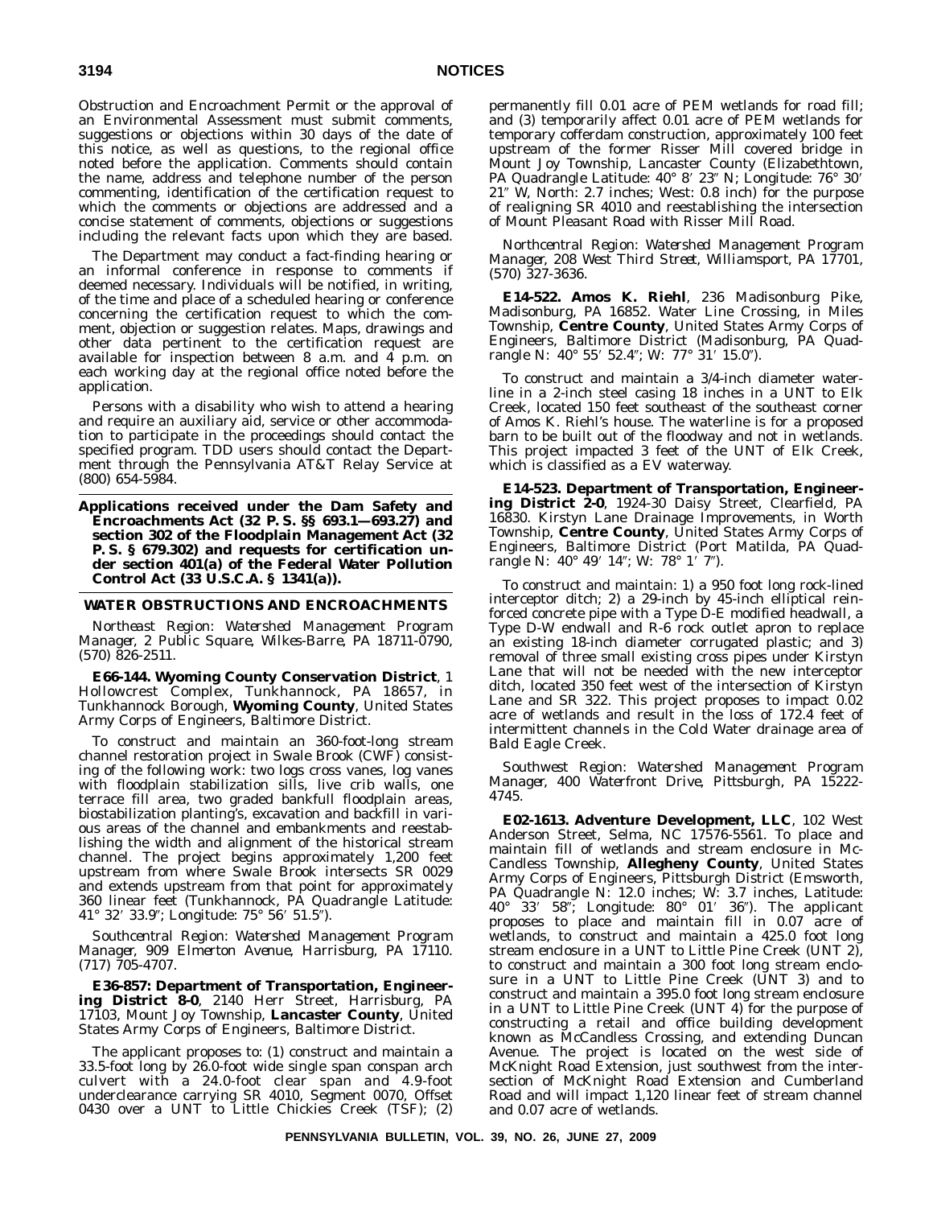Obstruction and Encroachment Permit or the approval of an Environmental Assessment must submit comments, suggestions or objections within 30 days of the date of this notice, as well as questions, to the regional office noted before the application. Comments should contain the name, address and telephone number of the person commenting, identification of the certification request to which the comments or objections are addressed and a concise statement of comments, objections or suggestions including the relevant facts upon which they are based.

The Department may conduct a fact-finding hearing or an informal conference in response to comments if deemed necessary. Individuals will be notified, in writing, of the time and place of a scheduled hearing or conference concerning the certification request to which the comment, objection or suggestion relates. Maps, drawings and other data pertinent to the certification request are available for inspection between 8 a.m. and 4 p.m. on each working day at the regional office noted before the application.

Persons with a disability who wish to attend a hearing and require an auxiliary aid, service or other accommodation to participate in the proceedings should contact the specified program. TDD users should contact the Department through the Pennsylvania AT&T Relay Service at (800) 654-5984.

**Applications received under the Dam Safety and Encroachments Act (32 P. S. §§ 693.1—693.27) and section 302 of the Floodplain Management Act (32 P. S. § 679.302) and requests for certification under section 401(a) of the Federal Water Pollution Control Act (33 U.S.C.A. § 1341(a)).**

## WATER OBSTRUCTIONS AND ENCROACHMENTS

*Northeast Region: Watershed Management Program Manager, 2 Public Square, Wilkes-Barre, PA 18711-0790, (570) 826-2511.*

**E66-144. Wyoming County Conservation District**, 1 Hollowcrest Complex, Tunkhannock, PA 18657, in Tunkhannock Borough, **Wyoming County**, United States Army Corps of Engineers, Baltimore District.

To construct and maintain an 360-foot-long stream channel restoration project in Swale Brook (CWF) consisting of the following work: two logs cross vanes, log vanes with floodplain stabilization sills, live crib walls, one terrace fill area, two graded bankfull floodplain areas, biostabilization planting's, excavation and backfill in various areas of the channel and embankments and reestablishing the width and alignment of the historical stream channel. The project begins approximately 1,200 feet upstream from where Swale Brook intersects SR 0029 and extends upstream from that point for approximately 360 linear feet (Tunkhannock, PA Quadrangle Latitude: 41° 32′ 33.9″; Longitude: 75° 56′ 51.5″).

*Southcentral Region: Watershed Management Program Manager, 909 Elmerton Avenue, Harrisburg, PA 17110. (717) 705-4707.*

**E36-857: Department of Transportation, Engineering District 8-0**, 2140 Herr Street, Harrisburg, PA 17103, Mount Joy Township, **Lancaster County**, United States Army Corps of Engineers, Baltimore District.

The applicant proposes to: (1) construct and maintain a 33.5-foot long by 26.0-foot wide single span conspan arch culvert with a 24.0-foot clear span and 4.9-foot underclearance carrying SR 4010, Segment 0070, Offset 0430 over a UNT to Little Chickies Creek (TSF); (2) permanently fill 0.01 acre of PEM wetlands for road fill; and (3) temporarily affect 0.01 acre of PEM wetlands for temporary cofferdam construction, approximately 100 feet upstream of the former Risser Mill covered bridge in Mount Joy Township, Lancaster County (Elizabethtown, PA Quadrangle Latitude: 40° 8′ 23″ N; Longitude: 76° 30′ 21″ W, North: 2.7 inches; West: 0.8 inch) for the purpose of realigning SR 4010 and reestablishing the intersection of Mount Pleasant Road with Risser Mill Road.

*Northcentral Region: Watershed Management Program Manager, 208 West Third Street, Williamsport, PA 17701, (570) 327-3636.*

**E14-522. Amos K. Riehl**, 236 Madisonburg Pike, Madisonburg, PA 16852. Water Line Crossing, in Miles Township, **Centre County**, United States Army Corps of Engineers, Baltimore District (Madisonburg, PA Quadrangle N: 40° 55′ 52.4″; W: 77° 31′ 15.0″).

To construct and maintain a 3/4-inch diameter waterline in a 2-inch steel casing 18 inches in a UNT to Elk Creek, located 150 feet southeast of the southeast corner of Amos K. Riehl's house. The waterline is for a proposed barn to be built out of the floodway and not in wetlands. This project impacted 3 feet of the UNT of Elk Creek, which is classified as a EV waterway.

**E14-523. Department of Transportation, Engineering District 2-0**, 1924-30 Daisy Street, Clearfield, PA 16830. Kirstyn Lane Drainage Improvements, in Worth Township, **Centre County**, United States Army Corps of Engineers, Baltimore District (Port Matilda, PA Quadrangle N: 40° 49′ 14″; W: 78° 1′ 7″).

To construct and maintain: 1) a 950 foot long rock-lined interceptor ditch; 2) a 29-inch by 45-inch elliptical reinforced concrete pipe with a Type D-E modified headwall, a Type D-W endwall and R-6 rock outlet apron to replace an existing 18-inch diameter corrugated plastic; and 3) removal of three small existing cross pipes under Kirstyn Lane that will not be needed with the new interceptor ditch, located 350 feet west of the intersection of Kirstyn Lane and SR 322. This project proposes to impact 0.02 acre of wetlands and result in the loss of 172.4 feet of intermittent channels in the Cold Water drainage area of Bald Eagle Creek.

*Southwest Region: Watershed Management Program Manager, 400 Waterfront Drive, Pittsburgh, PA 15222-4745.*

**E02-1613. Adventure Development, LLC**, 102 West Anderson Street, Selma, NC 17576-5561. To place and maintain fill of wetlands and stream enclosure in McCandless Township, **Allegheny County**, United States Army Corps of Engineers, Pittsburgh District (Emsworth, PA Quadrangle N: 12.0 inches; W: 3.7 inches, Latitude: 40° 33′ 58″; Longitude: 80° 01′ 36″). The applicant proposes to place and maintain fill in 0.07 acre of wetlands, to construct and maintain a 425.0 foot long stream enclosure in a UNT to Little Pine Creek (UNT 2), to construct and maintain a 300 foot long stream enclosure in a UNT to Little Pine Creek (UNT 3) and to construct and maintain a 395.0 foot long stream enclosure in a UNT to Little Pine Creek (UNT 4) for the purpose of constructing a retail and office building development known as McCandless Crossing, and extending Duncan Avenue. The project is located on the west side of McKnight Road Extension, just southwest from the intersection of McKnight Road Extension and Cumberland Road and will impact 1,120 linear feet of stream channel and 0.07 acre of wetlands.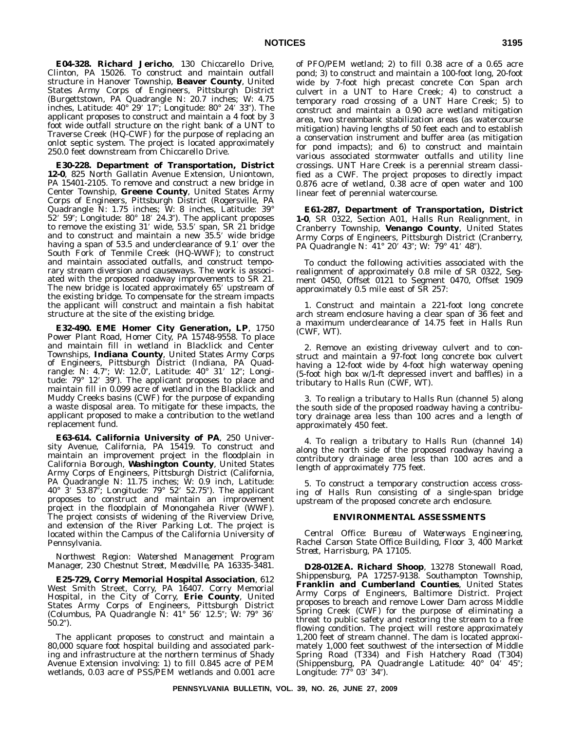**E04-328. Richard Jericho**, 130 Chiccarello Drive, Clinton, PA 15026. To construct and maintain outfall structure in Hanover Township, **Beaver County**, United States Army Corps of Engineers, Pittsburgh District (Burgettstown, PA Quadrangle N: 20.7 inches; W: 4.75 inches, Latitude: 40° 29′ 17″; Longitude: 80° 24′ 33″). The applicant proposes to construct and maintain a 4 foot by 3 foot wide outfall structure on the right bank of a UNT to Traverse Creek (HQ-CWF) for the purpose of replacing an onlot septic system. The project is located approximately 250.0 feet downstream from Chiccarello Drive.

**E30-228. Department of Transportation, District 12-0**, 825 North Gallatin Avenue Extension, Uniontown, PA 15401-2105. To remove and construct a new bridge in Center Township, **Greene County**, United States Army Corps of Engineers, Pittsburgh District (Rogersville, PA Quadrangle N: 1.75 inches; W: 8 inches, Latitude: 39° 52′ 59″; Longitude: 80° 18′ 24.3″). The applicant proposes to remove the existing 31′ wide, 53.5′ span, SR 21 bridge and to construct and maintain a new 35.5′ wide bridge having a span of 53.5 and underclearance of 9.1′ over the South Fork of Tenmile Creek (HQ-WWF); to construct and maintain associated outfalls, and construct temporary stream diversion and causeways. The work is associated with the proposed roadway improvements to SR 21. The new bridge is located approximately 65′ upstream of the existing bridge. To compensate for the stream impacts the applicant will construct and maintain a fish habitat structure at the site of the existing bridge.

**E32-490. EME Homer City Generation, LP**, 1750 Power Plant Road, Homer City, PA 15748-9558. To place and maintain fill in wetland in Blacklick and Center Townships, **Indiana County**, United States Army Corps of Engineers, Pittsburgh District (Indiana, PA Quadrangle: N: 4.7″; W: 12.0″, Latitude: 40° 31′ 12″; Longitude: 79° 12′ 39″). The applicant proposes to place and maintain fill in 0.099 acre of wetland in the Blacklick and Muddy Creeks basins (CWF) for the purpose of expanding a waste disposal area. To mitigate for these impacts, the applicant proposed to make a contribution to the wetland replacement fund.

**E63-614. California University of PA**, 250 University Avenue, California, PA 15419. To construct and maintain an improvement project in the floodplain in California Borough, **Washington County**, United States Army Corps of Engineers, Pittsburgh District (California, PA Quadrangle N: 11.75 inches; W: 0.9 inch, Latitude: 40° 3′ 53.87″; Longitude: 79° 52′ 52.75″). The applicant proposes to construct and maintain an improvement project in the floodplain of Monongahela River (WWF). The project consists of widening of the Riverview Drive, and extension of the River Parking Lot. The project is located within the Campus of the California University of Pennsylvania.

*Northwest Region: Watershed Management Program Manager, 230 Chestnut Street, Meadville, PA 16335-3481.*

**E25-729, Corry Memorial Hospital Association**, 612 West Smith Street, Corry, PA 16407. Corry Memorial Hospital, in the City of Corry, **Erie County**, United States Army Corps of Engineers, Pittsburgh District (Columbus, PA Quadrangle N: 41° 56′ 12.5″; W: 79° 36′ 50.2″).

The applicant proposes to construct and maintain a 80,000 square foot hospital building and associated parking and infrastructure at the northern terminus of Shady Avenue Extension involving: 1) to fill 0.845 acre of PEM wetlands, 0.03 acre of PSS/PEM wetlands and 0.001 acre of PFO/PEM wetland; 2) to fill 0.38 acre of a 0.65 acre pond; 3) to construct and maintain a 100-foot long, 20-foot wide by 7-foot high precast concrete Con Span arch culvert in a UNT to Hare Creek; 4) to construct a temporary road crossing of a UNT Hare Creek; 5) to construct and maintain a 0.90 acre wetland mitigation area, two streambank stabilization areas (as watercourse mitigation) having lengths of 50 feet each and to establish a conservation instrument and buffer area (as mitigation for pond impacts); and 6) to construct and maintain various associated stormwater outfalls and utility line crossings. UNT Hare Creek is a perennial stream classified as a CWF. The project proposes to directly impact 0.876 acre of wetland, 0.38 acre of open water and 100 linear feet of perennial watercourse.

**E61-287, Department of Transportation, District 1-0**, SR 0322, Section A01, Halls Run Realignment, in Cranberry Township, **Venango County**, United States Army Corps of Engineers, Pittsburgh District (Cranberry, PA Quadrangle N: 41° 20′ 43″; W: 79° 41′ 48″).

To conduct the following activities associated with the realignment of approximately 0.8 mile of SR 0322, Segment 0450, Offset 0121 to Segment 0470, Offset 1909 approximately 0.5 mile east of SR 257:

1. Construct and maintain a 221-foot long concrete arch stream enclosure having a clear span of 36 feet and a maximum underclearance of 14.75 feet in Halls Run (CWF, WT).

2. Remove an existing driveway culvert and to construct and maintain a 97-foot long concrete box culvert having a 12-foot wide by 4-foot high waterway opening (5-foot high box w/1-ft depressed invert and baffles) in a tributary to Halls Run (CWF, WT).

3. To realign a tributary to Halls Run (channel 5) along the south side of the proposed roadway having a contributory drainage area less than 100 acres and a length of approximately 450 feet.

4. To realign a tributary to Halls Run (channel 14) along the north side of the proposed roadway having a contributory drainage area less than 100 acres and a length of approximately 775 feet.

5. To construct a temporary construction access crossing of Halls Run consisting of a single-span bridge upstream of the proposed concrete arch enclosure.

## ENVIRONMENTAL ASSESSMENTS

*Central Office: Bureau of Waterways Engineering, Rachel Carson State Office Building, Floor 3, 400 Market Street, Harrisburg, PA 17105.*

**D28-012EA. Richard Shoop**, 13278 Stonewall Road, Shippensburg, PA 17257-9138. Southampton Township, **Franklin and Cumberland Counties**, United States Army Corps of Engineers, Baltimore District. Project proposes to breach and remove Lower Dam across Middle Spring Creek (CWF) for the purpose of eliminating a threat to public safety and restoring the stream to a free flowing condition. The project will restore approximately 1,200 feet of stream channel. The dam is located approximately 1,000 feet southwest of the intersection of Middle Spring Road (T334) and Fish Hatchery Road (T304) (Shippensburg, PA Quadrangle Latitude: 40° 04′ 45″; Longitude: 77° 03′ 34″).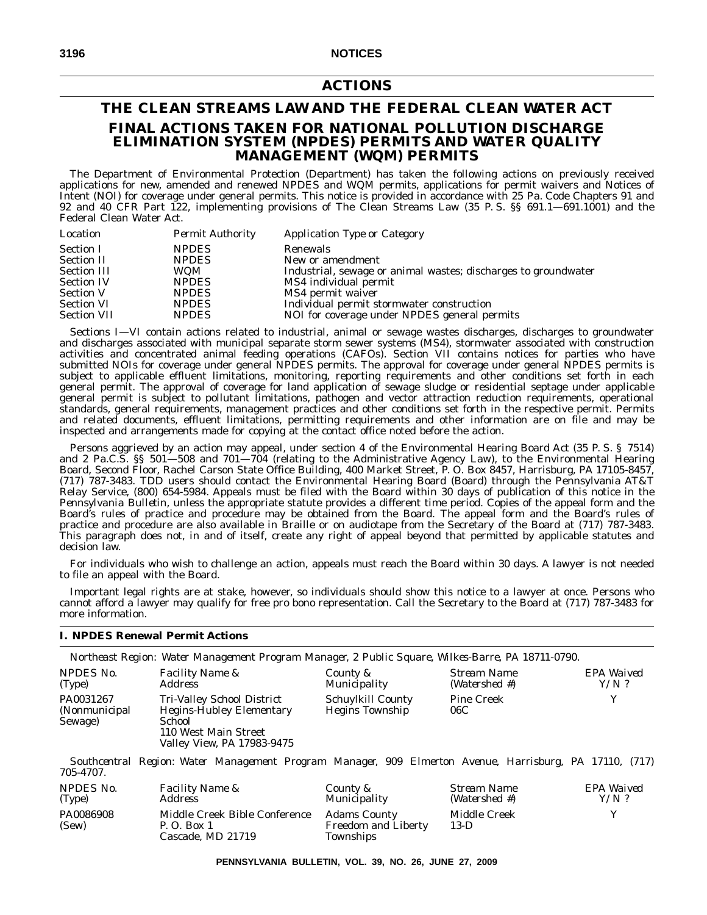# ACTIONS

## THE CLEAN STREAMS LAW AND THE FEDERAL CLEAN WATER ACT

## FINAL ACTIONS TAKEN FOR NATIONAL POLLUTION DISCHARGE ELIMINATION SYSTEM (NPDES) PERMITS AND WATER QUALITY MANAGEMENT (WQM) PERMITS

The Department of Environmental Protection (Department) has taken the following actions on previously received applications for new, amended and renewed NPDES and WQM permits, applications for permit waivers and Notices of Intent (NOI) for coverage under general permits. This notice is provided in accordance with 25 Pa. Code Chapters 91 and 92 and 40 CFR Part 122, implementing provisions of The Clean Streams Law (35 P. S. §§ 691.1—691.1001) and the Federal Clean Water Act.

| *Location* | *Permit Authority* | *Application Type or Category* |
|---|---|---|
| Section I | NPDES | Renewals |
| Section II | NPDES | New or amendment |
| Section III | WQM | Industrial, sewage or animal wastes; discharges to groundwater |
| Section IV | NPDES | MS4 individual permit |
| Section V | NPDES | MS4 permit waiver |
| Section VI | NPDES | Individual permit stormwater construction |
| Section VII | NPDES | NOI for coverage under NPDES general permits |

Sections I—VI contain actions related to industrial, animal or sewage wastes discharges, discharges to groundwater and discharges associated with municipal separate storm sewer systems (MS4), stormwater associated with construction activities and concentrated animal feeding operations (CAFOs). Section VII contains notices for parties who have submitted NOIs for coverage under general NPDES permits. The approval for coverage under general NPDES permits is subject to applicable effluent limitations, monitoring, reporting requirements and other conditions set forth in each general permit. The approval of coverage for land application of sewage sludge or residential septage under applicable general permit is subject to pollutant limitations, pathogen and vector attraction reduction requirements, operational standards, general requirements, management practices and other conditions set forth in the respective permit. Permits and related documents, effluent limitations, permitting requirements and other information are on file and may be inspected and arrangements made for copying at the contact office noted before the action.

Persons aggrieved by an action may appeal, under section 4 of the Environmental Hearing Board Act (35 P. S. § 7514) and 2 Pa.C.S. §§ 501—508 and 701—704 (relating to the Administrative Agency Law), to the Environmental Hearing Board, Second Floor, Rachel Carson State Office Building, 400 Market Street, P. O. Box 8457, Harrisburg, PA 17105-8457, (717) 787-3483. TDD users should contact the Environmental Hearing Board (Board) through the Pennsylvania AT&T Relay Service, (800) 654-5984. Appeals must be filed with the Board within 30 days of publication of this notice in the *Pennsylvania Bulletin*, unless the appropriate statute provides a different time period. Copies of the appeal form and the Board's rules of practice and procedure may be obtained from the Board. The appeal form and the Board's rules of practice and procedure are also available in Braille or on audiotape from the Secretary of the Board at (717) 787-3483. This paragraph does not, in and of itself, create any right of appeal beyond that permitted by applicable statutes and decision law.

For individuals who wish to challenge an action, appeals must reach the Board within 30 days. A lawyer is not needed to file an appeal with the Board.

Important legal rights are at stake, however, so individuals should show this notice to a lawyer at once. Persons who cannot afford a lawyer may qualify for free pro bono representation. Call the Secretary to the Board at (717) 787-3483 for more information.

### I. NPDES Renewal Permit Actions

*Northeast Region: Water Management Program Manager, 2 Public Square, Wilkes-Barre, PA 18711-0790.*

| *NPDES No. (Type)* | *Facility Name & Address* | *County & Municipality* | *Stream Name (Watershed #)* | *EPA Waived Y/N ?* |
|---|---|---|---|---|
| PA0031267 (Nonmunicipal Sewage) | Tri-Valley School District Hegins-Hubley Elementary School 110 West Main Street Valley View, PA 17983-9475 | Schuylkill County Hegins Township | Pine Creek 06C | Y |

*Southcentral Region: Water Management Program Manager, 909 Elmerton Avenue, Harrisburg, PA 17110, (717) 705-4707.*

| *NPDES No. (Type)* | *Facility Name & Address* | *County & Municipality* | *Stream Name (Watershed #)* | *EPA Waived Y/N ?* |
|---|---|---|---|---|
| PA0086908 (Sew) | Middle Creek Bible Conference P. O. Box 1 Cascade, MD 21719 | Adams County Freedom and Liberty Townships | Middle Creek 13-D | Y |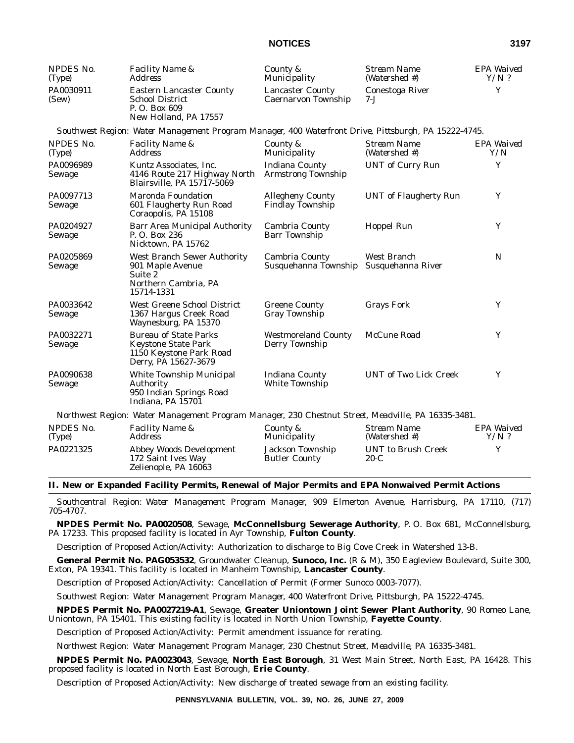| NPDES No. (Type) | Facility Name & Address | County & Municipality | Stream Name (Watershed #) | EPA Waived Y/N ? |
|---|---|---|---|---|
| PA0030911 (Sew) | Eastern Lancaster County School District P. O. Box 609 New Holland, PA 17557 | Lancaster County Caernarvon Township | Conestoga River 7-J | Y |

*Southwest Region: Water Management Program Manager, 400 Waterfront Drive, Pittsburgh, PA 15222-4745.*

| NPDES No. (Type) | Facility Name & Address | County & Municipality | Stream Name (Watershed #) | EPA Waived Y/N |
|---|---|---|---|---|
| PA0096989 Sewage | Kuntz Associates, Inc. 4146 Route 217 Highway North Blairsville, PA 15717-5069 | Indiana County Armstrong Township | UNT of Curry Run | Y |
| PA0097713 Sewage | Maronda Foundation 601 Flaugherty Run Road Coraopolis, PA 15108 | Allegheny County Findlay Township | UNT of Flaugherty Run | Y |
| PA0204927 Sewage | Barr Area Municipal Authority P. O. Box 236 Nicktown, PA 15762 | Cambria County Barr Township | Hoppel Run | Y |
| PA0205869 Sewage | West Branch Sewer Authority 901 Maple Avenue Suite 2 Northern Cambria, PA 15714-1331 | Cambria County Susquehanna Township | West Branch Susquehanna River | N |
| PA0033642 Sewage | West Greene School District 1367 Hargus Creek Road Waynesburg, PA 15370 | Greene County Gray Township | Grays Fork | Y |
| PA0032271 Sewage | Bureau of State Parks Keystone State Park 1150 Keystone Park Road Derry, PA 15627-3679 | Westmoreland County Derry Township | McCune Road | Y |
| PA0090638 Sewage | White Township Municipal Authority 950 Indian Springs Road Indiana, PA 15701 | Indiana County White Township | UNT of Two Lick Creek | Y |

*Northwest Region: Water Management Program Manager, 230 Chestnut Street, Meadville, PA 16335-3481.*

| NPDES No. (Type) | Facility Name & Address | County & Municipality | Stream Name (Watershed #) | EPA Waived Y/N ? |
|---|---|---|---|---|
| PA0221325 | Abbey Woods Development 172 Saint Ives Way Zelienople, PA 16063 | Jackson Township Butler County | UNT to Brush Creek 20-C | Y |

## II. New or Expanded Facility Permits, Renewal of Major Permits and EPA Nonwaived Permit Actions

*Southcentral Region: Water Management Program Manager, 909 Elmerton Avenue, Harrisburg, PA 17110, (717) 705-4707.*

**NPDES Permit No. PA0020508**, Sewage, **McConnellsburg Sewerage Authority**, P. O. Box 681, McConnellsburg, PA 17233. This proposed facility is located in Ayr Township, **Fulton County**.

Description of Proposed Action/Activity: Authorization to discharge to Big Cove Creek in Watershed 13-B.

**General Permit No. PAG053532**, Groundwater Cleanup, **Sunoco, Inc.** (R & M), 350 Eagleview Boulevard, Suite 300, Exton, PA 19341. This facility is located in Manheim Township, **Lancaster County**.

Description of Proposed Action/Activity: Cancellation of Permit (Former Sunoco 0003-7077).

*Southwest Region: Water Management Program Manager, 400 Waterfront Drive, Pittsburgh, PA 15222-4745.*

**NPDES Permit No. PA0027219-A1**, Sewage, **Greater Uniontown Joint Sewer Plant Authority**, 90 Romeo Lane, Uniontown, PA 15401. This existing facility is located in North Union Township, **Fayette County**.

Description of Proposed Action/Activity: Permit amendment issuance for rerating.

*Northwest Region: Water Management Program Manager, 230 Chestnut Street, Meadville, PA 16335-3481.*

**NPDES Permit No. PA0023043**, Sewage, **North East Borough**, 31 West Main Street, North East, PA 16428. This proposed facility is located in North East Borough, **Erie County**.

Description of Proposed Action/Activity: New discharge of treated sewage from an existing facility.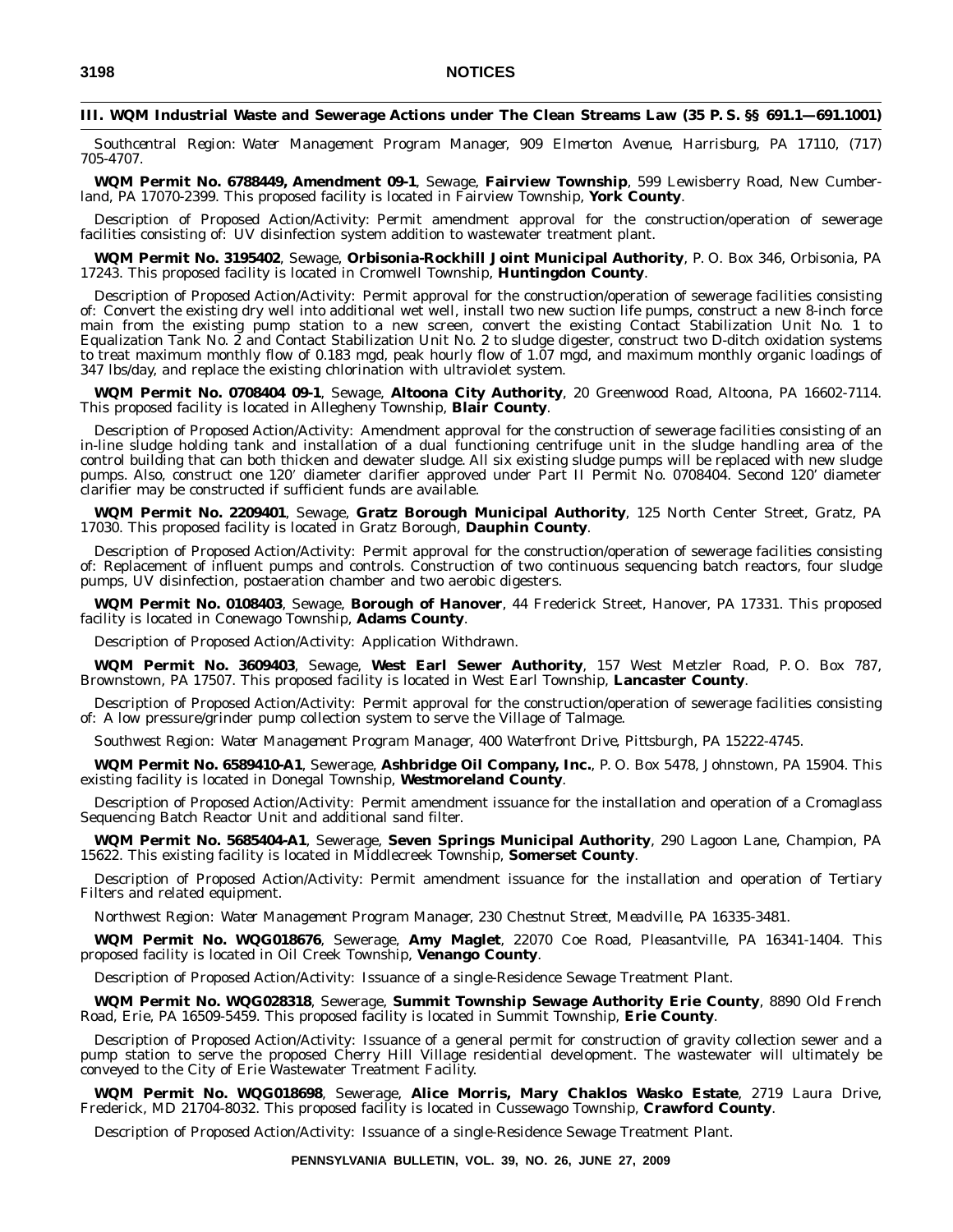### III. WQM Industrial Waste and Sewerage Actions under The Clean Streams Law (35 P. S. §§ 691.1—691.1001)

*Southcentral Region: Water Management Program Manager, 909 Elmerton Avenue, Harrisburg, PA 17110, (717) 705-4707.*

**WQM Permit No. 6788449, Amendment 09-1**, Sewage, **Fairview Township**, 599 Lewisberry Road, New Cumberland, PA 17070-2399. This proposed facility is located in Fairview Township, **York County**.

Description of Proposed Action/Activity: Permit amendment approval for the construction/operation of sewerage facilities consisting of: UV disinfection system addition to wastewater treatment plant.

**WQM Permit No. 3195402**, Sewage, **Orbisonia-Rockhill Joint Municipal Authority**, P. O. Box 346, Orbisonia, PA 17243. This proposed facility is located in Cromwell Township, **Huntingdon County**.

Description of Proposed Action/Activity: Permit approval for the construction/operation of sewerage facilities consisting of: Convert the existing dry well into additional wet well, install two new suction life pumps, construct a new 8-inch force main from the existing pump station to a new screen, convert the existing Contact Stabilization Unit No. 1 to Equalization Tank No. 2 and Contact Stabilization Unit No. 2 to sludge digester, construct two D-ditch oxidation systems to treat maximum monthly flow of 0.183 mgd, peak hourly flow of 1.07 mgd, and maximum monthly organic loadings of 347 lbs/day, and replace the existing chlorination with ultraviolet system.

**WQM Permit No. 0708404 09-1**, Sewage, **Altoona City Authority**, 20 Greenwood Road, Altoona, PA 16602-7114. This proposed facility is located in Allegheny Township, **Blair County**.

Description of Proposed Action/Activity: Amendment approval for the construction of sewerage facilities consisting of an in-line sludge holding tank and installation of a dual functioning centrifuge unit in the sludge handling area of the control building that can both thicken and dewater sludge. All six existing sludge pumps will be replaced with new sludge pumps. Also, construct one 120′ diameter clarifier approved under Part II Permit No. 0708404. Second 120′ diameter clarifier may be constructed if sufficient funds are available.

**WQM Permit No. 2209401**, Sewage, **Gratz Borough Municipal Authority**, 125 North Center Street, Gratz, PA 17030. This proposed facility is located in Gratz Borough, **Dauphin County**.

Description of Proposed Action/Activity: Permit approval for the construction/operation of sewerage facilities consisting of: Replacement of influent pumps and controls. Construction of two continuous sequencing batch reactors, four sludge pumps, UV disinfection, postaeration chamber and two aerobic digesters.

**WQM Permit No. 0108403**, Sewage, **Borough of Hanover**, 44 Frederick Street, Hanover, PA 17331. This proposed facility is located in Conewago Township, **Adams County**.

Description of Proposed Action/Activity: Application Withdrawn.

**WQM Permit No. 3609403**, Sewage, **West Earl Sewer Authority**, 157 West Metzler Road, P. O. Box 787, Brownstown, PA 17507. This proposed facility is located in West Earl Township, **Lancaster County**.

Description of Proposed Action/Activity: Permit approval for the construction/operation of sewerage facilities consisting of: A low pressure/grinder pump collection system to serve the Village of Talmage.

*Southwest Region: Water Management Program Manager, 400 Waterfront Drive, Pittsburgh, PA 15222-4745.*

**WQM Permit No. 6589410-A1**, Sewerage, **Ashbridge Oil Company, Inc.**, P. O. Box 5478, Johnstown, PA 15904. This existing facility is located in Donegal Township, **Westmoreland County**.

Description of Proposed Action/Activity: Permit amendment issuance for the installation and operation of a Cromaglass Sequencing Batch Reactor Unit and additional sand filter.

**WQM Permit No. 5685404-A1**, Sewerage, **Seven Springs Municipal Authority**, 290 Lagoon Lane, Champion, PA 15622. This existing facility is located in Middlecreek Township, **Somerset County**.

Description of Proposed Action/Activity: Permit amendment issuance for the installation and operation of Tertiary Filters and related equipment.

*Northwest Region: Water Management Program Manager, 230 Chestnut Street, Meadville, PA 16335-3481.*

**WQM Permit No. WQG018676**, Sewerage, **Amy Maglet**, 22070 Coe Road, Pleasantville, PA 16341-1404. This proposed facility is located in Oil Creek Township, **Venango County**.

Description of Proposed Action/Activity: Issuance of a single-Residence Sewage Treatment Plant.

**WQM Permit No. WQG028318**, Sewerage, **Summit Township Sewage Authority Erie County**, 8890 Old French Road, Erie, PA 16509-5459. This proposed facility is located in Summit Township, **Erie County**.

Description of Proposed Action/Activity: Issuance of a general permit for construction of gravity collection sewer and a pump station to serve the proposed Cherry Hill Village residential development. The wastewater will ultimately be conveyed to the City of Erie Wastewater Treatment Facility.

**WQM Permit No. WQG018698**, Sewerage, **Alice Morris, Mary Chaklos Wasko Estate**, 2719 Laura Drive, Frederick, MD 21704-8032. This proposed facility is located in Cussewago Township, **Crawford County**.

Description of Proposed Action/Activity: Issuance of a single-Residence Sewage Treatment Plant.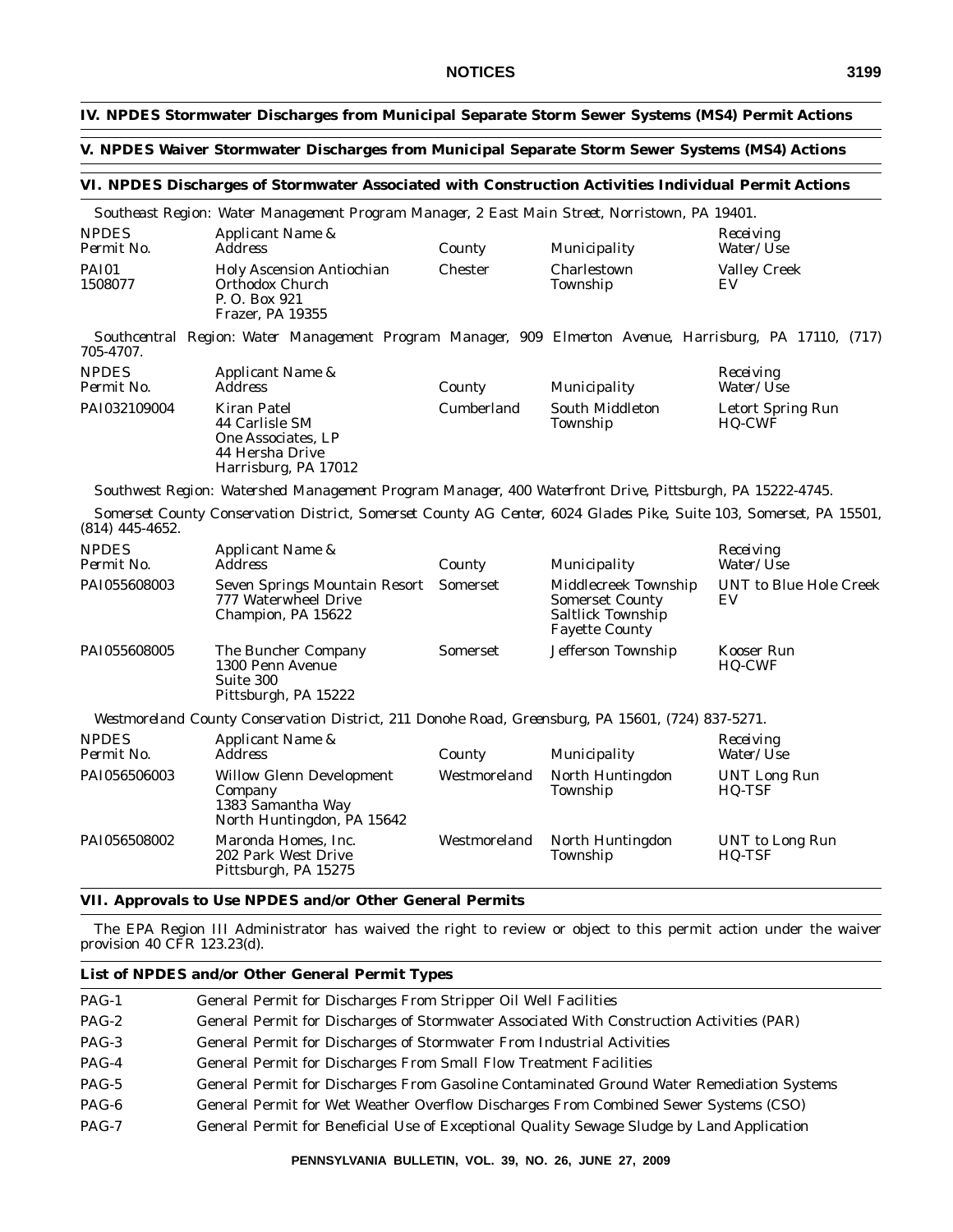**IV. NPDES Stormwater Discharges from Municipal Separate Storm Sewer Systems (MS4) Permit Actions**

**V. NPDES Waiver Stormwater Discharges from Municipal Separate Storm Sewer Systems (MS4) Actions**

**VI. NPDES Discharges of Stormwater Associated with Construction Activities Individual Permit Actions**

*Southeast Region: Water Management Program Manager, 2 East Main Street, Norristown, PA 19401.*

| NPDES Permit No. | Applicant Name & Address | County | Municipality | Receiving Water/Use |
|---|---|---|---|---|
| PAI01 1508077 | Holy Ascension Antiochian Orthodox Church P. O. Box 921 Frazer, PA 19355 | Chester | Charlestown Township | Valley Creek EV |

*Southcentral Region: Water Management Program Manager, 909 Elmerton Avenue, Harrisburg, PA 17110, (717) 705-4707.*

| NPDES Permit No. | Applicant Name & Address | County | Municipality | Receiving Water/Use |
|---|---|---|---|---|
| PAI032109004 | Kiran Patel 44 Carlisle SM One Associates, LP 44 Hersha Drive Harrisburg, PA 17012 | Cumberland | South Middleton Township | Letort Spring Run HQ-CWF |

*Southwest Region: Watershed Management Program Manager, 400 Waterfront Drive, Pittsburgh, PA 15222-4745.*

*Somerset County Conservation District, Somerset County AG Center, 6024 Glades Pike, Suite 103, Somerset, PA 15501, (814) 445-4652.*

| NPDES Permit No. | Applicant Name & Address | County | Municipality | Receiving Water/Use |
|---|---|---|---|---|
| PAI055608003 | Seven Springs Mountain Resort 777 Waterwheel Drive Champion, PA 15622 | Somerset | Middlecreek Township Somerset County Saltlick Township Fayette County | UNT to Blue Hole Creek EV |
| PAI055608005 | The Buncher Company 1300 Penn Avenue Suite 300 Pittsburgh, PA 15222 | Somerset | Jefferson Township | Kooser Run HQ-CWF |

*Westmoreland County Conservation District, 211 Donohe Road, Greensburg, PA 15601, (724) 837-5271.*

| NPDES Permit No. | Applicant Name & Address | County | Municipality | Receiving Water/Use |
|---|---|---|---|---|
| PAI056506003 | Willow Glenn Development Company 1383 Samantha Way North Huntingdon, PA 15642 | Westmoreland | North Huntingdon Township | UNT Long Run HQ-TSF |
| PAI056508002 | Maronda Homes, Inc. 202 Park West Drive Pittsburgh, PA 15275 | Westmoreland | North Huntingdon Township | UNT to Long Run HQ-TSF |

**VII. Approvals to Use NPDES and/or Other General Permits**

The EPA Region III Administrator has waived the right to review or object to this permit action under the waiver provision 40 CFR 123.23(d).

**List of NPDES and/or Other General Permit Types**

| | |
|---|---|
| PAG-1 | General Permit for Discharges From Stripper Oil Well Facilities |
| PAG-2 | General Permit for Discharges of Stormwater Associated With Construction Activities (PAR) |
| PAG-3 | General Permit for Discharges of Stormwater From Industrial Activities |
| PAG-4 | General Permit for Discharges From Small Flow Treatment Facilities |
| PAG-5 | General Permit for Discharges From Gasoline Contaminated Ground Water Remediation Systems |
| PAG-6 | General Permit for Wet Weather Overflow Discharges From Combined Sewer Systems (CSO) |
| PAG-7 | General Permit for Beneficial Use of Exceptional Quality Sewage Sludge by Land Application |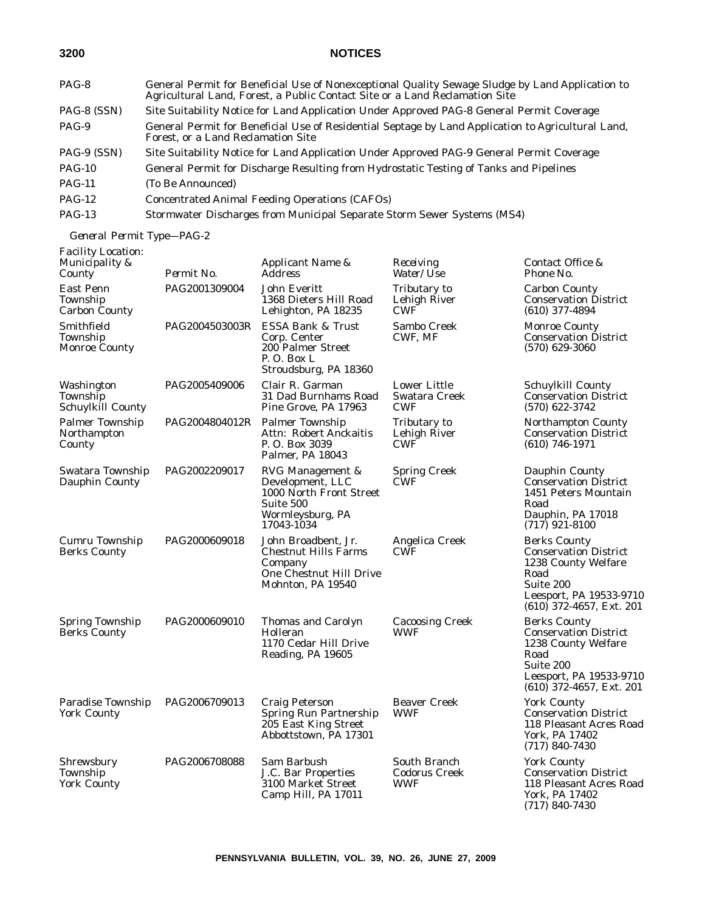| | |
|---|---|
| PAG-8 | General Permit for Beneficial Use of Nonexceptional Quality Sewage Sludge by Land Application to Agricultural Land, Forest, a Public Contact Site or a Land Reclamation Site |
| PAG-8 (SSN) | Site Suitability Notice for Land Application Under Approved PAG-8 General Permit Coverage |
| PAG-9 | General Permit for Beneficial Use of Residential Septage by Land Application to Agricultural Land, Forest, or a Land Reclamation Site |
| PAG-9 (SSN) | Site Suitability Notice for Land Application Under Approved PAG-9 General Permit Coverage |
| PAG-10 | General Permit for Discharge Resulting from Hydrostatic Testing of Tanks and Pipelines |
| PAG-11 | (To Be Announced) |
| PAG-12 | Concentrated Animal Feeding Operations (CAFOs) |
| PAG-13 | Stormwater Discharges from Municipal Separate Storm Sewer Systems (MS4) |

*General Permit Type—PAG-2*

| *Facility Location: Municipality & County* | *Permit No.* | *Applicant Name & Address* | *Receiving Water/Use* | *Contact Office & Phone No.* |
|---|---|---|---|---|
| East Penn Township Carbon County | PAG2001309004 | John Everitt 1368 Dieters Hill Road Lehighton, PA 18235 | Tributary to Lehigh River CWF | Carbon County Conservation District (610) 377-4894 |
| Smithfield Township Monroe County | PAG2004503003R | ESSA Bank & Trust Corp. Center 200 Palmer Street P. O. Box L Stroudsburg, PA 18360 | Sambo Creek CWF, MF | Monroe County Conservation District (570) 629-3060 |
| Washington Township Schuylkill County | PAG2005409006 | Clair R. Garman 31 Dad Burnhams Road Pine Grove, PA 17963 | Lower Little Swatara Creek CWF | Schuylkill County Conservation District (570) 622-3742 |
| Palmer Township Northampton County | PAG2004804012R | Palmer Township Attn: Robert Anckaitis P. O. Box 3039 Palmer, PA 18043 | Tributary to Lehigh River CWF | Northampton County Conservation District (610) 746-1971 |
| Swatara Township Dauphin County | PAG2002209017 | RVG Management & Development, LLC 1000 North Front Street Suite 500 Wormleysburg, PA 17043-1034 | Spring Creek CWF | Dauphin County Conservation District 1451 Peters Mountain Road Dauphin, PA 17018 (717) 921-8100 |
| Cumru Township Berks County | PAG2000609018 | John Broadbent, Jr. Chestnut Hills Farms Company One Chestnut Hill Drive Mohnton, PA 19540 | Angelica Creek CWF | Berks County Conservation District 1238 County Welfare Road Suite 200 Leesport, PA 19533-9710 (610) 372-4657, Ext. 201 |
| Spring Township Berks County | PAG2000609010 | Thomas and Carolyn Holleran 1170 Cedar Hill Drive Reading, PA 19605 | Cacoosing Creek WWF | Berks County Conservation District 1238 County Welfare Road Suite 200 Leesport, PA 19533-9710 (610) 372-4657, Ext. 201 |
| Paradise Township York County | PAG2006709013 | Craig Peterson Spring Run Partnership 205 East King Street Abbottstown, PA 17301 | Beaver Creek WWF | York County Conservation District 118 Pleasant Acres Road York, PA 17402 (717) 840-7430 |
| Shrewsbury Township York County | PAG2006708088 | Sam Barbush J.C. Bar Properties 3100 Market Street Camp Hill, PA 17011 | South Branch Codorus Creek WWF | York County Conservation District 118 Pleasant Acres Road York, PA 17402 (717) 840-7430 |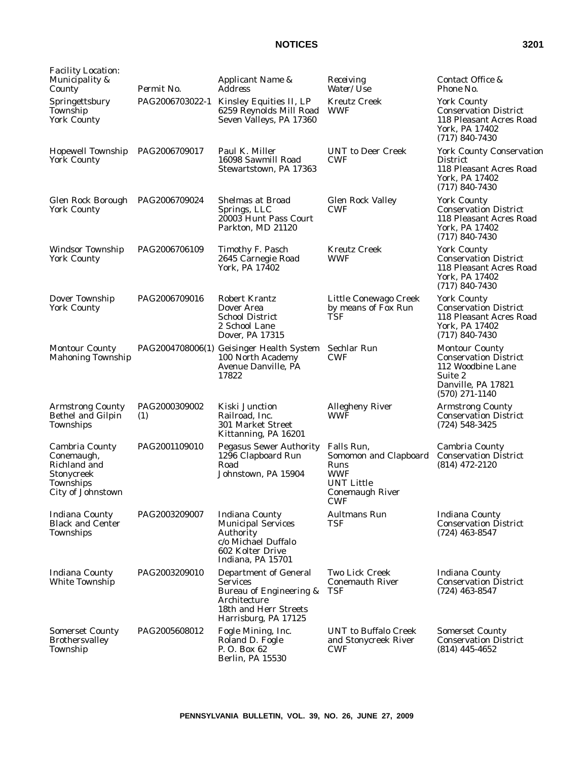| Facility Location: Municipality & County | Permit No. | Applicant Name & Address | Receiving Water/Use | Contact Office & Phone No. |
|---|---|---|---|---|
| Springettsbury Township York County | PAG2006703022-1 | Kinsley Equities II, LP 6259 Reynolds Mill Road Seven Valleys, PA 17360 | Kreutz Creek WWF | York County Conservation District 118 Pleasant Acres Road York, PA 17402 (717) 840-7430 |
| Hopewell Township York County | PAG2006709017 | Paul K. Miller 16098 Sawmill Road Stewartstown, PA 17363 | UNT to Deer Creek CWF | York County Conservation District 118 Pleasant Acres Road York, PA 17402 (717) 840-7430 |
| Glen Rock Borough York County | PAG2006709024 | Shelmas at Broad Springs, LLC 20003 Hunt Pass Court Parkton, MD 21120 | Glen Rock Valley CWF | York County Conservation District 118 Pleasant Acres Road York, PA 17402 (717) 840-7430 |
| Windsor Township York County | PAG2006706109 | Timothy F. Pasch 2645 Carnegie Road York, PA 17402 | Kreutz Creek WWF | York County Conservation District 118 Pleasant Acres Road York, PA 17402 (717) 840-7430 |
| Dover Township York County | PAG2006709016 | Robert Krantz Dover Area School District 2 School Lane Dover, PA 17315 | Little Conewago Creek by means of Fox Run TSF | York County Conservation District 118 Pleasant Acres Road York, PA 17402 (717) 840-7430 |
| Montour County Mahoning Township | PAG2004708006(1) | Geisinger Health System 100 North Academy Avenue Danville, PA 17822 | Sechlar Run CWF | Montour County Conservation District 112 Woodbine Lane Suite 2 Danville, PA 17821 (570) 271-1140 |
| Armstrong County Bethel and Gilpin Townships | PAG2000309002 (1) | Kiski Junction Railroad, Inc. 301 Market Street Kittanning, PA 16201 | Allegheny River WWF | Armstrong County Conservation District (724) 548-3425 |
| Cambria County Conemaugh, Richland and Stonycreek Townships City of Johnstown | PAG2001109010 | Pegasus Sewer Authority 1296 Clapboard Run Road Johnstown, PA 15904 | Falls Run, Somomon and Clapboard Runs WWF UNT Little Conemaugh River CWF | Cambria County Conservation District (814) 472-2120 |
| Indiana County Black and Center Townships | PAG2003209007 | Indiana County Municipal Services Authority c/o Michael Duffalo 602 Kolter Drive Indiana, PA 15701 | Aultmans Run TSF | Indiana County Conservation District (724) 463-8547 |
| Indiana County White Township | PAG2003209010 | Department of General Services Bureau of Engineering & Architecture 18th and Herr Streets Harrisburg, PA 17125 | Two Lick Creek Conemauth River TSF | Indiana County Conservation District (724) 463-8547 |
| Somerset County Brothersvalley Township | PAG2005608012 | Fogle Mining, Inc. Roland D. Fogle P. O. Box 62 Berlin, PA 15530 | UNT to Buffalo Creek and Stonycreek River CWF | Somerset County Conservation District (814) 445-4652 |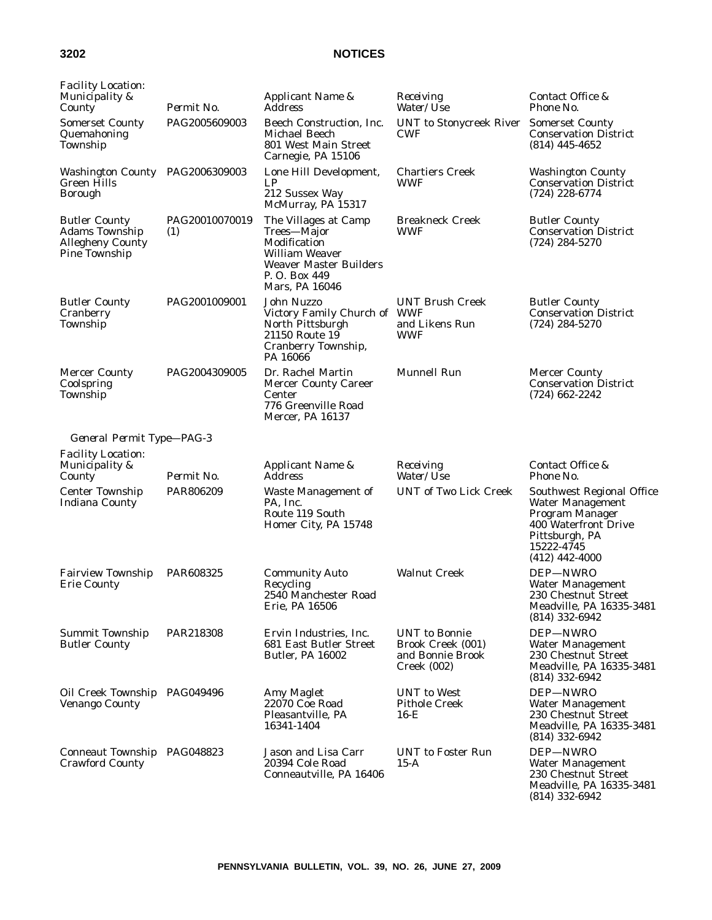| Facility Location: Municipality & County | Permit No. | Applicant Name & Address | Receiving Water/Use | Contact Office & Phone No. |
|---|---|---|---|---|
| Somerset County Quemahoning Township | PAG2005609003 | Beech Construction, Inc. Michael Beech 801 West Main Street Carnegie, PA 15106 | UNT to Stonycreek River CWF | Somerset County Conservation District (814) 445-4652 |
| Washington County Green Hills Borough | PAG2006309003 | Lone Hill Development, LP 212 Sussex Way McMurray, PA 15317 | Chartiers Creek WWF | Washington County Conservation District (724) 228-6774 |
| Butler County Adams Township Allegheny County Pine Township | PAG20010070019 (1) | The Villages at Camp Trees—Major Modification William Weaver Weaver Master Builders P. O. Box 449 Mars, PA 16046 | Breakneck Creek WWF | Butler County Conservation District (724) 284-5270 |
| Butler County Cranberry Township | PAG2001009001 | John Nuzzo Victory Family Church of North Pittsburgh 21150 Route 19 Cranberry Township, PA 16066 | UNT Brush Creek WWF and Likens Run WWF | Butler County Conservation District (724) 284-5270 |
| Mercer County Coolspring Township | PAG2004309005 | Dr. Rachel Martin Mercer County Career Center 776 Greenville Road Mercer, PA 16137 | Munnell Run | Mercer County Conservation District (724) 662-2242 |

*General Permit Type—PAG-3*

| Facility Location: Municipality & County | Permit No. | Applicant Name & Address | Receiving Water/Use | Contact Office & Phone No. |
|---|---|---|---|---|
| Center Township Indiana County | PAR806209 | Waste Management of PA, Inc. Route 119 South Homer City, PA 15748 | UNT of Two Lick Creek | Southwest Regional Office Water Management Program Manager 400 Waterfront Drive Pittsburgh, PA 15222-4745 (412) 442-4000 |
| Fairview Township Erie County | PAR608325 | Community Auto Recycling 2540 Manchester Road Erie, PA 16506 | Walnut Creek | DEP—NWRO Water Management 230 Chestnut Street Meadville, PA 16335-3481 (814) 332-6942 |
| Summit Township Butler County | PAR218308 | Ervin Industries, Inc. 681 East Butler Street Butler, PA 16002 | UNT to Bonnie Brook Creek (001) and Bonnie Brook Creek (002) | DEP—NWRO Water Management 230 Chestnut Street Meadville, PA 16335-3481 (814) 332-6942 |
| Oil Creek Township Venango County | PAG049496 | Amy Maglet 22070 Coe Road Pleasantville, PA 16341-1404 | UNT to West Pithole Creek 16-E | DEP—NWRO Water Management 230 Chestnut Street Meadville, PA 16335-3481 (814) 332-6942 |
| Conneaut Township Crawford County | PAG048823 | Jason and Lisa Carr 20394 Cole Road Conneautville, PA 16406 | UNT to Foster Run 15-A | DEP—NWRO Water Management 230 Chestnut Street Meadville, PA 16335-3481 (814) 332-6942 |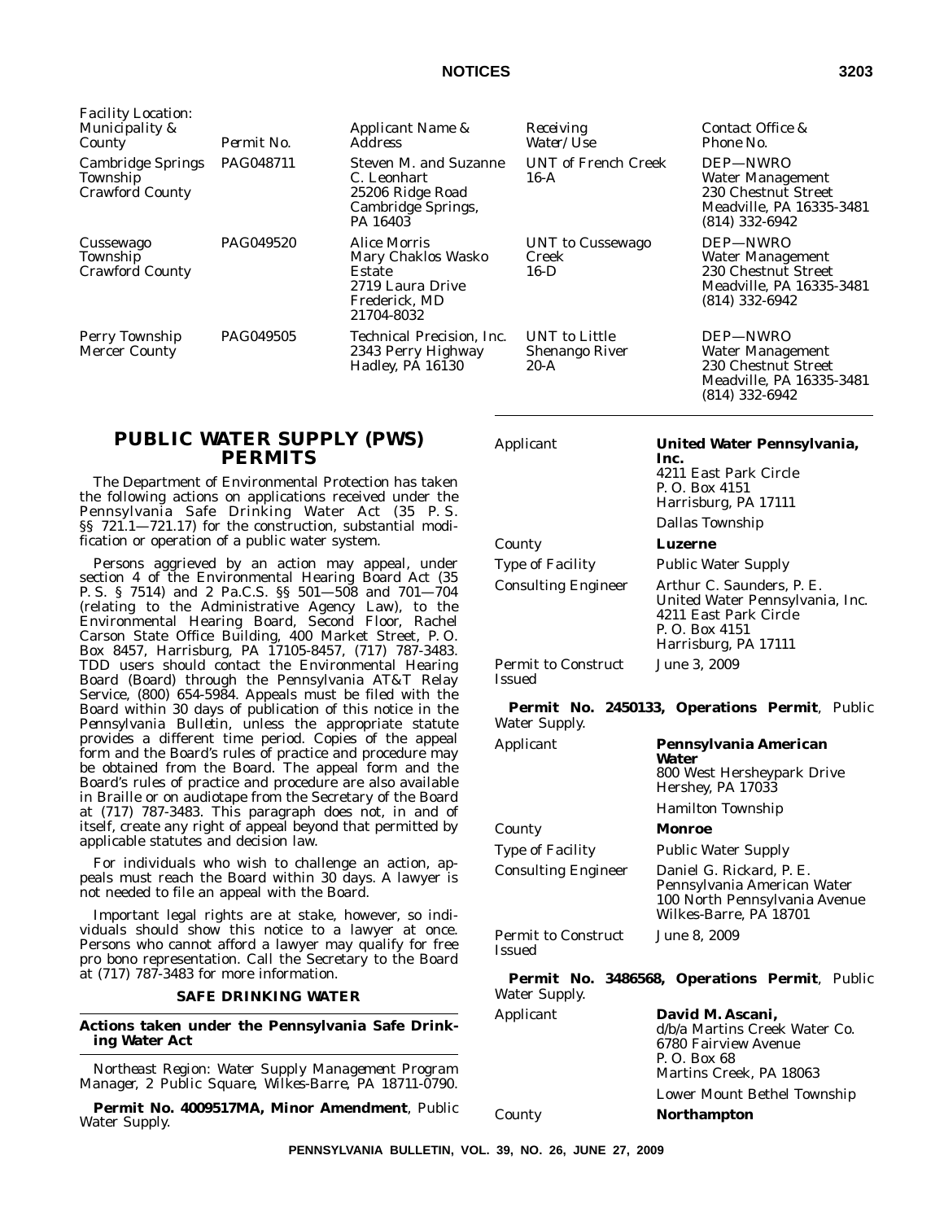| Facility Location: Municipality & County | Permit No. | Applicant Name & Address | Receiving Water/Use | Contact Office & Phone No. |
| --- | --- | --- | --- | --- |
| Cambridge Springs Township Crawford County | PAG048711 | Steven M. and Suzanne C. Leonhart 25206 Ridge Road Cambridge Springs, PA 16403 | UNT of French Creek 16-A | DEP—NWRO Water Management 230 Chestnut Street Meadville, PA 16335-3481 (814) 332-6942 |
| Cussewago Township Crawford County | PAG049520 | Alice Morris Mary Chaklos Wasko Estate 2719 Laura Drive Frederick, MD 21704-8032 | UNT to Cussewago Creek 16-D | DEP—NWRO Water Management 230 Chestnut Street Meadville, PA 16335-3481 (814) 332-6942 |
| Perry Township Mercer County | PAG049505 | Technical Precision, Inc. 2343 Perry Highway Hadley, PA 16130 | UNT to Little Shenango River 20-A | DEP—NWRO Water Management 230 Chestnut Street Meadville, PA 16335-3481 (814) 332-6942 |

## PUBLIC WATER SUPPLY (PWS) PERMITS

The Department of Environmental Protection has taken the following actions on applications received under the Pennsylvania Safe Drinking Water Act (35 P. S. §§ 721.1—721.17) for the construction, substantial modification or operation of a public water system.

Persons aggrieved by an action may appeal, under section 4 of the Environmental Hearing Board Act (35 P. S. § 7514) and 2 Pa.C.S. §§ 501—508 and 701—704 (relating to the Administrative Agency Law), to the Environmental Hearing Board, Second Floor, Rachel Carson State Office Building, 400 Market Street, P. O. Box 8457, Harrisburg, PA 17105-8457, (717) 787-3483. TDD users should contact the Environmental Hearing Board (Board) through the Pennsylvania AT&T Relay Service, (800) 654-5984. Appeals must be filed with the Board within 30 days of publication of this notice in the *Pennsylvania Bulletin*, unless the appropriate statute provides a different time period. Copies of the appeal form and the Board's rules of practice and procedure may be obtained from the Board. The appeal form and the Board's rules of practice and procedure are also available in Braille or on audiotape from the Secretary of the Board at (717) 787-3483. This paragraph does not, in and of itself, create any right of appeal beyond that permitted by applicable statutes and decision law.

For individuals who wish to challenge an action, appeals must reach the Board within 30 days. A lawyer is not needed to file an appeal with the Board.

Important legal rights are at stake, however, so individuals should show this notice to a lawyer at once. Persons who cannot afford a lawyer may qualify for free pro bono representation. Call the Secretary to the Board at (717) 787-3483 for more information.

### SAFE DRINKING WATER

### Actions taken under the Pennsylvania Safe Drinking Water Act

*Northeast Region: Water Supply Management Program Manager, 2 Public Square, Wilkes-Barre, PA 18711-0790.*

**Permit No. 4009517MA, Minor Amendment**, Public Water Supply.

| | |
| --- | --- |
| Applicant | **United Water Pennsylvania, Inc.** 4211 East Park Circle P. O. Box 4151 Harrisburg, PA 17111 |
| | Dallas Township |
| County | **Luzerne** |
| Type of Facility | Public Water Supply |
| Consulting Engineer | Arthur C. Saunders, P. E. United Water Pennsylvania, Inc. 4211 East Park Circle P. O. Box 4151 Harrisburg, PA 17111 |
| Permit to Construct Issued | June 3, 2009 |

**Permit No. 2450133, Operations Permit**, Public Water Supply.

| | |
| --- | --- |
| Applicant | **Pennsylvania American Water** 800 West Hersheypark Drive Hershey, PA 17033 |
| | Hamilton Township |
| County | **Monroe** |
| Type of Facility | Public Water Supply |
| Consulting Engineer | Daniel G. Rickard, P. E. Pennsylvania American Water 100 North Pennsylvania Avenue Wilkes-Barre, PA 18701 |
| Permit to Construct Issued | June 8, 2009 |

**Permit No. 3486568, Operations Permit**, Public Water Supply.

| | |
| --- | --- |
| Applicant | **David M. Ascani,** d/b/a Martins Creek Water Co. 6780 Fairview Avenue P. O. Box 68 Martins Creek, PA 18063 |
| | Lower Mount Bethel Township |
| County | **Northampton** |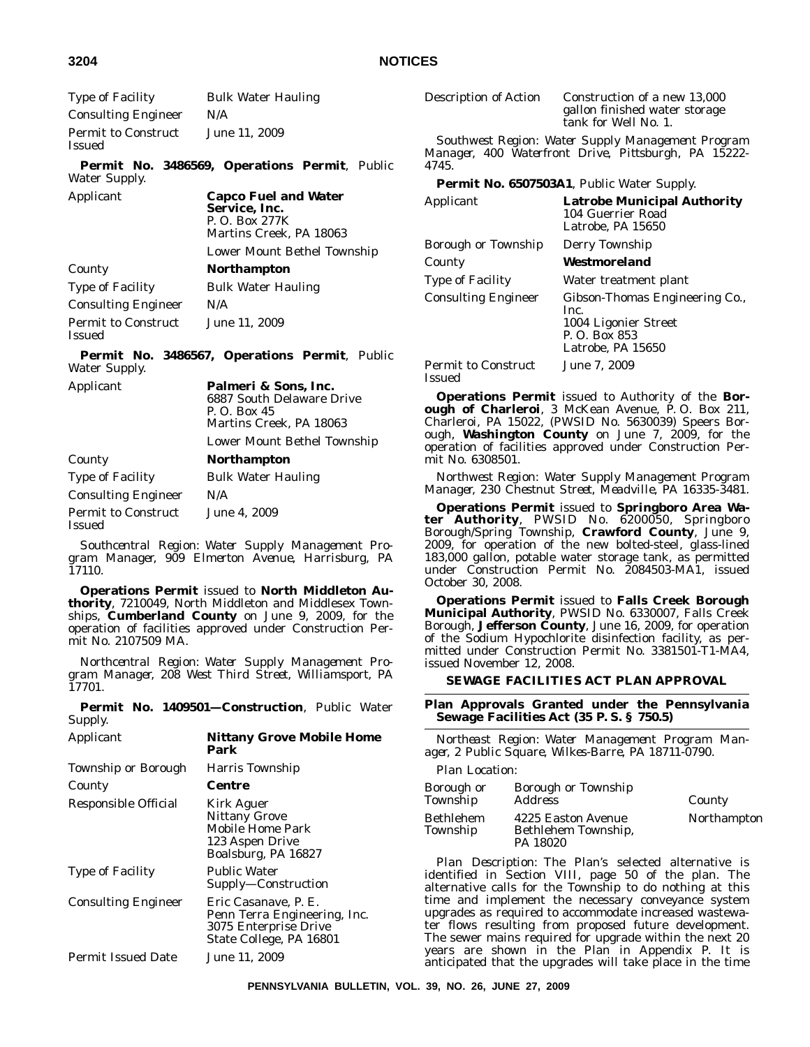| | |
|---|---|
| Type of Facility | Bulk Water Hauling |
| Consulting Engineer | N/A |
| Permit to Construct Issued | June 11, 2009 |

**Permit No. 3486569, Operations Permit**, Public Water Supply.

| | |
|---|---|
| Applicant | **Capco Fuel and Water Service, Inc.** P. O. Box 277K Martins Creek, PA 18063 |
| | Lower Mount Bethel Township |
| County | **Northampton** |
| Type of Facility | Bulk Water Hauling |
| Consulting Engineer | N/A |
| Permit to Construct Issued | June 11, 2009 |

**Permit No. 3486567, Operations Permit**, Public Water Supply.

| | |
|---|---|
| Applicant | **Palmeri & Sons, Inc.** 6887 South Delaware Drive P. O. Box 45 Martins Creek, PA 18063 |
| | Lower Mount Bethel Township |
| County | **Northampton** |
| Type of Facility | Bulk Water Hauling |
| Consulting Engineer | N/A |
| Permit to Construct Issued | June 4, 2009 |

*Southcentral Region: Water Supply Management Program Manager, 909 Elmerton Avenue, Harrisburg, PA 17110.*

**Operations Permit** issued to **North Middleton Authority**, 7210049, North Middleton and Middlesex Townships, **Cumberland County** on June 9, 2009, for the operation of facilities approved under Construction Permit No. 2107509 MA.

*Northcentral Region: Water Supply Management Program Manager, 208 West Third Street, Williamsport, PA 17701.*

**Permit No. 1409501—Construction**, Public Water Supply.

| | |
|---|---|
| Applicant | **Nittany Grove Mobile Home Park** |
| Township or Borough | Harris Township |
| County | **Centre** |
| Responsible Official | Kirk Aguer Nittany Grove Mobile Home Park 123 Aspen Drive Boalsburg, PA 16827 |
| Type of Facility | Public Water Supply—Construction |
| Consulting Engineer | Eric Casanave, P. E. Penn Terra Engineering, Inc. 3075 Enterprise Drive State College, PA 16801 |
| Permit Issued Date | June 11, 2009 |
| Description of Action | Construction of a new 13,000 gallon finished water storage tank for Well No. 1. |

*Southwest Region: Water Supply Management Program Manager, 400 Waterfront Drive, Pittsburgh, PA 15222-4745.*

**Permit No. 6507503A1**, Public Water Supply.

| | |
|---|---|
| Applicant | **Latrobe Municipal Authority** 104 Guerrier Road Latrobe, PA 15650 |
| Borough or Township | Derry Township |
| County | **Westmoreland** |
| Type of Facility | Water treatment plant |
| Consulting Engineer | Gibson-Thomas Engineering Co., Inc. 1004 Ligonier Street P. O. Box 853 Latrobe, PA 15650 |
| Permit to Construct Issued | June 7, 2009 |

**Operations Permit** issued to Authority of the **Borough of Charleroi**, 3 McKean Avenue, P. O. Box 211, Charleroi, PA 15022, (PWSID No. 5630039) Speers Borough, **Washington County** on June 7, 2009, for the operation of facilities approved under Construction Permit No. 6308501.

*Northwest Region: Water Supply Management Program Manager, 230 Chestnut Street, Meadville, PA 16335-3481.*

**Operations Permit** issued to **Springboro Area Water Authority**, PWSID No. 6200050, Springboro Borough/Spring Township, **Crawford County**, June 9, 2009, for operation of the new bolted-steel, glass-lined 183,000 gallon, potable water storage tank, as permitted under Construction Permit No. 2084503-MA1, issued October 30, 2008.

**Operations Permit** issued to **Falls Creek Borough Municipal Authority**, PWSID No. 6330007, Falls Creek Borough, **Jefferson County**, June 16, 2009, for operation of the Sodium Hypochlorite disinfection facility, as permitted under Construction Permit No. 3381501-T1-MA4, issued November 12, 2008.

## SEWAGE FACILITIES ACT PLAN APPROVAL

### Plan Approvals Granted under the Pennsylvania Sewage Facilities Act (35 P. S. § 750.5)

*Northeast Region: Water Management Program Manager, 2 Public Square, Wilkes-Barre, PA 18711-0790.*

*Plan Location:*

| Borough or Township | Borough or Township Address | County |
|---|---|---|
| Bethlehem Township | 4225 Easton Avenue Bethlehem Township, PA 18020 | Northampton |

*Plan Description:* The Plan's selected alternative is identified in Section VIII, page 50 of the plan. The alternative calls for the Township to do nothing at this time and implement the necessary conveyance system upgrades as required to accommodate increased wastewater flows resulting from proposed future development. The sewer mains required for upgrade within the next 20 years are shown in the Plan in Appendix P. It is anticipated that the upgrades will take place in the time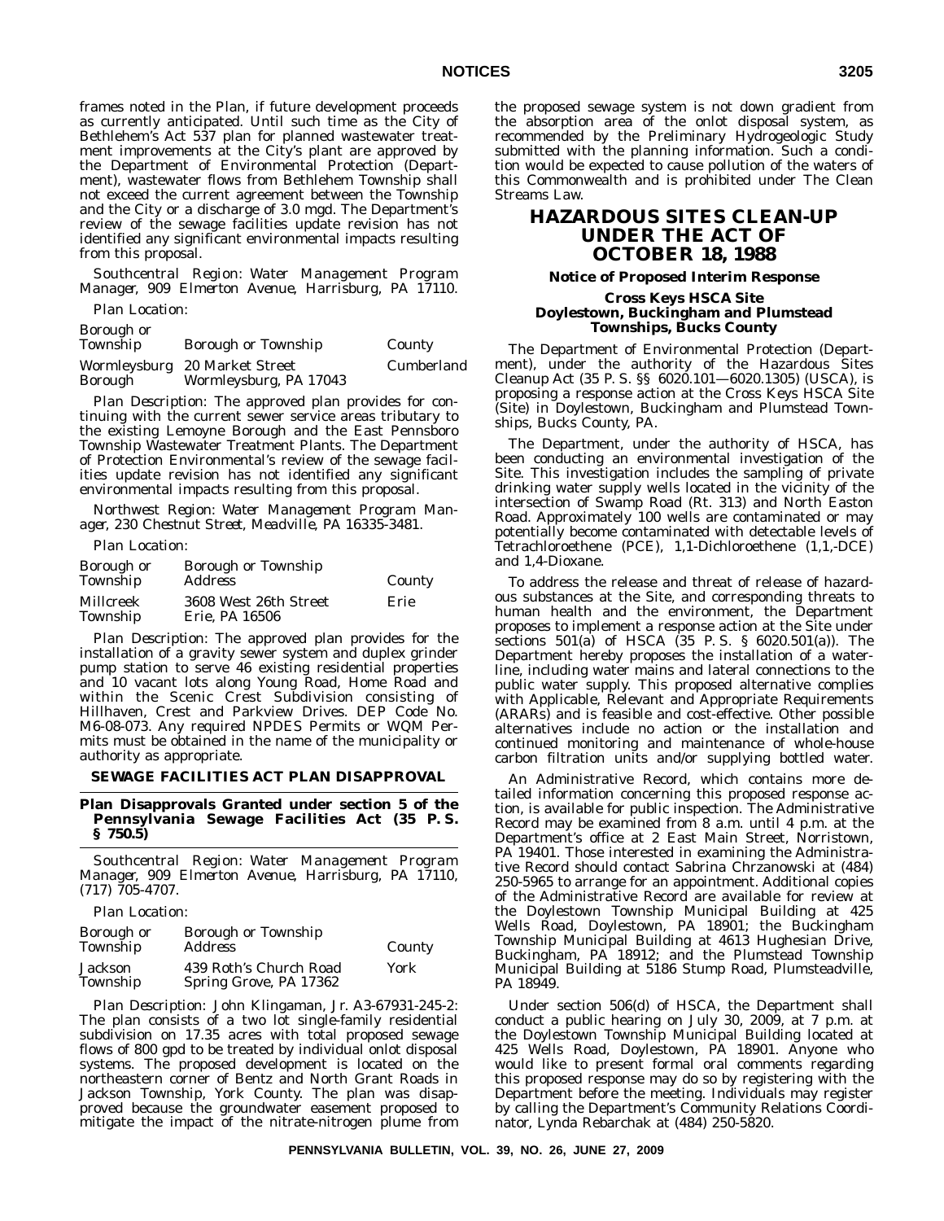frames noted in the Plan, if future development proceeds as currently anticipated. Until such time as the City of Bethlehem's Act 537 plan for planned wastewater treatment improvements at the City's plant are approved by the Department of Environmental Protection (Department), wastewater flows from Bethlehem Township shall not exceed the current agreement between the Township and the City or a discharge of 3.0 mgd. The Department's review of the sewage facilities update revision has not identified any significant environmental impacts resulting from this proposal.

*Southcentral Region: Water Management Program Manager, 909 Elmerton Avenue, Harrisburg, PA 17110.*

*Plan Location:*

| Borough or Township | Borough or Township | County |
|---|---|---|
| Wormleysburg Borough | 20 Market Street Wormleysburg, PA 17043 | Cumberland |

*Plan Description:* The approved plan provides for continuing with the current sewer service areas tributary to the existing Lemoyne Borough and the East Pennsboro Township Wastewater Treatment Plants. The Department of Protection Environmental's review of the sewage facilities update revision has not identified any significant environmental impacts resulting from this proposal.

*Northwest Region: Water Management Program Manager, 230 Chestnut Street, Meadville, PA 16335-3481.*

*Plan Location:*

| Borough or Township | Borough or Township Address | County |
|---|---|---|
| Millcreek Township | 3608 West 26th Street Erie, PA 16506 | Erie |

*Plan Description:* The approved plan provides for the installation of a gravity sewer system and duplex grinder pump station to serve 46 existing residential properties and 10 vacant lots along Young Road, Home Road and within the Scenic Crest Subdivision consisting of Hillhaven, Crest and Parkview Drives. DEP Code No. M6-08-073. Any required NPDES Permits or WQM Permits must be obtained in the name of the municipality or authority as appropriate.

## SEWAGE FACILITIES ACT PLAN DISAPPROVAL

### Plan Disapprovals Granted under section 5 of the Pennsylvania Sewage Facilities Act (35 P. S. § 750.5)

*Southcentral Region: Water Management Program Manager, 909 Elmerton Avenue, Harrisburg, PA 17110, (717) 705-4707.*

*Plan Location:*

| Borough or Township | Borough or Township Address | County |
|---|---|---|
| Jackson Township | 439 Roth's Church Road Spring Grove, PA 17362 | York |

*Plan Description:* John Klingaman, Jr. A3-67931-245-2: The plan consists of a two lot single-family residential subdivision on 17.35 acres with total proposed sewage flows of 800 gpd to be treated by individual onlot disposal systems. The proposed development is located on the northeastern corner of Bentz and North Grant Roads in Jackson Township, York County. The plan was disapproved because the groundwater easement proposed to mitigate the impact of the nitrate-nitrogen plume from the proposed sewage system is not down gradient from the absorption area of the onlot disposal system, as recommended by the Preliminary Hydrogeologic Study submitted with the planning information. Such a condition would be expected to cause pollution of the waters of this Commonwealth and is prohibited under The Clean Streams Law.

# HAZARDOUS SITES CLEAN-UP UNDER THE ACT OF OCTOBER 18, 1988

### Notice of Proposed Interim Response

#### Cross Keys HSCA Site Doylestown, Buckingham and Plumstead Townships, Bucks County

The Department of Environmental Protection (Department), under the authority of the Hazardous Sites Cleanup Act (35 P. S. §§ 6020.101—6020.1305) (USCA), is proposing a response action at the Cross Keys HSCA Site (Site) in Doylestown, Buckingham and Plumstead Townships, Bucks County, PA.

The Department, under the authority of HSCA, has been conducting an environmental investigation of the Site. This investigation includes the sampling of private drinking water supply wells located in the vicinity of the intersection of Swamp Road (Rt. 313) and North Easton Road. Approximately 100 wells are contaminated or may potentially become contaminated with detectable levels of Tetrachloroethene (PCE), 1,1-Dichloroethene (1,1,-DCE) and 1,4-Dioxane.

To address the release and threat of release of hazardous substances at the Site, and corresponding threats to human health and the environment, the Department proposes to implement a response action at the Site under sections 501(a) of HSCA (35 P. S. § 6020.501(a)). The Department hereby proposes the installation of a waterline, including water mains and lateral connections to the public water supply. This proposed alternative complies with Applicable, Relevant and Appropriate Requirements (ARARs) and is feasible and cost-effective. Other possible alternatives include no action or the installation and continued monitoring and maintenance of whole-house carbon filtration units and/or supplying bottled water.

An Administrative Record, which contains more detailed information concerning this proposed response action, is available for public inspection. The Administrative Record may be examined from 8 a.m. until 4 p.m. at the Department's office at 2 East Main Street, Norristown, PA 19401. Those interested in examining the Administrative Record should contact Sabrina Chrzanowski at (484) 250-5965 to arrange for an appointment. Additional copies of the Administrative Record are available for review at the Doylestown Township Municipal Building at 425 Wells Road, Doylestown, PA 18901; the Buckingham Township Municipal Building at 4613 Hughesian Drive, Buckingham, PA 18912; and the Plumstead Township Municipal Building at 5186 Stump Road, Plumsteadville, PA 18949.

Under section 506(d) of HSCA, the Department shall conduct a public hearing on July 30, 2009, at 7 p.m. at the Doylestown Township Municipal Building located at 425 Wells Road, Doylestown, PA 18901. Anyone who would like to present formal oral comments regarding this proposed response may do so by registering with the Department before the meeting. Individuals may register by calling the Department's Community Relations Coordinator, Lynda Rebarchak at (484) 250-5820.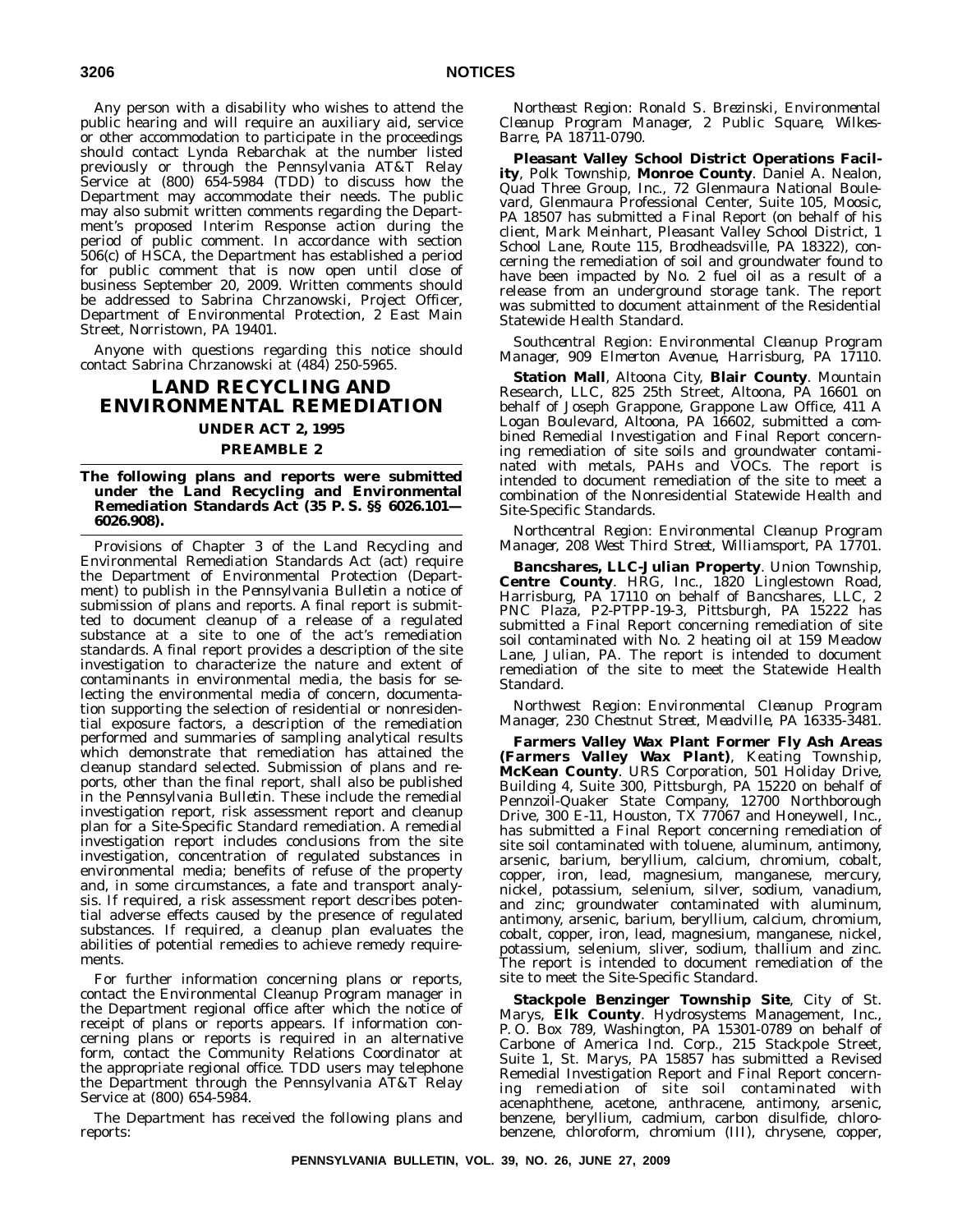Any person with a disability who wishes to attend the public hearing and will require an auxiliary aid, service or other accommodation to participate in the proceedings should contact Lynda Rebarchak at the number listed previously or through the Pennsylvania AT&T Relay Service at (800) 654-5984 (TDD) to discuss how the Department may accommodate their needs. The public may also submit written comments regarding the Department's proposed Interim Response action during the period of public comment. In accordance with section 506(c) of HSCA, the Department has established a period for public comment that is now open until close of business September 20, 2009. Written comments should be addressed to Sabrina Chrzanowski, Project Officer, Department of Environmental Protection, 2 East Main Street, Norristown, PA 19401.

Anyone with questions regarding this notice should contact Sabrina Chrzanowski at (484) 250-5965.

# LAND RECYCLING AND ENVIRONMENTAL REMEDIATION

## UNDER ACT 2, 1995

## PREAMBLE 2

### The following plans and reports were submitted under the Land Recycling and Environmental Remediation Standards Act (35 P. S. §§ 6026.101—6026.908).

Provisions of Chapter 3 of the Land Recycling and Environmental Remediation Standards Act (act) require the Department of Environmental Protection (Department) to publish in the *Pennsylvania Bulletin* a notice of submission of plans and reports. A final report is submitted to document cleanup of a release of a regulated substance at a site to one of the act's remediation standards. A final report provides a description of the site investigation to characterize the nature and extent of contaminants in environmental media, the basis for selecting the environmental media of concern, documentation supporting the selection of residential or nonresidential exposure factors, a description of the remediation performed and summaries of sampling analytical results which demonstrate that remediation has attained the cleanup standard selected. Submission of plans and reports, other than the final report, shall also be published in the *Pennsylvania Bulletin*. These include the remedial investigation report, risk assessment report and cleanup plan for a Site-Specific Standard remediation. A remedial investigation report includes conclusions from the site investigation, concentration of regulated substances in environmental media; benefits of refuse of the property and, in some circumstances, a fate and transport analysis. If required, a risk assessment report describes potential adverse effects caused by the presence of regulated substances. If required, a cleanup plan evaluates the abilities of potential remedies to achieve remedy requirements.

For further information concerning plans or reports, contact the Environmental Cleanup Program manager in the Department regional office after which the notice of receipt of plans or reports appears. If information concerning plans or reports is required in an alternative form, contact the Community Relations Coordinator at the appropriate regional office. TDD users may telephone the Department through the Pennsylvania AT&T Relay Service at (800) 654-5984.

The Department has received the following plans and reports:

*Northeast Region: Ronald S. Brezinski, Environmental Cleanup Program Manager, 2 Public Square, Wilkes-Barre, PA 18711-0790.*

**Pleasant Valley School District Operations Facility**, Polk Township, **Monroe County**. Daniel A. Nealon, Quad Three Group, Inc., 72 Glenmaura National Boulevard, Glenmaura Professional Center, Suite 105, Moosic, PA 18507 has submitted a Final Report (on behalf of his client, Mark Meinhart, Pleasant Valley School District, 1 School Lane, Route 115, Brodheadsville, PA 18322), concerning the remediation of soil and groundwater found to have been impacted by No. 2 fuel oil as a result of a release from an underground storage tank. The report was submitted to document attainment of the Residential Statewide Health Standard.

*Southcentral Region: Environmental Cleanup Program Manager, 909 Elmerton Avenue, Harrisburg, PA 17110.*

**Station Mall**, Altoona City, **Blair County**. Mountain Research, LLC, 825 25th Street, Altoona, PA 16601 on behalf of Joseph Grappone, Grappone Law Office, 411 A Logan Boulevard, Altoona, PA 16602, submitted a combined Remedial Investigation and Final Report concerning remediation of site soils and groundwater contaminated with metals, PAHs and VOCs. The report is intended to document remediation of the site to meet a combination of the Nonresidential Statewide Health and Site-Specific Standards.

*Northcentral Region: Environmental Cleanup Program Manager, 208 West Third Street, Williamsport, PA 17701.*

**Bancshares, LLC-Julian Property**. Union Township, **Centre County**. HRG, Inc., 1820 Linglestown Road, Harrisburg, PA 17110 on behalf of Bancshares, LLC, 2 PNC Plaza, P2-PTPP-19-3, Pittsburgh, PA 15222 has submitted a Final Report concerning remediation of site soil contaminated with No. 2 heating oil at 159 Meadow Lane, Julian, PA. The report is intended to document remediation of the site to meet the Statewide Health Standard.

*Northwest Region: Environmental Cleanup Program Manager, 230 Chestnut Street, Meadville, PA 16335-3481.*

**Farmers Valley Wax Plant Former Fly Ash Areas (Farmers Valley Wax Plant)**, Keating Township, **McKean County**. URS Corporation, 501 Holiday Drive, Building 4, Suite 300, Pittsburgh, PA 15220 on behalf of Pennzoil-Quaker State Company, 12700 Northborough Drive, 300 E-11, Houston, TX 77067 and Honeywell, Inc., has submitted a Final Report concerning remediation of site soil contaminated with toluene, aluminum, antimony, arsenic, barium, beryllium, calcium, chromium, cobalt, copper, iron, lead, magnesium, manganese, mercury, nickel, potassium, selenium, silver, sodium, vanadium, and zinc; groundwater contaminated with aluminum, antimony, arsenic, barium, beryllium, calcium, chromium, cobalt, copper, iron, lead, magnesium, manganese, nickel, potassium, selenium, sliver, sodium, thallium and zinc. The report is intended to document remediation of the site to meet the Site-Specific Standard.

**Stackpole Benzinger Township Site**, City of St. Marys, **Elk County**. Hydrosystems Management, Inc., P. O. Box 789, Washington, PA 15301-0789 on behalf of Carbone of America Ind. Corp., 215 Stackpole Street, Suite 1, St. Marys, PA 15857 has submitted a Revised Remedial Investigation Report and Final Report concerning remediation of site soil contaminated with acenaphthene, acetone, anthracene, antimony, arsenic, benzene, beryllium, cadmium, carbon disulfide, chlorobenzene, chloroform, chromium (III), chrysene, copper,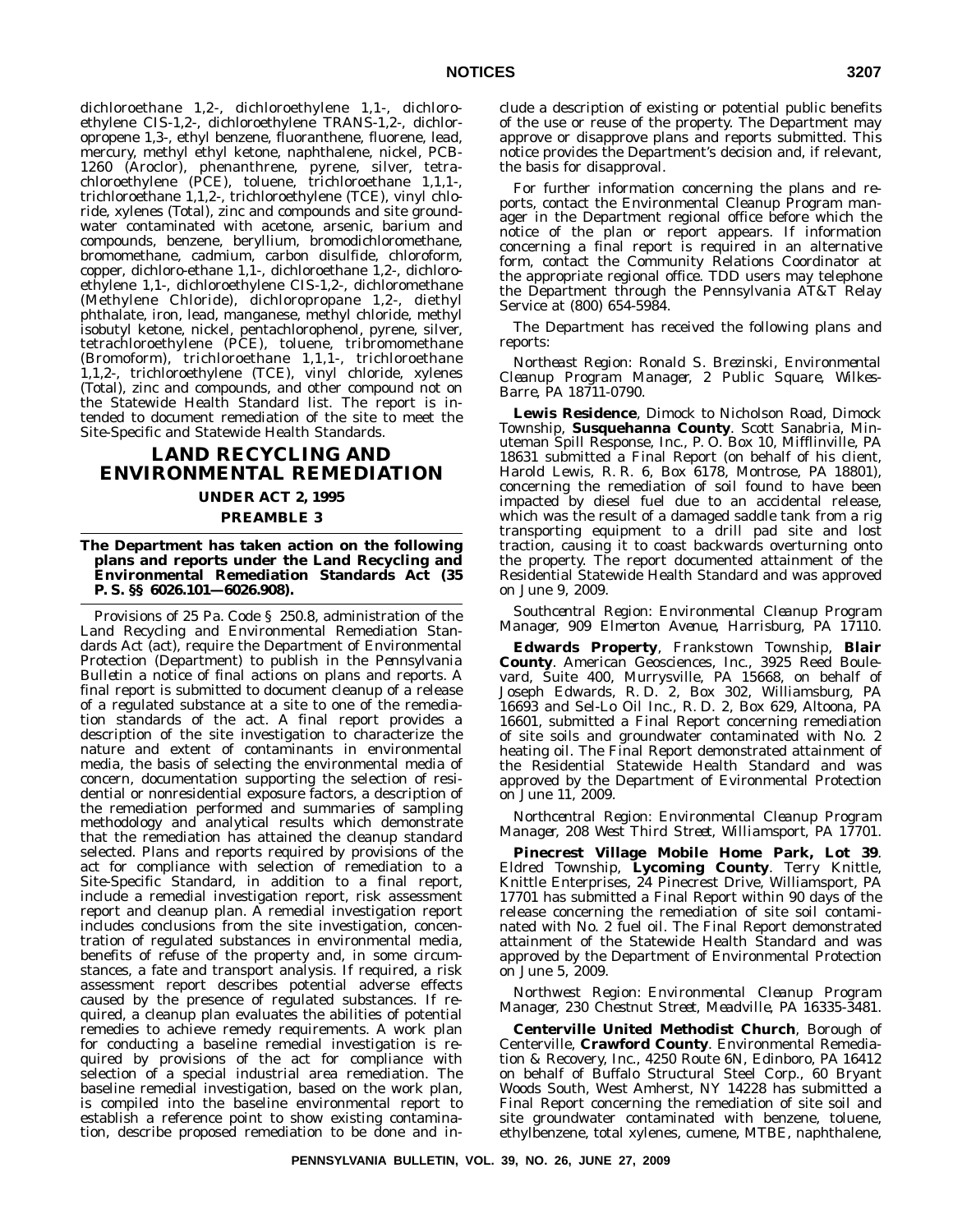dichloroethane 1,2-, dichloroethylene 1,1-, dichloroethylene CIS-1,2-, dichloroethylene TRANS-1,2-, dichloropropene 1,3-, ethyl benzene, fluoranthene, fluorene, lead, mercury, methyl ethyl ketone, naphthalene, nickel, PCB-1260 (Aroclor), phenanthrene, pyrene, silver, tetrachloroethylene (PCE), toluene, trichloroethane 1,1,1-, trichloroethane 1,1,2-, trichloroethylene (TCE), vinyl chloride, xylenes (Total), zinc and compounds and site groundwater contaminated with acetone, arsenic, barium and compounds, benzene, beryllium, bromodichloromethane, bromomethane, cadmium, carbon disulfide, chloroform, copper, dichloro-ethane 1,1-, dichloroethane 1,2-, dichloroethylene 1,1-, dichloroethylene CIS-1,2-, dichloromethane (Methylene Chloride), dichloropropane 1,2-, diethyl phthalate, iron, lead, manganese, methyl chloride, methyl isobutyl ketone, nickel, pentachlorophenol, pyrene, silver, tetrachloroethylene (PCE), toluene, tribromomethane (Bromoform), trichloroethane 1,1,1-, trichloroethane 1,1,2-, trichloroethylene (TCE), vinyl chloride, xylenes (Total), zinc and compounds, and other compound not on the Statewide Health Standard list. The report is intended to document remediation of the site to meet the Site-Specific and Statewide Health Standards.

# LAND RECYCLING AND ENVIRONMENTAL REMEDIATION

## UNDER ACT 2, 1995

## PREAMBLE 3

**The Department has taken action on the following plans and reports under the Land Recycling and Environmental Remediation Standards Act (35 P. S. §§ 6026.101—6026.908).**

Provisions of 25 Pa. Code § 250.8, administration of the Land Recycling and Environmental Remediation Standards Act (act), require the Department of Environmental Protection (Department) to publish in the *Pennsylvania Bulletin* a notice of final actions on plans and reports. A final report is submitted to document cleanup of a release of a regulated substance at a site to one of the remediation standards of the act. A final report provides a description of the site investigation to characterize the nature and extent of contaminants in environmental media, the basis of selecting the environmental media of concern, documentation supporting the selection of residential or nonresidential exposure factors, a description of the remediation performed and summaries of sampling methodology and analytical results which demonstrate that the remediation has attained the cleanup standard selected. Plans and reports required by provisions of the act for compliance with selection of remediation to a Site-Specific Standard, in addition to a final report, include a remedial investigation report, risk assessment report and cleanup plan. A remedial investigation report includes conclusions from the site investigation, concentration of regulated substances in environmental media, benefits of refuse of the property and, in some circumstances, a fate and transport analysis. If required, a risk assessment report describes potential adverse effects caused by the presence of regulated substances. If required, a cleanup plan evaluates the abilities of potential remedies to achieve remedy requirements. A work plan for conducting a baseline remedial investigation is required by provisions of the act for compliance with selection of a special industrial area remediation. The baseline remedial investigation, based on the work plan, is compiled into the baseline environmental report to establish a reference point to show existing contamination, describe proposed remediation to be done and include a description of existing or potential public benefits of the use or reuse of the property. The Department may approve or disapprove plans and reports submitted. This notice provides the Department's decision and, if relevant, the basis for disapproval.

For further information concerning the plans and reports, contact the Environmental Cleanup Program manager in the Department regional office before which the notice of the plan or report appears. If information concerning a final report is required in an alternative form, contact the Community Relations Coordinator at the appropriate regional office. TDD users may telephone the Department through the Pennsylvania AT&T Relay Service at (800) 654-5984.

The Department has received the following plans and reports:

*Northeast Region: Ronald S. Brezinski, Environmental Cleanup Program Manager, 2 Public Square, Wilkes-Barre, PA 18711-0790.*

**Lewis Residence**, Dimock to Nicholson Road, Dimock Township, **Susquehanna County**. Scott Sanabria, Minuteman Spill Response, Inc., P. O. Box 10, Mifflinville, PA 18631 submitted a Final Report (on behalf of his client, Harold Lewis, R. R. 6, Box 6178, Montrose, PA 18801), concerning the remediation of soil found to have been impacted by diesel fuel due to an accidental release, which was the result of a damaged saddle tank from a rig transporting equipment to a drill pad site and lost traction, causing it to coast backwards overturning onto the property. The report documented attainment of the Residential Statewide Health Standard and was approved on June 9, 2009.

*Southcentral Region: Environmental Cleanup Program Manager, 909 Elmerton Avenue, Harrisburg, PA 17110.*

**Edwards Property**, Frankstown Township, **Blair County**. American Geosciences, Inc., 3925 Reed Boulevard, Suite 400, Murrysville, PA 15668, on behalf of Joseph Edwards, R. D. 2, Box 302, Williamsburg, PA 16693 and Sel-Lo Oil Inc., R. D. 2, Box 629, Altoona, PA 16601, submitted a Final Report concerning remediation of site soils and groundwater contaminated with No. 2 heating oil. The Final Report demonstrated attainment of the Residential Statewide Health Standard and was approved by the Department of Evironmental Protection on June 11, 2009.

*Northcentral Region: Environmental Cleanup Program Manager, 208 West Third Street, Williamsport, PA 17701.*

**Pinecrest Village Mobile Home Park, Lot 39**. Eldred Township, **Lycoming County**. Terry Knittle, Knittle Enterprises, 24 Pinecrest Drive, Williamsport, PA 17701 has submitted a Final Report within 90 days of the release concerning the remediation of site soil contaminated with No. 2 fuel oil. The Final Report demonstrated attainment of the Statewide Health Standard and was approved by the Department of Environmental Protection on June 5, 2009.

*Northwest Region: Environmental Cleanup Program Manager, 230 Chestnut Street, Meadville, PA 16335-3481.*

**Centerville United Methodist Church**, Borough of Centerville, **Crawford County**. Environmental Remediation & Recovery, Inc., 4250 Route 6N, Edinboro, PA 16412 on behalf of Buffalo Structural Steel Corp., 60 Bryant Woods South, West Amherst, NY 14228 has submitted a Final Report concerning the remediation of site soil and site groundwater contaminated with benzene, toluene, ethylbenzene, total xylenes, cumene, MTBE, naphthalene,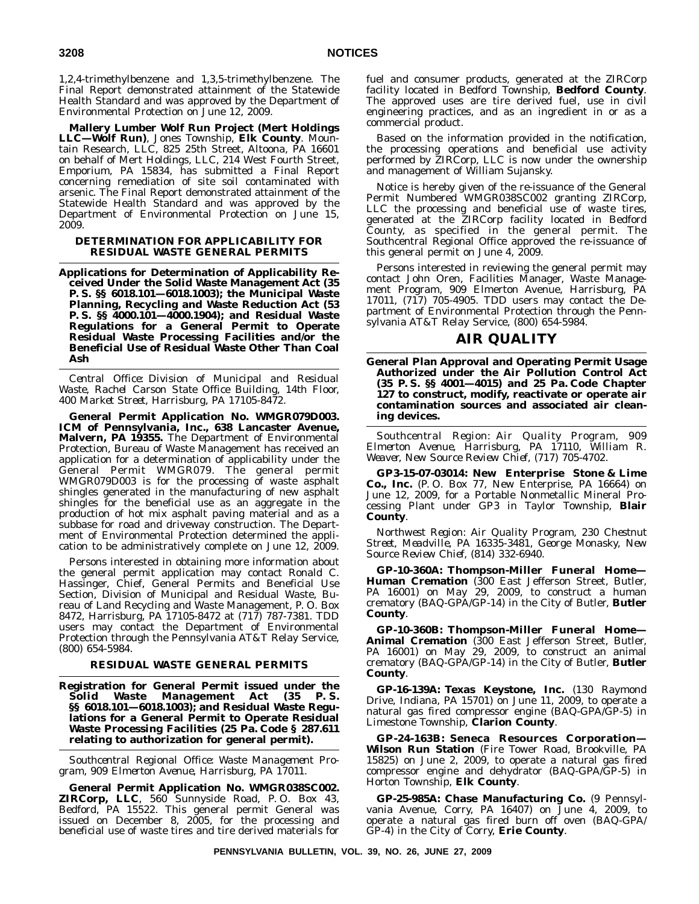1,2,4-trimethylbenzene and 1,3,5-trimethylbenzene. The Final Report demonstrated attainment of the Statewide Health Standard and was approved by the Department of Environmental Protection on June 12, 2009.

**Mallery Lumber Wolf Run Project (Mert Holdings LLC—Wolf Run)**, Jones Township, **Elk County**. Mountain Research, LLC, 825 25th Street, Altoona, PA 16601 on behalf of Mert Holdings, LLC, 214 West Fourth Street, Emporium, PA 15834, has submitted a Final Report concerning remediation of site soil contaminated with arsenic. The Final Report demonstrated attainment of the Statewide Health Standard and was approved by the Department of Environmental Protection on June 15, 2009.

### DETERMINATION FOR APPLICABILITY FOR RESIDUAL WASTE GENERAL PERMITS

**Applications for Determination of Applicability Received Under the Solid Waste Management Act (35 P. S. §§ 6018.101—6018.1003); the Municipal Waste Planning, Recycling and Waste Reduction Act (53 P. S. §§ 4000.101—4000.1904); and Residual Waste Regulations for a General Permit to Operate Residual Waste Processing Facilities and/or the Beneficial Use of Residual Waste Other Than Coal Ash**

*Central Office: Division of Municipal and Residual Waste, Rachel Carson State Office Building, 14th Floor, 400 Market Street, Harrisburg, PA 17105-8472.*

**General Permit Application No. WMGR079D003. ICM of Pennsylvania, Inc., 638 Lancaster Avenue, Malvern, PA 19355.** The Department of Environmental Protection, Bureau of Waste Management has received an application for a determination of applicability under the General Permit WMGR079. The general permit WMGR079D003 is for the processing of waste asphalt shingles generated in the manufacturing of new asphalt shingles for the beneficial use as an aggregate in the production of hot mix asphalt paving material and as a subbase for road and driveway construction. The Department of Environmental Protection determined the application to be administratively complete on June 12, 2009.

Persons interested in obtaining more information about the general permit application may contact Ronald C. Hassinger, Chief, General Permits and Beneficial Use Section, Division of Municipal and Residual Waste, Bureau of Land Recycling and Waste Management, P. O. Box 8472, Harrisburg, PA 17105-8472 at (717) 787-7381. TDD users may contact the Department of Environmental Protection through the Pennsylvania AT&T Relay Service, (800) 654-5984.

### RESIDUAL WASTE GENERAL PERMITS

**Registration for General Permit issued under the Solid Waste Management Act (35 P. S. §§ 6018.101—6018.1003); and Residual Waste Regulations for a General Permit to Operate Residual Waste Processing Facilities (25 Pa. Code § 287.611 relating to authorization for general permit).**

*Southcentral Regional Office: Waste Management Program, 909 Elmerton Avenue, Harrisburg, PA 17011.*

**General Permit Application No. WMGR038SC002. ZIRCorp, LLC**, 560 Sunnyside Road, P. O. Box 43, Bedford, PA 15522. This general permit General was issued on December 8, 2005, for the processing and beneficial use of waste tires and tire derived materials for fuel and consumer products, generated at the ZIRCorp facility located in Bedford Township, **Bedford County**. The approved uses are tire derived fuel, use in civil engineering practices, and as an ingredient in or as a commercial product.

Based on the information provided in the notification, the processing operations and beneficial use activity performed by ZIRCorp, LLC is now under the ownership and management of William Sujansky.

Notice is hereby given of the re-issuance of the General Permit Numbered WMGR038SC002 granting ZIRCorp, LLC the processing and beneficial use of waste tires, generated at the ZIRCorp facility located in Bedford County, as specified in the general permit. The Southcentral Regional Office approved the re-issuance of this general permit on June 4, 2009.

Persons interested in reviewing the general permit may contact John Oren, Facilities Manager, Waste Management Program, 909 Elmerton Avenue, Harrisburg, PA 17011, (717) 705-4905. TDD users may contact the Department of Environmental Protection through the Pennsylvania AT&T Relay Service, (800) 654-5984.

## AIR QUALITY

**General Plan Approval and Operating Permit Usage Authorized under the Air Pollution Control Act (35 P. S. §§ 4001—4015) and 25 Pa. Code Chapter 127 to construct, modify, reactivate or operate air contamination sources and associated air cleaning devices.**

*Southcentral Region: Air Quality Program, 909 Elmerton Avenue, Harrisburg, PA 17110, William R. Weaver, New Source Review Chief, (717) 705-4702.*

**GP3-15-07-03014: New Enterprise Stone & Lime Co., Inc.** (P. O. Box 77, New Enterprise, PA 16664) on June 12, 2009, for a Portable Nonmetallic Mineral Processing Plant under GP3 in Taylor Township, **Blair County**.

*Northwest Region: Air Quality Program, 230 Chestnut Street, Meadville, PA 16335-3481, George Monasky, New Source Review Chief, (814) 332-6940.*

**GP-10-360A: Thompson-Miller Funeral Home—Human Cremation** (300 East Jefferson Street, Butler, PA 16001) on May 29, 2009, to construct a human crematory (BAQ-GPA/GP-14) in the City of Butler, **Butler County**.

**GP-10-360B: Thompson-Miller Funeral Home—Animal Cremation** (300 East Jefferson Street, Butler, PA 16001) on May 29, 2009, to construct an animal crematory (BAQ-GPA/GP-14) in the City of Butler, **Butler County**.

**GP-16-139A: Texas Keystone, Inc.** (130 Raymond Drive, Indiana, PA 15701) on June 11, 2009, to operate a natural gas fired compressor engine (BAQ-GPA/GP-5) in Limestone Township, **Clarion County**.

**GP-24-163B: Seneca Resources Corporation—Wilson Run Station** (Fire Tower Road, Brookville, PA 15825) on June 2, 2009, to operate a natural gas fired compressor engine and dehydrator (BAQ-GPA/GP-5) in Horton Township, **Elk County**.

**GP-25-985A: Chase Manufacturing Co.** (9 Pennsylvania Avenue, Corry, PA 16407) on June 4, 2009, to operate a natural gas fired burn off oven (BAQ-GPA/GP-4) in the City of Corry, **Erie County**.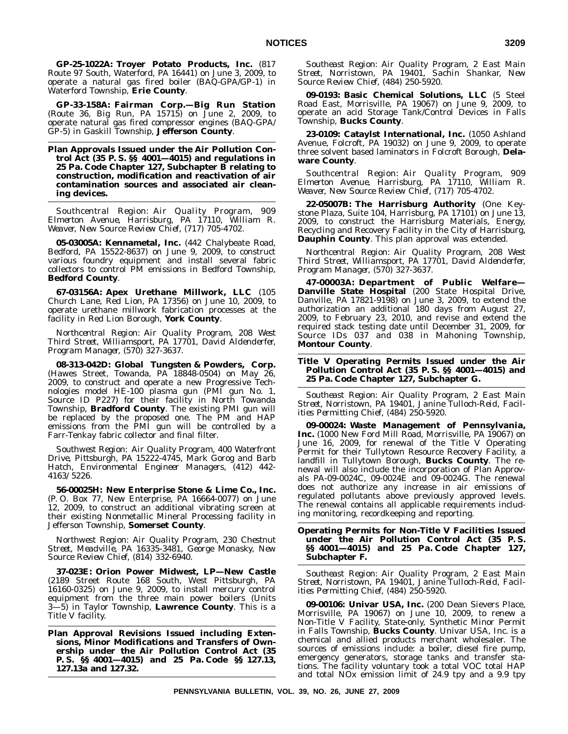**GP-25-1022A: Troyer Potato Products, Inc.** (817 Route 97 South, Waterford, PA 16441) on June 3, 2009, to operate a natural gas fired boiler (BAQ-GPA/GP-1) in Waterford Township, **Erie County**.

**GP-33-158A: Fairman Corp.—Big Run Station** (Route 36, Big Run, PA 15715) on June 2, 2009, to operate natural gas fired compressor engines (BAQ-GPA/GP-5) in Gaskill Township, **Jefferson County**.

### Plan Approvals Issued under the Air Pollution Control Act (35 P. S. §§ 4001—4015) and regulations in 25 Pa. Code Chapter 127, Subchapter B relating to construction, modification and reactivation of air contamination sources and associated air cleaning devices.

*Southcentral Region: Air Quality Program, 909 Elmerton Avenue, Harrisburg, PA 17110, William R. Weaver, New Source Review Chief, (717) 705-4702.*

**05-03005A: Kennametal, Inc.** (442 Chalybeate Road, Bedford, PA 15522-8637) on June 9, 2009, to construct various foundry equipment and install several fabric collectors to control PM emissions in Bedford Township, **Bedford County**.

**67-03156A: Apex Urethane Millwork, LLC** (105 Church Lane, Red Lion, PA 17356) on June 10, 2009, to operate urethane millwork fabrication processes at the facility in Red Lion Borough, **York County**.

*Northcentral Region: Air Quality Program, 208 West Third Street, Williamsport, PA 17701, David Aldenderfer, Program Manager, (570) 327-3637.*

**08-313-042D: Global Tungsten & Powders, Corp.** (Hawes Street, Towanda, PA 18848-0504) on May 26, 2009, to construct and operate a new Progressive Technologies model HE-100 plasma gun (PMI gun No. 1, Source ID P227) for their facility in North Towanda Township, **Bradford County**. The existing PMI gun will be replaced by the proposed one. The PM and HAP emissions from the PMI gun will be controlled by a Farr-Tenkay fabric collector and final filter.

*Southwest Region: Air Quality Program, 400 Waterfront Drive, Pittsburgh, PA 15222-4745, Mark Gorog and Barb Hatch, Environmental Engineer Managers, (412) 442-4163/5226.*

**56-00025H: New Enterprise Stone & Lime Co., Inc.** (P. O. Box 77, New Enterprise, PA 16664-0077) on June 12, 2009, to construct an additional vibrating screen at their existing Nonmetallic Mineral Processing facility in Jefferson Township, **Somerset County**.

*Northwest Region: Air Quality Program, 230 Chestnut Street, Meadville, PA 16335-3481, George Monasky, New Source Review Chief, (814) 332-6940.*

**37-023E: Orion Power Midwest, LP—New Castle** (2189 Street Route 168 South, West Pittsburgh, PA 16160-0325) on June 9, 2009, to install mercury control equipment from the three main power boilers (Units 3—5) in Taylor Township, **Lawrence County**. This is a Title V facility.

### Plan Approval Revisions Issued including Extensions, Minor Modifications and Transfers of Ownership under the Air Pollution Control Act (35 P. S. §§ 4001—4015) and 25 Pa. Code §§ 127.13, 127.13a and 127.32.

*Southeast Region: Air Quality Program, 2 East Main Street, Norristown, PA 19401, Sachin Shankar, New Source Review Chief, (484) 250-5920.*

**09-0193: Basic Chemical Solutions, LLC** (5 Steel Road East, Morrisville, PA 19067) on June 9, 2009, to operate an acid Storage Tank/Control Devices in Falls Township, **Bucks County**.

**23-0109: Cataylst International, Inc.** (1050 Ashland Avenue, Folcroft, PA 19032) on June 9, 2009, to operate three solvent based laminators in Folcroft Borough, **Delaware County**.

*Southcentral Region: Air Quality Program, 909 Elmerton Avenue, Harrisburg, PA 17110, William R. Weaver, New Source Review Chief, (717) 705-4702.*

**22-05007B: The Harrisburg Authority** (One Keystone Plaza, Suite 104, Harrisburg, PA 17101) on June 13, 2009, to construct the Harrisburg Materials, Energy, Recycling and Recovery Facility in the City of Harrisburg, **Dauphin County**. This plan approval was extended.

*Northcentral Region: Air Quality Program, 208 West Third Street, Williamsport, PA 17701, David Aldenderfer, Program Manager, (570) 327-3637.*

**47-00003A: Department of Public Welfare—Danville State Hospital** (200 State Hospital Drive, Danville, PA 17821-9198) on June 3, 2009, to extend the authorization an additional 180 days from August 27, 2009, to February 23, 2010, and revise and extend the required stack testing date until December 31, 2009, for Source IDs 037 and 038 in Mahoning Township, **Montour County**.

### Title V Operating Permits Issued under the Air Pollution Control Act (35 P. S. §§ 4001—4015) and 25 Pa. Code Chapter 127, Subchapter G.

*Southeast Region: Air Quality Program, 2 East Main Street, Norristown, PA 19401, Janine Tulloch-Reid, Facilities Permitting Chief, (484) 250-5920.*

**09-00024: Waste Management of Pennsylvania, Inc.** (1000 New Ford Mill Road, Morrisville, PA 19067) on June 16, 2009, for renewal of the Title V Operating Permit for their Tullytown Resource Recovery Facility, a landfill in Tullytown Borough, **Bucks County**. The renewal will also include the incorporation of Plan Approvals PA-09-0024C, 09-0024E and 09-0024G. The renewal does not authorize any increase in air emissions of regulated pollutants above previously approved levels. The renewal contains all applicable requirements including monitoring, recordkeeping and reporting.

### Operating Permits for Non-Title V Facilities Issued under the Air Pollution Control Act (35 P. S. §§ 4001—4015) and 25 Pa. Code Chapter 127, Subchapter F.

*Southeast Region: Air Quality Program, 2 East Main Street, Norristown, PA 19401, Janine Tulloch-Reid, Facilities Permitting Chief, (484) 250-5920.*

**09-00106: Univar USA, Inc.** (200 Dean Sievers Place, Morrisville, PA 19067) on June 10, 2009, to renew a Non-Title V Facility, State-only, Synthetic Minor Permit in Falls Township, **Bucks County**. Univar USA, Inc. is a chemical and allied products merchant wholesaler. The sources of emissions include: a boiler, diesel fire pump, emergency generators, storage tanks and transfer stations. The facility voluntary took a total VOC total HAP and total NOx emission limit of 24.9 tpy and a 9.9 tpy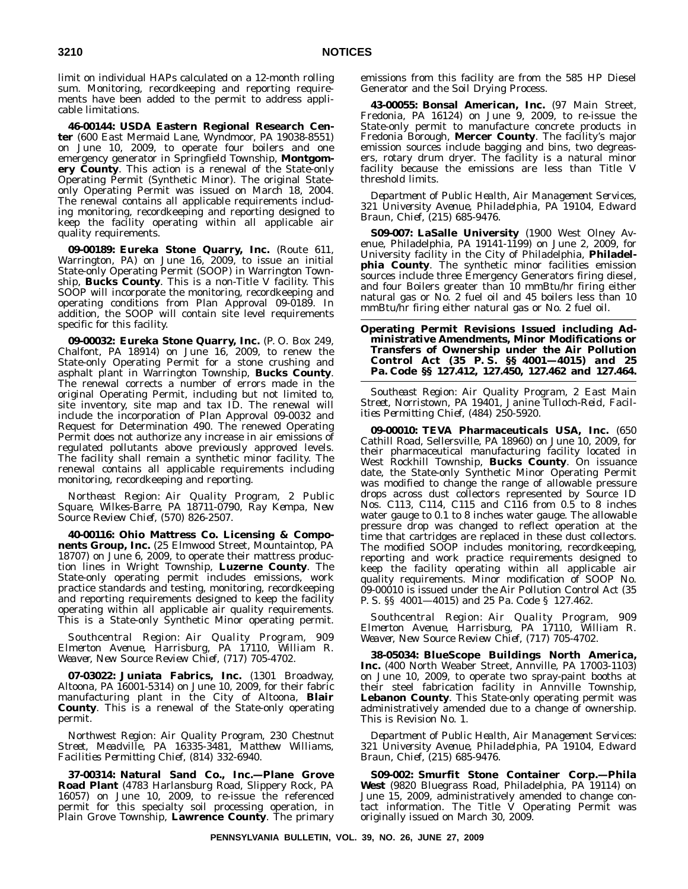limit on individual HAPs calculated on a 12-month rolling sum. Monitoring, recordkeeping and reporting requirements have been added to the permit to address applicable limitations.

**46-00144: USDA Eastern Regional Research Center** (600 East Mermaid Lane, Wyndmoor, PA 19038-8551) on June 10, 2009, to operate four boilers and one emergency generator in Springfield Township, **Montgomery County**. This action is a renewal of the State-only Operating Permit (Synthetic Minor). The original State-only Operating Permit was issued on March 18, 2004. The renewal contains all applicable requirements including monitoring, recordkeeping and reporting designed to keep the facility operating within all applicable air quality requirements.

**09-00189: Eureka Stone Quarry, Inc.** (Route 611, Warrington, PA) on June 16, 2009, to issue an initial State-only Operating Permit (SOOP) in Warrington Township, **Bucks County**. This is a non-Title V facility. This SOOP will incorporate the monitoring, recordkeeping and operating conditions from Plan Approval 09-0189. In addition, the SOOP will contain site level requirements specific for this facility.

**09-00032: Eureka Stone Quarry, Inc.** (P. O. Box 249, Chalfont, PA 18914) on June 16, 2009, to renew the State-only Operating Permit for a stone crushing and asphalt plant in Warrington Township, **Bucks County**. The renewal corrects a number of errors made in the original Operating Permit, including but not limited to, site inventory, site map and tax ID. The renewal will include the incorporation of Plan Approval 09-0032 and Request for Determination 490. The renewed Operating Permit does not authorize any increase in air emissions of regulated pollutants above previously approved levels. The facility shall remain a synthetic minor facility. The renewal contains all applicable requirements including monitoring, recordkeeping and reporting.

*Northeast Region: Air Quality Program, 2 Public Square, Wilkes-Barre, PA 18711-0790, Ray Kempa, New Source Review Chief, (570) 826-2507.*

**40-00116: Ohio Mattress Co. Licensing & Components Group, Inc.** (25 Elmwood Street, Mountaintop, PA 18707) on June 6, 2009, to operate their mattress production lines in Wright Township, **Luzerne County**. The State-only operating permit includes emissions, work practice standards and testing, monitoring, recordkeeping and reporting requirements designed to keep the facility operating within all applicable air quality requirements. This is a State-only Synthetic Minor operating permit.

*Southcentral Region: Air Quality Program, 909 Elmerton Avenue, Harrisburg, PA 17110, William R. Weaver, New Source Review Chief, (717) 705-4702.*

**07-03022: Juniata Fabrics, Inc.** (1301 Broadway, Altoona, PA 16001-5314) on June 10, 2009, for their fabric manufacturing plant in the City of Altoona, **Blair County**. This is a renewal of the State-only operating permit.

*Northwest Region: Air Quality Program, 230 Chestnut Street, Meadville, PA 16335-3481, Matthew Williams, Facilities Permitting Chief, (814) 332-6940.*

**37-00314: Natural Sand Co., Inc.—Plane Grove Road Plant** (4783 Harlansburg Road, Slippery Rock, PA 16057) on June 10, 2009, to re-issue the referenced permit for this specialty soil processing operation, in Plain Grove Township, **Lawrence County**. The primary emissions from this facility are from the 585 HP Diesel Generator and the Soil Drying Process.

**43-00055: Bonsal American, Inc.** (97 Main Street, Fredonia, PA 16124) on June 9, 2009, to re-issue the State-only permit to manufacture concrete products in Fredonia Borough, **Mercer County**. The facility's major emission sources include bagging and bins, two degreasers, rotary drum dryer. The facility is a natural minor facility because the emissions are less than Title V threshold limits.

*Department of Public Health, Air Management Services, 321 University Avenue, Philadelphia, PA 19104, Edward Braun, Chief, (215) 685-9476.*

**S09-007: LaSalle University** (1900 West Olney Avenue, Philadelphia, PA 19141-1199) on June 2, 2009, for University facility in the City of Philadelphia, **Philadelphia County**. The synthetic minor facilities emission sources include three Emergency Generators firing diesel, and four Boilers greater than 10 mmBtu/hr firing either natural gas or No. 2 fuel oil and 45 boilers less than 10 mmBtu/hr firing either natural gas or No. 2 fuel oil.

## Operating Permit Revisions Issued including Administrative Amendments, Minor Modifications or Transfers of Ownership under the Air Pollution Control Act (35 P. S. §§ 4001—4015) and 25 Pa. Code §§ 127.412, 127.450, 127.462 and 127.464.

*Southeast Region: Air Quality Program, 2 East Main Street, Norristown, PA 19401, Janine Tulloch-Reid, Facilities Permitting Chief, (484) 250-5920.*

**09-00010: TEVA Pharmaceuticals USA, Inc.** (650 Cathill Road, Sellersville, PA 18960) on June 10, 2009, for their pharmaceutical manufacturing facility located in West Rockhill Township, **Bucks County**. On issuance date, the State-only Synthetic Minor Operating Permit was modified to change the range of allowable pressure drops across dust collectors represented by Source ID Nos. C113, C114, C115 and C116 from 0.5 to 8 inches water gauge to 0.1 to 8 inches water gauge. The allowable pressure drop was changed to reflect operation at the time that cartridges are replaced in these dust collectors. The modified SOOP includes monitoring, recordkeeping, reporting and work practice requirements designed to keep the facility operating within all applicable air quality requirements. Minor modification of SOOP No. 09-00010 is issued under the Air Pollution Control Act (35 P. S. §§ 4001—4015) and 25 Pa. Code § 127.462.

*Southcentral Region: Air Quality Program, 909 Elmerton Avenue, Harrisburg, PA 17110, William R. Weaver, New Source Review Chief, (717) 705-4702.*

**38-05034: BlueScope Buildings North America, Inc.** (400 North Weaber Street, Annville, PA 17003-1103) on June 10, 2009, to operate two spray-paint booths at their steel fabrication facility in Annville Township, **Lebanon County**. This State-only operating permit was administratively amended due to a change of ownership. This is Revision No. 1.

*Department of Public Health, Air Management Services: 321 University Avenue, Philadelphia, PA 19104, Edward Braun, Chief, (215) 685-9476.*

**S09-002: Smurfit Stone Container Corp.—Phila West** (9820 Bluegrass Road, Philadelphia, PA 19114) on June 15, 2009, administratively amended to change contact information. The Title V Operating Permit was originally issued on March 30, 2009.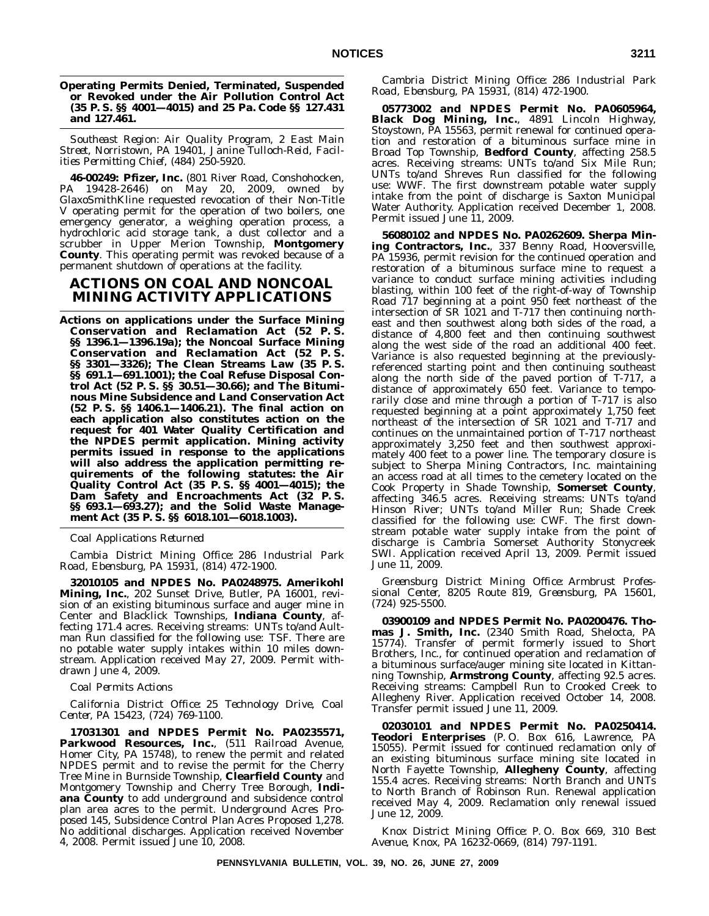**Operating Permits Denied, Terminated, Suspended or Revoked under the Air Pollution Control Act (35 P. S. §§ 4001—4015) and 25 Pa. Code §§ 127.431 and 127.461.**

*Southeast Region: Air Quality Program, 2 East Main Street, Norristown, PA 19401, Janine Tulloch-Reid, Facilities Permitting Chief, (484) 250-5920.*

**46-00249: Pfizer, Inc.** (801 River Road, Conshohocken, PA 19428-2646) on May 20, 2009, owned by GlaxoSmithKline requested revocation of their Non-Title V operating permit for the operation of two boilers, one emergency generator, a weighing operation process, a hydrochloric acid storage tank, a dust collector and a scrubber in Upper Merion Township, **Montgomery County**. This operating permit was revoked because of a permanent shutdown of operations at the facility.

## ACTIONS ON COAL AND NONCOAL MINING ACTIVITY APPLICATIONS

**Actions on applications under the Surface Mining Conservation and Reclamation Act (52 P. S. §§ 1396.1—1396.19a); the Noncoal Surface Mining Conservation and Reclamation Act (52 P. S. §§ 3301—3326); The Clean Streams Law (35 P. S. §§ 691.1—691.1001); the Coal Refuse Disposal Control Act (52 P. S. §§ 30.51—30.66); and The Bituminous Mine Subsidence and Land Conservation Act (52 P. S. §§ 1406.1—1406.21). The final action on each application also constitutes action on the request for 401 Water Quality Certification and the NPDES permit application. Mining activity permits issued in response to the applications will also address the application permitting requirements of the following statutes: the Air Quality Control Act (35 P. S. §§ 4001—4015); the Dam Safety and Encroachments Act (32 P. S. §§ 693.1—693.27); and the Solid Waste Management Act (35 P. S. §§ 6018.101—6018.1003).**

*Coal Applications Returned*

*Cambia District Mining Office: 286 Industrial Park Road, Ebensburg, PA 15931, (814) 472-1900.*

**32010105 and NPDES No. PA0248975. Amerikohl Mining, Inc.**, 202 Sunset Drive, Butler, PA 16001, revision of an existing bituminous surface and auger mine in Center and Blacklick Townships, **Indiana County**, affecting 171.4 acres. Receiving streams: UNTs to/and Aultman Run classified for the following use: TSF. There are no potable water supply intakes within 10 miles downstream. Application received May 27, 2009. Permit withdrawn June 4, 2009.

*Coal Permits Actions*

*California District Office: 25 Technology Drive, Coal Center, PA 15423, (724) 769-1100.*

**17031301 and NPDES Permit No. PA0235571, Parkwood Resources, Inc.**, (511 Railroad Avenue, Homer City, PA 15748), to renew the permit and related NPDES permit and to revise the permit for the Cherry Tree Mine in Burnside Township, **Clearfield County** and Montgomery Township and Cherry Tree Borough, **Indiana County** to add underground and subsidence control plan area acres to the permit. Underground Acres Proposed 145, Subsidence Control Plan Acres Proposed 1,278. No additional discharges. Application received November 4, 2008. Permit issued June 10, 2008.

*Cambria District Mining Office: 286 Industrial Park Road, Ebensburg, PA 15931, (814) 472-1900.*

**05773002 and NPDES Permit No. PA0605964, Black Dog Mining, Inc.**, 4891 Lincoln Highway, Stoystown, PA 15563, permit renewal for continued operation and restoration of a bituminous surface mine in Broad Top Township, **Bedford County**, affecting 258.5 acres. Receiving streams: UNTs to/and Six Mile Run; UNTs to/and Shreves Run classified for the following use: WWF. The first downstream potable water supply intake from the point of discharge is Saxton Municipal Water Authority. Application received December 1, 2008. Permit issued June 11, 2009.

**56080102 and NPDES No. PA0262609. Sherpa Mining Contractors, Inc.**, 337 Benny Road, Hooversville, PA 15936, permit revision for the continued operation and restoration of a bituminous surface mine to request a variance to conduct surface mining activities including blasting, within 100 feet of the right-of-way of Township Road 717 beginning at a point 950 feet northeast of the intersection of SR 1021 and T-717 then continuing northeast and then southwest along both sides of the road, a distance of 4,800 feet and then continuing southwest along the west side of the road an additional 400 feet. Variance is also requested beginning at the previously-referenced starting point and then continuing southeast along the north side of the paved portion of T-717, a distance of approximately 650 feet. Variance to temporarily close and mine through a portion of T-717 is also requested beginning at a point approximately 1,750 feet northeast of the intersection of SR 1021 and T-717 and continues on the unmaintained portion of T-717 northeast approximately 3,250 feet and then southwest approximately 400 feet to a power line. The temporary closure is subject to Sherpa Mining Contractors, Inc. maintaining an access road at all times to the cemetery located on the Cook Property in Shade Township, **Somerset County**, affecting 346.5 acres. Receiving streams: UNTs to/and Hinson River; UNTs to/and Miller Run; Shade Creek classified for the following use: CWF. The first downstream potable water supply intake from the point of discharge is Cambria Somerset Authority Stonycreek SWI. Application received April 13, 2009. Permit issued June 11, 2009.

*Greensburg District Mining Office: Armbrust Professional Center, 8205 Route 819, Greensburg, PA 15601, (724) 925-5500.*

**03900109 and NPDES Permit No. PA0200476. Thomas J. Smith, Inc.** (2340 Smith Road, Shelocta, PA 15774). Transfer of permit formerly issued to Short Brothers, Inc., for continued operation and reclamation of a bituminous surface/auger mining site located in Kittanning Township, **Armstrong County**, affecting 92.5 acres. Receiving streams: Campbell Run to Crooked Creek to Allegheny River. Application received October 14, 2008. Transfer permit issued June 11, 2009.

**02030101 and NPDES Permit No. PA0250414. Teodori Enterprises** (P. O. Box 616, Lawrence, PA 15055). Permit issued for continued reclamation only of an existing bituminous surface mining site located in North Fayette Township, **Allegheny County**, affecting 155.4 acres. Receiving streams: North Branch and UNTs to North Branch of Robinson Run. Renewal application received May 4, 2009. Reclamation only renewal issued June 12, 2009.

*Knox District Mining Office: P. O. Box 669, 310 Best Avenue, Knox, PA 16232-0669, (814) 797-1191.*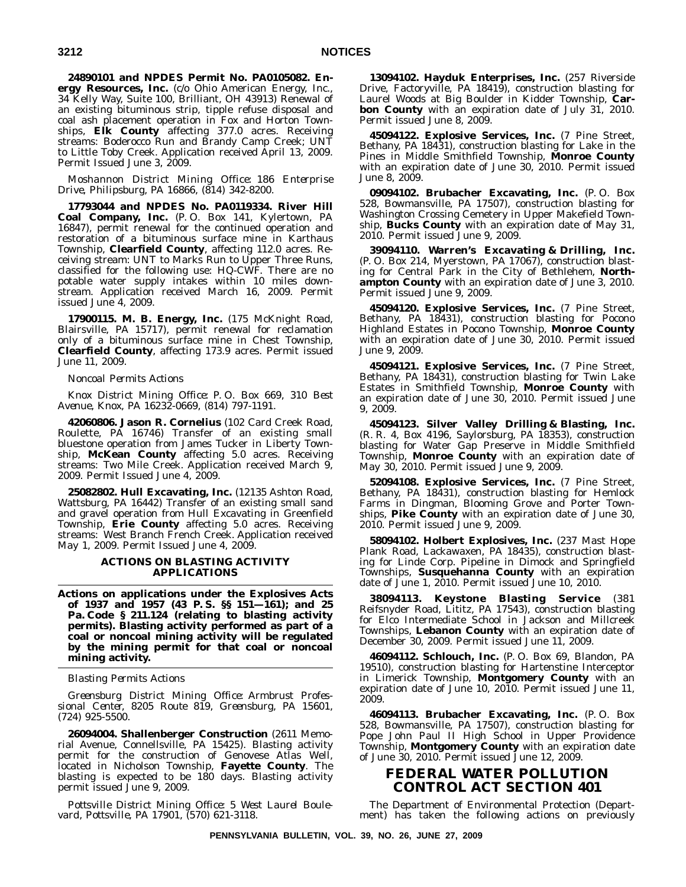**24890101 and NPDES Permit No. PA0105082. Energy Resources, Inc.** (c/o Ohio American Energy, Inc., 34 Kelly Way, Suite 100, Brilliant, OH 43913) Renewal of an existing bituminous strip, tipple refuse disposal and coal ash placement operation in Fox and Horton Townships, **Elk County** affecting 377.0 acres. Receiving streams: Boderocco Run and Brandy Camp Creek; UNT to Little Toby Creek. Application received April 13, 2009. Permit Issued June 3, 2009.

*Moshannon District Mining Office: 186 Enterprise Drive, Philipsburg, PA 16866, (814) 342-8200.*

**17793044 and NPDES No. PA0119334. River Hill Coal Company, Inc.** (P. O. Box 141, Kylertown, PA 16847), permit renewal for the continued operation and restoration of a bituminous surface mine in Karthaus Township, **Clearfield County**, affecting 112.0 acres. Receiving stream: UNT to Marks Run to Upper Three Runs, classified for the following use: HQ-CWF. There are no potable water supply intakes within 10 miles downstream. Application received March 16, 2009. Permit issued June 4, 2009.

**17900115. M. B. Energy, Inc.** (175 McKnight Road, Blairsville, PA 15717), permit renewal for reclamation only of a bituminous surface mine in Chest Township, **Clearfield County**, affecting 173.9 acres. Permit issued June 11, 2009.

*Noncoal Permits Actions*

*Knox District Mining Office: P. O. Box 669, 310 Best Avenue, Knox, PA 16232-0669, (814) 797-1191.*

**42060806. Jason R. Cornelius** (102 Card Creek Road, Roulette, PA 16746) Transfer of an existing small bluestone operation from James Tucker in Liberty Township, **McKean County** affecting 5.0 acres. Receiving streams: Two Mile Creek. Application received March 9, 2009. Permit Issued June 4, 2009.

**25082802. Hull Excavating, Inc.** (12135 Ashton Road, Wattsburg, PA 16442) Transfer of an existing small sand and gravel operation from Hull Excavating in Greenfield Township, **Erie County** affecting 5.0 acres. Receiving streams: West Branch French Creek. Application received May 1, 2009. Permit Issued June 4, 2009.

## ACTIONS ON BLASTING ACTIVITY APPLICATIONS

**Actions on applications under the Explosives Acts of 1937 and 1957 (43 P. S. §§ 151—161); and 25 Pa. Code § 211.124 (relating to blasting activity permits). Blasting activity performed as part of a coal or noncoal mining activity will be regulated by the mining permit for that coal or noncoal mining activity.**

*Blasting Permits Actions*

*Greensburg District Mining Office: Armbrust Professional Center, 8205 Route 819, Greensburg, PA 15601, (724) 925-5500.*

**26094004. Shallenberger Construction** (2611 Memorial Avenue, Connellsville, PA 15425). Blasting activity permit for the construction of Genovese Atlas Well, located in Nicholson Township, **Fayette County**. The blasting is expected to be 180 days. Blasting activity permit issued June 9, 2009.

*Pottsville District Mining Office: 5 West Laurel Boulevard, Pottsville, PA 17901, (570) 621-3118.*

**13094102. Hayduk Enterprises, Inc.** (257 Riverside Drive, Factoryville, PA 18419), construction blasting for Laurel Woods at Big Boulder in Kidder Township, **Carbon County** with an expiration date of July 31, 2010. Permit issued June 8, 2009.

**45094122. Explosive Services, Inc.** (7 Pine Street, Bethany, PA 18431), construction blasting for Lake in the Pines in Middle Smithfield Township, **Monroe County** with an expiration date of June 30, 2010. Permit issued June 8, 2009.

**09094102. Brubacher Excavating, Inc.** (P. O. Box 528, Bowmansville, PA 17507), construction blasting for Washington Crossing Cemetery in Upper Makefield Township, **Bucks County** with an expiration date of May 31, 2010. Permit issued June 9, 2009.

**39094110. Warren's Excavating & Drilling, Inc.** (P. O. Box 214, Myerstown, PA 17067), construction blasting for Central Park in the City of Bethlehem, **Northampton County** with an expiration date of June 3, 2010. Permit issued June 9, 2009.

**45094120. Explosive Services, Inc.** (7 Pine Street, Bethany, PA 18431), construction blasting for Pocono Highland Estates in Pocono Township, **Monroe County** with an expiration date of June 30, 2010. Permit issued June 9, 2009.

**45094121. Explosive Services, Inc.** (7 Pine Street, Bethany, PA 18431), construction blasting for Twin Lake Estates in Smithfield Township, **Monroe County** with an expiration date of June 30, 2010. Permit issued June 9, 2009.

**45094123. Silver Valley Drilling & Blasting, Inc.** (R. R. 4, Box 4196, Saylorsburg, PA 18353), construction blasting for Water Gap Preserve in Middle Smithfield Township, **Monroe County** with an expiration date of May 30, 2010. Permit issued June 9, 2009.

**52094108. Explosive Services, Inc.** (7 Pine Street, Bethany, PA 18431), construction blasting for Hemlock Farms in Dingman, Blooming Grove and Porter Townships, **Pike County** with an expiration date of June 30, 2010. Permit issued June 9, 2009.

**58094102. Holbert Explosives, Inc.** (237 Mast Hope Plank Road, Lackawaxen, PA 18435), construction blasting for Linde Corp. Pipeline in Dimock and Springfield Townships, **Susquehanna County** with an expiration date of June 1, 2010. Permit issued June 10, 2010.

**38094113. Keystone Blasting Service** (381 Reifsnyder Road, Lititz, PA 17543), construction blasting for Elco Intermediate School in Jackson and Millcreek Townships, **Lebanon County** with an expiration date of December 30, 2009. Permit issued June 11, 2009.

**46094112. Schlouch, Inc.** (P. O. Box 69, Blandon, PA 19510), construction blasting for Hartenstine Interceptor in Limerick Township, **Montgomery County** with an expiration date of June 10, 2010. Permit issued June 11, 2009.

**46094113. Brubacher Excavating, Inc.** (P. O. Box 528, Bowmansville, PA 17507), construction blasting for Pope John Paul II High School in Upper Providence Township, **Montgomery County** with an expiration date of June 30, 2010. Permit issued June 12, 2009.

# FEDERAL WATER POLLUTION CONTROL ACT SECTION 401

The Department of Environmental Protection (Department) has taken the following actions on previously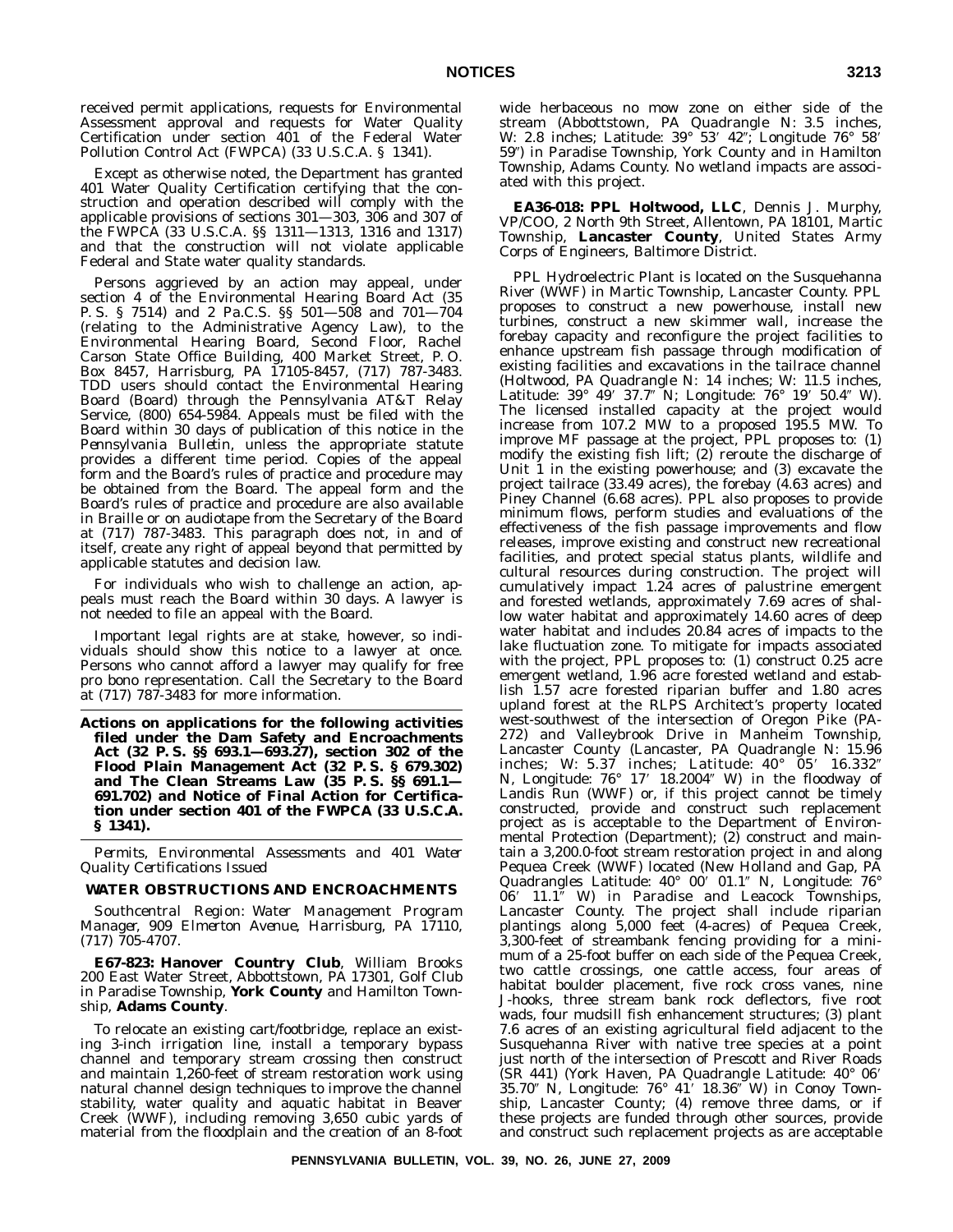received permit applications, requests for Environmental Assessment approval and requests for Water Quality Certification under section 401 of the Federal Water Pollution Control Act (FWPCA) (33 U.S.C.A. § 1341).

Except as otherwise noted, the Department has granted 401 Water Quality Certification certifying that the construction and operation described will comply with the applicable provisions of sections 301—303, 306 and 307 of the FWPCA (33 U.S.C.A. §§ 1311—1313, 1316 and 1317) and that the construction will not violate applicable Federal and State water quality standards.

Persons aggrieved by an action may appeal, under section 4 of the Environmental Hearing Board Act (35 P. S. § 7514) and 2 Pa.C.S. §§ 501—508 and 701—704 (relating to the Administrative Agency Law), to the Environmental Hearing Board, Second Floor, Rachel Carson State Office Building, 400 Market Street, P. O. Box 8457, Harrisburg, PA 17105-8457, (717) 787-3483. TDD users should contact the Environmental Hearing Board (Board) through the Pennsylvania AT&T Relay Service, (800) 654-5984. Appeals must be filed with the Board within 30 days of publication of this notice in the *Pennsylvania Bulletin*, unless the appropriate statute provides a different time period. Copies of the appeal form and the Board's rules of practice and procedure may be obtained from the Board. The appeal form and the Board's rules of practice and procedure are also available in Braille or on audiotape from the Secretary of the Board at (717) 787-3483. This paragraph does not, in and of itself, create any right of appeal beyond that permitted by applicable statutes and decision law.

For individuals who wish to challenge an action, appeals must reach the Board within 30 days. A lawyer is not needed to file an appeal with the Board.

Important legal rights are at stake, however, so individuals should show this notice to a lawyer at once. Persons who cannot afford a lawyer may qualify for free pro bono representation. Call the Secretary to the Board at (717) 787-3483 for more information.

**Actions on applications for the following activities filed under the Dam Safety and Encroachments Act (32 P. S. §§ 693.1—693.27), section 302 of the Flood Plain Management Act (32 P. S. § 679.302) and The Clean Streams Law (35 P. S. §§ 691.1—691.702) and Notice of Final Action for Certification under section 401 of the FWPCA (33 U.S.C.A. § 1341).**

*Permits, Environmental Assessments and 401 Water Quality Certifications Issued*

**WATER OBSTRUCTIONS AND ENCROACHMENTS**

*Southcentral Region: Water Management Program Manager, 909 Elmerton Avenue, Harrisburg, PA 17110, (717) 705-4707.*

**E67-823: Hanover Country Club**, William Brooks 200 East Water Street, Abbottstown, PA 17301, Golf Club in Paradise Township, **York County** and Hamilton Township, **Adams County**.

To relocate an existing cart/footbridge, replace an existing 3-inch irrigation line, install a temporary bypass channel and temporary stream crossing then construct and maintain 1,260-feet of stream restoration work using natural channel design techniques to improve the channel stability, water quality and aquatic habitat in Beaver Creek (WWF), including removing 3,650 cubic yards of material from the floodplain and the creation of an 8-foot wide herbaceous no mow zone on either side of the stream (Abbottstown, PA Quadrangle N: 3.5 inches, W: 2.8 inches; Latitude: 39° 53′ 42″; Longitude 76° 58′ 59″) in Paradise Township, York County and in Hamilton Township, Adams County. No wetland impacts are associated with this project.

**EA36-018: PPL Holtwood, LLC**, Dennis J. Murphy, VP/COO, 2 North 9th Street, Allentown, PA 18101, Martic Township, **Lancaster County**, United States Army Corps of Engineers, Baltimore District.

PPL Hydroelectric Plant is located on the Susquehanna River (WWF) in Martic Township, Lancaster County. PPL proposes to construct a new powerhouse, install new turbines, construct a new skimmer wall, increase the forebay capacity and reconfigure the project facilities to enhance upstream fish passage through modification of existing facilities and excavations in the tailrace channel (Holtwood, PA Quadrangle N: 14 inches; W: 11.5 inches, Latitude: 39° 49′ 37.7″ N; Longitude: 76° 19′ 50.4″ W). The licensed installed capacity at the project would increase from 107.2 MW to a proposed 195.5 MW. To improve MF passage at the project, PPL proposes to: (1) modify the existing fish lift; (2) reroute the discharge of Unit 1 in the existing powerhouse; and (3) excavate the project tailrace (33.49 acres), the forebay (4.63 acres) and Piney Channel (6.68 acres). PPL also proposes to provide minimum flows, perform studies and evaluations of the effectiveness of the fish passage improvements and flow releases, improve existing and construct new recreational facilities, and protect special status plants, wildlife and cultural resources during construction. The project will cumulatively impact 1.24 acres of palustrine emergent and forested wetlands, approximately 7.69 acres of shallow water habitat and approximately 14.60 acres of deep water habitat and includes 20.84 acres of impacts to the lake fluctuation zone. To mitigate for impacts associated with the project, PPL proposes to: (1) construct 0.25 acre emergent wetland, 1.96 acre forested wetland and establish 1.57 acre forested riparian buffer and 1.80 acres upland forest at the RLPS Architect's property located west-southwest of the intersection of Oregon Pike (PA-272) and Valleybrook Drive in Manheim Township, Lancaster County (Lancaster, PA Quadrangle N: 15.96 inches; W: 5.37 inches; Latitude: 40° 05′ 16.332″ N, Longitude: 76° 17′ 18.2004″ W) in the floodway of Landis Run (WWF) or, if this project cannot be timely constructed, provide and construct such replacement project as is acceptable to the Department of Environmental Protection (Department); (2) construct and maintain a 3,200.0-foot stream restoration project in and along Pequea Creek (WWF) located (New Holland and Gap, PA Quadrangles Latitude: 40° 00′ 01.1″ N, Longitude: 76° 06′ 11.1″ W) in Paradise and Leacock Townships, Lancaster County. The project shall include riparian plantings along 5,000 feet (4-acres) of Pequea Creek, 3,300-feet of streambank fencing providing for a minimum of a 25-foot buffer on each side of the Pequea Creek, two cattle crossings, one cattle access, four areas of habitat boulder placement, five rock cross vanes, nine J-hooks, three stream bank rock deflectors, five root wads, four mudsill fish enhancement structures; (3) plant 7.6 acres of an existing agricultural field adjacent to the Susquehanna River with native tree species at a point just north of the intersection of Prescott and River Roads (SR 441) (York Haven, PA Quadrangle Latitude: 40° 06′ 35.70″ N, Longitude: 76° 41′ 18.36″ W) in Conoy Township, Lancaster County; (4) remove three dams, or if these projects are funded through other sources, provide and construct such replacement projects as are acceptable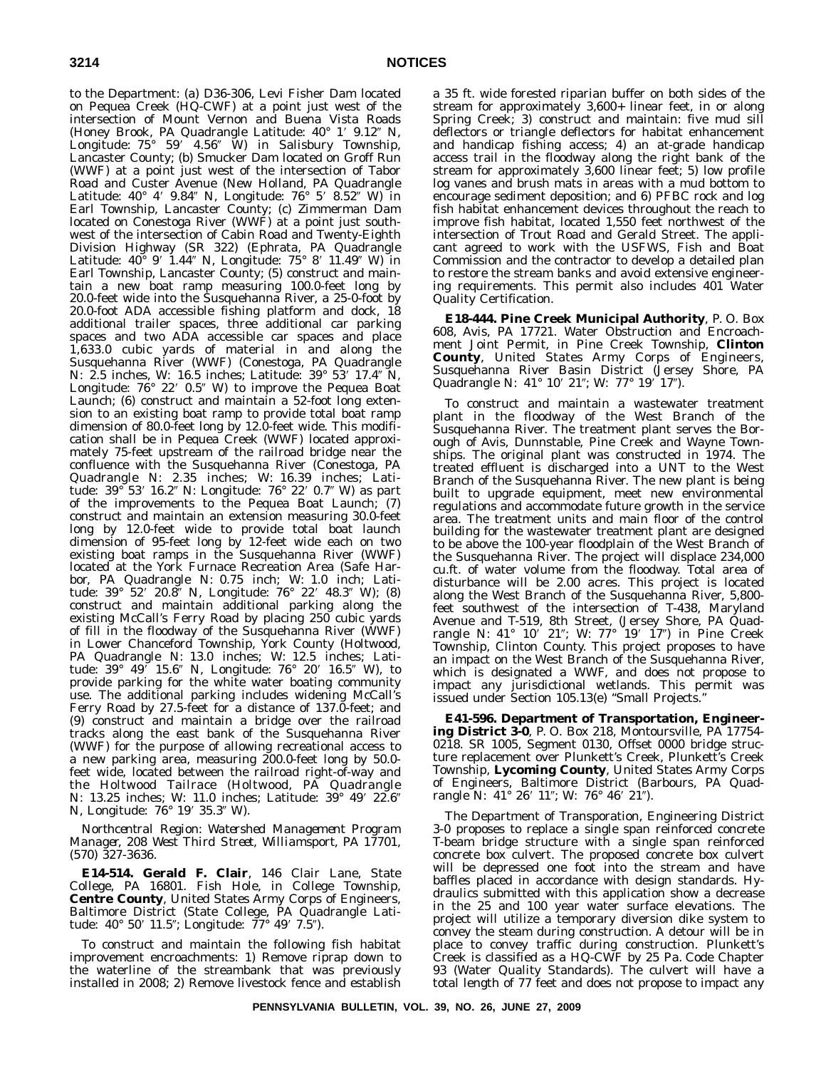to the Department: (a) D36-306, Levi Fisher Dam located on Pequea Creek (HQ-CWF) at a point just west of the intersection of Mount Vernon and Buena Vista Roads (Honey Brook, PA Quadrangle Latitude: 40° 1′ 9.12″ N, Longitude: 75° 59′ 4.56″ W) in Salisbury Township, Lancaster County; (b) Smucker Dam located on Groff Run (WWF) at a point just west of the intersection of Tabor Road and Custer Avenue (New Holland, PA Quadrangle Latitude: 40° 4′ 9.84″ N, Longitude: 76° 5′ 8.52″ W) in Earl Township, Lancaster County; (c) Zimmerman Dam located on Conestoga River (WWF) at a point just southwest of the intersection of Cabin Road and Twenty-Eighth Division Highway (SR 322) (Ephrata, PA Quadrangle Latitude: 40° 9′ 1.44″ N, Longitude: 75° 8′ 11.49″ W) in Earl Township, Lancaster County; (5) construct and maintain a new boat ramp measuring 100.0-feet long by 20.0-feet wide into the Susquehanna River, a 25-0-foot by 20.0-foot ADA accessible fishing platform and dock, 18 additional trailer spaces, three additional car parking spaces and two ADA accessible car spaces and place 1,633.0 cubic yards of material in and along the Susquehanna River (WWF) (Conestoga, PA Quadrangle N: 2.5 inches, W: 16.5 inches; Latitude: 39° 53′ 17.4″ N, Longitude: 76° 22′ 0.5″ W) to improve the Pequea Boat Launch; (6) construct and maintain a 52-foot long extension to an existing boat ramp to provide total boat ramp dimension of 80.0-feet long by 12.0-feet wide. This modification shall be in Pequea Creek (WWF) located approximately 75-feet upstream of the railroad bridge near the confluence with the Susquehanna River (Conestoga, PA Quadrangle N: 2.35 inches; W: 16.39 inches; Latitude: 39° 53′ 16.2″ N: Longitude: 76° 22′ 0.7″ W) as part of the improvements to the Pequea Boat Launch; (7) construct and maintain an extension measuring 30.0-feet long by 12.0-feet wide to provide total boat launch dimension of 95-feet long by 12-feet wide each on two existing boat ramps in the Susquehanna River (WWF) located at the York Furnace Recreation Area (Safe Harbor, PA Quadrangle N: 0.75 inch; W: 1.0 inch; Latitude: 39° 52′ 20.8″ N, Longitude: 76° 22′ 48.3″ W); (8) construct and maintain additional parking along the existing McCall's Ferry Road by placing 250 cubic yards of fill in the floodway of the Susquehanna River (WWF) in Lower Chanceford Township, York County (Holtwood, PA Quadrangle N: 13.0 inches; W: 12.5 inches; Latitude: 39° 49′ 15.6″ N, Longitude: 76° 20′ 16.5″ W), to provide parking for the white water boating community use. The additional parking includes widening McCall's Ferry Road by 27.5-feet for a distance of 137.0-feet; and (9) construct and maintain a bridge over the railroad tracks along the east bank of the Susquehanna River (WWF) for the purpose of allowing recreational access to a new parking area, measuring 200.0-feet long by 50.0-feet wide, located between the railroad right-of-way and the Holtwood Tailrace (Holtwood, PA Quadrangle N: 13.25 inches; W: 11.0 inches; Latitude: 39° 49′ 22.6″ N, Longitude: 76° 19′ 35.3″ W).

*Northcentral Region: Watershed Management Program Manager, 208 West Third Street, Williamsport, PA 17701, (570) 327-3636.*

**E14-514. Gerald F. Clair**, 146 Clair Lane, State College, PA 16801. Fish Hole, in College Township, **Centre County**, United States Army Corps of Engineers, Baltimore District (State College, PA Quadrangle Latitude: 40° 50′ 11.5″; Longitude: 77° 49′ 7.5″).

To construct and maintain the following fish habitat improvement encroachments: 1) Remove riprap down to the waterline of the streambank that was previously installed in 2008; 2) Remove livestock fence and establish a 35 ft. wide forested riparian buffer on both sides of the stream for approximately 3,600+ linear feet, in or along Spring Creek; 3) construct and maintain: five mud sill deflectors or triangle deflectors for habitat enhancement and handicap fishing access; 4) an at-grade handicap access trail in the floodway along the right bank of the stream for approximately 3,600 linear feet; 5) low profile log vanes and brush mats in areas with a mud bottom to encourage sediment deposition; and 6) PFBC rock and log fish habitat enhancement devices throughout the reach to improve fish habitat, located 1,550 feet northwest of the intersection of Trout Road and Gerald Street. The applicant agreed to work with the USFWS, Fish and Boat Commission and the contractor to develop a detailed plan to restore the stream banks and avoid extensive engineering requirements. This permit also includes 401 Water Quality Certification.

**E18-444. Pine Creek Municipal Authority**, P. O. Box 608, Avis, PA 17721. Water Obstruction and Encroachment Joint Permit, in Pine Creek Township, **Clinton County**, United States Army Corps of Engineers, Susquehanna River Basin District (Jersey Shore, PA Quadrangle N: 41° 10′ 21″; W: 77° 19′ 17″).

To construct and maintain a wastewater treatment plant in the floodway of the West Branch of the Susquehanna River. The treatment plant serves the Borough of Avis, Dunnstable, Pine Creek and Wayne Townships. The original plant was constructed in 1974. The treated effluent is discharged into a UNT to the West Branch of the Susquehanna River. The new plant is being built to upgrade equipment, meet new environmental regulations and accommodate future growth in the service area. The treatment units and main floor of the control building for the wastewater treatment plant are designed to be above the 100-year floodplain of the West Branch of the Susquehanna River. The project will displace 234,000 cu.ft. of water volume from the floodway. Total area of disturbance will be 2.00 acres. This project is located along the West Branch of the Susquehanna River, 5,800-feet southwest of the intersection of T-438, Maryland Avenue and T-519, 8th Street, (Jersey Shore, PA Quadrangle N: 41° 10′ 21″; W: 77° 19′ 17″) in Pine Creek Township, Clinton County. This project proposes to have an impact on the West Branch of the Susquehanna River, which is designated a WWF, and does not propose to impact any jurisdictional wetlands. This permit was issued under Section 105.13(e) "Small Projects."

**E41-596. Department of Transportation, Engineering District 3-0**, P. O. Box 218, Montoursville, PA 17754-0218. SR 1005, Segment 0130, Offset 0000 bridge structure replacement over Plunkett's Creek, Plunkett's Creek Township, **Lycoming County**, United States Army Corps of Engineers, Baltimore District (Barbours, PA Quadrangle N: 41° 26′ 11″; W: 76° 46′ 21″).

The Department of Transporation, Engineering District 3-0 proposes to replace a single span reinforced concrete T-beam bridge structure with a single span reinforced concrete box culvert. The proposed concrete box culvert will be depressed one foot into the stream and have baffles placed in accordance with design standards. Hydraulics submitted with this application show a decrease in the 25 and 100 year water surface elevations. The project will utilize a temporary diversion dike system to convey the steam during construction. A detour will be in place to convey traffic during construction. Plunkett's Creek is classified as a HQ-CWF by 25 Pa. Code Chapter 93 (Water Quality Standards). The culvert will have a total length of 77 feet and does not propose to impact any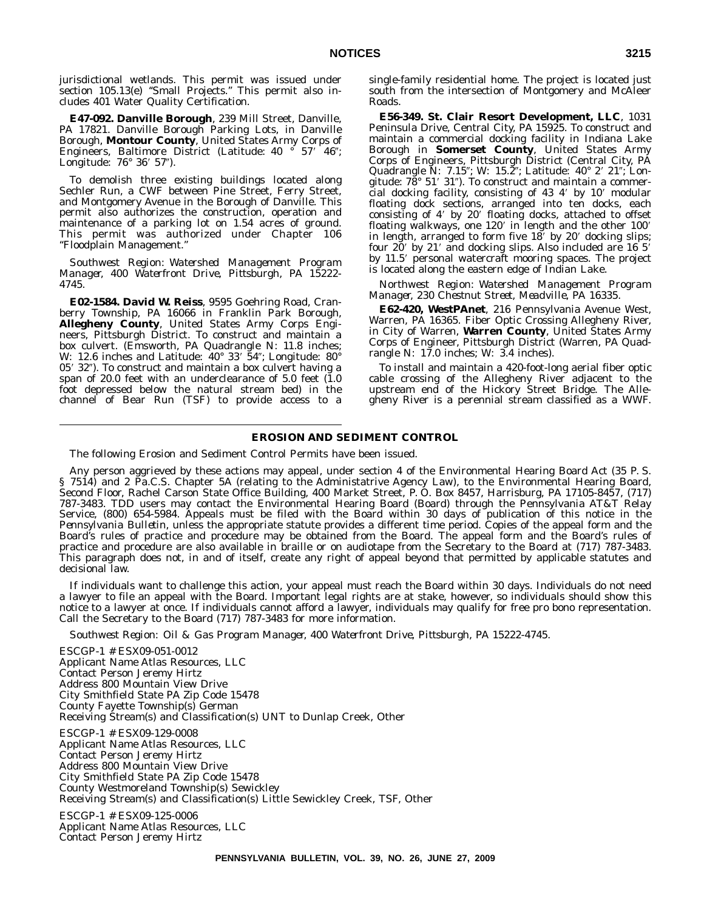jurisdictional wetlands. This permit was issued under section 105.13(e) "Small Projects." This permit also includes 401 Water Quality Certification.

**E47-092. Danville Borough**, 239 Mill Street, Danville, PA 17821. Danville Borough Parking Lots, in Danville Borough, **Montour County**, United States Army Corps of Engineers, Baltimore District (Latitude: 40 ° 57′ 46″; Longitude: 76° 36′ 57″).

To demolish three existing buildings located along Sechler Run, a CWF between Pine Street, Ferry Street, and Montgomery Avenue in the Borough of Danville. This permit also authorizes the construction, operation and maintenance of a parking lot on 1.54 acres of ground. This permit was authorized under Chapter 106 "Floodplain Management."

*Southwest Region: Watershed Management Program Manager, 400 Waterfront Drive, Pittsburgh, PA 15222-4745.*

**E02-1584. David W. Reiss**, 9595 Goehring Road, Cranberry Township, PA 16066 in Franklin Park Borough, **Allegheny County**, United States Army Corps Engineers, Pittsburgh District. To construct and maintain a box culvert. (Emsworth, PA Quadrangle N: 11.8 inches; W: 12.6 inches and Latitude: 40° 33′ 54″; Longitude: 80° 05′ 32″). To construct and maintain a box culvert having a span of 20.0 feet with an underclearance of 5.0 feet (1.0 foot depressed below the natural stream bed) in the channel of Bear Run (TSF) to provide access to a single-family residential home. The project is located just south from the intersection of Montgomery and McAleer Roads.

**E56-349. St. Clair Resort Development, LLC**, 1031 Peninsula Drive, Central City, PA 15925. To construct and maintain a commercial docking facility in Indiana Lake Borough in **Somerset County**, United States Army Corps of Engineers, Pittsburgh District (Central City, PA Quadrangle N: 7.15″; W: 15.2″; Latitude: 40° 2′ 21″; Longitude: 78° 51′ 31″). To construct and maintain a commercial docking facility, consisting of 43 4′ by 10′ modular floating dock sections, arranged into ten docks, each consisting of 4′ by 20′ floating docks, attached to offset floating walkways, one 120′ in length and the other 100′ in length, arranged to form five 18′ by 20′ docking slips; four 20′ by 21′ and docking slips. Also included are 16 5′ by 11.5′ personal watercraft mooring spaces. The project is located along the eastern edge of Indian Lake.

*Northwest Region: Watershed Management Program Manager, 230 Chestnut Street, Meadville, PA 16335.*

**E62-420, WestPAnet**, 216 Pennsylvania Avenue West, Warren, PA 16365. Fiber Optic Crossing Allegheny River, in City of Warren, **Warren County**, United States Army Corps of Engineer, Pittsburgh District (Warren, PA Quadrangle N: 17.0 inches; W: 3.4 inches).

To install and maintain a 420-foot-long aerial fiber optic cable crossing of the Allegheny River adjacent to the upstream end of the Hickory Street Bridge. The Allegheny River is a perennial stream classified as a WWF.

## EROSION AND SEDIMENT CONTROL

The following Erosion and Sediment Control Permits have been issued.

Any person aggrieved by these actions may appeal, under section 4 of the Environmental Hearing Board Act (35 P. S. § 7514) and 2 Pa.C.S. Chapter 5A (relating to the Administratrive Agency Law), to the Environmental Hearing Board, Second Floor, Rachel Carson State Office Building, 400 Market Street, P. O. Box 8457, Harrisburg, PA 17105-8457, (717) 787-3483. TDD users may contact the Environmental Hearing Board (Board) through the Pennsylvania AT&T Relay Service, (800) 654-5984. Appeals must be filed with the Board within 30 days of publication of this notice in the *Pennsylvania Bulletin*, unless the appropriate statute provides a different time period. Copies of the appeal form and the Board's rules of practice and procedure may be obtained from the Board. The appeal form and the Board's rules of practice and procedure are also available in braille or on audiotape from the Secretary to the Board at (717) 787-3483. This paragraph does not, in and of itself, create any right of appeal beyond that permitted by applicable statutes and decisional law.

If individuals want to challenge this action, your appeal must reach the Board within 30 days. Individuals do not need a lawyer to file an appeal with the Board. Important legal rights are at stake, however, so individuals should show this notice to a lawyer at once. If individuals cannot afford a lawyer, individuals may qualify for free pro bono representation. Call the Secretary to the Board (717) 787-3483 for more information.

*Southwest Region: Oil & Gas Program Manager, 400 Waterfront Drive, Pittsburgh, PA 15222-4745.*

ESCGP-1 # ESX09-051-0012
Applicant Name Atlas Resources, LLC
Contact Person Jeremy Hirtz
Address 800 Mountain View Drive
City Smithfield State PA Zip Code 15478
County Fayette Township(s) German
Receiving Stream(s) and Classification(s) UNT to Dunlap Creek, Other

ESCGP-1 # ESX09-129-0008
Applicant Name Atlas Resources, LLC
Contact Person Jeremy Hirtz
Address 800 Mountain View Drive
City Smithfield State PA Zip Code 15478
County Westmoreland Township(s) Sewickley
Receiving Stream(s) and Classification(s) Little Sewickley Creek, TSF, Other

ESCGP-1 # ESX09-125-0006
Applicant Name Atlas Resources, LLC
Contact Person Jeremy Hirtz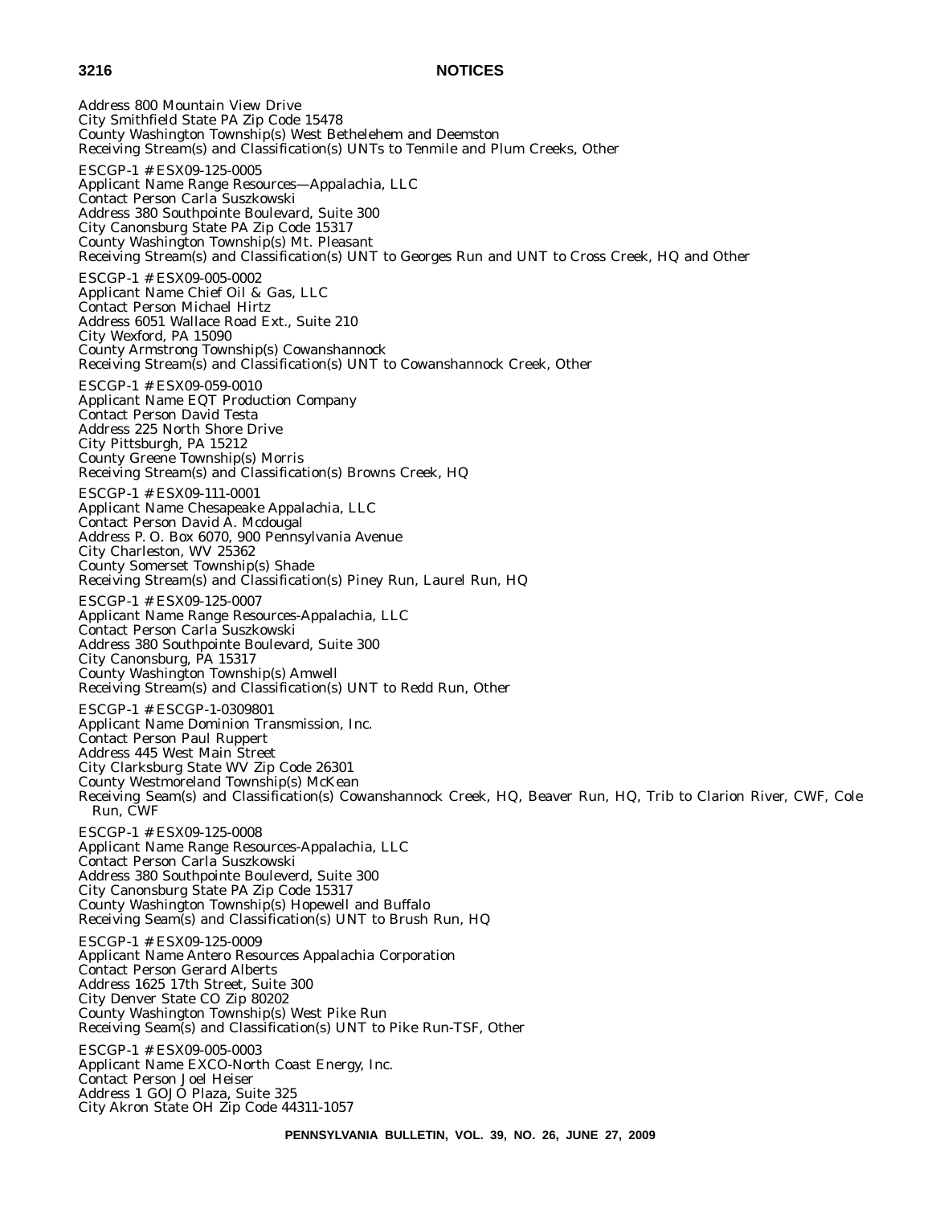Address 800 Mountain View Drive
City Smithfield State PA Zip Code 15478
County Washington Township(s) West Bethelehem and Deemston
Receiving Stream(s) and Classification(s) UNTs to Tenmile and Plum Creeks, Other

ESCGP-1 # ESX09-125-0005
Applicant Name Range Resources—Appalachia, LLC
Contact Person Carla Suszkowski
Address 380 Southpointe Boulevard, Suite 300
City Canonsburg State PA Zip Code 15317
County Washington Township(s) Mt. Pleasant
Receiving Stream(s) and Classification(s) UNT to Georges Run and UNT to Cross Creek, HQ and Other

ESCGP-1 # ESX09-005-0002
Applicant Name Chief Oil & Gas, LLC
Contact Person Michael Hirtz
Address 6051 Wallace Road Ext., Suite 210
City Wexford, PA 15090
County Armstrong Township(s) Cowanshannock
Receiving Stream(s) and Classification(s) UNT to Cowanshannock Creek, Other

ESCGP-1 # ESX09-059-0010
Applicant Name EQT Production Company
Contact Person David Testa
Address 225 North Shore Drive
City Pittsburgh, PA 15212
County Greene Township(s) Morris
Receiving Stream(s) and Classification(s) Browns Creek, HQ

ESCGP-1 # ESX09-111-0001
Applicant Name Chesapeake Appalachia, LLC
Contact Person David A. Mcdougal
Address P. O. Box 6070, 900 Pennsylvania Avenue
City Charleston, WV 25362
County Somerset Township(s) Shade
Receiving Stream(s) and Classification(s) Piney Run, Laurel Run, HQ

ESCGP-1 # ESX09-125-0007
Applicant Name Range Resources-Appalachia, LLC
Contact Person Carla Suszkowski
Address 380 Southpointe Boulevard, Suite 300
City Canonsburg, PA 15317
County Washington Township(s) Amwell
Receiving Stream(s) and Classification(s) UNT to Redd Run, Other

ESCGP-1 # ESCGP-1-0309801
Applicant Name Dominion Transmission, Inc.
Contact Person Paul Ruppert
Address 445 West Main Street
City Clarksburg State WV Zip Code 26301
County Westmoreland Township(s) McKean
Receiving Seam(s) and Classification(s) Cowanshannock Creek, HQ, Beaver Run, HQ, Trib to Clarion River, CWF, Cole Run, CWF

ESCGP-1 # ESX09-125-0008
Applicant Name Range Resources-Appalachia, LLC
Contact Person Carla Suszkowski
Address 380 Southpointe Bouleverd, Suite 300
City Canonsburg State PA Zip Code 15317
County Washington Township(s) Hopewell and Buffalo
Receiving Seam(s) and Classification(s) UNT to Brush Run, HQ

ESCGP-1 # ESX09-125-0009
Applicant Name Antero Resources Appalachia Corporation
Contact Person Gerard Alberts
Address 1625 17th Street, Suite 300
City Denver State CO Zip 80202
County Washington Township(s) West Pike Run
Receiving Seam(s) and Classification(s) UNT to Pike Run-TSF, Other

ESCGP-1 # ESX09-005-0003
Applicant Name EXCO-North Coast Energy, Inc.
Contact Person Joel Heiser
Address 1 GOJO Plaza, Suite 325
City Akron State OH Zip Code 44311-1057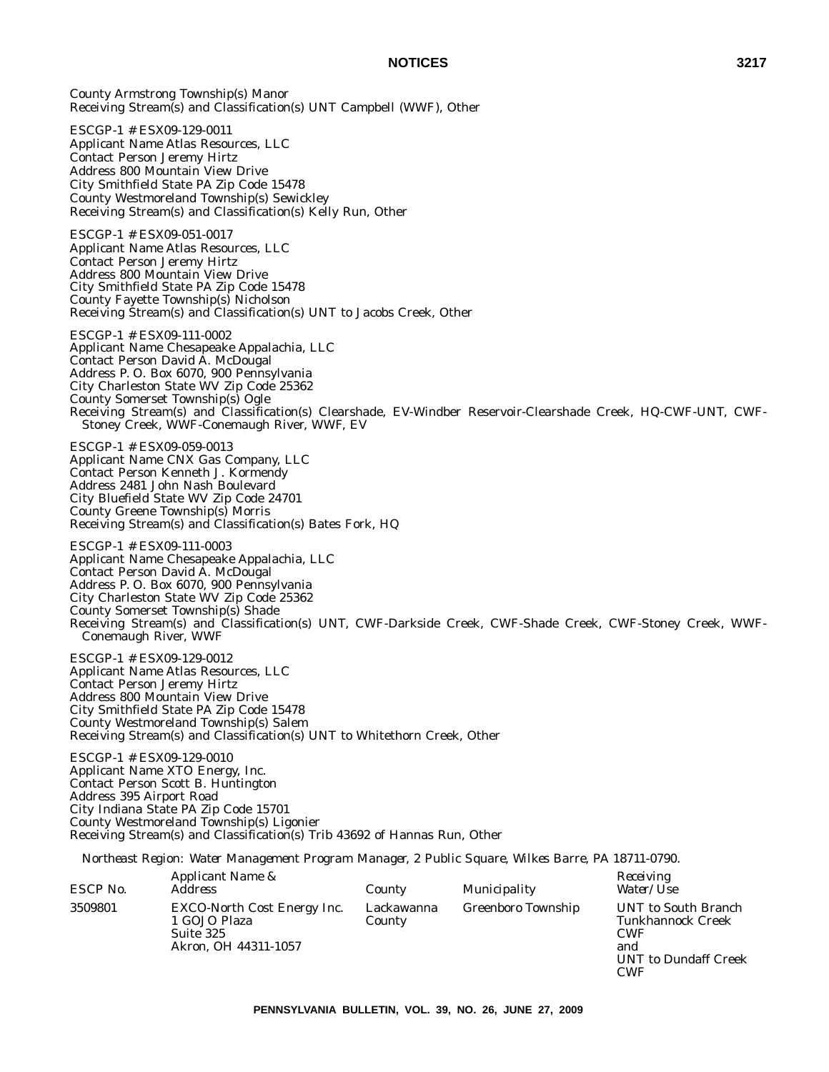County Armstrong Township(s) Manor
Receiving Stream(s) and Classification(s) UNT Campbell (WWF), Other

ESCGP-1 # ESX09-129-0011
Applicant Name Atlas Resources, LLC
Contact Person Jeremy Hirtz
Address 800 Mountain View Drive
City Smithfield State PA Zip Code 15478
County Westmoreland Township(s) Sewickley
Receiving Stream(s) and Classification(s) Kelly Run, Other

ESCGP-1 # ESX09-051-0017
Applicant Name Atlas Resources, LLC
Contact Person Jeremy Hirtz
Address 800 Mountain View Drive
City Smithfield State PA Zip Code 15478
County Fayette Township(s) Nicholson
Receiving Stream(s) and Classification(s) UNT to Jacobs Creek, Other

ESCGP-1 # ESX09-111-0002
Applicant Name Chesapeake Appalachia, LLC
Contact Person David A. McDougal
Address P. O. Box 6070, 900 Pennsylvania
City Charleston State WV Zip Code 25362
County Somerset Township(s) Ogle
Receiving Stream(s) and Classification(s) Clearshade, EV-Windber Reservoir-Clearshade Creek, HQ-CWF-UNT, CWF-Stoney Creek, WWF-Conemaugh River, WWF, EV

ESCGP-1 # ESX09-059-0013
Applicant Name CNX Gas Company, LLC
Contact Person Kenneth J. Kormendy
Address 2481 John Nash Boulevard
City Bluefield State WV Zip Code 24701
County Greene Township(s) Morris
Receiving Stream(s) and Classification(s) Bates Fork, HQ

ESCGP-1 # ESX09-111-0003
Applicant Name Chesapeake Appalachia, LLC
Contact Person David A. McDougal
Address P. O. Box 6070, 900 Pennsylvania
City Charleston State WV Zip Code 25362
County Somerset Township(s) Shade
Receiving Stream(s) and Classification(s) UNT, CWF-Darkside Creek, CWF-Shade Creek, CWF-Stoney Creek, WWF-Conemaugh River, WWF

ESCGP-1 # ESX09-129-0012
Applicant Name Atlas Resources, LLC
Contact Person Jeremy Hirtz
Address 800 Mountain View Drive
City Smithfield State PA Zip Code 15478
County Westmoreland Township(s) Salem
Receiving Stream(s) and Classification(s) UNT to Whitethorn Creek, Other

ESCGP-1 # ESX09-129-0010
Applicant Name XTO Energy, Inc.
Contact Person Scott B. Huntington
Address 395 Airport Road
City Indiana State PA Zip Code 15701
County Westmoreland Township(s) Ligonier
Receiving Stream(s) and Classification(s) Trib 43692 of Hannas Run, Other

*Northeast Region: Water Management Program Manager, 2 Public Square, Wilkes Barre, PA 18711-0790.*

| ESCP No. | Applicant Name & Address | County | Municipality | Receiving Water/Use |
|---|---|---|---|---|
| 3509801 | EXCO-North Cost Energy Inc. 1 GOJO Plaza Suite 325 Akron, OH 44311-1057 | Lackawanna County | Greenboro Township | UNT to South Branch Tunkhannock Creek CWF and UNT to Dundaff Creek CWF |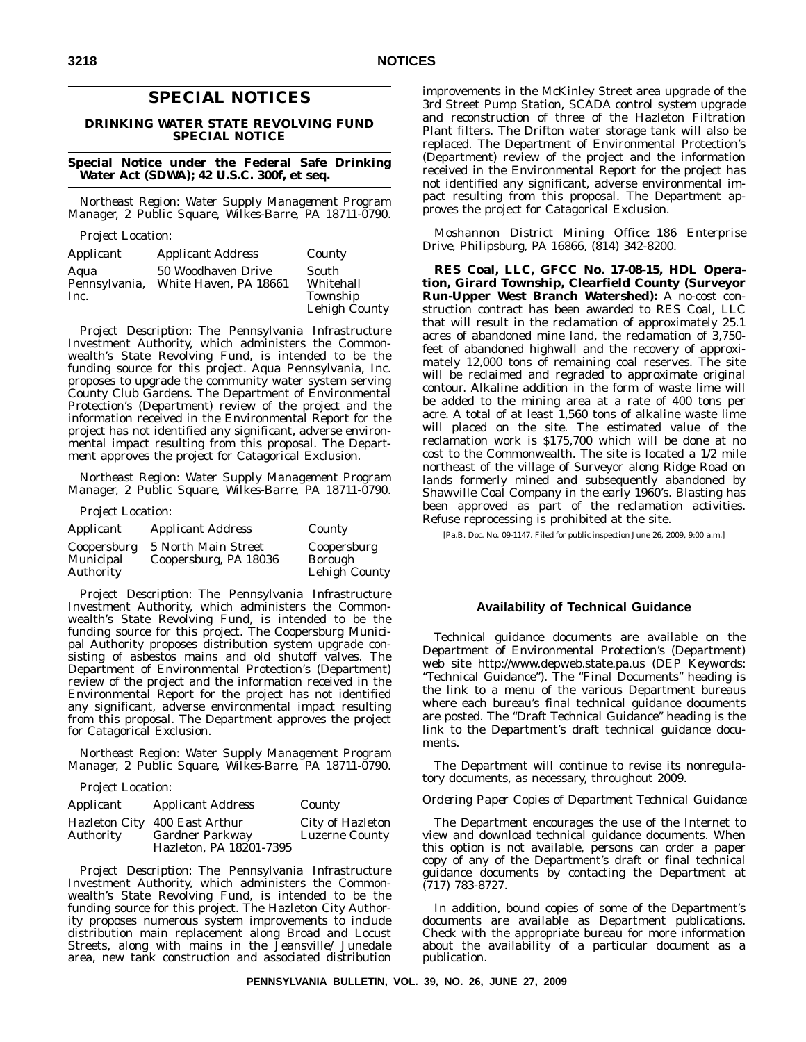# SPECIAL NOTICES

## DRINKING WATER STATE REVOLVING FUND SPECIAL NOTICE

### Special Notice under the Federal Safe Drinking Water Act (SDWA); 42 U.S.C. 300f, et seq.

*Northeast Region: Water Supply Management Program Manager, 2 Public Square, Wilkes-Barre, PA 18711-0790.*

*Project Location:*

| *Applicant* | *Applicant Address* | *County* |
|---|---|---|
| Aqua Pennsylvania, Inc. | 50 Woodhaven Drive White Haven, PA 18661 | South Whitehall Township Lehigh County |

*Project Description*: The Pennsylvania Infrastructure Investment Authority, which administers the Commonwealth's State Revolving Fund, is intended to be the funding source for this project. Aqua Pennsylvania, Inc. proposes to upgrade the community water system serving County Club Gardens. The Department of Environmental Protection's (Department) review of the project and the information received in the Environmental Report for the project has not identified any significant, adverse environmental impact resulting from this proposal. The Department approves the project for Catagorical Exclusion.

*Northeast Region: Water Supply Management Program Manager, 2 Public Square, Wilkes-Barre, PA 18711-0790.*

*Project Location:*

| *Applicant* | *Applicant Address* | *County* |
|---|---|---|
| Coopersburg Municipal Authority | 5 North Main Street Coopersburg, PA 18036 | Coopersburg Borough Lehigh County |

*Project Description*: The Pennsylvania Infrastructure Investment Authority, which administers the Commonwealth's State Revolving Fund, is intended to be the funding source for this project. The Coopersburg Municipal Authority proposes distribution system upgrade consisting of asbestos mains and old shutoff valves. The Department of Environmental Protection's (Department) review of the project and the information received in the Environmental Report for the project has not identified any significant, adverse environmental impact resulting from this proposal. The Department approves the project for Catagorical Exclusion.

*Northeast Region: Water Supply Management Program Manager, 2 Public Square, Wilkes-Barre, PA 18711-0790.*

*Project Location:*

| *Applicant* | *Applicant Address* | *County* |
|---|---|---|
| Hazleton City Authority | 400 East Arthur Gardner Parkway Hazleton, PA 18201-7395 | City of Hazleton Luzerne County |

*Project Description*: The Pennsylvania Infrastructure Investment Authority, which administers the Commonwealth's State Revolving Fund, is intended to be the funding source for this project. The Hazleton City Authority proposes numerous system improvements to include distribution main replacement along Broad and Locust Streets, along with mains in the Jeansville/ Junedale area, new tank construction and associated distribution improvements in the McKinley Street area upgrade of the 3rd Street Pump Station, SCADA control system upgrade and reconstruction of three of the Hazleton Filtration Plant filters. The Drifton water storage tank will also be replaced. The Department of Environmental Protection's (Department) review of the project and the information received in the Environmental Report for the project has not identified any significant, adverse environmental impact resulting from this proposal. The Department approves the project for Catagorical Exclusion.

*Moshannon District Mining Office: 186 Enterprise Drive, Philipsburg, PA 16866, (814) 342-8200.*

**RES Coal, LLC, GFCC No. 17-08-15, HDL Operation, Girard Township, Clearfield County (Surveyor Run-Upper West Branch Watershed):** A no-cost construction contract has been awarded to RES Coal, LLC that will result in the reclamation of approximately 25.1 acres of abandoned mine land, the reclamation of 3,750-feet of abandoned highwall and the recovery of approximately 12,000 tons of remaining coal reserves. The site will be reclaimed and regraded to approximate original contour. Alkaline addition in the form of waste lime will be added to the mining area at a rate of 400 tons per acre. A total of at least 1,560 tons of alkaline waste lime will placed on the site. The estimated value of the reclamation work is $175,700 which will be done at no cost to the Commonwealth. The site is located a 1/2 mile northeast of the village of Surveyor along Ridge Road on lands formerly mined and subsequently abandoned by Shawville Coal Company in the early 1960's. Blasting has been approved as part of the reclamation activities. Refuse reprocessing is prohibited at the site.

[Pa.B. Doc. No. 09-1147. Filed for public inspection June 26, 2009, 9:00 a.m.]

---

## Availability of Technical Guidance

Technical guidance documents are available on the Department of Environmental Protection's (Department) web site http://www.depweb.state.pa.us (DEP Keywords: "Technical Guidance"). The "Final Documents" heading is the link to a menu of the various Department bureaus where each bureau's final technical guidance documents are posted. The "Draft Technical Guidance" heading is the link to the Department's draft technical guidance documents.

The Department will continue to revise its nonregulatory documents, as necessary, throughout 2009.

*Ordering Paper Copies of Department Technical Guidance*

The Department encourages the use of the Internet to view and download technical guidance documents. When this option is not available, persons can order a paper copy of any of the Department's draft or final technical guidance documents by contacting the Department at (717) 783-8727.

In addition, bound copies of some of the Department's documents are available as Department publications. Check with the appropriate bureau for more information about the availability of a particular document as a publication.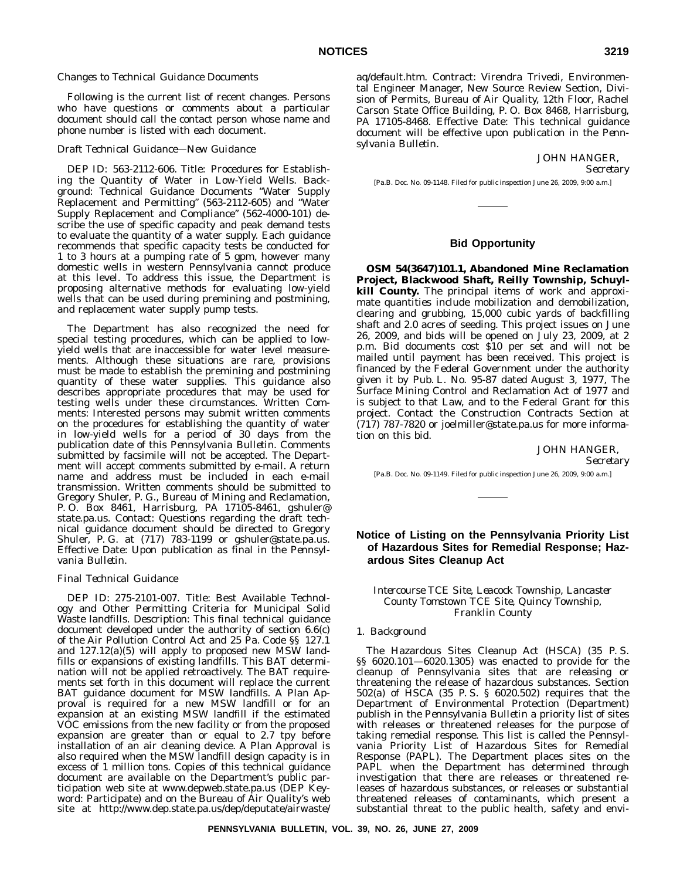*Changes to Technical Guidance Documents*

Following is the current list of recent changes. Persons who have questions or comments about a particular document should call the contact person whose name and phone number is listed with each document.

*Draft Technical Guidance—New Guidance*

DEP ID: 563-2112-606. Title: Procedures for Establishing the Quantity of Water in Low-Yield Wells. Background: Technical Guidance Documents ''Water Supply Replacement and Permitting'' (563-2112-605) and ''Water Supply Replacement and Compliance'' (562-4000-101) describe the use of specific capacity and peak demand tests to evaluate the quantity of a water supply. Each guidance recommends that specific capacity tests be conducted for 1 to 3 hours at a pumping rate of 5 gpm, however many domestic wells in western Pennsylvania cannot produce at this level. To address this issue, the Department is proposing alternative methods for evaluating low-yield wells that can be used during premining and postmining, and replacement water supply pump tests.

The Department has also recognized the need for special testing procedures, which can be applied to low-yield wells that are inaccessible for water level measurements. Although these situations are rare, provisions must be made to establish the premining and postmining quantity of these water supplies. This guidance also describes appropriate procedures that may be used for testing wells under these circumstances. Written Comments: Interested persons may submit written comments on the procedures for establishing the quantity of water in low-yield wells for a period of 30 days from the publication date of this *Pennsylvania Bulletin*. Comments submitted by facsimile will not be accepted. The Department will accept comments submitted by e-mail. A return name and address must be included in each e-mail transmission. Written comments should be submitted to Gregory Shuler, P. G., Bureau of Mining and Reclamation, P. O. Box 8461, Harrisburg, PA 17105-8461, gshuler@state.pa.us. Contact: Questions regarding the draft technical guidance document should be directed to Gregory Shuler, P. G. at (717) 783-1199 or gshuler@state.pa.us. Effective Date: Upon publication as final in the *Pennsylvania Bulletin*.

*Final Technical Guidance*

DEP ID: 275-2101-007. Title: Best Available Technology and Other Permitting Criteria for Municipal Solid Waste landfills. Description: This final technical guidance document developed under the authority of section 6.6(c) of the Air Pollution Control Act and 25 Pa. Code §§ 127.1 and 127.12(a)(5) will apply to proposed new MSW landfills or expansions of existing landfills. This BAT determination will not be applied retroactively. The BAT requirements set forth in this document will replace the current BAT guidance document for MSW landfills. A Plan Approval is required for a new MSW landfill or for an expansion at an existing MSW landfill if the estimated VOC emissions from the new facility or from the proposed expansion are greater than or equal to 2.7 tpy before installation of an air cleaning device. A Plan Approval is also required when the MSW landfill design capacity is in excess of 1 million tons. Copies of this technical guidance document are available on the Department's public participation web site at www.depweb.state.pa.us (DEP Keyword: Participate) and on the Bureau of Air Quality's web site at http://www.dep.state.pa.us/dep/deputate/airwaste/aq/default.htm. Contract: Virendra Trivedi, Environmental Engineer Manager, New Source Review Section, Division of Permits, Bureau of Air Quality, 12th Floor, Rachel Carson State Office Building, P. O. Box 8468, Harrisburg, PA 17105-8468. Effective Date: This technical guidance document will be effective upon publication in the *Pennsylvania Bulletin*.

JOHN HANGER,
*Secretary*

[Pa.B. Doc. No. 09-1148. Filed for public inspection June 26, 2009, 9:00 a.m.]

## Bid Opportunity

**OSM 54(3647)101.1, Abandoned Mine Reclamation Project, Blackwood Shaft, Reilly Township, Schuylkill County.** The principal items of work and approximate quantities include mobilization and demobilization, clearing and grubbing, 15,000 cubic yards of backfilling shaft and 2.0 acres of seeding. This project issues on June 26, 2009, and bids will be opened on July 23, 2009, at 2 p.m. Bid documents cost $10 per set and will not be mailed until payment has been received. This project is financed by the Federal Government under the authority given it by Pub. L. No. 95-87 dated August 3, 1977, The Surface Mining Control and Reclamation Act of 1977 and is subject to that Law, and to the Federal Grant for this project. Contact the Construction Contracts Section at (717) 787-7820 or joelmiller@state.pa.us for more information on this bid.

JOHN HANGER,
*Secretary*

[Pa.B. Doc. No. 09-1149. Filed for public inspection June 26, 2009, 9:00 a.m.]

## Notice of Listing on the Pennsylvania Priority List of Hazardous Sites for Remedial Response; Hazardous Sites Cleanup Act

*Intercourse TCE Site, Leacock Township, Lancaster County Tomstown TCE Site, Quincy Township, Franklin County*

*1. Background*

The Hazardous Sites Cleanup Act (HSCA) (35 P. S. §§ 6020.101—6020.1305) was enacted to provide for the cleanup of Pennsylvania sites that are releasing or threatening the release of hazardous substances. Section 502(a) of HSCA (35 P. S. § 6020.502) requires that the Department of Environmental Protection (Department) publish in the *Pennsylvania Bulletin* a priority list of sites with releases or threatened releases for the purpose of taking remedial response. This list is called the Pennsylvania Priority List of Hazardous Sites for Remedial Response (PAPL). The Department places sites on the PAPL when the Department has determined through investigation that there are releases or threatened releases of hazardous substances, or releases or substantial threatened releases of contaminants, which present a substantial threat to the public health, safety and envi-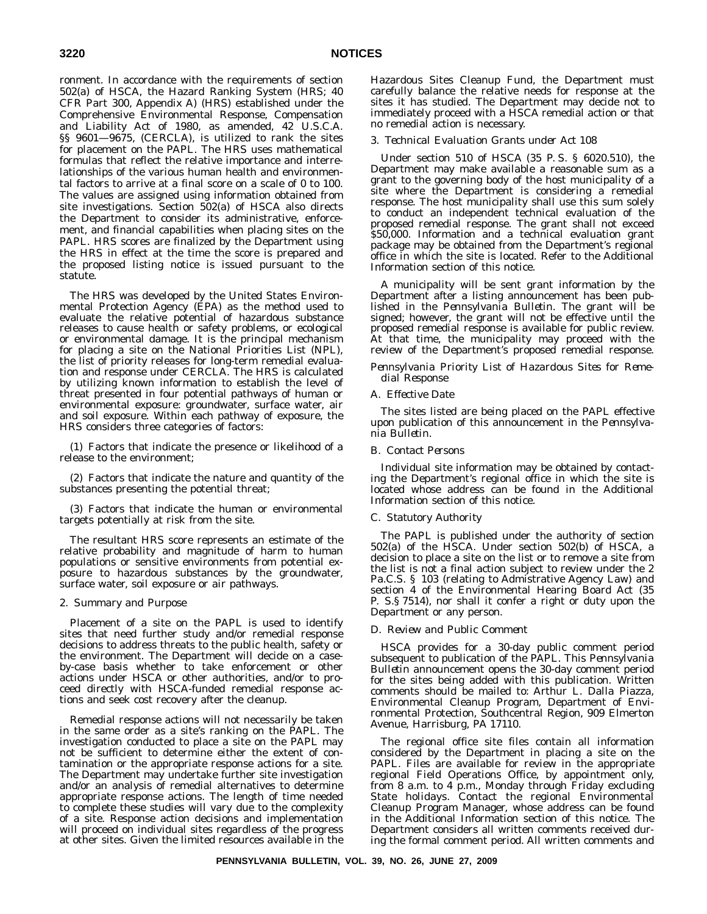ronment. In accordance with the requirements of section 502(a) of HSCA, the Hazard Ranking System (HRS; 40 CFR Part 300, Appendix A) (HRS) established under the Comprehensive Environmental Response, Compensation and Liability Act of 1980, as amended, 42 U.S.C.A. §§ 9601—9675, (CERCLA), is utilized to rank the sites for placement on the PAPL. The HRS uses mathematical formulas that reflect the relative importance and interrelationships of the various human health and environmental factors to arrive at a final score on a scale of 0 to 100. The values are assigned using information obtained from site investigations. Section 502(a) of HSCA also directs the Department to consider its administrative, enforcement, and financial capabilities when placing sites on the PAPL. HRS scores are finalized by the Department using the HRS in effect at the time the score is prepared and the proposed listing notice is issued pursuant to the statute.

The HRS was developed by the United States Environmental Protection Agency (EPA) as the method used to evaluate the relative potential of hazardous substance releases to cause health or safety problems, or ecological or environmental damage. It is the principal mechanism for placing a site on the National Priorities List (NPL), the list of priority releases for long-term remedial evaluation and response under CERCLA. The HRS is calculated by utilizing known information to establish the level of threat presented in four potential pathways of human or environmental exposure: groundwater, surface water, air and soil exposure. Within each pathway of exposure, the HRS considers three categories of factors:

(1) Factors that indicate the presence or likelihood of a release to the environment;

(2) Factors that indicate the nature and quantity of the substances presenting the potential threat;

(3) Factors that indicate the human or environmental targets potentially at risk from the site.

The resultant HRS score represents an estimate of the relative probability and magnitude of harm to human populations or sensitive environments from potential exposure to hazardous substances by the groundwater, surface water, soil exposure or air pathways.

*2. Summary and Purpose*

Placement of a site on the PAPL is used to identify sites that need further study and/or remedial response decisions to address threats to the public health, safety or the environment. The Department will decide on a case-by-case basis whether to take enforcement or other actions under HSCA or other authorities, and/or to proceed directly with HSCA-funded remedial response actions and seek cost recovery after the cleanup.

Remedial response actions will not necessarily be taken in the same order as a site's ranking on the PAPL. The investigation conducted to place a site on the PAPL may not be sufficient to determine either the extent of contamination or the appropriate response actions for a site. The Department may undertake further site investigation and/or an analysis of remedial alternatives to determine appropriate response actions. The length of time needed to complete these studies will vary due to the complexity of a site. Response action decisions and implementation will proceed on individual sites regardless of the progress at other sites. Given the limited resources available in the Hazardous Sites Cleanup Fund, the Department must carefully balance the relative needs for response at the sites it has studied. The Department may decide not to immediately proceed with a HSCA remedial action or that no remedial action is necessary.

*3. Technical Evaluation Grants under Act 108*

Under section 510 of HSCA (35 P. S. § 6020.510), the Department may make available a reasonable sum as a grant to the governing body of the host municipality of a site where the Department is considering a remedial response. The host municipality shall use this sum solely to conduct an independent technical evaluation of the proposed remedial response. The grant shall not exceed $50,000. Information and a technical evaluation grant package may be obtained from the Department's regional office in which the site is located. Refer to the Additional Information section of this notice.

A municipality will be sent grant information by the Department after a listing announcement has been published in the *Pennsylvania Bulletin*. The grant will be signed; however, the grant will not be effective until the proposed remedial response is available for public review. At that time, the municipality may proceed with the review of the Department's proposed remedial response.

*Pennsylvania Priority List of Hazardous Sites for Remedial Response*

*A. Effective Date*

The sites listed are being placed on the PAPL effective upon publication of this announcement in the *Pennsylvania Bulletin*.

*B. Contact Persons*

Individual site information may be obtained by contacting the Department's regional office in which the site is located whose address can be found in the Additional Information section of this notice.

*C. Statutory Authority*

The PAPL is published under the authority of section 502(a) of the HSCA. Under section 502(b) of HSCA, a decision to place a site on the list or to remove a site from the list is not a final action subject to review under the 2 Pa.C.S. § 103 (relating to Admistrative Agency Law) and section 4 of the Environmental Hearing Board Act (35 P. S.§ 7514), nor shall it confer a right or duty upon the Department or any person.

*D. Review and Public Comment*

HSCA provides for a 30-day public comment period subsequent to publication of the PAPL. This *Pennsylvania Bulletin* announcement opens the 30-day comment period for the sites being added with this publication. Written comments should be mailed to: Arthur L. Dalla Piazza, Environmental Cleanup Program, Department of Environmental Protection, Southcentral Region, 909 Elmerton Avenue, Harrisburg, PA 17110.

The regional office site files contain all information considered by the Department in placing a site on the PAPL. Files are available for review in the appropriate regional Field Operations Office, by appointment only, from 8 a.m. to 4 p.m., Monday through Friday excluding State holidays. Contact the regional Environmental Cleanup Program Manager, whose address can be found in the Additional Information section of this notice. The Department considers all written comments received during the formal comment period. All written comments and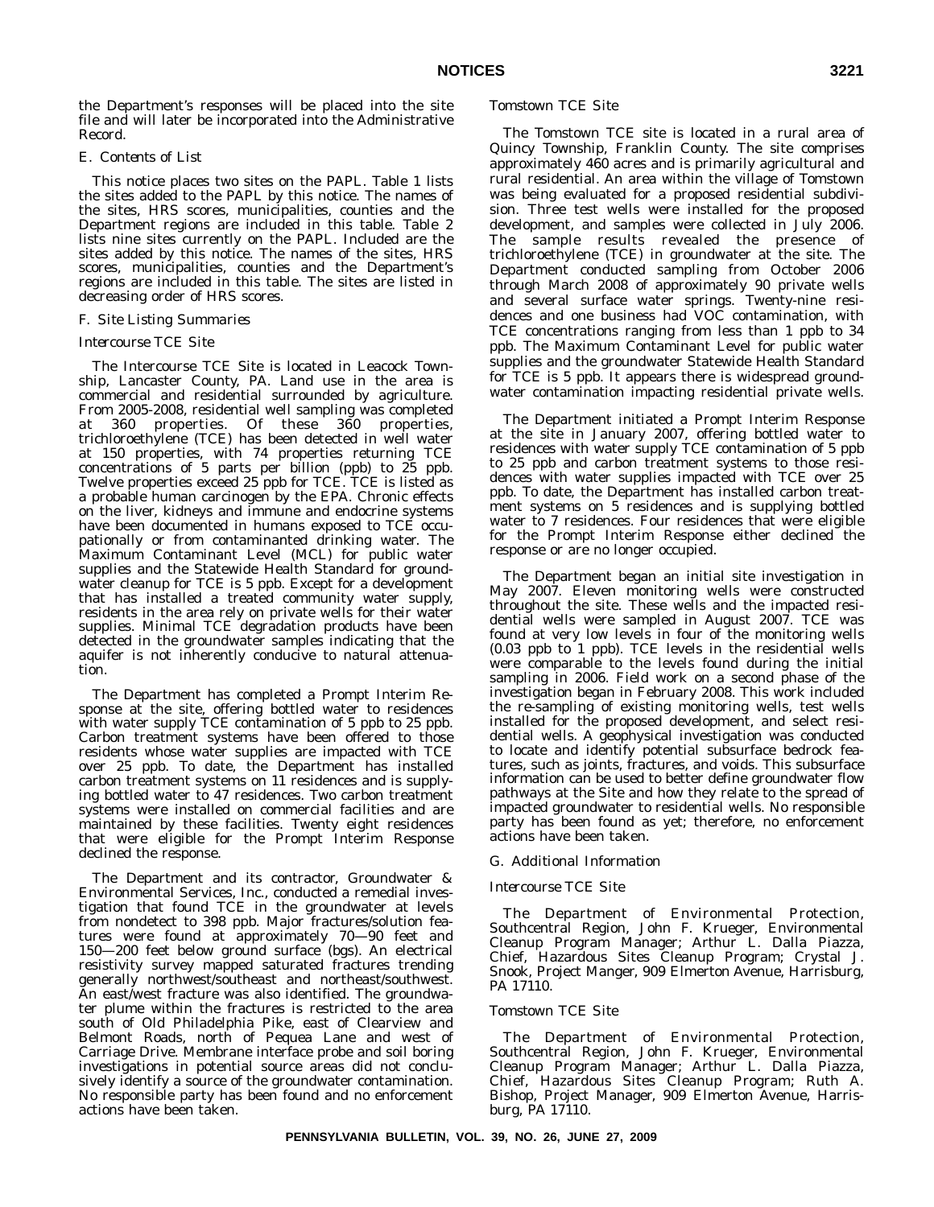the Department's responses will be placed into the site file and will later be incorporated into the Administrative Record.

*E. Contents of List*

This notice places two sites on the PAPL. Table 1 lists the sites added to the PAPL by this notice. The names of the sites, HRS scores, municipalities, counties and the Department regions are included in this table. Table 2 lists nine sites currently on the PAPL. Included are the sites added by this notice. The names of the sites, HRS scores, municipalities, counties and the Department's regions are included in this table. The sites are listed in decreasing order of HRS scores.

*F. Site Listing Summaries*

*Intercourse TCE Site*

The Intercourse TCE Site is located in Leacock Township, Lancaster County, PA. Land use in the area is commercial and residential surrounded by agriculture. From 2005-2008, residential well sampling was completed at 360 properties. Of these 360 properties, trichloroethylene (TCE) has been detected in well water at 150 properties, with 74 properties returning TCE concentrations of 5 parts per billion (ppb) to 25 ppb. Twelve properties exceed 25 ppb for TCE. TCE is listed as a probable human carcinogen by the EPA. Chronic effects on the liver, kidneys and immune and endocrine systems have been documented in humans exposed to TCE occupationally or from contaminanted drinking water. The Maximum Contaminant Level (MCL) for public water supplies and the Statewide Health Standard for groundwater cleanup for TCE is 5 ppb. Except for a development that has installed a treated community water supply, residents in the area rely on private wells for their water supplies. Minimal TCE degradation products have been detected in the groundwater samples indicating that the aquifer is not inherently conducive to natural attenuation.

The Department has completed a Prompt Interim Response at the site, offering bottled water to residences with water supply TCE contamination of 5 ppb to 25 ppb. Carbon treatment systems have been offered to those residents whose water supplies are impacted with TCE over 25 ppb. To date, the Department has installed carbon treatment systems on 11 residences and is supplying bottled water to 47 residences. Two carbon treatment systems were installed on commercial facilities and are maintained by these facilities. Twenty eight residences that were eligible for the Prompt Interim Response declined the response.

The Department and its contractor, Groundwater & Environmental Services, Inc., conducted a remedial investigation that found TCE in the groundwater at levels from nondetect to 398 ppb. Major fractures/solution features were found at approximately 70—90 feet and 150—200 feet below ground surface (bgs). An electrical resistivity survey mapped saturated fractures trending generally northwest/southeast and northeast/southwest. An east/west fracture was also identified. The groundwater plume within the fractures is restricted to the area south of Old Philadelphia Pike, east of Clearview and Belmont Roads, north of Pequea Lane and west of Carriage Drive. Membrane interface probe and soil boring investigations in potential source areas did not conclusively identify a source of the groundwater contamination. No responsible party has been found and no enforcement actions have been taken.

*Tomstown TCE Site*

The Tomstown TCE site is located in a rural area of Quincy Township, Franklin County. The site comprises approximately 460 acres and is primarily agricultural and rural residential. An area within the village of Tomstown was being evaluated for a proposed residential subdivision. Three test wells were installed for the proposed development, and samples were collected in July 2006. The sample results revealed the presence of trichloroethylene (TCE) in groundwater at the site. The Department conducted sampling from October 2006 through March 2008 of approximately 90 private wells and several surface water springs. Twenty-nine residences and one business had VOC contamination, with TCE concentrations ranging from less than 1 ppb to 34 ppb. The Maximum Contaminant Level for public water supplies and the groundwater Statewide Health Standard for TCE is 5 ppb. It appears there is widespread groundwater contamination impacting residential private wells.

The Department initiated a Prompt Interim Response at the site in January 2007, offering bottled water to residences with water supply TCE contamination of 5 ppb to 25 ppb and carbon treatment systems to those residences with water supplies impacted with TCE over 25 ppb. To date, the Department has installed carbon treatment systems on 5 residences and is supplying bottled water to 7 residences. Four residences that were eligible for the Prompt Interim Response either declined the response or are no longer occupied.

The Department began an initial site investigation in May 2007. Eleven monitoring wells were constructed throughout the site. These wells and the impacted residential wells were sampled in August 2007. TCE was found at very low levels in four of the monitoring wells (0.03 ppb to 1 ppb). TCE levels in the residential wells were comparable to the levels found during the initial sampling in 2006. Field work on a second phase of the investigation began in February 2008. This work included the re-sampling of existing monitoring wells, test wells installed for the proposed development, and select residential wells. A geophysical investigation was conducted to locate and identify potential subsurface bedrock features, such as joints, fractures, and voids. This subsurface information can be used to better define groundwater flow pathways at the Site and how they relate to the spread of impacted groundwater to residential wells. No responsible party has been found as yet; therefore, no enforcement actions have been taken.

*G. Additional Information*

*Intercourse TCE Site*

The Department of Environmental Protection, Southcentral Region, John F. Krueger, Environmental Cleanup Program Manager; Arthur L. Dalla Piazza, Chief, Hazardous Sites Cleanup Program; Crystal J. Snook, Project Manger, 909 Elmerton Avenue, Harrisburg, PA 17110.

*Tomstown TCE Site*

The Department of Environmental Protection, Southcentral Region, John F. Krueger, Environmental Cleanup Program Manager; Arthur L. Dalla Piazza, Chief, Hazardous Sites Cleanup Program; Ruth A. Bishop, Project Manager, 909 Elmerton Avenue, Harrisburg, PA 17110.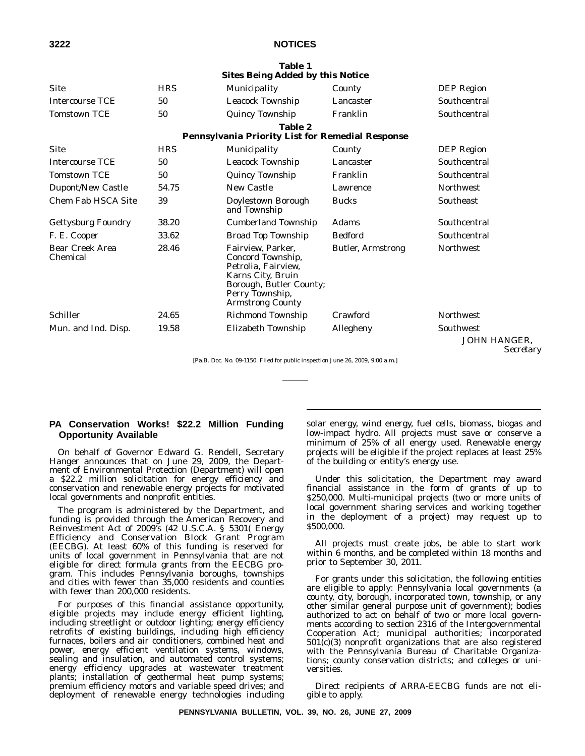**Table 1**
**Sites Being Added by this Notice**

| Site | HRS | Municipality | County | DEP Region |
|---|---|---|---|---|
| Intercourse TCE | 50 | Leacock Township | Lancaster | Southcentral |
| Tomstown TCE | 50 | Quincy Township | Franklin | Southcentral |

**Table 2**
**Pennsylvania Priority List for Remedial Response**

| Site | HRS | Municipality | County | DEP Region |
|---|---|---|---|---|
| Intercourse TCE | 50 | Leacock Township | Lancaster | Southcentral |
| Tomstown TCE | 50 | Quincy Township | Franklin | Southcentral |
| Dupont/New Castle | 54.75 | New Castle | Lawrence | Northwest |
| Chem Fab HSCA Site | 39 | Doylestown Borough and Township | Bucks | Southeast |
| Gettysburg Foundry | 38.20 | Cumberland Township | Adams | Southcentral |
| F. E. Cooper | 33.62 | Broad Top Township | Bedford | Southcentral |
| Bear Creek Area Chemical | 28.46 | Fairview, Parker, Concord Township, Petrolia, Fairview, Karns City, Bruin Borough, Butler County; Perry Township, Armstrong County | Butler, Armstrong | Northwest |
| Schiller | 24.65 | Richmond Township | Crawford | Northwest |
| Mun. and Ind. Disp. | 19.58 | Elizabeth Township | Allegheny | Southwest |

JOHN HANGER,
*Secretary*

[Pa.B. Doc. No. 09-1150. Filed for public inspection June 26, 2009, 9:00 a.m.]

---

## PA Conservation Works! $22.2 Million Funding Opportunity Available

On behalf of Governor Edward G. Rendell, Secretary Hanger announces that on June 29, 2009, the Department of Environmental Protection (Department) will open a $22.2 million solicitation for energy efficiency and conservation and renewable energy projects for motivated local governments and nonprofit entities.

The program is administered by the Department, and funding is provided through the American Recovery and Reinvestment Act of 2009's (42 U.S.C.A. § 5301( Energy Efficiency and Conservation Block Grant Program (EECBG). At least 60% of this funding is reserved for units of local government in Pennsylvania that are not eligible for direct formula grants from the EECBG program. This includes Pennsylvania boroughs, townships and cities with fewer than 35,000 residents and counties with fewer than 200,000 residents.

For purposes of this financial assistance opportunity, eligible projects may include energy efficient lighting, including streetlight or outdoor lighting; energy efficiency retrofits of existing buildings, including high efficiency furnaces, boilers and air conditioners, combined heat and power, energy efficient ventilation systems, windows, sealing and insulation, and automated control systems; energy efficiency upgrades at wastewater treatment plants; installation of geothermal heat pump systems; premium efficiency motors and variable speed drives; and deployment of renewable energy technologies including solar energy, wind energy, fuel cells, biomass, biogas and low-impact hydro. All projects must save or conserve a minimum of 25% of all energy used. Renewable energy projects will be eligible if the project replaces at least 25% of the building or entity's energy use.

Under this solicitation, the Department may award financial assistance in the form of grants of up to $250,000. Multi-municipal projects (two or more units of local government sharing services and working together in the deployment of a project) may request up to $500,000.

All projects must create jobs, be able to start work within 6 months, and be completed within 18 months and prior to September 30, 2011.

For grants under this solicitation, the following entities are eligible to apply: Pennsylvania local governments (a county, city, borough, incorporated town, township, or any other similar general purpose unit of government); bodies authorized to act on behalf of two or more local governments according to section 2316 of the Intergovernmental Cooperation Act; municipal authorities; incorporated 501(c)(3) nonprofit organizations that are also registered with the Pennsylvania Bureau of Charitable Organizations; county conservation districts; and colleges or universities.

Direct recipients of ARRA-EECBG funds are not eligible to apply.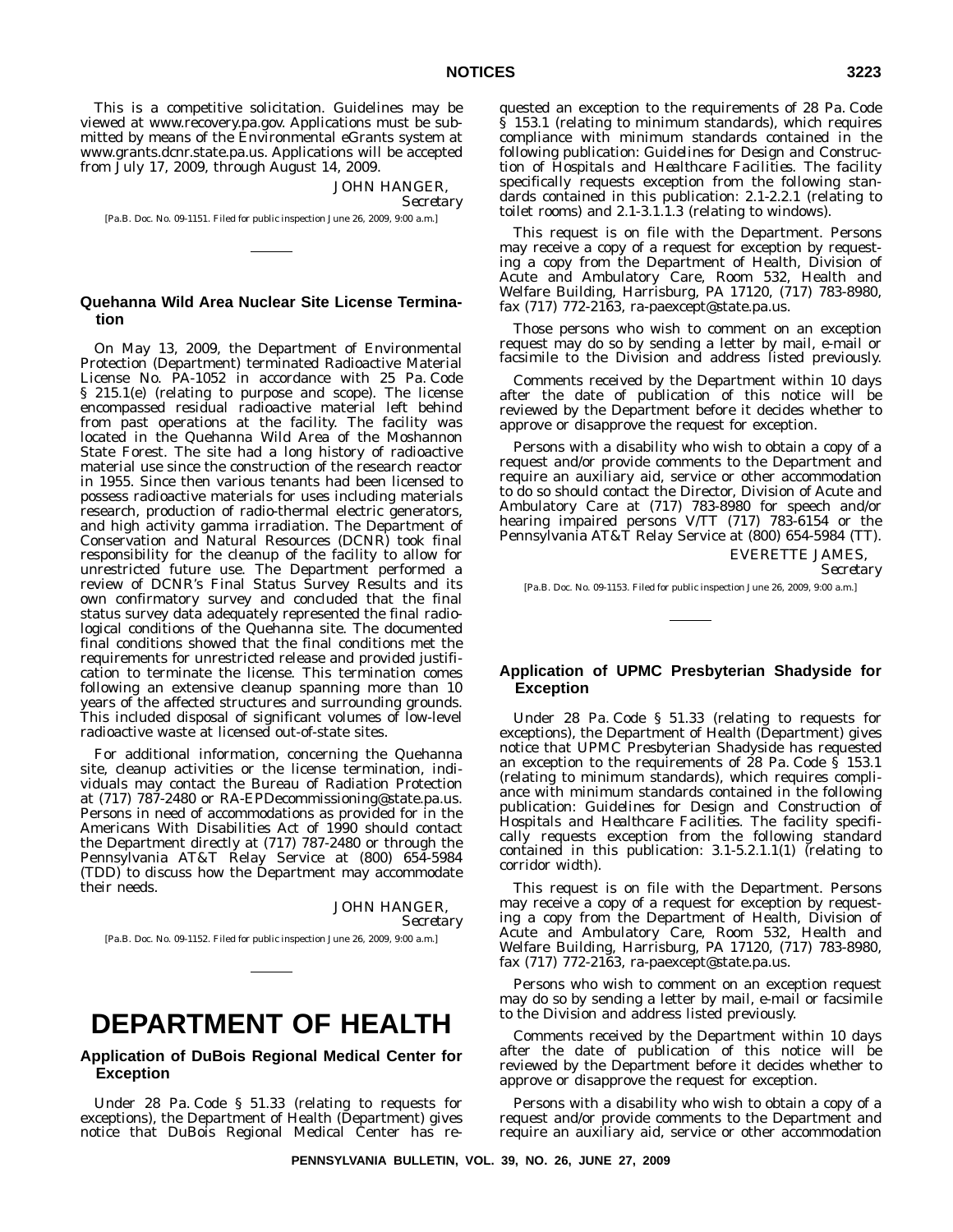This is a competitive solicitation. Guidelines may be viewed at www.recovery.pa.gov. Applications must be submitted by means of the Environmental eGrants system at www.grants.dcnr.state.pa.us. Applications will be accepted from July 17, 2009, through August 14, 2009.

JOHN HANGER,
*Secretary*

[Pa.B. Doc. No. 09-1151. Filed for public inspection June 26, 2009, 9:00 a.m.]

### Quehanna Wild Area Nuclear Site License Termination

On May 13, 2009, the Department of Environmental Protection (Department) terminated Radioactive Material License No. PA-1052 in accordance with 25 Pa. Code § 215.1(e) (relating to purpose and scope). The license encompassed residual radioactive material left behind from past operations at the facility. The facility was located in the Quehanna Wild Area of the Moshannon State Forest. The site had a long history of radioactive material use since the construction of the research reactor in 1955. Since then various tenants had been licensed to possess radioactive materials for uses including materials research, production of radio-thermal electric generators, and high activity gamma irradiation. The Department of Conservation and Natural Resources (DCNR) took final responsibility for the cleanup of the facility to allow for unrestricted future use. The Department performed a review of DCNR's Final Status Survey Results and its own confirmatory survey and concluded that the final status survey data adequately represented the final radiological conditions of the Quehanna site. The documented final conditions showed that the final conditions met the requirements for unrestricted release and provided justification to terminate the license. This termination comes following an extensive cleanup spanning more than 10 years of the affected structures and surrounding grounds. This included disposal of significant volumes of low-level radioactive waste at licensed out-of-state sites.

For additional information, concerning the Quehanna site, cleanup activities or the license termination, individuals may contact the Bureau of Radiation Protection at (717) 787-2480 or RA-EPDecommissioning@state.pa.us. Persons in need of accommodations as provided for in the Americans With Disabilities Act of 1990 should contact the Department directly at (717) 787-2480 or through the Pennsylvania AT&T Relay Service at (800) 654-5984 (TDD) to discuss how the Department may accommodate their needs.

JOHN HANGER,
*Secretary*

[Pa.B. Doc. No. 09-1152. Filed for public inspection June 26, 2009, 9:00 a.m.]

# DEPARTMENT OF HEALTH

### Application of DuBois Regional Medical Center for Exception

Under 28 Pa. Code § 51.33 (relating to requests for exceptions), the Department of Health (Department) gives notice that DuBois Regional Medical Center has requested an exception to the requirements of 28 Pa. Code § 153.1 (relating to minimum standards), which requires compliance with minimum standards contained in the following publication: *Guidelines for Design and Construction of Hospitals and Healthcare Facilities*. The facility specifically requests exception from the following standards contained in this publication: 2.1-2.2.1 (relating to toilet rooms) and 2.1-3.1.1.3 (relating to windows).

This request is on file with the Department. Persons may receive a copy of a request for exception by requesting a copy from the Department of Health, Division of Acute and Ambulatory Care, Room 532, Health and Welfare Building, Harrisburg, PA 17120, (717) 783-8980, fax (717) 772-2163, ra-paexcept@state.pa.us.

Those persons who wish to comment on an exception request may do so by sending a letter by mail, e-mail or facsimile to the Division and address listed previously.

Comments received by the Department within 10 days after the date of publication of this notice will be reviewed by the Department before it decides whether to approve or disapprove the request for exception.

Persons with a disability who wish to obtain a copy of a request and/or provide comments to the Department and require an auxiliary aid, service or other accommodation to do so should contact the Director, Division of Acute and Ambulatory Care at (717) 783-8980 for speech and/or hearing impaired persons V/TT (717) 783-6154 or the Pennsylvania AT&T Relay Service at (800) 654-5984 (TT).

EVERETTE JAMES,
*Secretary*

[Pa.B. Doc. No. 09-1153. Filed for public inspection June 26, 2009, 9:00 a.m.]

### Application of UPMC Presbyterian Shadyside for Exception

Under 28 Pa. Code § 51.33 (relating to requests for exceptions), the Department of Health (Department) gives notice that UPMC Presbyterian Shadyside has requested an exception to the requirements of 28 Pa. Code § 153.1 (relating to minimum standards), which requires compliance with minimum standards contained in the following publication: *Guidelines for Design and Construction of Hospitals and Healthcare Facilities*. The facility specifically requests exception from the following standard contained in this publication: 3.1-5.2.1.1(1) (relating to corridor width).

This request is on file with the Department. Persons may receive a copy of a request for exception by requesting a copy from the Department of Health, Division of Acute and Ambulatory Care, Room 532, Health and Welfare Building, Harrisburg, PA 17120, (717) 783-8980, fax (717) 772-2163, ra-paexcept@state.pa.us.

Persons who wish to comment on an exception request may do so by sending a letter by mail, e-mail or facsimile to the Division and address listed previously.

Comments received by the Department within 10 days after the date of publication of this notice will be reviewed by the Department before it decides whether to approve or disapprove the request for exception.

Persons with a disability who wish to obtain a copy of a request and/or provide comments to the Department and require an auxiliary aid, service or other accommodation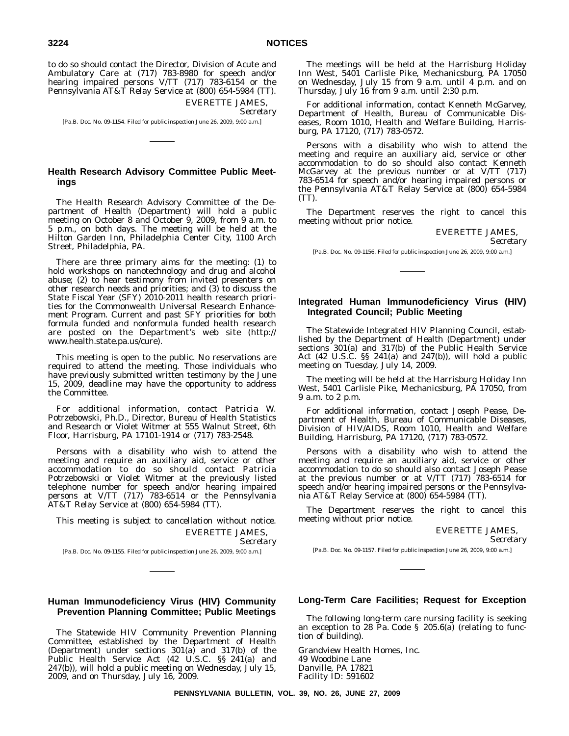to do so should contact the Director, Division of Acute and Ambulatory Care at (717) 783-8980 for speech and/or hearing impaired persons V/TT (717) 783-6154 or the Pennsylvania AT&T Relay Service at (800) 654-5984 (TT).

EVERETTE JAMES,
*Secretary*

[Pa.B. Doc. No. 09-1154. Filed for public inspection June 26, 2009, 9:00 a.m.]

## Health Research Advisory Committee Public Meetings

The Health Research Advisory Committee of the Department of Health (Department) will hold a public meeting on October 8 and October 9, 2009, from 9 a.m. to 5 p.m., on both days. The meeting will be held at the Hilton Garden Inn, Philadelphia Center City, 1100 Arch Street, Philadelphia, PA.

There are three primary aims for the meeting: (1) to hold workshops on nanotechnology and drug and alcohol abuse; (2) to hear testimony from invited presenters on other research needs and priorities; and (3) to discuss the State Fiscal Year (SFY) 2010-2011 health research priorities for the Commonwealth Universal Research Enhancement Program. Current and past SFY priorities for both formula funded and nonformula funded health research are posted on the Department's web site (http://www.health.state.pa.us/cure).

This meeting is open to the public. No reservations are required to attend the meeting. Those individuals who have previously submitted written testimony by the June 15, 2009, deadline may have the opportunity to address the Committee.

For additional information, contact Patricia W. Potrzebowski, Ph.D., Director, Bureau of Health Statistics and Research or Violet Witmer at 555 Walnut Street, 6th Floor, Harrisburg, PA 17101-1914 or (717) 783-2548.

Persons with a disability who wish to attend the meeting and require an auxiliary aid, service or other accommodation to do so should contact Patricia Potrzebowski or Violet Witmer at the previously listed telephone number for speech and/or hearing impaired persons at V/TT (717) 783-6514 or the Pennsylvania AT&T Relay Service at (800) 654-5984 (TT).

This meeting is subject to cancellation without notice.

EVERETTE JAMES,
*Secretary*

[Pa.B. Doc. No. 09-1155. Filed for public inspection June 26, 2009, 9:00 a.m.]

## Human Immunodeficiency Virus (HIV) Community Prevention Planning Committee; Public Meetings

The Statewide HIV Community Prevention Planning Committee, established by the Department of Health (Department) under sections 301(a) and 317(b) of the Public Health Service Act (42 U.S.C. §§ 241(a) and 247(b)), will hold a public meeting on Wednesday, July 15, 2009, and on Thursday, July 16, 2009.

The meetings will be held at the Harrisburg Holiday Inn West, 5401 Carlisle Pike, Mechanicsburg, PA 17050 on Wednesday, July 15 from 9 a.m. until 4 p.m. and on Thursday, July 16 from 9 a.m. until 2:30 p.m.

For additional information, contact Kenneth McGarvey, Department of Health, Bureau of Communicable Diseases, Room 1010, Health and Welfare Building, Harrisburg, PA 17120, (717) 783-0572.

Persons with a disability who wish to attend the meeting and require an auxiliary aid, service or other accommodation to do so should also contact Kenneth McGarvey at the previous number or at V/TT (717) 783-6514 for speech and/or hearing impaired persons or the Pennsylvania AT&T Relay Service at (800) 654-5984 (TT).

The Department reserves the right to cancel this meeting without prior notice.

EVERETTE JAMES,
*Secretary*

[Pa.B. Doc. No. 09-1156. Filed for public inspection June 26, 2009, 9:00 a.m.]

## Integrated Human Immunodeficiency Virus (HIV) Integrated Council; Public Meeting

The Statewide Integrated HIV Planning Council, established by the Department of Health (Department) under sections 301(a) and 317(b) of the Public Health Service Act (42 U.S.C. §§ 241(a) and 247(b)), will hold a public meeting on Tuesday, July 14, 2009.

The meeting will be held at the Harrisburg Holiday Inn West, 5401 Carlisle Pike, Mechanicsburg, PA 17050, from 9 a.m. to 2 p.m.

For additional information, contact Joseph Pease, Department of Health, Bureau of Communicable Diseases, Division of HIV/AIDS, Room 1010, Health and Welfare Building, Harrisburg, PA 17120, (717) 783-0572.

Persons with a disability who wish to attend the meeting and require an auxiliary aid, service or other accommodation to do so should also contact Joseph Pease at the previous number or at V/TT (717) 783-6514 for speech and/or hearing impaired persons or the Pennsylvania AT&T Relay Service at (800) 654-5984 (TT).

The Department reserves the right to cancel this meeting without prior notice.

EVERETTE JAMES,
*Secretary*

[Pa.B. Doc. No. 09-1157. Filed for public inspection June 26, 2009, 9:00 a.m.]

## Long-Term Care Facilities; Request for Exception

The following long-term care nursing facility is seeking an exception to 28 Pa. Code § 205.6(a) (relating to function of building).

Grandview Health Homes, Inc.
49 Woodbine Lane
Danville, PA 17821
Facility ID: 591602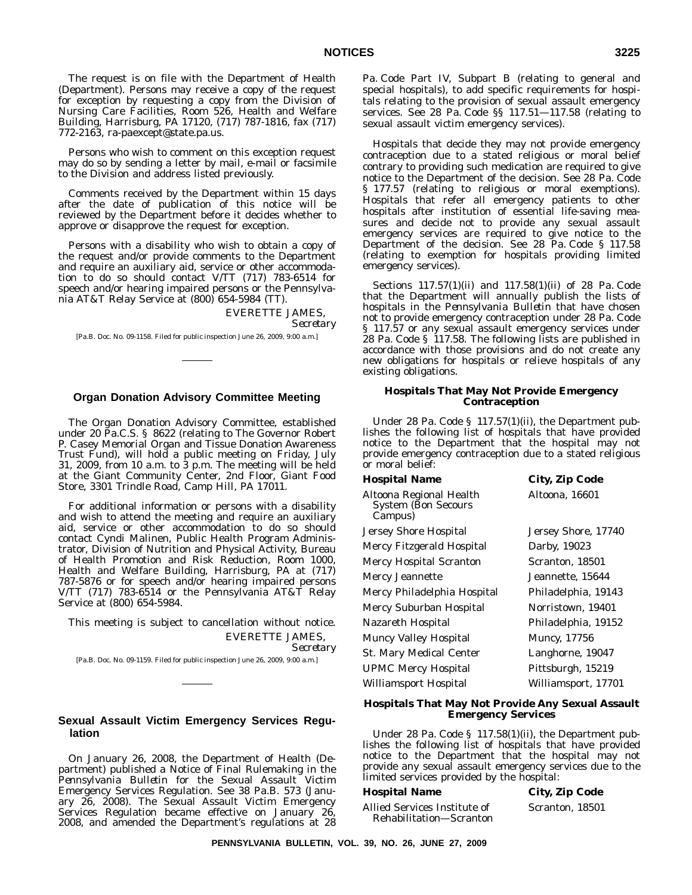The request is on file with the Department of Health (Department). Persons may receive a copy of the request for exception by requesting a copy from the Division of Nursing Care Facilities, Room 526, Health and Welfare Building, Harrisburg, PA 17120, (717) 787-1816, fax (717) 772-2163, ra-paexcept@state.pa.us.

Persons who wish to comment on this exception request may do so by sending a letter by mail, e-mail or facsimile to the Division and address listed previously.

Comments received by the Department within 15 days after the date of publication of this notice will be reviewed by the Department before it decides whether to approve or disapprove the request for exception.

Persons with a disability who wish to obtain a copy of the request and/or provide comments to the Department and require an auxiliary aid, service or other accommodation to do so should contact V/TT (717) 783-6514 for speech and/or hearing impaired persons or the Pennsylvania AT&T Relay Service at (800) 654-5984 (TT).

EVERETTE JAMES,
*Secretary*

[Pa.B. Doc. No. 09-1158. Filed for public inspection June 26, 2009, 9:00 a.m.]

## Organ Donation Advisory Committee Meeting

The Organ Donation Advisory Committee, established under 20 Pa.C.S. § 8622 (relating to The Governor Robert P. Casey Memorial Organ and Tissue Donation Awareness Trust Fund), will hold a public meeting on Friday, July 31, 2009, from 10 a.m. to 3 p.m. The meeting will be held at the Giant Community Center, 2nd Floor, Giant Food Store, 3301 Trindle Road, Camp Hill, PA 17011.

For additional information or persons with a disability and wish to attend the meeting and require an auxiliary aid, service or other accommodation to do so should contact Cyndi Malinen, Public Health Program Administrator, Division of Nutrition and Physical Activity, Bureau of Health Promotion and Risk Reduction, Room 1000, Health and Welfare Building, Harrisburg, PA at (717) 787-5876 or for speech and/or hearing impaired persons V/TT (717) 783-6514 or the Pennsylvania AT&T Relay Service at (800) 654-5984.

This meeting is subject to cancellation without notice.

EVERETTE JAMES,
*Secretary*

[Pa.B. Doc. No. 09-1159. Filed for public inspection June 26, 2009, 9:00 a.m.]

## Sexual Assault Victim Emergency Services Regulation

On January 26, 2008, the Department of Health (Department) published a Notice of Final Rulemaking in the *Pennsylvania Bulletin* for the Sexual Assault Victim Emergency Services Regulation. See 38 Pa.B. 573 (January 26, 2008). The Sexual Assault Victim Emergency Services Regulation became effective on January 26, 2008, and amended the Department's regulations at 28 Pa. Code Part IV, Subpart B (relating to general and special hospitals), to add specific requirements for hospitals relating to the provision of sexual assault emergency services. See 28 Pa. Code §§ 117.51—117.58 (relating to sexual assault victim emergency services).

Hospitals that decide they may not provide emergency contraception due to a stated religious or moral belief contrary to providing such medication are required to give notice to the Department of the decision. See 28 Pa. Code § 177.57 (relating to religious or moral exemptions). Hospitals that refer all emergency patients to other hospitals after institution of essential life-saving measures and decide not to provide any sexual assault emergency services are required to give notice to the Department of the decision. See 28 Pa. Code § 117.58 (relating to exemption for hospitals providing limited emergency services).

Sections 117.57(1)(ii) and 117.58(1)(ii) of 28 Pa. Code that the Department will annually publish the lists of hospitals in the *Pennsylvania Bulletin* that have chosen not to provide emergency contraception under 28 Pa. Code § 117.57 or any sexual assault emergency services under 28 Pa. Code § 117.58. The following lists are published in accordance with those provisions and do not create any new obligations for hospitals or relieve hospitals of any existing obligations.

### Hospitals That May Not Provide Emergency Contraception

Under 28 Pa. Code § 117.57(1)(ii), the Department publishes the following list of hospitals that have provided notice to the Department that the hospital may not provide emergency contraception due to a stated religious or moral belief:

| Hospital Name | City, Zip Code |
|---|---|
| Altoona Regional Health System (Bon Secours Campus) | Altoona, 16601 |
| Jersey Shore Hospital | Jersey Shore, 17740 |
| Mercy Fitzgerald Hospital | Darby, 19023 |
| Mercy Hospital Scranton | Scranton, 18501 |
| Mercy Jeannette | Jeannette, 15644 |
| Mercy Philadelphia Hospital | Philadelphia, 19143 |
| Mercy Suburban Hospital | Norristown, 19401 |
| Nazareth Hospital | Philadelphia, 19152 |
| Muncy Valley Hospital | Muncy, 17756 |
| St. Mary Medical Center | Langhorne, 19047 |
| UPMC Mercy Hospital | Pittsburgh, 15219 |
| Williamsport Hospital | Williamsport, 17701 |

### Hospitals That May Not Provide Any Sexual Assault Emergency Services

Under 28 Pa. Code § 117.58(1)(ii), the Department publishes the following list of hospitals that have provided notice to the Department that the hospital may not provide any sexual assault emergency services due to the limited services provided by the hospital:

| Hospital Name | City, Zip Code |
|---|---|
| Allied Services Institute of Rehabilitation—Scranton | Scranton, 18501 |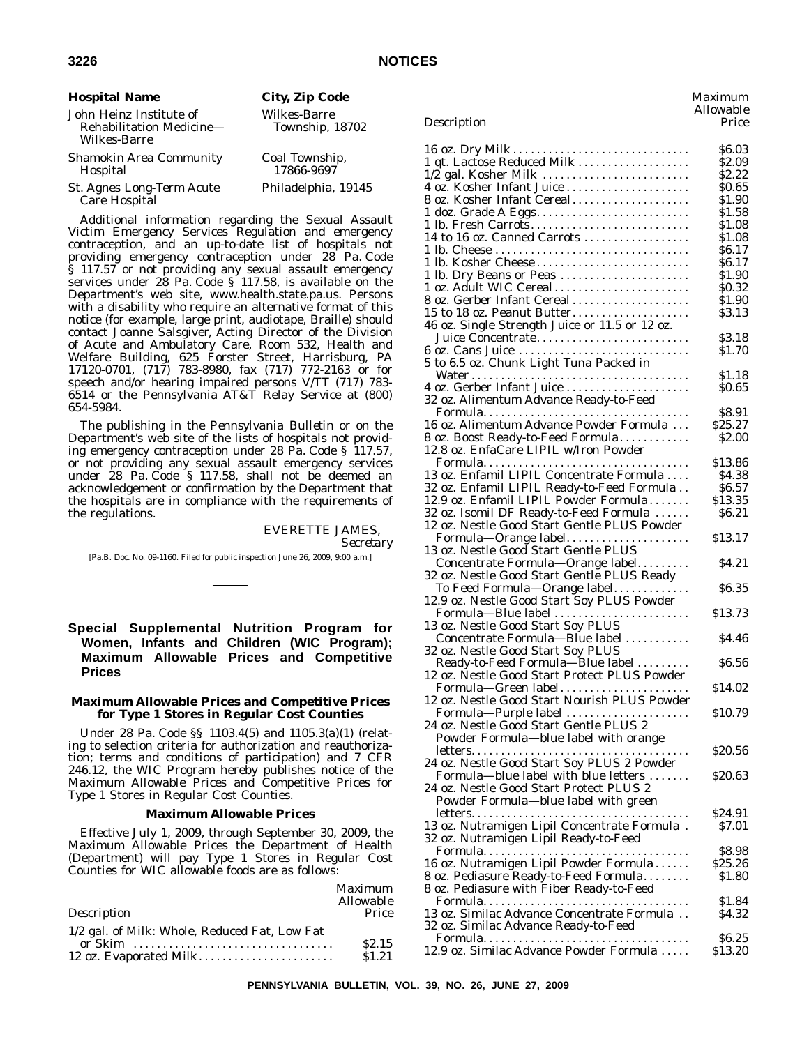| Hospital Name | City, Zip Code |
| --- | --- |
| John Heinz Institute of Rehabilitation Medicine—Wilkes-Barre | Wilkes-Barre Township, 18702 |
| Shamokin Area Community Hospital | Coal Township, 17866-9697 |
| St. Agnes Long-Term Acute Care Hospital | Philadelphia, 19145 |

Additional information regarding the Sexual Assault Victim Emergency Services Regulation and emergency contraception, and an up-to-date list of hospitals not providing emergency contraception under 28 Pa. Code § 117.57 or not providing any sexual assault emergency services under 28 Pa. Code § 117.58, is available on the Department's web site, www.health.state.pa.us. Persons with a disability who require an alternative format of this notice (for example, large print, audiotape, Braille) should contact Joanne Salsgiver, Acting Director of the Division of Acute and Ambulatory Care, Room 532, Health and Welfare Building, 625 Forster Street, Harrisburg, PA 17120-0701, (717) 783-8980, fax (717) 772-2163 or for speech and/or hearing impaired persons V/TT (717) 783-6514 or the Pennsylvania AT&T Relay Service at (800) 654-5984.

The publishing in the *Pennsylvania Bulletin* or on the Department's web site of the lists of hospitals not providing emergency contraception under 28 Pa. Code § 117.57, or not providing any sexual assault emergency services under 28 Pa. Code § 117.58, shall not be deemed an acknowledgement or confirmation by the Department that the hospitals are in compliance with the requirements of the regulations.

EVERETTE JAMES,
*Secretary*

[Pa.B. Doc. No. 09-1160. Filed for public inspection June 26, 2009, 9:00 a.m.]

## Special Supplemental Nutrition Program for Women, Infants and Children (WIC Program); Maximum Allowable Prices and Competitive Prices

### Maximum Allowable Prices and Competitive Prices for Type 1 Stores in Regular Cost Counties

Under 28 Pa. Code §§ 1103.4(5) and 1105.3(a)(1) (relating to selection criteria for authorization and reauthorization; terms and conditions of participation) and 7 CFR 246.12, the WIC Program hereby publishes notice of the Maximum Allowable Prices and Competitive Prices for Type 1 Stores in Regular Cost Counties.

#### Maximum Allowable Prices

Effective July 1, 2009, through September 30, 2009, the Maximum Allowable Prices the Department of Health (Department) will pay Type 1 Stores in Regular Cost Counties for WIC allowable foods are as follows:

| *Description* | *Maximum Allowable Price* |
| --- | --- |
| 1/2 gal. of Milk: Whole, Reduced Fat, Low Fat or Skim | $2.15 |
| 12 oz. Evaporated Milk | $1.21 |
| 16 oz. Dry Milk | $6.03 |
| 1 qt. Lactose Reduced Milk | $2.09 |
| 1/2 gal. Kosher Milk | $2.22 |
| 4 oz. Kosher Infant Juice | $0.65 |
| 8 oz. Kosher Infant Cereal | $1.90 |
| 1 doz. Grade A Eggs | $1.58 |
| 1 lb. Fresh Carrots | $1.08 |
| 14 to 16 oz. Canned Carrots | $1.08 |
| 1 lb. Cheese | $6.17 |
| 1 lb. Kosher Cheese | $6.17 |
| 1 lb. Dry Beans or Peas | $1.90 |
| 1 oz. Adult WIC Cereal | $0.32 |
| 8 oz. Gerber Infant Cereal | $1.90 |
| 15 to 18 oz. Peanut Butter | $3.13 |
| 46 oz. Single Strength Juice or 11.5 or 12 oz. Juice Concentrate | $3.18 |
| 6 oz. Cans Juice | $1.70 |
| 5 to 6.5 oz. Chunk Light Tuna Packed in Water | $1.18 |
| 4 oz. Gerber Infant Juice | $0.65 |
| 32 oz. Alimentum Advance Ready-to-Feed Formula | $8.91 |
| 16 oz. Alimentum Advance Powder Formula | $25.27 |
| 8 oz. Boost Ready-to-Feed Formula | $2.00 |
| 12.8 oz. EnfaCare LIPIL w/Iron Powder Formula | $13.86 |
| 13 oz. Enfamil LIPIL Concentrate Formula | $4.38 |
| 32 oz. Enfamil LIPIL Ready-to-Feed Formula | $6.57 |
| 12.9 oz. Enfamil LIPIL Powder Formula | $13.35 |
| 32 oz. Isomil DF Ready-to-Feed Formula | $6.21 |
| 12 oz. Nestle Good Start Gentle PLUS Powder Formula—Orange label | $13.17 |
| 13 oz. Nestle Good Start Gentle PLUS Concentrate Formula—Orange label | $4.21 |
| 32 oz. Nestle Good Start Gentle PLUS Ready To Feed Formula—Orange label | $6.35 |
| 12.9 oz. Nestle Good Start Soy PLUS Powder Formula—Blue label | $13.73 |
| 13 oz. Nestle Good Start Soy PLUS Concentrate Formula—Blue label | $4.46 |
| 32 oz. Nestle Good Start Soy PLUS Ready-to-Feed Formula—Blue label | $6.56 |
| 12 oz. Nestle Good Start Protect PLUS Powder Formula—Green label | $14.02 |
| 12 oz. Nestle Good Start Nourish PLUS Powder Formula—Purple label | $10.79 |
| 24 oz. Nestle Good Start Gentle PLUS 2 Powder Formula—blue label with orange letters | $20.56 |
| 24 oz. Nestle Good Start Soy PLUS 2 Powder Formula—blue label with blue letters | $20.63 |
| 24 oz. Nestle Good Start Protect PLUS 2 Powder Formula—blue label with green letters | $24.91 |
| 13 oz. Nutramigen Lipil Concentrate Formula | $7.01 |
| 32 oz. Nutramigen Lipil Ready-to-Feed Formula | $8.98 |
| 16 oz. Nutramigen Lipil Powder Formula | $25.26 |
| 8 oz. Pediasure Ready-to-Feed Formula | $1.80 |
| 8 oz. Pediasure with Fiber Ready-to-Feed Formula | $1.84 |
| 13 oz. Similac Advance Concentrate Formula | $4.32 |
| 32 oz. Similac Advance Ready-to-Feed Formula | $6.25 |
| 12.9 oz. Similac Advance Powder Formula | $13.20 |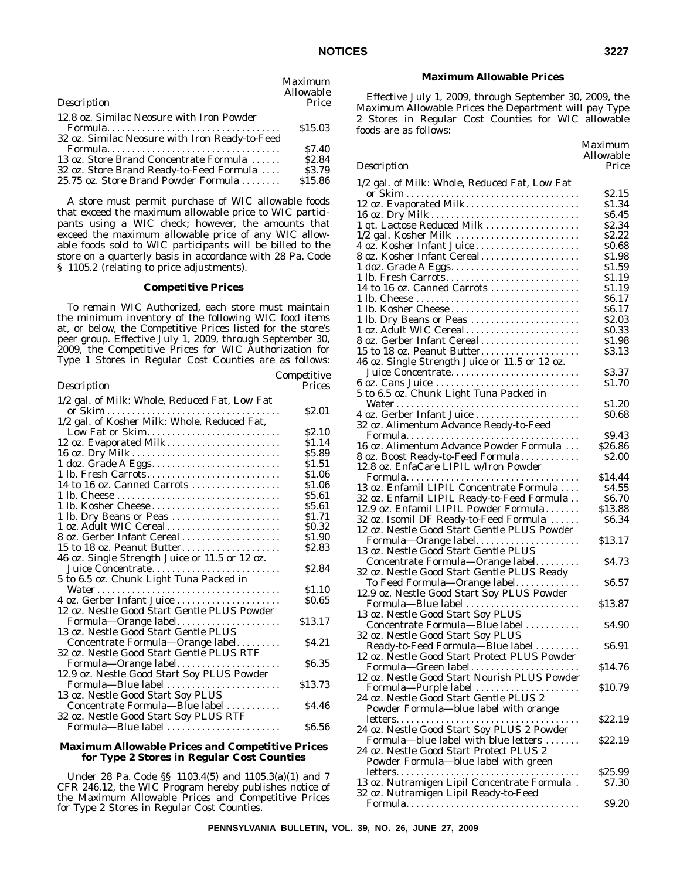| Description | Maximum Allowable Price |
|---|---|
| 12.8 oz. Similac Neosure with Iron Powder Formula | $15.03 |
| 32 oz. Similac Neosure with Iron Ready-to-Feed Formula | $7.40 |
| 13 oz. Store Brand Concentrate Formula | $2.84 |
| 32 oz. Store Brand Ready-to-Feed Formula | $3.79 |
| 25.75 oz. Store Brand Powder Formula | $15.86 |

A store must permit purchase of WIC allowable foods that exceed the maximum allowable price to WIC participants using a WIC check; however, the amounts that exceed the maximum allowable price of any WIC allowable foods sold to WIC participants will be billed to the store on a quarterly basis in accordance with 28 Pa. Code § 1105.2 (relating to price adjustments).

**Competitive Prices**

To remain WIC Authorized, each store must maintain the minimum inventory of the following WIC food items at, or below, the Competitive Prices listed for the store's peer group. Effective July 1, 2009, through September 30, 2009, the Competitive Prices for WIC Authorization for Type 1 Stores in Regular Cost Counties are as follows:

| Description | Competitive Prices |
|---|---|
| 1/2 gal. of Milk: Whole, Reduced Fat, Low Fat or Skim | $2.01 |
| 1/2 gal. of Kosher Milk: Whole, Reduced Fat, Low Fat or Skim | $2.10 |
| 12 oz. Evaporated Milk | $1.14 |
| 16 oz. Dry Milk | $5.89 |
| 1 doz. Grade A Eggs | $1.51 |
| 1 lb. Fresh Carrots | $1.06 |
| 14 to 16 oz. Canned Carrots | $1.06 |
| 1 lb. Cheese | $5.61 |
| 1 lb. Kosher Cheese | $5.61 |
| 1 lb. Dry Beans or Peas | $1.71 |
| 1 oz. Adult WIC Cereal | $0.32 |
| 8 oz. Gerber Infant Cereal | $1.90 |
| 15 to 18 oz. Peanut Butter | $2.83 |
| 46 oz. Single Strength Juice or 11.5 or 12 oz. Juice Concentrate | $2.84 |
| 5 to 6.5 oz. Chunk Light Tuna Packed in Water | $1.10 |
| 4 oz. Gerber Infant Juice | $0.65 |
| 12 oz. Nestle Good Start Gentle PLUS Powder Formula—Orange label | $13.17 |
| 13 oz. Nestle Good Start Gentle PLUS Concentrate Formula—Orange label | $4.21 |
| 32 oz. Nestle Good Start Gentle PLUS RTF Formula—Orange label | $6.35 |
| 12.9 oz. Nestle Good Start Soy PLUS Powder Formula—Blue label | $13.73 |
| 13 oz. Nestle Good Start Soy PLUS Concentrate Formula—Blue label | $4.46 |
| 32 oz. Nestle Good Start Soy PLUS RTF Formula—Blue label | $6.56 |

**Maximum Allowable Prices and Competitive Prices for Type 2 Stores in Regular Cost Counties**

Under 28 Pa. Code §§ 1103.4(5) and 1105.3(a)(1) and 7 CFR 246.12, the WIC Program hereby publishes notice of the Maximum Allowable Prices and Competitive Prices for Type 2 Stores in Regular Cost Counties.

**Maximum Allowable Prices**

Effective July 1, 2009, through September 30, 2009, the Maximum Allowable Prices the Department will pay Type 2 Stores in Regular Cost Counties for WIC allowable foods are as follows:

| Description | Maximum Allowable Price |
|---|---|
| 1/2 gal. of Milk: Whole, Reduced Fat, Low Fat or Skim | $2.15 |
| 12 oz. Evaporated Milk | $1.34 |
| 16 oz. Dry Milk | $6.45 |
| 1 qt. Lactose Reduced Milk | $2.34 |
| 1/2 gal. Kosher Milk | $2.22 |
| 4 oz. Kosher Infant Juice | $0.68 |
| 8 oz. Kosher Infant Cereal | $1.98 |
| 1 doz. Grade A Eggs | $1.59 |
| 1 lb. Fresh Carrots | $1.19 |
| 14 to 16 oz. Canned Carrots | $1.19 |
| 1 lb. Cheese | $6.17 |
| 1 lb. Kosher Cheese | $6.17 |
| 1 lb. Dry Beans or Peas | $2.03 |
| 1 oz. Adult WIC Cereal | $0.33 |
| 8 oz. Gerber Infant Cereal | $1.98 |
| 15 to 18 oz. Peanut Butter | $3.13 |
| 46 oz. Single Strength Juice or 11.5 or 12 oz. Juice Concentrate | $3.37 |
| 6 oz. Cans Juice | $1.70 |
| 5 to 6.5 oz. Chunk Light Tuna Packed in Water | $1.20 |
| 4 oz. Gerber Infant Juice | $0.68 |
| 32 oz. Alimentum Advance Ready-to-Feed Formula | $9.43 |
| 16 oz. Alimentum Advance Powder Formula | $26.86 |
| 8 oz. Boost Ready-to-Feed Formula | $2.00 |
| 12.8 oz. EnfaCare LIPIL w/Iron Powder Formula | $14.44 |
| 13 oz. Enfamil LIPIL Concentrate Formula | $4.55 |
| 32 oz. Enfamil LIPIL Ready-to-Feed Formula | $6.70 |
| 12.9 oz. Enfamil LIPIL Powder Formula | $13.88 |
| 32 oz. Isomil DF Ready-to-Feed Formula | $6.34 |
| 12 oz. Nestle Good Start Gentle PLUS Powder Formula—Orange label | $13.17 |
| 13 oz. Nestle Good Start Gentle PLUS Concentrate Formula—Orange label | $4.73 |
| 32 oz. Nestle Good Start Gentle PLUS Ready To Feed Formula—Orange label | $6.57 |
| 12.9 oz. Nestle Good Start Soy PLUS Powder Formula—Blue label | $13.87 |
| 13 oz. Nestle Good Start Soy PLUS Concentrate Formula—Blue label | $4.90 |
| 32 oz. Nestle Good Start Soy PLUS Ready-to-Feed Formula—Blue label | $6.91 |
| 12 oz. Nestle Good Start Protect PLUS Powder Formula—Green label | $14.76 |
| 12 oz. Nestle Good Start Nourish PLUS Powder Formula—Purple label | $10.79 |
| 24 oz. Nestle Good Start Gentle PLUS 2 Powder Formula—blue label with orange letters | $22.19 |
| 24 oz. Nestle Good Start Soy PLUS 2 Powder Formula—blue label with blue letters | $22.19 |
| 24 oz. Nestle Good Start Protect PLUS 2 Powder Formula—blue label with green letters | $25.99 |
| 13 oz. Nutramigen Lipil Concentrate Formula | $7.30 |
| 32 oz. Nutramigen Lipil Ready-to-Feed Formula | $9.20 |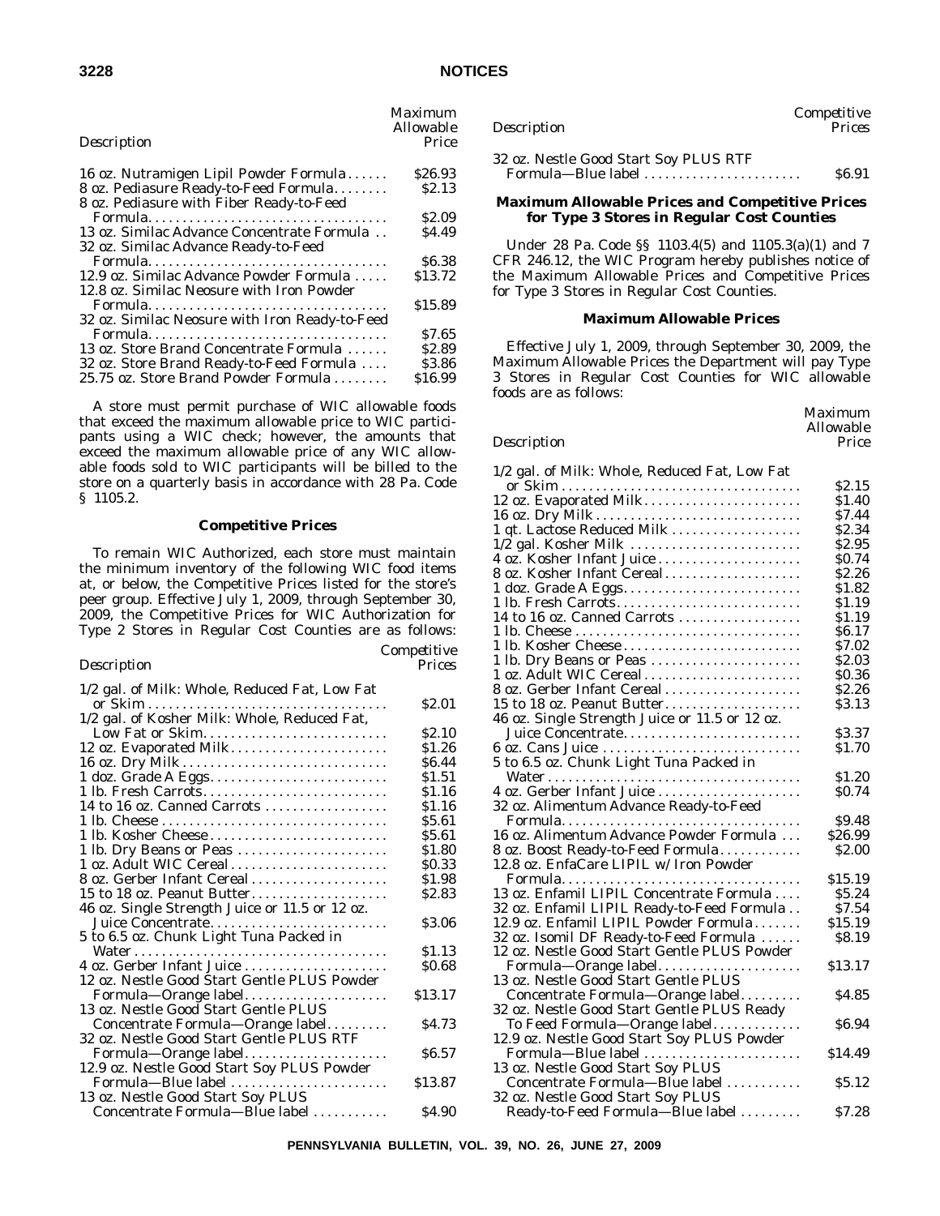| Description | Maximum Allowable Price |
|---|---|
| 16 oz. Nutramigen Lipil Powder Formula | $26.93 |
| 8 oz. Pediasure Ready-to-Feed Formula | $2.13 |
| 8 oz. Pediasure with Fiber Ready-to-Feed Formula | $2.09 |
| 13 oz. Similac Advance Concentrate Formula | $4.49 |
| 32 oz. Similac Advance Ready-to-Feed Formula | $6.38 |
| 12.9 oz. Similac Advance Powder Formula | $13.72 |
| 12.8 oz. Similac Neosure with Iron Powder Formula | $15.89 |
| 32 oz. Similac Neosure with Iron Ready-to-Feed Formula | $7.65 |
| 13 oz. Store Brand Concentrate Formula | $2.89 |
| 32 oz. Store Brand Ready-to-Feed Formula | $3.86 |
| 25.75 oz. Store Brand Powder Formula | $16.99 |

A store must permit purchase of WIC allowable foods that exceed the maximum allowable price to WIC participants using a WIC check; however, the amounts that exceed the maximum allowable price of any WIC allowable foods sold to WIC participants will be billed to the store on a quarterly basis in accordance with 28 Pa. Code § 1105.2.

**Competitive Prices**

To remain WIC Authorized, each store must maintain the minimum inventory of the following WIC food items at, or below, the Competitive Prices listed for the store's peer group. Effective July 1, 2009, through September 30, 2009, the Competitive Prices for WIC Authorization for Type 2 Stores in Regular Cost Counties are as follows:

| Description | Competitive Prices |
|---|---|
| 1/2 gal. of Milk: Whole, Reduced Fat, Low Fat or Skim | $2.01 |
| 1/2 gal. of Kosher Milk: Whole, Reduced Fat, Low Fat or Skim | $2.10 |
| 12 oz. Evaporated Milk | $1.26 |
| 16 oz. Dry Milk | $6.44 |
| 1 doz. Grade A Eggs | $1.51 |
| 1 lb. Fresh Carrots | $1.16 |
| 14 to 16 oz. Canned Carrots | $1.16 |
| 1 lb. Cheese | $5.61 |
| 1 lb. Kosher Cheese | $5.61 |
| 1 lb. Dry Beans or Peas | $1.80 |
| 1 oz. Adult WIC Cereal | $0.33 |
| 8 oz. Gerber Infant Cereal | $1.98 |
| 15 to 18 oz. Peanut Butter | $2.83 |
| 46 oz. Single Strength Juice or 11.5 or 12 oz. Juice Concentrate | $3.06 |
| 5 to 6.5 oz. Chunk Light Tuna Packed in Water | $1.13 |
| 4 oz. Gerber Infant Juice | $0.68 |
| 12 oz. Nestle Good Start Gentle PLUS Powder Formula—Orange label | $13.17 |
| 13 oz. Nestle Good Start Gentle PLUS Concentrate Formula—Orange label | $4.73 |
| 32 oz. Nestle Good Start Gentle PLUS RTF Formula—Orange label | $6.57 |
| 12.9 oz. Nestle Good Start Soy PLUS Powder Formula—Blue label | $13.87 |
| 13 oz. Nestle Good Start Soy PLUS Concentrate Formula—Blue label | $4.90 |
| 32 oz. Nestle Good Start Soy PLUS RTF Formula—Blue label | $6.91 |

**Maximum Allowable Prices and Competitive Prices for Type 3 Stores in Regular Cost Counties**

Under 28 Pa. Code §§ 1103.4(5) and 1105.3(a)(1) and 7 CFR 246.12, the WIC Program hereby publishes notice of the Maximum Allowable Prices and Competitive Prices for Type 3 Stores in Regular Cost Counties.

**Maximum Allowable Prices**

Effective July 1, 2009, through September 30, 2009, the Maximum Allowable Prices the Department will pay Type 3 Stores in Regular Cost Counties for WIC allowable foods are as follows:

| Description | Maximum Allowable Price |
|---|---|
| 1/2 gal. of Milk: Whole, Reduced Fat, Low Fat or Skim | $2.15 |
| 12 oz. Evaporated Milk | $1.40 |
| 16 oz. Dry Milk | $7.44 |
| 1 qt. Lactose Reduced Milk | $2.34 |
| 1/2 gal. Kosher Milk | $2.95 |
| 4 oz. Kosher Infant Juice | $0.74 |
| 8 oz. Kosher Infant Cereal | $2.26 |
| 1 doz. Grade A Eggs | $1.82 |
| 1 lb. Fresh Carrots | $1.19 |
| 14 to 16 oz. Canned Carrots | $1.19 |
| 1 lb. Cheese | $6.17 |
| 1 lb. Kosher Cheese | $7.02 |
| 1 lb. Dry Beans or Peas | $2.03 |
| 1 oz. Adult WIC Cereal | $0.36 |
| 8 oz. Gerber Infant Cereal | $2.26 |
| 15 to 18 oz. Peanut Butter | $3.13 |
| 46 oz. Single Strength Juice or 11.5 or 12 oz. Juice Concentrate | $3.37 |
| 6 oz. Cans Juice | $1.70 |
| 5 to 6.5 oz. Chunk Light Tuna Packed in Water | $1.20 |
| 4 oz. Gerber Infant Juice | $0.74 |
| 32 oz. Alimentum Advance Ready-to-Feed Formula | $9.48 |
| 16 oz. Alimentum Advance Powder Formula | $26.99 |
| 8 oz. Boost Ready-to-Feed Formula | $2.00 |
| 12.8 oz. EnfaCare LIPIL w/ Iron Powder Formula | $15.19 |
| 13 oz. Enfamil LIPIL Concentrate Formula | $5.24 |
| 32 oz. Enfamil LIPIL Ready-to-Feed Formula | $7.54 |
| 12.9 oz. Enfamil LIPIL Powder Formula | $15.19 |
| 32 oz. Isomil DF Ready-to-Feed Formula | $8.19 |
| 12 oz. Nestle Good Start Gentle PLUS Powder Formula—Orange label | $13.17 |
| 13 oz. Nestle Good Start Gentle PLUS Concentrate Formula—Orange label | $4.85 |
| 32 oz. Nestle Good Start Gentle PLUS Ready To Feed Formula—Orange label | $6.94 |
| 12.9 oz. Nestle Good Start Soy PLUS Powder Formula—Blue label | $14.49 |
| 13 oz. Nestle Good Start Soy PLUS Concentrate Formula—Blue label | $5.12 |
| 32 oz. Nestle Good Start Soy PLUS Ready-to-Feed Formula—Blue label | $7.28 |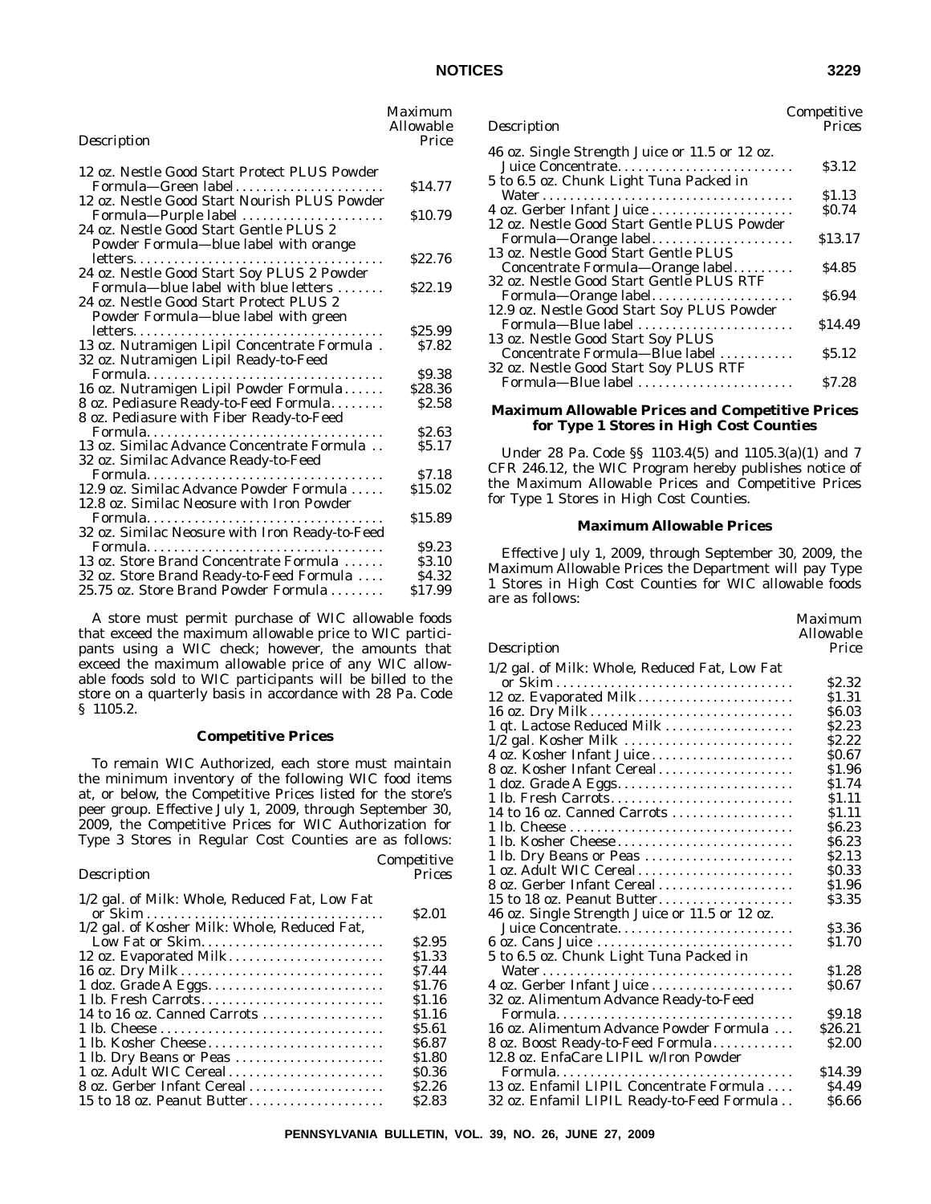| Description | Maximum Allowable Price |
|---|---|
| 12 oz. Nestle Good Start Protect PLUS Powder Formula—Green label | $14.77 |
| 12 oz. Nestle Good Start Nourish PLUS Powder Formula—Purple label | $10.79 |
| 24 oz. Nestle Good Start Gentle PLUS 2 Powder Formula—blue label with orange letters | $22.76 |
| 24 oz. Nestle Good Start Soy PLUS 2 Powder Formula—blue label with blue letters | $22.19 |
| 24 oz. Nestle Good Start Protect PLUS 2 Powder Formula—blue label with green letters | $25.99 |
| 13 oz. Nutramigen Lipil Concentrate Formula | $7.82 |
| 32 oz. Nutramigen Lipil Ready-to-Feed Formula | $9.38 |
| 16 oz. Nutramigen Lipil Powder Formula | $28.36 |
| 8 oz. Pediasure Ready-to-Feed Formula | $2.58 |
| 8 oz. Pediasure with Fiber Ready-to-Feed Formula | $2.63 |
| 13 oz. Similac Advance Concentrate Formula | $5.17 |
| 32 oz. Similac Advance Ready-to-Feed Formula | $7.18 |
| 12.9 oz. Similac Advance Powder Formula | $15.02 |
| 12.8 oz. Similac Neosure with Iron Powder Formula | $15.89 |
| 32 oz. Similac Neosure with Iron Ready-to-Feed Formula | $9.23 |
| 13 oz. Store Brand Concentrate Formula | $3.10 |
| 32 oz. Store Brand Ready-to-Feed Formula | $4.32 |
| 25.75 oz. Store Brand Powder Formula | $17.99 |

A store must permit purchase of WIC allowable foods that exceed the maximum allowable price to WIC participants using a WIC check; however, the amounts that exceed the maximum allowable price of any WIC allowable foods sold to WIC participants will be billed to the store on a quarterly basis in accordance with 28 Pa. Code § 1105.2.

### Competitive Prices

To remain WIC Authorized, each store must maintain the minimum inventory of the following WIC food items at, or below, the Competitive Prices listed for the store's peer group. Effective July 1, 2009, through September 30, 2009, the Competitive Prices for WIC Authorization for Type 3 Stores in Regular Cost Counties are as follows:

| Description | Competitive Prices |
|---|---|
| 1/2 gal. of Milk: Whole, Reduced Fat, Low Fat or Skim | $2.01 |
| 1/2 gal. of Kosher Milk: Whole, Reduced Fat, Low Fat or Skim | $2.95 |
| 12 oz. Evaporated Milk | $1.33 |
| 16 oz. Dry Milk | $7.44 |
| 1 doz. Grade A Eggs | $1.76 |
| 1 lb. Fresh Carrots | $1.16 |
| 14 to 16 oz. Canned Carrots | $1.16 |
| 1 lb. Cheese | $5.61 |
| 1 lb. Kosher Cheese | $6.87 |
| 1 lb. Dry Beans or Peas | $1.80 |
| 1 oz. Adult WIC Cereal | $0.36 |
| 8 oz. Gerber Infant Cereal | $2.26 |
| 15 to 18 oz. Peanut Butter | $2.83 |
| 46 oz. Single Strength Juice or 11.5 or 12 oz. Juice Concentrate | $3.12 |
| 5 to 6.5 oz. Chunk Light Tuna Packed in Water | $1.13 |
| 4 oz. Gerber Infant Juice | $0.74 |
| 12 oz. Nestle Good Start Gentle PLUS Powder Formula—Orange label | $13.17 |
| 13 oz. Nestle Good Start Gentle PLUS Concentrate Formula—Orange label | $4.85 |
| 32 oz. Nestle Good Start Gentle PLUS RTF Formula—Orange label | $6.94 |
| 12.9 oz. Nestle Good Start Soy PLUS Powder Formula—Blue label | $14.49 |
| 13 oz. Nestle Good Start Soy PLUS Concentrate Formula—Blue label | $5.12 |
| 32 oz. Nestle Good Start Soy PLUS RTF Formula—Blue label | $7.28 |

### Maximum Allowable Prices and Competitive Prices for Type 1 Stores in High Cost Counties

Under 28 Pa. Code §§ 1103.4(5) and 1105.3(a)(1) and 7 CFR 246.12, the WIC Program hereby publishes notice of the Maximum Allowable Prices and Competitive Prices for Type 1 Stores in High Cost Counties.

### Maximum Allowable Prices

Effective July 1, 2009, through September 30, 2009, the Maximum Allowable Prices the Department will pay Type 1 Stores in High Cost Counties for WIC allowable foods are as follows:

| Description | Maximum Allowable Price |
|---|---|
| 1/2 gal. of Milk: Whole, Reduced Fat, Low Fat or Skim | $2.32 |
| 12 oz. Evaporated Milk | $1.31 |
| 16 oz. Dry Milk | $6.03 |
| 1 qt. Lactose Reduced Milk | $2.23 |
| 1/2 gal. Kosher Milk | $2.22 |
| 4 oz. Kosher Infant Juice | $0.67 |
| 8 oz. Kosher Infant Cereal | $1.96 |
| 1 doz. Grade A Eggs | $1.74 |
| 1 lb. Fresh Carrots | $1.11 |
| 14 to 16 oz. Canned Carrots | $1.11 |
| 1 lb. Cheese | $6.23 |
| 1 lb. Kosher Cheese | $6.23 |
| 1 lb. Dry Beans or Peas | $2.13 |
| 1 oz. Adult WIC Cereal | $0.33 |
| 8 oz. Gerber Infant Cereal | $1.96 |
| 15 to 18 oz. Peanut Butter | $3.35 |
| 46 oz. Single Strength Juice or 11.5 or 12 oz. Juice Concentrate | $3.36 |
| 6 oz. Cans Juice | $1.70 |
| 5 to 6.5 oz. Chunk Light Tuna Packed in Water | $1.28 |
| 4 oz. Gerber Infant Juice | $0.67 |
| 32 oz. Alimentum Advance Ready-to-Feed Formula | $9.18 |
| 16 oz. Alimentum Advance Powder Formula | $26.21 |
| 8 oz. Boost Ready-to-Feed Formula | $2.00 |
| 12.8 oz. EnfaCare LIPIL w/Iron Powder Formula | $14.39 |
| 13 oz. Enfamil LIPIL Concentrate Formula | $4.49 |
| 32 oz. Enfamil LIPIL Ready-to-Feed Formula | $6.66 |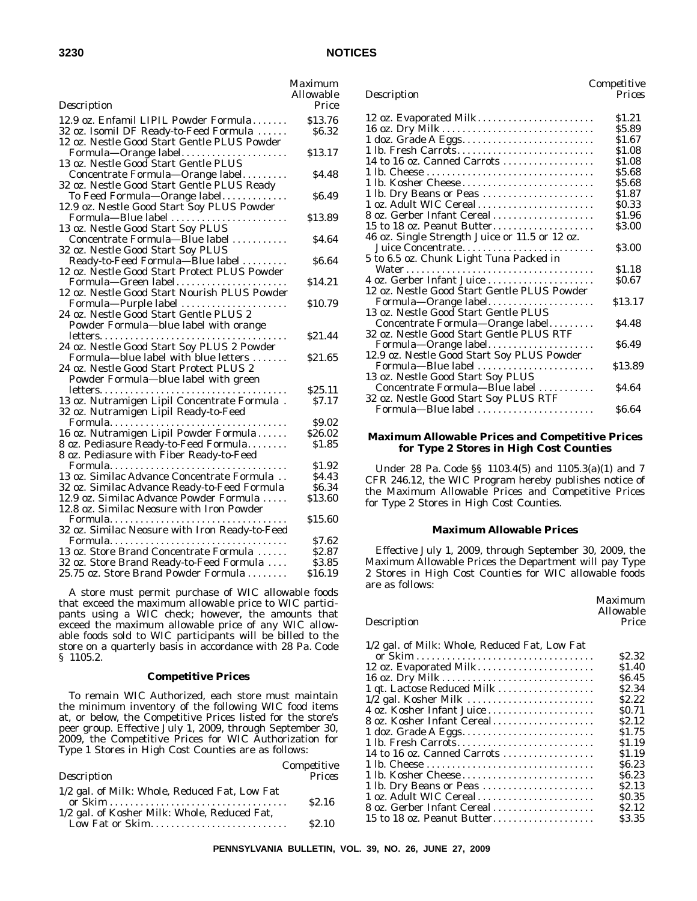| Description | Maximum Allowable Price |
|---|---|
| 12.9 oz. Enfamil LIPIL Powder Formula | $13.76 |
| 32 oz. Isomil DF Ready-to-Feed Formula | $6.32 |
| 12 oz. Nestle Good Start Gentle PLUS Powder Formula—Orange label | $13.17 |
| 13 oz. Nestle Good Start Gentle PLUS Concentrate Formula—Orange label | $4.48 |
| 32 oz. Nestle Good Start Gentle PLUS Ready To Feed Formula—Orange label | $6.49 |
| 12.9 oz. Nestle Good Start Soy PLUS Powder Formula—Blue label | $13.89 |
| 13 oz. Nestle Good Start Soy PLUS Concentrate Formula—Blue label | $4.64 |
| 32 oz. Nestle Good Start Soy PLUS Ready-to-Feed Formula—Blue label | $6.64 |
| 12 oz. Nestle Good Start Protect PLUS Powder Formula—Green label | $14.21 |
| 12 oz. Nestle Good Start Nourish PLUS Powder Formula—Purple label | $10.79 |
| 24 oz. Nestle Good Start Gentle PLUS 2 Powder Formula—blue label with orange letters | $21.44 |
| 24 oz. Nestle Good Start Soy PLUS 2 Powder Formula—blue label with blue letters | $21.65 |
| 24 oz. Nestle Good Start Protect PLUS 2 Powder Formula—blue label with green letters | $25.11 |
| 13 oz. Nutramigen Lipil Concentrate Formula | $7.17 |
| 32 oz. Nutramigen Lipil Ready-to-Feed Formula | $9.02 |
| 16 oz. Nutramigen Lipil Powder Formula | $26.02 |
| 8 oz. Pediasure Ready-to-Feed Formula | $1.85 |
| 8 oz. Pediasure with Fiber Ready-to-Feed Formula | $1.92 |
| 13 oz. Similac Advance Concentrate Formula | $4.43 |
| 32 oz. Similac Advance Ready-to-Feed Formula | $6.34 |
| 12.9 oz. Similac Advance Powder Formula | $13.60 |
| 12.8 oz. Similac Neosure with Iron Powder Formula | $15.60 |
| 32 oz. Similac Neosure with Iron Ready-to-Feed Formula | $7.62 |
| 13 oz. Store Brand Concentrate Formula | $2.87 |
| 32 oz. Store Brand Ready-to-Feed Formula | $3.85 |
| 25.75 oz. Store Brand Powder Formula | $16.19 |

A store must permit purchase of WIC allowable foods that exceed the maximum allowable price to WIC participants using a WIC check; however, the amounts that exceed the maximum allowable price of any WIC allowable foods sold to WIC participants will be billed to the store on a quarterly basis in accordance with 28 Pa. Code § 1105.2.

**Competitive Prices**

To remain WIC Authorized, each store must maintain the minimum inventory of the following WIC food items at, or below, the Competitive Prices listed for the store's peer group. Effective July 1, 2009, through September 30, 2009, the Competitive Prices for WIC Authorization for Type 1 Stores in High Cost Counties are as follows:

| Description | Competitive Prices |
|---|---|
| 1/2 gal. of Milk: Whole, Reduced Fat, Low Fat or Skim | $2.16 |
| 1/2 gal. of Kosher Milk: Whole, Reduced Fat, Low Fat or Skim | $2.10 |
| 12 oz. Evaporated Milk | $1.21 |
| 16 oz. Dry Milk | $5.89 |
| 1 doz. Grade A Eggs | $1.67 |
| 1 lb. Fresh Carrots | $1.08 |
| 14 to 16 oz. Canned Carrots | $1.08 |
| 1 lb. Cheese | $5.68 |
| 1 lb. Kosher Cheese | $5.68 |
| 1 lb. Dry Beans or Peas | $1.87 |
| 1 oz. Adult WIC Cereal | $0.33 |
| 8 oz. Gerber Infant Cereal | $1.96 |
| 15 to 18 oz. Peanut Butter | $3.00 |
| 46 oz. Single Strength Juice or 11.5 or 12 oz. Juice Concentrate | $3.00 |
| 5 to 6.5 oz. Chunk Light Tuna Packed in Water | $1.18 |
| 4 oz. Gerber Infant Juice | $0.67 |
| 12 oz. Nestle Good Start Gentle PLUS Powder Formula—Orange label | $13.17 |
| 13 oz. Nestle Good Start Gentle PLUS Concentrate Formula—Orange label | $4.48 |
| 32 oz. Nestle Good Start Gentle PLUS RTF Formula—Orange label | $6.49 |
| 12.9 oz. Nestle Good Start Soy PLUS Powder Formula—Blue label | $13.89 |
| 13 oz. Nestle Good Start Soy PLUS Concentrate Formula—Blue label | $4.64 |
| 32 oz. Nestle Good Start Soy PLUS RTF Formula—Blue label | $6.64 |

**Maximum Allowable Prices and Competitive Prices for Type 2 Stores in High Cost Counties**

Under 28 Pa. Code §§ 1103.4(5) and 1105.3(a)(1) and 7 CFR 246.12, the WIC Program hereby publishes notice of the Maximum Allowable Prices and Competitive Prices for Type 2 Stores in High Cost Counties.

**Maximum Allowable Prices**

Effective July 1, 2009, through September 30, 2009, the Maximum Allowable Prices the Department will pay Type 2 Stores in High Cost Counties for WIC allowable foods are as follows:

| Description | Maximum Allowable Price |
|---|---|
| 1/2 gal. of Milk: Whole, Reduced Fat, Low Fat or Skim | $2.32 |
| 12 oz. Evaporated Milk | $1.40 |
| 16 oz. Dry Milk | $6.45 |
| 1 qt. Lactose Reduced Milk | $2.34 |
| 1/2 gal. Kosher Milk | $2.22 |
| 4 oz. Kosher Infant Juice | $0.71 |
| 8 oz. Kosher Infant Cereal | $2.12 |
| 1 doz. Grade A Eggs | $1.75 |
| 1 lb. Fresh Carrots | $1.19 |
| 14 to 16 oz. Canned Carrots | $1.19 |
| 1 lb. Cheese | $6.23 |
| 1 lb. Kosher Cheese | $6.23 |
| 1 lb. Dry Beans or Peas | $2.13 |
| 1 oz. Adult WIC Cereal | $0.35 |
| 8 oz. Gerber Infant Cereal | $2.12 |
| 15 to 18 oz. Peanut Butter | $3.35 |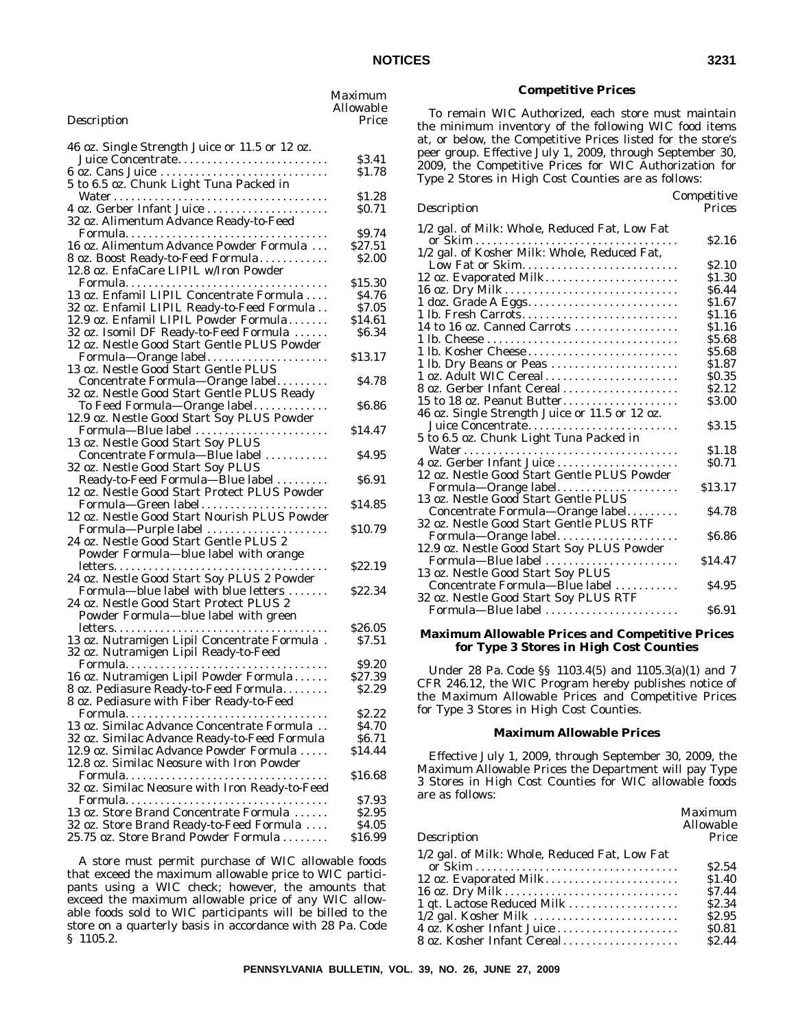| Description | Maximum Allowable Price |
| --- | --- |
| 46 oz. Single Strength Juice or 11.5 or 12 oz. Juice Concentrate | $3.41 |
| 6 oz. Cans Juice | $1.78 |
| 5 to 6.5 oz. Chunk Light Tuna Packed in Water | $1.28 |
| 4 oz. Gerber Infant Juice | $0.71 |
| 32 oz. Alimentum Advance Ready-to-Feed Formula | $9.74 |
| 16 oz. Alimentum Advance Powder Formula | $27.51 |
| 8 oz. Boost Ready-to-Feed Formula | $2.00 |
| 12.8 oz. EnfaCare LIPIL w/Iron Powder Formula | $15.30 |
| 13 oz. Enfamil LIPIL Concentrate Formula | $4.76 |
| 32 oz. Enfamil LIPIL Ready-to-Feed Formula | $7.05 |
| 12.9 oz. Enfamil LIPIL Powder Formula | $14.61 |
| 32 oz. Isomil DF Ready-to-Feed Formula | $6.34 |
| 12 oz. Nestle Good Start Gentle PLUS Powder Formula—Orange label | $13.17 |
| 13 oz. Nestle Good Start Gentle PLUS Concentrate Formula—Orange label | $4.78 |
| 32 oz. Nestle Good Start Gentle PLUS Ready To Feed Formula—Orange label | $6.86 |
| 12.9 oz. Nestle Good Start Soy PLUS Powder Formula—Blue label | $14.47 |
| 13 oz. Nestle Good Start Soy PLUS Concentrate Formula—Blue label | $4.95 |
| 32 oz. Nestle Good Start Soy PLUS Ready-to-Feed Formula—Blue label | $6.91 |
| 12 oz. Nestle Good Start Protect PLUS Powder Formula—Green label | $14.85 |
| 12 oz. Nestle Good Start Nourish PLUS Powder Formula—Purple label | $10.79 |
| 24 oz. Nestle Good Start Gentle PLUS 2 Powder Formula—blue label with orange letters | $22.19 |
| 24 oz. Nestle Good Start Soy PLUS 2 Powder Formula—blue label with blue letters | $22.34 |
| 24 oz. Nestle Good Start Protect PLUS 2 Powder Formula—blue label with green letters | $26.05 |
| 13 oz. Nutramigen Lipil Concentrate Formula | $7.51 |
| 32 oz. Nutramigen Lipil Ready-to-Feed Formula | $9.20 |
| 16 oz. Nutramigen Lipil Powder Formula | $27.39 |
| 8 oz. Pediasure Ready-to-Feed Formula | $2.29 |
| 8 oz. Pediasure with Fiber Ready-to-Feed Formula | $2.22 |
| 13 oz. Similac Advance Concentrate Formula | $4.70 |
| 32 oz. Similac Advance Ready-to-Feed Formula | $6.71 |
| 12.9 oz. Similac Advance Powder Formula | $14.44 |
| 12.8 oz. Similac Neosure with Iron Powder Formula | $16.68 |
| 32 oz. Similac Neosure with Iron Ready-to-Feed Formula | $7.93 |
| 13 oz. Store Brand Concentrate Formula | $2.95 |
| 32 oz. Store Brand Ready-to-Feed Formula | $4.05 |
| 25.75 oz. Store Brand Powder Formula | $16.99 |

A store must permit purchase of WIC allowable foods that exceed the maximum allowable price to WIC participants using a WIC check; however, the amounts that exceed the maximum allowable price of any WIC allowable foods sold to WIC participants will be billed to the store on a quarterly basis in accordance with 28 Pa. Code § 1105.2.

**Competitive Prices**

To remain WIC Authorized, each store must maintain the minimum inventory of the following WIC food items at, or below, the Competitive Prices listed for the store's peer group. Effective July 1, 2009, through September 30, 2009, the Competitive Prices for WIC Authorization for Type 2 Stores in High Cost Counties are as follows:

| Description | Competitive Prices |
| --- | --- |
| 1/2 gal. of Milk: Whole, Reduced Fat, Low Fat or Skim | $2.16 |
| 1/2 gal. of Kosher Milk: Whole, Reduced Fat, Low Fat or Skim | $2.10 |
| 12 oz. Evaporated Milk | $1.30 |
| 16 oz. Dry Milk | $6.44 |
| 1 doz. Grade A Eggs | $1.67 |
| 1 lb. Fresh Carrots | $1.16 |
| 14 to 16 oz. Canned Carrots | $1.16 |
| 1 lb. Cheese | $5.68 |
| 1 lb. Kosher Cheese | $5.68 |
| 1 lb. Dry Beans or Peas | $1.87 |
| 1 oz. Adult WIC Cereal | $0.35 |
| 8 oz. Gerber Infant Cereal | $2.12 |
| 15 to 18 oz. Peanut Butter | $3.00 |
| 46 oz. Single Strength Juice or 11.5 or 12 oz. Juice Concentrate | $3.15 |
| 5 to 6.5 oz. Chunk Light Tuna Packed in Water | $1.18 |
| 4 oz. Gerber Infant Juice | $0.71 |
| 12 oz. Nestle Good Start Gentle PLUS Powder Formula—Orange label | $13.17 |
| 13 oz. Nestle Good Start Gentle PLUS Concentrate Formula—Orange label | $4.78 |
| 32 oz. Nestle Good Start Gentle PLUS RTF Formula—Orange label | $6.86 |
| 12.9 oz. Nestle Good Start Soy PLUS Powder Formula—Blue label | $14.47 |
| 13 oz. Nestle Good Start Soy PLUS Concentrate Formula—Blue label | $4.95 |
| 32 oz. Nestle Good Start Soy PLUS RTF Formula—Blue label | $6.91 |

**Maximum Allowable Prices and Competitive Prices for Type 3 Stores in High Cost Counties**

Under 28 Pa. Code §§ 1103.4(5) and 1105.3(a)(1) and 7 CFR 246.12, the WIC Program hereby publishes notice of the Maximum Allowable Prices and Competitive Prices for Type 3 Stores in High Cost Counties.

**Maximum Allowable Prices**

Effective July 1, 2009, through September 30, 2009, the Maximum Allowable Prices the Department will pay Type 3 Stores in High Cost Counties for WIC allowable foods are as follows:

| Description | Maximum Allowable Price |
| --- | --- |
| 1/2 gal. of Milk: Whole, Reduced Fat, Low Fat or Skim | $2.54 |
| 12 oz. Evaporated Milk | $1.40 |
| 16 oz. Dry Milk | $7.44 |
| 1 qt. Lactose Reduced Milk | $2.34 |
| 1/2 gal. Kosher Milk | $2.95 |
| 4 oz. Kosher Infant Juice | $0.81 |
| 8 oz. Kosher Infant Cereal | $2.44 |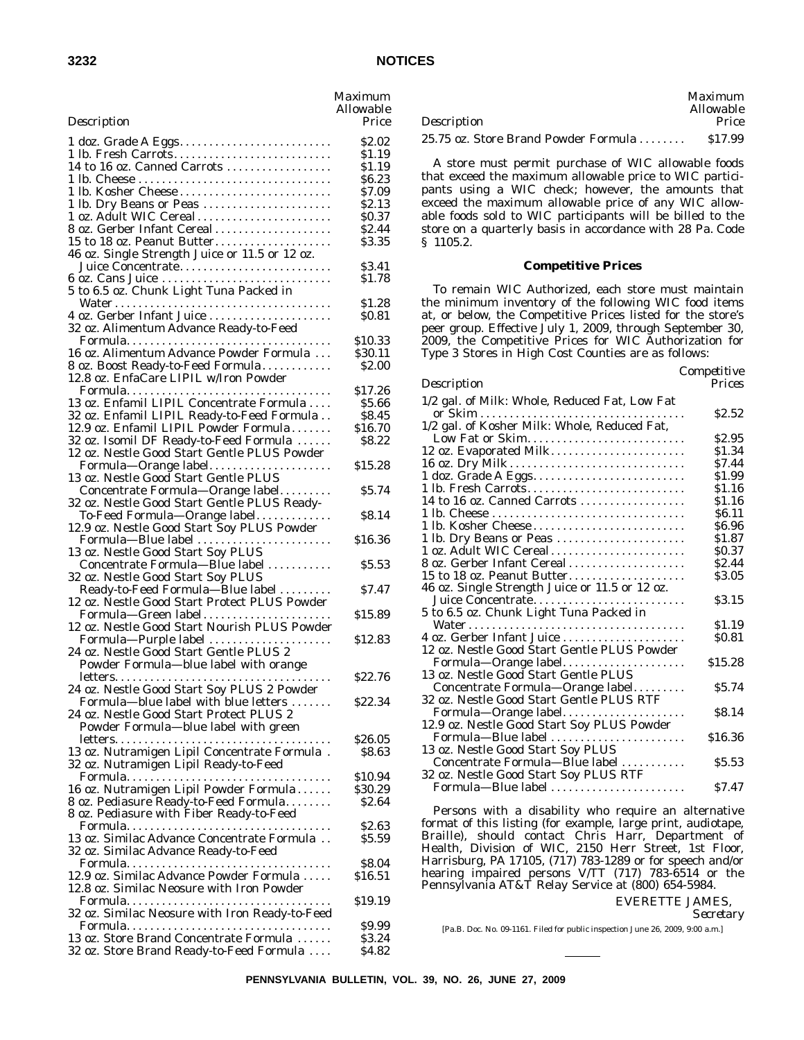| Description | Maximum Allowable Price |
|---|---|
| 1 doz. Grade A Eggs | $2.02 |
| 1 lb. Fresh Carrots | $1.19 |
| 14 to 16 oz. Canned Carrots | $1.19 |
| 1 lb. Cheese | $6.23 |
| 1 lb. Kosher Cheese | $7.09 |
| 1 lb. Dry Beans or Peas | $2.13 |
| 1 oz. Adult WIC Cereal | $0.37 |
| 8 oz. Gerber Infant Cereal | $2.44 |
| 15 to 18 oz. Peanut Butter | $3.35 |
| 46 oz. Single Strength Juice or 11.5 or 12 oz. Juice Concentrate | $3.41 |
| 6 oz. Cans Juice | $1.78 |
| 5 to 6.5 oz. Chunk Light Tuna Packed in Water | $1.28 |
| 4 oz. Gerber Infant Juice | $0.81 |
| 32 oz. Alimentum Advance Ready-to-Feed Formula | $10.33 |
| 16 oz. Alimentum Advance Powder Formula | $30.11 |
| 8 oz. Boost Ready-to-Feed Formula | $2.00 |
| 12.8 oz. EnfaCare LIPIL w/Iron Powder Formula | $17.26 |
| 13 oz. Enfamil LIPIL Concentrate Formula | $5.66 |
| 32 oz. Enfamil LIPIL Ready-to-Feed Formula | $8.45 |
| 12.9 oz. Enfamil LIPIL Powder Formula | $16.70 |
| 32 oz. Isomil DF Ready-to-Feed Formula | $8.22 |
| 12 oz. Nestle Good Start Gentle PLUS Powder Formula—Orange label | $15.28 |
| 13 oz. Nestle Good Start Gentle PLUS Concentrate Formula—Orange label | $5.74 |
| 32 oz. Nestle Good Start Gentle PLUS Ready-To-Feed Formula—Orange label | $8.14 |
| 12.9 oz. Nestle Good Start Soy PLUS Powder Formula—Blue label | $16.36 |
| 13 oz. Nestle Good Start Soy PLUS Concentrate Formula—Blue label | $5.53 |
| 32 oz. Nestle Good Start Soy PLUS Ready-to-Feed Formula—Blue label | $7.47 |
| 12 oz. Nestle Good Start Protect PLUS Powder Formula—Green label | $15.89 |
| 12 oz. Nestle Good Start Nourish PLUS Powder Formula—Purple label | $12.83 |
| 24 oz. Nestle Good Start Gentle PLUS 2 Powder Formula—blue label with orange letters | $22.76 |
| 24 oz. Nestle Good Start Soy PLUS 2 Powder Formula—blue label with blue letters | $22.34 |
| 24 oz. Nestle Good Start Protect PLUS 2 Powder Formula—blue label with green letters | $26.05 |
| 13 oz. Nutramigen Lipil Concentrate Formula | $8.63 |
| 32 oz. Nutramigen Lipil Ready-to-Feed Formula | $10.94 |
| 16 oz. Nutramigen Lipil Powder Formula | $30.29 |
| 8 oz. Pediasure Ready-to-Feed Formula | $2.64 |
| 8 oz. Pediasure with Fiber Ready-to-Feed Formula | $2.63 |
| 13 oz. Similac Advance Concentrate Formula | $5.59 |
| 32 oz. Similac Advance Ready-to-Feed Formula | $8.04 |
| 12.9 oz. Similac Advance Powder Formula | $16.51 |
| 12.8 oz. Similac Neosure with Iron Powder Formula | $19.19 |
| 32 oz. Similac Neosure with Iron Ready-to-Feed Formula | $9.99 |
| 13 oz. Store Brand Concentrate Formula | $3.24 |
| 32 oz. Store Brand Ready-to-Feed Formula | $4.82 |
| 25.75 oz. Store Brand Powder Formula | $17.99 |

A store must permit purchase of WIC allowable foods that exceed the maximum allowable price to WIC participants using a WIC check; however, the amounts that exceed the maximum allowable price of any WIC allowable foods sold to WIC participants will be billed to the store on a quarterly basis in accordance with 28 Pa. Code § 1105.2.

### Competitive Prices

To remain WIC Authorized, each store must maintain the minimum inventory of the following WIC food items at, or below, the Competitive Prices listed for the store's peer group. Effective July 1, 2009, through September 30, 2009, the Competitive Prices for WIC Authorization for Type 3 Stores in High Cost Counties are as follows:

| Description | Competitive Prices |
|---|---|
| 1/2 gal. of Milk: Whole, Reduced Fat, Low Fat or Skim | $2.52 |
| 1/2 gal. of Kosher Milk: Whole, Reduced Fat, Low Fat or Skim | $2.95 |
| 12 oz. Evaporated Milk | $1.34 |
| 16 oz. Dry Milk | $7.44 |
| 1 doz. Grade A Eggs | $1.99 |
| 1 lb. Fresh Carrots | $1.16 |
| 14 to 16 oz. Canned Carrots | $1.16 |
| 1 lb. Cheese | $6.11 |
| 1 lb. Kosher Cheese | $6.96 |
| 1 lb. Dry Beans or Peas | $1.87 |
| 1 oz. Adult WIC Cereal | $0.37 |
| 8 oz. Gerber Infant Cereal | $2.44 |
| 15 to 18 oz. Peanut Butter | $3.05 |
| 46 oz. Single Strength Juice or 11.5 or 12 oz. Juice Concentrate | $3.15 |
| 5 to 6.5 oz. Chunk Light Tuna Packed in Water | $1.19 |
| 4 oz. Gerber Infant Juice | $0.81 |
| 12 oz. Nestle Good Start Gentle PLUS Powder Formula—Orange label | $15.28 |
| 13 oz. Nestle Good Start Gentle PLUS Concentrate Formula—Orange label | $5.74 |
| 32 oz. Nestle Good Start Gentle PLUS RTF Formula—Orange label | $8.14 |
| 12.9 oz. Nestle Good Start Soy PLUS Powder Formula—Blue label | $16.36 |
| 13 oz. Nestle Good Start Soy PLUS Concentrate Formula—Blue label | $5.53 |
| 32 oz. Nestle Good Start Soy PLUS RTF Formula—Blue label | $7.47 |

Persons with a disability who require an alternative format of this listing (for example, large print, audiotape, Braille), should contact Chris Harr, Department of Health, Division of WIC, 2150 Herr Street, 1st Floor, Harrisburg, PA 17105, (717) 783-1289 or for speech and/or hearing impaired persons V/TT (717) 783-6514 or the Pennsylvania AT&T Relay Service at (800) 654-5984.

EVERETTE JAMES,
*Secretary*

[Pa.B. Doc. No. 09-1161. Filed for public inspection June 26, 2009, 9:00 a.m.]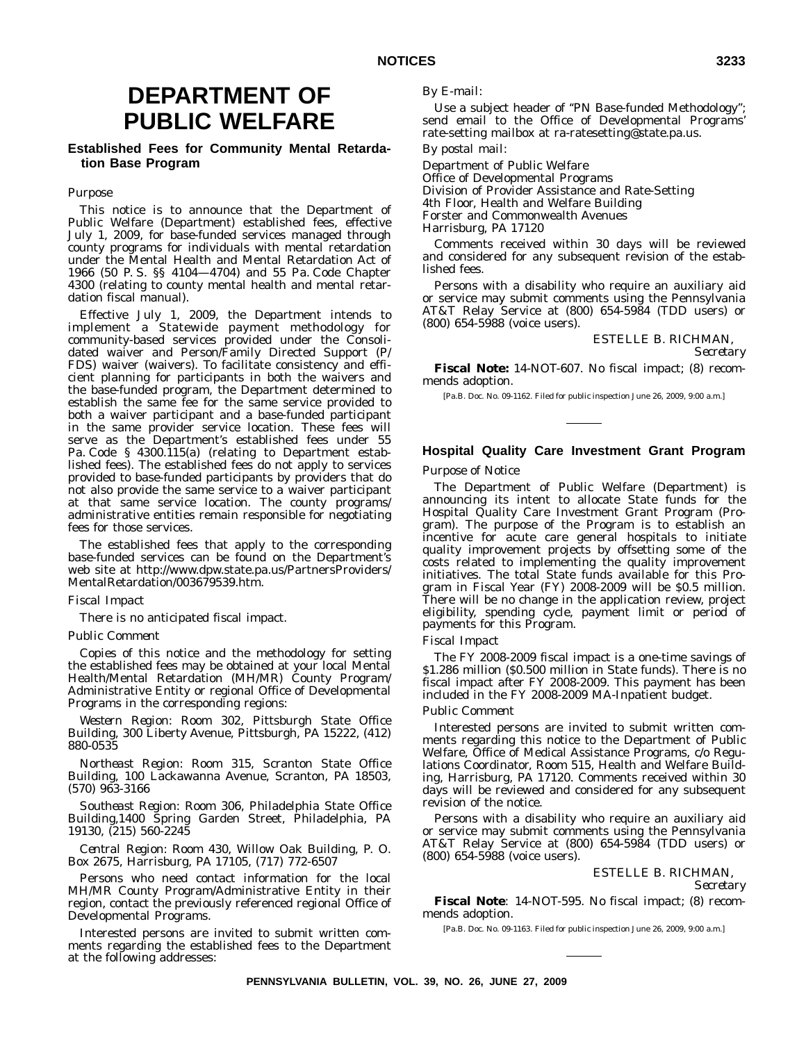# DEPARTMENT OF PUBLIC WELFARE

## Established Fees for Community Mental Retardation Base Program

*Purpose*

This notice is to announce that the Department of Public Welfare (Department) established fees, effective July 1, 2009, for base-funded services managed through county programs for individuals with mental retardation under the Mental Health and Mental Retardation Act of 1966 (50 P. S. §§ 4104—4704) and 55 Pa. Code Chapter 4300 (relating to county mental health and mental retardation fiscal manual).

Effective July 1, 2009, the Department intends to implement a Statewide payment methodology for community-based services provided under the Consolidated waiver and Person/Family Directed Support (P/FDS) waiver (waivers). To facilitate consistency and efficient planning for participants in both the waivers and the base-funded program, the Department determined to establish the same fee for the same service provided to both a waiver participant and a base-funded participant in the same provider service location. These fees will serve as the Department's established fees under 55 Pa. Code § 4300.115(a) (relating to Department established fees). The established fees do not apply to services provided to base-funded participants by providers that do not also provide the same service to a waiver participant at that same service location. The county programs/administrative entities remain responsible for negotiating fees for those services.

The established fees that apply to the corresponding base-funded services can be found on the Department's web site at http://www.dpw.state.pa.us/PartnersProviders/MentalRetardation/003679539.htm.

*Fiscal Impact*

There is no anticipated fiscal impact.

*Public Comment*

Copies of this notice and the methodology for setting the established fees may be obtained at your local Mental Health/Mental Retardation (MH/MR) County Program/Administrative Entity or regional Office of Developmental Programs in the corresponding regions:

*Western Region*: Room 302, Pittsburgh State Office Building, 300 Liberty Avenue, Pittsburgh, PA 15222, (412) 880-0535

*Northeast Region*: Room 315, Scranton State Office Building, 100 Lackawanna Avenue, Scranton, PA 18503, (570) 963-3166

*Southeast Region*: Room 306, Philadelphia State Office Building,1400 Spring Garden Street, Philadelphia, PA 19130, (215) 560-2245

*Central Region*: Room 430, Willow Oak Building, P. O. Box 2675, Harrisburg, PA 17105, (717) 772-6507

Persons who need contact information for the local MH/MR County Program/Administrative Entity in their region, contact the previously referenced regional Office of Developmental Programs.

Interested persons are invited to submit written comments regarding the established fees to the Department at the following addresses:

*By E-mail*:

Use a subject header of "PN Base-funded Methodology"; send email to the Office of Developmental Programs' rate-setting mailbox at ra-ratesetting@state.pa.us.

*By postal mail*:

Department of Public Welfare
Office of Developmental Programs
Division of Provider Assistance and Rate-Setting
4th Floor, Health and Welfare Building
Forster and Commonwealth Avenues
Harrisburg, PA 17120

Comments received within 30 days will be reviewed and considered for any subsequent revision of the established fees.

Persons with a disability who require an auxiliary aid or service may submit comments using the Pennsylvania AT&T Relay Service at (800) 654-5984 (TDD users) or (800) 654-5988 (voice users).

ESTELLE B. RICHMAN,
*Secretary*

**Fiscal Note:** 14-NOT-607. No fiscal impact; (8) recommends adoption.

[Pa.B. Doc. No. 09-1162. Filed for public inspection June 26, 2009, 9:00 a.m.]

## Hospital Quality Care Investment Grant Program

*Purpose of Notice*

The Department of Public Welfare (Department) is announcing its intent to allocate State funds for the Hospital Quality Care Investment Grant Program (Program). The purpose of the Program is to establish an incentive for acute care general hospitals to initiate quality improvement projects by offsetting some of the costs related to implementing the quality improvement initiatives. The total State funds available for this Program in Fiscal Year (FY) 2008-2009 will be $0.5 million. There will be no change in the application review, project eligibility, spending cycle, payment limit or period of payments for this Program.

*Fiscal Impact*

The FY 2008-2009 fiscal impact is a one-time savings of $1.286 million ($0.500 million in State funds). There is no fiscal impact after FY 2008-2009. This payment has been included in the FY 2008-2009 MA-Inpatient budget.

*Public Comment*

Interested persons are invited to submit written comments regarding this notice to the Department of Public Welfare, Office of Medical Assistance Programs, c/o Regulations Coordinator, Room 515, Health and Welfare Building, Harrisburg, PA 17120. Comments received within 30 days will be reviewed and considered for any subsequent revision of the notice.

Persons with a disability who require an auxiliary aid or service may submit comments using the Pennsylvania AT&T Relay Service at (800) 654-5984 (TDD users) or (800) 654-5988 (voice users).

ESTELLE B. RICHMAN,
*Secretary*

**Fiscal Note**: 14-NOT-595. No fiscal impact; (8) recommends adoption.

[Pa.B. Doc. No. 09-1163. Filed for public inspection June 26, 2009, 9:00 a.m.]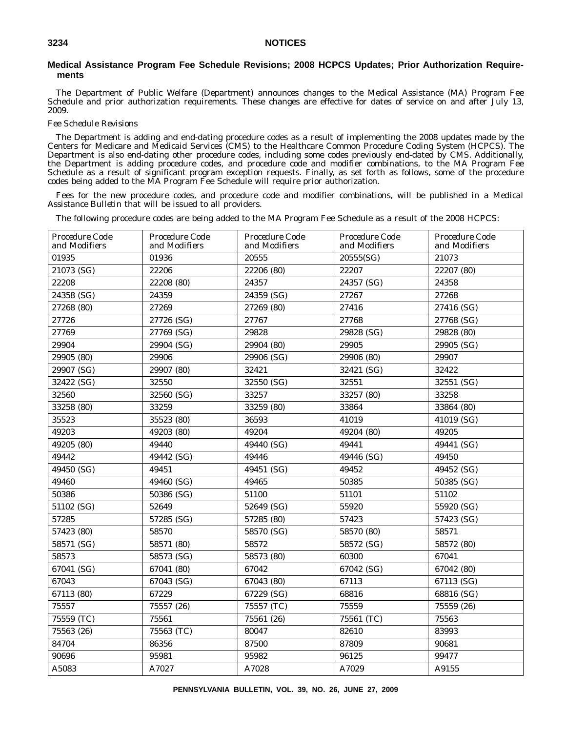## Medical Assistance Program Fee Schedule Revisions; 2008 HCPCS Updates; Prior Authorization Requirements

The Department of Public Welfare (Department) announces changes to the Medical Assistance (MA) Program Fee Schedule and prior authorization requirements. These changes are effective for dates of service on and after July 13, 2009.

*Fee Schedule Revisions*

The Department is adding and end-dating procedure codes as a result of implementing the 2008 updates made by the Centers for Medicare and Medicaid Services (CMS) to the Healthcare Common Procedure Coding System (HCPCS). The Department is also end-dating other procedure codes, including some codes previously end-dated by CMS. Additionally, the Department is adding procedure codes, and procedure code and modifier combinations, to the MA Program Fee Schedule as a result of significant program exception requests. Finally, as set forth as follows, some of the procedure codes being added to the MA Program Fee Schedule will require prior authorization.

Fees for the new procedure codes, and procedure code and modifier combinations, will be published in a *Medical Assistance Bulletin* that will be issued to all providers.

The following procedure codes are being added to the MA Program Fee Schedule as a result of the 2008 HCPCS:

| *Procedure Code and Modifiers* | *Procedure Code and Modifiers* | *Procedure Code and Modifiers* | *Procedure Code and Modifiers* | *Procedure Code and Modifiers* |
|---|---|---|---|---|
| 01935 | 01936 | 20555 | 20555(SG) | 21073 |
| 21073 (SG) | 22206 | 22206 (80) | 22207 | 22207 (80) |
| 22208 | 22208 (80) | 24357 | 24357 (SG) | 24358 |
| 24358 (SG) | 24359 | 24359 (SG) | 27267 | 27268 |
| 27268 (80) | 27269 | 27269 (80) | 27416 | 27416 (SG) |
| 27726 | 27726 (SG) | 27767 | 27768 | 27768 (SG) |
| 27769 | 27769 (SG) | 29828 | 29828 (SG) | 29828 (80) |
| 29904 | 29904 (SG) | 29904 (80) | 29905 | 29905 (SG) |
| 29905 (80) | 29906 | 29906 (SG) | 29906 (80) | 29907 |
| 29907 (SG) | 29907 (80) | 32421 | 32421 (SG) | 32422 |
| 32422 (SG) | 32550 | 32550 (SG) | 32551 | 32551 (SG) |
| 32560 | 32560 (SG) | 33257 | 33257 (80) | 33258 |
| 33258 (80) | 33259 | 33259 (80) | 33864 | 33864 (80) |
| 35523 | 35523 (80) | 36593 | 41019 | 41019 (SG) |
| 49203 | 49203 (80) | 49204 | 49204 (80) | 49205 |
| 49205 (80) | 49440 | 49440 (SG) | 49441 | 49441 (SG) |
| 49442 | 49442 (SG) | 49446 | 49446 (SG) | 49450 |
| 49450 (SG) | 49451 | 49451 (SG) | 49452 | 49452 (SG) |
| 49460 | 49460 (SG) | 49465 | 50385 | 50385 (SG) |
| 50386 | 50386 (SG) | 51100 | 51101 | 51102 |
| 51102 (SG) | 52649 | 52649 (SG) | 55920 | 55920 (SG) |
| 57285 | 57285 (SG) | 57285 (80) | 57423 | 57423 (SG) |
| 57423 (80) | 58570 | 58570 (SG) | 58570 (80) | 58571 |
| 58571 (SG) | 58571 (80) | 58572 | 58572 (SG) | 58572 (80) |
| 58573 | 58573 (SG) | 58573 (80) | 60300 | 67041 |
| 67041 (SG) | 67041 (80) | 67042 | 67042 (SG) | 67042 (80) |
| 67043 | 67043 (SG) | 67043 (80) | 67113 | 67113 (SG) |
| 67113 (80) | 67229 | 67229 (SG) | 68816 | 68816 (SG) |
| 75557 | 75557 (26) | 75557 (TC) | 75559 | 75559 (26) |
| 75559 (TC) | 75561 | 75561 (26) | 75561 (TC) | 75563 |
| 75563 (26) | 75563 (TC) | 80047 | 82610 | 83993 |
| 84704 | 86356 | 87500 | 87809 | 90681 |
| 90696 | 95981 | 95982 | 96125 | 99477 |
| A5083 | A7027 | A7028 | A7029 | A9155 |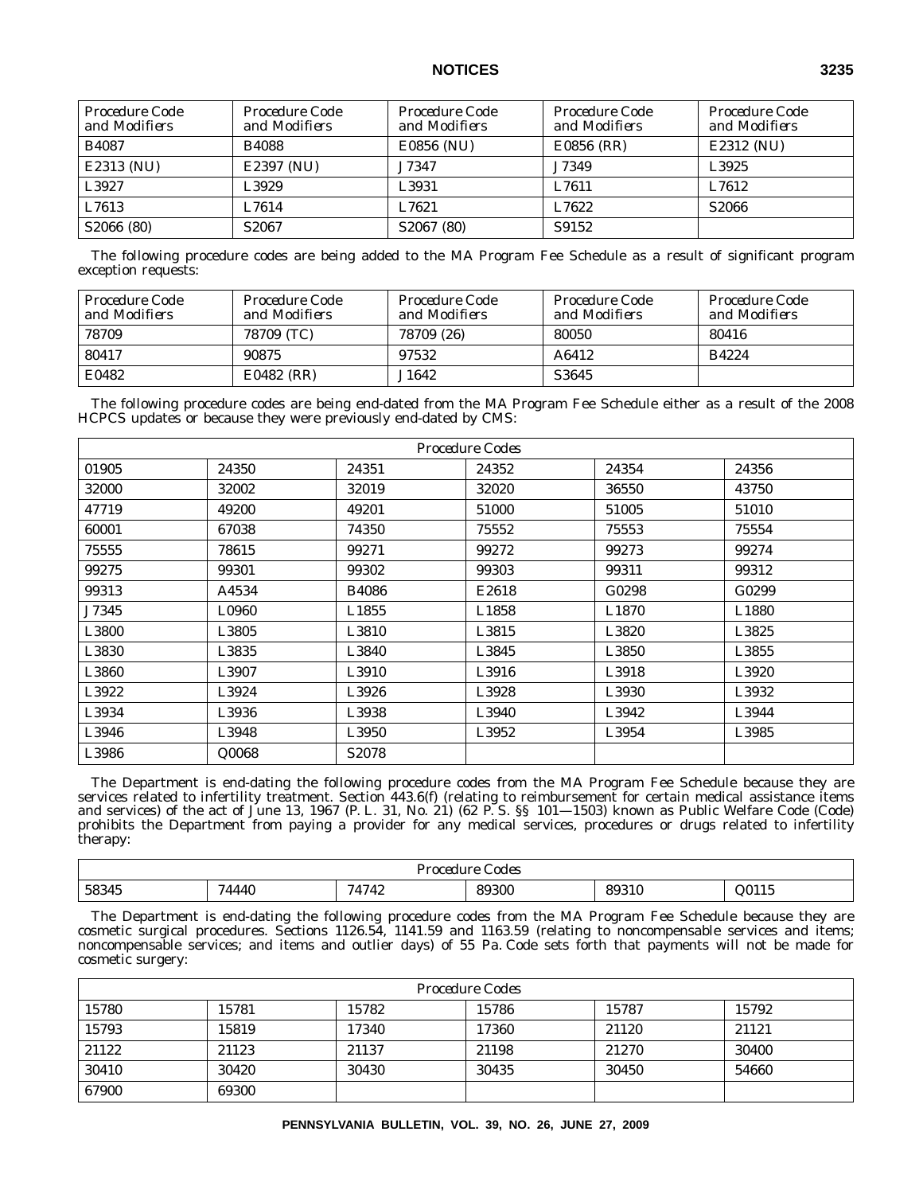| Procedure Code and Modifiers | Procedure Code and Modifiers | Procedure Code and Modifiers | Procedure Code and Modifiers | Procedure Code and Modifiers |
|---|---|---|---|---|
| B4087 | B4088 | E0856 (NU) | E0856 (RR) | E2312 (NU) |
| E2313 (NU) | E2397 (NU) | J7347 | J7349 | L3925 |
| L3927 | L3929 | L3931 | L7611 | L7612 |
| L7613 | L7614 | L7621 | L7622 | S2066 |
| S2066 (80) | S2067 | S2067 (80) | S9152 | |

The following procedure codes are being added to the MA Program Fee Schedule as a result of significant program exception requests:

| Procedure Code and Modifiers | Procedure Code and Modifiers | Procedure Code and Modifiers | Procedure Code and Modifiers | Procedure Code and Modifiers |
|---|---|---|---|---|
| 78709 | 78709 (TC) | 78709 (26) | 80050 | 80416 |
| 80417 | 90875 | 97532 | A6412 | B4224 |
| E0482 | E0482 (RR) | J1642 | S3645 | |

The following procedure codes are being end-dated from the MA Program Fee Schedule either as a result of the 2008 HCPCS updates or because they were previously end-dated by CMS:

| Procedure Codes | | | | | |
|---|---|---|---|---|---|
| 01905 | 24350 | 24351 | 24352 | 24354 | 24356 |
| 32000 | 32002 | 32019 | 32020 | 36550 | 43750 |
| 47719 | 49200 | 49201 | 51000 | 51005 | 51010 |
| 60001 | 67038 | 74350 | 75552 | 75553 | 75554 |
| 75555 | 78615 | 99271 | 99272 | 99273 | 99274 |
| 99275 | 99301 | 99302 | 99303 | 99311 | 99312 |
| 99313 | A4534 | B4086 | E2618 | G0298 | G0299 |
| J7345 | L0960 | L1855 | L1858 | L1870 | L1880 |
| L3800 | L3805 | L3810 | L3815 | L3820 | L3825 |
| L3830 | L3835 | L3840 | L3845 | L3850 | L3855 |
| L3860 | L3907 | L3910 | L3916 | L3918 | L3920 |
| L3922 | L3924 | L3926 | L3928 | L3930 | L3932 |
| L3934 | L3936 | L3938 | L3940 | L3942 | L3944 |
| L3946 | L3948 | L3950 | L3952 | L3954 | L3985 |
| L3986 | Q0068 | S2078 | | | |

The Department is end-dating the following procedure codes from the MA Program Fee Schedule because they are services related to infertility treatment. Section 443.6(f) (relating to reimbursement for certain medical assistance items and services) of the act of June 13, 1967 (P. L. 31, No. 21) (62 P. S. §§ 101—1503) known as Public Welfare Code (Code) prohibits the Department from paying a provider for any medical services, procedures or drugs related to infertility therapy:

| Procedure Codes | | | | | |
|---|---|---|---|---|---|
| 58345 | 74440 | 74742 | 89300 | 89310 | Q0115 |

The Department is end-dating the following procedure codes from the MA Program Fee Schedule because they are cosmetic surgical procedures. Sections 1126.54, 1141.59 and 1163.59 (relating to noncompensable services and items; noncompensable services; and items and outlier days) of 55 Pa. Code sets forth that payments will not be made for cosmetic surgery:

| Procedure Codes | | | | | |
|---|---|---|---|---|---|
| 15780 | 15781 | 15782 | 15786 | 15787 | 15792 |
| 15793 | 15819 | 17340 | 17360 | 21120 | 21121 |
| 21122 | 21123 | 21137 | 21198 | 21270 | 30400 |
| 30410 | 30420 | 30430 | 30435 | 30450 | 54660 |
| 67900 | 69300 | | | | |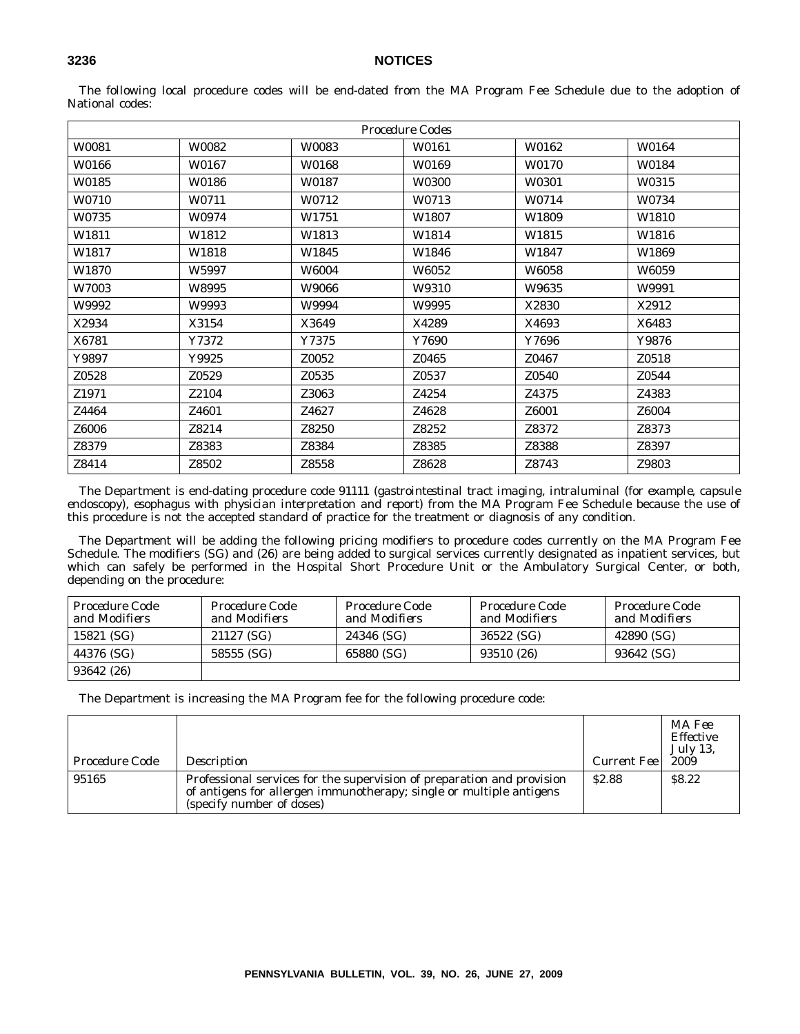The following local procedure codes will be end-dated from the MA Program Fee Schedule due to the adoption of National codes:

| *Procedure Codes* | | | | | |
|---|---|---|---|---|---|
| W0081 | W0082 | W0083 | W0161 | W0162 | W0164 |
| W0166 | W0167 | W0168 | W0169 | W0170 | W0184 |
| W0185 | W0186 | W0187 | W0300 | W0301 | W0315 |
| W0710 | W0711 | W0712 | W0713 | W0714 | W0734 |
| W0735 | W0974 | W1751 | W1807 | W1809 | W1810 |
| W1811 | W1812 | W1813 | W1814 | W1815 | W1816 |
| W1817 | W1818 | W1845 | W1846 | W1847 | W1869 |
| W1870 | W5997 | W6004 | W6052 | W6058 | W6059 |
| W7003 | W8995 | W9066 | W9310 | W9635 | W9991 |
| W9992 | W9993 | W9994 | W9995 | X2830 | X2912 |
| X2934 | X3154 | X3649 | X4289 | X4693 | X6483 |
| X6781 | Y7372 | Y7375 | Y7690 | Y7696 | Y9876 |
| Y9897 | Y9925 | Z0052 | Z0465 | Z0467 | Z0518 |
| Z0528 | Z0529 | Z0535 | Z0537 | Z0540 | Z0544 |
| Z1971 | Z2104 | Z3063 | Z4254 | Z4375 | Z4383 |
| Z4464 | Z4601 | Z4627 | Z4628 | Z6001 | Z6004 |
| Z6006 | Z8214 | Z8250 | Z8252 | Z8372 | Z8373 |
| Z8379 | Z8383 | Z8384 | Z8385 | Z8388 | Z8397 |
| Z8414 | Z8502 | Z8558 | Z8628 | Z8743 | Z9803 |

The Department is end-dating procedure code 91111 (gastrointestinal tract imaging, intraluminal (for example, capsule endoscopy), esophagus with physician interpretation and report) from the MA Program Fee Schedule because the use of this procedure is not the accepted standard of practice for the treatment or diagnosis of any condition.

The Department will be adding the following pricing modifiers to procedure codes currently on the MA Program Fee Schedule. The modifiers (SG) and (26) are being added to surgical services currently designated as inpatient services, but which can safely be performed in the Hospital Short Procedure Unit or the Ambulatory Surgical Center, or both, depending on the procedure:

| *Procedure Code and Modifiers* | *Procedure Code and Modifiers* | *Procedure Code and Modifiers* | *Procedure Code and Modifiers* | *Procedure Code and Modifiers* |
|---|---|---|---|---|
| 15821 (SG) | 21127 (SG) | 24346 (SG) | 36522 (SG) | 42890 (SG) |
| 44376 (SG) | 58555 (SG) | 65880 (SG) | 93510 (26) | 93642 (SG) |
| 93642 (26) | | | | |

The Department is increasing the MA Program fee for the following procedure code:

| *Procedure Code* | *Description* | *Current Fee* | *MA Fee Effective July 13, 2009* |
|---|---|---|---|
| 95165 | Professional services for the supervision of preparation and provision of antigens for allergen immunotherapy; single or multiple antigens (specify number of doses) | $2.88 | $8.22 |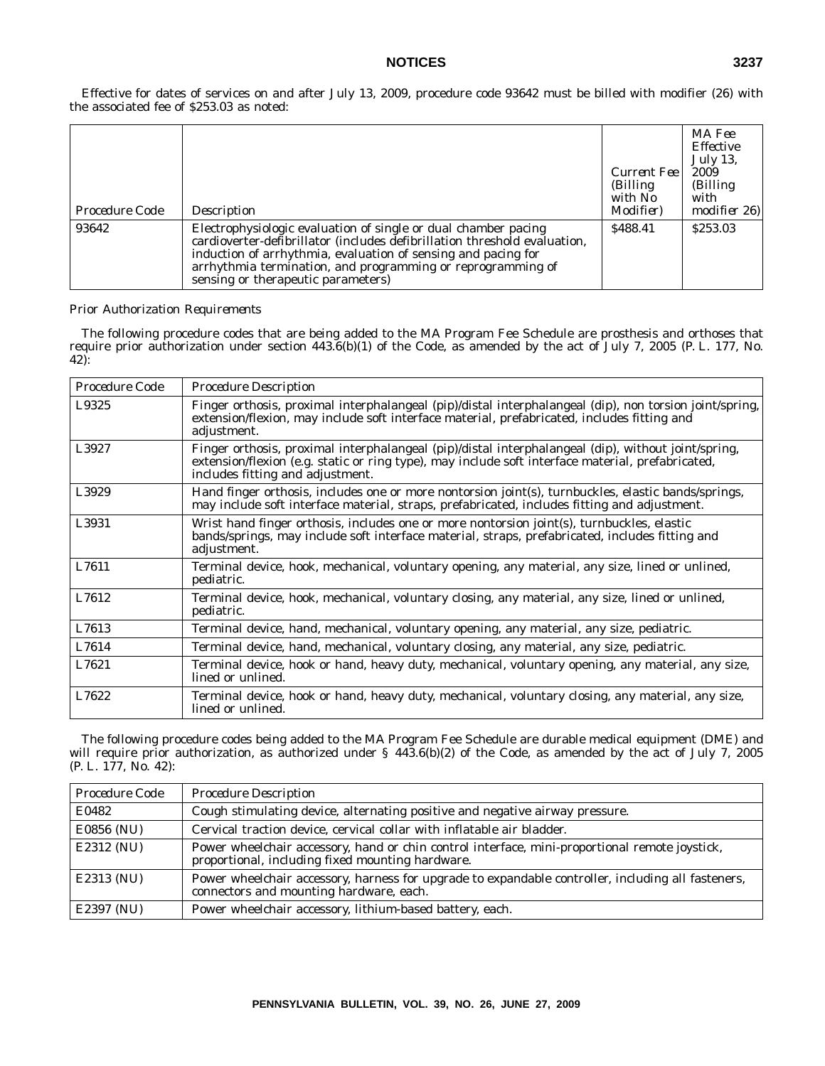Effective for dates of services on and after July 13, 2009, procedure code 93642 must be billed with modifier (26) with the associated fee of $253.03 as noted:

| *Procedure Code* | *Description* | *Current Fee (Billing with No Modifier)* | *MA Fee Effective July 13, 2009 (Billing with modifier 26)* |
|---|---|---|---|
| 93642 | Electrophysiologic evaluation of single or dual chamber pacing cardioverter-defibrillator (includes defibrillation threshold evaluation, induction of arrhythmia, evaluation of sensing and pacing for arrhythmia termination, and programming or reprogramming of sensing or therapeutic parameters) | $488.41 | $253.03 |

*Prior Authorization Requirements*

The following procedure codes that are being added to the MA Program Fee Schedule are prosthesis and orthoses that require prior authorization under section 443.6(b)(1) of the Code, as amended by the act of July 7, 2005 (P. L. 177, No. 42):

| *Procedure Code* | *Procedure Description* |
|---|---|
| L9325 | Finger orthosis, proximal interphalangeal (pip)/distal interphalangeal (dip), non torsion joint/spring, extension/flexion, may include soft interface material, prefabricated, includes fitting and adjustment. |
| L3927 | Finger orthosis, proximal interphalangeal (pip)/distal interphalangeal (dip), without joint/spring, extension/flexion (e.g. static or ring type), may include soft interface material, prefabricated, includes fitting and adjustment. |
| L3929 | Hand finger orthosis, includes one or more nontorsion joint(s), turnbuckles, elastic bands/springs, may include soft interface material, straps, prefabricated, includes fitting and adjustment. |
| L3931 | Wrist hand finger orthosis, includes one or more nontorsion joint(s), turnbuckles, elastic bands/springs, may include soft interface material, straps, prefabricated, includes fitting and adjustment. |
| L7611 | Terminal device, hook, mechanical, voluntary opening, any material, any size, lined or unlined, pediatric. |
| L7612 | Terminal device, hook, mechanical, voluntary closing, any material, any size, lined or unlined, pediatric. |
| L7613 | Terminal device, hand, mechanical, voluntary opening, any material, any size, pediatric. |
| L7614 | Terminal device, hand, mechanical, voluntary closing, any material, any size, pediatric. |
| L7621 | Terminal device, hook or hand, heavy duty, mechanical, voluntary opening, any material, any size, lined or unlined. |
| L7622 | Terminal device, hook or hand, heavy duty, mechanical, voluntary closing, any material, any size, lined or unlined. |

The following procedure codes being added to the MA Program Fee Schedule are durable medical equipment (DME) and will require prior authorization, as authorized under § 443.6(b)(2) of the Code, as amended by the act of July 7, 2005 (P. L. 177, No. 42):

| *Procedure Code* | *Procedure Description* |
|---|---|
| E0482 | Cough stimulating device, alternating positive and negative airway pressure. |
| E0856 (NU) | Cervical traction device, cervical collar with inflatable air bladder. |
| E2312 (NU) | Power wheelchair accessory, hand or chin control interface, mini-proportional remote joystick, proportional, including fixed mounting hardware. |
| E2313 (NU) | Power wheelchair accessory, harness for upgrade to expandable controller, including all fasteners, connectors and mounting hardware, each. |
| E2397 (NU) | Power wheelchair accessory, lithium-based battery, each. |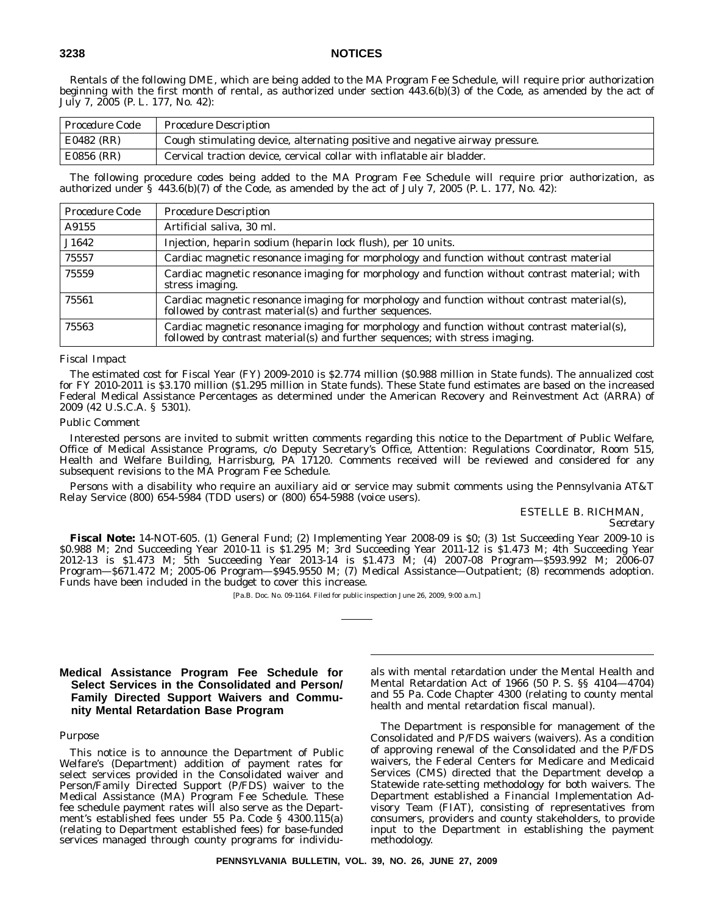Rentals of the following DME, which are being added to the MA Program Fee Schedule, will require prior authorization beginning with the first month of rental, as authorized under section 443.6(b)(3) of the Code, as amended by the act of July 7, 2005 (P. L. 177, No. 42):

| Procedure Code | Procedure Description |
|---|---|
| E0482 (RR) | Cough stimulating device, alternating positive and negative airway pressure. |
| E0856 (RR) | Cervical traction device, cervical collar with inflatable air bladder. |

The following procedure codes being added to the MA Program Fee Schedule will require prior authorization, as authorized under § 443.6(b)(7) of the Code, as amended by the act of July 7, 2005 (P. L. 177, No. 42):

| Procedure Code | Procedure Description |
|---|---|
| A9155 | Artificial saliva, 30 ml. |
| J1642 | Injection, heparin sodium (heparin lock flush), per 10 units. |
| 75557 | Cardiac magnetic resonance imaging for morphology and function without contrast material |
| 75559 | Cardiac magnetic resonance imaging for morphology and function without contrast material; with stress imaging. |
| 75561 | Cardiac magnetic resonance imaging for morphology and function without contrast material(s), followed by contrast material(s) and further sequences. |
| 75563 | Cardiac magnetic resonance imaging for morphology and function without contrast material(s), followed by contrast material(s) and further sequences; with stress imaging. |

*Fiscal Impact*

The estimated cost for Fiscal Year (FY) 2009-2010 is $2.774 million ($0.988 million in State funds). The annualized cost for FY 2010-2011 is $3.170 million ($1.295 million in State funds). These State fund estimates are based on the increased Federal Medical Assistance Percentages as determined under the American Recovery and Reinvestment Act (ARRA) of 2009 (42 U.S.C.A. § 5301).

*Public Comment*

Interested persons are invited to submit written comments regarding this notice to the Department of Public Welfare, Office of Medical Assistance Programs, c/o Deputy Secretary's Office, Attention: Regulations Coordinator, Room 515, Health and Welfare Building, Harrisburg, PA 17120. Comments received will be reviewed and considered for any subsequent revisions to the MA Program Fee Schedule.

Persons with a disability who require an auxiliary aid or service may submit comments using the Pennsylvania AT&T Relay Service (800) 654-5984 (TDD users) or (800) 654-5988 (voice users).

ESTELLE B. RICHMAN,
*Secretary*

**Fiscal Note:** 14-NOT-605. (1) General Fund; (2) Implementing Year 2008-09 is $0; (3) 1st Succeeding Year 2009-10 is $0.988 M; 2nd Succeeding Year 2010-11 is $1.295 M; 3rd Succeeding Year 2011-12 is $1.473 M; 4th Succeeding Year 2012-13 is $1.473 M; 5th Succeeding Year 2013-14 is $1.473 M; (4) 2007-08 Program—$593.992 M; 2006-07 Program—$671.472 M; 2005-06 Program—$945.9550 M; (7) Medical Assistance—Outpatient; (8) recommends adoption. Funds have been included in the budget to cover this increase.

[Pa.B. Doc. No. 09-1164. Filed for public inspection June 26, 2009, 9:00 a.m.]

## Medical Assistance Program Fee Schedule for Select Services in the Consolidated and Person/Family Directed Support Waivers and Community Mental Retardation Base Program

*Purpose*

This notice is to announce the Department of Public Welfare's (Department) addition of payment rates for select services provided in the Consolidated waiver and Person/Family Directed Support (P/FDS) waiver to the Medical Assistance (MA) Program Fee Schedule. These fee schedule payment rates will also serve as the Department's established fees under 55 Pa. Code § 4300.115(a) (relating to Department established fees) for base-funded services managed through county programs for individuals with mental retardation under the Mental Health and Mental Retardation Act of 1966 (50 P. S. §§ 4104—4704) and 55 Pa. Code Chapter 4300 (relating to county mental health and mental retardation fiscal manual).

The Department is responsible for management of the Consolidated and P/FDS waivers (waivers). As a condition of approving renewal of the Consolidated and the P/FDS waivers, the Federal Centers for Medicare and Medicaid Services (CMS) directed that the Department develop a Statewide rate-setting methodology for both waivers. The Department established a Financial Implementation Advisory Team (FIAT), consisting of representatives from consumers, providers and county stakeholders, to provide input to the Department in establishing the payment methodology.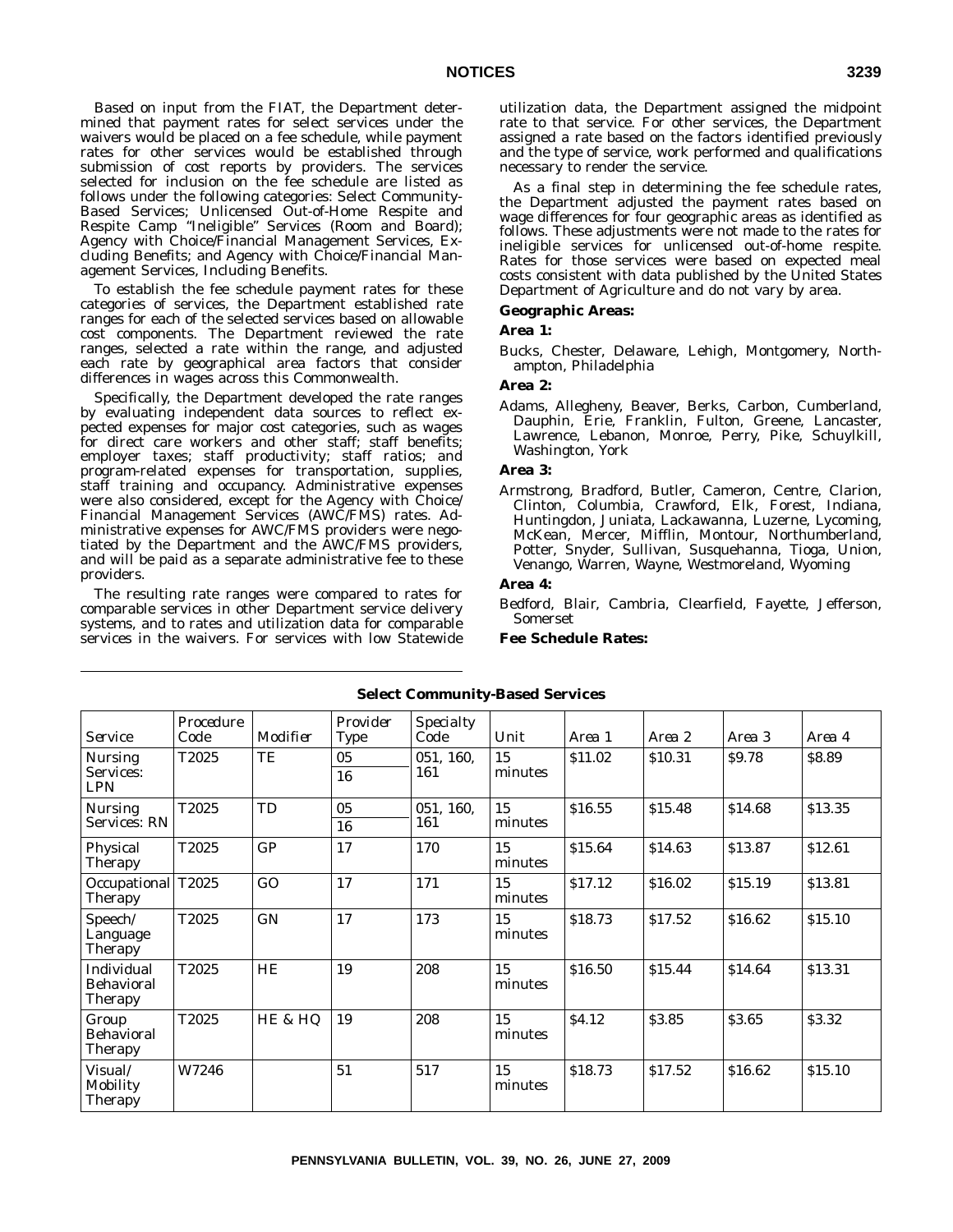Based on input from the FIAT, the Department determined that payment rates for select services under the waivers would be placed on a fee schedule, while payment rates for other services would be established through submission of cost reports by providers. The services selected for inclusion on the fee schedule are listed as follows under the following categories: Select Community-Based Services; Unlicensed Out-of-Home Respite and Respite Camp "Ineligible" Services (Room and Board); Agency with Choice/Financial Management Services, Excluding Benefits; and Agency with Choice/Financial Management Services, Including Benefits.

To establish the fee schedule payment rates for these categories of services, the Department established rate ranges for each of the selected services based on allowable cost components. The Department reviewed the rate ranges, selected a rate within the range, and adjusted each rate by geographical area factors that consider differences in wages across this Commonwealth.

Specifically, the Department developed the rate ranges by evaluating independent data sources to reflect expected expenses for major cost categories, such as wages for direct care workers and other staff; staff benefits; employer taxes; staff productivity; staff ratios; and program-related expenses for transportation, supplies, staff training and occupancy. Administrative expenses were also considered, except for the Agency with Choice/Financial Management Services (AWC/FMS) rates. Administrative expenses for AWC/FMS providers were negotiated by the Department and the AWC/FMS providers, and will be paid as a separate administrative fee to these providers.

The resulting rate ranges were compared to rates for comparable services in other Department service delivery systems, and to rates and utilization data for comparable services in the waivers. For services with low Statewide utilization data, the Department assigned the midpoint rate to that service. For other services, the Department assigned a rate based on the factors identified previously and the type of service, work performed and qualifications necessary to render the service.

As a final step in determining the fee schedule rates, the Department adjusted the payment rates based on wage differences for four geographic areas as identified as follows. These adjustments were not made to the rates for ineligible services for unlicensed out-of-home respite. Rates for those services were based on expected meal costs consistent with data published by the United States Department of Agriculture and do not vary by area.

**Geographic Areas:**

**Area 1:**

Bucks, Chester, Delaware, Lehigh, Montgomery, Northampton, Philadelphia

**Area 2:**

Adams, Allegheny, Beaver, Berks, Carbon, Cumberland, Dauphin, Erie, Franklin, Fulton, Greene, Lancaster, Lawrence, Lebanon, Monroe, Perry, Pike, Schuylkill, Washington, York

**Area 3:**

Armstrong, Bradford, Butler, Cameron, Centre, Clarion, Clinton, Columbia, Crawford, Elk, Forest, Indiana, Huntingdon, Juniata, Lackawanna, Luzerne, Lycoming, McKean, Mercer, Mifflin, Montour, Northumberland, Potter, Snyder, Sullivan, Susquehanna, Tioga, Union, Venango, Warren, Wayne, Westmoreland, Wyoming

**Area 4:**

Bedford, Blair, Cambria, Clearfield, Fayette, Jefferson, Somerset

**Fee Schedule Rates:**

**Select Community-Based Services**

| *Service* | *Procedure Code* | *Modifier* | *Provider Type* | *Specialty Code* | *Unit* | *Area 1* | *Area 2* | *Area 3* | *Area 4* |
|---|---|---|---|---|---|---|---|---|---|
| Nursing Services: LPN | T2025 | TE | 05<br>16 | 051, 160, 161 | 15 minutes | $11.02 | $10.31 | $9.78 | $8.89 |
| Nursing Services: RN | T2025 | TD | 05<br>16 | 051, 160, 161 | 15 minutes | $16.55 | $15.48 | $14.68 | $13.35 |
| Physical Therapy | T2025 | GP | 17 | 170 | 15 minutes | $15.64 | $14.63 | $13.87 | $12.61 |
| Occupational Therapy | T2025 | GO | 17 | 171 | 15 minutes | $17.12 | $16.02 | $15.19 | $13.81 |
| Speech/Language Therapy | T2025 | GN | 17 | 173 | 15 minutes | $18.73 | $17.52 | $16.62 | $15.10 |
| Individual Behavioral Therapy | T2025 | HE | 19 | 208 | 15 minutes | $16.50 | $15.44 | $14.64 | $13.31 |
| Group Behavioral Therapy | T2025 | HE & HQ | 19 | 208 | 15 minutes | $4.12 | $3.85 | $3.65 | $3.32 |
| Visual/Mobility Therapy | W7246 | | 51 | 517 | 15 minutes | $18.73 | $17.52 | $16.62 | $15.10 |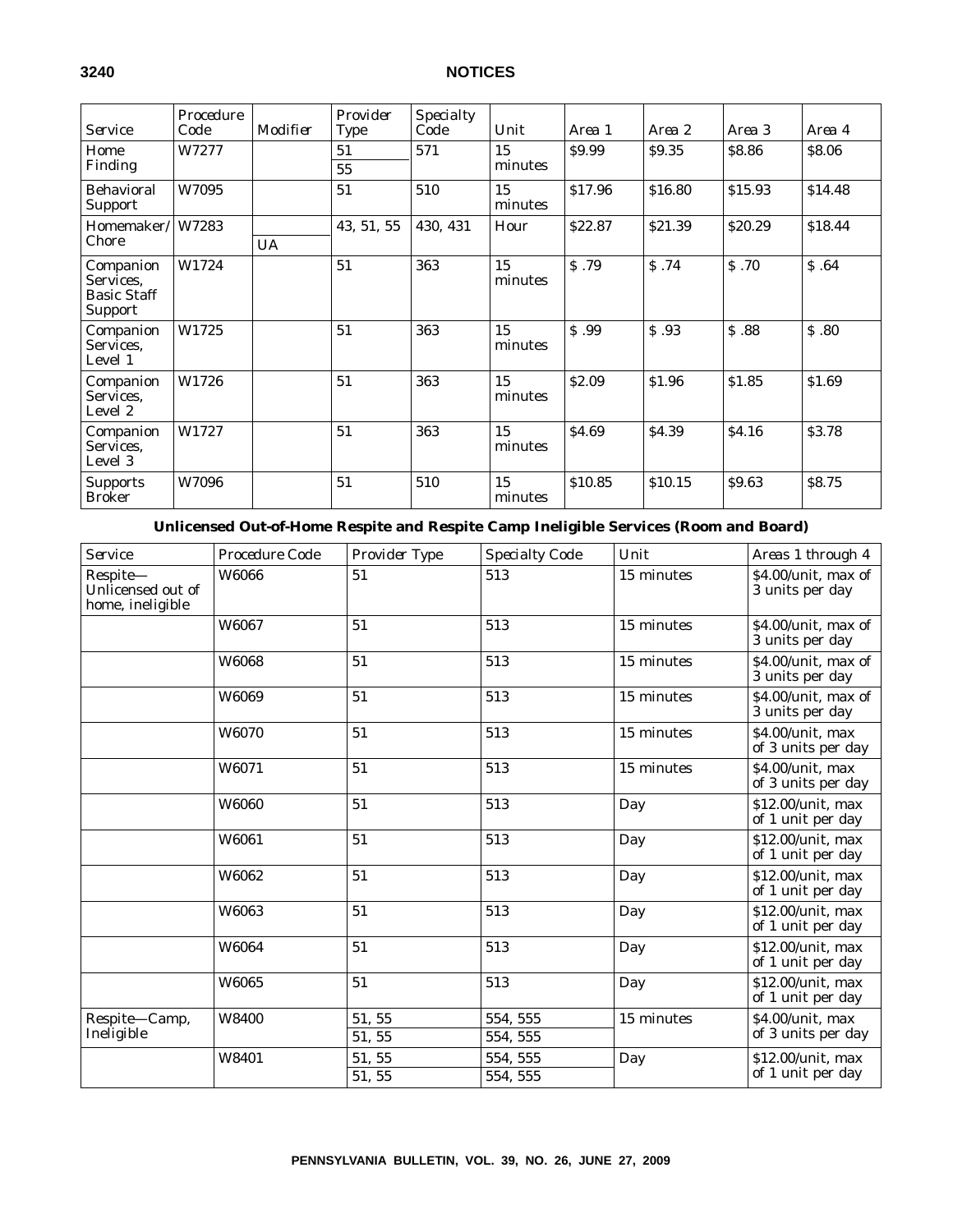| Service | Procedure Code | Modifier | Provider Type | Specialty Code | Unit | Area 1 | Area 2 | Area 3 | Area 4 |
|---|---|---|---|---|---|---|---|---|---|
| Home Finding | W7277 | | 51 | 571 | 15 minutes | $9.99 | $9.35 | $8.86 | $8.06 |
| | | | 55 | | | | | | |
| Behavioral Support | W7095 | | 51 | 510 | 15 minutes | $17.96 | $16.80 | $15.93 | $14.48 |
| Homemaker/ Chore | W7283 | | 43, 51, 55 | 430, 431 | Hour | $22.87 | $21.39 | $20.29 | $18.44 |
| | | UA | | | | | | | |
| Companion Services, Basic Staff Support | W1724 | | 51 | 363 | 15 minutes | $ .79 | $ .74 | $ .70 | $ .64 |
| Companion Services, Level 1 | W1725 | | 51 | 363 | 15 minutes | $ .99 | $ .93 | $ .88 | $ .80 |
| Companion Services, Level 2 | W1726 | | 51 | 363 | 15 minutes | $2.09 | $1.96 | $1.85 | $1.69 |
| Companion Services, Level 3 | W1727 | | 51 | 363 | 15 minutes | $4.69 | $4.39 | $4.16 | $3.78 |
| Supports Broker | W7096 | | 51 | 510 | 15 minutes | $10.85 | $10.15 | $9.63 | $8.75 |

**Unlicensed Out-of-Home Respite and Respite Camp Ineligible Services (Room and Board)**

| Service | Procedure Code | Provider Type | Specialty Code | Unit | Areas 1 through 4 |
|---|---|---|---|---|---|
| Respite—Unlicensed out of home, ineligible | W6066 | 51 | 513 | 15 minutes | $4.00/unit, max of 3 units per day |
| | W6067 | 51 | 513 | 15 minutes | $4.00/unit, max of 3 units per day |
| | W6068 | 51 | 513 | 15 minutes | $4.00/unit, max of 3 units per day |
| | W6069 | 51 | 513 | 15 minutes | $4.00/unit, max of 3 units per day |
| | W6070 | 51 | 513 | 15 minutes | $4.00/unit, max of 3 units per day |
| | W6071 | 51 | 513 | 15 minutes | $4.00/unit, max of 3 units per day |
| | W6060 | 51 | 513 | Day | $12.00/unit, max of 1 unit per day |
| | W6061 | 51 | 513 | Day | $12.00/unit, max of 1 unit per day |
| | W6062 | 51 | 513 | Day | $12.00/unit, max of 1 unit per day |
| | W6063 | 51 | 513 | Day | $12.00/unit, max of 1 unit per day |
| | W6064 | 51 | 513 | Day | $12.00/unit, max of 1 unit per day |
| | W6065 | 51 | 513 | Day | $12.00/unit, max of 1 unit per day |
| Respite—Camp, Ineligible | W8400 | 51, 55 | 554, 555 | 15 minutes | $4.00/unit, max of 3 units per day |
| | | 51, 55 | 554, 555 | | |
| | W8401 | 51, 55 | 554, 555 | Day | $12.00/unit, max of 1 unit per day |
| | | 51, 55 | 554, 555 | | |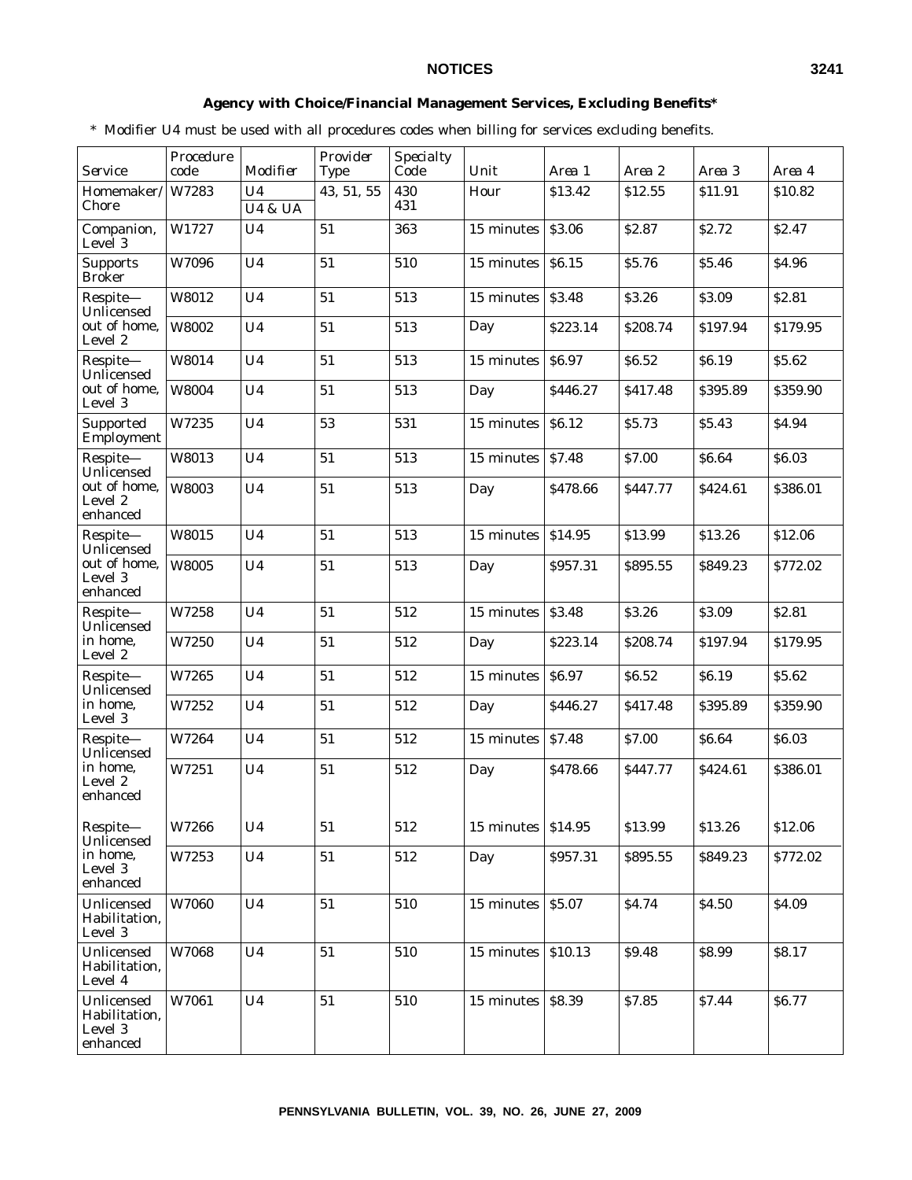## Agency with Choice/Financial Management Services, Excluding Benefits*

\* Modifier U4 must be used with all procedures codes when billing for services excluding benefits.

| *Service* | *Procedure code* | *Modifier* | *Provider Type* | *Specialty Code* | *Unit* | *Area 1* | *Area 2* | *Area 3* | *Area 4* |
|---|---|---|---|---|---|---|---|---|---|
| Homemaker/ Chore | W7283 | U4<br>U4 & UA | 43, 51, 55 | 430<br>431 | Hour | $13.42 | $12.55 | $11.91 | $10.82 |
| Companion, Level 3 | W1727 | U4 | 51 | 363 | 15 minutes | $3.06 | $2.87 | $2.72 | $2.47 |
| Supports Broker | W7096 | U4 | 51 | 510 | 15 minutes | $6.15 | $5.76 | $5.46 | $4.96 |
| Respite—Unlicensed out of home, Level 2 | W8012 | U4 | 51 | 513 | 15 minutes | $3.48 | $3.26 | $3.09 | $2.81 |
| | W8002 | U4 | 51 | 513 | Day | $223.14 | $208.74 | $197.94 | $179.95 |
| Respite—Unlicensed out of home, Level 3 | W8014 | U4 | 51 | 513 | 15 minutes | $6.97 | $6.52 | $6.19 | $5.62 |
| | W8004 | U4 | 51 | 513 | Day | $446.27 | $417.48 | $395.89 | $359.90 |
| Supported Employment | W7235 | U4 | 53 | 531 | 15 minutes | $6.12 | $5.73 | $5.43 | $4.94 |
| Respite—Unlicensed out of home, Level 2 enhanced | W8013 | U4 | 51 | 513 | 15 minutes | $7.48 | $7.00 | $6.64 | $6.03 |
| | W8003 | U4 | 51 | 513 | Day | $478.66 | $447.77 | $424.61 | $386.01 |
| Respite—Unlicensed out of home, Level 3 enhanced | W8015 | U4 | 51 | 513 | 15 minutes | $14.95 | $13.99 | $13.26 | $12.06 |
| | W8005 | U4 | 51 | 513 | Day | $957.31 | $895.55 | $849.23 | $772.02 |
| Respite—Unlicensed in home, Level 2 | W7258 | U4 | 51 | 512 | 15 minutes | $3.48 | $3.26 | $3.09 | $2.81 |
| | W7250 | U4 | 51 | 512 | Day | $223.14 | $208.74 | $197.94 | $179.95 |
| Respite—Unlicensed in home, Level 3 | W7265 | U4 | 51 | 512 | 15 minutes | $6.97 | $6.52 | $6.19 | $5.62 |
| | W7252 | U4 | 51 | 512 | Day | $446.27 | $417.48 | $395.89 | $359.90 |
| Respite—Unlicensed in home, Level 2 enhanced | W7264 | U4 | 51 | 512 | 15 minutes | $7.48 | $7.00 | $6.64 | $6.03 |
| | W7251 | U4 | 51 | 512 | Day | $478.66 | $447.77 | $424.61 | $386.01 |
| Respite—Unlicensed in home, Level 3 enhanced | W7266 | U4 | 51 | 512 | 15 minutes | $14.95 | $13.99 | $13.26 | $12.06 |
| | W7253 | U4 | 51 | 512 | Day | $957.31 | $895.55 | $849.23 | $772.02 |
| Unlicensed Habilitation, Level 3 | W7060 | U4 | 51 | 510 | 15 minutes | $5.07 | $4.74 | $4.50 | $4.09 |
| Unlicensed Habilitation, Level 4 | W7068 | U4 | 51 | 510 | 15 minutes | $10.13 | $9.48 | $8.99 | $8.17 |
| Unlicensed Habilitation, Level 3 enhanced | W7061 | U4 | 51 | 510 | 15 minutes | $8.39 | $7.85 | $7.44 | $6.77 |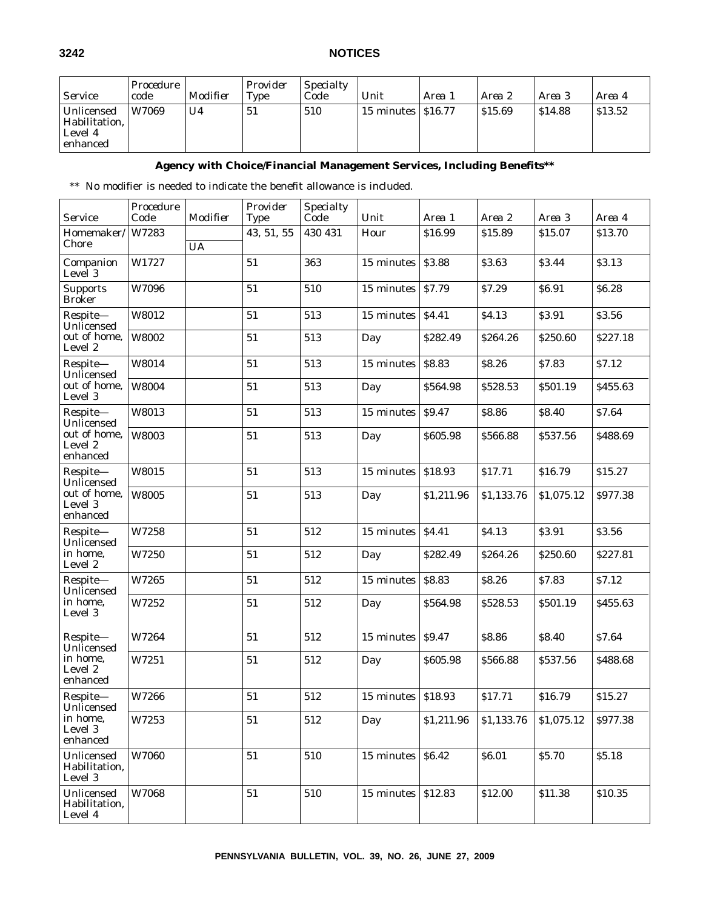| Service | Procedure code | Modifier | Provider Type | Specialty Code | Unit | Area 1 | Area 2 | Area 3 | Area 4 |
|---|---|---|---|---|---|---|---|---|---|
| Unlicensed Habilitation, Level 4 enhanced | W7069 | U4 | 51 | 510 | 15 minutes | $16.77 | $15.69 | $14.88 | $13.52 |

**Agency with Choice/Financial Management Services, Including Benefits****

** No modifier is needed to indicate the benefit allowance is included.

| Service | Procedure Code | Modifier | Provider Type | Specialty Code | Unit | Area 1 | Area 2 | Area 3 | Area 4 |
|---|---|---|---|---|---|---|---|---|---|
| Homemaker/ Chore | W7283 | | 43, 51, 55 | 430 431 | Hour | $16.99 | $15.89 | $15.07 | $13.70 |
| | | UA | | | | | | | |
| Companion Level 3 | W1727 | | 51 | 363 | 15 minutes | $3.88 | $3.63 | $3.44 | $3.13 |
| Supports Broker | W7096 | | 51 | 510 | 15 minutes | $7.79 | $7.29 | $6.91 | $6.28 |
| Respite—Unlicensed out of home, Level 2 | W8012 | | 51 | 513 | 15 minutes | $4.41 | $4.13 | $3.91 | $3.56 |
| | W8002 | | 51 | 513 | Day | $282.49 | $264.26 | $250.60 | $227.18 |
| Respite—Unlicensed out of home, Level 3 | W8014 | | 51 | 513 | 15 minutes | $8.83 | $8.26 | $7.83 | $7.12 |
| | W8004 | | 51 | 513 | Day | $564.98 | $528.53 | $501.19 | $455.63 |
| Respite—Unlicensed out of home, Level 2 enhanced | W8013 | | 51 | 513 | 15 minutes | $9.47 | $8.86 | $8.40 | $7.64 |
| | W8003 | | 51 | 513 | Day | $605.98 | $566.88 | $537.56 | $488.69 |
| Respite—Unlicensed out of home, Level 3 enhanced | W8015 | | 51 | 513 | 15 minutes | $18.93 | $17.71 | $16.79 | $15.27 |
| | W8005 | | 51 | 513 | Day | $1,211.96 | $1,133.76 | $1,075.12 | $977.38 |
| Respite—Unlicensed in home, Level 2 | W7258 | | 51 | 512 | 15 minutes | $4.41 | $4.13 | $3.91 | $3.56 |
| | W7250 | | 51 | 512 | Day | $282.49 | $264.26 | $250.60 | $227.81 |
| Respite—Unlicensed in home, Level 3 | W7265 | | 51 | 512 | 15 minutes | $8.83 | $8.26 | $7.83 | $7.12 |
| | W7252 | | 51 | 512 | Day | $564.98 | $528.53 | $501.19 | $455.63 |
| Respite—Unlicensed in home, Level 2 enhanced | W7264 | | 51 | 512 | 15 minutes | $9.47 | $8.86 | $8.40 | $7.64 |
| | W7251 | | 51 | 512 | Day | $605.98 | $566.88 | $537.56 | $488.68 |
| Respite—Unlicensed in home, Level 3 enhanced | W7266 | | 51 | 512 | 15 minutes | $18.93 | $17.71 | $16.79 | $15.27 |
| | W7253 | | 51 | 512 | Day | $1,211.96 | $1,133.76 | $1,075.12 | $977.38 |
| Unlicensed Habilitation, Level 3 | W7060 | | 51 | 510 | 15 minutes | $6.42 | $6.01 | $5.70 | $5.18 |
| Unlicensed Habilitation, Level 4 | W7068 | | 51 | 510 | 15 minutes | $12.83 | $12.00 | $11.38 | $10.35 |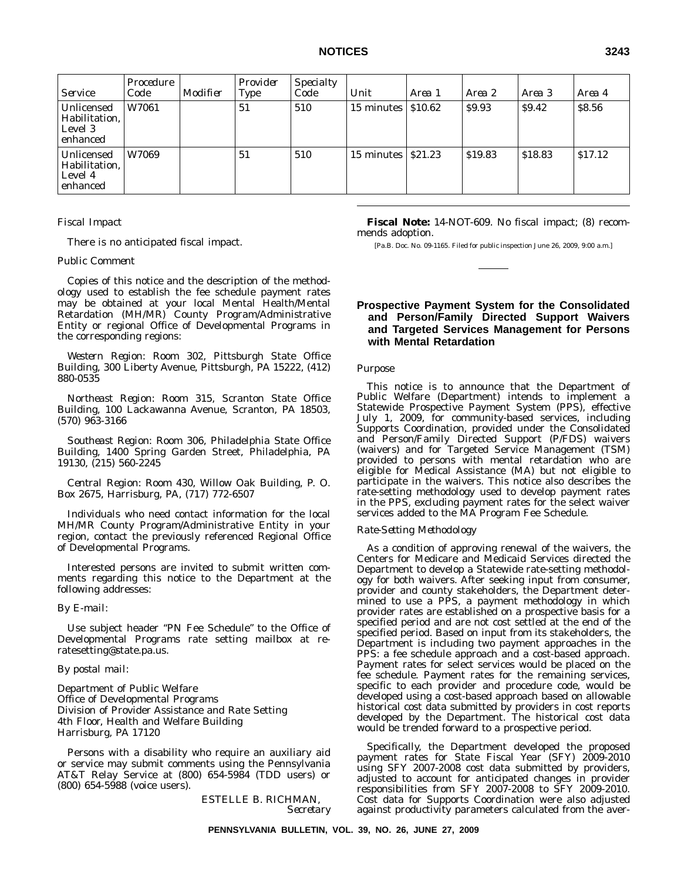| Service | Procedure Code | Modifier | Provider Type | Specialty Code | Unit | Area 1 | Area 2 | Area 3 | Area 4 |
|---|---|---|---|---|---|---|---|---|---|
| Unlicensed Habilitation, Level 3 enhanced | W7061 | | 51 | 510 | 15 minutes | $10.62 | $9.93 | $9.42 | $8.56 |
| Unlicensed Habilitation, Level 4 enhanced | W7069 | | 51 | 510 | 15 minutes | $21.23 | $19.83 | $18.83 | $17.12 |

*Fiscal Impact*

There is no anticipated fiscal impact.

*Public Comment*

Copies of this notice and the description of the methodology used to establish the fee schedule payment rates may be obtained at your local Mental Health/Mental Retardation (MH/MR) County Program/Administrative Entity or regional Office of Developmental Programs in the corresponding regions:

*Western Region*: Room 302, Pittsburgh State Office Building, 300 Liberty Avenue, Pittsburgh, PA 15222, (412) 880-0535

*Northeast Region*: Room 315, Scranton State Office Building, 100 Lackawanna Avenue, Scranton, PA 18503, (570) 963-3166

*Southeast Region*: Room 306, Philadelphia State Office Building, 1400 Spring Garden Street, Philadelphia, PA 19130, (215) 560-2245

*Central Region*: Room 430, Willow Oak Building, P. O. Box 2675, Harrisburg, PA, (717) 772-6507

Individuals who need contact information for the local MH/MR County Program/Administrative Entity in your region, contact the previously referenced Regional Office of Developmental Programs.

Interested persons are invited to submit written comments regarding this notice to the Department at the following addresses:

*By E-mail*:

Use subject header "PN Fee Schedule" to the Office of Developmental Programs rate setting mailbox at re-ratesetting@state.pa.us.

*By postal mail*:

Department of Public Welfare
Office of Developmental Programs
Division of Provider Assistance and Rate Setting
4th Floor, Health and Welfare Building
Harrisburg, PA 17120

Persons with a disability who require an auxiliary aid or service may submit comments using the Pennsylvania AT&T Relay Service at (800) 654-5984 (TDD users) or (800) 654-5988 (voice users).

ESTELLE B. RICHMAN,
*Secretary*

**Fiscal Note:** 14-NOT-609. No fiscal impact; (8) recommends adoption.

[Pa.B. Doc. No. 09-1165. Filed for public inspection June 26, 2009, 9:00 a.m.]

## Prospective Payment System for the Consolidated and Person/Family Directed Support Waivers and Targeted Services Management for Persons with Mental Retardation

*Purpose*

This notice is to announce that the Department of Public Welfare (Department) intends to implement a Statewide Prospective Payment System (PPS), effective July 1, 2009, for community-based services, including Supports Coordination, provided under the Consolidated and Person/Family Directed Support (P/FDS) waivers (waivers) and for Targeted Service Management (TSM) provided to persons with mental retardation who are eligible for Medical Assistance (MA) but not eligible to participate in the waivers. This notice also describes the rate-setting methodology used to develop payment rates in the PPS, excluding payment rates for the select waiver services added to the MA Program Fee Schedule.

*Rate-Setting Methodology*

As a condition of approving renewal of the waivers, the Centers for Medicare and Medicaid Services directed the Department to develop a Statewide rate-setting methodology for both waivers. After seeking input from consumer, provider and county stakeholders, the Department determined to use a PPS, a payment methodology in which provider rates are established on a prospective basis for a specified period and are not cost settled at the end of the specified period. Based on input from its stakeholders, the Department is including two payment approaches in the PPS: a fee schedule approach and a cost-based approach. Payment rates for select services would be placed on the fee schedule. Payment rates for the remaining services, specific to each provider and procedure code, would be developed using a cost-based approach based on allowable historical cost data submitted by providers in cost reports developed by the Department. The historical cost data would be trended forward to a prospective period.

Specifically, the Department developed the proposed payment rates for State Fiscal Year (SFY) 2009-2010 using SFY 2007-2008 cost data submitted by providers, adjusted to account for anticipated changes in provider responsibilities from SFY 2007-2008 to SFY 2009-2010. Cost data for Supports Coordination were also adjusted against productivity parameters calculated from the aver-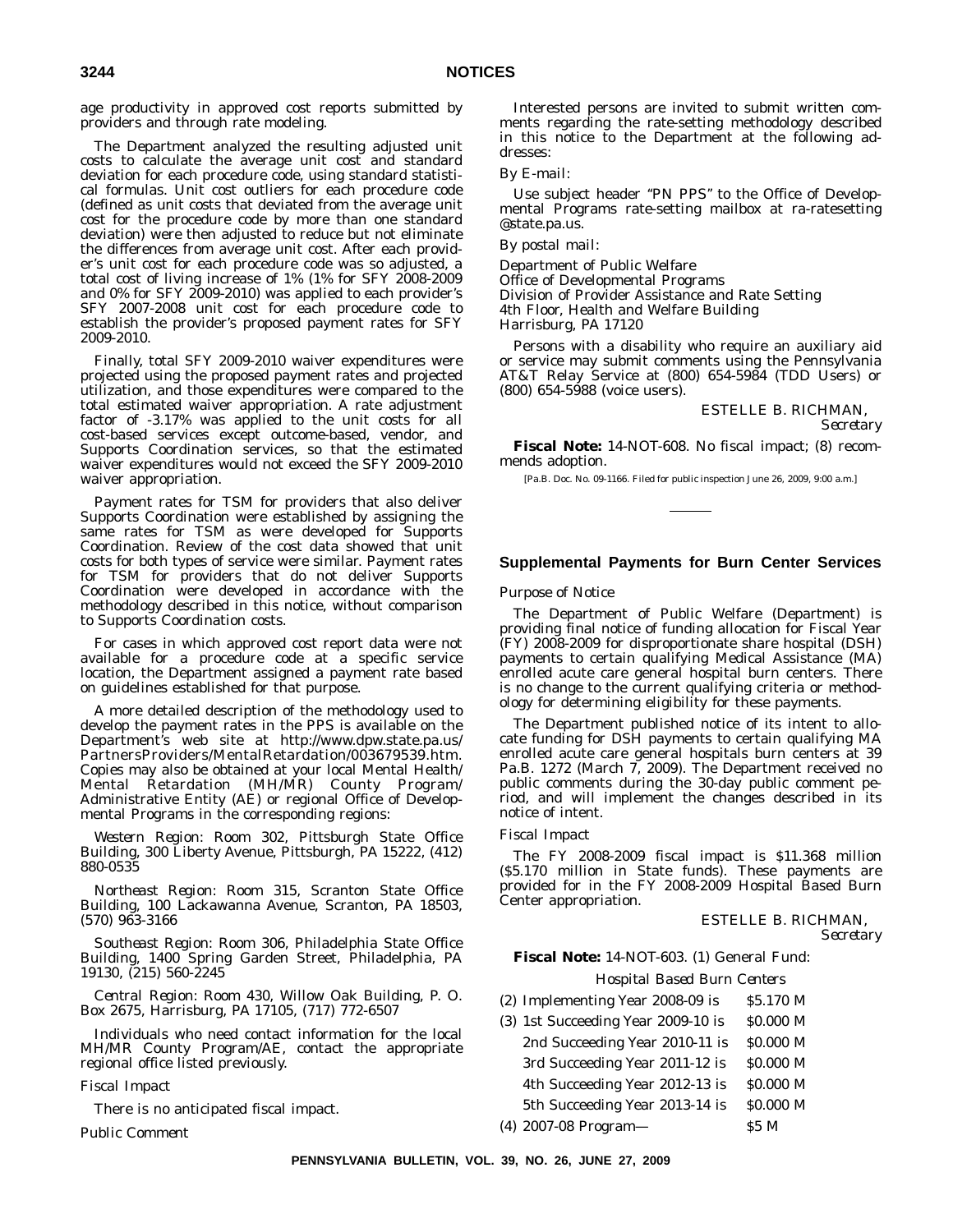age productivity in approved cost reports submitted by providers and through rate modeling.

The Department analyzed the resulting adjusted unit costs to calculate the average unit cost and standard deviation for each procedure code, using standard statistical formulas. Unit cost outliers for each procedure code (defined as unit costs that deviated from the average unit cost for the procedure code by more than one standard deviation) were then adjusted to reduce but not eliminate the differences from average unit cost. After each provider's unit cost for each procedure code was so adjusted, a total cost of living increase of 1% (1% for SFY 2008-2009 and 0% for SFY 2009-2010) was applied to each provider's SFY 2007-2008 unit cost for each procedure code to establish the provider's proposed payment rates for SFY 2009-2010.

Finally, total SFY 2009-2010 waiver expenditures were projected using the proposed payment rates and projected utilization, and those expenditures were compared to the total estimated waiver appropriation. A rate adjustment factor of -3.17% was applied to the unit costs for all cost-based services except outcome-based, vendor, and Supports Coordination services, so that the estimated waiver expenditures would not exceed the SFY 2009-2010 waiver appropriation.

Payment rates for TSM for providers that also deliver Supports Coordination were established by assigning the same rates for TSM as were developed for Supports Coordination. Review of the cost data showed that unit costs for both types of service were similar. Payment rates for TSM for providers that do not deliver Supports Coordination were developed in accordance with the methodology described in this notice, without comparison to Supports Coordination costs.

For cases in which approved cost report data were not available for a procedure code at a specific service location, the Department assigned a payment rate based on guidelines established for that purpose.

A more detailed description of the methodology used to develop the payment rates in the PPS is available on the Department's web site at http://www.dpw.state.pa.us/PartnersProviders/MentalRetardation/003679539.htm. Copies may also be obtained at your local Mental Health/Mental Retardation (MH/MR) County Program/Administrative Entity (AE) or regional Office of Developmental Programs in the corresponding regions:

*Western Region*: Room 302, Pittsburgh State Office Building, 300 Liberty Avenue, Pittsburgh, PA 15222, (412) 880-0535

*Northeast Region*: Room 315, Scranton State Office Building, 100 Lackawanna Avenue, Scranton, PA 18503, (570) 963-3166

*Southeast Region*: Room 306, Philadelphia State Office Building, 1400 Spring Garden Street, Philadelphia, PA 19130, (215) 560-2245

*Central Region*: Room 430, Willow Oak Building, P. O. Box 2675, Harrisburg, PA 17105, (717) 772-6507

Individuals who need contact information for the local MH/MR County Program/AE, contact the appropriate regional office listed previously.

*Fiscal Impact*

There is no anticipated fiscal impact.

*Public Comment*

Interested persons are invited to submit written comments regarding the rate-setting methodology described in this notice to the Department at the following addresses:

*By E-mail*:

Use subject header "PN PPS" to the Office of Developmental Programs rate-setting mailbox at ra-ratesetting@state.pa.us.

*By postal mail*:

Department of Public Welfare
Office of Developmental Programs
Division of Provider Assistance and Rate Setting
4th Floor, Health and Welfare Building
Harrisburg, PA 17120

Persons with a disability who require an auxiliary aid or service may submit comments using the Pennsylvania AT&T Relay Service at (800) 654-5984 (TDD Users) or (800) 654-5988 (voice users).

ESTELLE B. RICHMAN,
*Secretary*

**Fiscal Note:** 14-NOT-608. No fiscal impact; (8) recommends adoption.

[Pa.B. Doc. No. 09-1166. Filed for public inspection June 26, 2009, 9:00 a.m.]

## Supplemental Payments for Burn Center Services

*Purpose of Notice*

The Department of Public Welfare (Department) is providing final notice of funding allocation for Fiscal Year (FY) 2008-2009 for disproportionate share hospital (DSH) payments to certain qualifying Medical Assistance (MA) enrolled acute care general hospital burn centers. There is no change to the current qualifying criteria or methodology for determining eligibility for these payments.

The Department published notice of its intent to allocate funding for DSH payments to certain qualifying MA enrolled acute care general hospitals burn centers at 39 Pa.B. 1272 (March 7, 2009). The Department received no public comments during the 30-day public comment period, and will implement the changes described in its notice of intent.

*Fiscal Impact*

The FY 2008-2009 fiscal impact is $11.368 million ($5.170 million in State funds). These payments are provided for in the FY 2008-2009 Hospital Based Burn Center appropriation.

ESTELLE B. RICHMAN,
*Secretary*

**Fiscal Note:** 14-NOT-603. (1) General Fund:

*Hospital Based Burn Centers*

| | |
|---|---|
| (2) Implementing Year 2008-09 is | $5.170 M |
| (3) 1st Succeeding Year 2009-10 is | $0.000 M |
| 2nd Succeeding Year 2010-11 is | $0.000 M |
| 3rd Succeeding Year 2011-12 is | $0.000 M |
| 4th Succeeding Year 2012-13 is | $0.000 M |
| 5th Succeeding Year 2013-14 is | $0.000 M |
| (4) 2007-08 Program— | $5 M |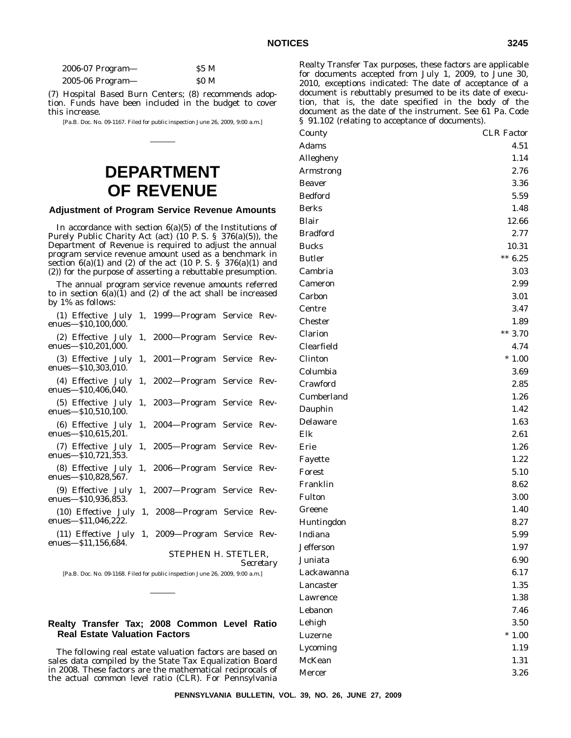| | |
|---|---|
| 2006-07 Program— | $5 M |
| 2005-06 Program— | $0 M |

(7) Hospital Based Burn Centers; (8) recommends adoption. Funds have been included in the budget to cover this increase.

[Pa.B. Doc. No. 09-1167. Filed for public inspection June 26, 2009, 9:00 a.m.]

# DEPARTMENT OF REVENUE

## Adjustment of Program Service Revenue Amounts

In accordance with section 6(a)(5) of the Institutions of Purely Public Charity Act (act) (10 P. S. § 376(a)(5)), the Department of Revenue is required to adjust the annual program service revenue amount used as a benchmark in section 6(a)(1) and (2) of the act (10 P. S. § 376(a)(1) and (2)) for the purpose of asserting a rebuttable presumption.

The annual program service revenue amounts referred to in section 6(a)(1) and (2) of the act shall be increased by 1% as follows:

(1) Effective July 1, 1999—Program Service Revenues—$10,100,000.

(2) Effective July 1, 2000—Program Service Revenues—$10,201,000.

(3) Effective July 1, 2001—Program Service Revenues—$10,303,010.

(4) Effective July 1, 2002—Program Service Revenues—$10,406,040.

(5) Effective July 1, 2003—Program Service Revenues—$10,510,100.

(6) Effective July 1, 2004—Program Service Revenues—$10,615,201.

(7) Effective July 1, 2005—Program Service Revenues—$10,721,353.

(8) Effective July 1, 2006—Program Service Revenues—$10,828,567.

(9) Effective July 1, 2007—Program Service Revenues—$10,936,853.

(10) Effective July 1, 2008—Program Service Revenues—$11,046,222.

(11) Effective July 1, 2009—Program Service Revenues—$11,156,684.

STEPHEN H. STETLER,
*Secretary*

[Pa.B. Doc. No. 09-1168. Filed for public inspection June 26, 2009, 9:00 a.m.]

## Realty Transfer Tax; 2008 Common Level Ratio Real Estate Valuation Factors

The following real estate valuation factors are based on sales data compiled by the State Tax Equalization Board in 2008. These factors are the mathematical reciprocals of the actual common level ratio (CLR). For Pennsylvania Realty Transfer Tax purposes, these factors are applicable for documents accepted from July 1, 2009, to June 30, 2010, exceptions indicated: The date of acceptance of a document is rebuttably presumed to be its date of execution, that is, the date specified in the body of the document as the date of the instrument. See 61 Pa. Code § 91.102 (relating to acceptance of documents).

| County | CLR Factor |
|---|---|
| Adams | 4.51 |
| Allegheny | 1.14 |
| Armstrong | 2.76 |
| Beaver | 3.36 |
| Bedford | 5.59 |
| Berks | 1.48 |
| Blair | 12.66 |
| Bradford | 2.77 |
| Bucks | 10.31 |
| Butler | ** 6.25 |
| Cambria | 3.03 |
| Cameron | 2.99 |
| Carbon | 3.01 |
| Centre | 3.47 |
| Chester | 1.89 |
| Clarion | ** 3.70 |
| Clearfield | 4.74 |
| Clinton | * 1.00 |
| Columbia | 3.69 |
| Crawford | 2.85 |
| Cumberland | 1.26 |
| Dauphin | 1.42 |
| Delaware | 1.63 |
| Elk | 2.61 |
| Erie | 1.26 |
| Fayette | 1.22 |
| Forest | 5.10 |
| Franklin | 8.62 |
| Fulton | 3.00 |
| Greene | 1.40 |
| Huntingdon | 8.27 |
| Indiana | 5.99 |
| Jefferson | 1.97 |
| Juniata | 6.90 |
| Lackawanna | 6.17 |
| Lancaster | 1.35 |
| Lawrence | 1.38 |
| Lebanon | 7.46 |
| Lehigh | 3.50 |
| Luzerne | * 1.00 |
| Lycoming | 1.19 |
| McKean | 1.31 |
| Mercer | 3.26 |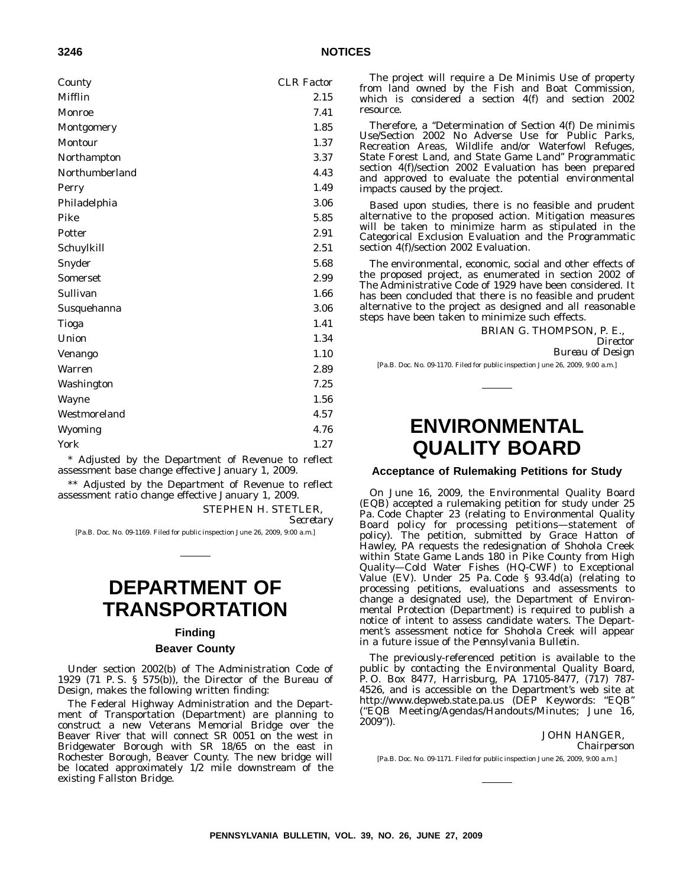| County | CLR Factor |
| --- | --- |
| Mifflin | 2.15 |
| Monroe | 7.41 |
| Montgomery | 1.85 |
| Montour | 1.37 |
| Northampton | 3.37 |
| Northumberland | 4.43 |
| Perry | 1.49 |
| Philadelphia | 3.06 |
| Pike | 5.85 |
| Potter | 2.91 |
| Schuylkill | 2.51 |
| Snyder | 5.68 |
| Somerset | 2.99 |
| Sullivan | 1.66 |
| Susquehanna | 3.06 |
| Tioga | 1.41 |
| Union | 1.34 |
| Venango | 1.10 |
| Warren | 2.89 |
| Washington | 7.25 |
| Wayne | 1.56 |
| Westmoreland | 4.57 |
| Wyoming | 4.76 |
| York | 1.27 |

* Adjusted by the Department of Revenue to reflect assessment base change effective January 1, 2009.

** Adjusted by the Department of Revenue to reflect assessment ratio change effective January 1, 2009.

STEPHEN H. STETLER,
*Secretary*

[Pa.B. Doc. No. 09-1169. Filed for public inspection June 26, 2009, 9:00 a.m.]

# DEPARTMENT OF TRANSPORTATION

## Finding

### Beaver County

Under section 2002(b) of The Administration Code of 1929 (71 P. S. § 575(b)), the Director of the Bureau of Design, makes the following written finding:

The Federal Highway Administration and the Department of Transportation (Department) are planning to construct a new Veterans Memorial Bridge over the Beaver River that will connect SR 0051 on the west in Bridgewater Borough with SR 18/65 on the east in Rochester Borough, Beaver County. The new bridge will be located approximately 1/2 mile downstream of the existing Fallston Bridge.

The project will require a De Minimis Use of property from land owned by the Fish and Boat Commission, which is considered a section 4(f) and section 2002 resource.

Therefore, a "Determination of Section 4(f) De minimis Use/Section 2002 No Adverse Use for Public Parks, Recreation Areas, Wildlife and/or Waterfowl Refuges, State Forest Land, and State Game Land" Programmatic section 4(f)/section 2002 Evaluation has been prepared and approved to evaluate the potential environmental impacts caused by the project.

Based upon studies, there is no feasible and prudent alternative to the proposed action. Mitigation measures will be taken to minimize harm as stipulated in the Categorical Exclusion Evaluation and the Programmatic section 4(f)/section 2002 Evaluation.

The environmental, economic, social and other effects of the proposed project, as enumerated in section 2002 of The Administrative Code of 1929 have been considered. It has been concluded that there is no feasible and prudent alternative to the project as designed and all reasonable steps have been taken to minimize such effects.

BRIAN G. THOMPSON, P. E.,
*Director*
*Bureau of Design*

[Pa.B. Doc. No. 09-1170. Filed for public inspection June 26, 2009, 9:00 a.m.]

# ENVIRONMENTAL QUALITY BOARD

## Acceptance of Rulemaking Petitions for Study

On June 16, 2009, the Environmental Quality Board (EQB) accepted a rulemaking petition for study under 25 Pa. Code Chapter 23 (relating to Environmental Quality Board policy for processing petitions—statement of policy). The petition, submitted by Grace Hatton of Hawley, PA requests the redesignation of Shohola Creek within State Game Lands 180 in Pike County from High Quality—Cold Water Fishes (HQ-CWF) to Exceptional Value (EV). Under 25 Pa. Code § 93.4d(a) (relating to processing petitions, evaluations and assessments to change a designated use), the Department of Environmental Protection (Department) is required to publish a notice of intent to assess candidate waters. The Department's assessment notice for Shohola Creek will appear in a future issue of the *Pennsylvania Bulletin*.

The previously-referenced petition is available to the public by contacting the Environmental Quality Board, P. O. Box 8477, Harrisburg, PA 17105-8477, (717) 787-4526, and is accessible on the Department's web site at http://www.depweb.state.pa.us (DEP Keywords: "EQB" ("EQB Meeting/Agendas/Handouts/Minutes; June 16, 2009")).

JOHN HANGER,
*Chairperson*

[Pa.B. Doc. No. 09-1171. Filed for public inspection June 26, 2009, 9:00 a.m.]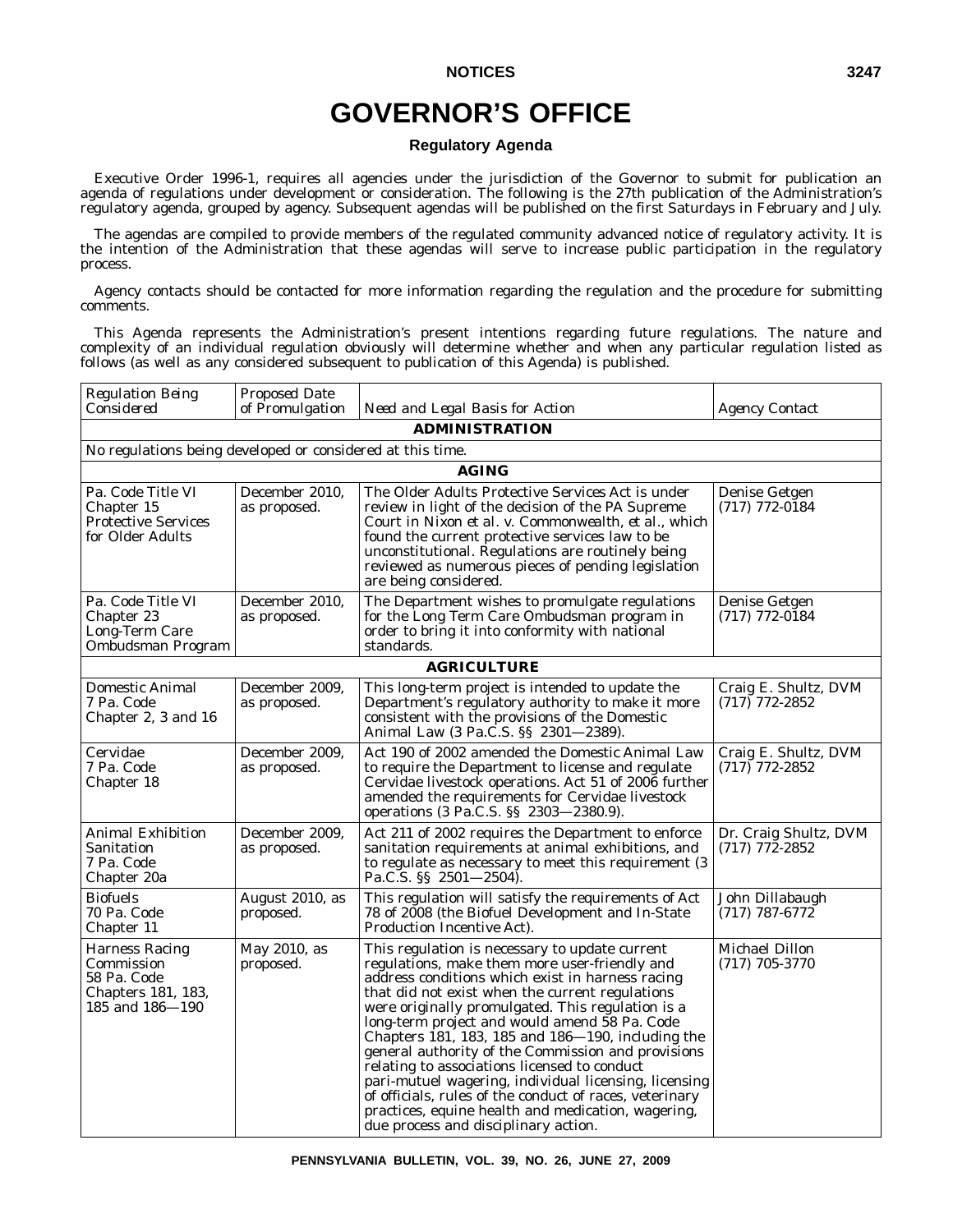# GOVERNOR'S OFFICE

## Regulatory Agenda

Executive Order 1996-1, requires all agencies under the jurisdiction of the Governor to submit for publication an agenda of regulations under development or consideration. The following is the 27th publication of the Administration's regulatory agenda, grouped by agency. Subsequent agendas will be published on the first Saturdays in February and July.

The agendas are compiled to provide members of the regulated community advanced notice of regulatory activity. It is the intention of the Administration that these agendas will serve to increase public participation in the regulatory process.

Agency contacts should be contacted for more information regarding the regulation and the procedure for submitting comments.

This Agenda represents the Administration's present intentions regarding future regulations. The nature and complexity of an individual regulation obviously will determine whether and when any particular regulation listed as follows (as well as any considered subsequent to publication of this Agenda) is published.

| *Regulation Being Considered* | *Proposed Date of Promulgation* | *Need and Legal Basis for Action* | *Agency Contact* |
|---|---|---|---|
| **ADMINISTRATION** | | | |
| No regulations being developed or considered at this time. | | | |
| **AGING** | | | |
| Pa. Code Title VI Chapter 15 Protective Services for Older Adults | December 2010, as proposed. | The Older Adults Protective Services Act is under review in light of the decision of the PA Supreme Court in Nixon et al. v. Commonwealth, et al., which found the current protective services law to be unconstitutional. Regulations are routinely being reviewed as numerous pieces of pending legislation are being considered. | Denise Getgen (717) 772-0184 |
| Pa. Code Title VI Chapter 23 Long-Term Care Ombudsman Program | December 2010, as proposed. | The Department wishes to promulgate regulations for the Long Term Care Ombudsman program in order to bring it into conformity with national standards. | Denise Getgen (717) 772-0184 |
| **AGRICULTURE** | | | |
| Domestic Animal 7 Pa. Code Chapter 2, 3 and 16 | December 2009, as proposed. | This long-term project is intended to update the Department's regulatory authority to make it more consistent with the provisions of the Domestic Animal Law (3 Pa.C.S. §§ 2301—2389). | Craig E. Shultz, DVM (717) 772-2852 |
| Cervidae 7 Pa. Code Chapter 18 | December 2009, as proposed. | Act 190 of 2002 amended the Domestic Animal Law to require the Department to license and regulate Cervidae livestock operations. Act 51 of 2006 further amended the requirements for Cervidae livestock operations (3 Pa.C.S. §§ 2303—2380.9). | Craig E. Shultz, DVM (717) 772-2852 |
| Animal Exhibition Sanitation 7 Pa. Code Chapter 20a | December 2009, as proposed. | Act 211 of 2002 requires the Department to enforce sanitation requirements at animal exhibitions, and to regulate as necessary to meet this requirement (3 Pa.C.S. §§ 2501—2504). | Dr. Craig Shultz, DVM (717) 772-2852 |
| Biofuels 70 Pa. Code Chapter 11 | August 2010, as proposed. | This regulation will satisfy the requirements of Act 78 of 2008 (the Biofuel Development and In-State Production Incentive Act). | John Dillabaugh (717) 787-6772 |
| Harness Racing Commission 58 Pa. Code Chapters 181, 183, 185 and 186—190 | May 2010, as proposed. | This regulation is necessary to update current regulations, make them more user-friendly and address conditions which exist in harness racing that did not exist when the current regulations were originally promulgated. This regulation is a long-term project and would amend 58 Pa. Code Chapters 181, 183, 185 and 186—190, including the general authority of the Commission and provisions relating to associations licensed to conduct pari-mutuel wagering, individual licensing, licensing of officials, rules of the conduct of races, veterinary practices, equine health and medication, wagering, due process and disciplinary action. | Michael Dillon (717) 705-3770 |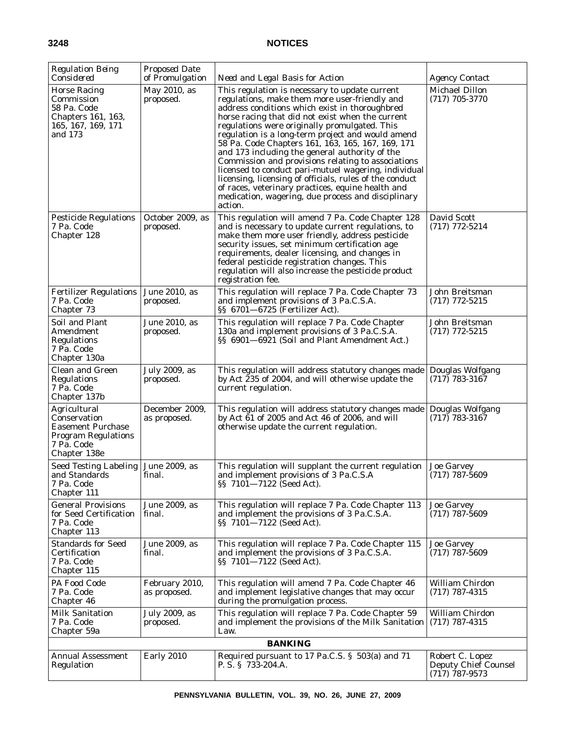| Regulation Being Considered | Proposed Date of Promulgation | Need and Legal Basis for Action | Agency Contact |
|---|---|---|---|
| Horse Racing Commission 58 Pa. Code Chapters 161, 163, 165, 167, 169, 171 and 173 | May 2010, as proposed. | This regulation is necessary to update current regulations, make them more user-friendly and address conditions which exist in thoroughbred horse racing that did not exist when the current regulations were originally promulgated. This regulation is a long-term project and would amend 58 Pa. Code Chapters 161, 163, 165, 167, 169, 171 and 173 including the general authority of the Commission and provisions relating to associations licensed to conduct pari-mutuel wagering, individual licensing, licensing of officials, rules of the conduct of races, veterinary practices, equine health and medication, wagering, due process and disciplinary action. | Michael Dillon (717) 705-3770 |
| Pesticide Regulations 7 Pa. Code Chapter 128 | October 2009, as proposed. | This regulation will amend 7 Pa. Code Chapter 128 and is necessary to update current regulations, to make them more user friendly, address pesticide security issues, set minimum certification age requirements, dealer licensing, and changes in federal pesticide registration changes. This regulation will also increase the pesticide product registration fee. | David Scott (717) 772-5214 |
| Fertilizer Regulations 7 Pa. Code Chapter 73 | June 2010, as proposed. | This regulation will replace 7 Pa. Code Chapter 73 and implement provisions of 3 Pa.C.S.A. §§ 6701—6725 (Fertilizer Act). | John Breitsman (717) 772-5215 |
| Soil and Plant Amendment Regulations 7 Pa. Code Chapter 130a | June 2010, as proposed. | This regulation will replace 7 Pa. Code Chapter 130a and implement provisions of 3 Pa.C.S.A. §§ 6901—6921 (Soil and Plant Amendment Act.) | John Breitsman (717) 772-5215 |
| Clean and Green Regulations 7 Pa. Code Chapter 137b | July 2009, as proposed. | This regulation will address statutory changes made by Act 235 of 2004, and will otherwise update the current regulation. | Douglas Wolfgang (717) 783-3167 |
| Agricultural Conservation Easement Purchase Program Regulations 7 Pa. Code Chapter 138e | December 2009, as proposed. | This regulation will address statutory changes made by Act 61 of 2005 and Act 46 of 2006, and will otherwise update the current regulation. | Douglas Wolfgang (717) 783-3167 |
| Seed Testing Labeling and Standards 7 Pa. Code Chapter 111 | June 2009, as final. | This regulation will supplant the current regulation and implement provisions of 3 Pa.C.S.A §§ 7101—7122 (Seed Act). | Joe Garvey (717) 787-5609 |
| General Provisions for Seed Certification 7 Pa. Code Chapter 113 | June 2009, as final. | This regulation will replace 7 Pa. Code Chapter 113 and implement the provisions of 3 Pa.C.S.A. §§ 7101—7122 (Seed Act). | Joe Garvey (717) 787-5609 |
| Standards for Seed Certification 7 Pa. Code Chapter 115 | June 2009, as final. | This regulation will replace 7 Pa. Code Chapter 115 and implement the provisions of 3 Pa.C.S.A. §§ 7101—7122 (Seed Act). | Joe Garvey (717) 787-5609 |
| PA Food Code 7 Pa. Code Chapter 46 | February 2010, as proposed. | This regulation will amend 7 Pa. Code Chapter 46 and implement legislative changes that may occur during the promulgation process. | William Chirdon (717) 787-4315 |
| Milk Sanitation 7 Pa. Code Chapter 59a | July 2009, as proposed. | This regulation will replace 7 Pa. Code Chapter 59 and implement the provisions of the Milk Sanitation Law. | William Chirdon (717) 787-4315 |
| **BANKING** | | | |
| Annual Assessment Regulation | Early 2010 | Required pursuant to 17 Pa.C.S. § 503(a) and 71 P. S. § 733-204.A. | Robert C. Lopez Deputy Chief Counsel (717) 787-9573 |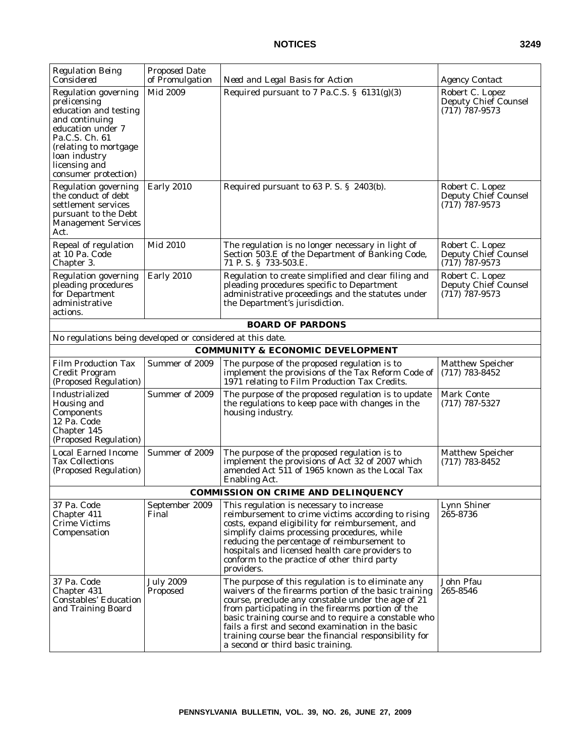| Regulation Being Considered | Proposed Date of Promulgation | Need and Legal Basis for Action | Agency Contact |
|---|---|---|---|
| Regulation governing prelicensing education and testing and continuing education under 7 Pa.C.S. Ch. 61 (relating to mortgage loan industry licensing and consumer protection) | Mid 2009 | Required pursuant to 7 Pa.C.S. § 6131(g)(3) | Robert C. Lopez Deputy Chief Counsel (717) 787-9573 |
| Regulation governing the conduct of debt settlement services pursuant to the Debt Management Services Act. | Early 2010 | Required pursuant to 63 P. S. § 2403(b). | Robert C. Lopez Deputy Chief Counsel (717) 787-9573 |
| Repeal of regulation at 10 Pa. Code Chapter 3. | Mid 2010 | The regulation is no longer necessary in light of Section 503.E of the Department of Banking Code, 71 P. S. § 733-503.E. | Robert C. Lopez Deputy Chief Counsel (717) 787-9573 |
| Regulation governing pleading procedures for Department administrative actions. | Early 2010 | Regulation to create simplified and clear filing and pleading procedures specific to Department administrative proceedings and the statutes under the Department's jurisdiction. | Robert C. Lopez Deputy Chief Counsel (717) 787-9573 |
| **BOARD OF PARDONS** | | | |
| No regulations being developed or considered at this date. | | | |
| **COMMUNITY & ECONOMIC DEVELOPMENT** | | | |
| Film Production Tax Credit Program (Proposed Regulation) | Summer of 2009 | The purpose of the proposed regulation is to implement the provisions of the Tax Reform Code of 1971 relating to Film Production Tax Credits. | Matthew Speicher (717) 783-8452 |
| Industrialized Housing and Components 12 Pa. Code Chapter 145 (Proposed Regulation) | Summer of 2009 | The purpose of the proposed regulation is to update the regulations to keep pace with changes in the housing industry. | Mark Conte (717) 787-5327 |
| Local Earned Income Tax Collections (Proposed Regulation) | Summer of 2009 | The purpose of the proposed regulation is to implement the provisions of Act 32 of 2007 which amended Act 511 of 1965 known as the Local Tax Enabling Act. | Matthew Speicher (717) 783-8452 |
| **COMMISSION ON CRIME AND DELINQUENCY** | | | |
| 37 Pa. Code Chapter 411 Crime Victims Compensation | September 2009 Final | This regulation is necessary to increase reimbursement to crime victims according to rising costs, expand eligibility for reimbursement, and simplify claims processing procedures, while reducing the percentage of reimbursement to hospitals and licensed health care providers to conform to the practice of other third party providers. | Lynn Shiner 265-8736 |
| 37 Pa. Code Chapter 431 Constables' Education and Training Board | July 2009 Proposed | The purpose of this regulation is to eliminate any waivers of the firearms portion of the basic training course, preclude any constable under the age of 21 from participating in the firearms portion of the basic training course and to require a constable who fails a first and second examination in the basic training course bear the financial responsibility for a second or third basic training. | John Pfau 265-8546 |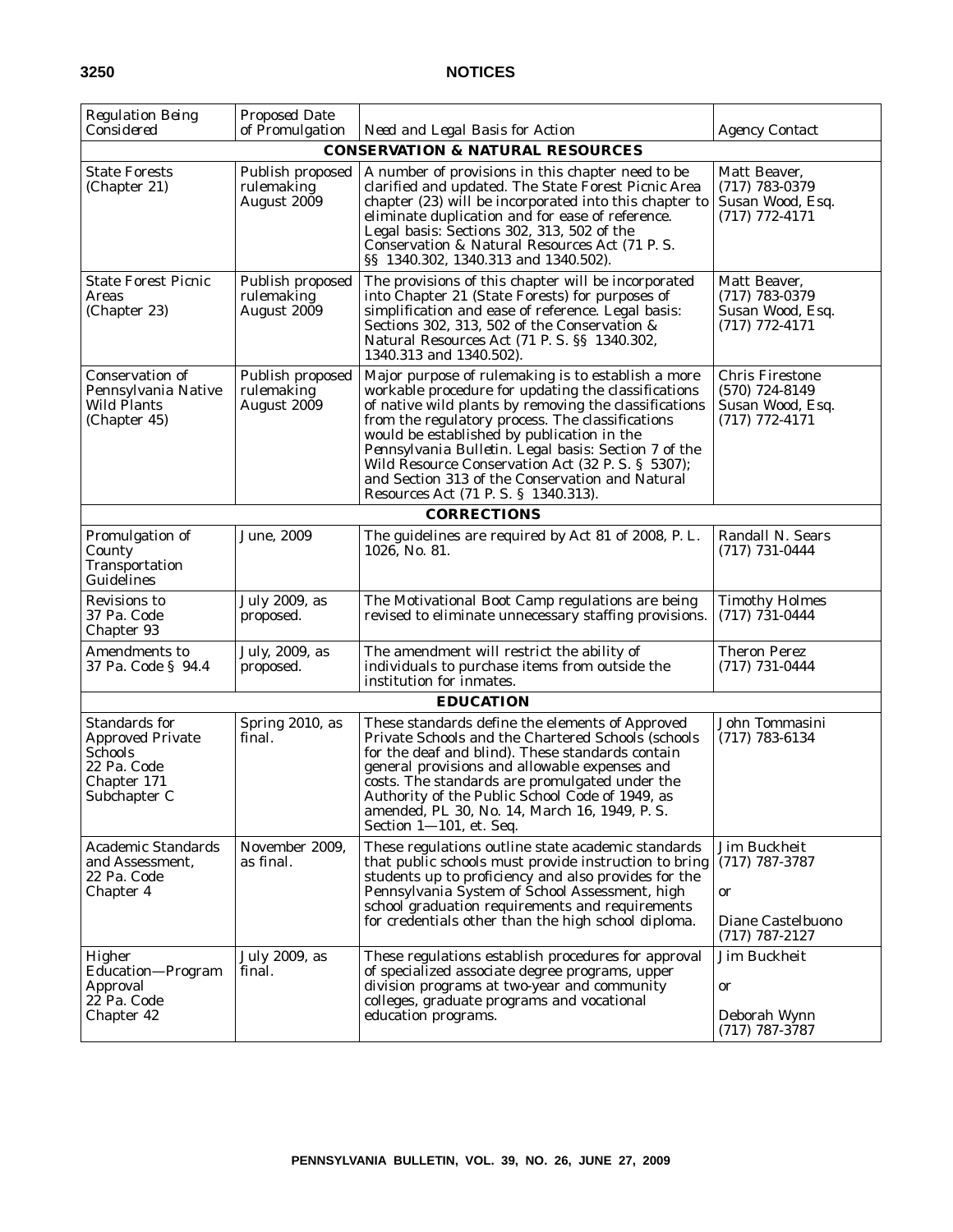| *Regulation Being Considered* | *Proposed Date of Promulgation* | *Need and Legal Basis for Action* | *Agency Contact* |
|---|---|---|---|
| **CONSERVATION & NATURAL RESOURCES** | | | |
| State Forests (Chapter 21) | Publish proposed rulemaking August 2009 | A number of provisions in this chapter need to be clarified and updated. The State Forest Picnic Area chapter (23) will be incorporated into this chapter to eliminate duplication and for ease of reference. Legal basis: Sections 302, 313, 502 of the Conservation & Natural Resources Act (71 P. S. §§ 1340.302, 1340.313 and 1340.502). | Matt Beaver, (717) 783-0379 Susan Wood, Esq. (717) 772-4171 |
| State Forest Picnic Areas (Chapter 23) | Publish proposed rulemaking August 2009 | The provisions of this chapter will be incorporated into Chapter 21 (State Forests) for purposes of simplification and ease of reference. Legal basis: Sections 302, 313, 502 of the Conservation & Natural Resources Act (71 P. S. §§ 1340.302, 1340.313 and 1340.502). | Matt Beaver, (717) 783-0379 Susan Wood, Esq. (717) 772-4171 |
| Conservation of Pennsylvania Native Wild Plants (Chapter 45) | Publish proposed rulemaking August 2009 | Major purpose of rulemaking is to establish a more workable procedure for updating the classifications of native wild plants by removing the classifications from the regulatory process. The classifications would be established by publication in the *Pennsylvania Bulletin*. Legal basis: Section 7 of the Wild Resource Conservation Act (32 P. S. § 5307); and Section 313 of the Conservation and Natural Resources Act (71 P. S. § 1340.313). | Chris Firestone (570) 724-8149 Susan Wood, Esq. (717) 772-4171 |
| **CORRECTIONS** | | | |
| Promulgation of County Transportation Guidelines | June, 2009 | The guidelines are required by Act 81 of 2008, P. L. 1026, No. 81. | Randall N. Sears (717) 731-0444 |
| Revisions to 37 Pa. Code Chapter 93 | July 2009, as proposed. | The Motivational Boot Camp regulations are being revised to eliminate unnecessary staffing provisions. | Timothy Holmes (717) 731-0444 |
| Amendments to 37 Pa. Code § 94.4 | July, 2009, as proposed. | The amendment will restrict the ability of individuals to purchase items from outside the institution for inmates. | Theron Perez (717) 731-0444 |
| **EDUCATION** | | | |
| Standards for Approved Private Schools 22 Pa. Code Chapter 171 Subchapter C | Spring 2010, as final. | These standards define the elements of Approved Private Schools and the Chartered Schools (schools for the deaf and blind). These standards contain general provisions and allowable expenses and costs. The standards are promulgated under the Authority of the Public School Code of 1949, as amended, PL 30, No. 14, March 16, 1949, P. S. Section 1—101, et. Seq. | John Tommasini (717) 783-6134 |
| Academic Standards and Assessment, 22 Pa. Code Chapter 4 | November 2009, as final. | These regulations outline state academic standards that public schools must provide instruction to bring students up to proficiency and also provides for the Pennsylvania System of School Assessment, high school graduation requirements and requirements for credentials other than the high school diploma. | Jim Buckheit (717) 787-3787 or Diane Castelbuono (717) 787-2127 |
| Higher Education—Program Approval 22 Pa. Code Chapter 42 | July 2009, as final. | These regulations establish procedures for approval of specialized associate degree programs, upper division programs at two-year and community colleges, graduate programs and vocational education programs. | Jim Buckheit or Deborah Wynn (717) 787-3787 |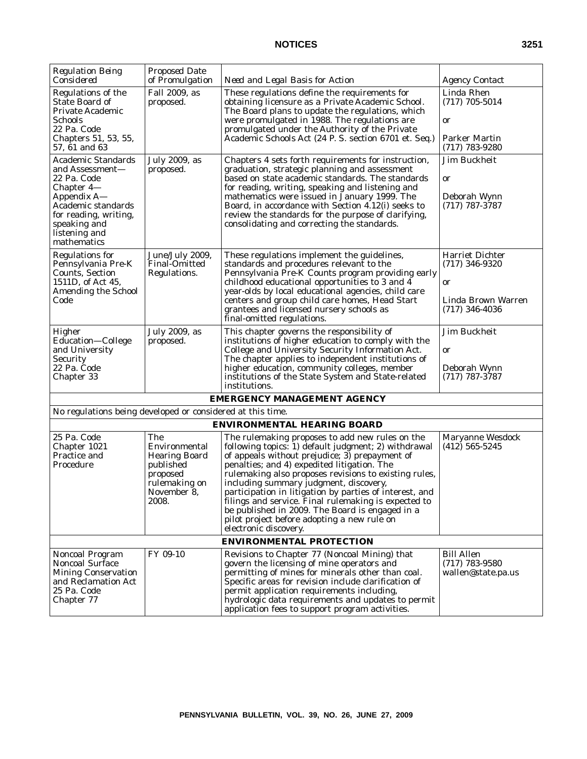| *Regulation Being Considered* | *Proposed Date of Promulgation* | *Need and Legal Basis for Action* | *Agency Contact* |
|---|---|---|---|
| Regulations of the State Board of Private Academic Schools 22 Pa. Code Chapters 51, 53, 55, 57, 61 and 63 | Fall 2009, as proposed. | These regulations define the requirements for obtaining licensure as a Private Academic School. The Board plans to update the regulations, which were promulgated in 1988. The regulations are promulgated under the Authority of the Private Academic Schools Act (24 P. S. section 6701 et. Seq.) | Linda Rhen (717) 705-5014 or Parker Martin (717) 783-9280 |
| Academic Standards and Assessment— 22 Pa. Code Chapter 4— Appendix A— Academic standards for reading, writing, speaking and listening and mathematics | July 2009, as proposed. | Chapters 4 sets forth requirements for instruction, graduation, strategic planning and assessment based on state academic standards. The standards for reading, writing, speaking and listening and mathematics were issued in January 1999. The Board, in accordance with Section 4.12(i) seeks to review the standards for the purpose of clarifying, consolidating and correcting the standards. | Jim Buckheit or Deborah Wynn (717) 787-3787 |
| Regulations for Pennsylvania Pre-K Counts, Section 1511D, of Act 45, Amending the School Code | June/July 2009, Final-Omitted Regulations. | These regulations implement the guidelines, standards and procedures relevant to the Pennsylvania Pre-K Counts program providing early childhood educational opportunities to 3 and 4 year-olds by local educational agencies, child care centers and group child care homes, Head Start grantees and licensed nursery schools as final-omitted regulations. | Harriet Dichter (717) 346-9320 or Linda Brown Warren (717) 346-4036 |
| Higher Education—College and University Security 22 Pa. Code Chapter 33 | July 2009, as proposed. | This chapter governs the responsibility of institutions of higher education to comply with the College and University Security Information Act. The chapter applies to independent institutions of higher education, community colleges, member institutions of the State System and State-related institutions. | Jim Buckheit or Deborah Wynn (717) 787-3787 |
| **EMERGENCY MANAGEMENT AGENCY** | | | |
| No regulations being developed or considered at this time. | | | |
| **ENVIRONMENTAL HEARING BOARD** | | | |
| 25 Pa. Code Chapter 1021 Practice and Procedure | The Environmental Hearing Board published proposed rulemaking on November 8, 2008. | The rulemaking proposes to add new rules on the following topics: 1) default judgment; 2) withdrawal of appeals without prejudice; 3) prepayment of penalties; and 4) expedited litigation. The rulemaking also proposes revisions to existing rules, including summary judgment, discovery, participation in litigation by parties of interest, and filings and service. Final rulemaking is expected to be published in 2009. The Board is engaged in a pilot project before adopting a new rule on electronic discovery. | Maryanne Wesdock (412) 565-5245 |
| **ENVIRONMENTAL PROTECTION** | | | |
| Noncoal Program Noncoal Surface Mining Conservation and Reclamation Act 25 Pa. Code Chapter 77 | FY 09-10 | Revisions to Chapter 77 (Noncoal Mining) that govern the licensing of mine operators and permitting of mines for minerals other than coal. Specific areas for revision include clarification of permit application requirements including, hydrologic data requirements and updates to permit application fees to support program activities. | Bill Allen (717) 783-9580 wallen@state.pa.us |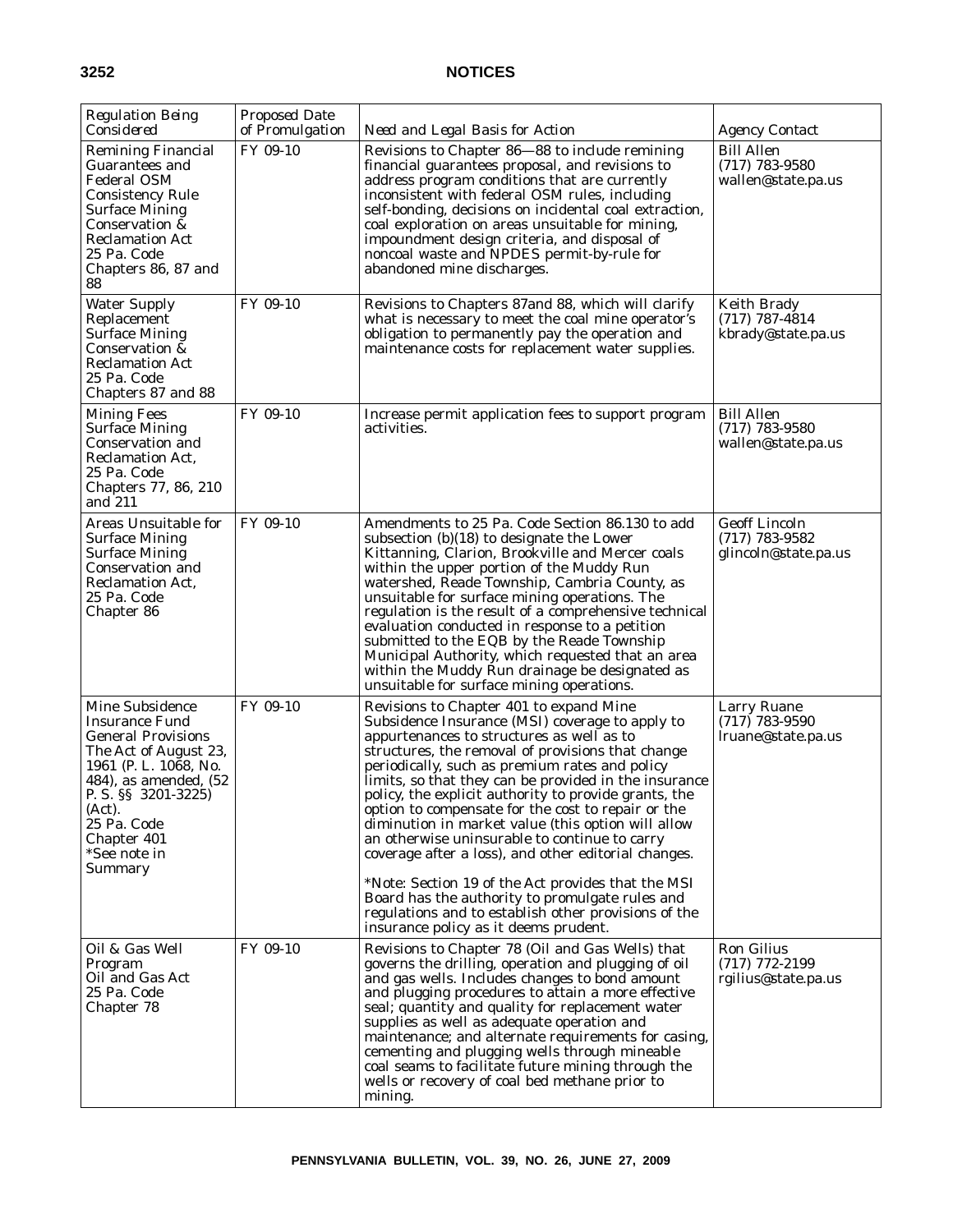| Regulation Being Considered | Proposed Date of Promulgation | Need and Legal Basis for Action | Agency Contact |
|---|---|---|---|
| Remining Financial Guarantees and Federal OSM Consistency Rule Surface Mining Conservation & Reclamation Act 25 Pa. Code Chapters 86, 87 and 88 | FY 09-10 | Revisions to Chapter 86—88 to include remining financial guarantees proposal, and revisions to address program conditions that are currently inconsistent with federal OSM rules, including self-bonding, decisions on incidental coal extraction, coal exploration on areas unsuitable for mining, impoundment design criteria, and disposal of noncoal waste and NPDES permit-by-rule for abandoned mine discharges. | Bill Allen (717) 783-9580 wallen@state.pa.us |
| Water Supply Replacement Surface Mining Conservation & Reclamation Act 25 Pa. Code Chapters 87 and 88 | FY 09-10 | Revisions to Chapters 87and 88, which will clarify what is necessary to meet the coal mine operator's obligation to permanently pay the operation and maintenance costs for replacement water supplies. | Keith Brady (717) 787-4814 kbrady@state.pa.us |
| Mining Fees Surface Mining Conservation and Reclamation Act, 25 Pa. Code Chapters 77, 86, 210 and 211 | FY 09-10 | Increase permit application fees to support program activities. | Bill Allen (717) 783-9580 wallen@state.pa.us |
| Areas Unsuitable for Surface Mining Surface Mining Conservation and Reclamation Act, 25 Pa. Code Chapter 86 | FY 09-10 | Amendments to 25 Pa. Code Section 86.130 to add subsection (b)(18) to designate the Lower Kittanning, Clarion, Brookville and Mercer coals within the upper portion of the Muddy Run watershed, Reade Township, Cambria County, as unsuitable for surface mining operations. The regulation is the result of a comprehensive technical evaluation conducted in response to a petition submitted to the EQB by the Reade Township Municipal Authority, which requested that an area within the Muddy Run drainage be designated as unsuitable for surface mining operations. | Geoff Lincoln (717) 783-9582 glincoln@state.pa.us |
| Mine Subsidence Insurance Fund General Provisions The Act of August 23, 1961 (P. L. 1068, No. 484), as amended, (52 P. S. §§ 3201-3225) (Act). 25 Pa. Code Chapter 401 *See note in Summary | FY 09-10 | Revisions to Chapter 401 to expand Mine Subsidence Insurance (MSI) coverage to apply to appurtenances to structures as well as to structures, the removal of provisions that change periodically, such as premium rates and policy limits, so that they can be provided in the insurance policy, the explicit authority to provide grants, the option to compensate for the cost to repair or the diminution in market value (this option will allow an otherwise uninsurable to continue to carry coverage after a loss), and other editorial changes.<br><br>*Note: Section 19 of the Act provides that the MSI Board has the authority to promulgate rules and regulations and to establish other provisions of the insurance policy as it deems prudent. | Larry Ruane (717) 783-9590 lruane@state.pa.us |
| Oil & Gas Well Program Oil and Gas Act 25 Pa. Code Chapter 78 | FY 09-10 | Revisions to Chapter 78 (Oil and Gas Wells) that governs the drilling, operation and plugging of oil and gas wells. Includes changes to bond amount and plugging procedures to attain a more effective seal; quantity and quality for replacement water supplies as well as adequate operation and maintenance; and alternate requirements for casing, cementing and plugging wells through mineable coal seams to facilitate future mining through the wells or recovery of coal bed methane prior to mining. | Ron Gilius (717) 772-2199 rgilius@state.pa.us |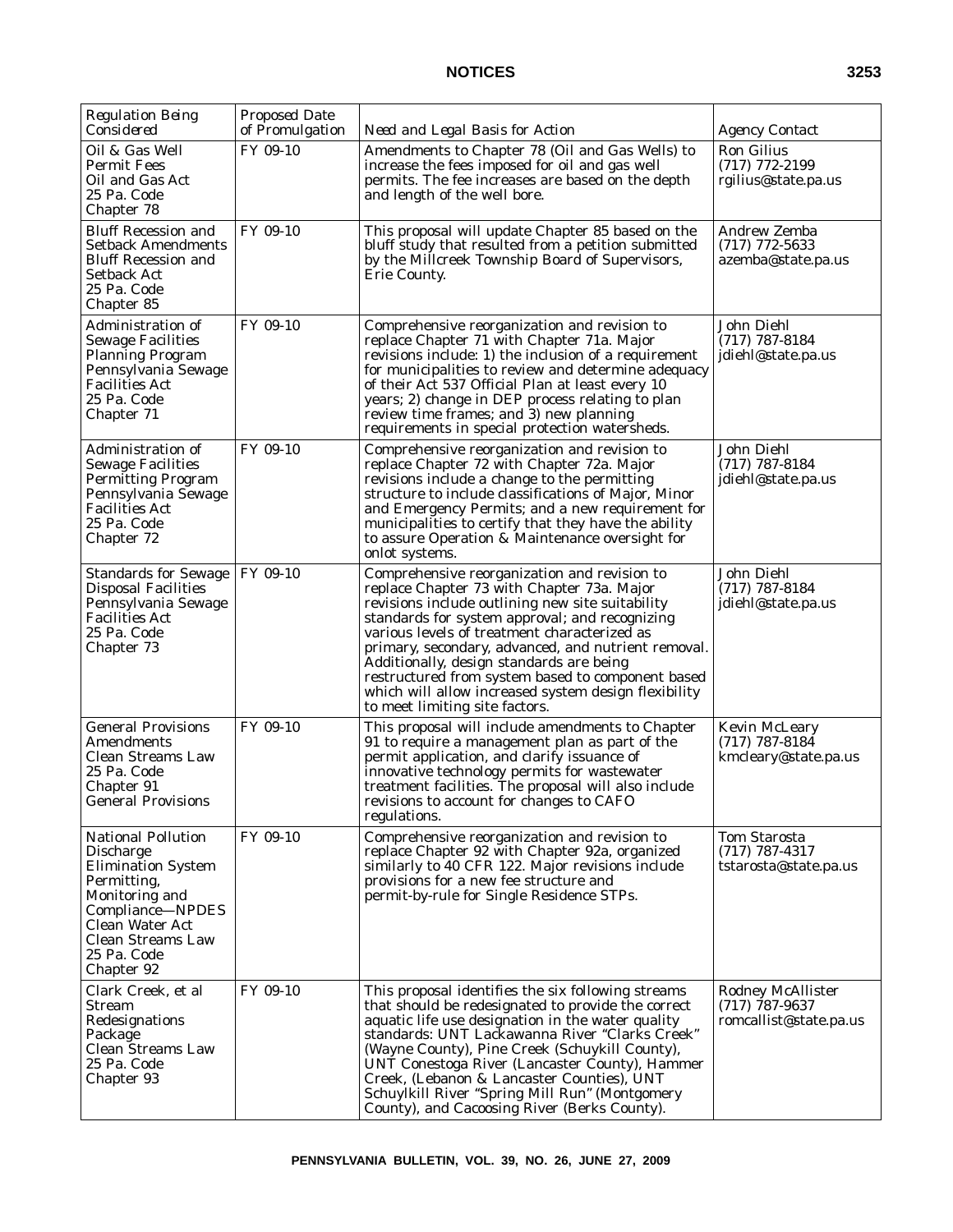| *Regulation Being Considered* | *Proposed Date of Promulgation* | *Need and Legal Basis for Action* | *Agency Contact* |
|---|---|---|---|
| Oil & Gas Well Permit Fees Oil and Gas Act 25 Pa. Code Chapter 78 | FY 09-10 | Amendments to Chapter 78 (Oil and Gas Wells) to increase the fees imposed for oil and gas well permits. The fee increases are based on the depth and length of the well bore. | Ron Gilius (717) 772-2199 rgilius@state.pa.us |
| Bluff Recession and Setback Amendments Bluff Recession and Setback Act 25 Pa. Code Chapter 85 | FY 09-10 | This proposal will update Chapter 85 based on the bluff study that resulted from a petition submitted by the Millcreek Township Board of Supervisors, Erie County. | Andrew Zemba (717) 772-5633 azemba@state.pa.us |
| Administration of Sewage Facilities Planning Program Pennsylvania Sewage Facilities Act 25 Pa. Code Chapter 71 | FY 09-10 | Comprehensive reorganization and revision to replace Chapter 71 with Chapter 71a. Major revisions include: 1) the inclusion of a requirement for municipalities to review and determine adequacy of their Act 537 Official Plan at least every 10 years; 2) change in DEP process relating to plan review time frames; and 3) new planning requirements in special protection watersheds. | John Diehl (717) 787-8184 jdiehl@state.pa.us |
| Administration of Sewage Facilities Permitting Program Pennsylvania Sewage Facilities Act 25 Pa. Code Chapter 72 | FY 09-10 | Comprehensive reorganization and revision to replace Chapter 72 with Chapter 72a. Major revisions include a change to the permitting structure to include classifications of Major, Minor and Emergency Permits; and a new requirement for municipalities to certify that they have the ability to assure Operation & Maintenance oversight for onlot systems. | John Diehl (717) 787-8184 jdiehl@state.pa.us |
| Standards for Sewage Disposal Facilities Pennsylvania Sewage Facilities Act 25 Pa. Code Chapter 73 | FY 09-10 | Comprehensive reorganization and revision to replace Chapter 73 with Chapter 73a. Major revisions include outlining new site suitability standards for system approval; and recognizing various levels of treatment characterized as primary, secondary, advanced, and nutrient removal. Additionally, design standards are being restructured from system based to component based which will allow increased system design flexibility to meet limiting site factors. | John Diehl (717) 787-8184 jdiehl@state.pa.us |
| General Provisions Amendments Clean Streams Law 25 Pa. Code Chapter 91 General Provisions | FY 09-10 | This proposal will include amendments to Chapter 91 to require a management plan as part of the permit application, and clarify issuance of innovative technology permits for wastewater treatment facilities. The proposal will also include revisions to account for changes to CAFO regulations. | Kevin McLeary (717) 787-8184 kmcleary@state.pa.us |
| National Pollution Discharge Elimination System Permitting, Monitoring and Compliance—NPDES Clean Water Act Clean Streams Law 25 Pa. Code Chapter 92 | FY 09-10 | Comprehensive reorganization and revision to replace Chapter 92 with Chapter 92a, organized similarly to 40 CFR 122. Major revisions include provisions for a new fee structure and permit-by-rule for Single Residence STPs. | Tom Starosta (717) 787-4317 tstarosta@state.pa.us |
| Clark Creek, et al Stream Redesignations Package Clean Streams Law 25 Pa. Code Chapter 93 | FY 09-10 | This proposal identifies the six following streams that should be redesignated to provide the correct aquatic life use designation in the water quality standards: UNT Lackawanna River "Clarks Creek" (Wayne County), Pine Creek (Schuykill County), UNT Conestoga River (Lancaster County), Hammer Creek, (Lebanon & Lancaster Counties), UNT Schuylkill River "Spring Mill Run" (Montgomery County), and Cacoosing River (Berks County). | Rodney McAllister (717) 787-9637 romcallist@state.pa.us |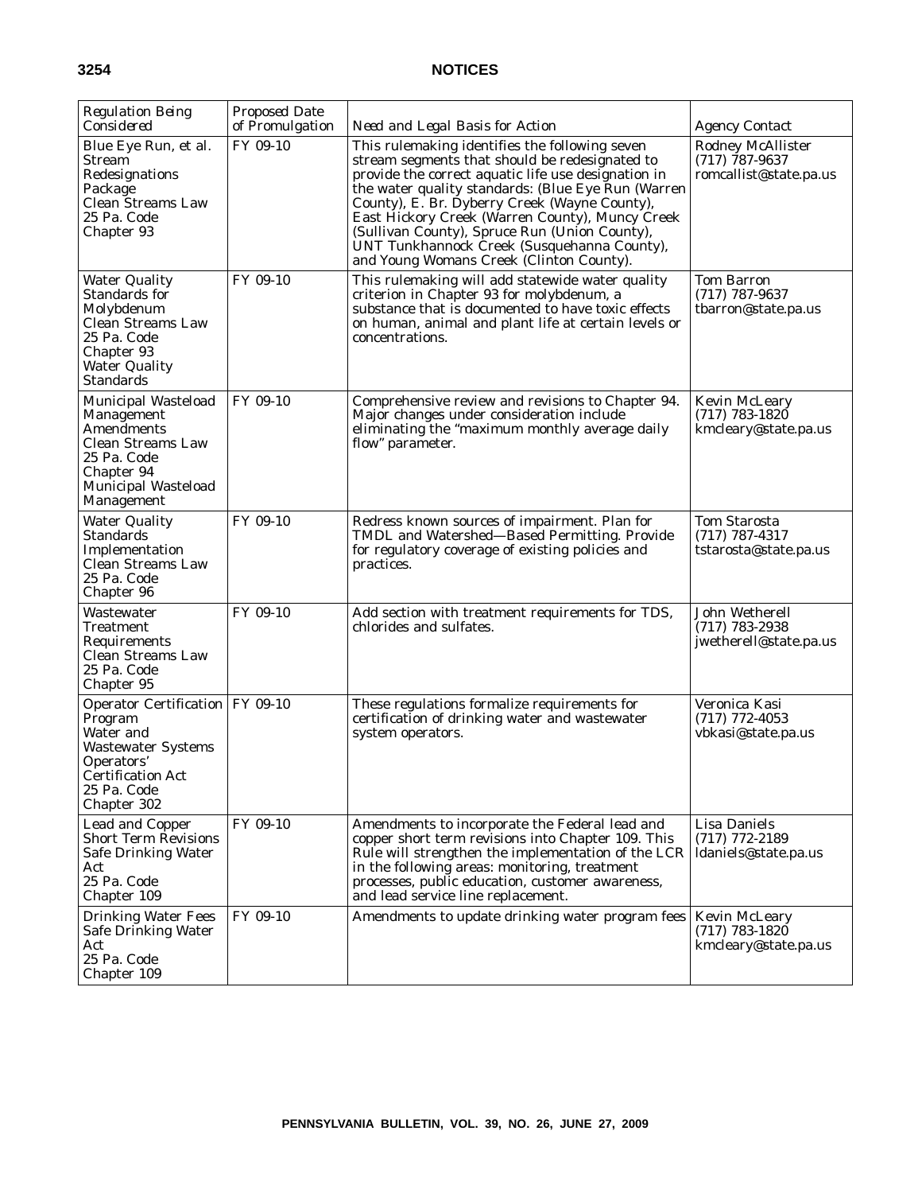| *Regulation Being Considered* | *Proposed Date of Promulgation* | *Need and Legal Basis for Action* | *Agency Contact* |
|---|---|---|---|
| Blue Eye Run, et al. Stream Redesignations Package Clean Streams Law 25 Pa. Code Chapter 93 | FY 09-10 | This rulemaking identifies the following seven stream segments that should be redesignated to provide the correct aquatic life use designation in the water quality standards: (Blue Eye Run (Warren County), E. Br. Dyberry Creek (Wayne County), East Hickory Creek (Warren County), Muncy Creek (Sullivan County), Spruce Run (Union County), UNT Tunkhannock Creek (Susquehanna County), and Young Womans Creek (Clinton County). | Rodney McAllister (717) 787-9637 romcallist@state.pa.us |
| Water Quality Standards for Molybdenum Clean Streams Law 25 Pa. Code Chapter 93 Water Quality Standards | FY 09-10 | This rulemaking will add statewide water quality criterion in Chapter 93 for molybdenum, a substance that is documented to have toxic effects on human, animal and plant life at certain levels or concentrations. | Tom Barron (717) 787-9637 tbarron@state.pa.us |
| Municipal Wasteload Management Amendments Clean Streams Law 25 Pa. Code Chapter 94 Municipal Wasteload Management | FY 09-10 | Comprehensive review and revisions to Chapter 94. Major changes under consideration include eliminating the "maximum monthly average daily flow" parameter. | Kevin McLeary (717) 783-1820 kmcleary@state.pa.us |
| Water Quality Standards Implementation Clean Streams Law 25 Pa. Code Chapter 96 | FY 09-10 | Redress known sources of impairment. Plan for TMDL and Watershed—Based Permitting. Provide for regulatory coverage of existing policies and practices. | Tom Starosta (717) 787-4317 tstarosta@state.pa.us |
| Wastewater Treatment Requirements Clean Streams Law 25 Pa. Code Chapter 95 | FY 09-10 | Add section with treatment requirements for TDS, chlorides and sulfates. | John Wetherell (717) 783-2938 jwetherell@state.pa.us |
| Operator Certification Program Water and Wastewater Systems Operators' Certification Act 25 Pa. Code Chapter 302 | FY 09-10 | These regulations formalize requirements for certification of drinking water and wastewater system operators. | Veronica Kasi (717) 772-4053 vbkasi@state.pa.us |
| Lead and Copper Short Term Revisions Safe Drinking Water Act 25 Pa. Code Chapter 109 | FY 09-10 | Amendments to incorporate the Federal lead and copper short term revisions into Chapter 109. This Rule will strengthen the implementation of the LCR in the following areas: monitoring, treatment processes, public education, customer awareness, and lead service line replacement. | Lisa Daniels (717) 772-2189 ldaniels@state.pa.us |
| Drinking Water Fees Safe Drinking Water Act 25 Pa. Code Chapter 109 | FY 09-10 | Amendments to update drinking water program fees | Kevin McLeary (717) 783-1820 kmcleary@state.pa.us |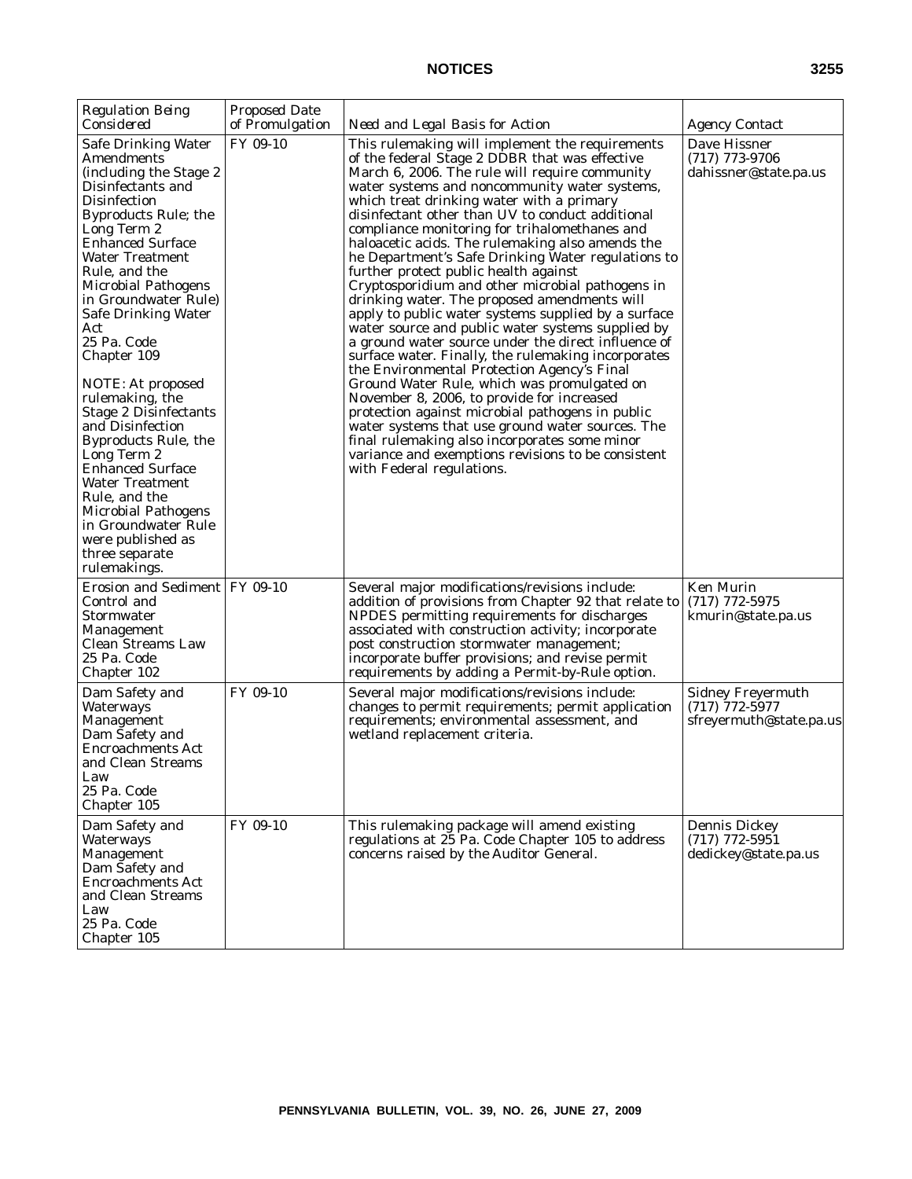| *Regulation Being Considered* | *Proposed Date of Promulgation* | *Need and Legal Basis for Action* | *Agency Contact* |
|---|---|---|---|
| Safe Drinking Water Amendments (including the Stage 2 Disinfectants and Disinfection Byproducts Rule; the Long Term 2 Enhanced Surface Water Treatment Rule, and the Microbial Pathogens in Groundwater Rule) Safe Drinking Water Act 25 Pa. Code Chapter 109<br><br>NOTE: At proposed rulemaking, the Stage 2 Disinfectants and Disinfection Byproducts Rule, the Long Term 2 Enhanced Surface Water Treatment Rule, and the Microbial Pathogens in Groundwater Rule were published as three separate rulemakings. | FY 09-10 | This rulemaking will implement the requirements of the federal Stage 2 DDBR that was effective March 6, 2006. The rule will require community water systems and noncommunity water systems, which treat drinking water with a primary disinfectant other than UV to conduct additional compliance monitoring for trihalomethanes and haloacetic acids. The rulemaking also amends the he Department's Safe Drinking Water regulations to further protect public health against Cryptosporidium and other microbial pathogens in drinking water. The proposed amendments will apply to public water systems supplied by a surface water source and public water systems supplied by a ground water source under the direct influence of surface water. Finally, the rulemaking incorporates the Environmental Protection Agency's Final Ground Water Rule, which was promulgated on November 8, 2006, to provide for increased protection against microbial pathogens in public water systems that use ground water sources. The final rulemaking also incorporates some minor variance and exemptions revisions to be consistent with Federal regulations. | Dave Hissner (717) 773-9706 dahissner@state.pa.us |
| Erosion and Sediment Control and Stormwater Management Clean Streams Law 25 Pa. Code Chapter 102 | FY 09-10 | Several major modifications/revisions include: addition of provisions from Chapter 92 that relate to NPDES permitting requirements for discharges associated with construction activity; incorporate post construction stormwater management; incorporate buffer provisions; and revise permit requirements by adding a Permit-by-Rule option. | Ken Murin (717) 772-5975 kmurin@state.pa.us |
| Dam Safety and Waterways Management Dam Safety and Encroachments Act and Clean Streams Law 25 Pa. Code Chapter 105 | FY 09-10 | Several major modifications/revisions include: changes to permit requirements; permit application requirements; environmental assessment, and wetland replacement criteria. | Sidney Freyermuth (717) 772-5977 sfreyermuth@state.pa.us |
| Dam Safety and Waterways Management Dam Safety and Encroachments Act and Clean Streams Law 25 Pa. Code Chapter 105 | FY 09-10 | This rulemaking package will amend existing regulations at 25 Pa. Code Chapter 105 to address concerns raised by the Auditor General. | Dennis Dickey (717) 772-5951 dedickey@state.pa.us |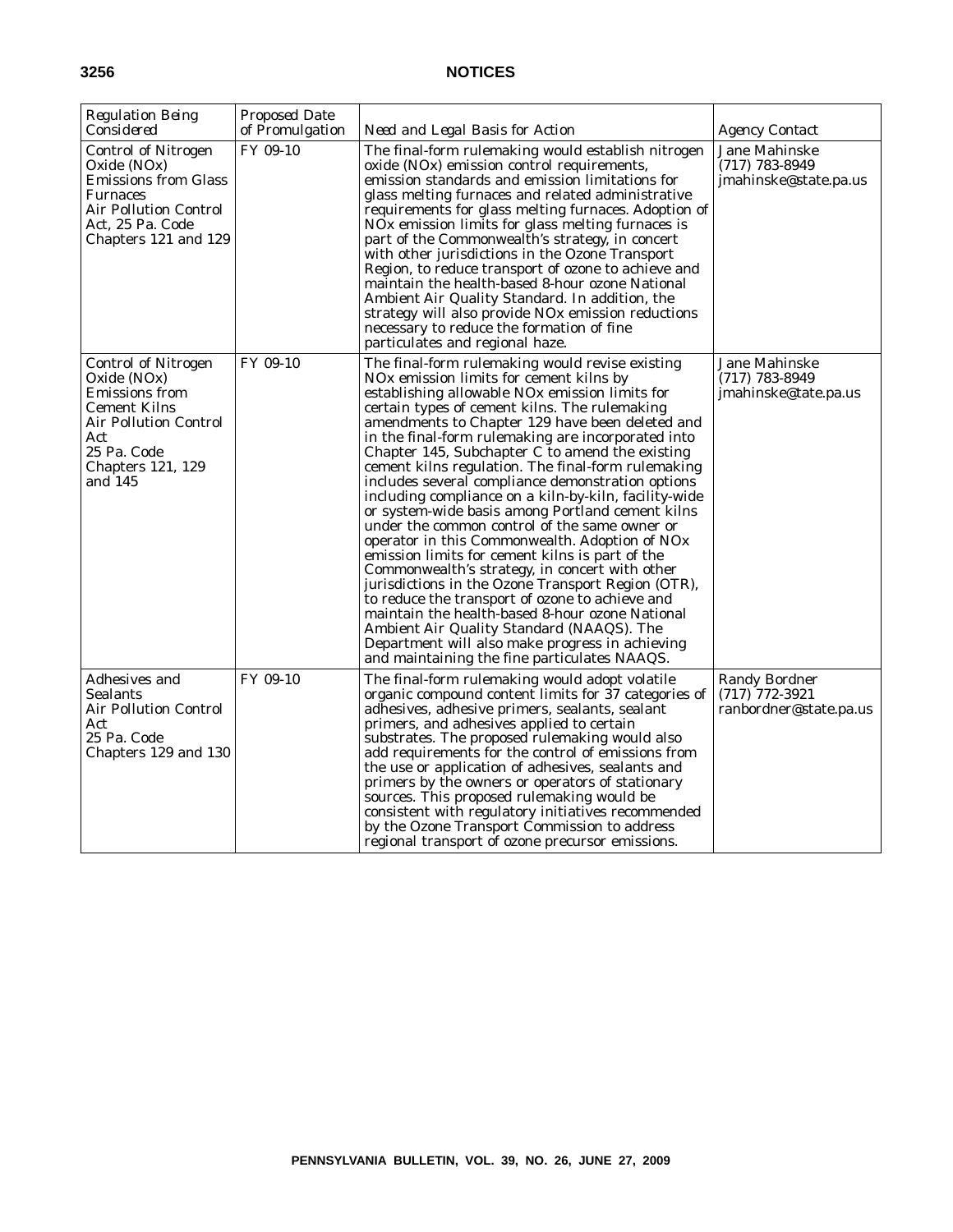| Regulation Being Considered | Proposed Date of Promulgation | Need and Legal Basis for Action | Agency Contact |
|---|---|---|---|
| Control of Nitrogen Oxide (NOx) Emissions from Glass Furnaces Air Pollution Control Act, 25 Pa. Code Chapters 121 and 129 | FY 09-10 | The final-form rulemaking would establish nitrogen oxide (NOx) emission control requirements, emission standards and emission limitations for glass melting furnaces and related administrative requirements for glass melting furnaces. Adoption of NOx emission limits for glass melting furnaces is part of the Commonwealth's strategy, in concert with other jurisdictions in the Ozone Transport Region, to reduce transport of ozone to achieve and maintain the health-based 8-hour ozone National Ambient Air Quality Standard. In addition, the strategy will also provide NOx emission reductions necessary to reduce the formation of fine particulates and regional haze. | Jane Mahinske (717) 783-8949 jmahinske@state.pa.us |
| Control of Nitrogen Oxide (NOx) Emissions from Cement Kilns Air Pollution Control Act 25 Pa. Code Chapters 121, 129 and 145 | FY 09-10 | The final-form rulemaking would revise existing NOx emission limits for cement kilns by establishing allowable NOx emission limits for certain types of cement kilns. The rulemaking amendments to Chapter 129 have been deleted and in the final-form rulemaking are incorporated into Chapter 145, Subchapter C to amend the existing cement kilns regulation. The final-form rulemaking includes several compliance demonstration options including compliance on a kiln-by-kiln, facility-wide or system-wide basis among Portland cement kilns under the common control of the same owner or operator in this Commonwealth. Adoption of NOx emission limits for cement kilns is part of the Commonwealth's strategy, in concert with other jurisdictions in the Ozone Transport Region (OTR), to reduce the transport of ozone to achieve and maintain the health-based 8-hour ozone National Ambient Air Quality Standard (NAAQS). The Department will also make progress in achieving and maintaining the fine particulates NAAQS. | Jane Mahinske (717) 783-8949 jmahinske@tate.pa.us |
| Adhesives and Sealants Air Pollution Control Act 25 Pa. Code Chapters 129 and 130 | FY 09-10 | The final-form rulemaking would adopt volatile organic compound content limits for 37 categories of adhesives, adhesive primers, sealants, sealant primers, and adhesives applied to certain substrates. The proposed rulemaking would also add requirements for the control of emissions from the use or application of adhesives, sealants and primers by the owners or operators of stationary sources. This proposed rulemaking would be consistent with regulatory initiatives recommended by the Ozone Transport Commission to address regional transport of ozone precursor emissions. | Randy Bordner (717) 772-3921 ranbordner@state.pa.us |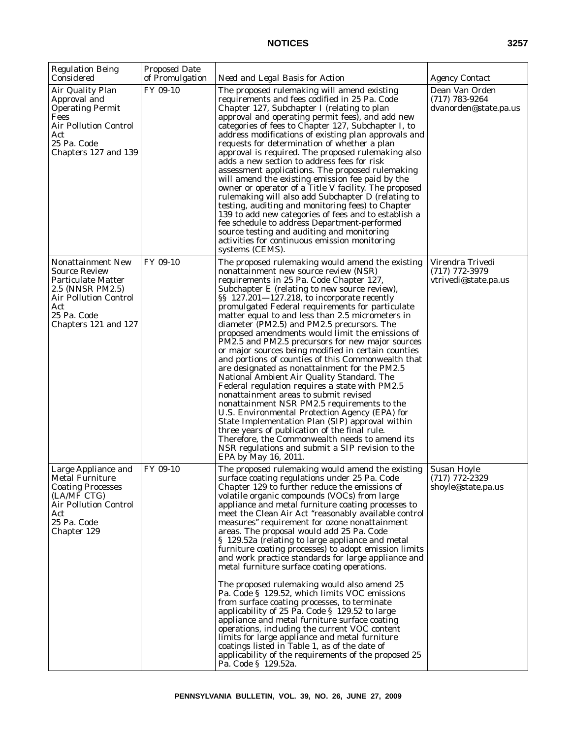| *Regulation Being Considered* | *Proposed Date of Promulgation* | *Need and Legal Basis for Action* | *Agency Contact* |
|---|---|---|---|
| Air Quality Plan Approval and Operating Permit Fees<br>Air Pollution Control Act<br>25 Pa. Code Chapters 127 and 139 | FY 09-10 | The proposed rulemaking will amend existing requirements and fees codified in 25 Pa. Code Chapter 127, Subchapter I (relating to plan approval and operating permit fees), and add new categories of fees to Chapter 127, Subchapter I, to address modifications of existing plan approvals and requests for determination of whether a plan approval is required. The proposed rulemaking also adds a new section to address fees for risk assessment applications. The proposed rulemaking will amend the existing emission fee paid by the owner or operator of a Title V facility. The proposed rulemaking will also add Subchapter D (relating to testing, auditing and monitoring fees) to Chapter 139 to add new categories of fees and to establish a fee schedule to address Department-performed source testing and auditing and monitoring activities for continuous emission monitoring systems (CEMS). | Dean Van Orden<br>(717) 783-9264<br>dvanorden@state.pa.us |
| Nonattainment New Source Review Particulate Matter 2.5 (NNSR PM2.5)<br>Air Pollution Control Act<br>25 Pa. Code Chapters 121 and 127 | FY 09-10 | The proposed rulemaking would amend the existing nonattainment new source review (NSR) requirements in 25 Pa. Code Chapter 127, Subchapter E (relating to new source review), §§ 127.201—127.218, to incorporate recently promulgated Federal requirements for particulate matter equal to and less than 2.5 micrometers in diameter (PM2.5) and PM2.5 precursors. The proposed amendments would limit the emissions of PM2.5 and PM2.5 precursors for new major sources or major sources being modified in certain counties and portions of counties of this Commonwealth that are designated as nonattainment for the PM2.5 National Ambient Air Quality Standard. The Federal regulation requires a state with PM2.5 nonattainment areas to submit revised nonattainment NSR PM2.5 requirements to the U.S. Environmental Protection Agency (EPA) for State Implementation Plan (SIP) approval within three years of publication of the final rule. Therefore, the Commonwealth needs to amend its NSR regulations and submit a SIP revision to the EPA by May 16, 2011. | Virendra Trivedi<br>(717) 772-3979<br>vtrivedi@state.pa.us |
| Large Appliance and Metal Furniture Coating Processes (LA/MF CTG)<br>Air Pollution Control Act<br>25 Pa. Code Chapter 129 | FY 09-10 | The proposed rulemaking would amend the existing surface coating regulations under 25 Pa. Code Chapter 129 to further reduce the emissions of volatile organic compounds (VOCs) from large appliance and metal furniture coating processes to meet the Clean Air Act "reasonably available control measures" requirement for ozone nonattainment areas. The proposal would add 25 Pa. Code § 129.52a (relating to large appliance and metal furniture coating processes) to adopt emission limits and work practice standards for large appliance and metal furniture surface coating operations.<br><br>The proposed rulemaking would also amend 25 Pa. Code § 129.52, which limits VOC emissions from surface coating processes, to terminate applicability of 25 Pa. Code § 129.52 to large appliance and metal furniture surface coating operations, including the current VOC content limits for large appliance and metal furniture coatings listed in Table 1, as of the date of applicability of the requirements of the proposed 25 Pa. Code § 129.52a. | Susan Hoyle<br>(717) 772-2329<br>shoyle@state.pa.us |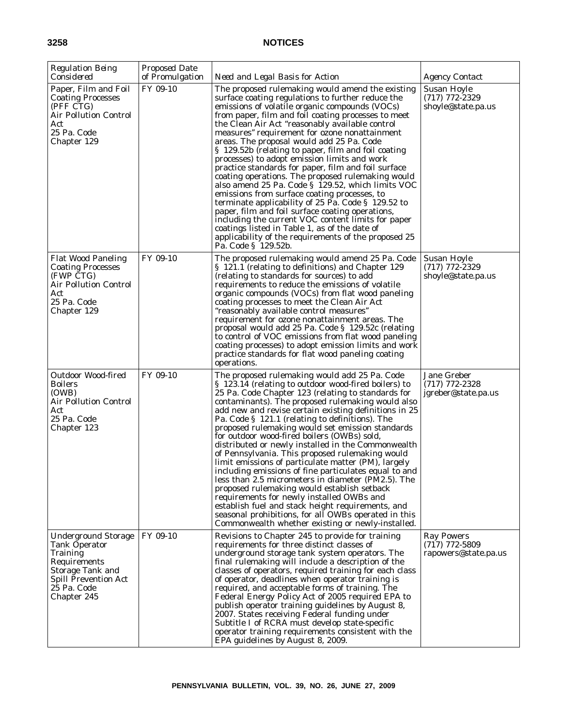| *Regulation Being Considered* | *Proposed Date of Promulgation* | *Need and Legal Basis for Action* | *Agency Contact* |
|---|---|---|---|
| Paper, Film and Foil Coating Processes (PFF CTG) Air Pollution Control Act 25 Pa. Code Chapter 129 | FY 09-10 | The proposed rulemaking would amend the existing surface coating regulations to further reduce the emissions of volatile organic compounds (VOCs) from paper, film and foil coating processes to meet the Clean Air Act "reasonably available control measures" requirement for ozone nonattainment areas. The proposal would add 25 Pa. Code § 129.52b (relating to paper, film and foil coating processes) to adopt emission limits and work practice standards for paper, film and foil surface coating operations. The proposed rulemaking would also amend 25 Pa. Code § 129.52, which limits VOC emissions from surface coating processes, to terminate applicability of 25 Pa. Code § 129.52 to paper, film and foil surface coating operations, including the current VOC content limits for paper coatings listed in Table 1, as of the date of applicability of the requirements of the proposed 25 Pa. Code § 129.52b. | Susan Hoyle (717) 772-2329 shoyle@state.pa.us |
| Flat Wood Paneling Coating Processes (FWP CTG) Air Pollution Control Act 25 Pa. Code Chapter 129 | FY 09-10 | The proposed rulemaking would amend 25 Pa. Code § 121.1 (relating to definitions) and Chapter 129 (relating to standards for sources) to add requirements to reduce the emissions of volatile organic compounds (VOCs) from flat wood paneling coating processes to meet the Clean Air Act "reasonably available control measures" requirement for ozone nonattainment areas. The proposal would add 25 Pa. Code § 129.52c (relating to control of VOC emissions from flat wood paneling coating processes) to adopt emission limits and work practice standards for flat wood paneling coating operations. | Susan Hoyle (717) 772-2329 shoyle@state.pa.us |
| Outdoor Wood-fired Boilers (OWB) Air Pollution Control Act 25 Pa. Code Chapter 123 | FY 09-10 | The proposed rulemaking would add 25 Pa. Code § 123.14 (relating to outdoor wood-fired boilers) to 25 Pa. Code Chapter 123 (relating to standards for contaminants). The proposed rulemaking would also add new and revise certain existing definitions in 25 Pa. Code § 121.1 (relating to definitions). The proposed rulemaking would set emission standards for outdoor wood-fired boilers (OWBs) sold, distributed or newly installed in the Commonwealth of Pennsylvania. This proposed rulemaking would limit emissions of particulate matter (PM), largely including emissions of fine particulates equal to and less than 2.5 micrometers in diameter (PM2.5). The proposed rulemaking would establish setback requirements for newly installed OWBs and establish fuel and stack height requirements, and seasonal prohibitions, for all OWBs operated in this Commonwealth whether existing or newly-installed. | Jane Greber (717) 772-2328 jgreber@state.pa.us |
| Underground Storage Tank Operator Training Requirements Storage Tank and Spill Prevention Act 25 Pa. Code Chapter 245 | FY 09-10 | Revisions to Chapter 245 to provide for training requirements for three distinct classes of underground storage tank system operators. The final rulemaking will include a description of the classes of operators, required training for each class of operator, deadlines when operator training is required, and acceptable forms of training. The Federal Energy Policy Act of 2005 required EPA to publish operator training guidelines by August 8, 2007. States receiving Federal funding under Subtitle I of RCRA must develop state-specific operator training requirements consistent with the EPA guidelines by August 8, 2009. | Ray Powers (717) 772-5809 rapowers@state.pa.us |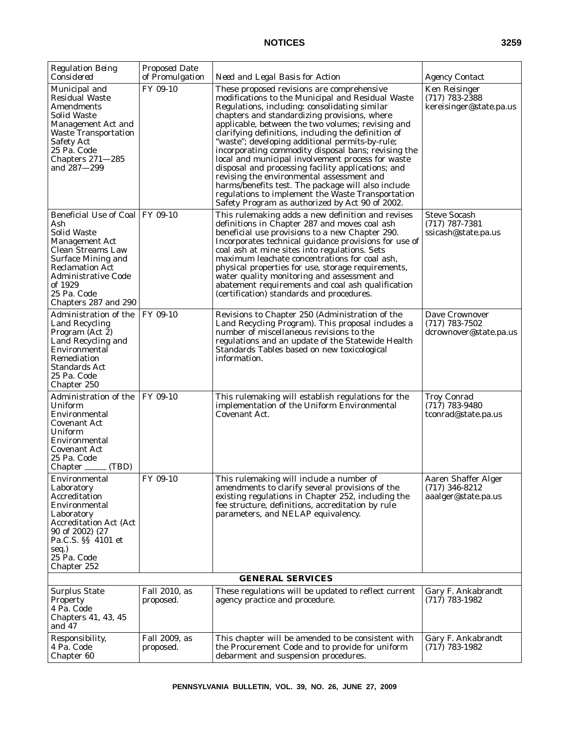| Regulation Being Considered | Proposed Date of Promulgation | Need and Legal Basis for Action | Agency Contact |
|---|---|---|---|
| Municipal and Residual Waste Amendments<br>Solid Waste Management Act and Waste Transportation Safety Act<br>25 Pa. Code Chapters 271—285 and 287—299 | FY 09-10 | These proposed revisions are comprehensive modifications to the Municipal and Residual Waste Regulations, including: consolidating similar chapters and standardizing provisions, where applicable, between the two volumes; revising and clarifying definitions, including the definition of "waste"; developing additional permits-by-rule; incorporating commodity disposal bans; revising the local and municipal involvement process for waste disposal and processing facility applications; and revising the environmental assessment and harms/benefits test. The package will also include regulations to implement the Waste Transportation Safety Program as authorized by Act 90 of 2002. | Ken Reisinger<br>(717) 783-2388<br>kereisinger@state.pa.us |
| Beneficial Use of Coal Ash<br>Solid Waste Management Act<br>Clean Streams Law<br>Surface Mining and Reclamation Act<br>Administrative Code of 1929<br>25 Pa. Code Chapters 287 and 290 | FY 09-10 | This rulemaking adds a new definition and revises definitions in Chapter 287 and moves coal ash beneficial use provisions to a new Chapter 290. Incorporates technical guidance provisions for use of coal ash at mine sites into regulations. Sets maximum leachate concentrations for coal ash, physical properties for use, storage requirements, water quality monitoring and assessment and abatement requirements and coal ash qualification (certification) standards and procedures. | Steve Socash<br>(717) 787-7381<br>ssicash@state.pa.us |
| Administration of the Land Recycling Program (Act 2)<br>Land Recycling and Environmental Remediation Standards Act<br>25 Pa. Code Chapter 250 | FY 09-10 | Revisions to Chapter 250 (Administration of the Land Recycling Program). This proposal includes a number of miscellaneous revisions to the regulations and an update of the Statewide Health Standards Tables based on new toxicological information. | Dave Crownover<br>(717) 783-7502<br>dcrownover@state.pa.us |
| Administration of the Uniform Environmental Covenant Act<br>Uniform Environmental Covenant Act<br>25 Pa. Code Chapter _____ (TBD) | FY 09-10 | This rulemaking will establish regulations for the implementation of the Uniform Environmental Covenant Act. | Troy Conrad<br>(717) 783-9480<br>tconrad@state.pa.us |
| Environmental Laboratory Accreditation<br>Environmental Laboratory Accreditation Act (Act 90 of 2002) (27 Pa.C.S. §§ 4101 et seq.)<br>25 Pa. Code Chapter 252 | FY 09-10 | This rulemaking will include a number of amendments to clarify several provisions of the existing regulations in Chapter 252, including the fee structure, definitions, accreditation by rule parameters, and NELAP equivalency. | Aaren Shaffer Alger<br>(717) 346-8212<br>aaalger@state.pa.us |
| **GENERAL SERVICES** | | | |
| Surplus State Property<br>4 Pa. Code Chapters 41, 43, 45 and 47 | Fall 2010, as proposed. | These regulations will be updated to reflect current agency practice and procedure. | Gary F. Ankabrandt<br>(717) 783-1982 |
| Responsibility,<br>4 Pa. Code Chapter 60 | Fall 2009, as proposed. | This chapter will be amended to be consistent with the Procurement Code and to provide for uniform debarment and suspension procedures. | Gary F. Ankabrandt<br>(717) 783-1982 |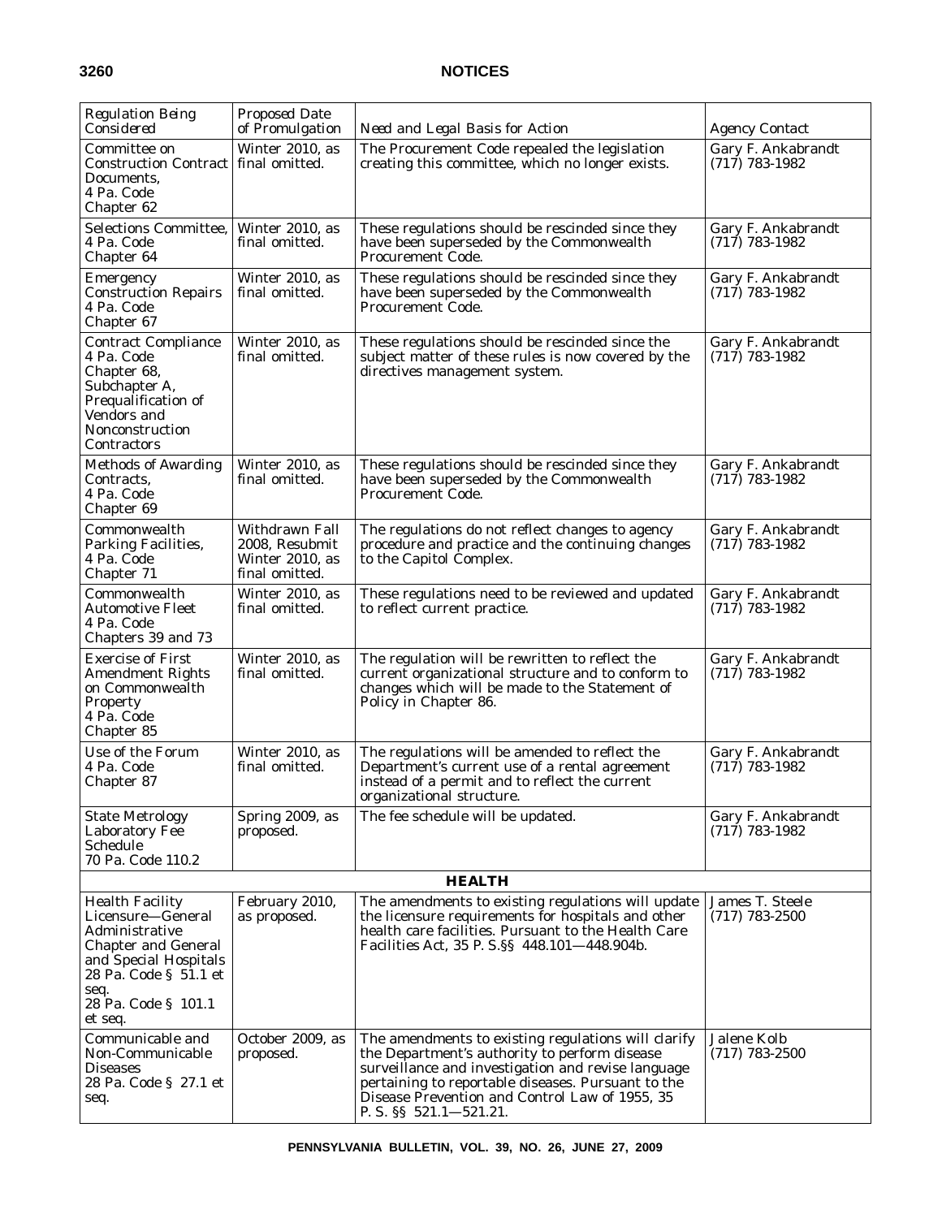| *Regulation Being Considered* | *Proposed Date of Promulgation* | *Need and Legal Basis for Action* | *Agency Contact* |
|---|---|---|---|
| Committee on Construction Contract Documents, 4 Pa. Code Chapter 62 | Winter 2010, as final omitted. | The Procurement Code repealed the legislation creating this committee, which no longer exists. | Gary F. Ankabrandt (717) 783-1982 |
| Selections Committee, 4 Pa. Code Chapter 64 | Winter 2010, as final omitted. | These regulations should be rescinded since they have been superseded by the Commonwealth Procurement Code. | Gary F. Ankabrandt (717) 783-1982 |
| Emergency Construction Repairs 4 Pa. Code Chapter 67 | Winter 2010, as final omitted. | These regulations should be rescinded since they have been superseded by the Commonwealth Procurement Code. | Gary F. Ankabrandt (717) 783-1982 |
| Contract Compliance 4 Pa. Code Chapter 68, Subchapter A, Prequalification of Vendors and Nonconstruction Contractors | Winter 2010, as final omitted. | These regulations should be rescinded since the subject matter of these rules is now covered by the directives management system. | Gary F. Ankabrandt (717) 783-1982 |
| Methods of Awarding Contracts, 4 Pa. Code Chapter 69 | Winter 2010, as final omitted. | These regulations should be rescinded since they have been superseded by the Commonwealth Procurement Code. | Gary F. Ankabrandt (717) 783-1982 |
| Commonwealth Parking Facilities, 4 Pa. Code Chapter 71 | Withdrawn Fall 2008, Resubmit Winter 2010, as final omitted. | The regulations do not reflect changes to agency procedure and practice and the continuing changes to the Capitol Complex. | Gary F. Ankabrandt (717) 783-1982 |
| Commonwealth Automotive Fleet 4 Pa. Code Chapters 39 and 73 | Winter 2010, as final omitted. | These regulations need to be reviewed and updated to reflect current practice. | Gary F. Ankabrandt (717) 783-1982 |
| Exercise of First Amendment Rights on Commonwealth Property 4 Pa. Code Chapter 85 | Winter 2010, as final omitted. | The regulation will be rewritten to reflect the current organizational structure and to conform to changes which will be made to the Statement of Policy in Chapter 86. | Gary F. Ankabrandt (717) 783-1982 |
| Use of the Forum 4 Pa. Code Chapter 87 | Winter 2010, as final omitted. | The regulations will be amended to reflect the Department's current use of a rental agreement instead of a permit and to reflect the current organizational structure. | Gary F. Ankabrandt (717) 783-1982 |
| State Metrology Laboratory Fee Schedule 70 Pa. Code 110.2 | Spring 2009, as proposed. | The fee schedule will be updated. | Gary F. Ankabrandt (717) 783-1982 |
| **HEALTH** | | | |
| Health Facility Licensure—General Administrative Chapter and General and Special Hospitals 28 Pa. Code § 51.1 et seq. 28 Pa. Code § 101.1 et seq. | February 2010, as proposed. | The amendments to existing regulations will update the licensure requirements for hospitals and other health care facilities. Pursuant to the Health Care Facilities Act, 35 P. S.§§ 448.101—448.904b. | James T. Steele (717) 783-2500 |
| Communicable and Non-Communicable Diseases 28 Pa. Code § 27.1 et seq. | October 2009, as proposed. | The amendments to existing regulations will clarify the Department's authority to perform disease surveillance and investigation and revise language pertaining to reportable diseases. Pursuant to the Disease Prevention and Control Law of 1955, 35 P. S. §§ 521.1—521.21. | Jalene Kolb (717) 783-2500 |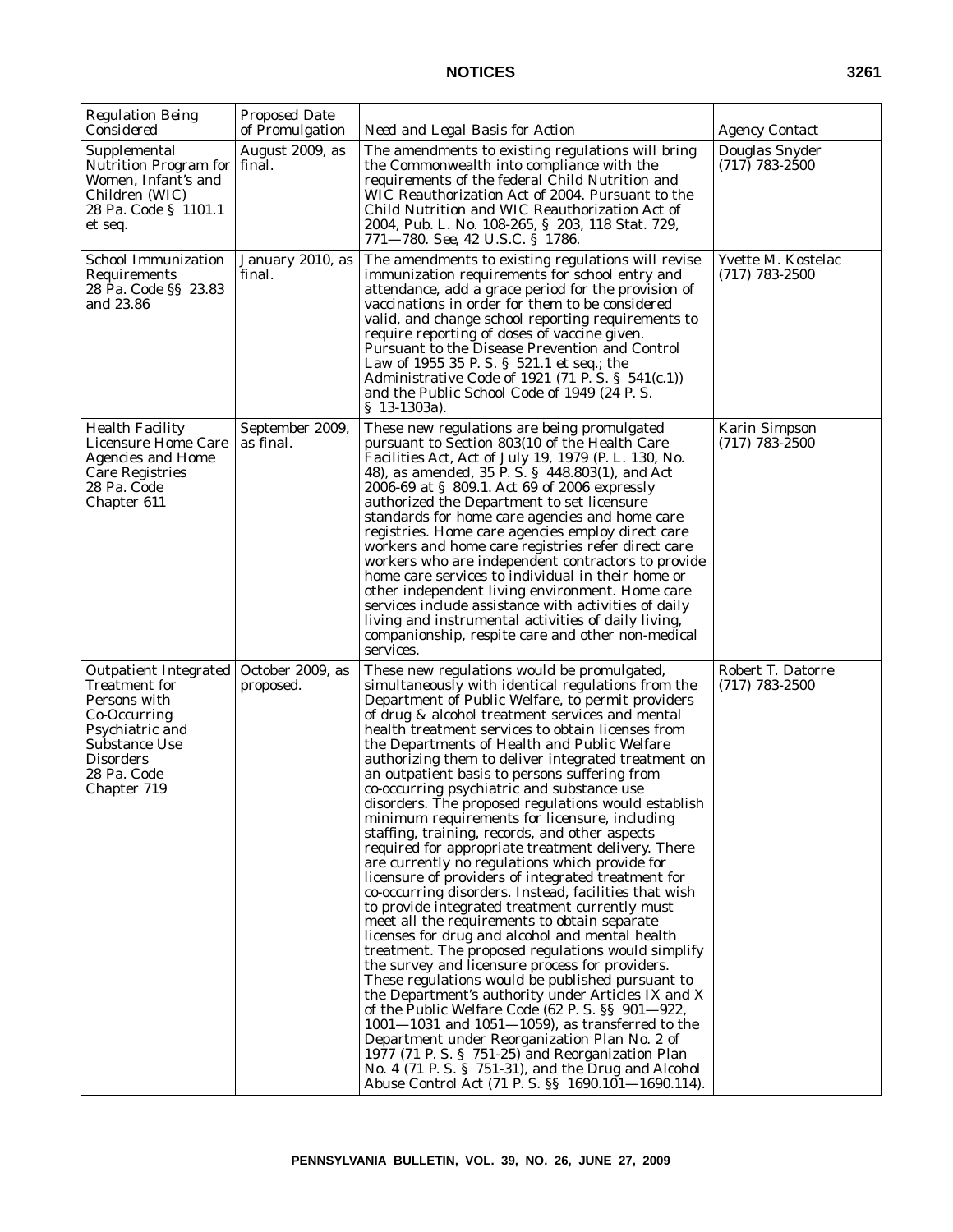| *Regulation Being Considered* | *Proposed Date of Promulgation* | *Need and Legal Basis for Action* | *Agency Contact* |
|---|---|---|---|
| Supplemental Nutrition Program for Women, Infant's and Children (WIC) 28 Pa. Code § 1101.1 et seq. | August 2009, as final. | The amendments to existing regulations will bring the Commonwealth into compliance with the requirements of the federal Child Nutrition and WIC Reauthorization Act of 2004. Pursuant to the Child Nutrition and WIC Reauthorization Act of 2004, Pub. L. No. 108-265, § 203, 118 Stat. 729, 771—780. See, 42 U.S.C. § 1786. | Douglas Snyder (717) 783-2500 |
| School Immunization Requirements 28 Pa. Code §§ 23.83 and 23.86 | January 2010, as final. | The amendments to existing regulations will revise immunization requirements for school entry and attendance, add a grace period for the provision of vaccinations in order for them to be considered valid, and change school reporting requirements to require reporting of doses of vaccine given. Pursuant to the Disease Prevention and Control Law of 1955 35 P. S. § 521.1 et seq.; the Administrative Code of 1921 (71 P. S. § 541(c.1)) and the Public School Code of 1949 (24 P. S. § 13-1303a). | Yvette M. Kostelac (717) 783-2500 |
| Health Facility Licensure Home Care Agencies and Home Care Registries 28 Pa. Code Chapter 611 | September 2009, as final. | These new regulations are being promulgated pursuant to Section 803(10 of the Health Care Facilities Act, Act of July 19, 1979 (P. L. 130, No. 48), as amended, 35 P. S. § 448.803(1), and Act 2006-69 at § 809.1. Act 69 of 2006 expressly authorized the Department to set licensure standards for home care agencies and home care registries. Home care agencies employ direct care workers and home care registries refer direct care workers who are independent contractors to provide home care services to individual in their home or other independent living environment. Home care services include assistance with activities of daily living and instrumental activities of daily living, companionship, respite care and other non-medical services. | Karin Simpson (717) 783-2500 |
| Outpatient Integrated Treatment for Persons with Co-Occurring Psychiatric and Substance Use Disorders 28 Pa. Code Chapter 719 | October 2009, as proposed. | These new regulations would be promulgated, simultaneously with identical regulations from the Department of Public Welfare, to permit providers of drug & alcohol treatment services and mental health treatment services to obtain licenses from the Departments of Health and Public Welfare authorizing them to deliver integrated treatment on an outpatient basis to persons suffering from co-occurring psychiatric and substance use disorders. The proposed regulations would establish minimum requirements for licensure, including staffing, training, records, and other aspects required for appropriate treatment delivery. There are currently no regulations which provide for licensure of providers of integrated treatment for co-occurring disorders. Instead, facilities that wish to provide integrated treatment currently must meet all the requirements to obtain separate licenses for drug and alcohol and mental health treatment. The proposed regulations would simplify the survey and licensure process for providers. These regulations would be published pursuant to the Department's authority under Articles IX and X of the Public Welfare Code (62 P. S. §§ 901—922, 1001—1031 and 1051—1059), as transferred to the Department under Reorganization Plan No. 2 of 1977 (71 P. S. § 751-25) and Reorganization Plan No. 4 (71 P. S. § 751-31), and the Drug and Alcohol Abuse Control Act (71 P. S. §§ 1690.101—1690.114). | Robert T. Datorre (717) 783-2500 |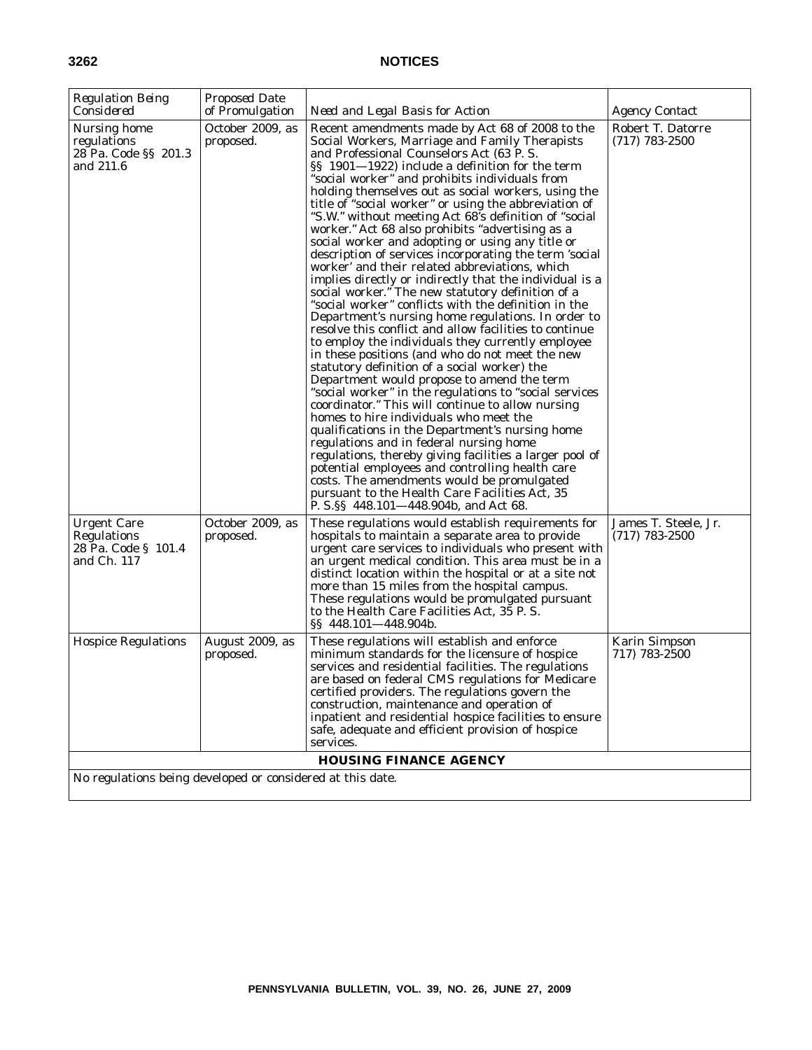| Regulation Being Considered | Proposed Date of Promulgation | Need and Legal Basis for Action | Agency Contact |
|---|---|---|---|
| Nursing home regulations 28 Pa. Code §§ 201.3 and 211.6 | October 2009, as proposed. | Recent amendments made by Act 68 of 2008 to the Social Workers, Marriage and Family Therapists and Professional Counselors Act (63 P. S. §§ 1901—1922) include a definition for the term "social worker" and prohibits individuals from holding themselves out as social workers, using the title of "social worker" or using the abbreviation of "S.W." without meeting Act 68's definition of "social worker." Act 68 also prohibits "advertising as a social worker and adopting or using any title or description of services incorporating the term 'social worker' and their related abbreviations, which implies directly or indirectly that the individual is a social worker." The new statutory definition of a "social worker" conflicts with the definition in the Department's nursing home regulations. In order to resolve this conflict and allow facilities to continue to employ the individuals they currently employee in these positions (and who do not meet the new statutory definition of a social worker) the Department would propose to amend the term "social worker" in the regulations to "social services coordinator." This will continue to allow nursing homes to hire individuals who meet the qualifications in the Department's nursing home regulations and in federal nursing home regulations, thereby giving facilities a larger pool of potential employees and controlling health care costs. The amendments would be promulgated pursuant to the Health Care Facilities Act, 35 P. S.§§ 448.101—448.904b, and Act 68. | Robert T. Datorre (717) 783-2500 |
| Urgent Care Regulations 28 Pa. Code § 101.4 and Ch. 117 | October 2009, as proposed. | These regulations would establish requirements for hospitals to maintain a separate area to provide urgent care services to individuals who present with an urgent medical condition. This area must be in a distinct location within the hospital or at a site not more than 15 miles from the hospital campus. These regulations would be promulgated pursuant to the Health Care Facilities Act, 35 P. S. §§ 448.101—448.904b. | James T. Steele, Jr. (717) 783-2500 |
| Hospice Regulations | August 2009, as proposed. | These regulations will establish and enforce minimum standards for the licensure of hospice services and residential facilities. The regulations are based on federal CMS regulations for Medicare certified providers. The regulations govern the construction, maintenance and operation of inpatient and residential hospice facilities to ensure safe, adequate and efficient provision of hospice services. | Karin Simpson 717) 783-2500 |
| **HOUSING FINANCE AGENCY** | | | |
| No regulations being developed or considered at this date. | | | |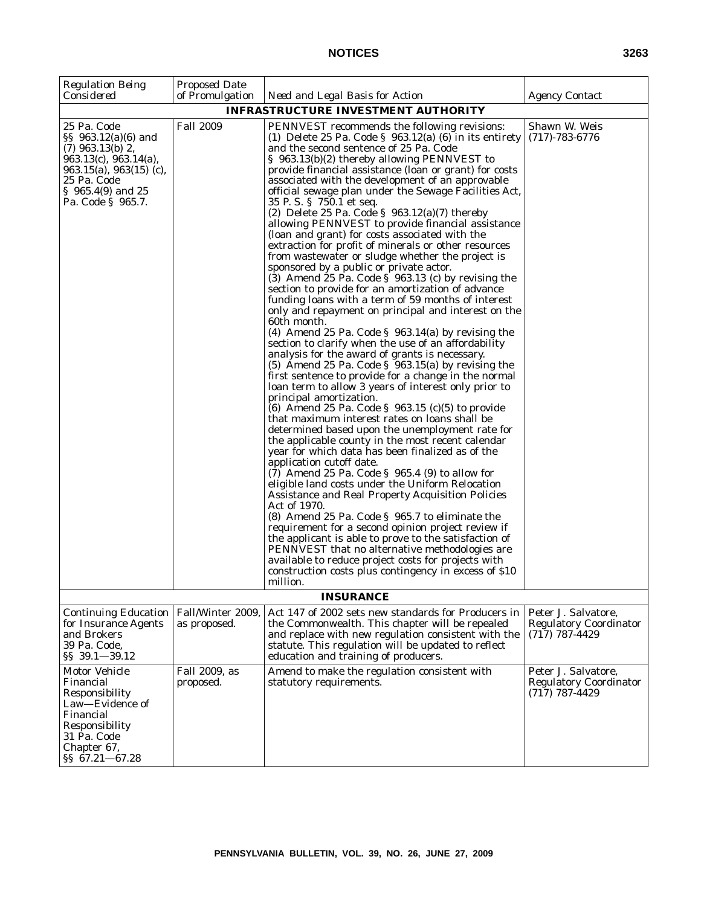| *Regulation Being Considered* | *Proposed Date of Promulgation* | *Need and Legal Basis for Action* | *Agency Contact* |
|---|---|---|---|
| **INFRASTRUCTURE INVESTMENT AUTHORITY** | | | |
| 25 Pa. Code §§ 963.12(a)(6) and (7) 963.13(b) 2, 963.13(c), 963.14(a), 963.15(a), 963(15) (c), 25 Pa. Code § 965.4(9) and 25 Pa. Code § 965.7. | Fall 2009 | PENNVEST recommends the following revisions: (1) Delete 25 Pa. Code § 963.12(a) (6) in its entirety and the second sentence of 25 Pa. Code § 963.13(b)(2) thereby allowing PENNVEST to provide financial assistance (loan or grant) for costs associated with the development of an approvable official sewage plan under the Sewage Facilities Act, 35 P. S. § 750.1 et seq. (2) Delete 25 Pa. Code § 963.12(a)(7) thereby allowing PENNVEST to provide financial assistance (loan and grant) for costs associated with the extraction for profit of minerals or other resources from wastewater or sludge whether the project is sponsored by a public or private actor. (3) Amend 25 Pa. Code § 963.13 (c) by revising the section to provide for an amortization of advance funding loans with a term of 59 months of interest only and repayment on principal and interest on the 60th month. (4) Amend 25 Pa. Code § 963.14(a) by revising the section to clarify when the use of an affordability analysis for the award of grants is necessary. (5) Amend 25 Pa. Code § 963.15(a) by revising the first sentence to provide for a change in the normal loan term to allow 3 years of interest only prior to principal amortization. (6) Amend 25 Pa. Code § 963.15 (c)(5) to provide that maximum interest rates on loans shall be determined based upon the unemployment rate for the applicable county in the most recent calendar year for which data has been finalized as of the application cutoff date. (7) Amend 25 Pa. Code § 965.4 (9) to allow for eligible land costs under the Uniform Relocation Assistance and Real Property Acquisition Policies Act of 1970. (8) Amend 25 Pa. Code § 965.7 to eliminate the requirement for a second opinion project review if the applicant is able to prove to the satisfaction of PENNVEST that no alternative methodologies are available to reduce project costs for projects with construction costs plus contingency in excess of $10 million. | Shawn W. Weis (717)-783-6776 |
| **INSURANCE** | | | |
| Continuing Education for Insurance Agents and Brokers 39 Pa. Code, §§ 39.1—39.12 | Fall/Winter 2009, as proposed. | Act 147 of 2002 sets new standards for Producers in the Commonwealth. This chapter will be repealed and replace with new regulation consistent with the statute. This regulation will be updated to reflect education and training of producers. | Peter J. Salvatore, Regulatory Coordinator (717) 787-4429 |
| Motor Vehicle Financial Responsibility Law—Evidence of Financial Responsibility 31 Pa. Code Chapter 67, §§ 67.21—67.28 | Fall 2009, as proposed. | Amend to make the regulation consistent with statutory requirements. | Peter J. Salvatore, Regulatory Coordinator (717) 787-4429 |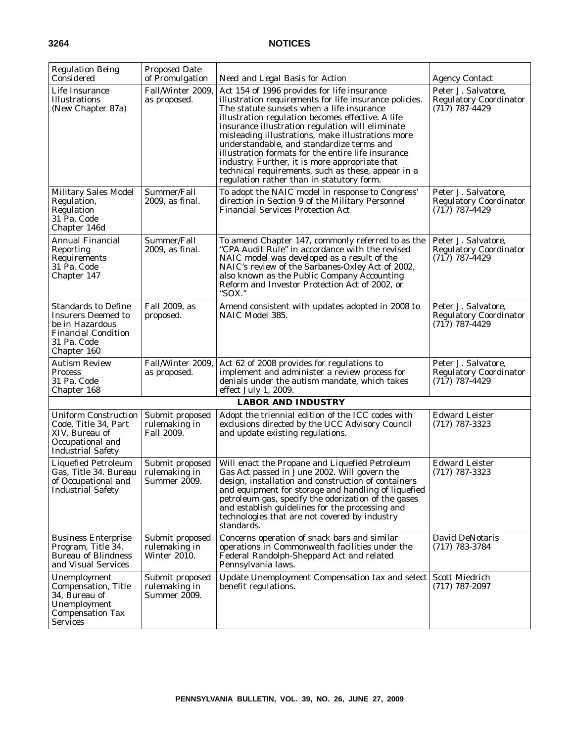| *Regulation Being Considered* | *Proposed Date of Promulgation* | *Need and Legal Basis for Action* | *Agency Contact* |
|---|---|---|---|
| Life Insurance Illustrations (New Chapter 87a) | Fall/Winter 2009, as proposed. | Act 154 of 1996 provides for life insurance illustration requirements for life insurance policies. The statute sunsets when a life insurance illustration regulation becomes effective. A life insurance illustration regulation will eliminate misleading illustrations, make illustrations more understandable, and standardize terms and illustration formats for the entire life insurance industry. Further, it is more appropriate that technical requirements, such as these, appear in a regulation rather than in statutory form. | Peter J. Salvatore, Regulatory Coordinator (717) 787-4429 |
| Military Sales Model Regulation, Regulation 31 Pa. Code Chapter 146d | Summer/Fall 2009, as final. | To adopt the NAIC model in response to Congress' direction in Section 9 of the Military Personnel Financial Services Protection Act | Peter J. Salvatore, Regulatory Coordinator (717) 787-4429 |
| Annual Financial Reporting Requirements 31 Pa. Code Chapter 147 | Summer/Fall 2009, as final. | To amend Chapter 147, commonly referred to as the "CPA Audit Rule" in accordance with the revised NAIC model was developed as a result of the NAIC's review of the Sarbanes-Oxley Act of 2002, also known as the Public Company Accounting Reform and Investor Protection Act of 2002, or "SOX." | Peter J. Salvatore, Regulatory Coordinator (717) 787-4429 |
| Standards to Define Insurers Deemed to be in Hazardous Financial Condition 31 Pa. Code Chapter 160 | Fall 2009, as proposed. | Amend consistent with updates adopted in 2008 to NAIC Model 385. | Peter J. Salvatore, Regulatory Coordinator (717) 787-4429 |
| Autism Review Process 31 Pa. Code Chapter 168 | Fall/Winter 2009, as proposed. | Act 62 of 2008 provides for regulations to implement and administer a review process for denials under the autism mandate, which takes effect July 1, 2009. | Peter J. Salvatore, Regulatory Coordinator (717) 787-4429 |
| **LABOR AND INDUSTRY** | | | |
| Uniform Construction Code, Title 34, Part XIV, Bureau of Occupational and Industrial Safety | Submit proposed rulemaking in Fall 2009. | Adopt the triennial edition of the ICC codes with exclusions directed by the UCC Advisory Council and update existing regulations. | Edward Leister (717) 787-3323 |
| Liquefied Petroleum Gas, Title 34. Bureau of Occupational and Industrial Safety | Submit proposed rulemaking in Summer 2009. | Will enact the Propane and Liquefied Petroleum Gas Act passed in June 2002. Will govern the design, installation and construction of containers and equipment for storage and handling of liquefied petroleum gas, specify the odorization of the gases and establish guidelines for the processing and technologies that are not covered by industry standards. | Edward Leister (717) 787-3323 |
| Business Enterprise Program, Title 34. Bureau of Blindness and Visual Services | Submit proposed rulemaking in Winter 2010. | Concerns operation of snack bars and similar operations in Commonwealth facilities under the Federal Randolph-Sheppard Act and related Pennsylvania laws. | David DeNotaris (717) 783-3784 |
| Unemployment Compensation, Title 34, Bureau of Unemployment Compensation Tax Services | Submit proposed rulemaking in Summer 2009. | Update Unemployment Compensation tax and select benefit regulations. | Scott Miedrich (717) 787-2097 |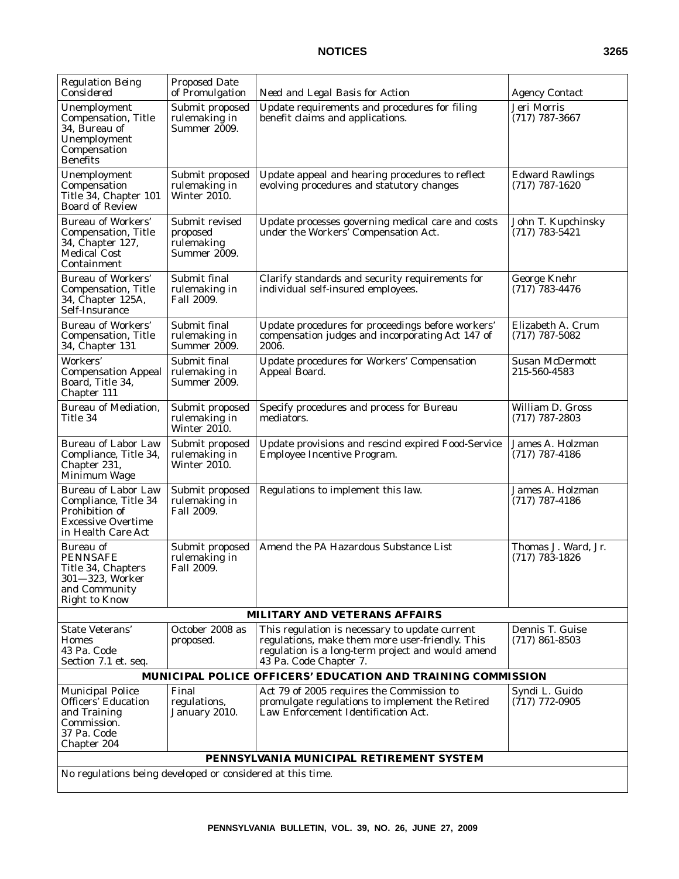| Regulation Being Considered | Proposed Date of Promulgation | Need and Legal Basis for Action | Agency Contact |
|---|---|---|---|
| Unemployment Compensation, Title 34, Bureau of Unemployment Compensation Benefits | Submit proposed rulemaking in Summer 2009. | Update requirements and procedures for filing benefit claims and applications. | Jeri Morris (717) 787-3667 |
| Unemployment Compensation Title 34, Chapter 101 Board of Review | Submit proposed rulemaking in Winter 2010. | Update appeal and hearing procedures to reflect evolving procedures and statutory changes | Edward Rawlings (717) 787-1620 |
| Bureau of Workers' Compensation, Title 34, Chapter 127, Medical Cost Containment | Submit revised proposed rulemaking Summer 2009. | Update processes governing medical care and costs under the Workers' Compensation Act. | John T. Kupchinsky (717) 783-5421 |
| Bureau of Workers' Compensation, Title 34, Chapter 125A, Self-Insurance | Submit final rulemaking in Fall 2009. | Clarify standards and security requirements for individual self-insured employees. | George Knehr (717) 783-4476 |
| Bureau of Workers' Compensation, Title 34, Chapter 131 | Submit final rulemaking in Summer 2009. | Update procedures for proceedings before workers' compensation judges and incorporating Act 147 of 2006. | Elizabeth A. Crum (717) 787-5082 |
| Workers' Compensation Appeal Board, Title 34, Chapter 111 | Submit final rulemaking in Summer 2009. | Update procedures for Workers' Compensation Appeal Board. | Susan McDermott 215-560-4583 |
| Bureau of Mediation, Title 34 | Submit proposed rulemaking in Winter 2010. | Specify procedures and process for Bureau mediators. | William D. Gross (717) 787-2803 |
| Bureau of Labor Law Compliance, Title 34, Chapter 231, Minimum Wage | Submit proposed rulemaking in Winter 2010. | Update provisions and rescind expired Food-Service Employee Incentive Program. | James A. Holzman (717) 787-4186 |
| Bureau of Labor Law Compliance, Title 34 Prohibition of Excessive Overtime in Health Care Act | Submit proposed rulemaking in Fall 2009. | Regulations to implement this law. | James A. Holzman (717) 787-4186 |
| Bureau of PENNSAFE Title 34, Chapters 301—323, Worker and Community Right to Know | Submit proposed rulemaking in Fall 2009. | Amend the PA Hazardous Substance List | Thomas J. Ward, Jr. (717) 783-1826 |
| **MILITARY AND VETERANS AFFAIRS** | | | |
| State Veterans' Homes 43 Pa. Code Section 7.1 et. seq. | October 2008 as proposed. | This regulation is necessary to update current regulations, make them more user-friendly. This regulation is a long-term project and would amend 43 Pa. Code Chapter 7. | Dennis T. Guise (717) 861-8503 |
| **MUNICIPAL POLICE OFFICERS' EDUCATION AND TRAINING COMMISSION** | | | |
| Municipal Police Officers' Education and Training Commission. 37 Pa. Code Chapter 204 | Final regulations, January 2010. | Act 79 of 2005 requires the Commission to promulgate regulations to implement the Retired Law Enforcement Identification Act. | Syndi L. Guido (717) 772-0905 |
| **PENNSYLVANIA MUNICIPAL RETIREMENT SYSTEM** | | | |
| No regulations being developed or considered at this time. | | | |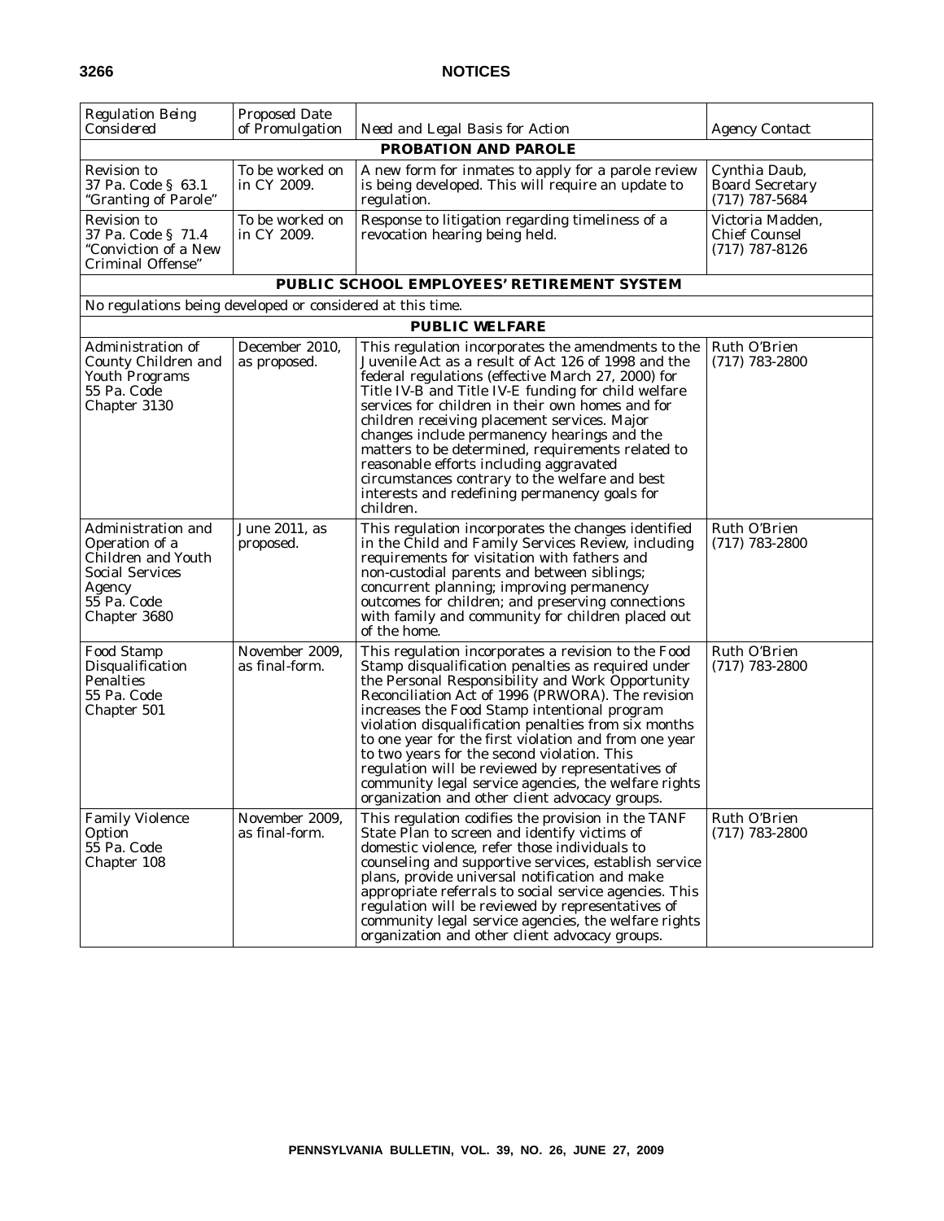| *Regulation Being Considered* | *Proposed Date of Promulgation* | *Need and Legal Basis for Action* | *Agency Contact* |
|---|---|---|---|
| **PROBATION AND PAROLE** | | | |
| Revision to 37 Pa. Code § 63.1 "Granting of Parole" | To be worked on in CY 2009. | A new form for inmates to apply for a parole review is being developed. This will require an update to regulation. | Cynthia Daub, Board Secretary (717) 787-5684 |
| Revision to 37 Pa. Code § 71.4 "Conviction of a New Criminal Offense" | To be worked on in CY 2009. | Response to litigation regarding timeliness of a revocation hearing being held. | Victoria Madden, Chief Counsel (717) 787-8126 |
| **PUBLIC SCHOOL EMPLOYEES' RETIREMENT SYSTEM** | | | |
| No regulations being developed or considered at this time. | | | |
| **PUBLIC WELFARE** | | | |
| Administration of County Children and Youth Programs 55 Pa. Code Chapter 3130 | December 2010, as proposed. | This regulation incorporates the amendments to the Juvenile Act as a result of Act 126 of 1998 and the federal regulations (effective March 27, 2000) for Title IV-B and Title IV-E funding for child welfare services for children in their own homes and for children receiving placement services. Major changes include permanency hearings and the matters to be determined, requirements related to reasonable efforts including aggravated circumstances contrary to the welfare and best interests and redefining permanency goals for children. | Ruth O'Brien (717) 783-2800 |
| Administration and Operation of a Children and Youth Social Services Agency 55 Pa. Code Chapter 3680 | June 2011, as proposed. | This regulation incorporates the changes identified in the Child and Family Services Review, including requirements for visitation with fathers and non-custodial parents and between siblings; concurrent planning; improving permanency outcomes for children; and preserving connections with family and community for children placed out of the home. | Ruth O'Brien (717) 783-2800 |
| Food Stamp Disqualification Penalties 55 Pa. Code Chapter 501 | November 2009, as final-form. | This regulation incorporates a revision to the Food Stamp disqualification penalties as required under the Personal Responsibility and Work Opportunity Reconciliation Act of 1996 (PRWORA). The revision increases the Food Stamp intentional program violation disqualification penalties from six months to one year for the first violation and from one year to two years for the second violation. This regulation will be reviewed by representatives of community legal service agencies, the welfare rights organization and other client advocacy groups. | Ruth O'Brien (717) 783-2800 |
| Family Violence Option 55 Pa. Code Chapter 108 | November 2009, as final-form. | This regulation codifies the provision in the TANF State Plan to screen and identify victims of domestic violence, refer those individuals to counseling and supportive services, establish service plans, provide universal notification and make appropriate referrals to social service agencies. This regulation will be reviewed by representatives of community legal service agencies, the welfare rights organization and other client advocacy groups. | Ruth O'Brien (717) 783-2800 |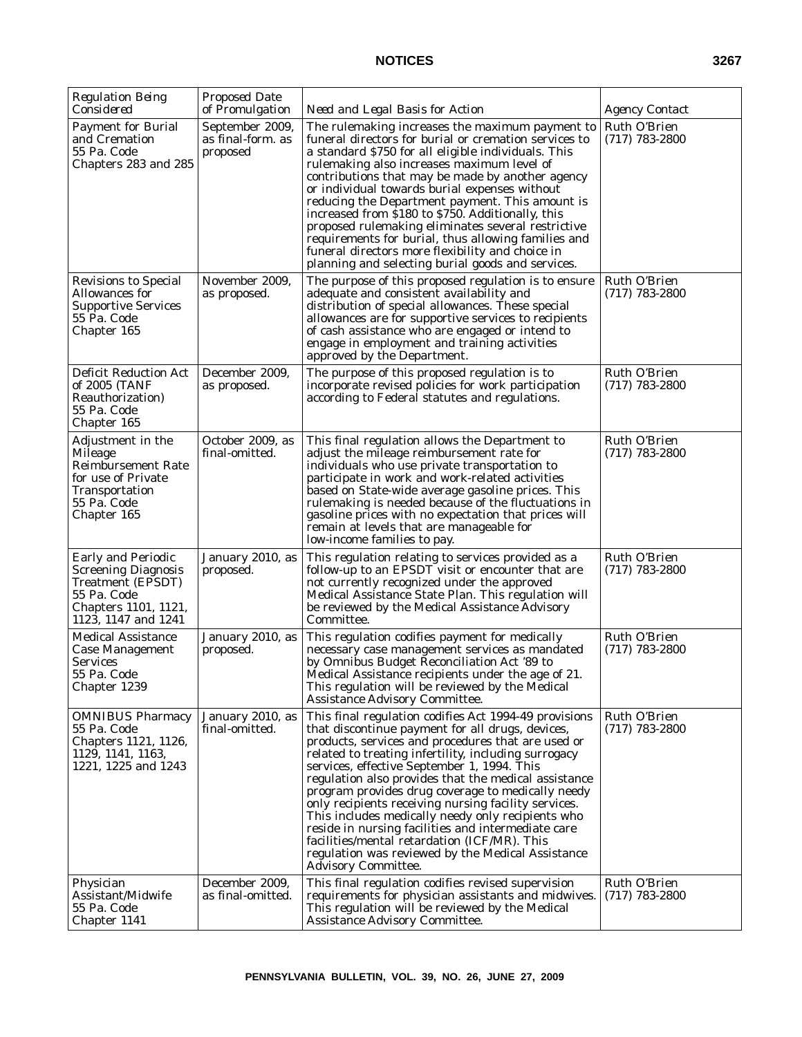| *Regulation Being Considered* | *Proposed Date of Promulgation* | *Need and Legal Basis for Action* | *Agency Contact* |
|---|---|---|---|
| Payment for Burial and Cremation 55 Pa. Code Chapters 283 and 285 | September 2009, as final-form. as proposed | The rulemaking increases the maximum payment to funeral directors for burial or cremation services to a standard $750 for all eligible individuals. This rulemaking also increases maximum level of contributions that may be made by another agency or individual towards burial expenses without reducing the Department payment. This amount is increased from $180 to $750. Additionally, this proposed rulemaking eliminates several restrictive requirements for burial, thus allowing families and funeral directors more flexibility and choice in planning and selecting burial goods and services. | Ruth O'Brien (717) 783-2800 |
| Revisions to Special Allowances for Supportive Services 55 Pa. Code Chapter 165 | November 2009, as proposed. | The purpose of this proposed regulation is to ensure adequate and consistent availability and distribution of special allowances. These special allowances are for supportive services to recipients of cash assistance who are engaged or intend to engage in employment and training activities approved by the Department. | Ruth O'Brien (717) 783-2800 |
| Deficit Reduction Act of 2005 (TANF Reauthorization) 55 Pa. Code Chapter 165 | December 2009, as proposed. | The purpose of this proposed regulation is to incorporate revised policies for work participation according to Federal statutes and regulations. | Ruth O'Brien (717) 783-2800 |
| Adjustment in the Mileage Reimbursement Rate for use of Private Transportation 55 Pa. Code Chapter 165 | October 2009, as final-omitted. | This final regulation allows the Department to adjust the mileage reimbursement rate for individuals who use private transportation to participate in work and work-related activities based on State-wide average gasoline prices. This rulemaking is needed because of the fluctuations in gasoline prices with no expectation that prices will remain at levels that are manageable for low-income families to pay. | Ruth O'Brien (717) 783-2800 |
| Early and Periodic Screening Diagnosis Treatment (EPSDT) 55 Pa. Code Chapters 1101, 1121, 1123, 1147 and 1241 | January 2010, as proposed. | This regulation relating to services provided as a follow-up to an EPSDT visit or encounter that are not currently recognized under the approved Medical Assistance State Plan. This regulation will be reviewed by the Medical Assistance Advisory Committee. | Ruth O'Brien (717) 783-2800 |
| Medical Assistance Case Management Services 55 Pa. Code Chapter 1239 | January 2010, as proposed. | This regulation codifies payment for medically necessary case management services as mandated by Omnibus Budget Reconciliation Act '89 to Medical Assistance recipients under the age of 21. This regulation will be reviewed by the Medical Assistance Advisory Committee. | Ruth O'Brien (717) 783-2800 |
| OMNIBUS Pharmacy 55 Pa. Code Chapters 1121, 1126, 1129, 1141, 1163, 1221, 1225 and 1243 | January 2010, as final-omitted. | This final regulation codifies Act 1994-49 provisions that discontinue payment for all drugs, devices, products, services and procedures that are used or related to treating infertility, including surrogacy services, effective September 1, 1994. This regulation also provides that the medical assistance program provides drug coverage to medically needy only recipients receiving nursing facility services. This includes medically needy only recipients who reside in nursing facilities and intermediate care facilities/mental retardation (ICF/MR). This regulation was reviewed by the Medical Assistance Advisory Committee. | Ruth O'Brien (717) 783-2800 |
| Physician Assistant/Midwife 55 Pa. Code Chapter 1141 | December 2009, as final-omitted. | This final regulation codifies revised supervision requirements for physician assistants and midwives. This regulation will be reviewed by the Medical Assistance Advisory Committee. | Ruth O'Brien (717) 783-2800 |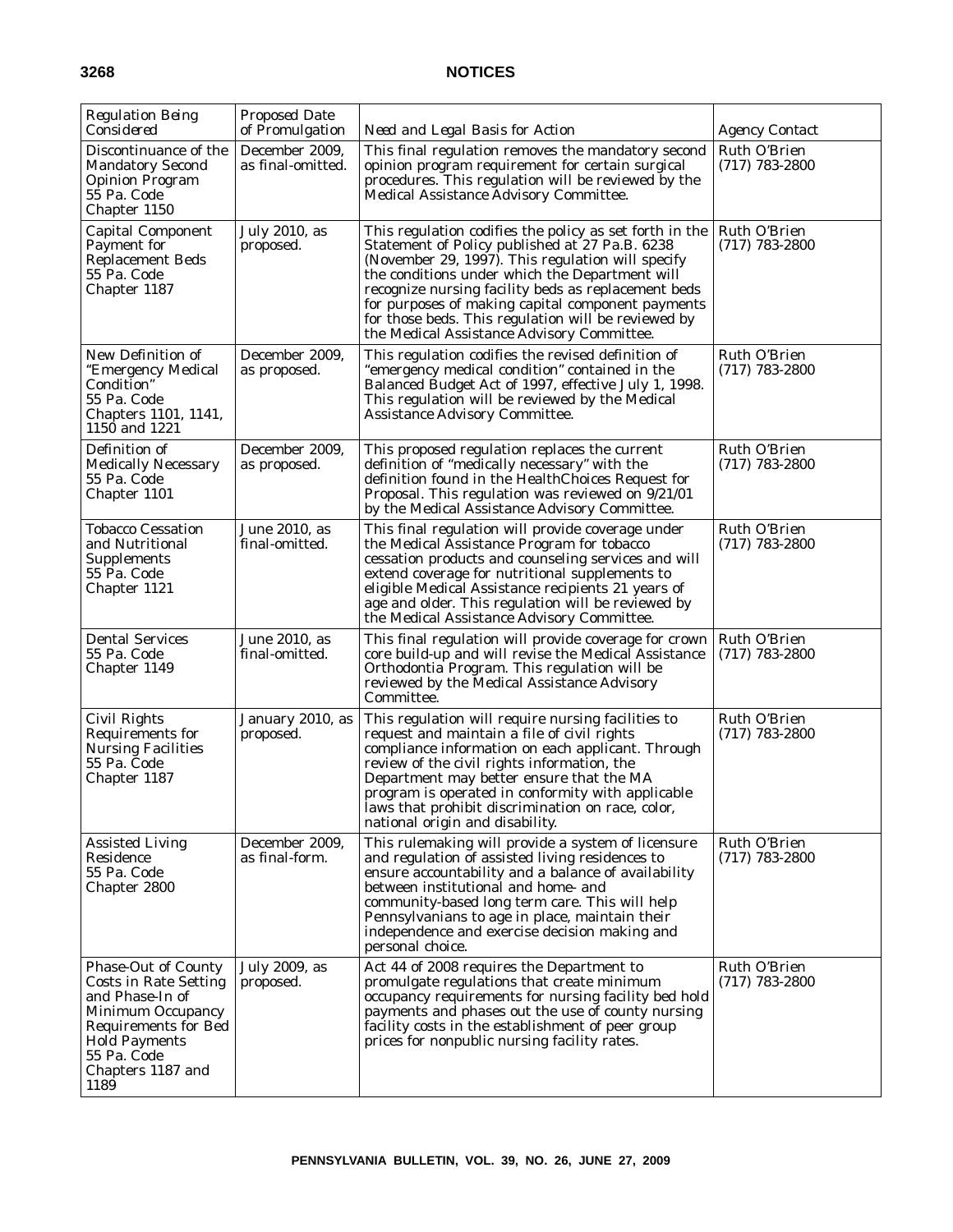| Regulation Being Considered | Proposed Date of Promulgation | Need and Legal Basis for Action | Agency Contact |
|---|---|---|---|
| Discontinuance of the Mandatory Second Opinion Program 55 Pa. Code Chapter 1150 | December 2009, as final-omitted. | This final regulation removes the mandatory second opinion program requirement for certain surgical procedures. This regulation will be reviewed by the Medical Assistance Advisory Committee. | Ruth O'Brien (717) 783-2800 |
| Capital Component Payment for Replacement Beds 55 Pa. Code Chapter 1187 | July 2010, as proposed. | This regulation codifies the policy as set forth in the Statement of Policy published at 27 Pa.B. 6238 (November 29, 1997). This regulation will specify the conditions under which the Department will recognize nursing facility beds as replacement beds for purposes of making capital component payments for those beds. This regulation will be reviewed by the Medical Assistance Advisory Committee. | Ruth O'Brien (717) 783-2800 |
| New Definition of "Emergency Medical Condition" 55 Pa. Code Chapters 1101, 1141, 1150 and 1221 | December 2009, as proposed. | This regulation codifies the revised definition of "emergency medical condition" contained in the Balanced Budget Act of 1997, effective July 1, 1998. This regulation will be reviewed by the Medical Assistance Advisory Committee. | Ruth O'Brien (717) 783-2800 |
| Definition of Medically Necessary 55 Pa. Code Chapter 1101 | December 2009, as proposed. | This proposed regulation replaces the current definition of "medically necessary" with the definition found in the HealthChoices Request for Proposal. This regulation was reviewed on 9/21/01 by the Medical Assistance Advisory Committee. | Ruth O'Brien (717) 783-2800 |
| Tobacco Cessation and Nutritional Supplements 55 Pa. Code Chapter 1121 | June 2010, as final-omitted. | This final regulation will provide coverage under the Medical Assistance Program for tobacco cessation products and counseling services and will extend coverage for nutritional supplements to eligible Medical Assistance recipients 21 years of age and older. This regulation will be reviewed by the Medical Assistance Advisory Committee. | Ruth O'Brien (717) 783-2800 |
| Dental Services 55 Pa. Code Chapter 1149 | June 2010, as final-omitted. | This final regulation will provide coverage for crown core build-up and will revise the Medical Assistance Orthodontia Program. This regulation will be reviewed by the Medical Assistance Advisory Committee. | Ruth O'Brien (717) 783-2800 |
| Civil Rights Requirements for Nursing Facilities 55 Pa. Code Chapter 1187 | January 2010, as proposed. | This regulation will require nursing facilities to request and maintain a file of civil rights compliance information on each applicant. Through review of the civil rights information, the Department may better ensure that the MA program is operated in conformity with applicable laws that prohibit discrimination on race, color, national origin and disability. | Ruth O'Brien (717) 783-2800 |
| Assisted Living Residence 55 Pa. Code Chapter 2800 | December 2009, as final-form. | This rulemaking will provide a system of licensure and regulation of assisted living residences to ensure accountability and a balance of availability between institutional and home- and community-based long term care. This will help Pennsylvanians to age in place, maintain their independence and exercise decision making and personal choice. | Ruth O'Brien (717) 783-2800 |
| Phase-Out of County Costs in Rate Setting and Phase-In of Minimum Occupancy Requirements for Bed Hold Payments 55 Pa. Code Chapters 1187 and 1189 | July 2009, as proposed. | Act 44 of 2008 requires the Department to promulgate regulations that create minimum occupancy requirements for nursing facility bed hold payments and phases out the use of county nursing facility costs in the establishment of peer group prices for nonpublic nursing facility rates. | Ruth O'Brien (717) 783-2800 |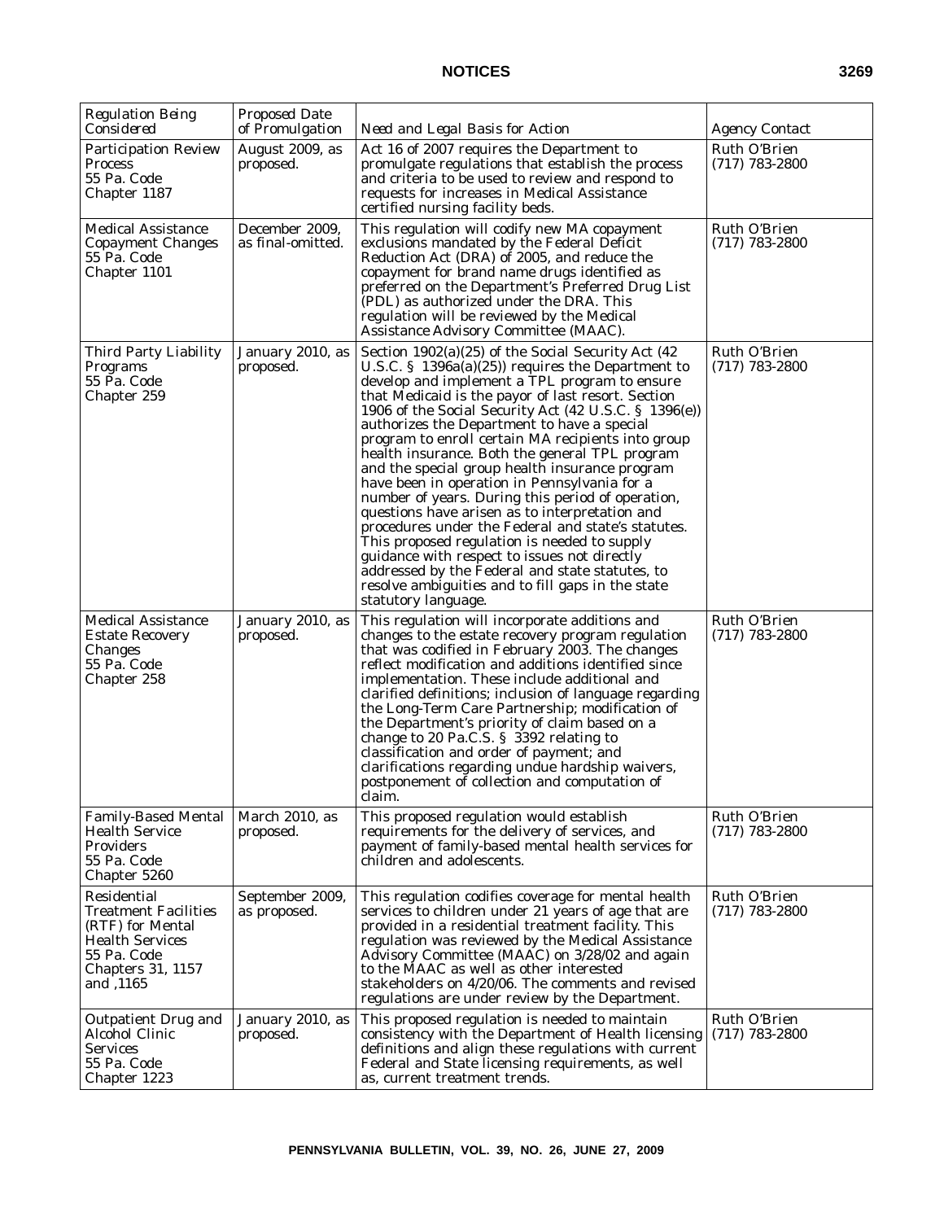| *Regulation Being Considered* | *Proposed Date of Promulgation* | *Need and Legal Basis for Action* | *Agency Contact* |
|---|---|---|---|
| Participation Review Process 55 Pa. Code Chapter 1187 | August 2009, as proposed. | Act 16 of 2007 requires the Department to promulgate regulations that establish the process and criteria to be used to review and respond to requests for increases in Medical Assistance certified nursing facility beds. | Ruth O'Brien (717) 783-2800 |
| Medical Assistance Copayment Changes 55 Pa. Code Chapter 1101 | December 2009, as final-omitted. | This regulation will codify new MA copayment exclusions mandated by the Federal Deficit Reduction Act (DRA) of 2005, and reduce the copayment for brand name drugs identified as preferred on the Department's Preferred Drug List (PDL) as authorized under the DRA. This regulation will be reviewed by the Medical Assistance Advisory Committee (MAAC). | Ruth O'Brien (717) 783-2800 |
| Third Party Liability Programs 55 Pa. Code Chapter 259 | January 2010, as proposed. | Section 1902(a)(25) of the Social Security Act (42 U.S.C. § 1396a(a)(25)) requires the Department to develop and implement a TPL program to ensure that Medicaid is the payor of last resort. Section 1906 of the Social Security Act (42 U.S.C. § 1396(e)) authorizes the Department to have a special program to enroll certain MA recipients into group health insurance. Both the general TPL program and the special group health insurance program have been in operation in Pennsylvania for a number of years. During this period of operation, questions have arisen as to interpretation and procedures under the Federal and state's statutes. This proposed regulation is needed to supply guidance with respect to issues not directly addressed by the Federal and state statutes, to resolve ambiguities and to fill gaps in the state statutory language. | Ruth O'Brien (717) 783-2800 |
| Medical Assistance Estate Recovery Changes 55 Pa. Code Chapter 258 | January 2010, as proposed. | This regulation will incorporate additions and changes to the estate recovery program regulation that was codified in February 2003. The changes reflect modification and additions identified since implementation. These include additional and clarified definitions; inclusion of language regarding the Long-Term Care Partnership; modification of the Department's priority of claim based on a change to 20 Pa.C.S. § 3392 relating to classification and order of payment; and clarifications regarding undue hardship waivers, postponement of collection and computation of claim. | Ruth O'Brien (717) 783-2800 |
| Family-Based Mental Health Service Providers 55 Pa. Code Chapter 5260 | March 2010, as proposed. | This proposed regulation would establish requirements for the delivery of services, and payment of family-based mental health services for children and adolescents. | Ruth O'Brien (717) 783-2800 |
| Residential Treatment Facilities (RTF) for Mental Health Services 55 Pa. Code Chapters 31, 1157 and ,1165 | September 2009, as proposed. | This regulation codifies coverage for mental health services to children under 21 years of age that are provided in a residential treatment facility. This regulation was reviewed by the Medical Assistance Advisory Committee (MAAC) on 3/28/02 and again to the MAAC as well as other interested stakeholders on 4/20/06. The comments and revised regulations are under review by the Department. | Ruth O'Brien (717) 783-2800 |
| Outpatient Drug and Alcohol Clinic Services 55 Pa. Code Chapter 1223 | January 2010, as proposed. | This proposed regulation is needed to maintain consistency with the Department of Health licensing definitions and align these regulations with current Federal and State licensing requirements, as well as, current treatment trends. | Ruth O'Brien (717) 783-2800 |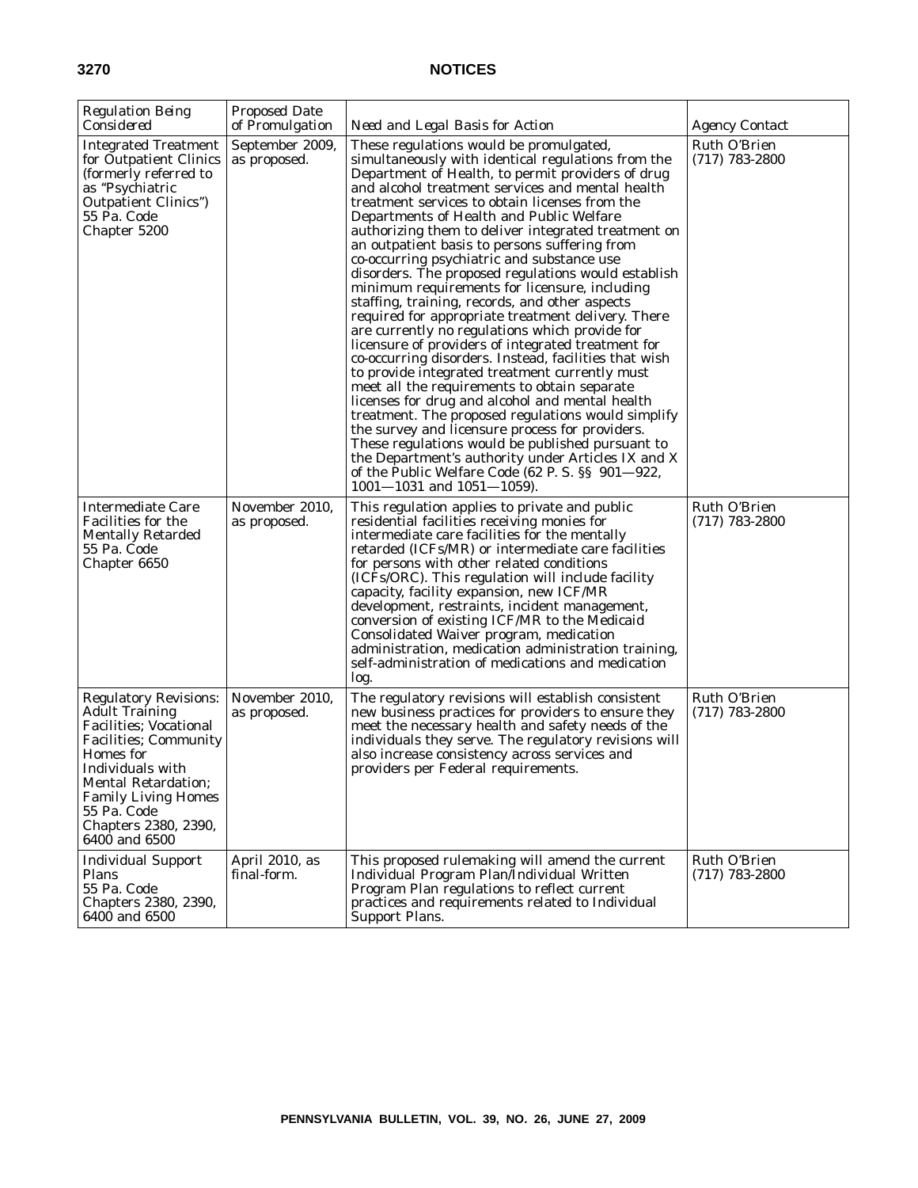| *Regulation Being Considered* | *Proposed Date of Promulgation* | *Need and Legal Basis for Action* | *Agency Contact* |
|---|---|---|---|
| Integrated Treatment for Outpatient Clinics (formerly referred to as "Psychiatric Outpatient Clinics") 55 Pa. Code Chapter 5200 | September 2009, as proposed. | These regulations would be promulgated, simultaneously with identical regulations from the Department of Health, to permit providers of drug and alcohol treatment services and mental health treatment services to obtain licenses from the Departments of Health and Public Welfare authorizing them to deliver integrated treatment on an outpatient basis to persons suffering from co-occurring psychiatric and substance use disorders. The proposed regulations would establish minimum requirements for licensure, including staffing, training, records, and other aspects required for appropriate treatment delivery. There are currently no regulations which provide for licensure of providers of integrated treatment for co-occurring disorders. Instead, facilities that wish to provide integrated treatment currently must meet all the requirements to obtain separate licenses for drug and alcohol and mental health treatment. The proposed regulations would simplify the survey and licensure process for providers. These regulations would be published pursuant to the Department's authority under Articles IX and X of the Public Welfare Code (62 P. S. §§ 901—922, 1001—1031 and 1051—1059). | Ruth O'Brien (717) 783-2800 |
| Intermediate Care Facilities for the Mentally Retarded 55 Pa. Code Chapter 6650 | November 2010, as proposed. | This regulation applies to private and public residential facilities receiving monies for intermediate care facilities for the mentally retarded (ICFs/MR) or intermediate care facilities for persons with other related conditions (ICFs/ORC). This regulation will include facility capacity, facility expansion, new ICF/MR development, restraints, incident management, conversion of existing ICF/MR to the Medicaid Consolidated Waiver program, medication administration, medication administration training, self-administration of medications and medication log. | Ruth O'Brien (717) 783-2800 |
| Regulatory Revisions: Adult Training Facilities; Vocational Facilities; Community Homes for Individuals with Mental Retardation; Family Living Homes 55 Pa. Code Chapters 2380, 2390, 6400 and 6500 | November 2010, as proposed. | The regulatory revisions will establish consistent new business practices for providers to ensure they meet the necessary health and safety needs of the individuals they serve. The regulatory revisions will also increase consistency across services and providers per Federal requirements. | Ruth O'Brien (717) 783-2800 |
| Individual Support Plans 55 Pa. Code Chapters 2380, 2390, 6400 and 6500 | April 2010, as final-form. | This proposed rulemaking will amend the current Individual Program Plan/Individual Written Program Plan regulations to reflect current practices and requirements related to Individual Support Plans. | Ruth O'Brien (717) 783-2800 |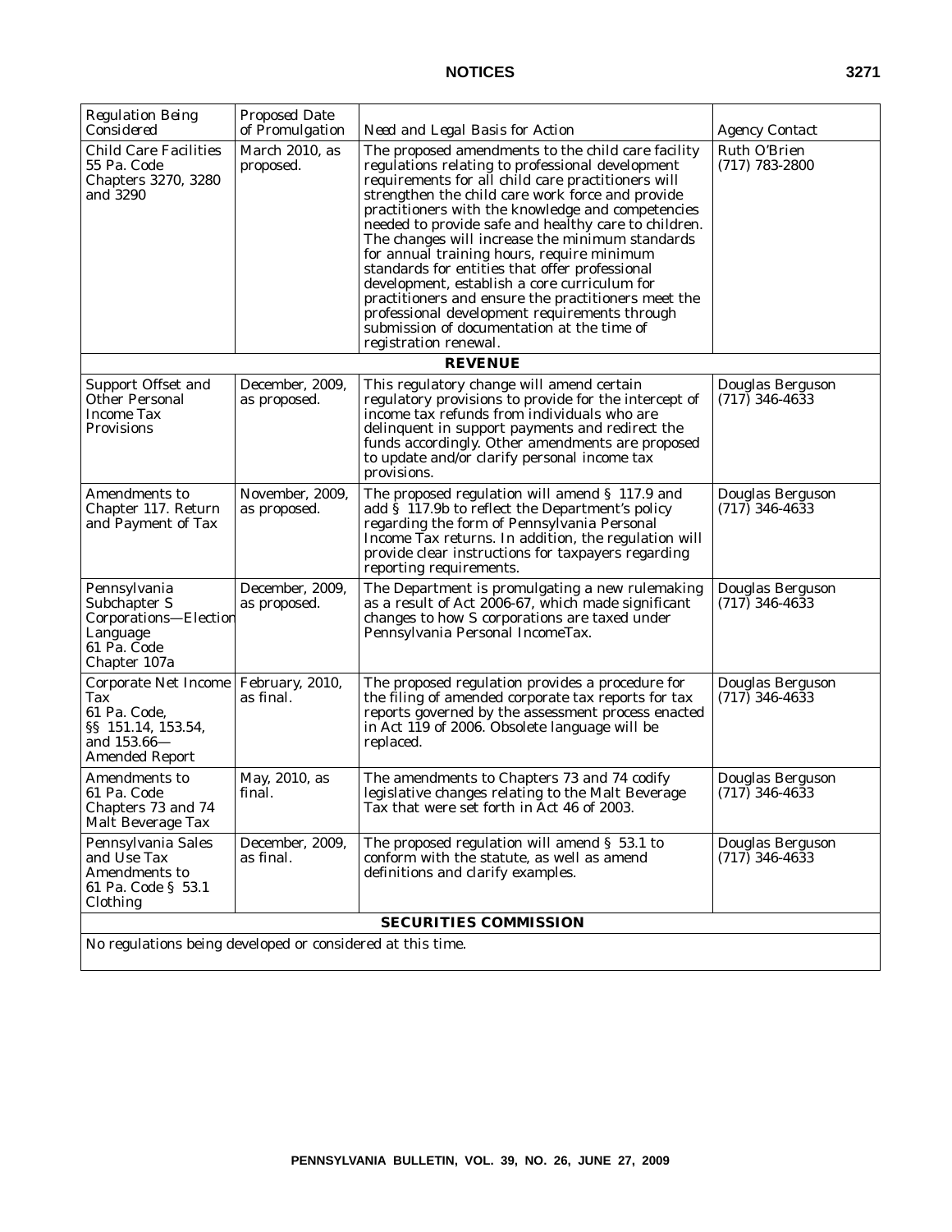| *Regulation Being Considered* | *Proposed Date of Promulgation* | *Need and Legal Basis for Action* | *Agency Contact* |
|---|---|---|---|
| Child Care Facilities 55 Pa. Code Chapters 3270, 3280 and 3290 | March 2010, as proposed. | The proposed amendments to the child care facility regulations relating to professional development requirements for all child care practitioners will strengthen the child care work force and provide practitioners with the knowledge and competencies needed to provide safe and healthy care to children. The changes will increase the minimum standards for annual training hours, require minimum standards for entities that offer professional development, establish a core curriculum for practitioners and ensure the practitioners meet the professional development requirements through submission of documentation at the time of registration renewal. | Ruth O'Brien (717) 783-2800 |
| **REVENUE** | | | |
| Support Offset and Other Personal Income Tax Provisions | December, 2009, as proposed. | This regulatory change will amend certain regulatory provisions to provide for the intercept of income tax refunds from individuals who are delinquent in support payments and redirect the funds accordingly. Other amendments are proposed to update and/or clarify personal income tax provisions. | Douglas Berguson (717) 346-4633 |
| Amendments to Chapter 117. Return and Payment of Tax | November, 2009, as proposed. | The proposed regulation will amend § 117.9 and add § 117.9b to reflect the Department's policy regarding the form of Pennsylvania Personal Income Tax returns. In addition, the regulation will provide clear instructions for taxpayers regarding reporting requirements. | Douglas Berguson (717) 346-4633 |
| Pennsylvania Subchapter S Corporations—Election Language 61 Pa. Code Chapter 107a | December, 2009, as proposed. | The Department is promulgating a new rulemaking as a result of Act 2006-67, which made significant changes to how S corporations are taxed under Pennsylvania Personal IncomeTax. | Douglas Berguson (717) 346-4633 |
| Corporate Net Income Tax 61 Pa. Code, §§ 151.14, 153.54, and 153.66—Amended Report | February, 2010, as final. | The proposed regulation provides a procedure for the filing of amended corporate tax reports for tax reports governed by the assessment process enacted in Act 119 of 2006. Obsolete language will be replaced. | Douglas Berguson (717) 346-4633 |
| Amendments to 61 Pa. Code Chapters 73 and 74 Malt Beverage Tax | May, 2010, as final. | The amendments to Chapters 73 and 74 codify legislative changes relating to the Malt Beverage Tax that were set forth in Act 46 of 2003. | Douglas Berguson (717) 346-4633 |
| Pennsylvania Sales and Use Tax Amendments to 61 Pa. Code § 53.1 Clothing | December, 2009, as final. | The proposed regulation will amend § 53.1 to conform with the statute, as well as amend definitions and clarify examples. | Douglas Berguson (717) 346-4633 |
| **SECURITIES COMMISSION** | | | |
| No regulations being developed or considered at this time. | | | |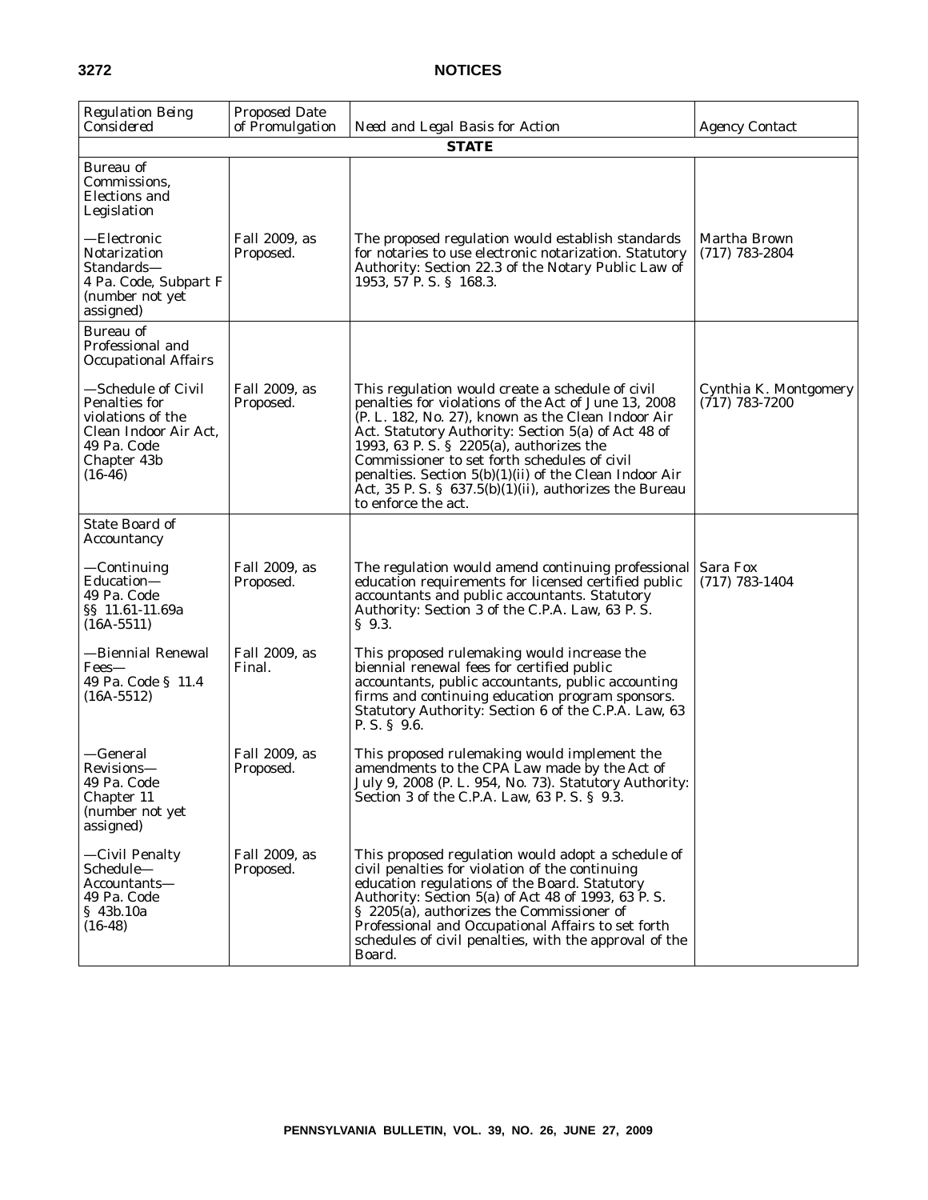| Regulation Being Considered | Proposed Date of Promulgation | Need and Legal Basis for Action | Agency Contact |
|---|---|---|---|
| **STATE** | | | |
| Bureau of Commissions, Elections and Legislation | | | |
| —Electronic Notarization Standards— 4 Pa. Code, Subpart F (number not yet assigned) | Fall 2009, as Proposed. | The proposed regulation would establish standards for notaries to use electronic notarization. Statutory Authority: Section 22.3 of the Notary Public Law of 1953, 57 P. S. § 168.3. | Martha Brown (717) 783-2804 |
| Bureau of Professional and Occupational Affairs | | | |
| —Schedule of Civil Penalties for violations of the Clean Indoor Air Act, 49 Pa. Code Chapter 43b (16-46) | Fall 2009, as Proposed. | This regulation would create a schedule of civil penalties for violations of the Act of June 13, 2008 (P. L. 182, No. 27), known as the Clean Indoor Air Act. Statutory Authority: Section 5(a) of Act 48 of 1993, 63 P. S. § 2205(a), authorizes the Commissioner to set forth schedules of civil penalties. Section 5(b)(1)(ii) of the Clean Indoor Air Act, 35 P. S. § 637.5(b)(1)(ii), authorizes the Bureau to enforce the act. | Cynthia K. Montgomery (717) 783-7200 |
| State Board of Accountancy | | | |
| —Continuing Education— 49 Pa. Code §§ 11.61-11.69a (16A-5511) | Fall 2009, as Proposed. | The regulation would amend continuing professional education requirements for licensed certified public accountants and public accountants. Statutory Authority: Section 3 of the C.P.A. Law, 63 P. S. § 9.3. | Sara Fox (717) 783-1404 |
| —Biennial Renewal Fees— 49 Pa. Code § 11.4 (16A-5512) | Fall 2009, as Final. | This proposed rulemaking would increase the biennial renewal fees for certified public accountants, public accountants, public accounting firms and continuing education program sponsors. Statutory Authority: Section 6 of the C.P.A. Law, 63 P. S. § 9.6. | |
| —General Revisions— 49 Pa. Code Chapter 11 (number not yet assigned) | Fall 2009, as Proposed. | This proposed rulemaking would implement the amendments to the CPA Law made by the Act of July 9, 2008 (P. L. 954, No. 73). Statutory Authority: Section 3 of the C.P.A. Law, 63 P. S. § 9.3. | |
| —Civil Penalty Schedule— Accountants— 49 Pa. Code § 43b.10a (16-48) | Fall 2009, as Proposed. | This proposed regulation would adopt a schedule of civil penalties for violation of the continuing education regulations of the Board. Statutory Authority: Section 5(a) of Act 48 of 1993, 63 P. S. § 2205(a), authorizes the Commissioner of Professional and Occupational Affairs to set forth schedules of civil penalties, with the approval of the Board. | |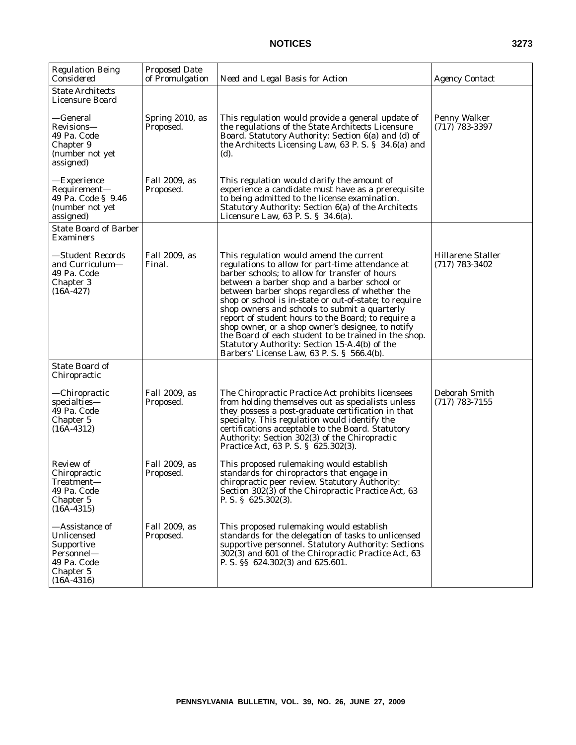| Regulation Being Considered | Proposed Date of Promulgation | Need and Legal Basis for Action | Agency Contact |
|---|---|---|---|
| State Architects Licensure Board | | | |
| —General Revisions— 49 Pa. Code Chapter 9 (number not yet assigned) | Spring 2010, as Proposed. | This regulation would provide a general update of the regulations of the State Architects Licensure Board. Statutory Authority: Section 6(a) and (d) of the Architects Licensing Law, 63 P. S. § 34.6(a) and (d). | Penny Walker (717) 783-3397 |
| —Experience Requirement— 49 Pa. Code § 9.46 (number not yet assigned) | Fall 2009, as Proposed. | This regulation would clarify the amount of experience a candidate must have as a prerequisite to being admitted to the license examination. Statutory Authority: Section 6(a) of the Architects Licensure Law, 63 P. S. § 34.6(a). | |
| State Board of Barber Examiners | | | |
| —Student Records and Curriculum— 49 Pa. Code Chapter 3 (16A-427) | Fall 2009, as Final. | This regulation would amend the current regulations to allow for part-time attendance at barber schools; to allow for transfer of hours between a barber shop and a barber school or between barber shops regardless of whether the shop or school is in-state or out-of-state; to require shop owners and schools to submit a quarterly report of student hours to the Board; to require a shop owner, or a shop owner's designee, to notify the Board of each student to be trained in the shop. Statutory Authority: Section 15-A.4(b) of the Barbers' License Law, 63 P. S. § 566.4(b). | Hillarene Staller (717) 783-3402 |
| State Board of Chiropractic | | | |
| —Chiropractic specialties— 49 Pa. Code Chapter 5 (16A-4312) | Fall 2009, as Proposed. | The Chiropractic Practice Act prohibits licensees from holding themselves out as specialists unless they possess a post-graduate certification in that specialty. This regulation would identify the certifications acceptable to the Board. Statutory Authority: Section 302(3) of the Chiropractic Practice Act, 63 P. S. § 625.302(3). | Deborah Smith (717) 783-7155 |
| Review of Chiropractic Treatment— 49 Pa. Code Chapter 5 (16A-4315) | Fall 2009, as Proposed. | This proposed rulemaking would establish standards for chiropractors that engage in chiropractic peer review. Statutory Authority: Section 302(3) of the Chiropractic Practice Act, 63 P. S. § 625.302(3). | |
| —Assistance of Unlicensed Supportive Personnel— 49 Pa. Code Chapter 5 (16A-4316) | Fall 2009, as Proposed. | This proposed rulemaking would establish standards for the delegation of tasks to unlicensed supportive personnel. Statutory Authority: Sections 302(3) and 601 of the Chiropractic Practice Act, 63 P. S. §§ 624.302(3) and 625.601. | |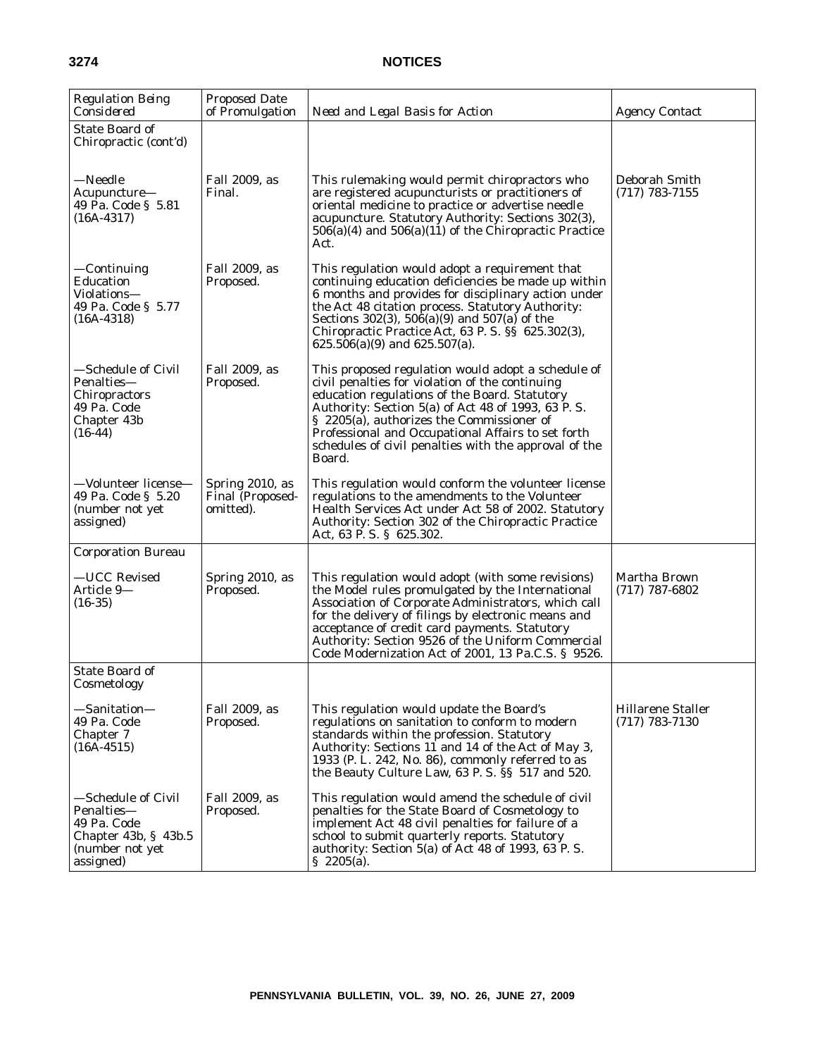| *Regulation Being Considered* | *Proposed Date of Promulgation* | *Need and Legal Basis for Action* | *Agency Contact* |
|---|---|---|---|
| State Board of Chiropractic (cont'd) | | | |
| —Needle Acupuncture— 49 Pa. Code § 5.81 (16A-4317) | Fall 2009, as Final. | This rulemaking would permit chiropractors who are registered acupuncturists or practitioners of oriental medicine to practice or advertise needle acupuncture. Statutory Authority: Sections 302(3), 506(a)(4) and 506(a)(11) of the Chiropractic Practice Act. | Deborah Smith (717) 783-7155 |
| —Continuing Education Violations— 49 Pa. Code § 5.77 (16A-4318) | Fall 2009, as Proposed. | This regulation would adopt a requirement that continuing education deficiencies be made up within 6 months and provides for disciplinary action under the Act 48 citation process. Statutory Authority: Sections 302(3), 506(a)(9) and 507(a) of the Chiropractic Practice Act, 63 P. S. §§ 625.302(3), 625.506(a)(9) and 625.507(a). | |
| —Schedule of Civil Penalties— Chiropractors 49 Pa. Code Chapter 43b (16-44) | Fall 2009, as Proposed. | This proposed regulation would adopt a schedule of civil penalties for violation of the continuing education regulations of the Board. Statutory Authority: Section 5(a) of Act 48 of 1993, 63 P. S. § 2205(a), authorizes the Commissioner of Professional and Occupational Affairs to set forth schedules of civil penalties with the approval of the Board. | |
| —Volunteer license— 49 Pa. Code § 5.20 (number not yet assigned) | Spring 2010, as Final (Proposed-omitted). | This regulation would conform the volunteer license regulations to the amendments to the Volunteer Health Services Act under Act 58 of 2002. Statutory Authority: Section 302 of the Chiropractic Practice Act, 63 P. S. § 625.302. | |
| Corporation Bureau | | | |
| —UCC Revised Article 9— (16-35) | Spring 2010, as Proposed. | This regulation would adopt (with some revisions) the Model rules promulgated by the International Association of Corporate Administrators, which call for the delivery of filings by electronic means and acceptance of credit card payments. Statutory Authority: Section 9526 of the Uniform Commercial Code Modernization Act of 2001, 13 Pa.C.S. § 9526. | Martha Brown (717) 787-6802 |
| State Board of Cosmetology | | | |
| —Sanitation— 49 Pa. Code Chapter 7 (16A-4515) | Fall 2009, as Proposed. | This regulation would update the Board's regulations on sanitation to conform to modern standards within the profession. Statutory Authority: Sections 11 and 14 of the Act of May 3, 1933 (P. L. 242, No. 86), commonly referred to as the Beauty Culture Law, 63 P. S. §§ 517 and 520. | Hillarene Staller (717) 783-7130 |
| —Schedule of Civil Penalties— 49 Pa. Code Chapter 43b, § 43b.5 (number not yet assigned) | Fall 2009, as Proposed. | This regulation would amend the schedule of civil penalties for the State Board of Cosmetology to implement Act 48 civil penalties for failure of a school to submit quarterly reports. Statutory authority: Section 5(a) of Act 48 of 1993, 63 P. S. § 2205(a). | |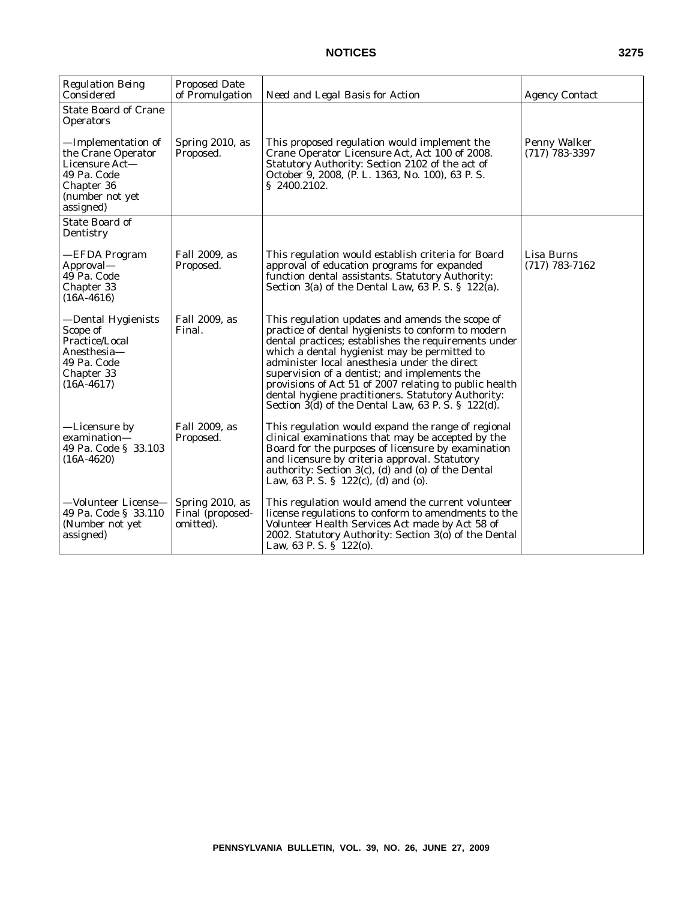| *Regulation Being Considered* | *Proposed Date of Promulgation* | *Need and Legal Basis for Action* | *Agency Contact* |
|---|---|---|---|
| State Board of Crane Operators | | | |
| —Implementation of the Crane Operator Licensure Act— 49 Pa. Code Chapter 36 (number not yet assigned) | Spring 2010, as Proposed. | This proposed regulation would implement the Crane Operator Licensure Act, Act 100 of 2008. Statutory Authority: Section 2102 of the act of October 9, 2008, (P. L. 1363, No. 100), 63 P. S. § 2400.2102. | Penny Walker (717) 783-3397 |
| State Board of Dentistry | | | |
| —EFDA Program Approval— 49 Pa. Code Chapter 33 (16A-4616) | Fall 2009, as Proposed. | This regulation would establish criteria for Board approval of education programs for expanded function dental assistants. Statutory Authority: Section 3(a) of the Dental Law, 63 P. S. § 122(a). | Lisa Burns (717) 783-7162 |
| —Dental Hygienists Scope of Practice/Local Anesthesia— 49 Pa. Code Chapter 33 (16A-4617) | Fall 2009, as Final. | This regulation updates and amends the scope of practice of dental hygienists to conform to modern dental practices; establishes the requirements under which a dental hygienist may be permitted to administer local anesthesia under the direct supervision of a dentist; and implements the provisions of Act 51 of 2007 relating to public health dental hygiene practitioners. Statutory Authority: Section 3(d) of the Dental Law, 63 P. S. § 122(d). | |
| —Licensure by examination— 49 Pa. Code § 33.103 (16A-4620) | Fall 2009, as Proposed. | This regulation would expand the range of regional clinical examinations that may be accepted by the Board for the purposes of licensure by examination and licensure by criteria approval. Statutory authority: Section 3(c), (d) and (o) of the Dental Law, 63 P. S. § 122(c), (d) and (o). | |
| —Volunteer License— 49 Pa. Code § 33.110 (Number not yet assigned) | Spring 2010, as Final (proposed-omitted). | This regulation would amend the current volunteer license regulations to conform to amendments to the Volunteer Health Services Act made by Act 58 of 2002. Statutory Authority: Section 3(o) of the Dental Law, 63 P. S. § 122(o). | |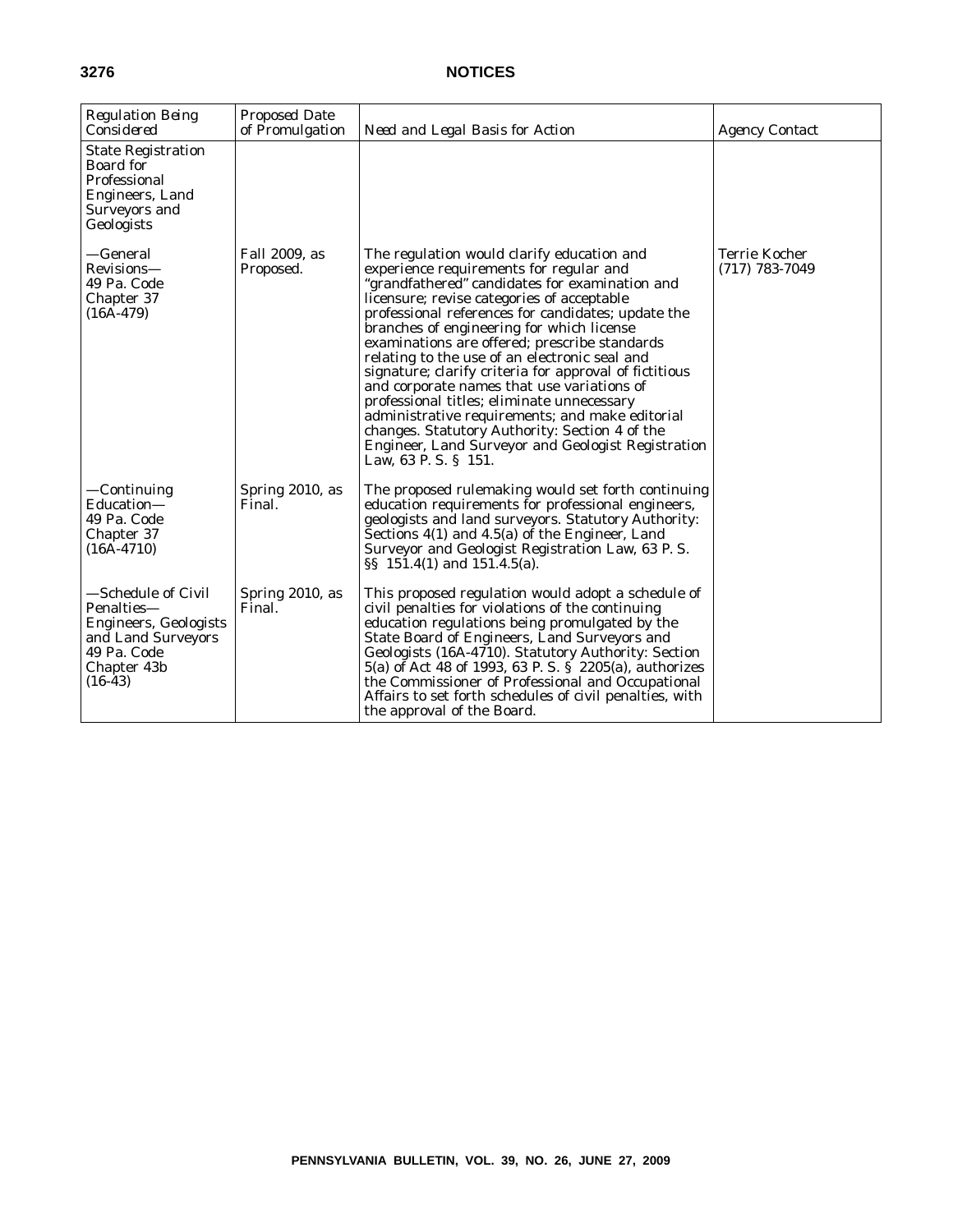| *Regulation Being Considered* | *Proposed Date of Promulgation* | *Need and Legal Basis for Action* | *Agency Contact* |
|---|---|---|---|
| *State Registration Board for Professional Engineers, Land Surveyors and Geologists* | | | |
| —General Revisions— 49 Pa. Code Chapter 37 (16A-479) | Fall 2009, as Proposed. | The regulation would clarify education and experience requirements for regular and "grandfathered" candidates for examination and licensure; revise categories of acceptable professional references for candidates; update the branches of engineering for which license examinations are offered; prescribe standards relating to the use of an electronic seal and signature; clarify criteria for approval of fictitious and corporate names that use variations of professional titles; eliminate unnecessary administrative requirements; and make editorial changes. Statutory Authority: Section 4 of the Engineer, Land Surveyor and Geologist Registration Law, 63 P. S. § 151. | Terrie Kocher (717) 783-7049 |
| —Continuing Education— 49 Pa. Code Chapter 37 (16A-4710) | Spring 2010, as Final. | The proposed rulemaking would set forth continuing education requirements for professional engineers, geologists and land surveyors. Statutory Authority: Sections 4(1) and 4.5(a) of the Engineer, Land Surveyor and Geologist Registration Law, 63 P. S. §§ 151.4(1) and 151.4.5(a). | |
| —Schedule of Civil Penalties— Engineers, Geologists and Land Surveyors 49 Pa. Code Chapter 43b (16-43) | Spring 2010, as Final. | This proposed regulation would adopt a schedule of civil penalties for violations of the continuing education regulations being promulgated by the State Board of Engineers, Land Surveyors and Geologists (16A-4710). Statutory Authority: Section 5(a) of Act 48 of 1993, 63 P. S. § 2205(a), authorizes the Commissioner of Professional and Occupational Affairs to set forth schedules of civil penalties, with the approval of the Board. | |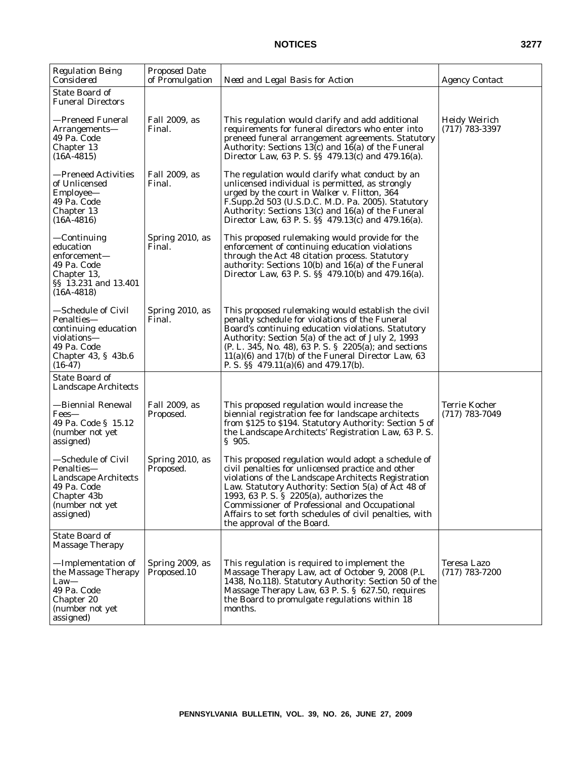| *Regulation Being Considered* | *Proposed Date of Promulgation* | *Need and Legal Basis for Action* | *Agency Contact* |
|---|---|---|---|
| State Board of Funeral Directors | | | |
| —Preneed Funeral Arrangements— 49 Pa. Code Chapter 13 (16A-4815) | Fall 2009, as Final. | This regulation would clarify and add additional requirements for funeral directors who enter into preneed funeral arrangement agreements. Statutory Authority: Sections 13(c) and 16(a) of the Funeral Director Law, 63 P. S. §§ 479.13(c) and 479.16(a). | Heidy Weirich (717) 783-3397 |
| —Preneed Activities of Unlicensed Employee— 49 Pa. Code Chapter 13 (16A-4816) | Fall 2009, as Final. | The regulation would clarify what conduct by an unlicensed individual is permitted, as strongly urged by the court in *Walker v. Flitton*, 364 F.Supp.2d 503 (U.S.D.C. M.D. Pa. 2005). Statutory Authority: Sections 13(c) and 16(a) of the Funeral Director Law, 63 P. S. §§ 479.13(c) and 479.16(a). | |
| —Continuing education enforcement— 49 Pa. Code Chapter 13, §§ 13.231 and 13.401 (16A-4818) | Spring 2010, as Final. | This proposed rulemaking would provide for the enforcement of continuing education violations through the Act 48 citation process. Statutory authority: Sections 10(b) and 16(a) of the Funeral Director Law, 63 P. S. §§ 479.10(b) and 479.16(a). | |
| —Schedule of Civil Penalties— continuing education violations— 49 Pa. Code Chapter 43, § 43b.6 (16-47) | Spring 2010, as Final. | This proposed rulemaking would establish the civil penalty schedule for violations of the Funeral Board's continuing education violations. Statutory Authority: Section 5(a) of the act of July 2, 1993 (P. L. 345, No. 48), 63 P. S. § 2205(a); and sections 11(a)(6) and 17(b) of the Funeral Director Law, 63 P. S. §§ 479.11(a)(6) and 479.17(b). | |
| State Board of Landscape Architects | | | |
| —Biennial Renewal Fees— 49 Pa. Code § 15.12 (number not yet assigned) | Fall 2009, as Proposed. | This proposed regulation would increase the biennial registration fee for landscape architects from $125 to $194. Statutory Authority: Section 5 of the Landscape Architects' Registration Law, 63 P. S. § 905. | Terrie Kocher (717) 783-7049 |
| —Schedule of Civil Penalties— Landscape Architects 49 Pa. Code Chapter 43b (number not yet assigned) | Spring 2010, as Proposed. | This proposed regulation would adopt a schedule of civil penalties for unlicensed practice and other violations of the Landscape Architects Registration Law. Statutory Authority: Section 5(a) of Act 48 of 1993, 63 P. S. § 2205(a), authorizes the Commissioner of Professional and Occupational Affairs to set forth schedules of civil penalties, with the approval of the Board. | |
| State Board of Massage Therapy | | | |
| —Implementation of the Massage Therapy Law— 49 Pa. Code Chapter 20 (number not yet assigned) | Spring 2009, as Proposed.10 | This regulation is required to implement the Massage Therapy Law, act of October 9, 2008 (P.L 1438, No.118). Statutory Authority: Section 50 of the Massage Therapy Law, 63 P. S. § 627.50, requires the Board to promulgate regulations within 18 months. | Teresa Lazo (717) 783-7200 |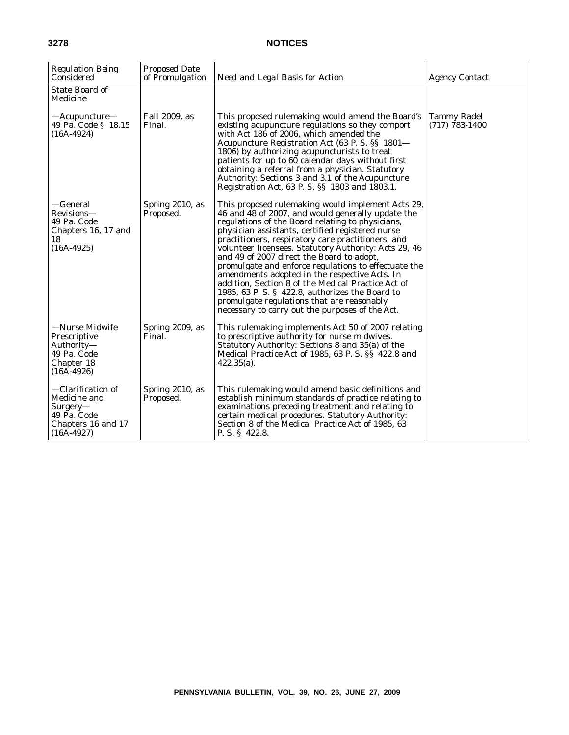| *Regulation Being Considered* | *Proposed Date of Promulgation* | *Need and Legal Basis for Action* | *Agency Contact* |
|---|---|---|---|
| State Board of Medicine | | | |
| —Acupuncture— 49 Pa. Code § 18.15 (16A-4924) | Fall 2009, as Final. | This proposed rulemaking would amend the Board's existing acupuncture regulations so they comport with Act 186 of 2006, which amended the Acupuncture Registration Act (63 P. S. §§ 1801—1806) by authorizing acupuncturists to treat patients for up to 60 calendar days without first obtaining a referral from a physician. Statutory Authority: Sections 3 and 3.1 of the Acupuncture Registration Act, 63 P. S. §§ 1803 and 1803.1. | Tammy Radel (717) 783-1400 |
| —General Revisions— 49 Pa. Code Chapters 16, 17 and 18 (16A-4925) | Spring 2010, as Proposed. | This proposed rulemaking would implement Acts 29, 46 and 48 of 2007, and would generally update the regulations of the Board relating to physicians, physician assistants, certified registered nurse practitioners, respiratory care practitioners, and volunteer licensees. Statutory Authority: Acts 29, 46 and 49 of 2007 direct the Board to adopt, promulgate and enforce regulations to effectuate the amendments adopted in the respective Acts. In addition, Section 8 of the Medical Practice Act of 1985, 63 P. S. § 422.8, authorizes the Board to promulgate regulations that are reasonably necessary to carry out the purposes of the Act. | |
| —Nurse Midwife Prescriptive Authority— 49 Pa. Code Chapter 18 (16A-4926) | Spring 2009, as Final. | This rulemaking implements Act 50 of 2007 relating to prescriptive authority for nurse midwives. Statutory Authority: Sections 8 and 35(a) of the Medical Practice Act of 1985, 63 P. S. §§ 422.8 and 422.35(a). | |
| —Clarification of Medicine and Surgery— 49 Pa. Code Chapters 16 and 17 (16A-4927) | Spring 2010, as Proposed. | This rulemaking would amend basic definitions and establish minimum standards of practice relating to examinations preceding treatment and relating to certain medical procedures. Statutory Authority: Section 8 of the Medical Practice Act of 1985, 63 P. S. § 422.8. | |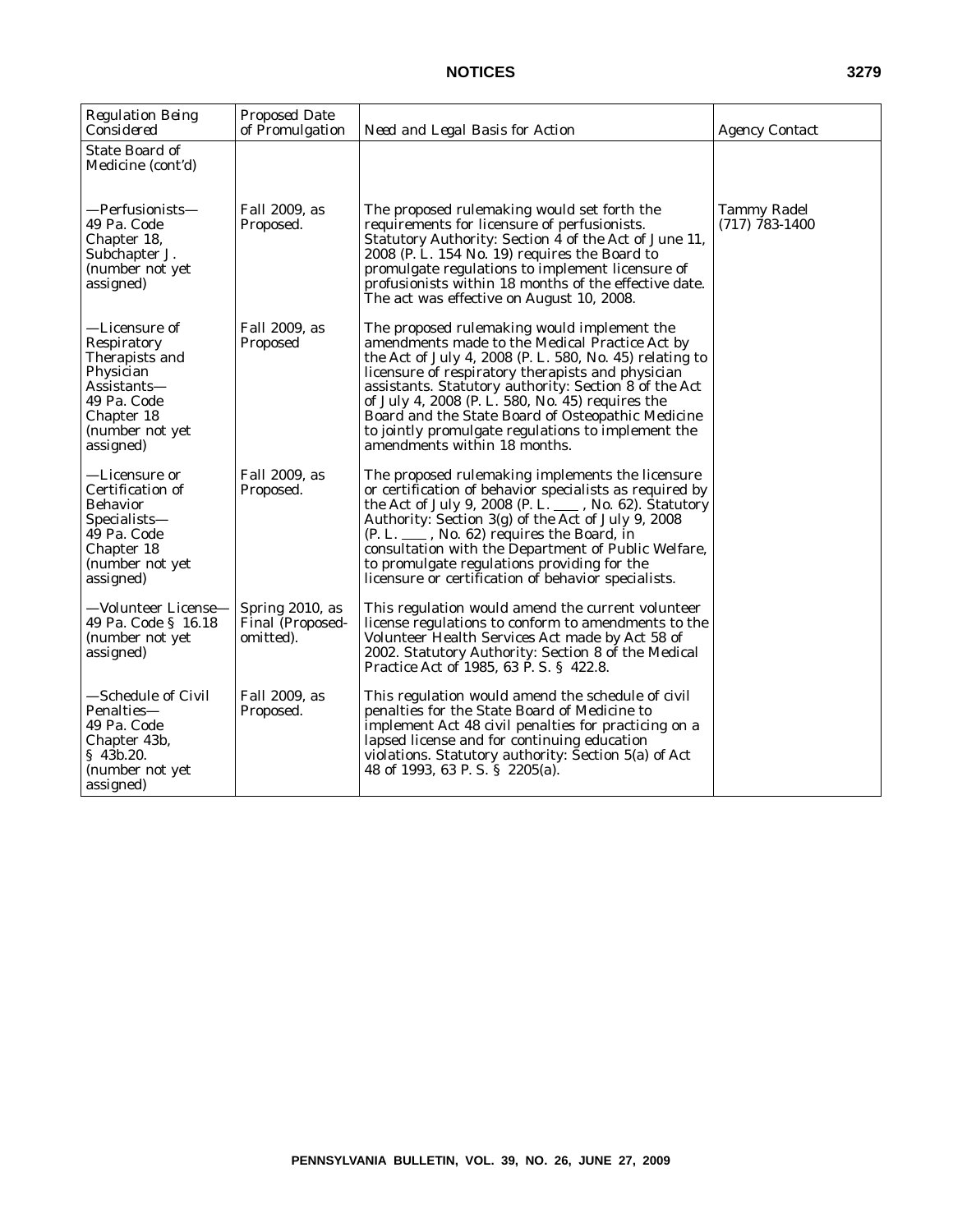| *Regulation Being Considered* | *Proposed Date of Promulgation* | *Need and Legal Basis for Action* | *Agency Contact* |
|---|---|---|---|
| State Board of Medicine (cont'd) | | | |
| —Perfusionists— 49 Pa. Code Chapter 18, Subchapter J. (number not yet assigned) | Fall 2009, as Proposed. | The proposed rulemaking would set forth the requirements for licensure of perfusionists. Statutory Authority: Section 4 of the Act of June 11, 2008 (P. L. 154 No. 19) requires the Board to promulgate regulations to implement licensure of profusionists within 18 months of the effective date. The act was effective on August 10, 2008. | Tammy Radel (717) 783-1400 |
| —Licensure of Respiratory Therapists and Physician Assistants— 49 Pa. Code Chapter 18 (number not yet assigned) | Fall 2009, as Proposed | The proposed rulemaking would implement the amendments made to the Medical Practice Act by the Act of July 4, 2008 (P. L. 580, No. 45) relating to licensure of respiratory therapists and physician assistants. Statutory authority: Section 8 of the Act of July 4, 2008 (P. L. 580, No. 45) requires the Board and the State Board of Osteopathic Medicine to jointly promulgate regulations to implement the amendments within 18 months. | |
| —Licensure or Certification of Behavior Specialists— 49 Pa. Code Chapter 18 (number not yet assigned) | Fall 2009, as Proposed. | The proposed rulemaking implements the licensure or certification of behavior specialists as required by the Act of July 9, 2008 (P. L. \_\_\_\_ , No. 62). Statutory Authority: Section 3(g) of the Act of July 9, 2008 (P. L. \_\_\_\_ , No. 62) requires the Board, in consultation with the Department of Public Welfare, to promulgate regulations providing for the licensure or certification of behavior specialists. | |
| —Volunteer License— 49 Pa. Code § 16.18 (number not yet assigned) | Spring 2010, as Final (Proposed-omitted). | This regulation would amend the current volunteer license regulations to conform to amendments to the Volunteer Health Services Act made by Act 58 of 2002. Statutory Authority: Section 8 of the Medical Practice Act of 1985, 63 P. S. § 422.8. | |
| —Schedule of Civil Penalties— 49 Pa. Code Chapter 43b, § 43b.20. (number not yet assigned) | Fall 2009, as Proposed. | This regulation would amend the schedule of civil penalties for the State Board of Medicine to implement Act 48 civil penalties for practicing on a lapsed license and for continuing education violations. Statutory authority: Section 5(a) of Act 48 of 1993, 63 P. S. § 2205(a). | |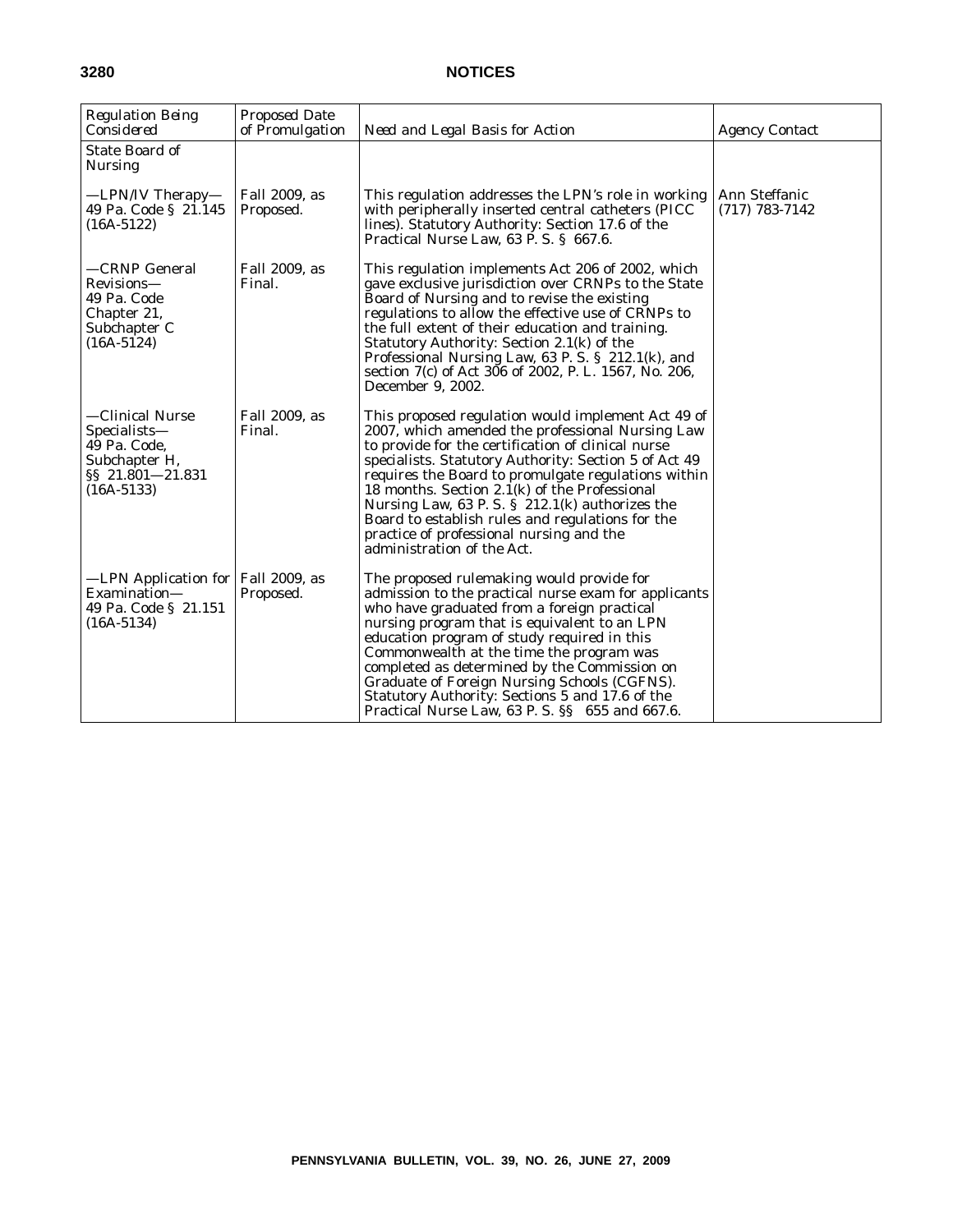| *Regulation Being Considered* | *Proposed Date of Promulgation* | *Need and Legal Basis for Action* | *Agency Contact* |
|---|---|---|---|
| State Board of Nursing | | | |
| —LPN/IV Therapy— 49 Pa. Code § 21.145 (16A-5122) | Fall 2009, as Proposed. | This regulation addresses the LPN's role in working with peripherally inserted central catheters (PICC lines). Statutory Authority: Section 17.6 of the Practical Nurse Law, 63 P. S. § 667.6. | Ann Steffanic (717) 783-7142 |
| —CRNP General Revisions— 49 Pa. Code Chapter 21, Subchapter C (16A-5124) | Fall 2009, as Final. | This regulation implements Act 206 of 2002, which gave exclusive jurisdiction over CRNPs to the State Board of Nursing and to revise the existing regulations to allow the effective use of CRNPs to the full extent of their education and training. Statutory Authority: Section 2.1(k) of the Professional Nursing Law, 63 P. S. § 212.1(k), and section 7(c) of Act 306 of 2002, P. L. 1567, No. 206, December 9, 2002. | |
| —Clinical Nurse Specialists— 49 Pa. Code, Subchapter H, §§ 21.801—21.831 (16A-5133) | Fall 2009, as Final. | This proposed regulation would implement Act 49 of 2007, which amended the professional Nursing Law to provide for the certification of clinical nurse specialists. Statutory Authority: Section 5 of Act 49 requires the Board to promulgate regulations within 18 months. Section 2.1(k) of the Professional Nursing Law, 63 P. S. § 212.1(k) authorizes the Board to establish rules and regulations for the practice of professional nursing and the administration of the Act. | |
| —LPN Application for Examination— 49 Pa. Code § 21.151 (16A-5134) | Fall 2009, as Proposed. | The proposed rulemaking would provide for admission to the practical nurse exam for applicants who have graduated from a foreign practical nursing program that is equivalent to an LPN education program of study required in this Commonwealth at the time the program was completed as determined by the Commission on Graduate of Foreign Nursing Schools (CGFNS). Statutory Authority: Sections 5 and 17.6 of the Practical Nurse Law, 63 P. S. §§ 655 and 667.6. | |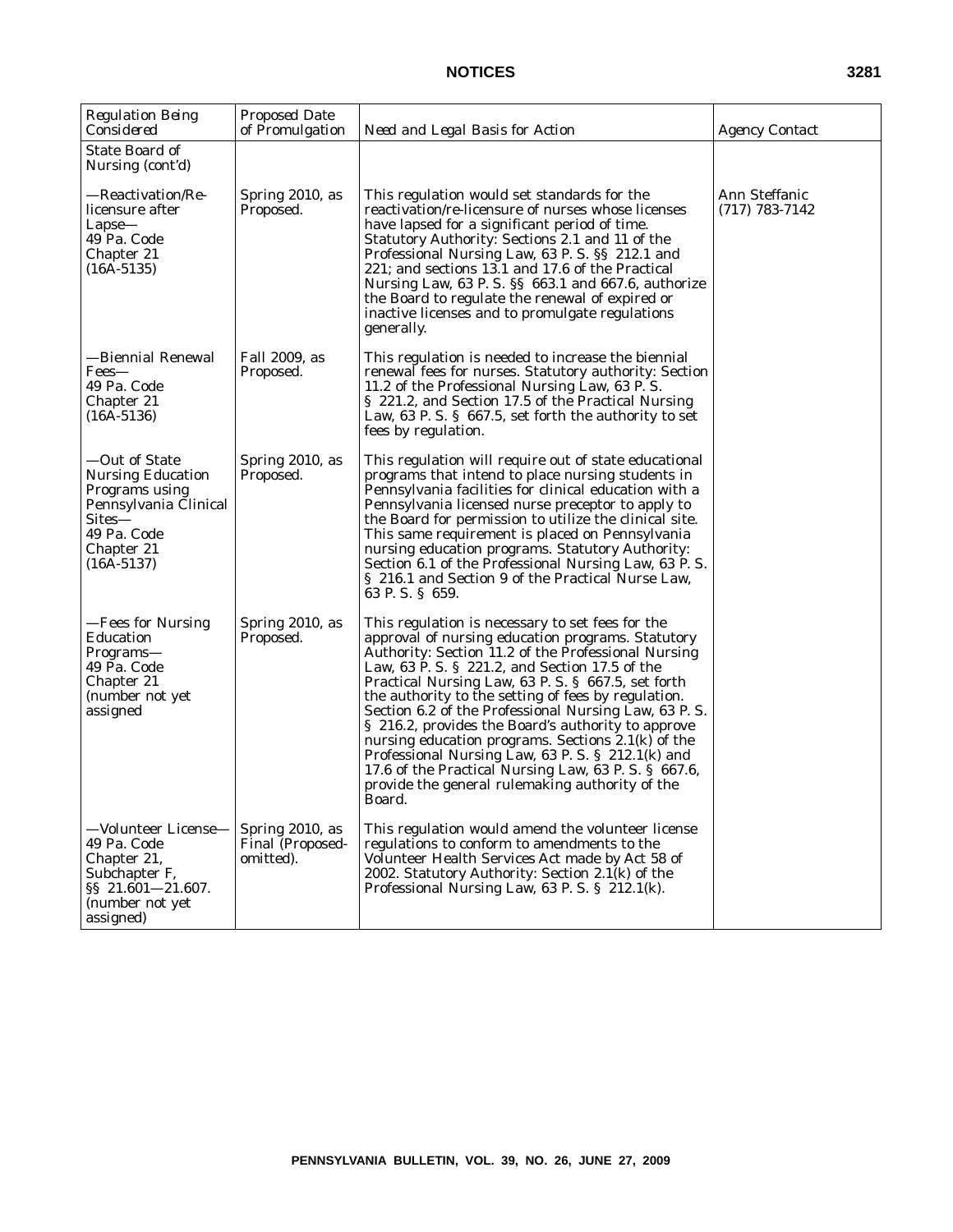| *Regulation Being Considered* | *Proposed Date of Promulgation* | *Need and Legal Basis for Action* | *Agency Contact* |
|---|---|---|---|
| State Board of Nursing (cont'd) | | | |
| —Reactivation/Re-licensure after Lapse— 49 Pa. Code Chapter 21 (16A-5135) | Spring 2010, as Proposed. | This regulation would set standards for the reactivation/re-licensure of nurses whose licenses have lapsed for a significant period of time. Statutory Authority: Sections 2.1 and 11 of the Professional Nursing Law, 63 P. S. §§ 212.1 and 221; and sections 13.1 and 17.6 of the Practical Nursing Law, 63 P. S. §§ 663.1 and 667.6, authorize the Board to regulate the renewal of expired or inactive licenses and to promulgate regulations generally. | Ann Steffanic (717) 783-7142 |
| —Biennial Renewal Fees— 49 Pa. Code Chapter 21 (16A-5136) | Fall 2009, as Proposed. | This regulation is needed to increase the biennial renewal fees for nurses. Statutory authority: Section 11.2 of the Professional Nursing Law, 63 P. S. § 221.2, and Section 17.5 of the Practical Nursing Law, 63 P. S. § 667.5, set forth the authority to set fees by regulation. | |
| —Out of State Nursing Education Programs using Pennsylvania Clinical Sites— 49 Pa. Code Chapter 21 (16A-5137) | Spring 2010, as Proposed. | This regulation will require out of state educational programs that intend to place nursing students in Pennsylvania facilities for clinical education with a Pennsylvania licensed nurse preceptor to apply to the Board for permission to utilize the clinical site. This same requirement is placed on Pennsylvania nursing education programs. Statutory Authority: Section 6.1 of the Professional Nursing Law, 63 P. S. § 216.1 and Section 9 of the Practical Nurse Law, 63 P. S. § 659. | |
| —Fees for Nursing Education Programs— 49 Pa. Code Chapter 21 (number not yet assigned | Spring 2010, as Proposed. | This regulation is necessary to set fees for the approval of nursing education programs. Statutory Authority: Section 11.2 of the Professional Nursing Law, 63 P. S. § 221.2, and Section 17.5 of the Practical Nursing Law, 63 P. S. § 667.5, set forth the authority to the setting of fees by regulation. Section 6.2 of the Professional Nursing Law, 63 P. S. § 216.2, provides the Board's authority to approve nursing education programs. Sections 2.1(k) of the Professional Nursing Law, 63 P. S. § 212.1(k) and 17.6 of the Practical Nursing Law, 63 P. S. § 667.6, provide the general rulemaking authority of the Board. | |
| —Volunteer License— 49 Pa. Code Chapter 21, Subchapter F, §§ 21.601—21.607. (number not yet assigned) | Spring 2010, as Final (Proposed-omitted). | This regulation would amend the volunteer license regulations to conform to amendments to the Volunteer Health Services Act made by Act 58 of 2002. Statutory Authority: Section 2.1(k) of the Professional Nursing Law, 63 P. S. § 212.1(k). | |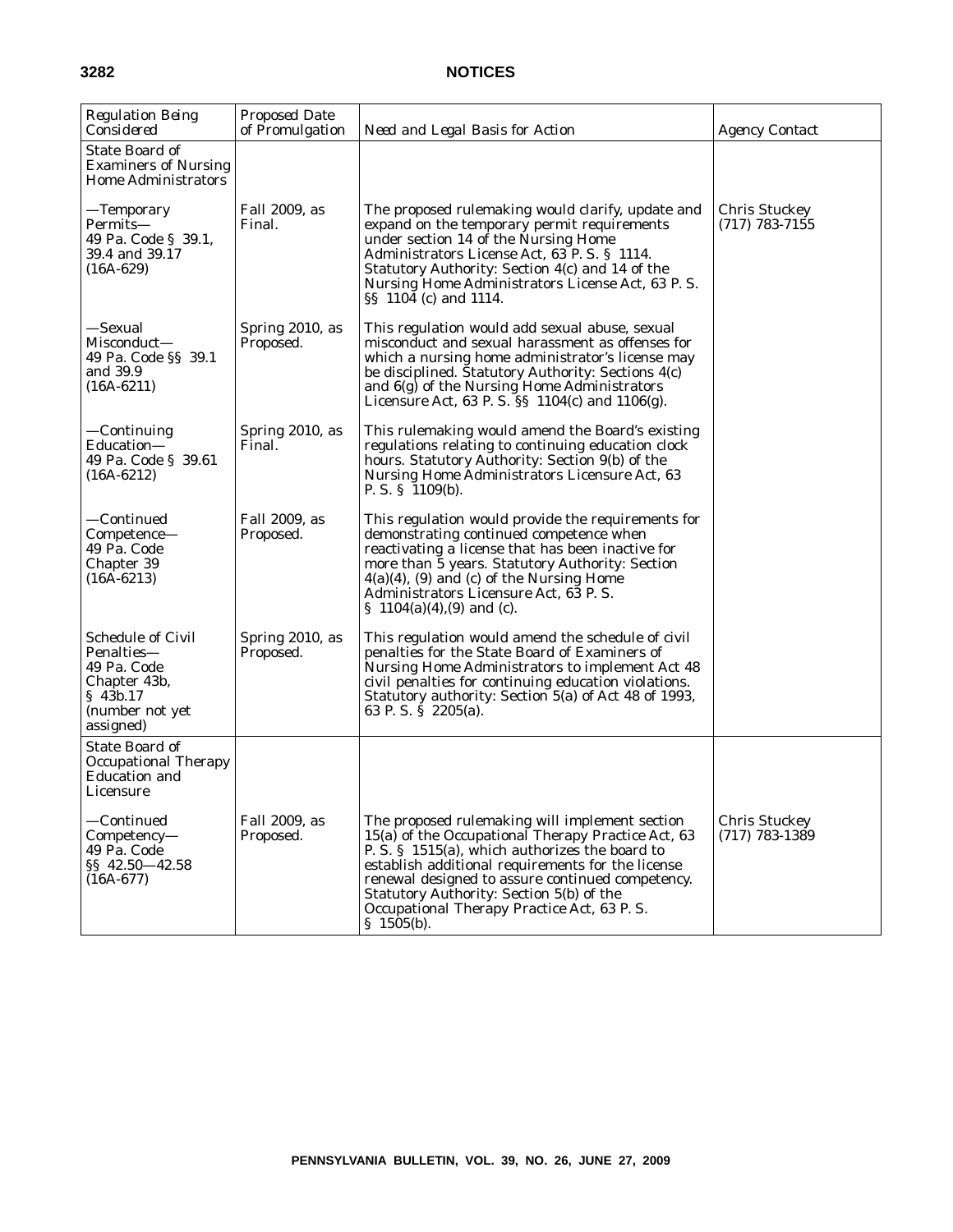| Regulation Being Considered | Proposed Date of Promulgation | Need and Legal Basis for Action | Agency Contact |
|---|---|---|---|
| State Board of Examiners of Nursing Home Administrators | | | |
| —Temporary Permits— 49 Pa. Code § 39.1, 39.4 and 39.17 (16A-629) | Fall 2009, as Final. | The proposed rulemaking would clarify, update and expand on the temporary permit requirements under section 14 of the Nursing Home Administrators License Act, 63 P. S. § 1114. Statutory Authority: Section 4(c) and 14 of the Nursing Home Administrators License Act, 63 P. S. §§ 1104 (c) and 1114. | Chris Stuckey (717) 783-7155 |
| —Sexual Misconduct— 49 Pa. Code §§ 39.1 and 39.9 (16A-6211) | Spring 2010, as Proposed. | This regulation would add sexual abuse, sexual misconduct and sexual harassment as offenses for which a nursing home administrator's license may be disciplined. Statutory Authority: Sections 4(c) and 6(g) of the Nursing Home Administrators Licensure Act, 63 P. S. §§ 1104(c) and 1106(g). | |
| —Continuing Education— 49 Pa. Code § 39.61 (16A-6212) | Spring 2010, as Final. | This rulemaking would amend the Board's existing regulations relating to continuing education clock hours. Statutory Authority: Section 9(b) of the Nursing Home Administrators Licensure Act, 63 P. S. § 1109(b). | |
| —Continued Competence— 49 Pa. Code Chapter 39 (16A-6213) | Fall 2009, as Proposed. | This regulation would provide the requirements for demonstrating continued competence when reactivating a license that has been inactive for more than 5 years. Statutory Authority: Section 4(a)(4), (9) and (c) of the Nursing Home Administrators Licensure Act, 63 P. S. § 1104(a)(4),(9) and (c). | |
| Schedule of Civil Penalties— 49 Pa. Code Chapter 43b, § 43b.17 (number not yet assigned) | Spring 2010, as Proposed. | This regulation would amend the schedule of civil penalties for the State Board of Examiners of Nursing Home Administrators to implement Act 48 civil penalties for continuing education violations. Statutory authority: Section 5(a) of Act 48 of 1993, 63 P. S. § 2205(a). | |
| State Board of Occupational Therapy Education and Licensure | | | |
| —Continued Competency— 49 Pa. Code §§ 42.50—42.58 (16A-677) | Fall 2009, as Proposed. | The proposed rulemaking will implement section 15(a) of the Occupational Therapy Practice Act, 63 P. S. § 1515(a), which authorizes the board to establish additional requirements for the license renewal designed to assure continued competency. Statutory Authority: Section 5(b) of the Occupational Therapy Practice Act, 63 P. S. § 1505(b). | Chris Stuckey (717) 783-1389 |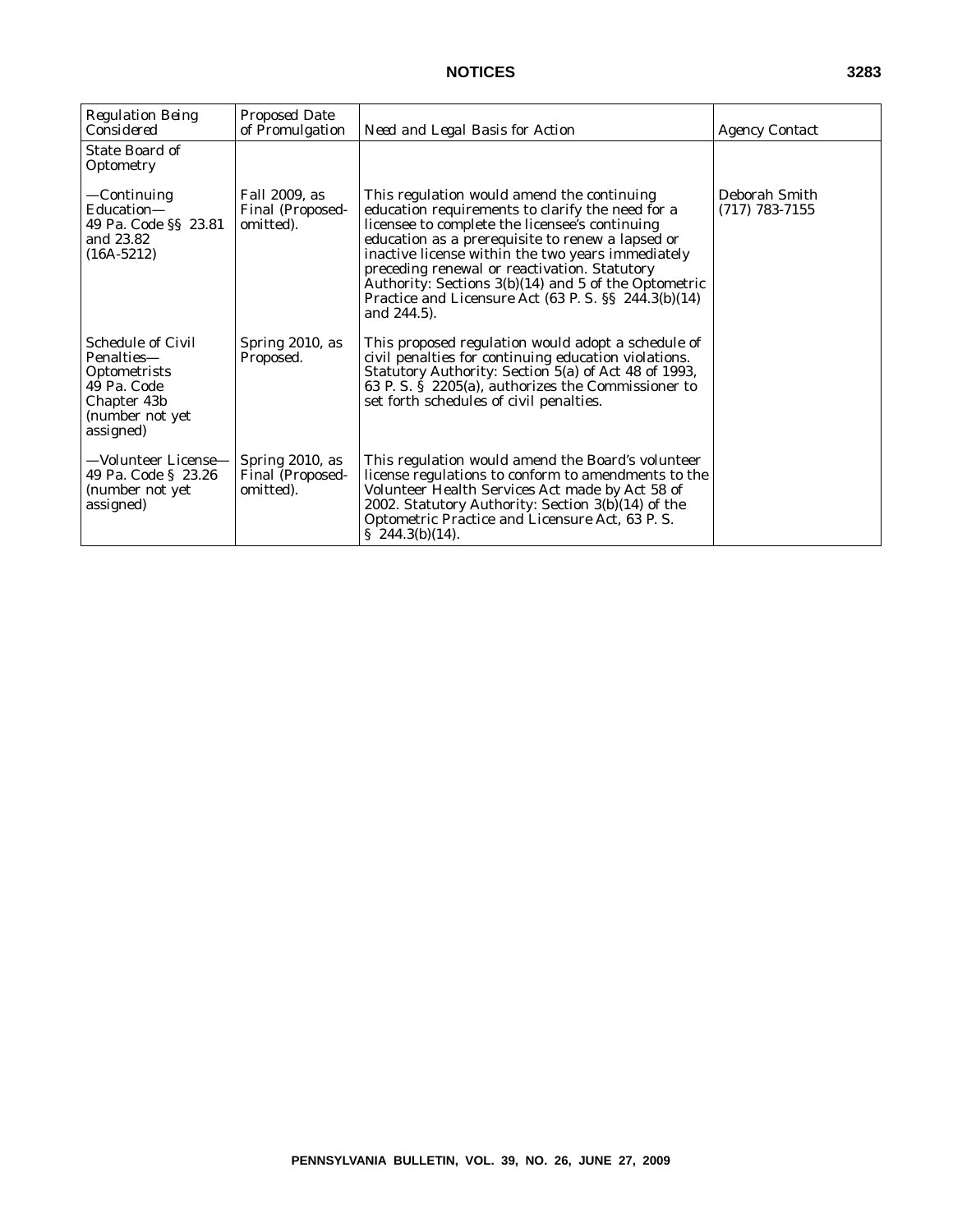| *Regulation Being Considered* | *Proposed Date of Promulgation* | *Need and Legal Basis for Action* | *Agency Contact* |
|---|---|---|---|
| State Board of Optometry | | | |
| —Continuing Education— 49 Pa. Code §§ 23.81 and 23.82 (16A-5212) | Fall 2009, as Final (Proposed-omitted). | This regulation would amend the continuing education requirements to clarify the need for a licensee to complete the licensee's continuing education as a prerequisite to renew a lapsed or inactive license within the two years immediately preceding renewal or reactivation. Statutory Authority: Sections 3(b)(14) and 5 of the Optometric Practice and Licensure Act (63 P. S. §§ 244.3(b)(14) and 244.5). | Deborah Smith (717) 783-7155 |
| Schedule of Civil Penalties— Optometrists 49 Pa. Code Chapter 43b (number not yet assigned) | Spring 2010, as Proposed. | This proposed regulation would adopt a schedule of civil penalties for continuing education violations. Statutory Authority: Section 5(a) of Act 48 of 1993, 63 P. S. § 2205(a), authorizes the Commissioner to set forth schedules of civil penalties. | |
| —Volunteer License— 49 Pa. Code § 23.26 (number not yet assigned) | Spring 2010, as Final (Proposed-omitted). | This regulation would amend the Board's volunteer license regulations to conform to amendments to the Volunteer Health Services Act made by Act 58 of 2002. Statutory Authority: Section 3(b)(14) of the Optometric Practice and Licensure Act, 63 P. S. § 244.3(b)(14). | |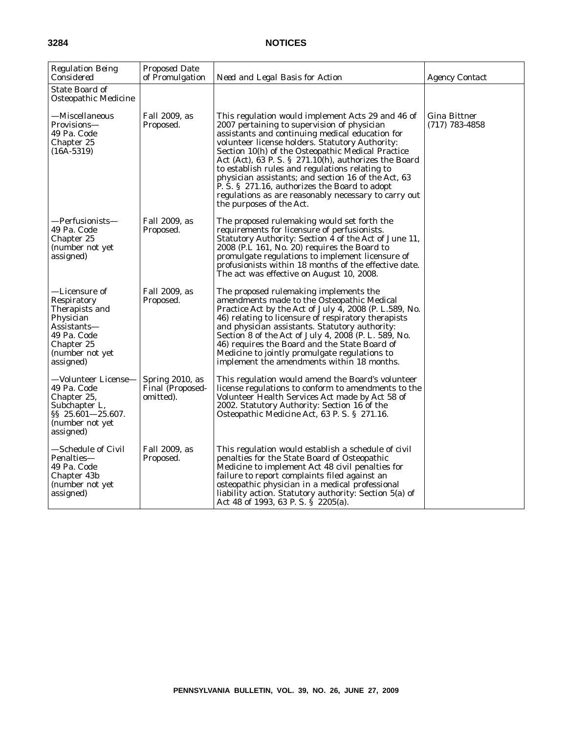| Regulation Being Considered | Proposed Date of Promulgation | Need and Legal Basis for Action | Agency Contact |
|---|---|---|---|
| State Board of Osteopathic Medicine | | | |
| —Miscellaneous Provisions— 49 Pa. Code Chapter 25 (16A-5319) | Fall 2009, as Proposed. | This regulation would implement Acts 29 and 46 of 2007 pertaining to supervision of physician assistants and continuing medical education for volunteer license holders. Statutory Authority: Section 10(h) of the Osteopathic Medical Practice Act (Act), 63 P. S. § 271.10(h), authorizes the Board to establish rules and regulations relating to physician assistants; and section 16 of the Act, 63 P. S. § 271.16, authorizes the Board to adopt regulations as are reasonably necessary to carry out the purposes of the Act. | Gina Bittner (717) 783-4858 |
| —Perfusionists— 49 Pa. Code Chapter 25 (number not yet assigned) | Fall 2009, as Proposed. | The proposed rulemaking would set forth the requirements for licensure of perfusionists. Statutory Authority: Section 4 of the Act of June 11, 2008 (P.L 161, No. 20) requires the Board to promulgate regulations to implement licensure of profusionists within 18 months of the effective date. The act was effective on August 10, 2008. | |
| —Licensure of Respiratory Therapists and Physician Assistants— 49 Pa. Code Chapter 25 (number not yet assigned) | Fall 2009, as Proposed. | The proposed rulemaking implements the amendments made to the Osteopathic Medical Practice Act by the Act of July 4, 2008 (P. L.589, No. 46) relating to licensure of respiratory therapists and physician assistants. Statutory authority: Section 8 of the Act of July 4, 2008 (P. L. 589, No. 46) requires the Board and the State Board of Medicine to jointly promulgate regulations to implement the amendments within 18 months. | |
| —Volunteer License— 49 Pa. Code Chapter 25, Subchapter L, §§ 25.601—25.607. (number not yet assigned) | Spring 2010, as Final (Proposed-omitted). | This regulation would amend the Board's volunteer license regulations to conform to amendments to the Volunteer Health Services Act made by Act 58 of 2002. Statutory Authority: Section 16 of the Osteopathic Medicine Act, 63 P. S. § 271.16. | |
| —Schedule of Civil Penalties— 49 Pa. Code Chapter 43b (number not yet assigned) | Fall 2009, as Proposed. | This regulation would establish a schedule of civil penalties for the State Board of Osteopathic Medicine to implement Act 48 civil penalties for failure to report complaints filed against an osteopathic physician in a medical professional liability action. Statutory authority: Section 5(a) of Act 48 of 1993, 63 P. S. § 2205(a). | |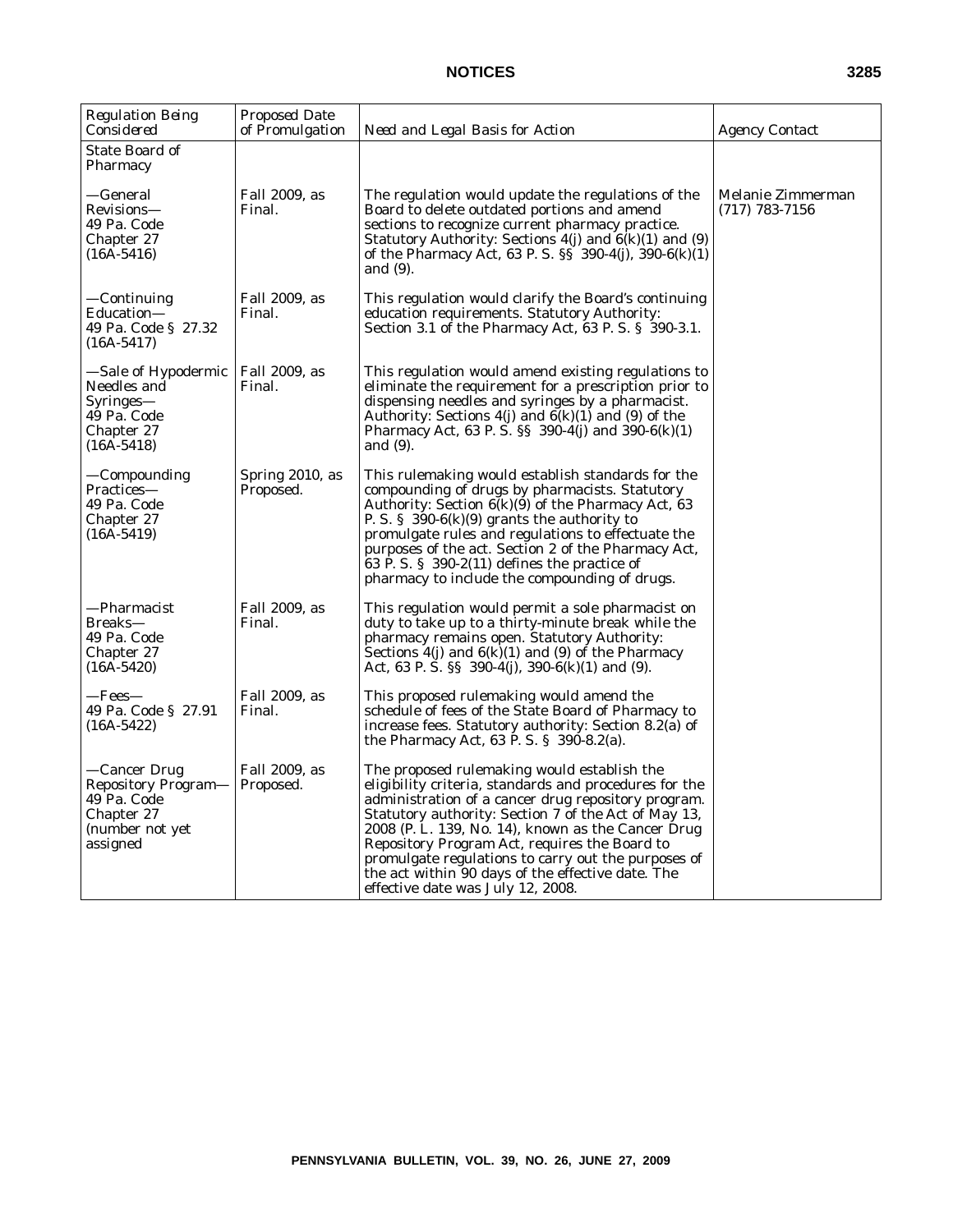| *Regulation Being Considered* | *Proposed Date of Promulgation* | *Need and Legal Basis for Action* | *Agency Contact* |
|---|---|---|---|
| State Board of Pharmacy | | | |
| —General Revisions— 49 Pa. Code Chapter 27 (16A-5416) | Fall 2009, as Final. | The regulation would update the regulations of the Board to delete outdated portions and amend sections to recognize current pharmacy practice. Statutory Authority: Sections 4(j) and 6(k)(1) and (9) of the Pharmacy Act, 63 P. S. §§ 390-4(j), 390-6(k)(1) and (9). | Melanie Zimmerman (717) 783-7156 |
| —Continuing Education— 49 Pa. Code § 27.32 (16A-5417) | Fall 2009, as Final. | This regulation would clarify the Board's continuing education requirements. Statutory Authority: Section 3.1 of the Pharmacy Act, 63 P. S. § 390-3.1. | |
| —Sale of Hypodermic Needles and Syringes— 49 Pa. Code Chapter 27 (16A-5418) | Fall 2009, as Final. | This regulation would amend existing regulations to eliminate the requirement for a prescription prior to dispensing needles and syringes by a pharmacist. Authority: Sections 4(j) and 6(k)(1) and (9) of the Pharmacy Act, 63 P. S. §§ 390-4(j) and 390-6(k)(1) and (9). | |
| —Compounding Practices— 49 Pa. Code Chapter 27 (16A-5419) | Spring 2010, as Proposed. | This rulemaking would establish standards for the compounding of drugs by pharmacists. Statutory Authority: Section 6(k)(9) of the Pharmacy Act, 63 P. S. § 390-6(k)(9) grants the authority to promulgate rules and regulations to effectuate the purposes of the act. Section 2 of the Pharmacy Act, 63 P. S. § 390-2(11) defines the practice of pharmacy to include the compounding of drugs. | |
| —Pharmacist Breaks— 49 Pa. Code Chapter 27 (16A-5420) | Fall 2009, as Final. | This regulation would permit a sole pharmacist on duty to take up to a thirty-minute break while the pharmacy remains open. Statutory Authority: Sections 4(j) and 6(k)(1) and (9) of the Pharmacy Act, 63 P. S. §§ 390-4(j), 390-6(k)(1) and (9). | |
| —Fees— 49 Pa. Code § 27.91 (16A-5422) | Fall 2009, as Final. | This proposed rulemaking would amend the schedule of fees of the State Board of Pharmacy to increase fees. Statutory authority: Section 8.2(a) of the Pharmacy Act, 63 P. S. § 390-8.2(a). | |
| —Cancer Drug Repository Program— 49 Pa. Code Chapter 27 (number not yet assigned | Fall 2009, as Proposed. | The proposed rulemaking would establish the eligibility criteria, standards and procedures for the administration of a cancer drug repository program. Statutory authority: Section 7 of the Act of May 13, 2008 (P. L. 139, No. 14), known as the Cancer Drug Repository Program Act, requires the Board to promulgate regulations to carry out the purposes of the act within 90 days of the effective date. The effective date was July 12, 2008. | |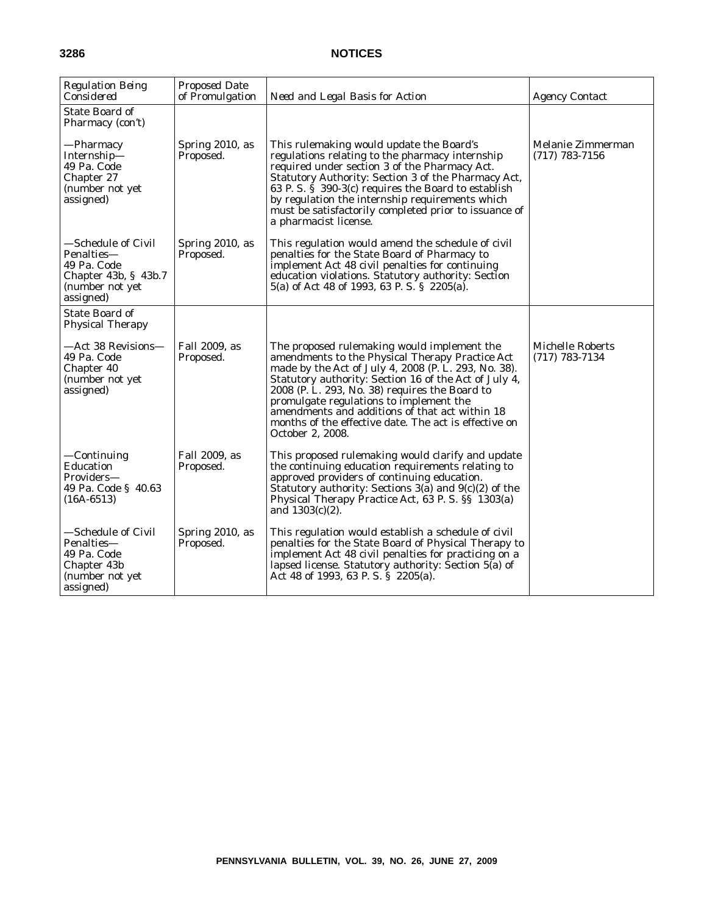| *Regulation Being Considered* | *Proposed Date of Promulgation* | *Need and Legal Basis for Action* | *Agency Contact* |
|---|---|---|---|
| State Board of Pharmacy (con't) | | | |
| —Pharmacy Internship— 49 Pa. Code Chapter 27 (number not yet assigned) | Spring 2010, as Proposed. | This rulemaking would update the Board's regulations relating to the pharmacy internship required under section 3 of the Pharmacy Act. Statutory Authority: Section 3 of the Pharmacy Act, 63 P. S. § 390-3(c) requires the Board to establish by regulation the internship requirements which must be satisfactorily completed prior to issuance of a pharmacist license. | Melanie Zimmerman (717) 783-7156 |
| —Schedule of Civil Penalties— 49 Pa. Code Chapter 43b, § 43b.7 (number not yet assigned) | Spring 2010, as Proposed. | This regulation would amend the schedule of civil penalties for the State Board of Pharmacy to implement Act 48 civil penalties for continuing education violations. Statutory authority: Section 5(a) of Act 48 of 1993, 63 P. S. § 2205(a). | |
| State Board of Physical Therapy | | | |
| —Act 38 Revisions— 49 Pa. Code Chapter 40 (number not yet assigned) | Fall 2009, as Proposed. | The proposed rulemaking would implement the amendments to the Physical Therapy Practice Act made by the Act of July 4, 2008 (P. L. 293, No. 38). Statutory authority: Section 16 of the Act of July 4, 2008 (P. L. 293, No. 38) requires the Board to promulgate regulations to implement the amendments and additions of that act within 18 months of the effective date. The act is effective on October 2, 2008. | Michelle Roberts (717) 783-7134 |
| —Continuing Education Providers— 49 Pa. Code § 40.63 (16A-6513) | Fall 2009, as Proposed. | This proposed rulemaking would clarify and update the continuing education requirements relating to approved providers of continuing education. Statutory authority: Sections 3(a) and 9(c)(2) of the Physical Therapy Practice Act, 63 P. S. §§ 1303(a) and 1303(c)(2). | |
| —Schedule of Civil Penalties— 49 Pa. Code Chapter 43b (number not yet assigned) | Spring 2010, as Proposed. | This regulation would establish a schedule of civil penalties for the State Board of Physical Therapy to implement Act 48 civil penalties for practicing on a lapsed license. Statutory authority: Section 5(a) of Act 48 of 1993, 63 P. S. § 2205(a). | |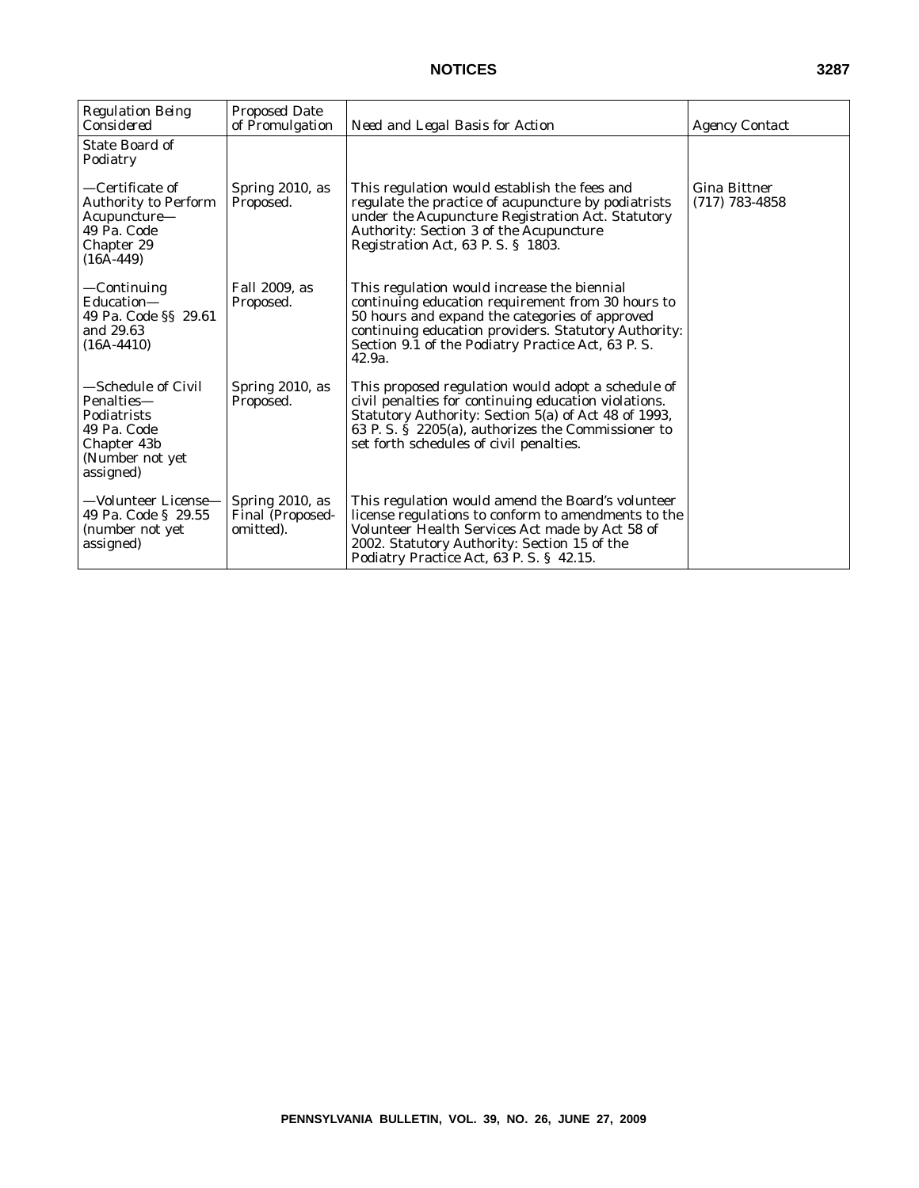| *Regulation Being Considered* | *Proposed Date of Promulgation* | *Need and Legal Basis for Action* | *Agency Contact* |
|---|---|---|---|
| State Board of Podiatry | | | |
| —Certificate of Authority to Perform Acupuncture— 49 Pa. Code Chapter 29 (16A-449) | Spring 2010, as Proposed. | This regulation would establish the fees and regulate the practice of acupuncture by podiatrists under the Acupuncture Registration Act. Statutory Authority: Section 3 of the Acupuncture Registration Act, 63 P. S. § 1803. | Gina Bittner (717) 783-4858 |
| —Continuing Education— 49 Pa. Code §§ 29.61 and 29.63 (16A-4410) | Fall 2009, as Proposed. | This regulation would increase the biennial continuing education requirement from 30 hours to 50 hours and expand the categories of approved continuing education providers. Statutory Authority: Section 9.1 of the Podiatry Practice Act, 63 P. S. 42.9a. | |
| —Schedule of Civil Penalties— Podiatrists 49 Pa. Code Chapter 43b (Number not yet assigned) | Spring 2010, as Proposed. | This proposed regulation would adopt a schedule of civil penalties for continuing education violations. Statutory Authority: Section 5(a) of Act 48 of 1993, 63 P. S. § 2205(a), authorizes the Commissioner to set forth schedules of civil penalties. | |
| —Volunteer License— 49 Pa. Code § 29.55 (number not yet assigned) | Spring 2010, as Final (Proposed-omitted). | This regulation would amend the Board's volunteer license regulations to conform to amendments to the Volunteer Health Services Act made by Act 58 of 2002. Statutory Authority: Section 15 of the Podiatry Practice Act, 63 P. S. § 42.15. | |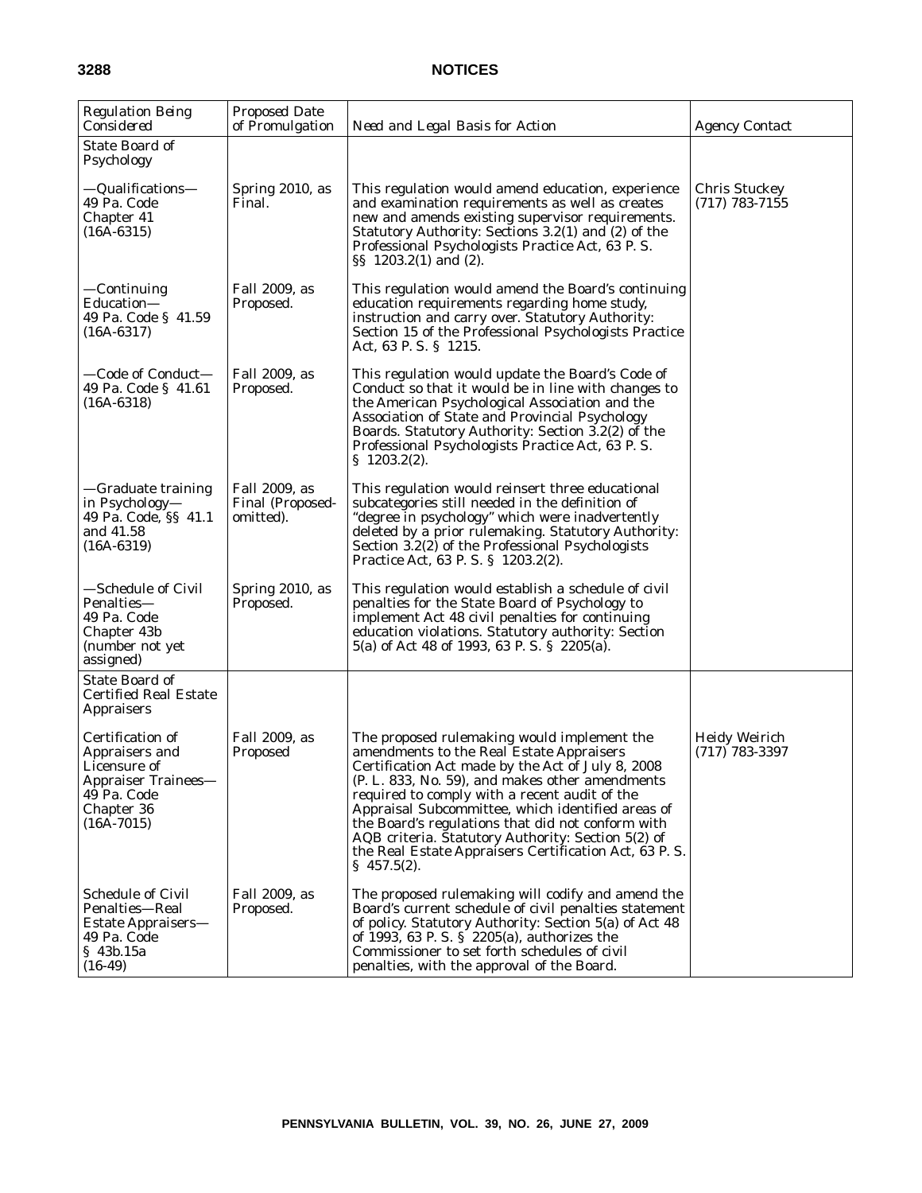| *Regulation Being Considered* | *Proposed Date of Promulgation* | *Need and Legal Basis for Action* | *Agency Contact* |
|---|---|---|---|
| State Board of Psychology | | | |
| —Qualifications—49 Pa. Code Chapter 41 (16A-6315) | Spring 2010, as Final. | This regulation would amend education, experience and examination requirements as well as creates new and amends existing supervisor requirements. Statutory Authority: Sections 3.2(1) and (2) of the Professional Psychologists Practice Act, 63 P. S. §§ 1203.2(1) and (2). | Chris Stuckey (717) 783-7155 |
| —Continuing Education—49 Pa. Code § 41.59 (16A-6317) | Fall 2009, as Proposed. | This regulation would amend the Board's continuing education requirements regarding home study, instruction and carry over. Statutory Authority: Section 15 of the Professional Psychologists Practice Act, 63 P. S. § 1215. | |
| —Code of Conduct—49 Pa. Code § 41.61 (16A-6318) | Fall 2009, as Proposed. | This regulation would update the Board's Code of Conduct so that it would be in line with changes to the American Psychological Association and the Association of State and Provincial Psychology Boards. Statutory Authority: Section 3.2(2) of the Professional Psychologists Practice Act, 63 P. S. § 1203.2(2). | |
| —Graduate training in Psychology—49 Pa. Code, §§ 41.1 and 41.58 (16A-6319) | Fall 2009, as Final (Proposed-omitted). | This regulation would reinsert three educational subcategories still needed in the definition of "degree in psychology" which were inadvertently deleted by a prior rulemaking. Statutory Authority: Section 3.2(2) of the Professional Psychologists Practice Act, 63 P. S. § 1203.2(2). | |
| —Schedule of Civil Penalties—49 Pa. Code Chapter 43b (number not yet assigned) | Spring 2010, as Proposed. | This regulation would establish a schedule of civil penalties for the State Board of Psychology to implement Act 48 civil penalties for continuing education violations. Statutory authority: Section 5(a) of Act 48 of 1993, 63 P. S. § 2205(a). | |
| State Board of Certified Real Estate Appraisers | | | |
| Certification of Appraisers and Licensure of Appraiser Trainees—49 Pa. Code Chapter 36 (16A-7015) | Fall 2009, as Proposed | The proposed rulemaking would implement the amendments to the Real Estate Appraisers Certification Act made by the Act of July 8, 2008 (P. L. 833, No. 59), and makes other amendments required to comply with a recent audit of the Appraisal Subcommittee, which identified areas of the Board's regulations that did not conform with AQB criteria. Statutory Authority: Section 5(2) of the Real Estate Appraisers Certification Act, 63 P. S. § 457.5(2). | Heidy Weirich (717) 783-3397 |
| Schedule of Civil Penalties—Real Estate Appraisers—49 Pa. Code § 43b.15a (16-49) | Fall 2009, as Proposed. | The proposed rulemaking will codify and amend the Board's current schedule of civil penalties statement of policy. Statutory Authority: Section 5(a) of Act 48 of 1993, 63 P. S. § 2205(a), authorizes the Commissioner to set forth schedules of civil penalties, with the approval of the Board. | |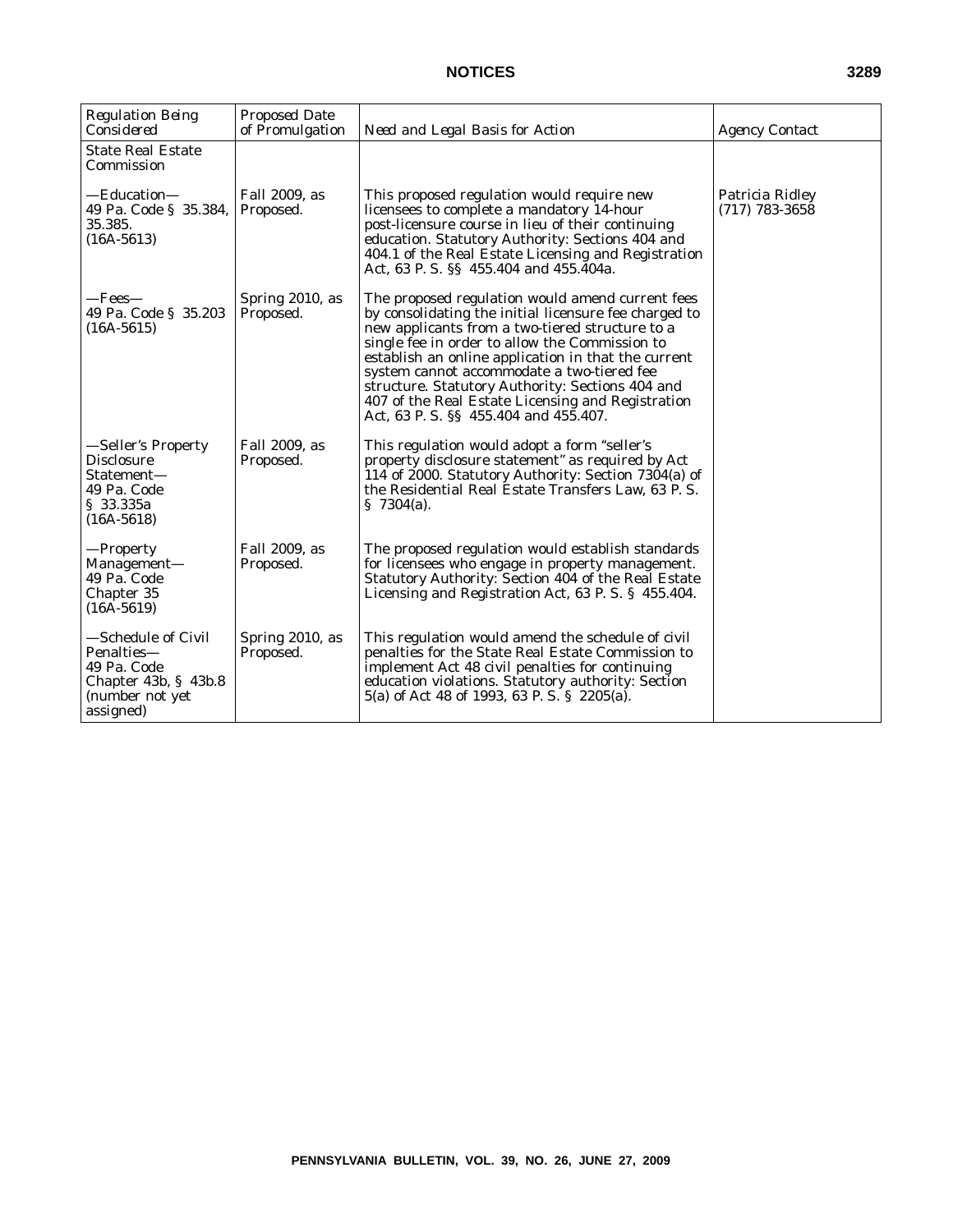| Regulation Being Considered | Proposed Date of Promulgation | Need and Legal Basis for Action | Agency Contact |
|---|---|---|---|
| State Real Estate Commission | | | |
| —Education— 49 Pa. Code § 35.384, 35.385. (16A-5613) | Fall 2009, as Proposed. | This proposed regulation would require new licensees to complete a mandatory 14-hour post-licensure course in lieu of their continuing education. Statutory Authority: Sections 404 and 404.1 of the Real Estate Licensing and Registration Act, 63 P. S. §§ 455.404 and 455.404a. | Patricia Ridley (717) 783-3658 |
| —Fees— 49 Pa. Code § 35.203 (16A-5615) | Spring 2010, as Proposed. | The proposed regulation would amend current fees by consolidating the initial licensure fee charged to new applicants from a two-tiered structure to a single fee in order to allow the Commission to establish an online application in that the current system cannot accommodate a two-tiered fee structure. Statutory Authority: Sections 404 and 407 of the Real Estate Licensing and Registration Act, 63 P. S. §§ 455.404 and 455.407. | |
| —Seller's Property Disclosure Statement— 49 Pa. Code § 33.335a (16A-5618) | Fall 2009, as Proposed. | This regulation would adopt a form "seller's property disclosure statement" as required by Act 114 of 2000. Statutory Authority: Section 7304(a) of the Residential Real Estate Transfers Law, 63 P. S. § 7304(a). | |
| —Property Management— 49 Pa. Code Chapter 35 (16A-5619) | Fall 2009, as Proposed. | The proposed regulation would establish standards for licensees who engage in property management. Statutory Authority: Section 404 of the Real Estate Licensing and Registration Act, 63 P. S. § 455.404. | |
| —Schedule of Civil Penalties— 49 Pa. Code Chapter 43b, § 43b.8 (number not yet assigned) | Spring 2010, as Proposed. | This regulation would amend the schedule of civil penalties for the State Real Estate Commission to implement Act 48 civil penalties for continuing education violations. Statutory authority: Section 5(a) of Act 48 of 1993, 63 P. S. § 2205(a). | |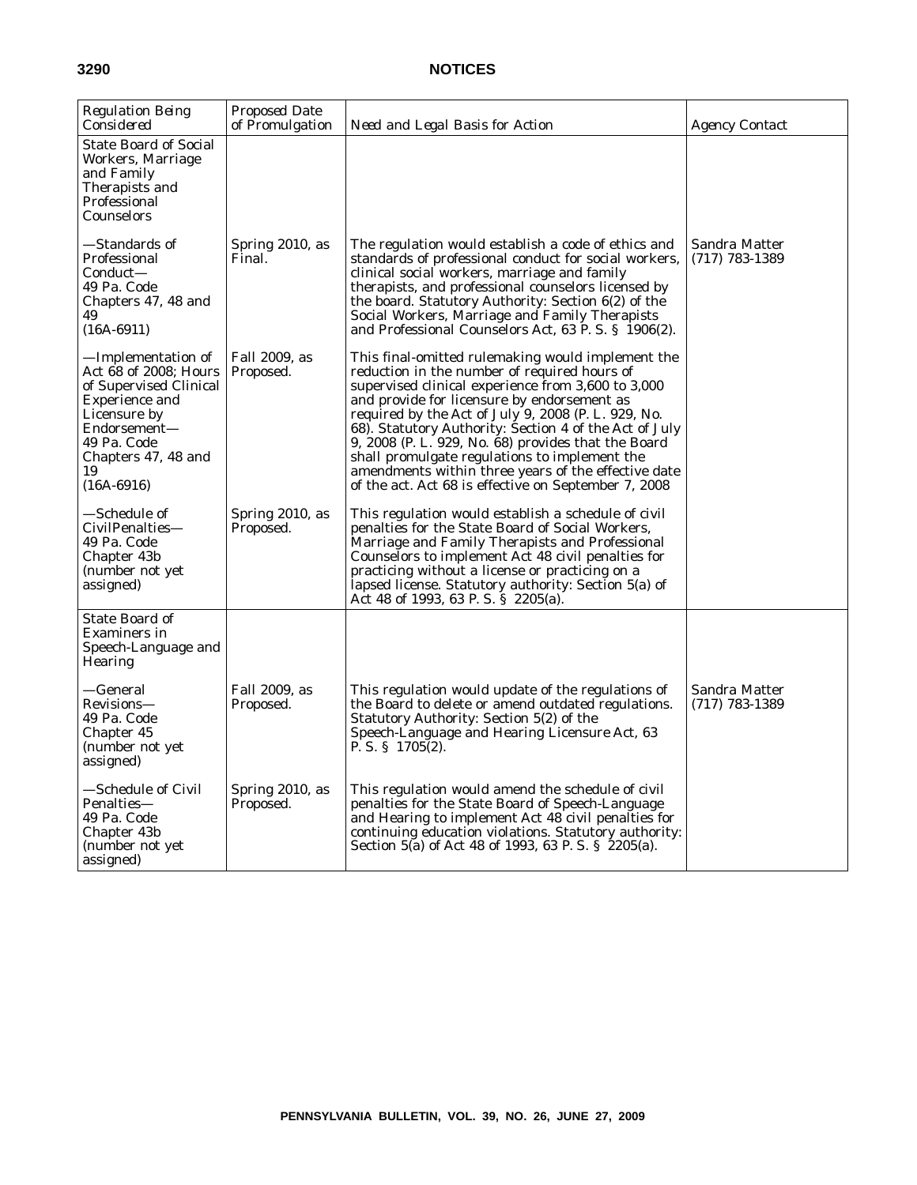| Regulation Being Considered | Proposed Date of Promulgation | Need and Legal Basis for Action | Agency Contact |
|---|---|---|---|
| State Board of Social Workers, Marriage and Family Therapists and Professional Counselors | | | |
| —Standards of Professional Conduct— 49 Pa. Code Chapters 47, 48 and 49 (16A-6911) | Spring 2010, as Final. | The regulation would establish a code of ethics and standards of professional conduct for social workers, clinical social workers, marriage and family therapists, and professional counselors licensed by the board. Statutory Authority: Section 6(2) of the Social Workers, Marriage and Family Therapists and Professional Counselors Act, 63 P. S. § 1906(2). | Sandra Matter (717) 783-1389 |
| —Implementation of Act 68 of 2008; Hours of Supervised Clinical Experience and Licensure by Endorsement— 49 Pa. Code Chapters 47, 48 and 19 (16A-6916) | Fall 2009, as Proposed. | This final-omitted rulemaking would implement the reduction in the number of required hours of supervised clinical experience from 3,600 to 3,000 and provide for licensure by endorsement as required by the Act of July 9, 2008 (P. L. 929, No. 68). Statutory Authority: Section 4 of the Act of July 9, 2008 (P. L. 929, No. 68) provides that the Board shall promulgate regulations to implement the amendments within three years of the effective date of the act. Act 68 is effective on September 7, 2008 | |
| —Schedule of CivilPenalties— 49 Pa. Code Chapter 43b (number not yet assigned) | Spring 2010, as Proposed. | This regulation would establish a schedule of civil penalties for the State Board of Social Workers, Marriage and Family Therapists and Professional Counselors to implement Act 48 civil penalties for practicing without a license or practicing on a lapsed license. Statutory authority: Section 5(a) of Act 48 of 1993, 63 P. S. § 2205(a). | |
| State Board of Examiners in Speech-Language and Hearing | | | |
| —General Revisions— 49 Pa. Code Chapter 45 (number not yet assigned) | Fall 2009, as Proposed. | This regulation would update of the regulations of the Board to delete or amend outdated regulations. Statutory Authority: Section 5(2) of the Speech-Language and Hearing Licensure Act, 63 P. S. § 1705(2). | Sandra Matter (717) 783-1389 |
| —Schedule of Civil Penalties— 49 Pa. Code Chapter 43b (number not yet assigned) | Spring 2010, as Proposed. | This regulation would amend the schedule of civil penalties for the State Board of Speech-Language and Hearing to implement Act 48 civil penalties for continuing education violations. Statutory authority: Section 5(a) of Act 48 of 1993, 63 P. S. § 2205(a). | |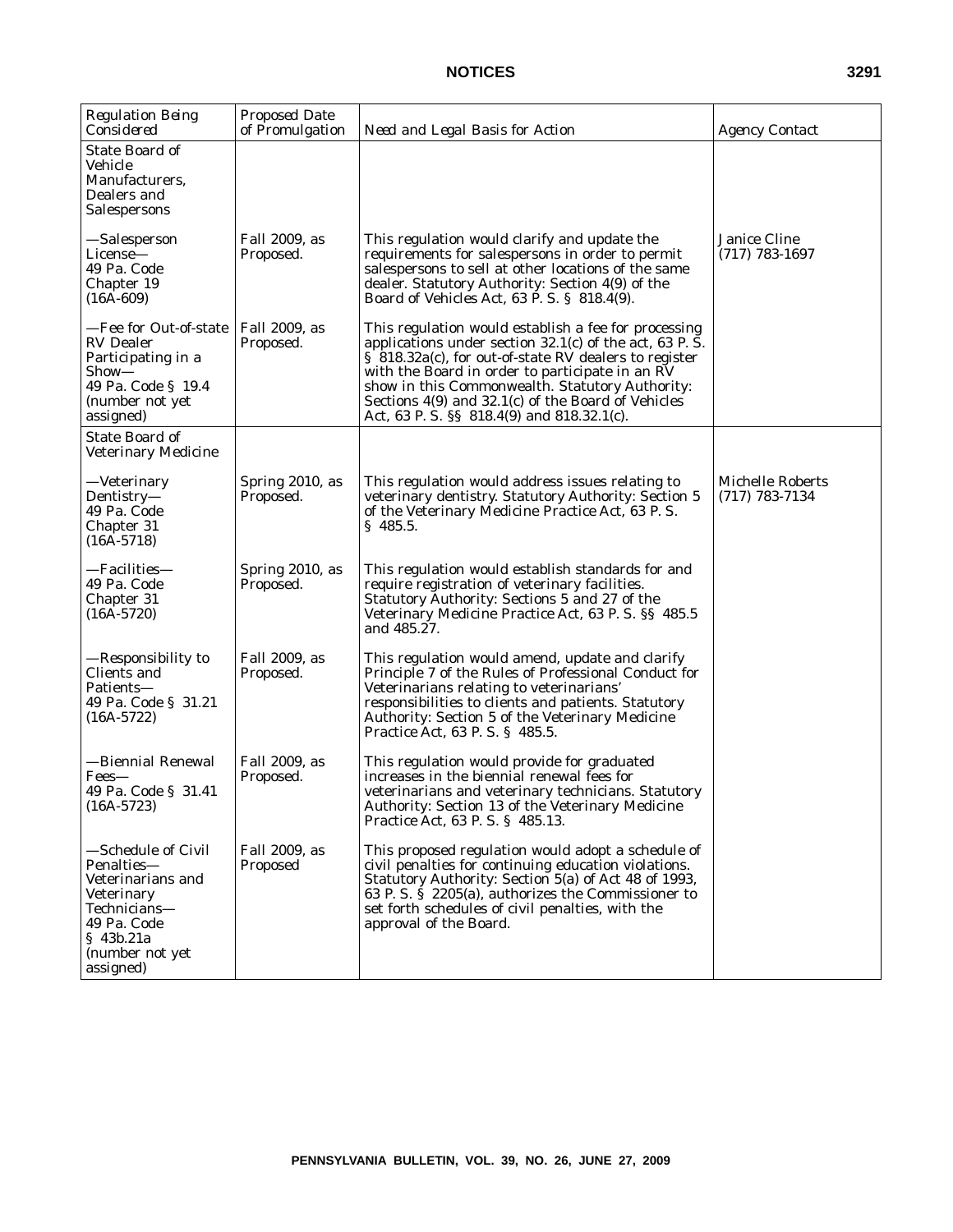| Regulation Being Considered | Proposed Date of Promulgation | Need and Legal Basis for Action | Agency Contact |
|---|---|---|---|
| State Board of Vehicle Manufacturers, Dealers and Salespersons | | | |
| —Salesperson License— 49 Pa. Code Chapter 19 (16A-609) | Fall 2009, as Proposed. | This regulation would clarify and update the requirements for salespersons in order to permit salespersons to sell at other locations of the same dealer. Statutory Authority: Section 4(9) of the Board of Vehicles Act, 63 P. S. § 818.4(9). | Janice Cline (717) 783-1697 |
| —Fee for Out-of-state RV Dealer Participating in a Show— 49 Pa. Code § 19.4 (number not yet assigned) | Fall 2009, as Proposed. | This regulation would establish a fee for processing applications under section 32.1(c) of the act, 63 P. S. § 818.32a(c), for out-of-state RV dealers to register with the Board in order to participate in an RV show in this Commonwealth. Statutory Authority: Sections 4(9) and 32.1(c) of the Board of Vehicles Act, 63 P. S. §§ 818.4(9) and 818.32.1(c). | |
| State Board of Veterinary Medicine | | | |
| —Veterinary Dentistry— 49 Pa. Code Chapter 31 (16A-5718) | Spring 2010, as Proposed. | This regulation would address issues relating to veterinary dentistry. Statutory Authority: Section 5 of the Veterinary Medicine Practice Act, 63 P. S. § 485.5. | Michelle Roberts (717) 783-7134 |
| —Facilities— 49 Pa. Code Chapter 31 (16A-5720) | Spring 2010, as Proposed. | This regulation would establish standards for and require registration of veterinary facilities. Statutory Authority: Sections 5 and 27 of the Veterinary Medicine Practice Act, 63 P. S. §§ 485.5 and 485.27. | |
| —Responsibility to Clients and Patients— 49 Pa. Code § 31.21 (16A-5722) | Fall 2009, as Proposed. | This regulation would amend, update and clarify Principle 7 of the Rules of Professional Conduct for Veterinarians relating to veterinarians' responsibilities to clients and patients. Statutory Authority: Section 5 of the Veterinary Medicine Practice Act, 63 P. S. § 485.5. | |
| —Biennial Renewal Fees— 49 Pa. Code § 31.41 (16A-5723) | Fall 2009, as Proposed. | This regulation would provide for graduated increases in the biennial renewal fees for veterinarians and veterinary technicians. Statutory Authority: Section 13 of the Veterinary Medicine Practice Act, 63 P. S. § 485.13. | |
| —Schedule of Civil Penalties— Veterinarians and Veterinary Technicians— 49 Pa. Code § 43b.21a (number not yet assigned) | Fall 2009, as Proposed | This proposed regulation would adopt a schedule of civil penalties for continuing education violations. Statutory Authority: Section 5(a) of Act 48 of 1993, 63 P. S. § 2205(a), authorizes the Commissioner to set forth schedules of civil penalties, with the approval of the Board. | |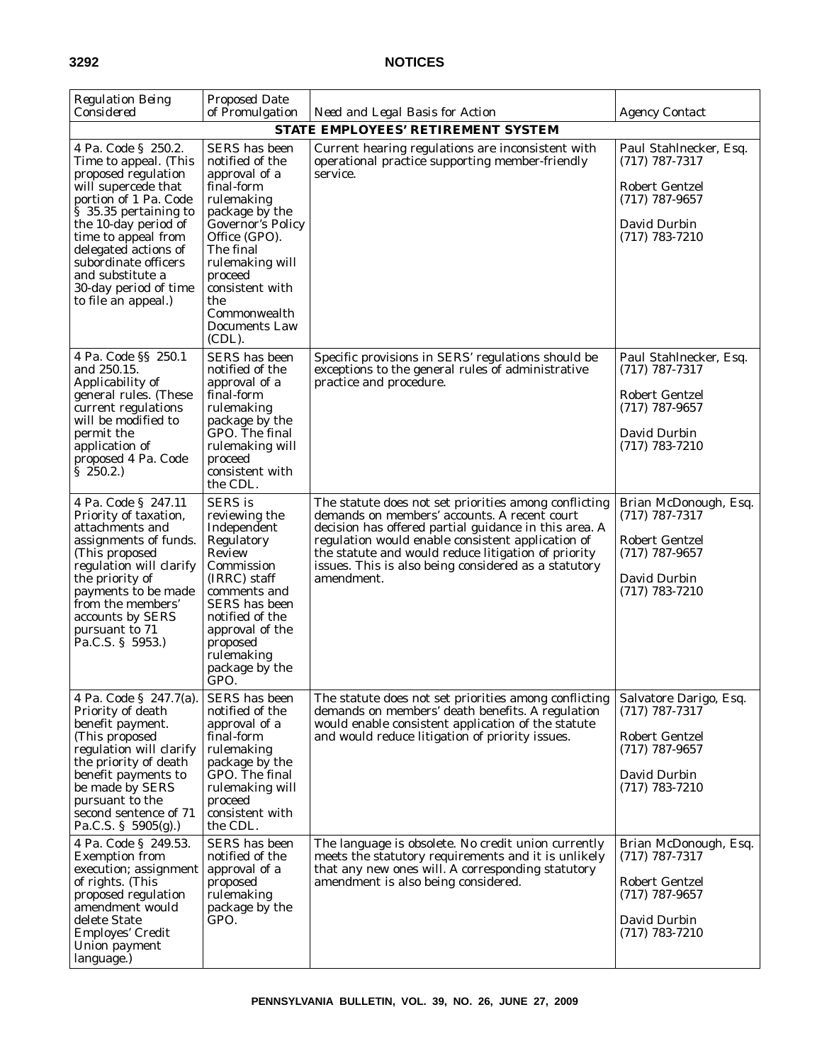| *Regulation Being Considered* | *Proposed Date of Promulgation* | *Need and Legal Basis for Action* | *Agency Contact* |
|---|---|---|---|
| **STATE EMPLOYEES' RETIREMENT SYSTEM** | | | |
| 4 Pa. Code § 250.2. Time to appeal. (This proposed regulation will supercede that portion of 1 Pa. Code § 35.35 pertaining to the 10-day period of time to appeal from delegated actions of subordinate officers and substitute a 30-day period of time to file an appeal.) | SERS has been notified of the approval of a final-form rulemaking package by the Governor's Policy Office (GPO). The final rulemaking will proceed consistent with the Commonwealth Documents Law (CDL). | Current hearing regulations are inconsistent with operational practice supporting member-friendly service. | Paul Stahlnecker, Esq. (717) 787-7317<br><br>Robert Gentzel (717) 787-9657<br><br>David Durbin (717) 783-7210 |
| 4 Pa. Code §§ 250.1 and 250.15. Applicability of general rules. (These current regulations will be modified to permit the application of proposed 4 Pa. Code § 250.2.) | SERS has been notified of the approval of a final-form rulemaking package by the GPO. The final rulemaking will proceed consistent with the CDL. | Specific provisions in SERS' regulations should be exceptions to the general rules of administrative practice and procedure. | Paul Stahlnecker, Esq. (717) 787-7317<br><br>Robert Gentzel (717) 787-9657<br><br>David Durbin (717) 783-7210 |
| 4 Pa. Code § 247.11 Priority of taxation, attachments and assignments of funds. (This proposed regulation will clarify the priority of payments to be made from the members' accounts by SERS pursuant to 71 Pa.C.S. § 5953.) | SERS is reviewing the Independent Regulatory Review Commission (IRRC) staff comments and SERS has been notified of the approval of the proposed rulemaking package by the GPO. | The statute does not set priorities among conflicting demands on members' accounts. A recent court decision has offered partial guidance in this area. A regulation would enable consistent application of the statute and would reduce litigation of priority issues. This is also being considered as a statutory amendment. | Brian McDonough, Esq. (717) 787-7317<br><br>Robert Gentzel (717) 787-9657<br><br>David Durbin (717) 783-7210 |
| 4 Pa. Code § 247.7(a). Priority of death benefit payment. (This proposed regulation will clarify the priority of death benefit payments to be made by SERS pursuant to the second sentence of 71 Pa.C.S. § 5905(g).) | SERS has been notified of the approval of a final-form rulemaking package by the GPO. The final rulemaking will proceed consistent with the CDL. | The statute does not set priorities among conflicting demands on members' death benefits. A regulation would enable consistent application of the statute and would reduce litigation of priority issues. | Salvatore Darigo, Esq. (717) 787-7317<br><br>Robert Gentzel (717) 787-9657<br><br>David Durbin (717) 783-7210 |
| 4 Pa. Code § 249.53. Exemption from execution; assignment of rights. (This proposed regulation amendment would delete State Employes' Credit Union payment language.) | SERS has been notified of the approval of a proposed rulemaking package by the GPO. | The language is obsolete. No credit union currently meets the statutory requirements and it is unlikely that any new ones will. A corresponding statutory amendment is also being considered. | Brian McDonough, Esq. (717) 787-7317<br><br>Robert Gentzel (717) 787-9657<br><br>David Durbin (717) 783-7210 |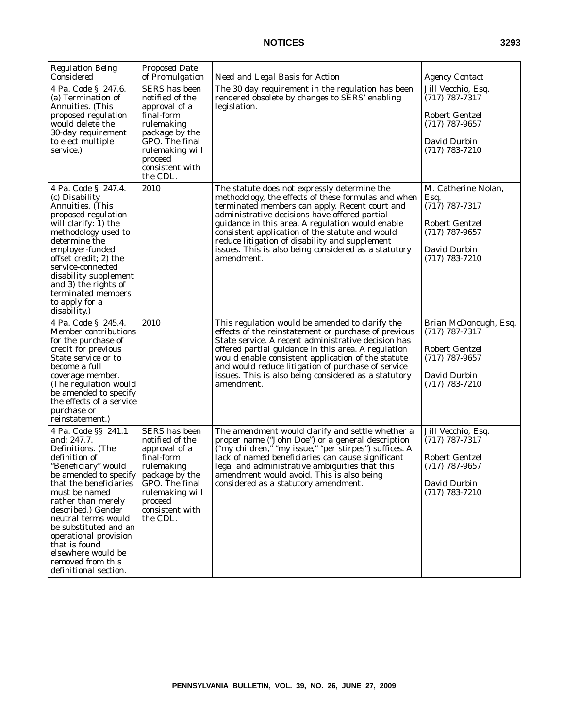| *Regulation Being Considered* | *Proposed Date of Promulgation* | *Need and Legal Basis for Action* | *Agency Contact* |
|---|---|---|---|
| 4 Pa. Code § 247.6. (a) Termination of Annuities. (This proposed regulation would delete the 30-day requirement to elect multiple service.) | SERS has been notified of the approval of a final-form rulemaking package by the GPO. The final rulemaking will proceed consistent with the CDL. | The 30 day requirement in the regulation has been rendered obsolete by changes to SERS' enabling legislation. | Jill Vecchio, Esq. (717) 787-7317<br><br>Robert Gentzel (717) 787-9657<br><br>David Durbin (717) 783-7210 |
| 4 Pa. Code § 247.4. (c) Disability Annuities. (This proposed regulation will clarify: 1) the methodology used to determine the employer-funded offset credit; 2) the service-connected disability supplement and 3) the rights of terminated members to apply for a disability.) | 2010 | The statute does not expressly determine the methodology, the effects of these formulas and when terminated members can apply. Recent court and administrative decisions have offered partial guidance in this area. A regulation would enable consistent application of the statute and would reduce litigation of disability and supplement issues. This is also being considered as a statutory amendment. | M. Catherine Nolan, Esq. (717) 787-7317<br><br>Robert Gentzel (717) 787-9657<br><br>David Durbin (717) 783-7210 |
| 4 Pa. Code § 245.4. Member contributions for the purchase of credit for previous State service or to become a full coverage member. (The regulation would be amended to specify the effects of a service purchase or reinstatement.) | 2010 | This regulation would be amended to clarify the effects of the reinstatement or purchase of previous State service. A recent administrative decision has offered partial guidance in this area. A regulation would enable consistent application of the statute and would reduce litigation of purchase of service issues. This is also being considered as a statutory amendment. | Brian McDonough, Esq. (717) 787-7317<br><br>Robert Gentzel (717) 787-9657<br><br>David Durbin (717) 783-7210 |
| 4 Pa. Code §§ 241.1 and; 247.7. Definitions. (The definition of "Beneficiary" would be amended to specify that the beneficiaries must be named rather than merely described.) Gender neutral terms would be substituted and an operational provision that is found elsewhere would be removed from this definitional section. | SERS has been notified of the approval of a final-form rulemaking package by the GPO. The final rulemaking will proceed consistent with the CDL. | The amendment would clarify and settle whether a proper name ("John Doe") or a general description ("my children," "my issue," "per stirpes") suffices. A lack of named beneficiaries can cause significant legal and administrative ambiguities that this amendment would avoid. This is also being considered as a statutory amendment. | Jill Vecchio, Esq. (717) 787-7317<br><br>Robert Gentzel (717) 787-9657<br><br>David Durbin (717) 783-7210 |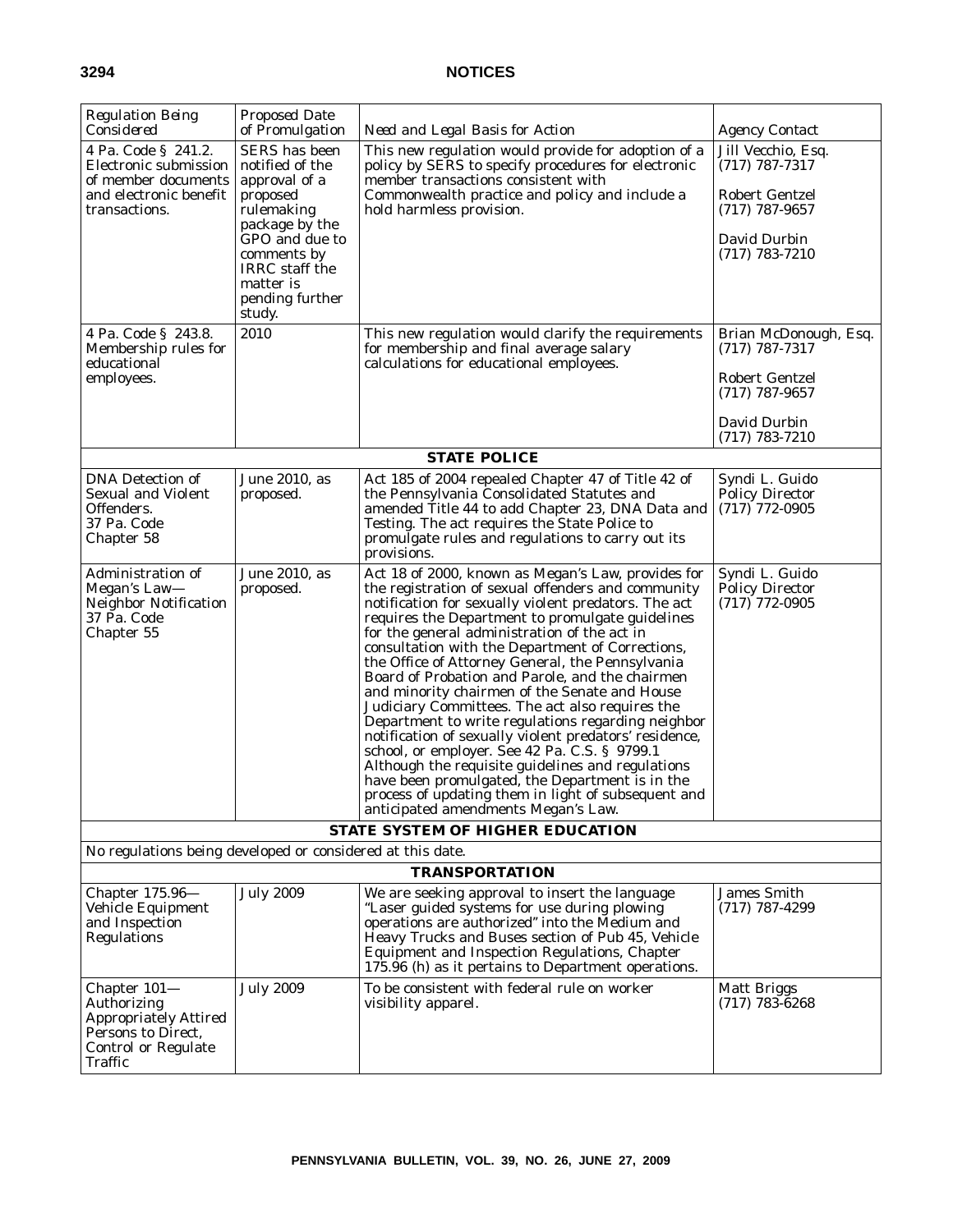| *Regulation Being Considered* | *Proposed Date of Promulgation* | *Need and Legal Basis for Action* | *Agency Contact* |
|---|---|---|---|
| 4 Pa. Code § 241.2. Electronic submission of member documents and electronic benefit transactions. | SERS has been notified of the approval of a proposed rulemaking package by the GPO and due to comments by IRRC staff the matter is pending further study. | This new regulation would provide for adoption of a policy by SERS to specify procedures for electronic member transactions consistent with Commonwealth practice and policy and include a hold harmless provision. | Jill Vecchio, Esq. (717) 787-7317<br>Robert Gentzel (717) 787-9657<br>David Durbin (717) 783-7210 |
| 4 Pa. Code § 243.8. Membership rules for educational employees. | 2010 | This new regulation would clarify the requirements for membership and final average salary calculations for educational employees. | Brian McDonough, Esq. (717) 787-7317<br>Robert Gentzel (717) 787-9657<br>David Durbin (717) 783-7210 |
| **STATE POLICE** | | | |
| DNA Detection of Sexual and Violent Offenders. 37 Pa. Code Chapter 58 | June 2010, as proposed. | Act 185 of 2004 repealed Chapter 47 of Title 42 of the Pennsylvania Consolidated Statutes and amended Title 44 to add Chapter 23, DNA Data and Testing. The act requires the State Police to promulgate rules and regulations to carry out its provisions. | Syndi L. Guido Policy Director (717) 772-0905 |
| Administration of Megan's Law—Neighbor Notification 37 Pa. Code Chapter 55 | June 2010, as proposed. | Act 18 of 2000, known as Megan's Law, provides for the registration of sexual offenders and community notification for sexually violent predators. The act requires the Department to promulgate guidelines for the general administration of the act in consultation with the Department of Corrections, the Office of Attorney General, the Pennsylvania Board of Probation and Parole, and the chairmen and minority chairmen of the Senate and House Judiciary Committees. The act also requires the Department to write regulations regarding neighbor notification of sexually violent predators' residence, school, or employer. See 42 Pa. C.S. § 9799.1 Although the requisite guidelines and regulations have been promulgated, the Department is in the process of updating them in light of subsequent and anticipated amendments Megan's Law. | Syndi L. Guido Policy Director (717) 772-0905 |
| **STATE SYSTEM OF HIGHER EDUCATION** | | | |
| No regulations being developed or considered at this date. | | | |
| **TRANSPORTATION** | | | |
| Chapter 175.96—Vehicle Equipment and Inspection Regulations | July 2009 | We are seeking approval to insert the language "Laser guided systems for use during plowing operations are authorized" into the Medium and Heavy Trucks and Buses section of Pub 45, Vehicle Equipment and Inspection Regulations, Chapter 175.96 (h) as it pertains to Department operations. | James Smith (717) 787-4299 |
| Chapter 101—Authorizing Appropriately Attired Persons to Direct, Control or Regulate Traffic | July 2009 | To be consistent with federal rule on worker visibility apparel. | Matt Briggs (717) 783-6268 |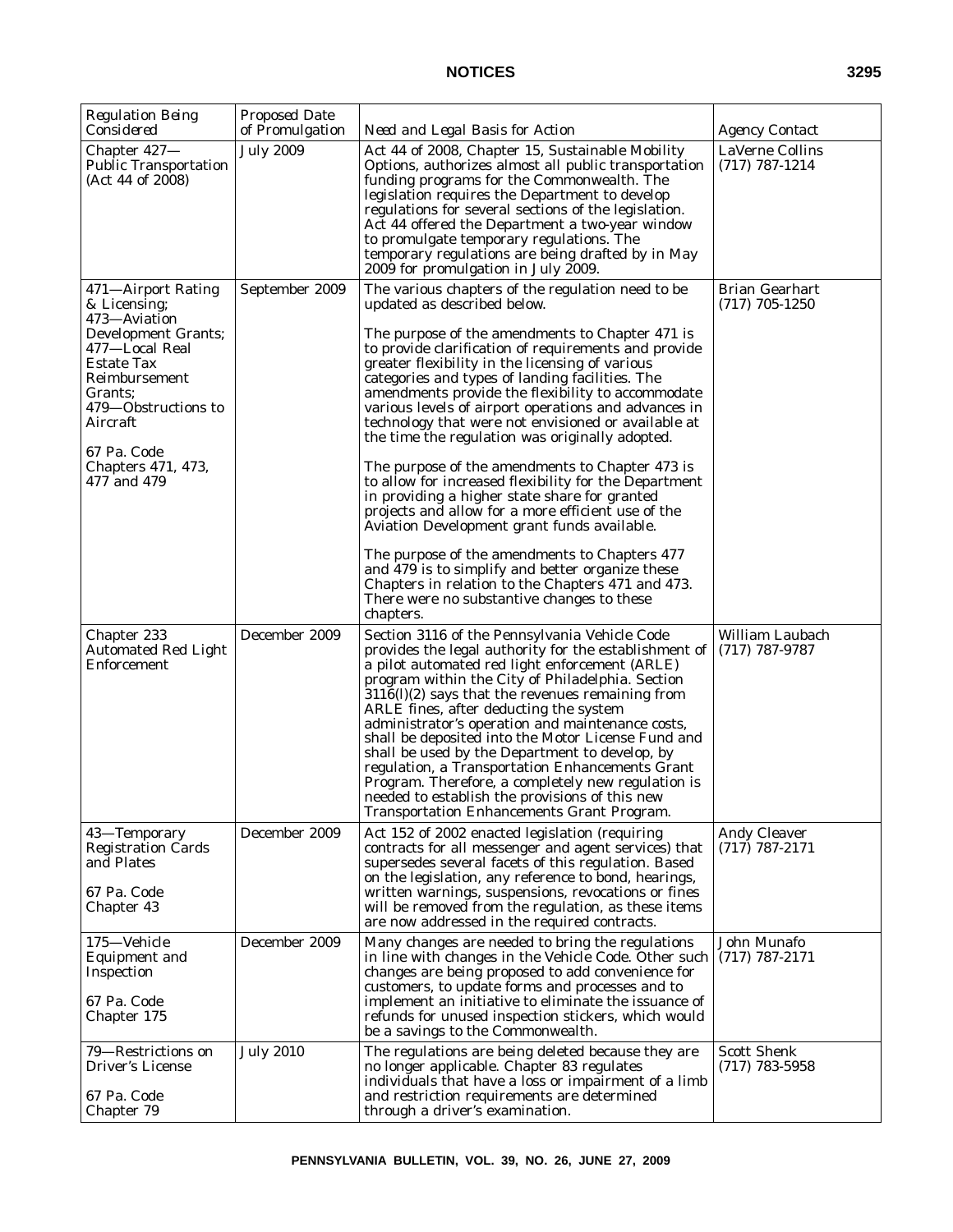| Regulation Being Considered | Proposed Date of Promulgation | Need and Legal Basis for Action | Agency Contact |
|---|---|---|---|
| Chapter 427—Public Transportation (Act 44 of 2008) | July 2009 | Act 44 of 2008, Chapter 15, Sustainable Mobility Options, authorizes almost all public transportation funding programs for the Commonwealth. The legislation requires the Department to develop regulations for several sections of the legislation. Act 44 offered the Department a two-year window to promulgate temporary regulations. The temporary regulations are being drafted by in May 2009 for promulgation in July 2009. | LaVerne Collins (717) 787-1214 |
| 471—Airport Rating & Licensing; 473—Aviation Development Grants; 477—Local Real Estate Tax Reimbursement Grants; 479—Obstructions to Aircraft<br><br>67 Pa. Code Chapters 471, 473, 477 and 479 | September 2009 | The various chapters of the regulation need to be updated as described below.<br><br>The purpose of the amendments to Chapter 471 is to provide clarification of requirements and provide greater flexibility in the licensing of various categories and types of landing facilities. The amendments provide the flexibility to accommodate various levels of airport operations and advances in technology that were not envisioned or available at the time the regulation was originally adopted.<br><br>The purpose of the amendments to Chapter 473 is to allow for increased flexibility for the Department in providing a higher state share for granted projects and allow for a more efficient use of the Aviation Development grant funds available.<br><br>The purpose of the amendments to Chapters 477 and 479 is to simplify and better organize these Chapters in relation to the Chapters 471 and 473. There were no substantive changes to these chapters. | Brian Gearhart (717) 705-1250 |
| Chapter 233 Automated Red Light Enforcement | December 2009 | Section 3116 of the Pennsylvania Vehicle Code provides the legal authority for the establishment of a pilot automated red light enforcement (ARLE) program within the City of Philadelphia. Section 3116(l)(2) says that the revenues remaining from ARLE fines, after deducting the system administrator's operation and maintenance costs, shall be deposited into the Motor License Fund and shall be used by the Department to develop, by regulation, a Transportation Enhancements Grant Program. Therefore, a completely new regulation is needed to establish the provisions of this new Transportation Enhancements Grant Program. | William Laubach (717) 787-9787 |
| 43—Temporary Registration Cards and Plates<br><br>67 Pa. Code Chapter 43 | December 2009 | Act 152 of 2002 enacted legislation (requiring contracts for all messenger and agent services) that supersedes several facets of this regulation. Based on the legislation, any reference to bond, hearings, written warnings, suspensions, revocations or fines will be removed from the regulation, as these items are now addressed in the required contracts. | Andy Cleaver (717) 787-2171 |
| 175—Vehicle Equipment and Inspection<br><br>67 Pa. Code Chapter 175 | December 2009 | Many changes are needed to bring the regulations in line with changes in the Vehicle Code. Other such changes are being proposed to add convenience for customers, to update forms and processes and to implement an initiative to eliminate the issuance of refunds for unused inspection stickers, which would be a savings to the Commonwealth. | John Munafo (717) 787-2171 |
| 79—Restrictions on Driver's License<br><br>67 Pa. Code Chapter 79 | July 2010 | The regulations are being deleted because they are no longer applicable. Chapter 83 regulates individuals that have a loss or impairment of a limb and restriction requirements are determined through a driver's examination. | Scott Shenk (717) 783-5958 |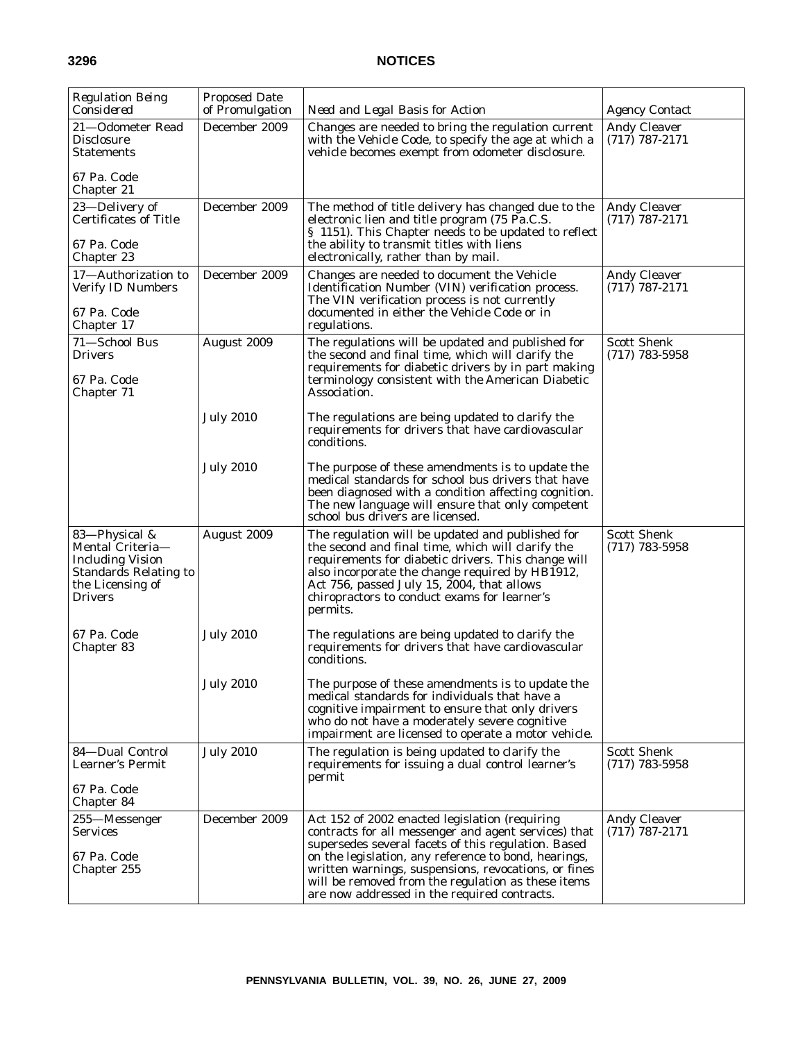| Regulation Being Considered | Proposed Date of Promulgation | Need and Legal Basis for Action | Agency Contact |
|---|---|---|---|
| 21—Odometer Read Disclosure Statements<br><br>67 Pa. Code Chapter 21 | December 2009 | Changes are needed to bring the regulation current with the Vehicle Code, to specify the age at which a vehicle becomes exempt from odometer disclosure. | Andy Cleaver (717) 787-2171 |
| 23—Delivery of Certificates of Title<br><br>67 Pa. Code Chapter 23 | December 2009 | The method of title delivery has changed due to the electronic lien and title program (75 Pa.C.S. § 1151). This Chapter needs to be updated to reflect the ability to transmit titles with liens electronically, rather than by mail. | Andy Cleaver (717) 787-2171 |
| 17—Authorization to Verify ID Numbers<br><br>67 Pa. Code Chapter 17 | December 2009 | Changes are needed to document the Vehicle Identification Number (VIN) verification process. The VIN verification process is not currently documented in either the Vehicle Code or in regulations. | Andy Cleaver (717) 787-2171 |
| 71—School Bus Drivers<br><br>67 Pa. Code Chapter 71 | August 2009<br><br>July 2010<br><br>July 2010 | The regulations will be updated and published for the second and final time, which will clarify the requirements for diabetic drivers by in part making terminology consistent with the American Diabetic Association.<br><br>The regulations are being updated to clarify the requirements for drivers that have cardiovascular conditions.<br><br>The purpose of these amendments is to update the medical standards for school bus drivers that have been diagnosed with a condition affecting cognition. The new language will ensure that only competent school bus drivers are licensed. | Scott Shenk (717) 783-5958 |
| 83—Physical & Mental Criteria—Including Vision Standards Relating to the Licensing of Drivers<br><br>67 Pa. Code Chapter 83 | August 2009<br><br>July 2010<br><br>July 2010 | The regulation will be updated and published for the second and final time, which will clarify the requirements for diabetic drivers. This change will also incorporate the change required by HB1912, Act 756, passed July 15, 2004, that allows chiropractors to conduct exams for learner's permits.<br><br>The regulations are being updated to clarify the requirements for drivers that have cardiovascular conditions.<br><br>The purpose of these amendments is to update the medical standards for individuals that have a cognitive impairment to ensure that only drivers who do not have a moderately severe cognitive impairment are licensed to operate a motor vehicle. | Scott Shenk (717) 783-5958 |
| 84—Dual Control Learner's Permit<br><br>67 Pa. Code Chapter 84 | July 2010 | The regulation is being updated to clarify the requirements for issuing a dual control learner's permit | Scott Shenk (717) 783-5958 |
| 255—Messenger Services<br><br>67 Pa. Code Chapter 255 | December 2009 | Act 152 of 2002 enacted legislation (requiring contracts for all messenger and agent services) that supersedes several facets of this regulation. Based on the legislation, any reference to bond, hearings, written warnings, suspensions, revocations, or fines will be removed from the regulation as these items are now addressed in the required contracts. | Andy Cleaver (717) 787-2171 |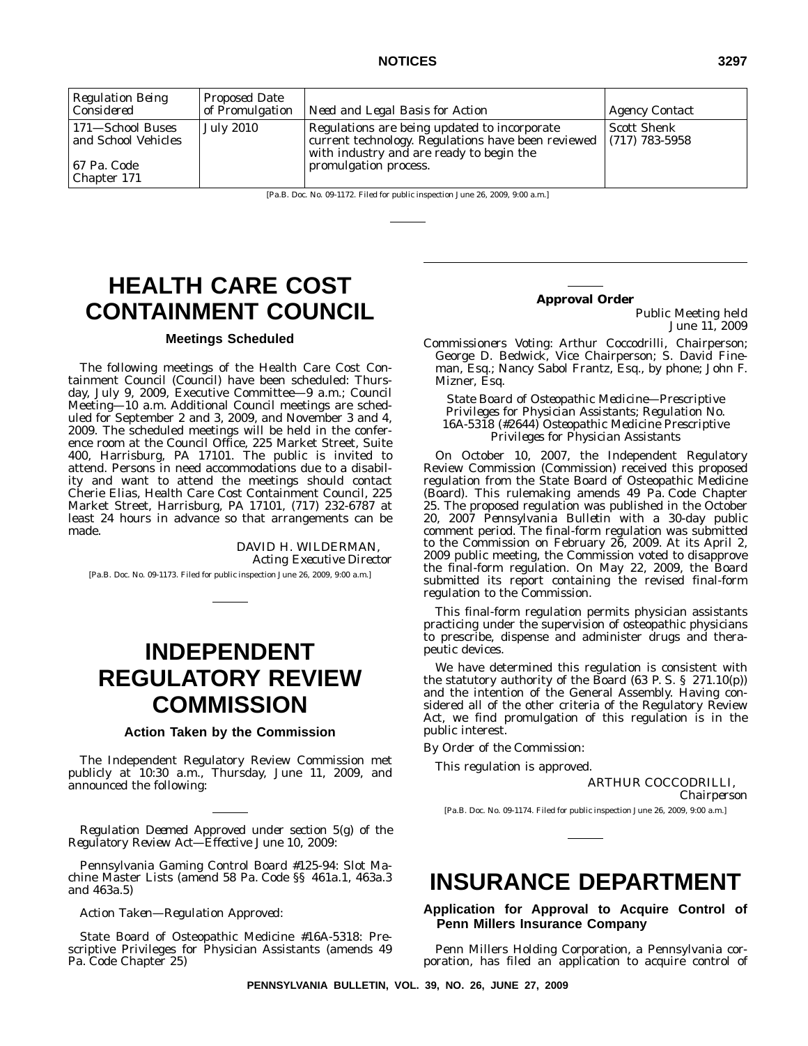| Regulation Being Considered | Proposed Date of Promulgation | Need and Legal Basis for Action | Agency Contact |
|---|---|---|---|
| 171—School Buses and School Vehicles<br><br>67 Pa. Code Chapter 171 | July 2010 | Regulations are being updated to incorporate current technology. Regulations have been reviewed with industry and are ready to begin the promulgation process. | Scott Shenk (717) 783-5958 |

[Pa.B. Doc. No. 09-1172. Filed for public inspection June 26, 2009, 9:00 a.m.]

# HEALTH CARE COST CONTAINMENT COUNCIL

## Meetings Scheduled

The following meetings of the Health Care Cost Containment Council (Council) have been scheduled: Thursday, July 9, 2009, Executive Committee—9 a.m.; Council Meeting—10 a.m. Additional Council meetings are scheduled for September 2 and 3, 2009, and November 3 and 4, 2009. The scheduled meetings will be held in the conference room at the Council Office, 225 Market Street, Suite 400, Harrisburg, PA 17101. The public is invited to attend. Persons in need accommodations due to a disability and want to attend the meetings should contact Cherie Elias, Health Care Cost Containment Council, 225 Market Street, Harrisburg, PA 17101, (717) 232-6787 at least 24 hours in advance so that arrangements can be made.

DAVID H. WILDERMAN,
*Acting Executive Director*

[Pa.B. Doc. No. 09-1173. Filed for public inspection June 26, 2009, 9:00 a.m.]

# INDEPENDENT REGULATORY REVIEW COMMISSION

## Action Taken by the Commission

The Independent Regulatory Review Commission met publicly at 10:30 a.m., Thursday, June 11, 2009, and announced the following:

*Regulation Deemed Approved under section 5(g) of the Regulatory Review Act—Effective June 10, 2009:*

Pennsylvania Gaming Control Board #125-94: Slot Machine Master Lists (amend 58 Pa. Code §§ 461a.1, 463a.3 and 463a.5)

*Action Taken—Regulation Approved:*

State Board of Osteopathic Medicine #16A-5318: Prescriptive Privileges for Physician Assistants (amends 49 Pa. Code Chapter 25)

### Approval Order

*Public Meeting held June 11, 2009*

*Commissioners Voting*: Arthur Coccodrilli, Chairperson; George D. Bedwick, Vice Chairperson; S. David Fineman, Esq.; Nancy Sabol Frantz, Esq., by phone; John F. Mizner, Esq.

*State Board of Osteopathic Medicine—Prescriptive Privileges for Physician Assistants; Regulation No. 16A-5318 (#2644) Osteopathic Medicine Prescriptive Privileges for Physician Assistants*

On October 10, 2007, the Independent Regulatory Review Commission (Commission) received this proposed regulation from the State Board of Osteopathic Medicine (Board). This rulemaking amends 49 Pa. Code Chapter 25. The proposed regulation was published in the October 20, 2007 *Pennsylvania Bulletin* with a 30-day public comment period. The final-form regulation was submitted to the Commission on February 26, 2009. At its April 2, 2009 public meeting, the Commission voted to disapprove the final-form regulation. On May 22, 2009, the Board submitted its report containing the revised final-form regulation to the Commission.

This final-form regulation permits physician assistants practicing under the supervision of osteopathic physicians to prescribe, dispense and administer drugs and therapeutic devices.

We have determined this regulation is consistent with the statutory authority of the Board (63 P. S. § 271.10(p)) and the intention of the General Assembly. Having considered all of the other criteria of the Regulatory Review Act, we find promulgation of this regulation is in the public interest.

*By Order of the Commission*:

This regulation is approved.

ARTHUR COCCODRILLI,
*Chairperson*

[Pa.B. Doc. No. 09-1174. Filed for public inspection June 26, 2009, 9:00 a.m.]

# INSURANCE DEPARTMENT

## Application for Approval to Acquire Control of Penn Millers Insurance Company

Penn Millers Holding Corporation, a Pennsylvania corporation, has filed an application to acquire control of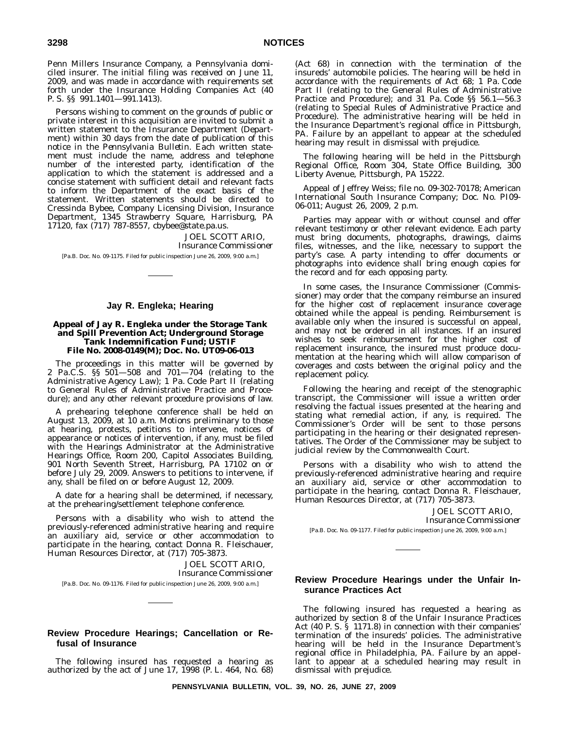Penn Millers Insurance Company, a Pennsylvania domiciled insurer. The initial filing was received on June 11, 2009, and was made in accordance with requirements set forth under the Insurance Holding Companies Act (40 P. S. §§ 991.1401—991.1413).

Persons wishing to comment on the grounds of public or private interest in this acquisition are invited to submit a written statement to the Insurance Department (Department) within 30 days from the date of publication of this notice in the *Pennsylvania Bulletin*. Each written statement must include the name, address and telephone number of the interested party, identification of the application to which the statement is addressed and a concise statement with sufficient detail and relevant facts to inform the Department of the exact basis of the statement. Written statements should be directed to Cressinda Bybee, Company Licensing Division, Insurance Department, 1345 Strawberry Square, Harrisburg, PA 17120, fax (717) 787-8557, cbybee@state.pa.us.

JOEL SCOTT ARIO,
*Insurance Commissioner*

[Pa.B. Doc. No. 09-1175. Filed for public inspection June 26, 2009, 9:00 a.m.]

## Jay R. Engleka; Hearing

### Appeal of Jay R. Engleka under the Storage Tank and Spill Prevention Act; Underground Storage Tank Indemnification Fund; USTIF File No. 2008-0149(M); Doc. No. UT09-06-013

The proceedings in this matter will be governed by 2 Pa.C.S. §§ 501—508 and 701—704 (relating to the Administrative Agency Law); 1 Pa. Code Part II (relating to General Rules of Administrative Practice and Procedure); and any other relevant procedure provisions of law.

A prehearing telephone conference shall be held on August 13, 2009, at 10 a.m. Motions preliminary to those at hearing, protests, petitions to intervene, notices of appearance or notices of intervention, if any, must be filed with the Hearings Administrator at the Administrative Hearings Office, Room 200, Capitol Associates Building, 901 North Seventh Street, Harrisburg, PA 17102 on or before July 29, 2009. Answers to petitions to intervene, if any, shall be filed on or before August 12, 2009.

A date for a hearing shall be determined, if necessary, at the prehearing/settlement telephone conference.

Persons with a disability who wish to attend the previously-referenced administrative hearing and require an auxiliary aid, service or other accommodation to participate in the hearing, contact Donna R. Fleischauer, Human Resources Director, at (717) 705-3873.

JOEL SCOTT ARIO,
*Insurance Commissioner*

[Pa.B. Doc. No. 09-1176. Filed for public inspection June 26, 2009, 9:00 a.m.]

## Review Procedure Hearings; Cancellation or Refusal of Insurance

The following insured has requested a hearing as authorized by the act of June 17, 1998 (P. L. 464, No. 68) (Act 68) in connection with the termination of the insureds' automobile policies. The hearing will be held in accordance with the requirements of Act 68; 1 Pa. Code Part II (relating to the General Rules of Administrative Practice and Procedure); and 31 Pa. Code §§ 56.1—56.3 (relating to Special Rules of Administrative Practice and Procedure). The administrative hearing will be held in the Insurance Department's regional office in Pittsburgh, PA. Failure by an appellant to appear at the scheduled hearing may result in dismissal with prejudice.

The following hearing will be held in the Pittsburgh Regional Office, Room 304, State Office Building, 300 Liberty Avenue, Pittsburgh, PA 15222.

Appeal of Jeffrey Weiss; file no. 09-302-70178; American International South Insurance Company; Doc. No. PI09-06-011; August 26, 2009, 2 p.m.

Parties may appear with or without counsel and offer relevant testimony or other relevant evidence. Each party must bring documents, photographs, drawings, claims files, witnesses, and the like, necessary to support the party's case. A party intending to offer documents or photographs into evidence shall bring enough copies for the record and for each opposing party.

In some cases, the Insurance Commissioner (Commissioner) may order that the company reimburse an insured for the higher cost of replacement insurance coverage obtained while the appeal is pending. Reimbursement is available only when the insured is successful on appeal, and may not be ordered in all instances. If an insured wishes to seek reimbursement for the higher cost of replacement insurance, the insured must produce documentation at the hearing which will allow comparison of coverages and costs between the original policy and the replacement policy.

Following the hearing and receipt of the stenographic transcript, the Commissioner will issue a written order resolving the factual issues presented at the hearing and stating what remedial action, if any, is required. The Commissioner's Order will be sent to those persons participating in the hearing or their designated representatives. The Order of the Commissioner may be subject to judicial review by the Commonwealth Court.

Persons with a disability who wish to attend the previously-referenced administrative hearing and require an auxiliary aid, service or other accommodation to participate in the hearing, contact Donna R. Fleischauer, Human Resources Director, at (717) 705-3873.

JOEL SCOTT ARIO,
*Insurance Commissioner*

[Pa.B. Doc. No. 09-1177. Filed for public inspection June 26, 2009, 9:00 a.m.]

## Review Procedure Hearings under the Unfair Insurance Practices Act

The following insured has requested a hearing as authorized by section 8 of the Unfair Insurance Practices Act (40 P. S. § 1171.8) in connection with their companies' termination of the insureds' policies. The administrative hearing will be held in the Insurance Department's regional office in Philadelphia, PA. Failure by an appellant to appear at a scheduled hearing may result in dismissal with prejudice.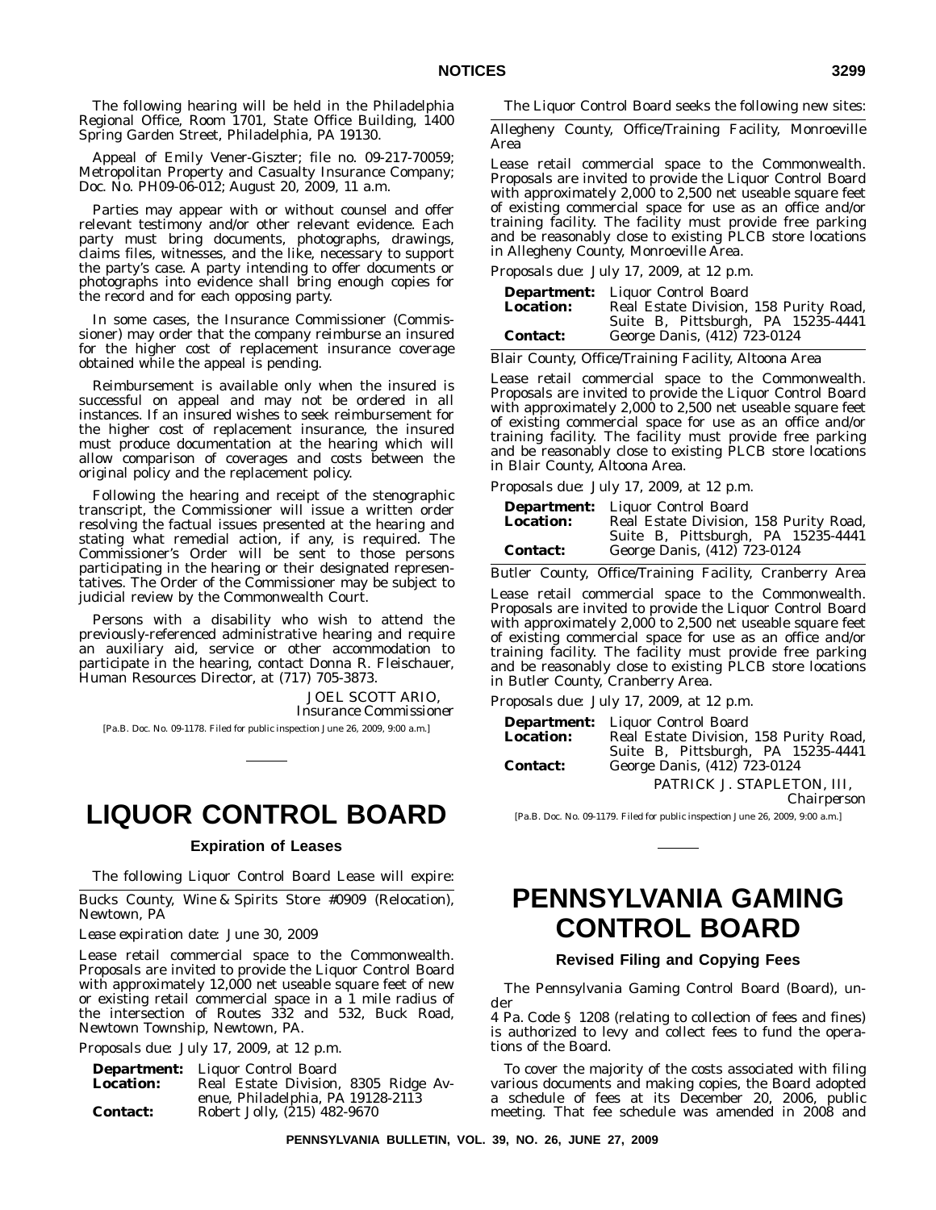The following hearing will be held in the Philadelphia Regional Office, Room 1701, State Office Building, 1400 Spring Garden Street, Philadelphia, PA 19130.

Appeal of Emily Vener-Giszter; file no. 09-217-70059; Metropolitan Property and Casualty Insurance Company; Doc. No. PH09-06-012; August 20, 2009, 11 a.m.

Parties may appear with or without counsel and offer relevant testimony and/or other relevant evidence. Each party must bring documents, photographs, drawings, claims files, witnesses, and the like, necessary to support the party's case. A party intending to offer documents or photographs into evidence shall bring enough copies for the record and for each opposing party.

In some cases, the Insurance Commissioner (Commissioner) may order that the company reimburse an insured for the higher cost of replacement insurance coverage obtained while the appeal is pending.

Reimbursement is available only when the insured is successful on appeal and may not be ordered in all instances. If an insured wishes to seek reimbursement for the higher cost of replacement insurance, the insured must produce documentation at the hearing which will allow comparison of coverages and costs between the original policy and the replacement policy.

Following the hearing and receipt of the stenographic transcript, the Commissioner will issue a written order resolving the factual issues presented at the hearing and stating what remedial action, if any, is required. The Commissioner's Order will be sent to those persons participating in the hearing or their designated representatives. The Order of the Commissioner may be subject to judicial review by the Commonwealth Court.

Persons with a disability who wish to attend the previously-referenced administrative hearing and require an auxiliary aid, service or other accommodation to participate in the hearing, contact Donna R. Fleischauer, Human Resources Director, at (717) 705-3873.

JOEL SCOTT ARIO,
*Insurance Commissioner*

[Pa.B. Doc. No. 09-1178. Filed for public inspection June 26, 2009, 9:00 a.m.]

# LIQUOR CONTROL BOARD

## Expiration of Leases

The following Liquor Control Board Lease will expire:

Bucks County, Wine & Spirits Store #0909 (Relocation), Newtown, PA

*Lease expiration date:* June 30, 2009

Lease retail commercial space to the Commonwealth. Proposals are invited to provide the Liquor Control Board with approximately 12,000 net useable square feet of new or existing retail commercial space in a 1 mile radius of the intersection of Routes 332 and 532, Buck Road, Newtown Township, Newtown, PA.

*Proposals due:* July 17, 2009, at 12 p.m.

**Department:** Liquor Control Board
**Location:** Real Estate Division, 8305 Ridge Avenue, Philadelphia, PA 19128-2113
**Contact:** Robert Jolly, (215) 482-9670

The Liquor Control Board seeks the following new sites:

Allegheny County, Office/Training Facility, Monroeville Area

Lease retail commercial space to the Commonwealth. Proposals are invited to provide the Liquor Control Board with approximately 2,000 to 2,500 net useable square feet of existing commercial space for use as an office and/or training facility. The facility must provide free parking and be reasonably close to existing PLCB store locations in Allegheny County, Monroeville Area.

*Proposals due:* July 17, 2009, at 12 p.m.

**Department:** Liquor Control Board
**Location:** Real Estate Division, 158 Purity Road, Suite B, Pittsburgh, PA 15235-4441
**Contact:** George Danis, (412) 723-0124

Blair County, Office/Training Facility, Altoona Area

Lease retail commercial space to the Commonwealth. Proposals are invited to provide the Liquor Control Board with approximately 2,000 to 2,500 net useable square feet of existing commercial space for use as an office and/or training facility. The facility must provide free parking and be reasonably close to existing PLCB store locations in Blair County, Altoona Area.

*Proposals due:* July 17, 2009, at 12 p.m.

**Department:** Liquor Control Board
**Location:** Real Estate Division, 158 Purity Road, Suite B, Pittsburgh, PA 15235-4441
**Contact:** George Danis, (412) 723-0124

Butler County, Office/Training Facility, Cranberry Area

Lease retail commercial space to the Commonwealth. Proposals are invited to provide the Liquor Control Board with approximately 2,000 to 2,500 net useable square feet of existing commercial space for use as an office and/or training facility. The facility must provide free parking and be reasonably close to existing PLCB store locations in Butler County, Cranberry Area.

*Proposals due:* July 17, 2009, at 12 p.m.

**Department:** Liquor Control Board
**Location:** Real Estate Division, 158 Purity Road, Suite B, Pittsburgh, PA 15235-4441
**Contact:** George Danis, (412) 723-0124

PATRICK J. STAPLETON, III,
*Chairperson*

[Pa.B. Doc. No. 09-1179. Filed for public inspection June 26, 2009, 9:00 a.m.]

# PENNSYLVANIA GAMING CONTROL BOARD

## Revised Filing and Copying Fees

The Pennsylvania Gaming Control Board (Board), under 4 Pa. Code § 1208 (relating to collection of fees and fines) is authorized to levy and collect fees to fund the operations of the Board.

To cover the majority of the costs associated with filing various documents and making copies, the Board adopted a schedule of fees at its December 20, 2006, public meeting. That fee schedule was amended in 2008 and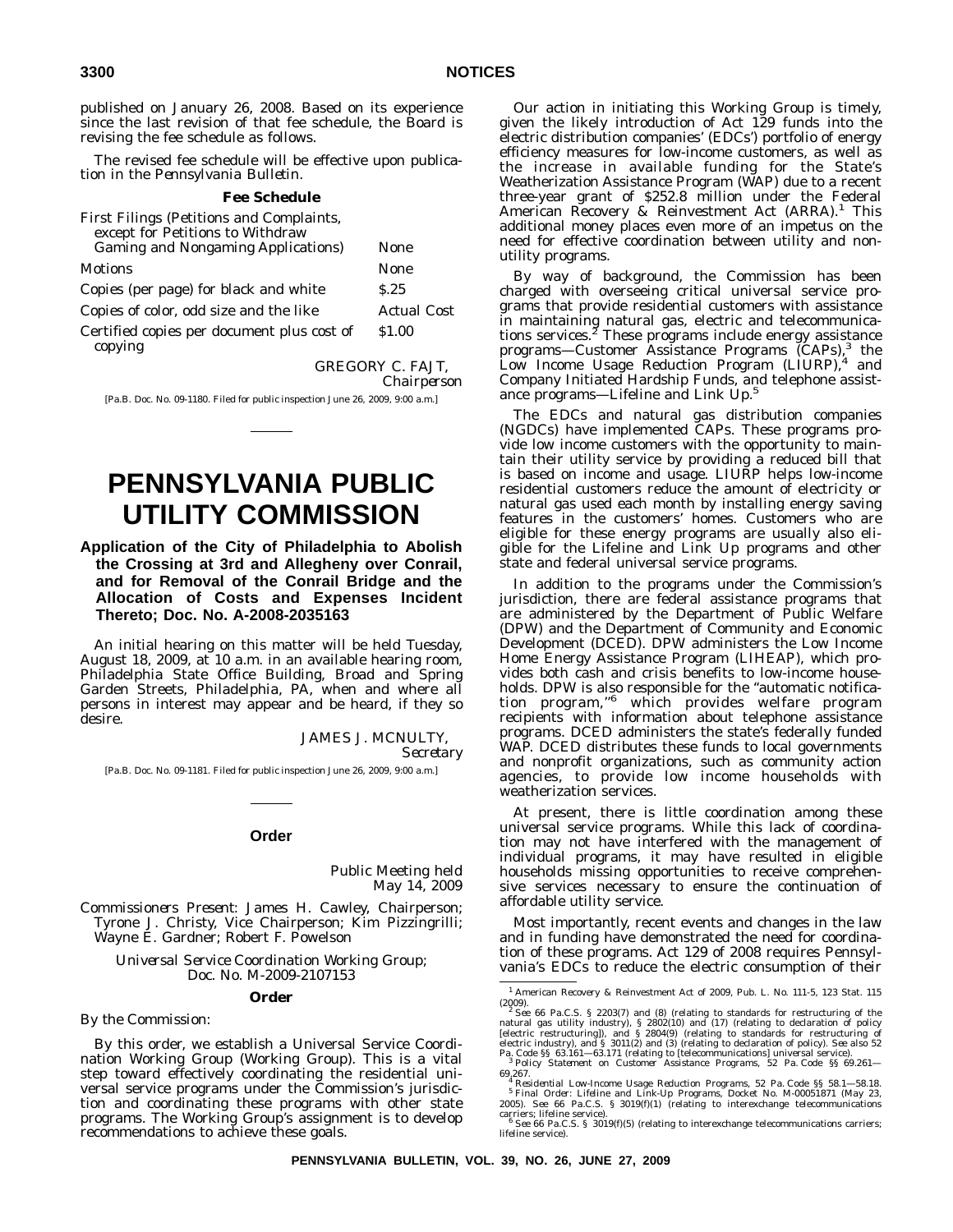published on January 26, 2008. Based on its experience since the last revision of that fee schedule, the Board is revising the fee schedule as follows.

The revised fee schedule will be effective upon publication in the *Pennsylvania Bulletin*.

**Fee Schedule**

| | |
|---|---|
| First Filings (Petitions and Complaints, except for Petitions to Withdraw Gaming and Nongaming Applications) | None |
| Motions | None |
| Copies (per page) for black and white | $.25 |
| Copies of color, odd size and the like | Actual Cost |
| Certified copies per document plus cost of copying | $1.00 |

GREGORY C. FAJT,
*Chairperson*

[Pa.B. Doc. No. 09-1180. Filed for public inspection June 26, 2009, 9:00 a.m.]

# PENNSYLVANIA PUBLIC UTILITY COMMISSION

## Application of the City of Philadelphia to Abolish the Crossing at 3rd and Allegheny over Conrail, and for Removal of the Conrail Bridge and the Allocation of Costs and Expenses Incident Thereto; Doc. No. A-2008-2035163

An initial hearing on this matter will be held Tuesday, August 18, 2009, at 10 a.m. in an available hearing room, Philadelphia State Office Building, Broad and Spring Garden Streets, Philadelphia, PA, when and where all persons in interest may appear and be heard, if they so desire.

JAMES J. MCNULTY,
*Secretary*

[Pa.B. Doc. No. 09-1181. Filed for public inspection June 26, 2009, 9:00 a.m.]

## Order

*Public Meeting held*
*May 14, 2009*

*Commissioners Present*: James H. Cawley, Chairperson; Tyrone J. Christy, Vice Chairperson; Kim Pizzingrilli; Wayne E. Gardner; Robert F. Powelson

*Universal Service Coordination Working Group;*
*Doc. No. M-2009-2107153*

**Order**

*By the Commission*:

By this order, we establish a Universal Service Coordination Working Group (Working Group). This is a vital step toward effectively coordinating the residential universal service programs under the Commission's jurisdiction and coordinating these programs with other state programs. The Working Group's assignment is to develop recommendations to achieve these goals.

Our action in initiating this Working Group is timely, given the likely introduction of Act 129 funds into the electric distribution companies' (EDCs') portfolio of energy efficiency measures for low-income customers, as well as the increase in available funding for the State's Weatherization Assistance Program (WAP) due to a recent three-year grant of $252.8 million under the Federal American Recovery & Reinvestment Act (ARRA).[1] This additional money places even more of an impetus on the need for effective coordination between utility and non-utility programs.

By way of background, the Commission has been charged with overseeing critical universal service programs that provide residential customers with assistance in maintaining natural gas, electric and telecommunications services.[2] These programs include energy assistance programs—Customer Assistance Programs (CAPs),[3] the Low Income Usage Reduction Program (LIURP),[4] and Company Initiated Hardship Funds, and telephone assistance programs—Lifeline and Link Up.[5]

The EDCs and natural gas distribution companies (NGDCs) have implemented CAPs. These programs provide low income customers with the opportunity to maintain their utility service by providing a reduced bill that is based on income and usage. LIURP helps low-income residential customers reduce the amount of electricity or natural gas used each month by installing energy saving features in the customers' homes. Customers who are eligible for these energy programs are usually also eligible for the Lifeline and Link Up programs and other state and federal universal service programs.

In addition to the programs under the Commission's jurisdiction, there are federal assistance programs that are administered by the Department of Public Welfare (DPW) and the Department of Community and Economic Development (DCED). DPW administers the Low Income Home Energy Assistance Program (LIHEAP), which provides both cash and crisis benefits to low-income households. DPW is also responsible for the "automatic notification program,"[6] which provides welfare program recipients with information about telephone assistance programs. DCED administers the state's federally funded WAP. DCED distributes these funds to local governments and nonprofit organizations, such as community action agencies, to provide low income households with weatherization services.

At present, there is little coordination among these universal service programs. While this lack of coordination may not have interfered with the management of individual programs, it may have resulted in eligible households missing opportunities to receive comprehensive services necessary to ensure the continuation of affordable utility service.

Most importantly, recent events and changes in the law and in funding have demonstrated the need for coordination of these programs. Act 129 of 2008 requires Pennsylvania's EDCs to reduce the electric consumption of their

---

[1] American Recovery & Reinvestment Act of 2009, Pub. L. No. 111-5, 123 Stat. 115 (2009).

[2] *See* 66 Pa.C.S. § 2203(7) and (8) (relating to standards for restructuring of the natural gas utility industry), § 2802(10) and (17) (relating to declaration of policy [electric restructuring]), and § 2804(9) (relating to standards for restructuring of electric industry), and § 3011(2) and (3) (relating to declaration of policy). *See also* 52 Pa. Code §§ 63.161—63.171 (relating to [telecommunications] universal service).

[3] *Policy Statement on Customer Assistance Programs*, 52 Pa. Code §§ 69.261—69.267.

[4] *Residential Low-Income Usage Reduction Programs*, 52 Pa. Code §§ 58.1—58.18.

[5] *Final Order: Lifeline and Link-Up Programs*, Docket No. M-00051871 (May 23, 2005). *See* 66 Pa.C.S. § 3019(f)(1) (relating to interexchange telecommunications carriers; lifeline service).

[6] *See* 66 Pa.C.S. § 3019(f)(5) (relating to interexchange telecommunications carriers; lifeline service).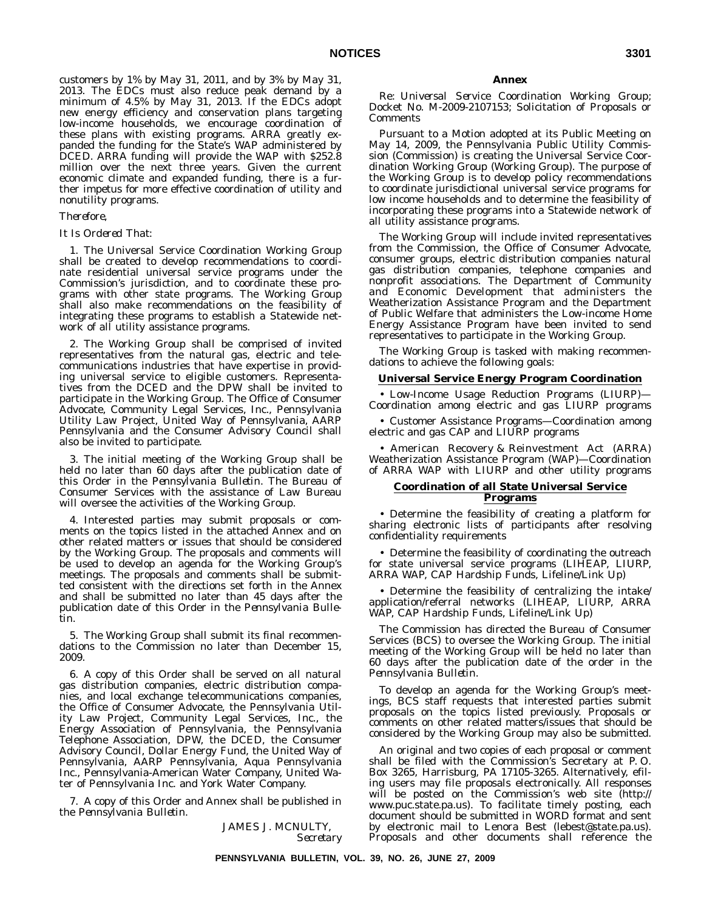customers by 1% by May 31, 2011, and by 3% by May 31, 2013. The EDCs must also reduce peak demand by a minimum of 4.5% by May 31, 2013. If the EDCs adopt new energy efficiency and conservation plans targeting low-income households, we encourage coordination of these plans with existing programs. ARRA greatly expanded the funding for the State's WAP administered by DCED. ARRA funding will provide the WAP with $252.8 million over the next three years. Given the current economic climate and expanded funding, there is a further impetus for more effective coordination of utility and nonutility programs.

*Therefore,*

*It Is Ordered That:*

1. The Universal Service Coordination Working Group shall be created to develop recommendations to coordinate residential universal service programs under the Commission's jurisdiction, and to coordinate these programs with other state programs. The Working Group shall also make recommendations on the feasibility of integrating these programs to establish a Statewide network of all utility assistance programs.

2. The Working Group shall be comprised of invited representatives from the natural gas, electric and telecommunications industries that have expertise in providing universal service to eligible customers. Representatives from the DCED and the DPW shall be invited to participate in the Working Group. The Office of Consumer Advocate, Community Legal Services, Inc., Pennsylvania Utility Law Project, United Way of Pennsylvania, AARP Pennsylvania and the Consumer Advisory Council shall also be invited to participate.

3. The initial meeting of the Working Group shall be held no later than 60 days after the publication date of this Order in the *Pennsylvania Bulletin*. The Bureau of Consumer Services with the assistance of Law Bureau will oversee the activities of the Working Group.

4. Interested parties may submit proposals or comments on the topics listed in the attached Annex and on other related matters or issues that should be considered by the Working Group. The proposals and comments will be used to develop an agenda for the Working Group's meetings. The proposals and comments shall be submitted consistent with the directions set forth in the Annex and shall be submitted no later than 45 days after the publication date of this Order in the *Pennsylvania Bulletin*.

5. The Working Group shall submit its final recommendations to the Commission no later than December 15, 2009.

6. A copy of this Order shall be served on all natural gas distribution companies, electric distribution companies, and local exchange telecommunications companies, the Office of Consumer Advocate, the Pennsylvania Utility Law Project, Community Legal Services, Inc., the Energy Association of Pennsylvania, the Pennsylvania Telephone Association, DPW, the DCED, the Consumer Advisory Council, Dollar Energy Fund, the United Way of Pennsylvania, AARP Pennsylvania, Aqua Pennsylvania Inc., Pennsylvania-American Water Company, United Water of Pennsylvania Inc. and York Water Company.

7. A copy of this Order and Annex shall be published in the *Pennsylvania Bulletin*.

JAMES J. MCNULTY,
*Secretary*

## Annex

*Re: Universal Service Coordination Working Group; Docket No. M-2009-2107153; Solicitation of Proposals or Comments*

Pursuant to a Motion adopted at its Public Meeting on May 14, 2009, the Pennsylvania Public Utility Commission (Commission) is creating the Universal Service Coordination Working Group (Working Group). The purpose of the Working Group is to develop policy recommendations to coordinate jurisdictional universal service programs for low income households and to determine the feasibility of incorporating these programs into a Statewide network of all utility assistance programs.

The Working Group will include invited representatives from the Commission, the Office of Consumer Advocate, consumer groups, electric distribution companies natural gas distribution companies, telephone companies and nonprofit associations. The Department of Community and Economic Development that administers the Weatherization Assistance Program and the Department of Public Welfare that administers the Low-income Home Energy Assistance Program have been invited to send representatives to participate in the Working Group.

The Working Group is tasked with making recommendations to achieve the following goals:

### Universal Service Energy Program Coordination

- Low-Income Usage Reduction Programs (LIURP)—Coordination among electric and gas LIURP programs
- Customer Assistance Programs—Coordination among electric and gas CAP and LIURP programs
- American Recovery & Reinvestment Act (ARRA) Weatherization Assistance Program (WAP)—Coordination of ARRA WAP with LIURP and other utility programs

### Coordination of all State Universal Service Programs

- Determine the feasibility of creating a platform for sharing electronic lists of participants after resolving confidentiality requirements
- Determine the feasibility of coordinating the outreach for state universal service programs (LIHEAP, LIURP, ARRA WAP, CAP Hardship Funds, Lifeline/Link Up)
- Determine the feasibility of centralizing the intake/application/referral networks (LIHEAP, LIURP, ARRA WAP, CAP Hardship Funds, Lifeline/Link Up)

The Commission has directed the Bureau of Consumer Services (BCS) to oversee the Working Group. The initial meeting of the Working Group will be held no later than 60 days after the publication date of the order in the *Pennsylvania Bulletin*.

To develop an agenda for the Working Group's meetings, BCS staff requests that interested parties submit proposals on the topics listed previously. Proposals or comments on other related matters/issues that should be considered by the Working Group may also be submitted.

An original and two copies of each proposal or comment shall be filed with the Commission's Secretary at P. O. Box 3265, Harrisburg, PA 17105-3265. Alternatively, efiling users may file proposals electronically. All responses will be posted on the Commission's web site (http://www.puc.state.pa.us). To facilitate timely posting, each document should be submitted in WORD format and sent by electronic mail to Lenora Best (lebest@state.pa.us). Proposals and other documents shall reference the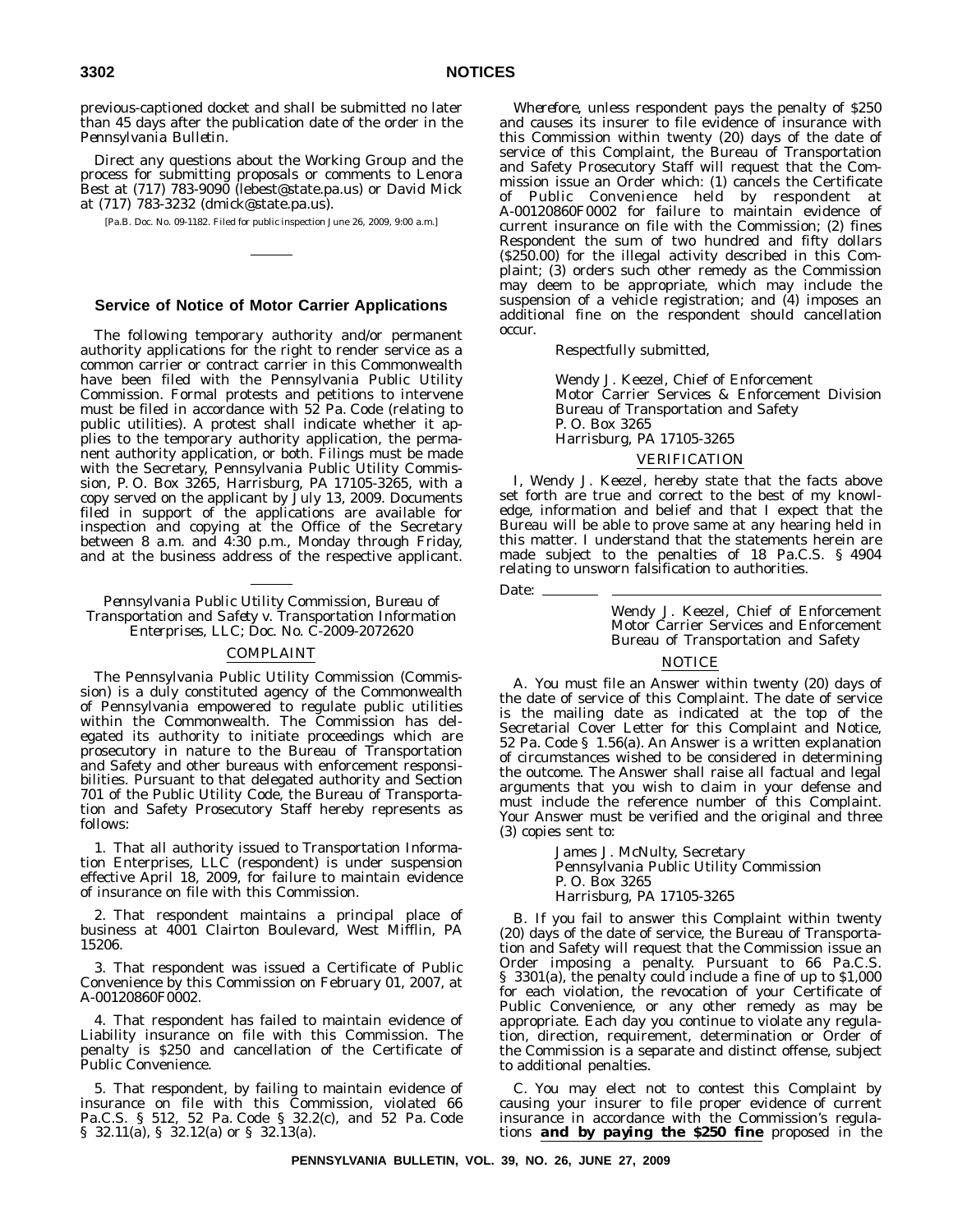previous-captioned docket and shall be submitted no later than 45 days after the publication date of the order in the *Pennsylvania Bulletin*.

Direct any questions about the Working Group and the process for submitting proposals or comments to Lenora Best at (717) 783-9090 (lebest@state.pa.us) or David Mick at (717) 783-3232 (dmick@state.pa.us).

[Pa.B. Doc. No. 09-1182. Filed for public inspection June 26, 2009, 9:00 a.m.]

## Service of Notice of Motor Carrier Applications

The following temporary authority and/or permanent authority applications for the right to render service as a common carrier or contract carrier in this Commonwealth have been filed with the Pennsylvania Public Utility Commission. Formal protests and petitions to intervene must be filed in accordance with 52 Pa. Code (relating to public utilities). A protest shall indicate whether it applies to the temporary authority application, the permanent authority application, or both. Filings must be made with the Secretary, Pennsylvania Public Utility Commission, P. O. Box 3265, Harrisburg, PA 17105-3265, with a copy served on the applicant by July 13, 2009. Documents filed in support of the applications are available for inspection and copying at the Office of the Secretary between 8 a.m. and 4:30 p.m., Monday through Friday, and at the business address of the respective applicant.

*Pennsylvania Public Utility Commission, Bureau of Transportation and Safety v. Transportation Information Enterprises, LLC; Doc. No. C-2009-2072620*

COMPLAINT

The Pennsylvania Public Utility Commission (Commission) is a duly constituted agency of the Commonwealth of Pennsylvania empowered to regulate public utilities within the Commonwealth. The Commission has delegated its authority to initiate proceedings which are prosecutory in nature to the Bureau of Transportation and Safety and other bureaus with enforcement responsibilities. Pursuant to that delegated authority and Section 701 of the Public Utility Code, the Bureau of Transportation and Safety Prosecutory Staff hereby represents as follows:

1. That all authority issued to Transportation Information Enterprises, LLC (respondent) is under suspension effective April 18, 2009, for failure to maintain evidence of insurance on file with this Commission.

2. That respondent maintains a principal place of business at 4001 Clairton Boulevard, West Mifflin, PA 15206.

3. That respondent was issued a Certificate of Public Convenience by this Commission on February 01, 2007, at A-00120860F0002.

4. That respondent has failed to maintain evidence of Liability insurance on file with this Commission. The penalty is $250 and cancellation of the Certificate of Public Convenience.

5. That respondent, by failing to maintain evidence of insurance on file with this Commission, violated 66 Pa.C.S. § 512, 52 Pa. Code § 32.2(c), and 52 Pa. Code § 32.11(a), § 32.12(a) or § 32.13(a).

*Wherefore*, unless respondent pays the penalty of $250 and causes its insurer to file evidence of insurance with this Commission within twenty (20) days of the date of service of this Complaint, the Bureau of Transportation and Safety Prosecutory Staff will request that the Commission issue an Order which: (1) cancels the Certificate of Public Convenience held by respondent at A-00120860F0002 for failure to maintain evidence of current insurance on file with the Commission; (2) fines Respondent the sum of two hundred and fifty dollars ($250.00) for the illegal activity described in this Complaint; (3) orders such other remedy as the Commission may deem to be appropriate, which may include the suspension of a vehicle registration; and (4) imposes an additional fine on the respondent should cancellation occur.

Respectfully submitted,

Wendy J. Keezel, Chief of Enforcement
Motor Carrier Services & Enforcement Division
Bureau of Transportation and Safety
P. O. Box 3265
Harrisburg, PA 17105-3265

VERIFICATION

I, Wendy J. Keezel, hereby state that the facts above set forth are true and correct to the best of my knowledge, information and belief and that I expect that the Bureau will be able to prove same at any hearing held in this matter. I understand that the statements herein are made subject to the penalties of 18 Pa.C.S. § 4904 relating to unsworn falsification to authorities.

Date: \_\_\_\_\_\_\_\_

Wendy J. Keezel, Chief of Enforcement
Motor Carrier Services and Enforcement
Bureau of Transportation and Safety

NOTICE

A. You must file an Answer within twenty (20) days of the date of service of this Complaint. The date of service is the mailing date as indicated at the top of the Secretarial Cover Letter for this Complaint and Notice, 52 Pa. Code § 1.56(a). An Answer is a written explanation of circumstances wished to be considered in determining the outcome. The Answer shall raise all factual and legal arguments that you wish to claim in your defense and must include the reference number of this Complaint. Your Answer must be verified and the original and three (3) copies sent to:

James J. McNulty, Secretary
Pennsylvania Public Utility Commission
P. O. Box 3265
Harrisburg, PA 17105-3265

B. If you fail to answer this Complaint within twenty (20) days of the date of service, the Bureau of Transportation and Safety will request that the Commission issue an Order imposing a penalty. Pursuant to 66 Pa.C.S. § 3301(a), the penalty could include a fine of up to $1,000 for each violation, the revocation of your Certificate of Public Convenience, or any other remedy as may be appropriate. Each day you continue to violate any regulation, direction, requirement, determination or Order of the Commission is a separate and distinct offense, subject to additional penalties.

C. You may elect not to contest this Complaint by causing your insurer to file proper evidence of current insurance in accordance with the Commission's regulations **and by paying the $250 fine** proposed in the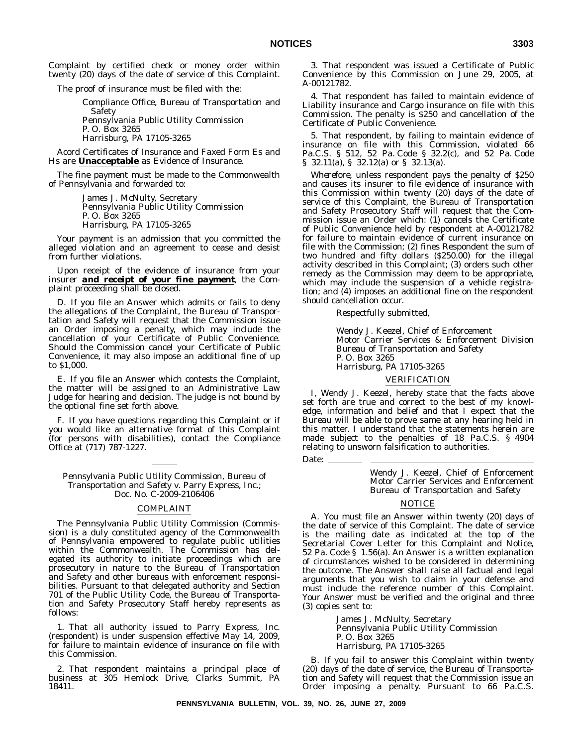Complaint by certified check or money order within twenty (20) days of the date of service of this Complaint.

The proof of insurance must be filed with the:

> Compliance Office, Bureau of Transportation and Safety
> Pennsylvania Public Utility Commission
> P. O. Box 3265
> Harrisburg, PA 17105-3265

Acord Certificates of Insurance and Faxed Form Es and Hs are ***Unacceptable*** as Evidence of Insurance.

The fine payment must be made to the Commonwealth of Pennsylvania and forwarded to:

> James J. McNulty, Secretary
> Pennsylvania Public Utility Commission
> P. O. Box 3265
> Harrisburg, PA 17105-3265

Your payment is an admission that you committed the alleged violation and an agreement to cease and desist from further violations.

Upon receipt of the evidence of insurance from your insurer ***and receipt of your fine payment***, the Complaint proceeding shall be closed.

D. If you file an Answer which admits or fails to deny the allegations of the Complaint, the Bureau of Transportation and Safety will request that the Commission issue an Order imposing a penalty, which may include the cancellation of your Certificate of Public Convenience. Should the Commission cancel your Certificate of Public Convenience, it may also impose an additional fine of up to $1,000.

E. If you file an Answer which contests the Complaint, the matter will be assigned to an Administrative Law Judge for hearing and decision. The judge is not bound by the optional fine set forth above.

F. If you have questions regarding this Complaint or if you would like an alternative format of this Complaint (for persons with disabilities), contact the Compliance Office at (717) 787-1227.

---

*Pennsylvania Public Utility Commission, Bureau of Transportation and Safety v. Parry Express, Inc.; Doc. No. C-2009-2106406*

COMPLAINT

The Pennsylvania Public Utility Commission (Commission) is a duly constituted agency of the Commonwealth of Pennsylvania empowered to regulate public utilities within the Commonwealth. The Commission has delegated its authority to initiate proceedings which are prosecutory in nature to the Bureau of Transportation and Safety and other bureaus with enforcement responsibilities. Pursuant to that delegated authority and Section 701 of the Public Utility Code, the Bureau of Transportation and Safety Prosecutory Staff hereby represents as follows:

1. That all authority issued to Parry Express, Inc. (respondent) is under suspension effective May 14, 2009, for failure to maintain evidence of insurance on file with this Commission.

2. That respondent maintains a principal place of business at 305 Hemlock Drive, Clarks Summit, PA 18411.

3. That respondent was issued a Certificate of Public Convenience by this Commission on June 29, 2005, at A-00121782.

4. That respondent has failed to maintain evidence of Liability insurance and Cargo insurance on file with this Commission. The penalty is $250 and cancellation of the Certificate of Public Convenience.

5. That respondent, by failing to maintain evidence of insurance on file with this Commission, violated 66 Pa.C.S. § 512, 52 Pa. Code § 32.2(c), and 52 Pa. Code § 32.11(a), § 32.12(a) or § 32.13(a).

*Wherefore*, unless respondent pays the penalty of $250 and causes its insurer to file evidence of insurance with this Commission within twenty (20) days of the date of service of this Complaint, the Bureau of Transportation and Safety Prosecutory Staff will request that the Commission issue an Order which: (1) cancels the Certificate of Public Convenience held by respondent at A-00121782 for failure to maintain evidence of current insurance on file with the Commission; (2) fines Respondent the sum of two hundred and fifty dollars ($250.00) for the illegal activity described in this Complaint; (3) orders such other remedy as the Commission may deem to be appropriate, which may include the suspension of a vehicle registration; and (4) imposes an additional fine on the respondent should cancellation occur.

> Respectfully submitted,
>
> Wendy J. Keezel, Chief of Enforcement
> Motor Carrier Services & Enforcement Division
> Bureau of Transportation and Safety
> P. O. Box 3265
> Harrisburg, PA 17105-3265

VERIFICATION

I, Wendy J. Keezel, hereby state that the facts above set forth are true and correct to the best of my knowledge, information and belief and that I expect that the Bureau will be able to prove same at any hearing held in this matter. I understand that the statements herein are made subject to the penalties of 18 Pa.C.S. § 4904 relating to unsworn falsification to authorities.

Date: ________ ______________________________

> Wendy J. Keezel, Chief of Enforcement
> Motor Carrier Services and Enforcement
> Bureau of Transportation and Safety

NOTICE

A. You must file an Answer within twenty (20) days of the date of service of this Complaint. The date of service is the mailing date as indicated at the top of the Secretarial Cover Letter for this Complaint and Notice, 52 Pa. Code § 1.56(a). An Answer is a written explanation of circumstances wished to be considered in determining the outcome. The Answer shall raise all factual and legal arguments that you wish to claim in your defense and must include the reference number of this Complaint. Your Answer must be verified and the original and three (3) copies sent to:

> James J. McNulty, Secretary
> Pennsylvania Public Utility Commission
> P. O. Box 3265
> Harrisburg, PA 17105-3265

B. If you fail to answer this Complaint within twenty (20) days of the date of service, the Bureau of Transportation and Safety will request that the Commission issue an Order imposing a penalty. Pursuant to 66 Pa.C.S.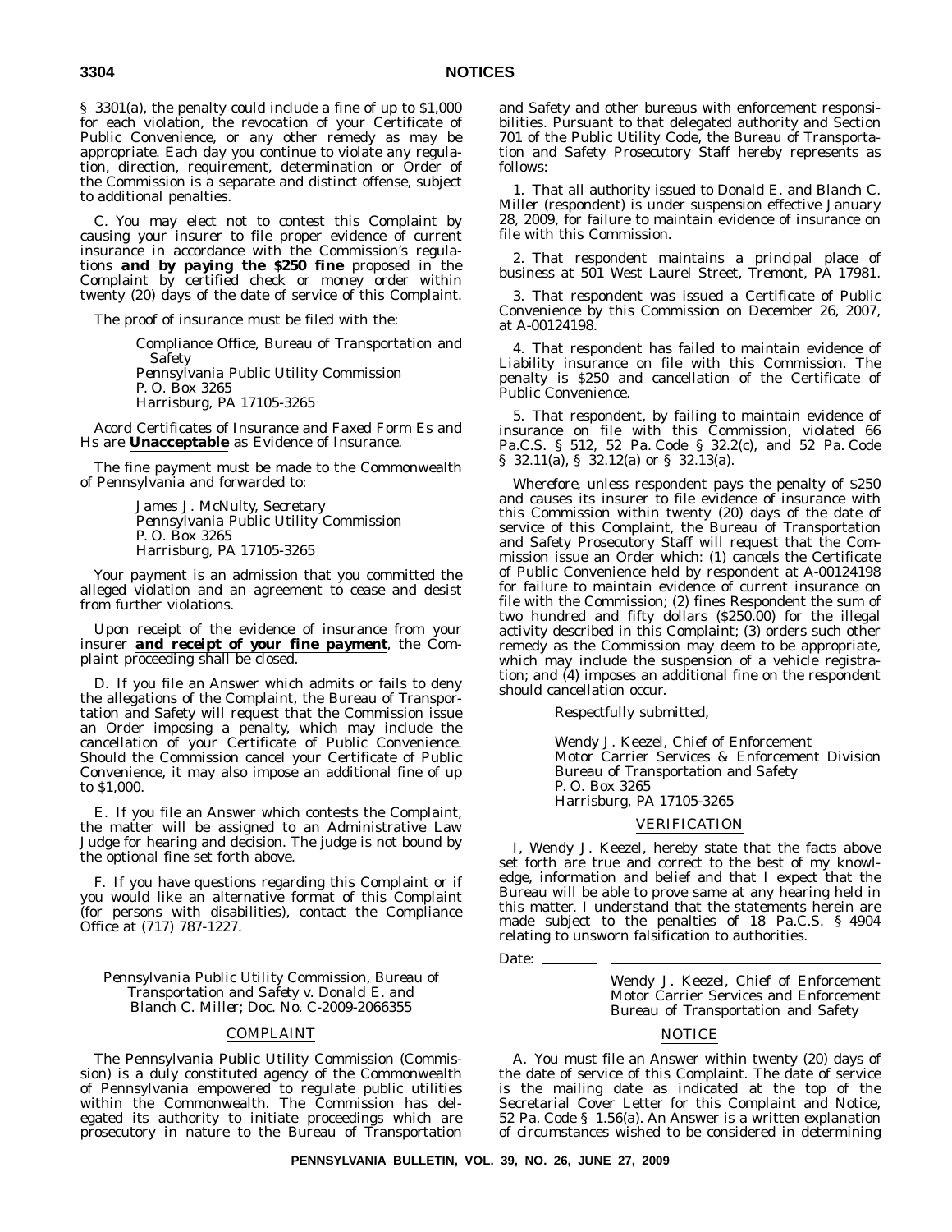§ 3301(a), the penalty could include a fine of up to $1,000 for each violation, the revocation of your Certificate of Public Convenience, or any other remedy as may be appropriate. Each day you continue to violate any regulation, direction, requirement, determination or Order of the Commission is a separate and distinct offense, subject to additional penalties.

C. You may elect not to contest this Complaint by causing your insurer to file proper evidence of current insurance in accordance with the Commission's regulations ***and by paying the $250 fine*** proposed in the Complaint by certified check or money order within twenty (20) days of the date of service of this Complaint.

The proof of insurance must be filed with the:

> Compliance Office, Bureau of Transportation and Safety
> Pennsylvania Public Utility Commission
> P. O. Box 3265
> Harrisburg, PA 17105-3265

Acord Certificates of Insurance and Faxed Form Es and Hs are **Unacceptable** as Evidence of Insurance.

The fine payment must be made to the Commonwealth of Pennsylvania and forwarded to:

> James J. McNulty, Secretary
> Pennsylvania Public Utility Commission
> P. O. Box 3265
> Harrisburg, PA 17105-3265

Your payment is an admission that you committed the alleged violation and an agreement to cease and desist from further violations.

Upon receipt of the evidence of insurance from your insurer ***and receipt of your fine payment***, the Complaint proceeding shall be closed.

D. If you file an Answer which admits or fails to deny the allegations of the Complaint, the Bureau of Transportation and Safety will request that the Commission issue an Order imposing a penalty, which may include the cancellation of your Certificate of Public Convenience. Should the Commission cancel your Certificate of Public Convenience, it may also impose an additional fine of up to $1,000.

E. If you file an Answer which contests the Complaint, the matter will be assigned to an Administrative Law Judge for hearing and decision. The judge is not bound by the optional fine set forth above.

F. If you have questions regarding this Complaint or if you would like an alternative format of this Complaint (for persons with disabilities), contact the Compliance Office at (717) 787-1227.

---

*Pennsylvania Public Utility Commission, Bureau of Transportation and Safety v. Donald E. and Blanch C. Miller*; Doc. No. C-2009-2066355

## COMPLAINT

The Pennsylvania Public Utility Commission (Commission) is a duly constituted agency of the Commonwealth of Pennsylvania empowered to regulate public utilities within the Commonwealth. The Commission has delegated its authority to initiate proceedings which are prosecutory in nature to the Bureau of Transportation and Safety and other bureaus with enforcement responsibilities. Pursuant to that delegated authority and Section 701 of the Public Utility Code, the Bureau of Transportation and Safety Prosecutory Staff hereby represents as follows:

1. That all authority issued to Donald E. and Blanch C. Miller (respondent) is under suspension effective January 28, 2009, for failure to maintain evidence of insurance on file with this Commission.

2. That respondent maintains a principal place of business at 501 West Laurel Street, Tremont, PA 17981.

3. That respondent was issued a Certificate of Public Convenience by this Commission on December 26, 2007, at A-00124198.

4. That respondent has failed to maintain evidence of Liability insurance on file with this Commission. The penalty is $250 and cancellation of the Certificate of Public Convenience.

5. That respondent, by failing to maintain evidence of insurance on file with this Commission, violated 66 Pa.C.S. § 512, 52 Pa. Code § 32.2(c), and 52 Pa. Code § 32.11(a), § 32.12(a) or § 32.13(a).

*Wherefore*, unless respondent pays the penalty of $250 and causes its insurer to file evidence of insurance with this Commission within twenty (20) days of the date of service of this Complaint, the Bureau of Transportation and Safety Prosecutory Staff will request that the Commission issue an Order which: (1) cancels the Certificate of Public Convenience held by respondent at A-00124198 for failure to maintain evidence of current insurance on file with the Commission; (2) fines Respondent the sum of two hundred and fifty dollars ($250.00) for the illegal activity described in this Complaint; (3) orders such other remedy as the Commission may deem to be appropriate, which may include the suspension of a vehicle registration; and (4) imposes an additional fine on the respondent should cancellation occur.

> Respectfully submitted,
>
> Wendy J. Keezel, Chief of Enforcement
> Motor Carrier Services & Enforcement Division
> Bureau of Transportation and Safety
> P. O. Box 3265
> Harrisburg, PA 17105-3265

## VERIFICATION

I, Wendy J. Keezel, hereby state that the facts above set forth are true and correct to the best of my knowledge, information and belief and that I expect that the Bureau will be able to prove same at any hearing held in this matter. I understand that the statements herein are made subject to the penalties of 18 Pa.C.S. § 4904 relating to unsworn falsification to authorities.

Date: ________ ______________________________

> Wendy J. Keezel, Chief of Enforcement
> Motor Carrier Services and Enforcement
> Bureau of Transportation and Safety

## NOTICE

A. You must file an Answer within twenty (20) days of the date of service of this Complaint. The date of service is the mailing date as indicated at the top of the Secretarial Cover Letter for this Complaint and Notice, 52 Pa. Code § 1.56(a). An Answer is a written explanation of circumstances wished to be considered in determining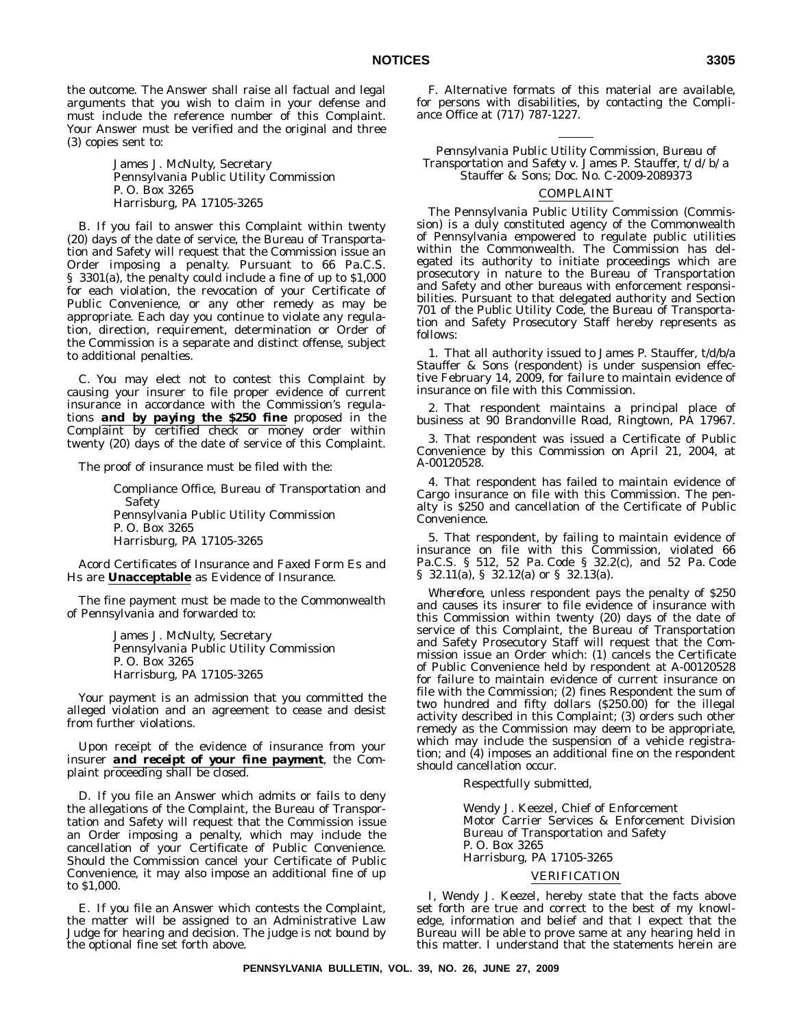the outcome. The Answer shall raise all factual and legal arguments that you wish to claim in your defense and must include the reference number of this Complaint. Your Answer must be verified and the original and three (3) copies sent to:

> James J. McNulty, Secretary
> Pennsylvania Public Utility Commission
> P. O. Box 3265
> Harrisburg, PA 17105-3265

B. If you fail to answer this Complaint within twenty (20) days of the date of service, the Bureau of Transportation and Safety will request that the Commission issue an Order imposing a penalty. Pursuant to 66 Pa.C.S. § 3301(a), the penalty could include a fine of up to $1,000 for each violation, the revocation of your Certificate of Public Convenience, or any other remedy as may be appropriate. Each day you continue to violate any regulation, direction, requirement, determination or Order of the Commission is a separate and distinct offense, subject to additional penalties.

C. You may elect not to contest this Complaint by causing your insurer to file proper evidence of current insurance in accordance with the Commission's regulations ***and by paying the $250 fine*** proposed in the Complaint by certified check or money order within twenty (20) days of the date of service of this Complaint.

The proof of insurance must be filed with the:

> Compliance Office, Bureau of Transportation and Safety
> Pennsylvania Public Utility Commission
> P. O. Box 3265
> Harrisburg, PA 17105-3265

Acord Certificates of Insurance and Faxed Form Es and Hs are ***Unacceptable*** as Evidence of Insurance.

The fine payment must be made to the Commonwealth of Pennsylvania and forwarded to:

> James J. McNulty, Secretary
> Pennsylvania Public Utility Commission
> P. O. Box 3265
> Harrisburg, PA 17105-3265

Your payment is an admission that you committed the alleged violation and an agreement to cease and desist from further violations.

Upon receipt of the evidence of insurance from your insurer ***and receipt of your fine payment***, the Complaint proceeding shall be closed.

D. If you file an Answer which admits or fails to deny the allegations of the Complaint, the Bureau of Transportation and Safety will request that the Commission issue an Order imposing a penalty, which may include the cancellation of your Certificate of Public Convenience. Should the Commission cancel your Certificate of Public Convenience, it may also impose an additional fine of up to $1,000.

E. If you file an Answer which contests the Complaint, the matter will be assigned to an Administrative Law Judge for hearing and decision. The judge is not bound by the optional fine set forth above.

F. Alternative formats of this material are available, for persons with disabilities, by contacting the Compliance Office at (717) 787-1227.

---

*Pennsylvania Public Utility Commission, Bureau of Transportation and Safety v. James P. Stauffer, t/d/b/a Stauffer & Sons; Doc. No. C-2009-2089373*

COMPLAINT

The Pennsylvania Public Utility Commission (Commission) is a duly constituted agency of the Commonwealth of Pennsylvania empowered to regulate public utilities within the Commonwealth. The Commission has delegated its authority to initiate proceedings which are prosecutory in nature to the Bureau of Transportation and Safety and other bureaus with enforcement responsibilities. Pursuant to that delegated authority and Section 701 of the Public Utility Code, the Bureau of Transportation and Safety Prosecutory Staff hereby represents as follows:

1. That all authority issued to James P. Stauffer, t/d/b/a Stauffer & Sons (respondent) is under suspension effective February 14, 2009, for failure to maintain evidence of insurance on file with this Commission.

2. That respondent maintains a principal place of business at 90 Brandonville Road, Ringtown, PA 17967.

3. That respondent was issued a Certificate of Public Convenience by this Commission on April 21, 2004, at A-00120528.

4. That respondent has failed to maintain evidence of Cargo insurance on file with this Commission. The penalty is $250 and cancellation of the Certificate of Public Convenience.

5. That respondent, by failing to maintain evidence of insurance on file with this Commission, violated 66 Pa.C.S. § 512, 52 Pa. Code § 32.2(c), and 52 Pa. Code § 32.11(a), § 32.12(a) or § 32.13(a).

*Wherefore*, unless respondent pays the penalty of $250 and causes its insurer to file evidence of insurance with this Commission within twenty (20) days of the date of service of this Complaint, the Bureau of Transportation and Safety Prosecutory Staff will request that the Commission issue an Order which: (1) cancels the Certificate of Public Convenience held by respondent at A-00120528 for failure to maintain evidence of current insurance on file with the Commission; (2) fines Respondent the sum of two hundred and fifty dollars ($250.00) for the illegal activity described in this Complaint; (3) orders such other remedy as the Commission may deem to be appropriate, which may include the suspension of a vehicle registration; and (4) imposes an additional fine on the respondent should cancellation occur.

Respectfully submitted,

> Wendy J. Keezel, Chief of Enforcement
> Motor Carrier Services & Enforcement Division
> Bureau of Transportation and Safety
> P. O. Box 3265
> Harrisburg, PA 17105-3265

VERIFICATION

I, Wendy J. Keezel, hereby state that the facts above set forth are true and correct to the best of my knowledge, information and belief and that I expect that the Bureau will be able to prove same at any hearing held in this matter. I understand that the statements herein are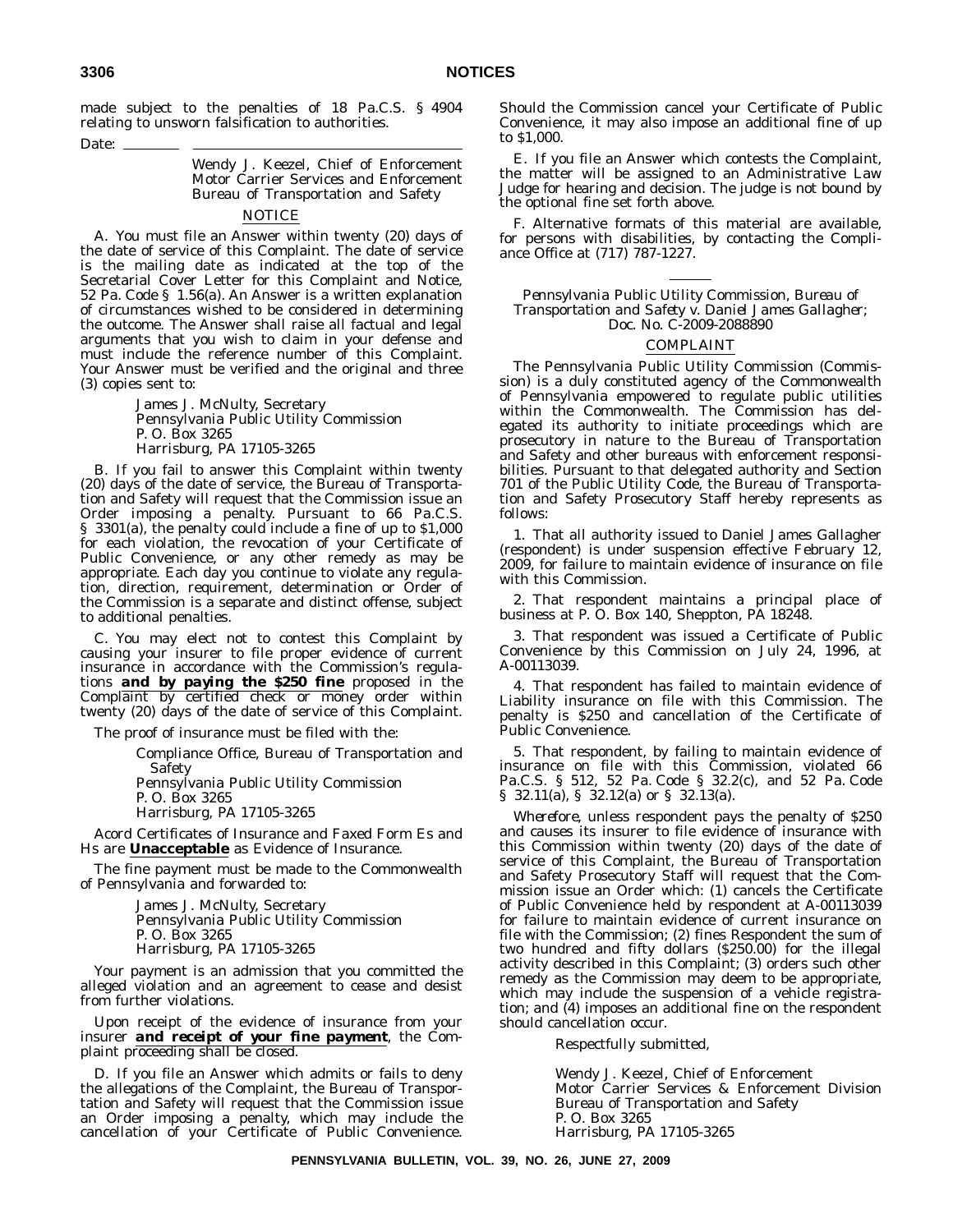made subject to the penalties of 18 Pa.C.S. § 4904 relating to unsworn falsification to authorities.

Date: \_\_\_\_\_\_\_\_

Wendy J. Keezel, Chief of Enforcement
Motor Carrier Services and Enforcement
Bureau of Transportation and Safety

NOTICE

A. You must file an Answer within twenty (20) days of the date of service of this Complaint. The date of service is the mailing date as indicated at the top of the Secretarial Cover Letter for this Complaint and Notice, 52 Pa. Code § 1.56(a). An Answer is a written explanation of circumstances wished to be considered in determining the outcome. The Answer shall raise all factual and legal arguments that you wish to claim in your defense and must include the reference number of this Complaint. Your Answer must be verified and the original and three (3) copies sent to:

James J. McNulty, Secretary
Pennsylvania Public Utility Commission
P. O. Box 3265
Harrisburg, PA 17105-3265

B. If you fail to answer this Complaint within twenty (20) days of the date of service, the Bureau of Transportation and Safety will request that the Commission issue an Order imposing a penalty. Pursuant to 66 Pa.C.S. § 3301(a), the penalty could include a fine of up to $1,000 for each violation, the revocation of your Certificate of Public Convenience, or any other remedy as may be appropriate. Each day you continue to violate any regulation, direction, requirement, determination or Order of the Commission is a separate and distinct offense, subject to additional penalties.

C. You may elect not to contest this Complaint by causing your insurer to file proper evidence of current insurance in accordance with the Commission's regulations ***and by paying the $250 fine*** proposed in the Complaint by certified check or money order within twenty (20) days of the date of service of this Complaint.

The proof of insurance must be filed with the:

Compliance Office, Bureau of Transportation and Safety
Pennsylvania Public Utility Commission
P. O. Box 3265
Harrisburg, PA 17105-3265

Acord Certificates of Insurance and Faxed Form Es and Hs are **Unacceptable** as Evidence of Insurance.

The fine payment must be made to the Commonwealth of Pennsylvania and forwarded to:

James J. McNulty, Secretary
Pennsylvania Public Utility Commission
P. O. Box 3265
Harrisburg, PA 17105-3265

Your payment is an admission that you committed the alleged violation and an agreement to cease and desist from further violations.

Upon receipt of the evidence of insurance from your insurer ***and receipt of your fine payment***, the Complaint proceeding shall be closed.

D. If you file an Answer which admits or fails to deny the allegations of the Complaint, the Bureau of Transportation and Safety will request that the Commission issue an Order imposing a penalty, which may include the cancellation of your Certificate of Public Convenience. Should the Commission cancel your Certificate of Public Convenience, it may also impose an additional fine of up to $1,000.

E. If you file an Answer which contests the Complaint, the matter will be assigned to an Administrative Law Judge for hearing and decision. The judge is not bound by the optional fine set forth above.

F. Alternative formats of this material are available, for persons with disabilities, by contacting the Compliance Office at (717) 787-1227.

*Pennsylvania Public Utility Commission, Bureau of Transportation and Safety v. Daniel James Gallagher; Doc. No. C-2009-2088890*

COMPLAINT

The Pennsylvania Public Utility Commission (Commission) is a duly constituted agency of the Commonwealth of Pennsylvania empowered to regulate public utilities within the Commonwealth. The Commission has delegated its authority to initiate proceedings which are prosecutory in nature to the Bureau of Transportation and Safety and other bureaus with enforcement responsibilities. Pursuant to that delegated authority and Section 701 of the Public Utility Code, the Bureau of Transportation and Safety Prosecutory Staff hereby represents as follows:

1. That all authority issued to Daniel James Gallagher (respondent) is under suspension effective February 12, 2009, for failure to maintain evidence of insurance on file with this Commission.

2. That respondent maintains a principal place of business at P. O. Box 140, Sheppton, PA 18248.

3. That respondent was issued a Certificate of Public Convenience by this Commission on July 24, 1996, at A-00113039.

4. That respondent has failed to maintain evidence of Liability insurance on file with this Commission. The penalty is $250 and cancellation of the Certificate of Public Convenience.

5. That respondent, by failing to maintain evidence of insurance on file with this Commission, violated 66 Pa.C.S. § 512, 52 Pa. Code § 32.2(c), and 52 Pa. Code § 32.11(a), § 32.12(a) or § 32.13(a).

*Wherefore*, unless respondent pays the penalty of $250 and causes its insurer to file evidence of insurance with this Commission within twenty (20) days of the date of service of this Complaint, the Bureau of Transportation and Safety Prosecutory Staff will request that the Commission issue an Order which: (1) cancels the Certificate of Public Convenience held by respondent at A-00113039 for failure to maintain evidence of current insurance on file with the Commission; (2) fines Respondent the sum of two hundred and fifty dollars ($250.00) for the illegal activity described in this Complaint; (3) orders such other remedy as the Commission may deem to be appropriate, which may include the suspension of a vehicle registration; and (4) imposes an additional fine on the respondent should cancellation occur.

Respectfully submitted,

Wendy J. Keezel, Chief of Enforcement
Motor Carrier Services & Enforcement Division
Bureau of Transportation and Safety
P. O. Box 3265
Harrisburg, PA 17105-3265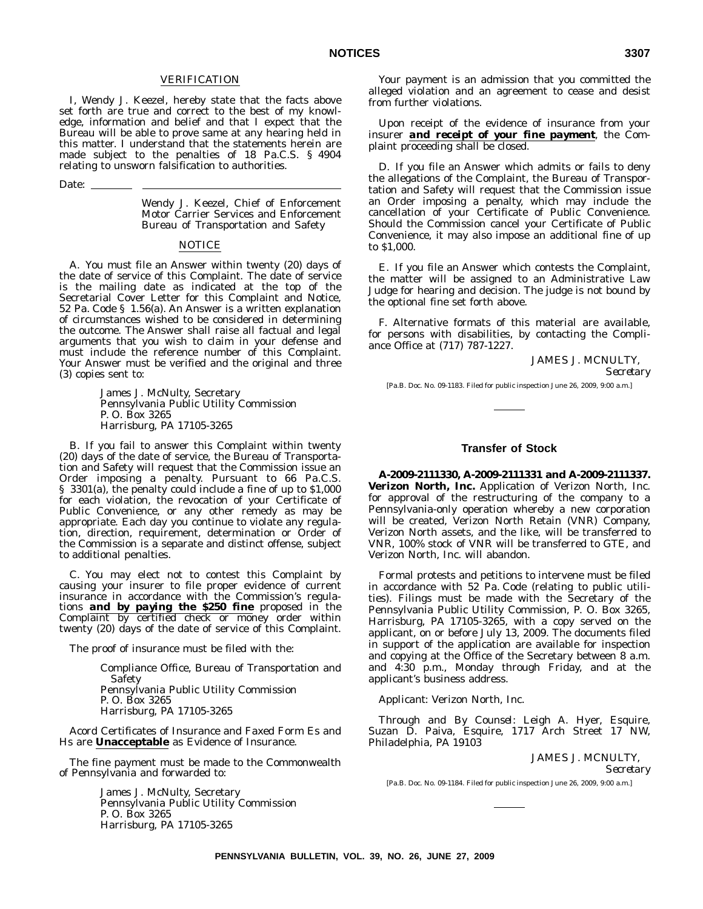VERIFICATION

I, Wendy J. Keezel, hereby state that the facts above set forth are true and correct to the best of my knowledge, information and belief and that I expect that the Bureau will be able to prove same at any hearing held in this matter. I understand that the statements herein are made subject to the penalties of 18 Pa.C.S. § 4904 relating to unsworn falsification to authorities.

Date: ________ ______________________________

Wendy J. Keezel, Chief of Enforcement
Motor Carrier Services and Enforcement
Bureau of Transportation and Safety

NOTICE

A. You must file an Answer within twenty (20) days of the date of service of this Complaint. The date of service is the mailing date as indicated at the top of the Secretarial Cover Letter for this Complaint and Notice, 52 Pa. Code § 1.56(a). An Answer is a written explanation of circumstances wished to be considered in determining the outcome. The Answer shall raise all factual and legal arguments that you wish to claim in your defense and must include the reference number of this Complaint. Your Answer must be verified and the original and three (3) copies sent to:

James J. McNulty, Secretary
Pennsylvania Public Utility Commission
P. O. Box 3265
Harrisburg, PA 17105-3265

B. If you fail to answer this Complaint within twenty (20) days of the date of service, the Bureau of Transportation and Safety will request that the Commission issue an Order imposing a penalty. Pursuant to 66 Pa.C.S. § 3301(a), the penalty could include a fine of up to $1,000 for each violation, the revocation of your Certificate of Public Convenience, or any other remedy as may be appropriate. Each day you continue to violate any regulation, direction, requirement, determination or Order of the Commission is a separate and distinct offense, subject to additional penalties.

C. You may elect not to contest this Complaint by causing your insurer to file proper evidence of current insurance in accordance with the Commission's regulations **and by paying the $250 fine** proposed in the Complaint by certified check or money order within twenty (20) days of the date of service of this Complaint.

The proof of insurance must be filed with the:

Compliance Office, Bureau of Transportation and Safety
Pennsylvania Public Utility Commission
P. O. Box 3265
Harrisburg, PA 17105-3265

Acord Certificates of Insurance and Faxed Form Es and Hs are **Unacceptable** as Evidence of Insurance.

The fine payment must be made to the Commonwealth of Pennsylvania and forwarded to:

James J. McNulty, Secretary
Pennsylvania Public Utility Commission
P. O. Box 3265
Harrisburg, PA 17105-3265

Your payment is an admission that you committed the alleged violation and an agreement to cease and desist from further violations.

Upon receipt of the evidence of insurance from your insurer ***and receipt of your fine payment***, the Complaint proceeding shall be closed.

D. If you file an Answer which admits or fails to deny the allegations of the Complaint, the Bureau of Transportation and Safety will request that the Commission issue an Order imposing a penalty, which may include the cancellation of your Certificate of Public Convenience. Should the Commission cancel your Certificate of Public Convenience, it may also impose an additional fine of up to $1,000.

E. If you file an Answer which contests the Complaint, the matter will be assigned to an Administrative Law Judge for hearing and decision. The judge is not bound by the optional fine set forth above.

F. Alternative formats of this material are available, for persons with disabilities, by contacting the Compliance Office at (717) 787-1227.

JAMES J. MCNULTY,
*Secretary*

[Pa.B. Doc. No. 09-1183. Filed for public inspection June 26, 2009, 9:00 a.m.]

## Transfer of Stock

**A-2009-2111330, A-2009-2111331 and A-2009-2111337. Verizon North, Inc.** Application of Verizon North, Inc. for approval of the restructuring of the company to a Pennsylvania-only operation whereby a new corporation will be created, Verizon North Retain (VNR) Company, Verizon North assets, and the like, will be transferred to VNR, 100% stock of VNR will be transferred to GTE, and Verizon North, Inc. will abandon.

Formal protests and petitions to intervene must be filed in accordance with 52 Pa. Code (relating to public utilities). Filings must be made with the Secretary of the Pennsylvania Public Utility Commission, P. O. Box 3265, Harrisburg, PA 17105-3265, with a copy served on the applicant, on or before July 13, 2009. The documents filed in support of the application are available for inspection and copying at the Office of the Secretary between 8 a.m. and 4:30 p.m., Monday through Friday, and at the applicant's business address.

Applicant: Verizon North, Inc.

Through and By Counsel: Leigh A. Hyer, Esquire, Suzan D. Paiva, Esquire, 1717 Arch Street 17 NW, Philadelphia, PA 19103

JAMES J. MCNULTY,
*Secretary*

[Pa.B. Doc. No. 09-1184. Filed for public inspection June 26, 2009, 9:00 a.m.]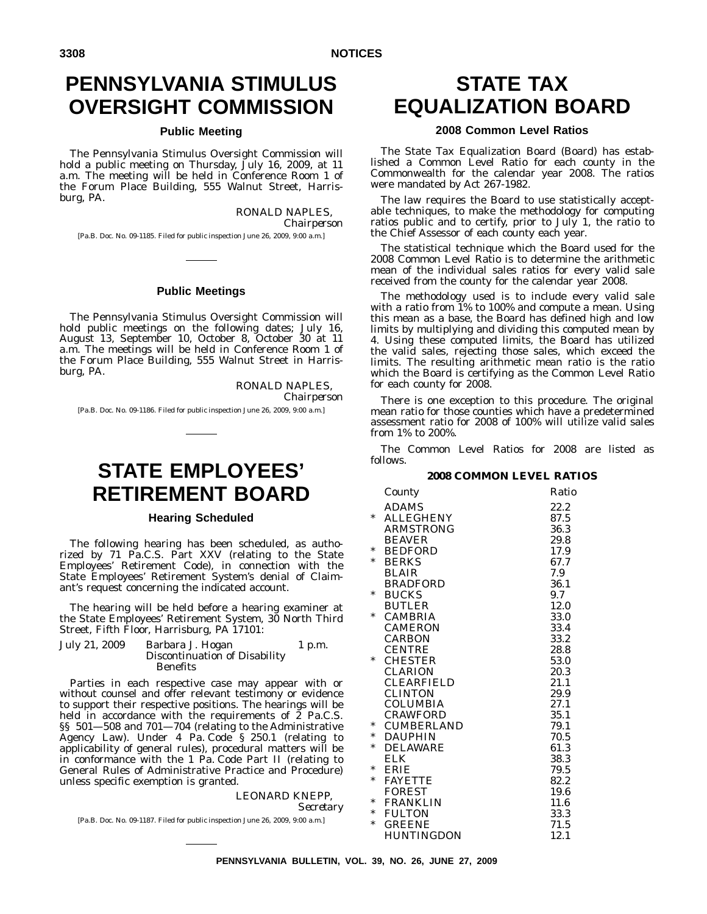# PENNSYLVANIA STIMULUS OVERSIGHT COMMISSION

## Public Meeting

The Pennsylvania Stimulus Oversight Commission will hold a public meeting on Thursday, July 16, 2009, at 11 a.m. The meeting will be held in Conference Room 1 of the Forum Place Building, 555 Walnut Street, Harrisburg, PA.

RONALD NAPLES,
*Chairperson*

[Pa.B. Doc. No. 09-1185. Filed for public inspection June 26, 2009, 9:00 a.m.]

## Public Meetings

The Pennsylvania Stimulus Oversight Commission will hold public meetings on the following dates; July 16, August 13, September 10, October 8, October 30 at 11 a.m. The meetings will be held in Conference Room 1 of the Forum Place Building, 555 Walnut Street in Harrisburg, PA.

RONALD NAPLES,
*Chairperson*

[Pa.B. Doc. No. 09-1186. Filed for public inspection June 26, 2009, 9:00 a.m.]

# STATE EMPLOYEES' RETIREMENT BOARD

## Hearing Scheduled

The following hearing has been scheduled, as authorized by 71 Pa.C.S. Part XXV (relating to the State Employees' Retirement Code), in connection with the State Employees' Retirement System's denial of Claimant's request concerning the indicated account.

The hearing will be held before a hearing examiner at the State Employees' Retirement System, 30 North Third Street, Fifth Floor, Harrisburg, PA 17101:

| | | |
|---|---|---|
| July 21, 2009 | Barbara J. Hogan<br>Discontinuation of Disability Benefits | 1 p.m. |

Parties in each respective case may appear with or without counsel and offer relevant testimony or evidence to support their respective positions. The hearings will be held in accordance with the requirements of 2 Pa.C.S. §§ 501—508 and 701—704 (relating to the Administrative Agency Law). Under 4 Pa. Code § 250.1 (relating to applicability of general rules), procedural matters will be in conformance with the 1 Pa. Code Part II (relating to General Rules of Administrative Practice and Procedure) unless specific exemption is granted.

LEONARD KNEPP,
*Secretary*

[Pa.B. Doc. No. 09-1187. Filed for public inspection June 26, 2009, 9:00 a.m.]

# STATE TAX EQUALIZATION BOARD

## 2008 Common Level Ratios

The State Tax Equalization Board (Board) has established a Common Level Ratio for each county in the Commonwealth for the calendar year 2008. The ratios were mandated by Act 267-1982.

The law requires the Board to use statistically acceptable techniques, to make the methodology for computing ratios public and to certify, prior to July 1, the ratio to the Chief Assessor of each county each year.

The statistical technique which the Board used for the 2008 Common Level Ratio is to determine the arithmetic mean of the individual sales ratios for every valid sale received from the county for the calendar year 2008.

The methodology used is to include every valid sale with a ratio from 1% to 100% and compute a mean. Using this mean as a base, the Board has defined high and low limits by multiplying and dividing this computed mean by 4. Using these computed limits, the Board has utilized the valid sales, rejecting those sales, which exceed the limits. The resulting arithmetic mean ratio is the ratio which the Board is certifying as the Common Level Ratio for each county for 2008.

There is one exception to this procedure. The original mean ratio for those counties which have a predetermined assessment ratio for 2008 of 100% will utilize valid sales from 1% to 200%.

The Common Level Ratios for 2008 are listed as follows.

### 2008 COMMON LEVEL RATIOS

| | County | Ratio |
|---|---|---|
| | ADAMS | 22.2 |
| * | ALLEGHENY | 87.5 |
| | ARMSTRONG | 36.3 |
| | BEAVER | 29.8 |
| * | BEDFORD | 17.9 |
| * | BERKS | 67.7 |
| | BLAIR | 7.9 |
| | BRADFORD | 36.1 |
| * | BUCKS | 9.7 |
| | BUTLER | 12.0 |
| * | CAMBRIA | 33.0 |
| | CAMERON | 33.4 |
| | CARBON | 33.2 |
| | CENTRE | 28.8 |
| * | CHESTER | 53.0 |
| | CLARION | 20.3 |
| | CLEARFIELD | 21.1 |
| | CLINTON | 29.9 |
| | COLUMBIA | 27.1 |
| | CRAWFORD | 35.1 |
| * | CUMBERLAND | 79.1 |
| * | DAUPHIN | 70.5 |
| * | DELAWARE | 61.3 |
| | ELK | 38.3 |
| * | ERIE | 79.5 |
| * | FAYETTE | 82.2 |
| | FOREST | 19.6 |
| * | FRANKLIN | 11.6 |
| * | FULTON | 33.3 |
| * | GREENE | 71.5 |
| | HUNTINGDON | 12.1 |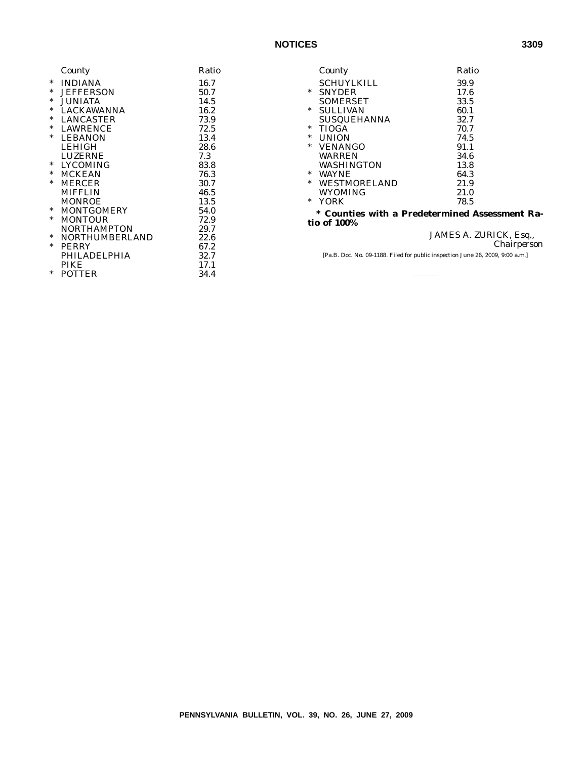| | County | Ratio |
|---|---|---|
| * | INDIANA | 16.7 |
| * | JEFFERSON | 50.7 |
| * | JUNIATA | 14.5 |
| * | LACKAWANNA | 16.2 |
| * | LANCASTER | 73.9 |
| * | LAWRENCE | 72.5 |
| * | LEBANON | 13.4 |
| | LEHIGH | 28.6 |
| | LUZERNE | 7.3 |
| * | LYCOMING | 83.8 |
| * | MCKEAN | 76.3 |
| * | MERCER | 30.7 |
| | MIFFLIN | 46.5 |
| | MONROE | 13.5 |
| * | MONTGOMERY | 54.0 |
| * | MONTOUR | 72.9 |
| | NORTHAMPTON | 29.7 |
| * | NORTHUMBERLAND | 22.6 |
| * | PERRY | 67.2 |
| | PHILADELPHIA | 32.7 |
| | PIKE | 17.1 |
| * | POTTER | 34.4 |
| | SCHUYLKILL | 39.9 |
| * | SNYDER | 17.6 |
| | SOMERSET | 33.5 |
| * | SULLIVAN | 60.1 |
| | SUSQUEHANNA | 32.7 |
| * | TIOGA | 70.7 |
| * | UNION | 74.5 |
| * | VENANGO | 91.1 |
| | WARREN | 34.6 |
| | WASHINGTON | 13.8 |
| * | WAYNE | 64.3 |
| * | WESTMORELAND | 21.9 |
| | WYOMING | 21.0 |
| * | YORK | 78.5 |

**\* Counties with a Predetermined Assessment Ratio of 100%**

JAMES A. ZURICK, Esq.,
*Chairperson*

[Pa.B. Doc. No. 09-1188. Filed for public inspection June 26, 2009, 9:00 a.m.]